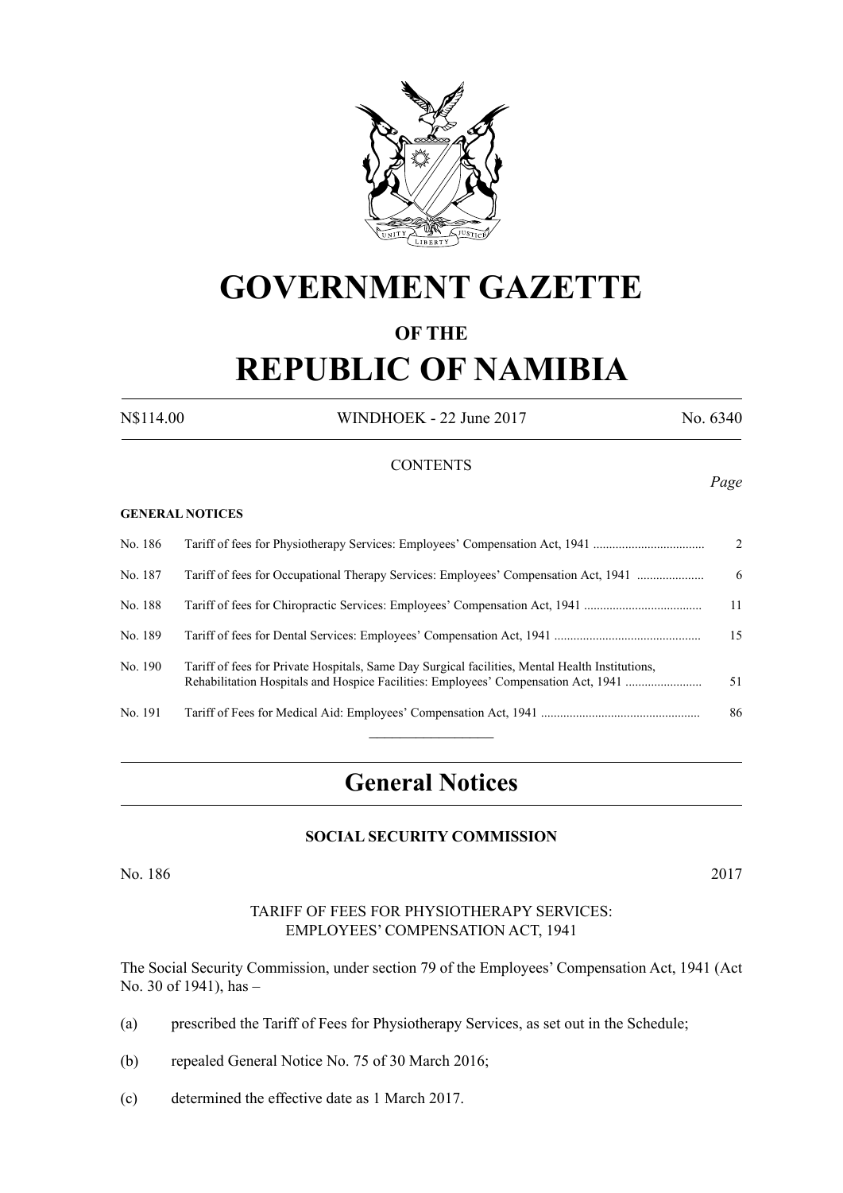# GOVERNMENT GAZETTE

## OF THE

# REPUBLIC OF NAMIBIA

| | | |
|---|---|---|
| N$114.00 | WINDHOEK - 22 June 2017 | No. 6340 |

CONTENTS

*Page*

**GENERAL NOTICES**

| | | |
|---|---|---|
| No. 186 | Tariff of fees for Physiotherapy Services: Employees' Compensation Act, 1941 | 2 |
| No. 187 | Tariff of fees for Occupational Therapy Services: Employees' Compensation Act, 1941 | 6 |
| No. 188 | Tariff of fees for Chiropractic Services: Employees' Compensation Act, 1941 | 11 |
| No. 189 | Tariff of fees for Dental Services: Employees' Compensation Act, 1941 | 15 |
| No. 190 | Tariff of fees for Private Hospitals, Same Day Surgical facilities, Mental Health Institutions, Rehabilitation Hospitals and Hospice Facilities: Employees' Compensation Act, 1941 | 51 |
| No. 191 | Tariff of Fees for Medical Aid: Employees' Compensation Act, 1941 | 86 |

## General Notices

### SOCIAL SECURITY COMMISSION

No. 186 2017

TARIFF OF FEES FOR PHYSIOTHERAPY SERVICES: EMPLOYEES' COMPENSATION ACT, 1941

The Social Security Commission, under section 79 of the Employees' Compensation Act, 1941 (Act No. 30 of 1941), has –

(a) prescribed the Tariff of Fees for Physiotherapy Services, as set out in the Schedule;

(b) repealed General Notice No. 75 of 30 March 2016;

(c) determined the effective date as 1 March 2017.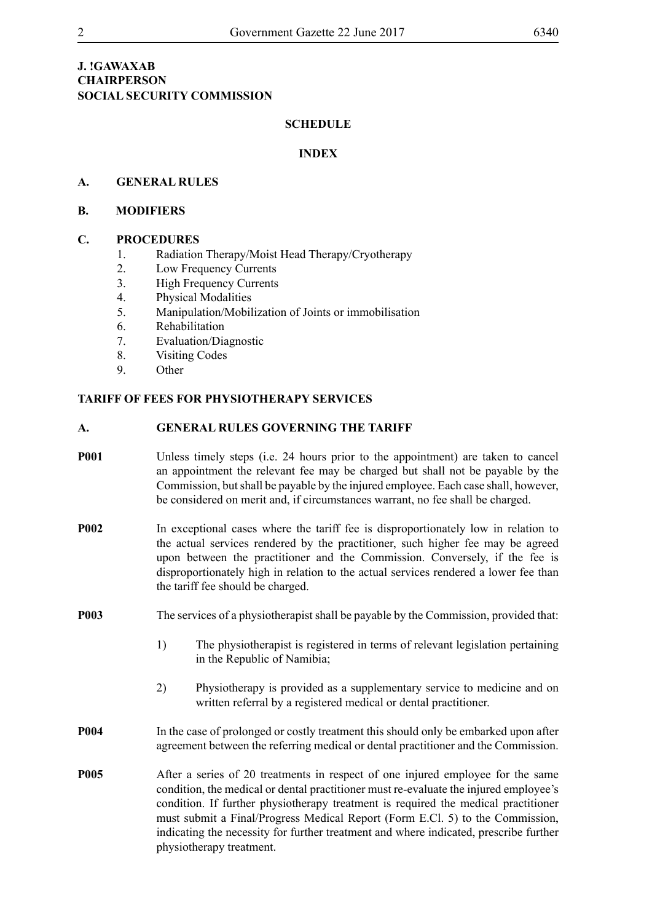**J. !GAWAXAB**
**CHAIRPERSON**
**SOCIAL SECURITY COMMISSION**

**SCHEDULE**

**INDEX**

**A. GENERAL RULES**

**B. MODIFIERS**

**C. PROCEDURES**

1. Radiation Therapy/Moist Head Therapy/Cryotherapy
2. Low Frequency Currents
3. High Frequency Currents
4. Physical Modalities
5. Manipulation/Mobilization of Joints or immobilisation
6. Rehabilitation
7. Evaluation/Diagnostic
8. Visiting Codes
9. Other

**TARIFF OF FEES FOR PHYSIOTHERAPY SERVICES**

**A. GENERAL RULES GOVERNING THE TARIFF**

**P001** Unless timely steps (i.e. 24 hours prior to the appointment) are taken to cancel an appointment the relevant fee may be charged but shall not be payable by the Commission, but shall be payable by the injured employee. Each case shall, however, be considered on merit and, if circumstances warrant, no fee shall be charged.

**P002** In exceptional cases where the tariff fee is disproportionately low in relation to the actual services rendered by the practitioner, such higher fee may be agreed upon between the practitioner and the Commission. Conversely, if the fee is disproportionately high in relation to the actual services rendered a lower fee than the tariff fee should be charged.

**P003** The services of a physiotherapist shall be payable by the Commission, provided that:

1) The physiotherapist is registered in terms of relevant legislation pertaining in the Republic of Namibia;

2) Physiotherapy is provided as a supplementary service to medicine and on written referral by a registered medical or dental practitioner.

**P004** In the case of prolonged or costly treatment this should only be embarked upon after agreement between the referring medical or dental practitioner and the Commission.

**P005** After a series of 20 treatments in respect of one injured employee for the same condition, the medical or dental practitioner must re-evaluate the injured employee's condition. If further physiotherapy treatment is required the medical practitioner must submit a Final/Progress Medical Report (Form E.Cl. 5) to the Commission, indicating the necessity for further treatment and where indicated, prescribe further physiotherapy treatment.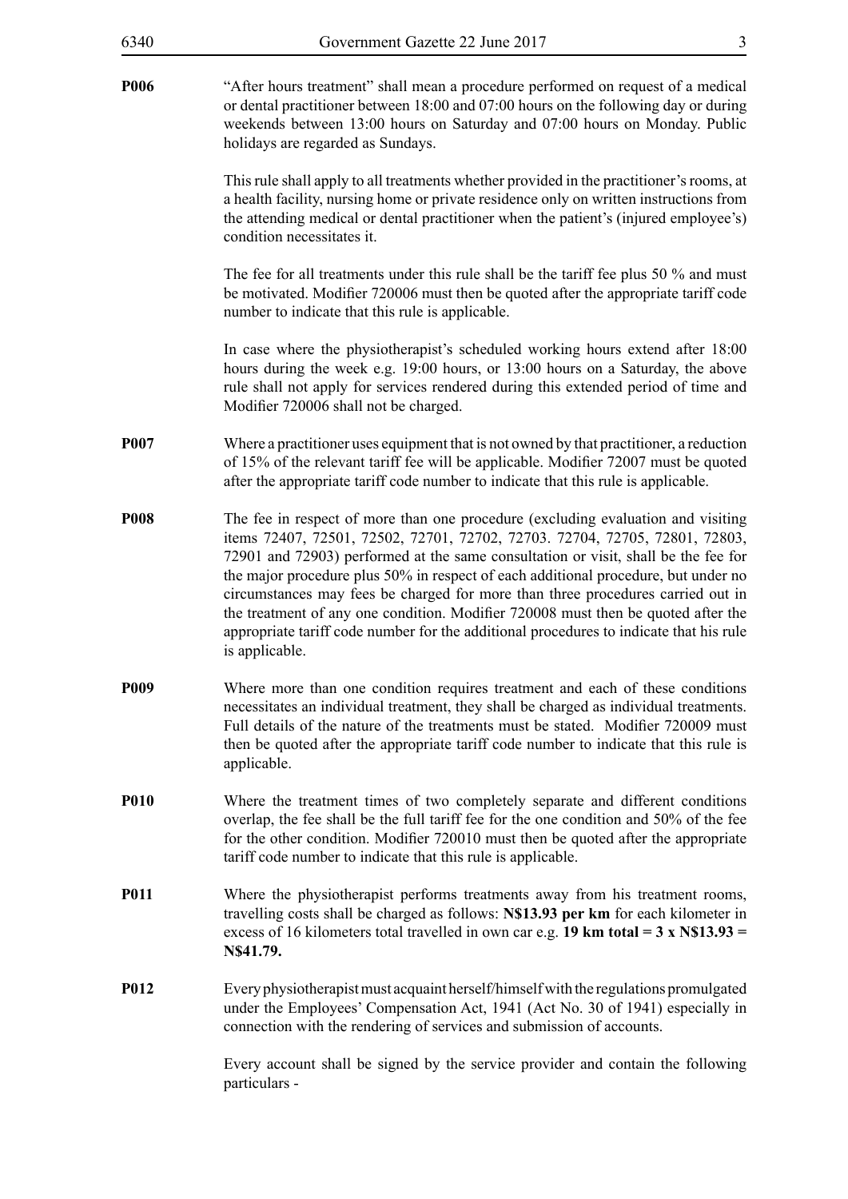**P006** "After hours treatment" shall mean a procedure performed on request of a medical or dental practitioner between 18:00 and 07:00 hours on the following day or during weekends between 13:00 hours on Saturday and 07:00 hours on Monday. Public holidays are regarded as Sundays.

This rule shall apply to all treatments whether provided in the practitioner's rooms, at a health facility, nursing home or private residence only on written instructions from the attending medical or dental practitioner when the patient's (injured employee's) condition necessitates it.

The fee for all treatments under this rule shall be the tariff fee plus 50 % and must be motivated. Modifier 720006 must then be quoted after the appropriate tariff code number to indicate that this rule is applicable.

In case where the physiotherapist's scheduled working hours extend after 18:00 hours during the week e.g. 19:00 hours, or 13:00 hours on a Saturday, the above rule shall not apply for services rendered during this extended period of time and Modifier 720006 shall not be charged.

**P007** Where a practitioner uses equipment that is not owned by that practitioner, a reduction of 15% of the relevant tariff fee will be applicable. Modifier 72007 must be quoted after the appropriate tariff code number to indicate that this rule is applicable.

**P008** The fee in respect of more than one procedure (excluding evaluation and visiting items 72407, 72501, 72502, 72701, 72702, 72703. 72704, 72705, 72801, 72803, 72901 and 72903) performed at the same consultation or visit, shall be the fee for the major procedure plus 50% in respect of each additional procedure, but under no circumstances may fees be charged for more than three procedures carried out in the treatment of any one condition. Modifier 720008 must then be quoted after the appropriate tariff code number for the additional procedures to indicate that his rule is applicable.

**P009** Where more than one condition requires treatment and each of these conditions necessitates an individual treatment, they shall be charged as individual treatments. Full details of the nature of the treatments must be stated. Modifier 720009 must then be quoted after the appropriate tariff code number to indicate that this rule is applicable.

**P010** Where the treatment times of two completely separate and different conditions overlap, the fee shall be the full tariff fee for the one condition and 50% of the fee for the other condition. Modifier 720010 must then be quoted after the appropriate tariff code number to indicate that this rule is applicable.

**P011** Where the physiotherapist performs treatments away from his treatment rooms, travelling costs shall be charged as follows: **N$13.93 per km** for each kilometer in excess of 16 kilometers total travelled in own car e.g. **19 km total = 3 x N$13.93 = N$41.79.**

**P012** Every physiotherapist must acquaint herself/himself with the regulations promulgated under the Employees' Compensation Act, 1941 (Act No. 30 of 1941) especially in connection with the rendering of services and submission of accounts.

Every account shall be signed by the service provider and contain the following particulars -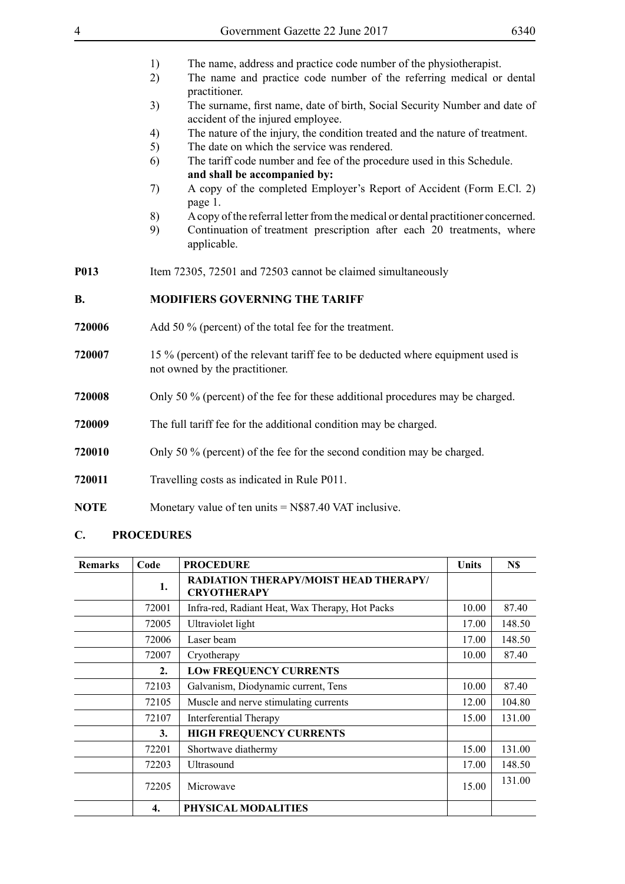1) The name, address and practice code number of the physiotherapist.
2) The name and practice code number of the referring medical or dental practitioner.
3) The surname, first name, date of birth, Social Security Number and date of accident of the injured employee.
4) The nature of the injury, the condition treated and the nature of treatment.
5) The date on which the service was rendered.
6) The tariff code number and fee of the procedure used in this Schedule.
**and shall be accompanied by:**
7) A copy of the completed Employer's Report of Accident (Form E.Cl. 2) page 1.
8) A copy of the referral letter from the medical or dental practitioner concerned.
9) Continuation of treatment prescription after each 20 treatments, where applicable.

**P013** Item 72305, 72501 and 72503 cannot be claimed simultaneously

## B. MODIFIERS GOVERNING THE TARIFF

**720006** Add 50 % (percent) of the total fee for the treatment.

**720007** 15 % (percent) of the relevant tariff fee to be deducted where equipment used is not owned by the practitioner.

**720008** Only 50 % (percent) of the fee for these additional procedures may be charged.

**720009** The full tariff fee for the additional condition may be charged.

**720010** Only 50 % (percent) of the fee for the second condition may be charged.

**720011** Travelling costs as indicated in Rule P011.

**NOTE** Monetary value of ten units = N$87.40 VAT inclusive.

## C. PROCEDURES

| Remarks | Code | PROCEDURE | Units | N$ |
|---|---|---|---|---|
| | **1.** | **RADIATION THERAPY/MOIST HEAD THERAPY/ CRYOTHERAPY** | | |
| | 72001 | Infra-red, Radiant Heat, Wax Therapy, Hot Packs | 10.00 | 87.40 |
| | 72005 | Ultraviolet light | 17.00 | 148.50 |
| | 72006 | Laser beam | 17.00 | 148.50 |
| | 72007 | Cryotherapy | 10.00 | 87.40 |
| | **2.** | **LOw FREQUENCY CURRENTS** | | |
| | 72103 | Galvanism, Diodynamic current, Tens | 10.00 | 87.40 |
| | 72105 | Muscle and nerve stimulating currents | 12.00 | 104.80 |
| | 72107 | Interferential Therapy | 15.00 | 131.00 |
| | **3.** | **HIGH FREQUENCY CURRENTS** | | |
| | 72201 | Shortwave diathermy | 15.00 | 131.00 |
| | 72203 | Ultrasound | 17.00 | 148.50 |
| | 72205 | Microwave | 15.00 | 131.00 |
| | **4.** | **PHYSICAL MODALITIES** | | |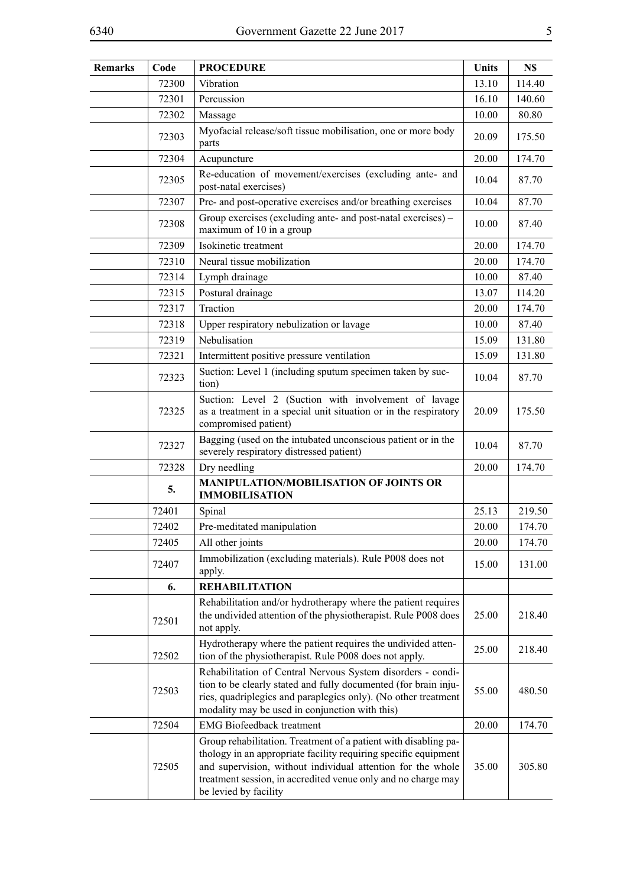| Remarks | Code | PROCEDURE | Units | N$ |
|---|---|---|---|---|
| | 72300 | Vibration | 13.10 | 114.40 |
| | 72301 | Percussion | 16.10 | 140.60 |
| | 72302 | Massage | 10.00 | 80.80 |
| | 72303 | Myofacial release/soft tissue mobilisation, one or more body parts | 20.09 | 175.50 |
| | 72304 | Acupuncture | 20.00 | 174.70 |
| | 72305 | Re-education of movement/exercises (excluding ante- and post-natal exercises) | 10.04 | 87.70 |
| | 72307 | Pre- and post-operative exercises and/or breathing exercises | 10.04 | 87.70 |
| | 72308 | Group exercises (excluding ante- and post-natal exercises) – maximum of 10 in a group | 10.00 | 87.40 |
| | 72309 | Isokinetic treatment | 20.00 | 174.70 |
| | 72310 | Neural tissue mobilization | 20.00 | 174.70 |
| | 72314 | Lymph drainage | 10.00 | 87.40 |
| | 72315 | Postural drainage | 13.07 | 114.20 |
| | 72317 | Traction | 20.00 | 174.70 |
| | 72318 | Upper respiratory nebulization or lavage | 10.00 | 87.40 |
| | 72319 | Nebulisation | 15.09 | 131.80 |
| | 72321 | Intermittent positive pressure ventilation | 15.09 | 131.80 |
| | 72323 | Suction: Level 1 (including sputum specimen taken by suction) | 10.04 | 87.70 |
| | 72325 | Suction: Level 2 (Suction with involvement of lavage as a treatment in a special unit situation or in the respiratory compromised patient) | 20.09 | 175.50 |
| | 72327 | Bagging (used on the intubated unconscious patient or in the severely respiratory distressed patient) | 10.04 | 87.70 |
| | 72328 | Dry needling | 20.00 | 174.70 |
| | **5.** | **MANIPULATION/MOBILISATION OF JOINTS OR IMMOBILISATION** | | |
| | 72401 | Spinal | 25.13 | 219.50 |
| | 72402 | Pre-meditated manipulation | 20.00 | 174.70 |
| | 72405 | All other joints | 20.00 | 174.70 |
| | 72407 | Immobilization (excluding materials). Rule P008 does not apply. | 15.00 | 131.00 |
| | **6.** | **REHABILITATION** | | |
| | 72501 | Rehabilitation and/or hydrotherapy where the patient requires the undivided attention of the physiotherapist. Rule P008 does not apply. | 25.00 | 218.40 |
| | 72502 | Hydrotherapy where the patient requires the undivided attention of the physiotherapist. Rule P008 does not apply. | 25.00 | 218.40 |
| | 72503 | Rehabilitation of Central Nervous System disorders - condition to be clearly stated and fully documented (for brain injuries, quadriplegics and paraplegics only). (No other treatment modality may be used in conjunction with this) | 55.00 | 480.50 |
| | 72504 | EMG Biofeedback treatment | 20.00 | 174.70 |
| | 72505 | Group rehabilitation. Treatment of a patient with disabling pathology in an appropriate facility requiring specific equipment and supervision, without individual attention for the whole treatment session, in accredited venue only and no charge may be levied by facility | 35.00 | 305.80 |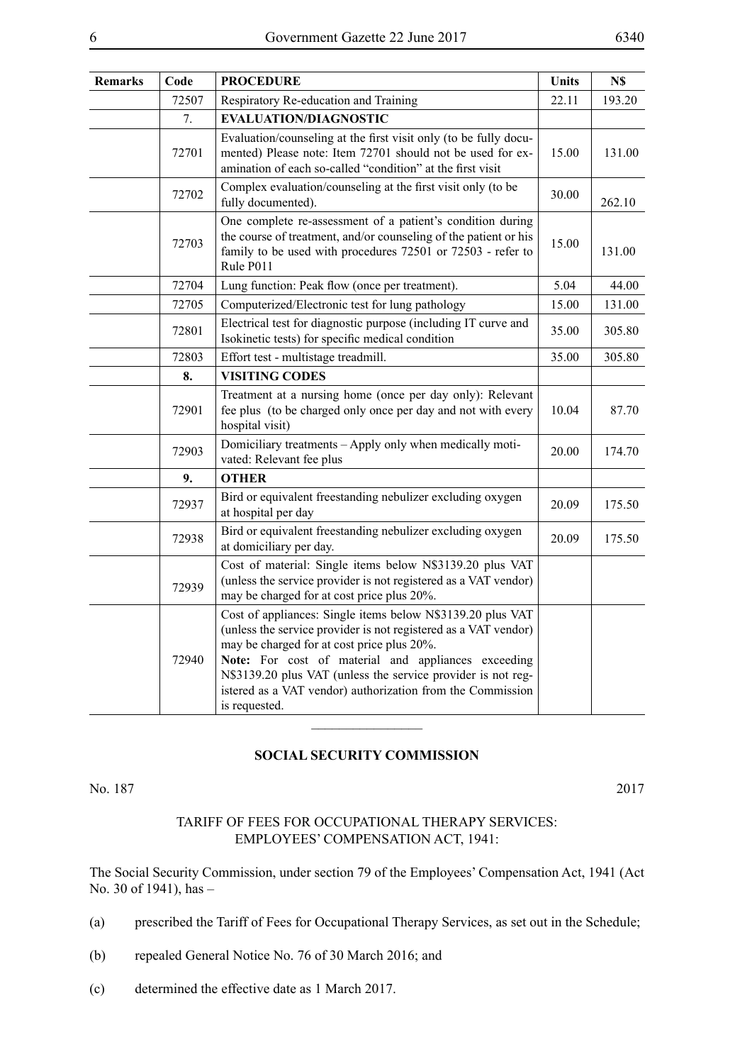| Remarks | Code | PROCEDURE | Units | N$ |
|---|---|---|---|---|
| | 72507 | Respiratory Re-education and Training | 22.11 | 193.20 |
| | 7. | **EVALUATION/DIAGNOSTIC** | | |
| | 72701 | Evaluation/counseling at the first visit only (to be fully documented) Please note: Item 72701 should not be used for examination of each so-called "condition" at the first visit | 15.00 | 131.00 |
| | 72702 | Complex evaluation/counseling at the first visit only (to be fully documented). | 30.00 | 262.10 |
| | 72703 | One complete re-assessment of a patient's condition during the course of treatment, and/or counseling of the patient or his family to be used with procedures 72501 or 72503 - refer to Rule P011 | 15.00 | 131.00 |
| | 72704 | Lung function: Peak flow (once per treatment). | 5.04 | 44.00 |
| | 72705 | Computerized/Electronic test for lung pathology | 15.00 | 131.00 |
| | 72801 | Electrical test for diagnostic purpose (including IT curve and Isokinetic tests) for specific medical condition | 35.00 | 305.80 |
| | 72803 | Effort test - multistage treadmill. | 35.00 | 305.80 |
| | **8.** | **VISITING CODES** | | |
| | 72901 | Treatment at a nursing home (once per day only): Relevant fee plus (to be charged only once per day and not with every hospital visit) | 10.04 | 87.70 |
| | 72903 | Domiciliary treatments – Apply only when medically motivated: Relevant fee plus | 20.00 | 174.70 |
| | **9.** | **OTHER** | | |
| | 72937 | Bird or equivalent freestanding nebulizer excluding oxygen at hospital per day | 20.09 | 175.50 |
| | 72938 | Bird or equivalent freestanding nebulizer excluding oxygen at domiciliary per day. | 20.09 | 175.50 |
| | 72939 | Cost of material: Single items below N$3139.20 plus VAT (unless the service provider is not registered as a VAT vendor) may be charged for at cost price plus 20%. | | |
| | 72940 | Cost of appliances: Single items below N$3139.20 plus VAT (unless the service provider is not registered as a VAT vendor) may be charged for at cost price plus 20%. **Note:** For cost of material and appliances exceeding N$3139.20 plus VAT (unless the service provider is not registered as a VAT vendor) authorization from the Commission is requested. | | |

---

## SOCIAL SECURITY COMMISSION

No. 187 2017

### TARIFF OF FEES FOR OCCUPATIONAL THERAPY SERVICES: EMPLOYEES' COMPENSATION ACT, 1941:

The Social Security Commission, under section 79 of the Employees' Compensation Act, 1941 (Act No. 30 of 1941), has –

(a) prescribed the Tariff of Fees for Occupational Therapy Services, as set out in the Schedule;

(b) repealed General Notice No. 76 of 30 March 2016; and

(c) determined the effective date as 1 March 2017.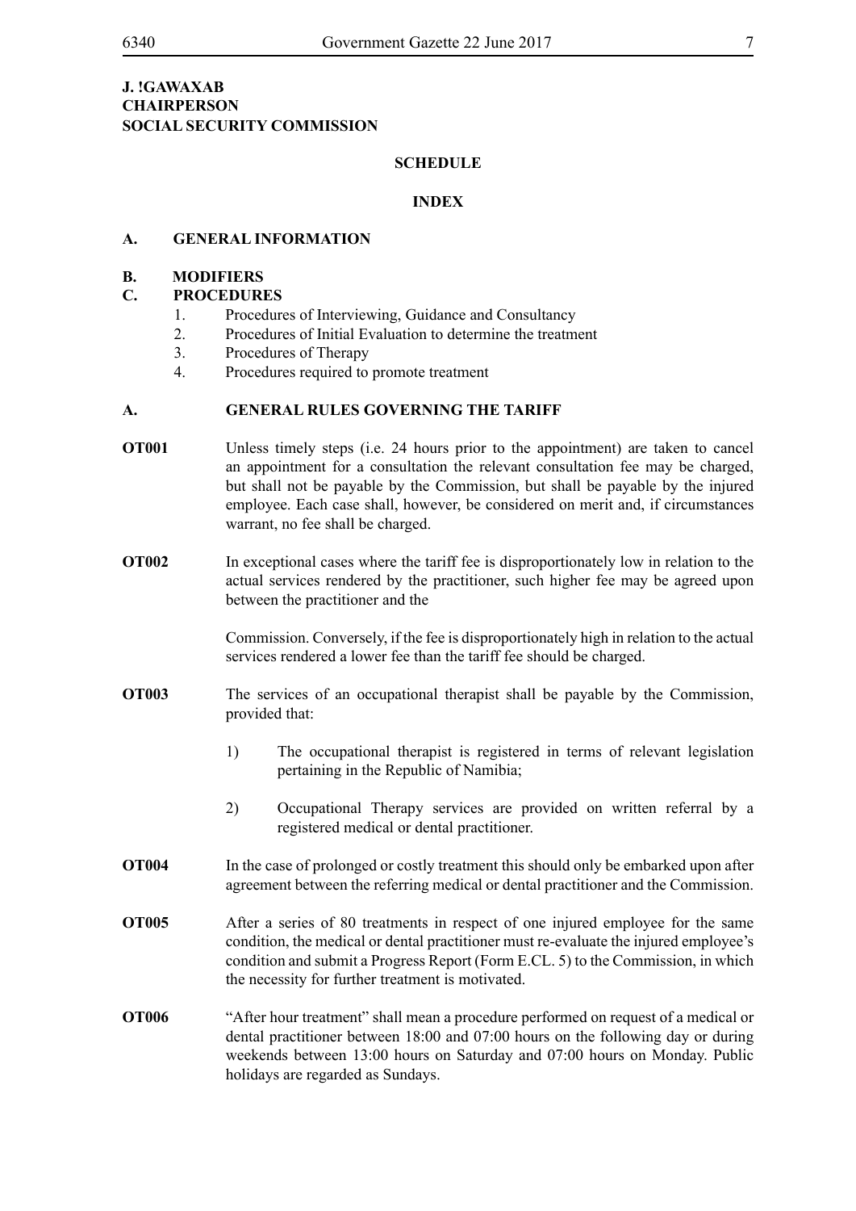**J. !GAWAXAB**
**CHAIRPERSON**
**SOCIAL SECURITY COMMISSION**

**SCHEDULE**

**INDEX**

**A. GENERAL INFORMATION**

**B. MODIFIERS**

**C. PROCEDURES**

1. Procedures of Interviewing, Guidance and Consultancy
2. Procedures of Initial Evaluation to determine the treatment
3. Procedures of Therapy
4. Procedures required to promote treatment

**A. GENERAL RULES GOVERNING THE TARIFF**

**OT001** Unless timely steps (i.e. 24 hours prior to the appointment) are taken to cancel an appointment for a consultation the relevant consultation fee may be charged, but shall not be payable by the Commission, but shall be payable by the injured employee. Each case shall, however, be considered on merit and, if circumstances warrant, no fee shall be charged.

**OT002** In exceptional cases where the tariff fee is disproportionately low in relation to the actual services rendered by the practitioner, such higher fee may be agreed upon between the practitioner and the

Commission. Conversely, if the fee is disproportionately high in relation to the actual services rendered a lower fee than the tariff fee should be charged.

**OT003** The services of an occupational therapist shall be payable by the Commission, provided that:

1) The occupational therapist is registered in terms of relevant legislation pertaining in the Republic of Namibia;

2) Occupational Therapy services are provided on written referral by a registered medical or dental practitioner.

**OT004** In the case of prolonged or costly treatment this should only be embarked upon after agreement between the referring medical or dental practitioner and the Commission.

**OT005** After a series of 80 treatments in respect of one injured employee for the same condition, the medical or dental practitioner must re-evaluate the injured employee's condition and submit a Progress Report (Form E.CL. 5) to the Commission, in which the necessity for further treatment is motivated.

**OT006** "After hour treatment" shall mean a procedure performed on request of a medical or dental practitioner between 18:00 and 07:00 hours on the following day or during weekends between 13:00 hours on Saturday and 07:00 hours on Monday. Public holidays are regarded as Sundays.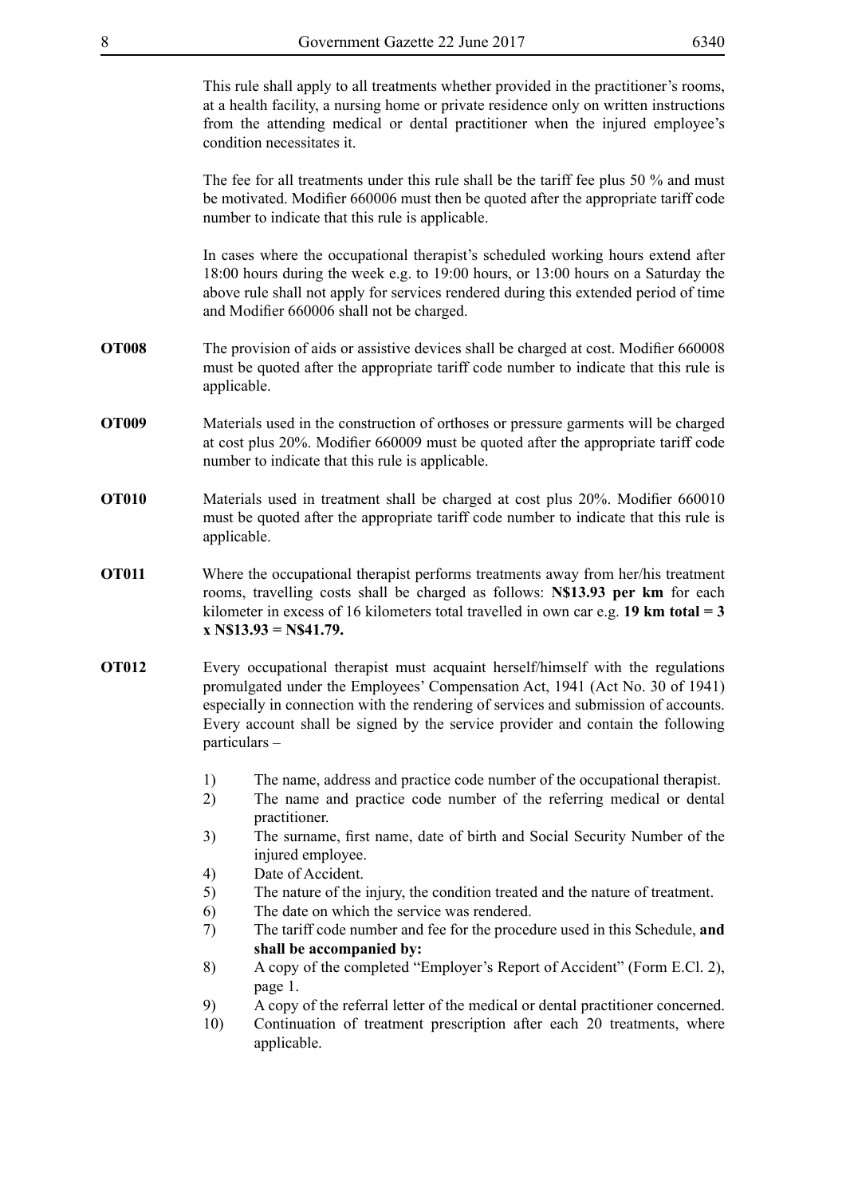This rule shall apply to all treatments whether provided in the practitioner's rooms, at a health facility, a nursing home or private residence only on written instructions from the attending medical or dental practitioner when the injured employee's condition necessitates it.

The fee for all treatments under this rule shall be the tariff fee plus 50 % and must be motivated. Modifier 660006 must then be quoted after the appropriate tariff code number to indicate that this rule is applicable.

In cases where the occupational therapist's scheduled working hours extend after 18:00 hours during the week e.g. to 19:00 hours, or 13:00 hours on a Saturday the above rule shall not apply for services rendered during this extended period of time and Modifier 660006 shall not be charged.

**OT008** The provision of aids or assistive devices shall be charged at cost. Modifier 660008 must be quoted after the appropriate tariff code number to indicate that this rule is applicable.

**OT009** Materials used in the construction of orthoses or pressure garments will be charged at cost plus 20%. Modifier 660009 must be quoted after the appropriate tariff code number to indicate that this rule is applicable.

**OT010** Materials used in treatment shall be charged at cost plus 20%. Modifier 660010 must be quoted after the appropriate tariff code number to indicate that this rule is applicable.

**OT011** Where the occupational therapist performs treatments away from her/his treatment rooms, travelling costs shall be charged as follows: **N$13.93 per km** for each kilometer in excess of 16 kilometers total travelled in own car e.g. **19 km total = 3 x N$13.93 = N$41.79.**

**OT012** Every occupational therapist must acquaint herself/himself with the regulations promulgated under the Employees' Compensation Act, 1941 (Act No. 30 of 1941) especially in connection with the rendering of services and submission of accounts. Every account shall be signed by the service provider and contain the following particulars –

1) The name, address and practice code number of the occupational therapist.
2) The name and practice code number of the referring medical or dental practitioner.
3) The surname, first name, date of birth and Social Security Number of the injured employee.
4) Date of Accident.
5) The nature of the injury, the condition treated and the nature of treatment.
6) The date on which the service was rendered.
7) The tariff code number and fee for the procedure used in this Schedule, **and shall be accompanied by:**
8) A copy of the completed "Employer's Report of Accident" (Form E.Cl. 2), page 1.
9) A copy of the referral letter of the medical or dental practitioner concerned.
10) Continuation of treatment prescription after each 20 treatments, where applicable.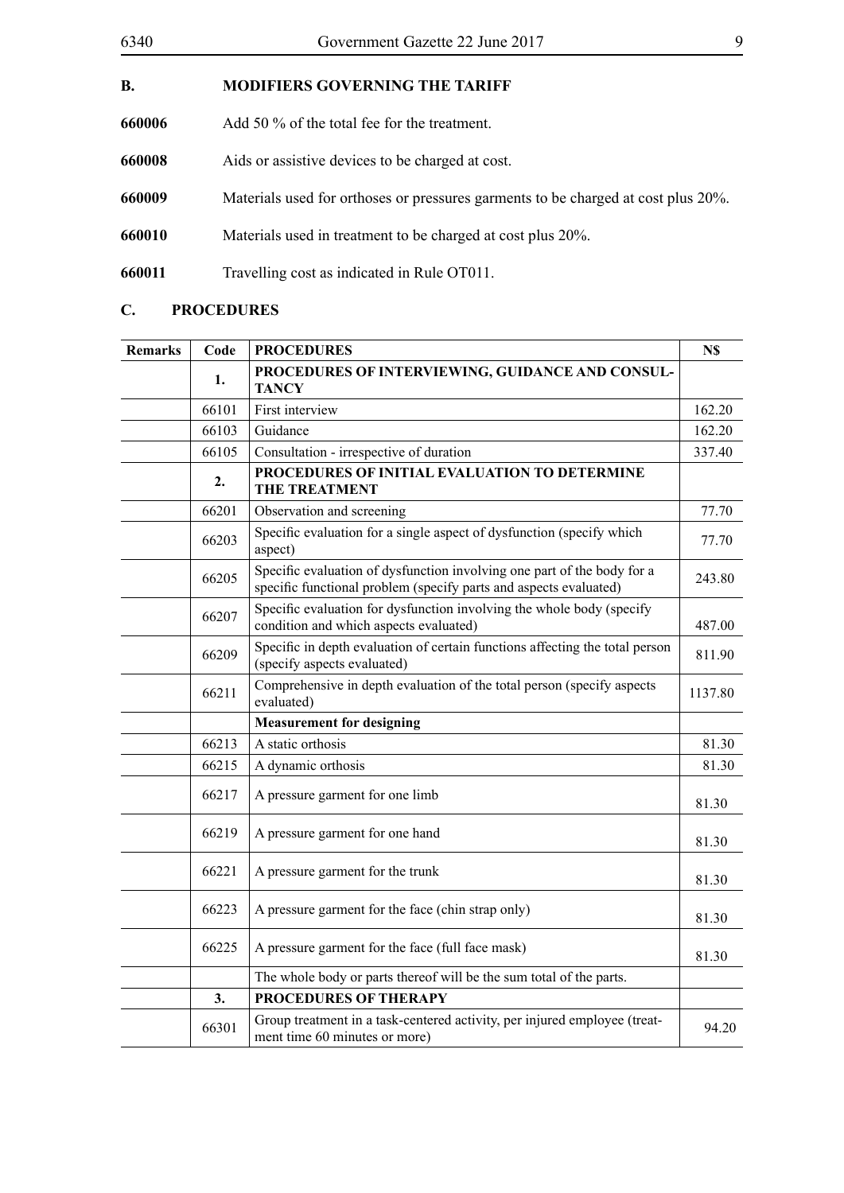## B. MODIFIERS GOVERNING THE TARIFF

**660006** Add 50 % of the total fee for the treatment.

**660008** Aids or assistive devices to be charged at cost.

**660009** Materials used for orthoses or pressures garments to be charged at cost plus 20%.

**660010** Materials used in treatment to be charged at cost plus 20%.

**660011** Travelling cost as indicated in Rule OT011.

## C. PROCEDURES

| Remarks | Code | PROCEDURES | N$ |
|---|---|---|---|
| | **1.** | **PROCEDURES OF INTERVIEWING, GUIDANCE AND CONSULTANCY** | |
| | 66101 | First interview | 162.20 |
| | 66103 | Guidance | 162.20 |
| | 66105 | Consultation - irrespective of duration | 337.40 |
| | **2.** | **PROCEDURES OF INITIAL EVALUATION TO DETERMINE THE TREATMENT** | |
| | 66201 | Observation and screening | 77.70 |
| | 66203 | Specific evaluation for a single aspect of dysfunction (specify which aspect) | 77.70 |
| | 66205 | Specific evaluation of dysfunction involving one part of the body for a specific functional problem (specify parts and aspects evaluated) | 243.80 |
| | 66207 | Specific evaluation for dysfunction involving the whole body (specify condition and which aspects evaluated) | 487.00 |
| | 66209 | Specific in depth evaluation of certain functions affecting the total person (specify aspects evaluated) | 811.90 |
| | 66211 | Comprehensive in depth evaluation of the total person (specify aspects evaluated) | 1137.80 |
| | | **Measurement for designing** | |
| | 66213 | A static orthosis | 81.30 |
| | 66215 | A dynamic orthosis | 81.30 |
| | 66217 | A pressure garment for one limb | 81.30 |
| | 66219 | A pressure garment for one hand | 81.30 |
| | 66221 | A pressure garment for the trunk | 81.30 |
| | 66223 | A pressure garment for the face (chin strap only) | 81.30 |
| | 66225 | A pressure garment for the face (full face mask) | 81.30 |
| | | The whole body or parts thereof will be the sum total of the parts. | |
| | **3.** | **PROCEDURES OF THERAPY** | |
| | 66301 | Group treatment in a task-centered activity, per injured employee (treatment time 60 minutes or more) | 94.20 |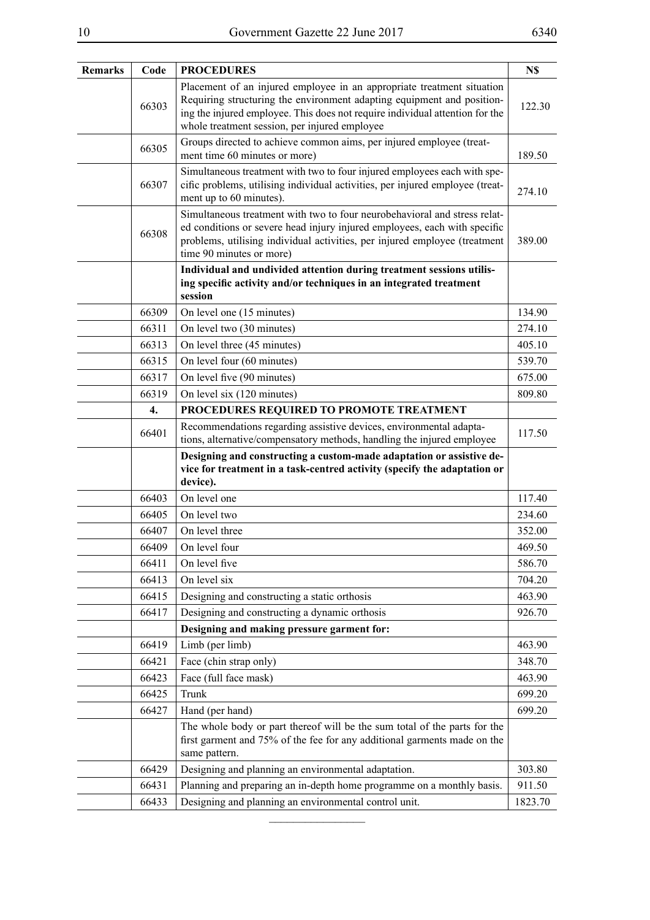| Remarks | Code | PROCEDURES | N$ |
|---|---|---|---|
| | 66303 | Placement of an injured employee in an appropriate treatment situation Requiring structuring the environment adapting equipment and positioning the injured employee. This does not require individual attention for the whole treatment session, per injured employee | 122.30 |
| | 66305 | Groups directed to achieve common aims, per injured employee (treatment time 60 minutes or more) | 189.50 |
| | 66307 | Simultaneous treatment with two to four injured employees each with specific problems, utilising individual activities, per injured employee (treatment up to 60 minutes). | 274.10 |
| | 66308 | Simultaneous treatment with two to four neurobehavioral and stress related conditions or severe head injury injured employees, each with specific problems, utilising individual activities, per injured employee (treatment time 90 minutes or more) | 389.00 |
| | | **Individual and undivided attention during treatment sessions utilising specific activity and/or techniques in an integrated treatment session** | |
| | 66309 | On level one (15 minutes) | 134.90 |
| | 66311 | On level two (30 minutes) | 274.10 |
| | 66313 | On level three (45 minutes) | 405.10 |
| | 66315 | On level four (60 minutes) | 539.70 |
| | 66317 | On level five (90 minutes) | 675.00 |
| | 66319 | On level six (120 minutes) | 809.80 |
| | **4.** | **PROCEDURES REQUIRED TO PROMOTE TREATMENT** | |
| | 66401 | Recommendations regarding assistive devices, environmental adaptations, alternative/compensatory methods, handling the injured employee | 117.50 |
| | | **Designing and constructing a custom-made adaptation or assistive device for treatment in a task-centred activity (specify the adaptation or device).** | |
| | 66403 | On level one | 117.40 |
| | 66405 | On level two | 234.60 |
| | 66407 | On level three | 352.00 |
| | 66409 | On level four | 469.50 |
| | 66411 | On level five | 586.70 |
| | 66413 | On level six | 704.20 |
| | 66415 | Designing and constructing a static orthosis | 463.90 |
| | 66417 | Designing and constructing a dynamic orthosis | 926.70 |
| | | **Designing and making pressure garment for:** | |
| | 66419 | Limb (per limb) | 463.90 |
| | 66421 | Face (chin strap only) | 348.70 |
| | 66423 | Face (full face mask) | 463.90 |
| | 66425 | Trunk | 699.20 |
| | 66427 | Hand (per hand) | 699.20 |
| | | The whole body or part thereof will be the sum total of the parts for the first garment and 75% of the fee for any additional garments made on the same pattern. | |
| | 66429 | Designing and planning an environmental adaptation. | 303.80 |
| | 66431 | Planning and preparing an in-depth home programme on a monthly basis. | 911.50 |
| | 66433 | Designing and planning an environmental control unit. | 1823.70 |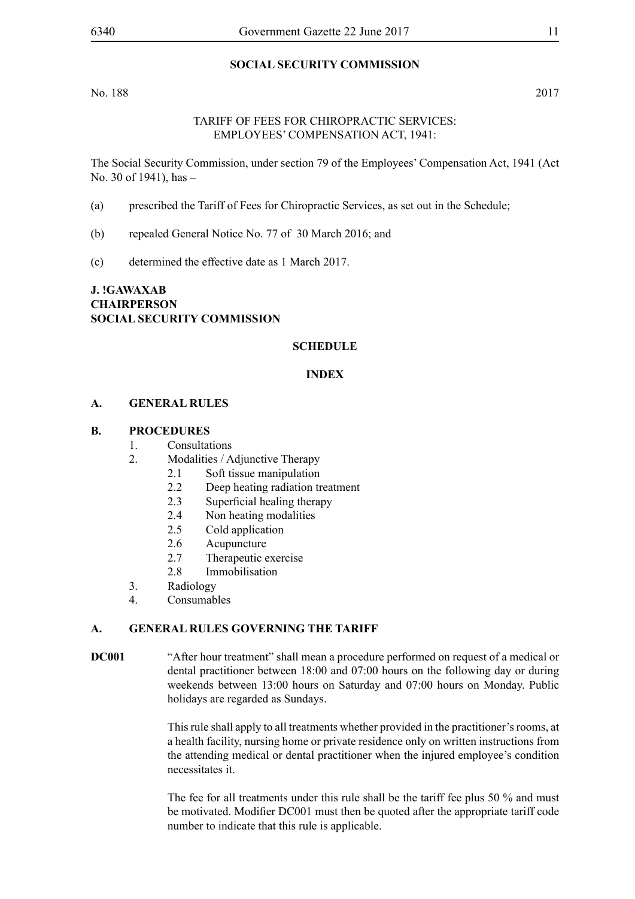## SOCIAL SECURITY COMMISSION

No. 188 2017

TARIFF OF FEES FOR CHIROPRACTIC SERVICES:
EMPLOYEES' COMPENSATION ACT, 1941:

The Social Security Commission, under section 79 of the Employees' Compensation Act, 1941 (Act No. 30 of 1941), has –

(a) prescribed the Tariff of Fees for Chiropractic Services, as set out in the Schedule;

(b) repealed General Notice No. 77 of 30 March 2016; and

(c) determined the effective date as 1 March 2017.

**J. !GAWAXAB**
**CHAIRPERSON**
**SOCIAL SECURITY COMMISSION**

## SCHEDULE

## INDEX

**A. GENERAL RULES**

**B. PROCEDURES**

1. Consultations
2. Modalities / Adjunctive Therapy
    - 2.1 Soft tissue manipulation
    - 2.2 Deep heating radiation treatment
    - 2.3 Superficial healing therapy
    - 2.4 Non heating modalities
    - 2.5 Cold application
    - 2.6 Acupuncture
    - 2.7 Therapeutic exercise
    - 2.8 Immobilisation
3. Radiology
4. Consumables

### A. GENERAL RULES GOVERNING THE TARIFF

**DC001** "After hour treatment" shall mean a procedure performed on request of a medical or dental practitioner between 18:00 and 07:00 hours on the following day or during weekends between 13:00 hours on Saturday and 07:00 hours on Monday. Public holidays are regarded as Sundays.

This rule shall apply to all treatments whether provided in the practitioner's rooms, at a health facility, nursing home or private residence only on written instructions from the attending medical or dental practitioner when the injured employee's condition necessitates it.

The fee for all treatments under this rule shall be the tariff fee plus 50 % and must be motivated. Modifier DC001 must then be quoted after the appropriate tariff code number to indicate that this rule is applicable.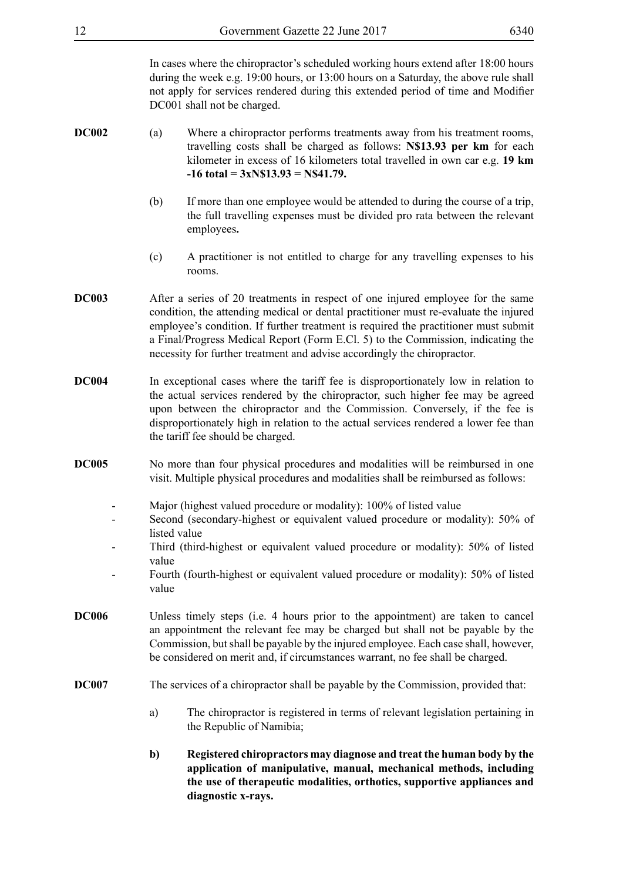In cases where the chiropractor's scheduled working hours extend after 18:00 hours during the week e.g. 19:00 hours, or 13:00 hours on a Saturday, the above rule shall not apply for services rendered during this extended period of time and Modifier DC001 shall not be charged.

**DC002**

(a) Where a chiropractor performs treatments away from his treatment rooms, travelling costs shall be charged as follows: **N$13.93 per km** for each kilometer in excess of 16 kilometers total travelled in own car e.g. **19 km -16 total = 3xN$13.93 = N$41.79.**

(b) If more than one employee would be attended to during the course of a trip, the full travelling expenses must be divided pro rata between the relevant employees**.**

(c) A practitioner is not entitled to charge for any travelling expenses to his rooms.

**DC003**

After a series of 20 treatments in respect of one injured employee for the same condition, the attending medical or dental practitioner must re-evaluate the injured employee's condition. If further treatment is required the practitioner must submit a Final/Progress Medical Report (Form E.Cl. 5) to the Commission, indicating the necessity for further treatment and advise accordingly the chiropractor.

**DC004**

In exceptional cases where the tariff fee is disproportionately low in relation to the actual services rendered by the chiropractor, such higher fee may be agreed upon between the chiropractor and the Commission. Conversely, if the fee is disproportionately high in relation to the actual services rendered a lower fee than the tariff fee should be charged.

**DC005**

No more than four physical procedures and modalities will be reimbursed in one visit. Multiple physical procedures and modalities shall be reimbursed as follows:

- Major (highest valued procedure or modality): 100% of listed value
- Second (secondary-highest or equivalent valued procedure or modality): 50% of listed value
- Third (third-highest or equivalent valued procedure or modality): 50% of listed value
- Fourth (fourth-highest or equivalent valued procedure or modality): 50% of listed value

**DC006**

Unless timely steps (i.e. 4 hours prior to the appointment) are taken to cancel an appointment the relevant fee may be charged but shall not be payable by the Commission, but shall be payable by the injured employee. Each case shall, however, be considered on merit and, if circumstances warrant, no fee shall be charged.

**DC007**

The services of a chiropractor shall be payable by the Commission, provided that:

a) The chiropractor is registered in terms of relevant legislation pertaining in the Republic of Namibia;

**b) Registered chiropractors may diagnose and treat the human body by the application of manipulative, manual, mechanical methods, including the use of therapeutic modalities, orthotics, supportive appliances and diagnostic x-rays.**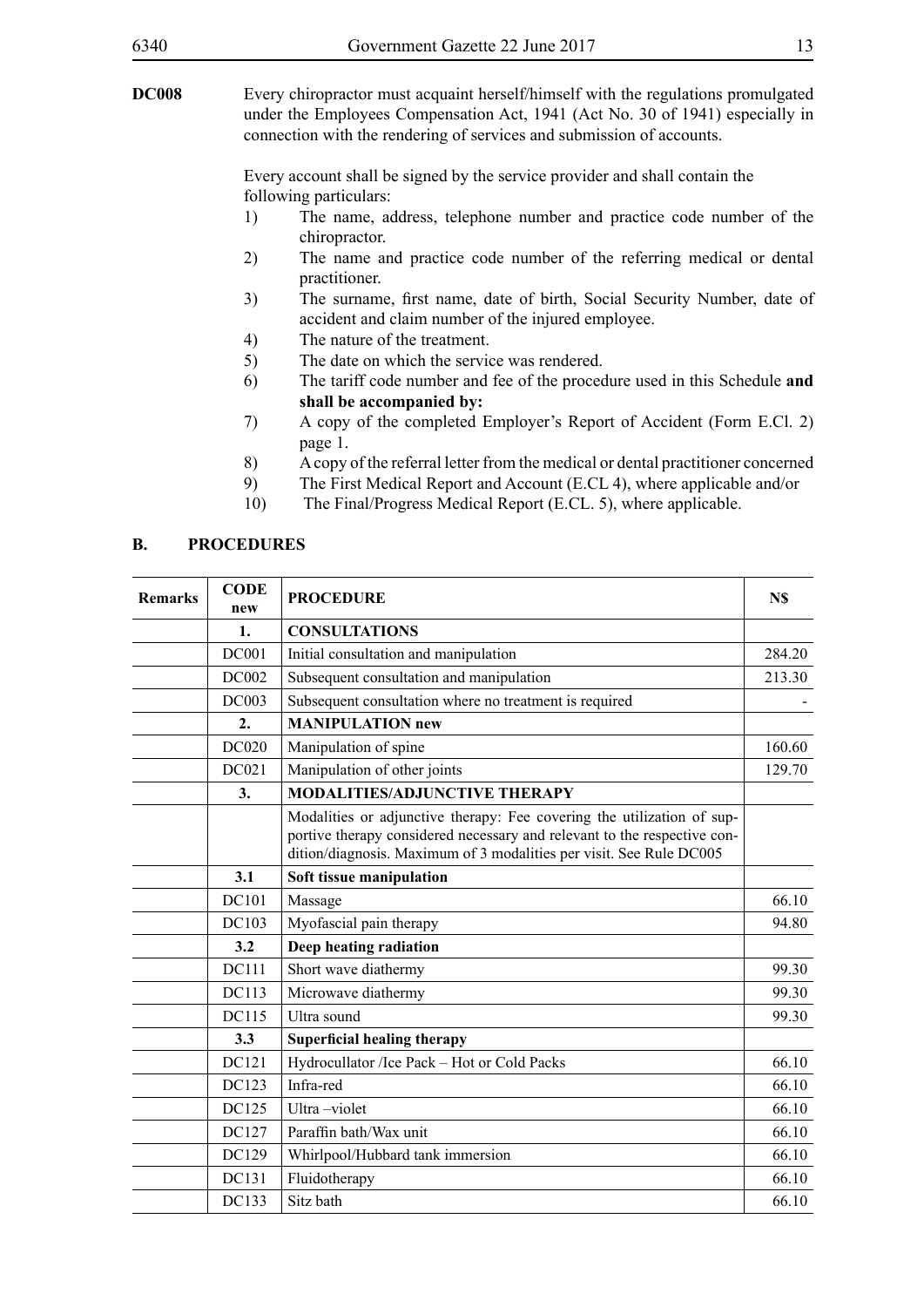**DC008** Every chiropractor must acquaint herself/himself with the regulations promulgated under the Employees Compensation Act, 1941 (Act No. 30 of 1941) especially in connection with the rendering of services and submission of accounts.

Every account shall be signed by the service provider and shall contain the following particulars:

1) The name, address, telephone number and practice code number of the chiropractor.
2) The name and practice code number of the referring medical or dental practitioner.
3) The surname, first name, date of birth, Social Security Number, date of accident and claim number of the injured employee.
4) The nature of the treatment.
5) The date on which the service was rendered.
6) The tariff code number and fee of the procedure used in this Schedule **and shall be accompanied by:**
7) A copy of the completed Employer's Report of Accident (Form E.Cl. 2) page 1.
8) A copy of the referral letter from the medical or dental practitioner concerned
9) The First Medical Report and Account (E.CL 4), where applicable and/or
10) The Final/Progress Medical Report (E.CL. 5), where applicable.

## B. PROCEDURES

| Remarks | CODE new | PROCEDURE | N$ |
|---|---|---|---|
| | **1.** | **CONSULTATIONS** | |
| | DC001 | Initial consultation and manipulation | 284.20 |
| | DC002 | Subsequent consultation and manipulation | 213.30 |
| | DC003 | Subsequent consultation where no treatment is required | - |
| | **2.** | **MANIPULATION new** | |
| | DC020 | Manipulation of spine | 160.60 |
| | DC021 | Manipulation of other joints | 129.70 |
| | **3.** | **MODALITIES/ADJUNCTIVE THERAPY** | |
| | | Modalities or adjunctive therapy: Fee covering the utilization of supportive therapy considered necessary and relevant to the respective condition/diagnosis. Maximum of 3 modalities per visit. See Rule DC005 | |
| | **3.1** | **Soft tissue manipulation** | |
| | DC101 | Massage | 66.10 |
| | DC103 | Myofascial pain therapy | 94.80 |
| | **3.2** | **Deep heating radiation** | |
| | DC111 | Short wave diathermy | 99.30 |
| | DC113 | Microwave diathermy | 99.30 |
| | DC115 | Ultra sound | 99.30 |
| | **3.3** | **Superficial healing therapy** | |
| | DC121 | Hydrocullator /Ice Pack – Hot or Cold Packs | 66.10 |
| | DC123 | Infra-red | 66.10 |
| | DC125 | Ultra –violet | 66.10 |
| | DC127 | Paraffin bath/Wax unit | 66.10 |
| | DC129 | Whirlpool/Hubbard tank immersion | 66.10 |
| | DC131 | Fluidotherapy | 66.10 |
| | DC133 | Sitz bath | 66.10 |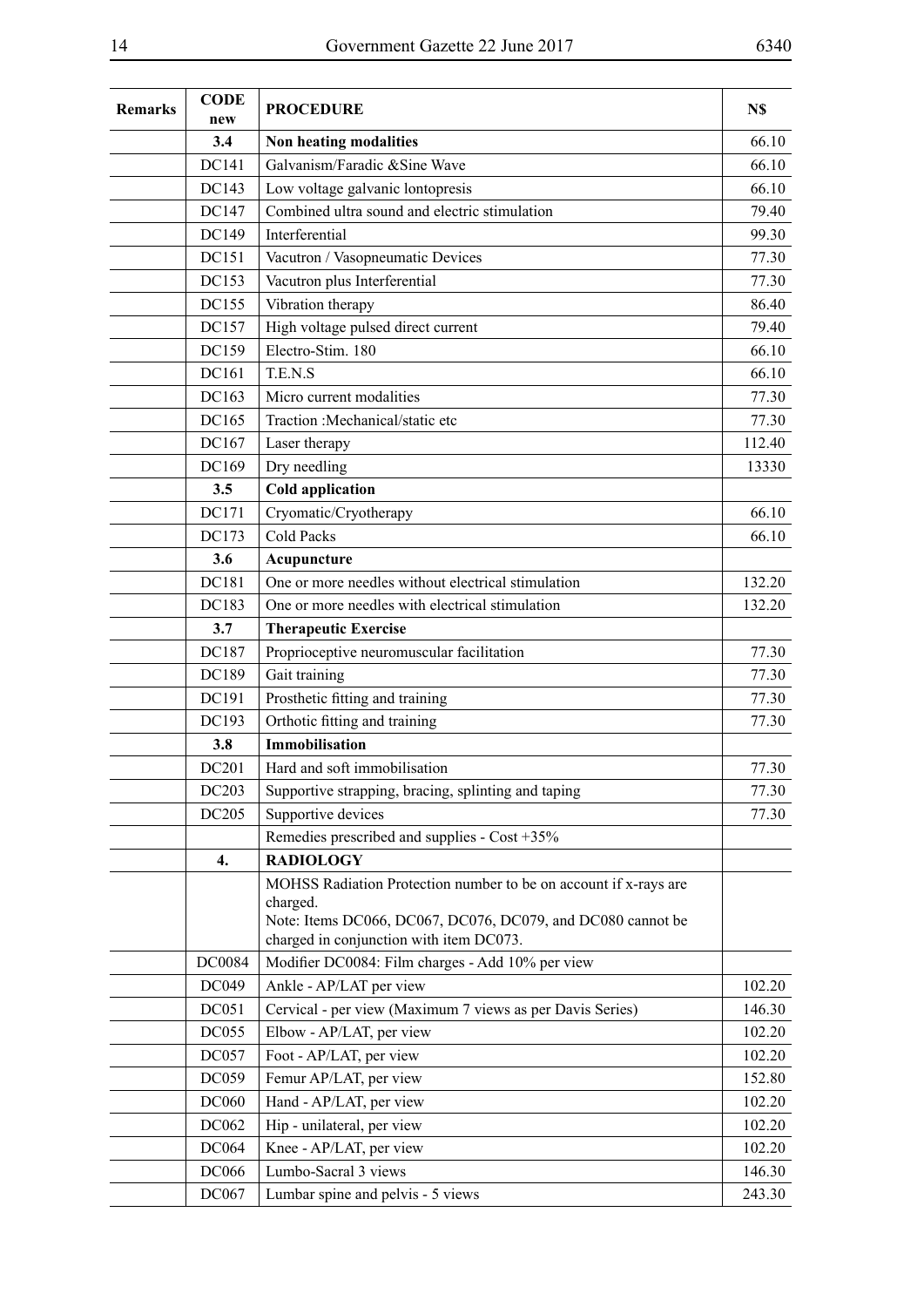| Remarks | CODE new | PROCEDURE | N$ |
|---|---|---|---|
| | **3.4** | **Non heating modalities** | 66.10 |
| | DC141 | Galvanism/Faradic &Sine Wave | 66.10 |
| | DC143 | Low voltage galvanic lontopresis | 66.10 |
| | DC147 | Combined ultra sound and electric stimulation | 79.40 |
| | DC149 | Interferential | 99.30 |
| | DC151 | Vacutron / Vasopneumatic Devices | 77.30 |
| | DC153 | Vacutron plus Interferential | 77.30 |
| | DC155 | Vibration therapy | 86.40 |
| | DC157 | High voltage pulsed direct current | 79.40 |
| | DC159 | Electro-Stim. 180 | 66.10 |
| | DC161 | T.E.N.S | 66.10 |
| | DC163 | Micro current modalities | 77.30 |
| | DC165 | Traction :Mechanical/static etc | 77.30 |
| | DC167 | Laser therapy | 112.40 |
| | DC169 | Dry needling | 13330 |
| | **3.5** | **Cold application** | |
| | DC171 | Cryomatic/Cryotherapy | 66.10 |
| | DC173 | Cold Packs | 66.10 |
| | **3.6** | **Acupuncture** | |
| | DC181 | One or more needles without electrical stimulation | 132.20 |
| | DC183 | One or more needles with electrical stimulation | 132.20 |
| | **3.7** | **Therapeutic Exercise** | |
| | DC187 | Proprioceptive neuromuscular facilitation | 77.30 |
| | DC189 | Gait training | 77.30 |
| | DC191 | Prosthetic fitting and training | 77.30 |
| | DC193 | Orthotic fitting and training | 77.30 |
| | **3.8** | **Immobilisation** | |
| | DC201 | Hard and soft immobilisation | 77.30 |
| | DC203 | Supportive strapping, bracing, splinting and taping | 77.30 |
| | DC205 | Supportive devices | 77.30 |
| | | Remedies prescribed and supplies - Cost +35% | |
| | **4.** | **RADIOLOGY** | |
| | | MOHSS Radiation Protection number to be on account if x-rays are charged.<br>Note: Items DC066, DC067, DC076, DC079, and DC080 cannot be charged in conjunction with item DC073. | |
| | DC0084 | Modifier DC0084: Film charges - Add 10% per view | |
| | DC049 | Ankle - AP/LAT per view | 102.20 |
| | DC051 | Cervical - per view (Maximum 7 views as per Davis Series) | 146.30 |
| | DC055 | Elbow - AP/LAT, per view | 102.20 |
| | DC057 | Foot - AP/LAT, per view | 102.20 |
| | DC059 | Femur AP/LAT, per view | 152.80 |
| | DC060 | Hand - AP/LAT, per view | 102.20 |
| | DC062 | Hip - unilateral, per view | 102.20 |
| | DC064 | Knee - AP/LAT, per view | 102.20 |
| | DC066 | Lumbo-Sacral 3 views | 146.30 |
| | DC067 | Lumbar spine and pelvis - 5 views | 243.30 |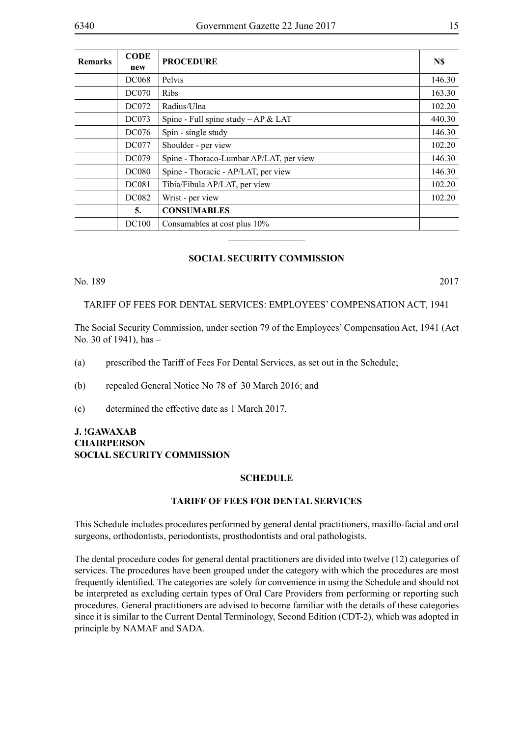| Remarks | CODE new | PROCEDURE | N$ |
|---|---|---|---|
| | DC068 | Pelvis | 146.30 |
| | DC070 | Ribs | 163.30 |
| | DC072 | Radius/Ulna | 102.20 |
| | DC073 | Spine - Full spine study – AP & LAT | 440.30 |
| | DC076 | Spin - single study | 146.30 |
| | DC077 | Shoulder - per view | 102.20 |
| | DC079 | Spine - Thoraco-Lumbar AP/LAT, per view | 146.30 |
| | DC080 | Spine - Thoracic - AP/LAT, per view | 146.30 |
| | DC081 | Tibia/Fibula AP/LAT, per view | 102.20 |
| | DC082 | Wrist - per view | 102.20 |
| | **5.** | **CONSUMABLES** | |
| | DC100 | Consumables at cost plus 10% | |

---

## SOCIAL SECURITY COMMISSION

No. 189 2017

TARIFF OF FEES FOR DENTAL SERVICES: EMPLOYEES' COMPENSATION ACT, 1941

The Social Security Commission, under section 79 of the Employees' Compensation Act, 1941 (Act No. 30 of 1941), has –

(a) prescribed the Tariff of Fees For Dental Services, as set out in the Schedule;

(b) repealed General Notice No 78 of 30 March 2016; and

(c) determined the effective date as 1 March 2017.

**J. !GAWAXAB**
**CHAIRPERSON**
**SOCIAL SECURITY COMMISSION**

### SCHEDULE

### TARIFF OF FEES FOR DENTAL SERVICES

This Schedule includes procedures performed by general dental practitioners, maxillo-facial and oral surgeons, orthodontists, periodontists, prosthodontists and oral pathologists.

The dental procedure codes for general dental practitioners are divided into twelve (12) categories of services. The procedures have been grouped under the category with which the procedures are most frequently identified. The categories are solely for convenience in using the Schedule and should not be interpreted as excluding certain types of Oral Care Providers from performing or reporting such procedures. General practitioners are advised to become familiar with the details of these categories since it is similar to the Current Dental Terminology, Second Edition (CDT-2), which was adopted in principle by NAMAF and SADA.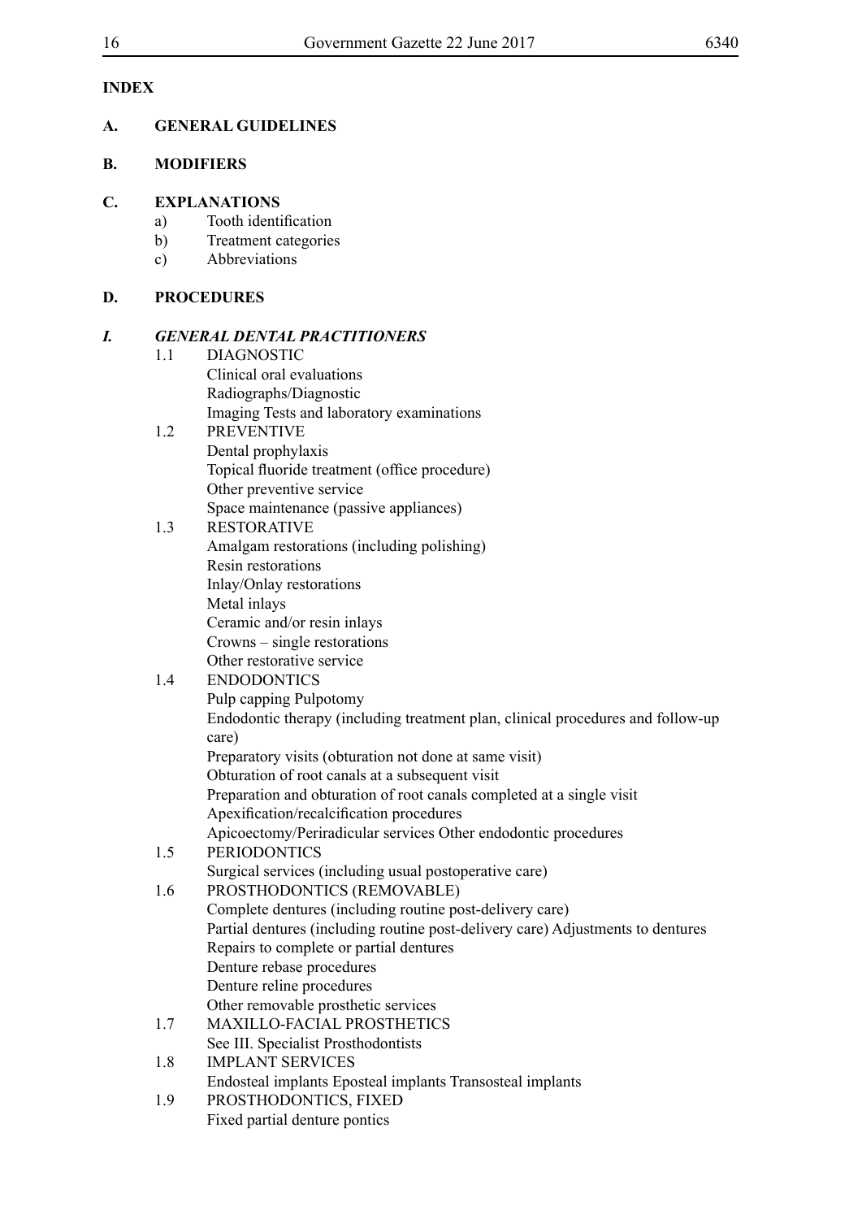**INDEX**

**A. GENERAL GUIDELINES**

**B. MODIFIERS**

**C. EXPLANATIONS**

- a) Tooth identification
- b) Treatment categories
- c) Abbreviations

**D. PROCEDURES**

***I. GENERAL DENTAL PRACTITIONERS***

1.1 DIAGNOSTIC
   - Clinical oral evaluations
   - Radiographs/Diagnostic
   - Imaging Tests and laboratory examinations

1.2 PREVENTIVE
   - Dental prophylaxis
   - Topical fluoride treatment (office procedure)
   - Other preventive service
   - Space maintenance (passive appliances)

1.3 RESTORATIVE
   - Amalgam restorations (including polishing)
   - Resin restorations
   - Inlay/Onlay restorations
   - Metal inlays
   - Ceramic and/or resin inlays
   - Crowns – single restorations
   - Other restorative service

1.4 ENDODONTICS
   - Pulp capping Pulpotomy
   - Endodontic therapy (including treatment plan, clinical procedures and follow-up care)
   - Preparatory visits (obturation not done at same visit)
   - Obturation of root canals at a subsequent visit
   - Preparation and obturation of root canals completed at a single visit
   - Apexification/recalcification procedures
   - Apicoectomy/Periradicular services Other endodontic procedures

1.5 PERIODONTICS
   - Surgical services (including usual postoperative care)

1.6 PROSTHODONTICS (REMOVABLE)
   - Complete dentures (including routine post-delivery care)
   - Partial dentures (including routine post-delivery care) Adjustments to dentures
   - Repairs to complete or partial dentures
   - Denture rebase procedures
   - Denture reline procedures
   - Other removable prosthetic services

1.7 MAXILLO-FACIAL PROSTHETICS
   - See III. Specialist Prosthodontists

1.8 IMPLANT SERVICES
   - Endosteal implants Eposteal implants Transosteal implants

1.9 PROSTHODONTICS, FIXED
   - Fixed partial denture pontics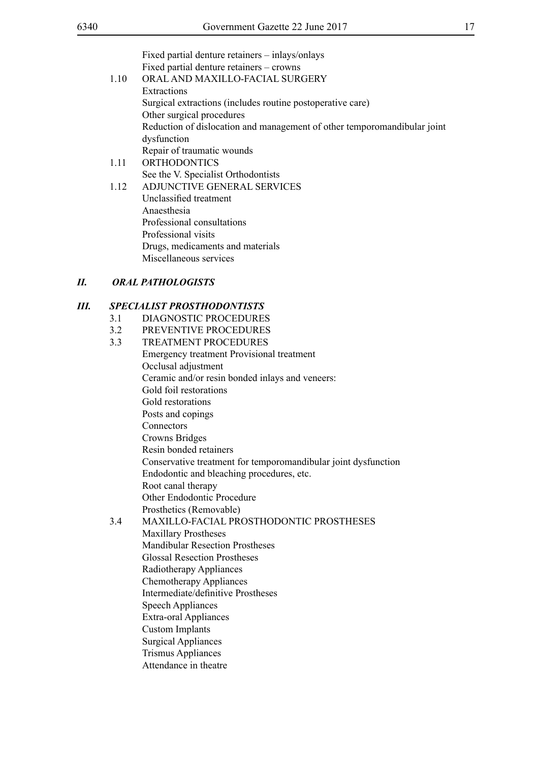Fixed partial denture retainers – inlays/onlays
Fixed partial denture retainers – crowns

1.10 ORAL AND MAXILLO-FACIAL SURGERY
Extractions
Surgical extractions (includes routine postoperative care)
Other surgical procedures
Reduction of dislocation and management of other temporomandibular joint dysfunction
Repair of traumatic wounds

1.11 ORTHODONTICS
See the V. Specialist Orthodontists

1.12 ADJUNCTIVE GENERAL SERVICES
Unclassified treatment
Anaesthesia
Professional consultations
Professional visits
Drugs, medicaments and materials
Miscellaneous services

### *II. ORAL PATHOLOGISTS*

### *III. SPECIALIST PROSTHODONTISTS*

3.1 DIAGNOSTIC PROCEDURES

3.2 PREVENTIVE PROCEDURES

3.3 TREATMENT PROCEDURES
Emergency treatment Provisional treatment
Occlusal adjustment
Ceramic and/or resin bonded inlays and veneers:
Gold foil restorations
Gold restorations
Posts and copings
Connectors
Crowns Bridges
Resin bonded retainers
Conservative treatment for temporomandibular joint dysfunction
Endodontic and bleaching procedures, etc.
Root canal therapy
Other Endodontic Procedure
Prosthetics (Removable)

3.4 MAXILLO-FACIAL PROSTHODONTIC PROSTHESES
Maxillary Prostheses
Mandibular Resection Prostheses
Glossal Resection Prostheses
Radiotherapy Appliances
Chemotherapy Appliances
Intermediate/definitive Prostheses
Speech Appliances
Extra-oral Appliances
Custom Implants
Surgical Appliances
Trismus Appliances
Attendance in theatre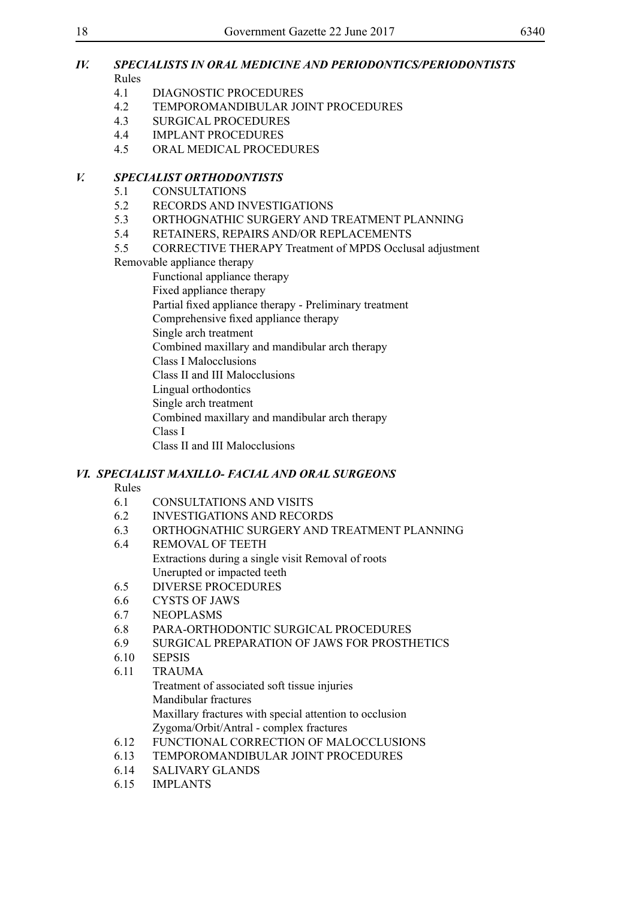### *IV. SPECIALISTS IN ORAL MEDICINE AND PERIODONTICS/PERIODONTISTS*

Rules

- 4.1 DIAGNOSTIC PROCEDURES
- 4.2 TEMPOROMANDIBULAR JOINT PROCEDURES
- 4.3 SURGICAL PROCEDURES
- 4.4 IMPLANT PROCEDURES
- 4.5 ORAL MEDICAL PROCEDURES

### *V. SPECIALIST ORTHODONTISTS*

- 5.1 CONSULTATIONS
- 5.2 RECORDS AND INVESTIGATIONS
- 5.3 ORTHOGNATHIC SURGERY AND TREATMENT PLANNING
- 5.4 RETAINERS, REPAIRS AND/OR REPLACEMENTS
- 5.5 CORRECTIVE THERAPY Treatment of MPDS Occlusal adjustment

Removable appliance therapy

Functional appliance therapy

Fixed appliance therapy

Partial fixed appliance therapy - Preliminary treatment

Comprehensive fixed appliance therapy

Single arch treatment

Combined maxillary and mandibular arch therapy

Class I Malocclusions

Class II and III Malocclusions

Lingual orthodontics

Single arch treatment

Combined maxillary and mandibular arch therapy

Class I

Class II and III Malocclusions

### *VI. SPECIALIST MAXILLO- FACIAL AND ORAL SURGEONS*

Rules

- 6.1 CONSULTATIONS AND VISITS
- 6.2 INVESTIGATIONS AND RECORDS
- 6.3 ORTHOGNATHIC SURGERY AND TREATMENT PLANNING
- 6.4 REMOVAL OF TEETH
  - Extractions during a single visit Removal of roots
  - Unerupted or impacted teeth
- 6.5 DIVERSE PROCEDURES
- 6.6 CYSTS OF JAWS
- 6.7 NEOPLASMS
- 6.8 PARA-ORTHODONTIC SURGICAL PROCEDURES
- 6.9 SURGICAL PREPARATION OF JAWS FOR PROSTHETICS
- 6.10 SEPSIS
- 6.11 TRAUMA
  - Treatment of associated soft tissue injuries
  - Mandibular fractures
  - Maxillary fractures with special attention to occlusion
  - Zygoma/Orbit/Antral - complex fractures
- 6.12 FUNCTIONAL CORRECTION OF MALOCCLUSIONS
- 6.13 TEMPOROMANDIBULAR JOINT PROCEDURES
- 6.14 SALIVARY GLANDS
- 6.15 IMPLANTS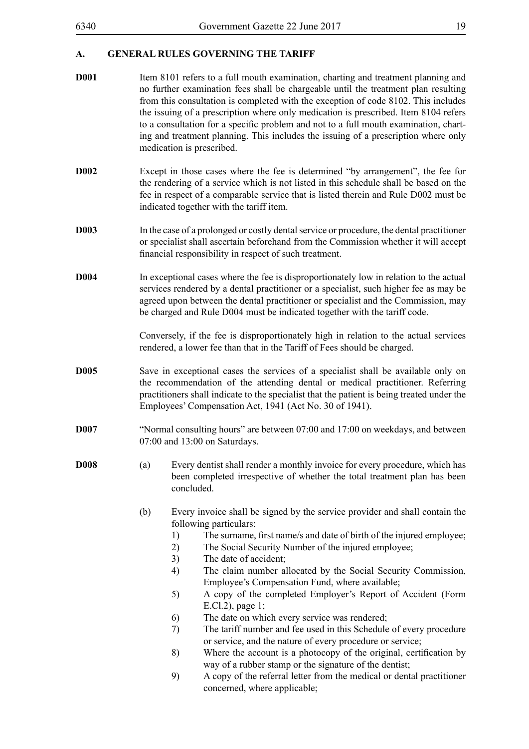## A. GENERAL RULES GOVERNING THE TARIFF

**D001** Item 8101 refers to a full mouth examination, charting and treatment planning and no further examination fees shall be chargeable until the treatment plan resulting from this consultation is completed with the exception of code 8102. This includes the issuing of a prescription where only medication is prescribed. Item 8104 refers to a consultation for a specific problem and not to a full mouth examination, charting and treatment planning. This includes the issuing of a prescription where only medication is prescribed.

**D002** Except in those cases where the fee is determined "by arrangement", the fee for the rendering of a service which is not listed in this schedule shall be based on the fee in respect of a comparable service that is listed therein and Rule D002 must be indicated together with the tariff item.

**D003** In the case of a prolonged or costly dental service or procedure, the dental practitioner or specialist shall ascertain beforehand from the Commission whether it will accept financial responsibility in respect of such treatment.

**D004** In exceptional cases where the fee is disproportionately low in relation to the actual services rendered by a dental practitioner or a specialist, such higher fee as may be agreed upon between the dental practitioner or specialist and the Commission, may be charged and Rule D004 must be indicated together with the tariff code.

Conversely, if the fee is disproportionately high in relation to the actual services rendered, a lower fee than that in the Tariff of Fees should be charged.

**D005** Save in exceptional cases the services of a specialist shall be available only on the recommendation of the attending dental or medical practitioner. Referring practitioners shall indicate to the specialist that the patient is being treated under the Employees' Compensation Act, 1941 (Act No. 30 of 1941).

**D007** "Normal consulting hours" are between 07:00 and 17:00 on weekdays, and between 07:00 and 13:00 on Saturdays.

**D008**

(a) Every dentist shall render a monthly invoice for every procedure, which has been completed irrespective of whether the total treatment plan has been concluded.

(b) Every invoice shall be signed by the service provider and shall contain the following particulars:

1) The surname, first name/s and date of birth of the injured employee;
2) The Social Security Number of the injured employee;
3) The date of accident;
4) The claim number allocated by the Social Security Commission, Employee's Compensation Fund, where available;
5) A copy of the completed Employer's Report of Accident (Form E.Cl.2), page 1;
6) The date on which every service was rendered;
7) The tariff number and fee used in this Schedule of every procedure or service, and the nature of every procedure or service;
8) Where the account is a photocopy of the original, certification by way of a rubber stamp or the signature of the dentist;
9) A copy of the referral letter from the medical or dental practitioner concerned, where applicable;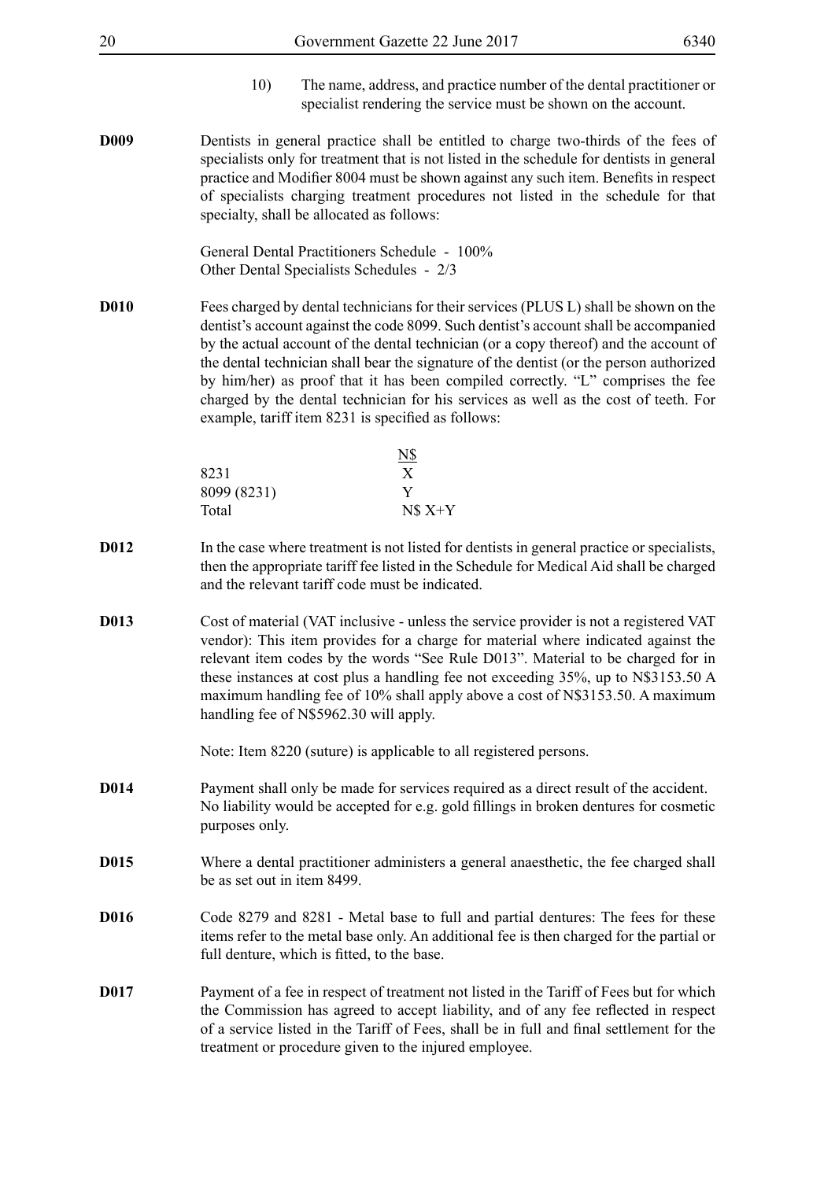10) The name, address, and practice number of the dental practitioner or specialist rendering the service must be shown on the account.

**D009** Dentists in general practice shall be entitled to charge two-thirds of the fees of specialists only for treatment that is not listed in the schedule for dentists in general practice and Modifier 8004 must be shown against any such item. Benefits in respect of specialists charging treatment procedures not listed in the schedule for that specialty, shall be allocated as follows:

General Dental Practitioners Schedule - 100%
Other Dental Specialists Schedules - 2/3

**D010** Fees charged by dental technicians for their services (PLUS L) shall be shown on the dentist's account against the code 8099. Such dentist's account shall be accompanied by the actual account of the dental technician (or a copy thereof) and the account of the dental technician shall bear the signature of the dentist (or the person authorized by him/her) as proof that it has been compiled correctly. "L" comprises the fee charged by the dental technician for his services as well as the cost of teeth. For example, tariff item 8231 is specified as follows:

| | N$ |
|---|---|
| 8231 | X |
| 8099 (8231) | Y |
| Total | N$ X+Y |

**D012** In the case where treatment is not listed for dentists in general practice or specialists, then the appropriate tariff fee listed in the Schedule for Medical Aid shall be charged and the relevant tariff code must be indicated.

**D013** Cost of material (VAT inclusive - unless the service provider is not a registered VAT vendor): This item provides for a charge for material where indicated against the relevant item codes by the words "See Rule D013". Material to be charged for in these instances at cost plus a handling fee not exceeding 35%, up to N$3153.50 A maximum handling fee of 10% shall apply above a cost of N$3153.50. A maximum handling fee of N$5962.30 will apply.

Note: Item 8220 (suture) is applicable to all registered persons.

**D014** Payment shall only be made for services required as a direct result of the accident. No liability would be accepted for e.g. gold fillings in broken dentures for cosmetic purposes only.

**D015** Where a dental practitioner administers a general anaesthetic, the fee charged shall be as set out in item 8499.

**D016** Code 8279 and 8281 - Metal base to full and partial dentures: The fees for these items refer to the metal base only. An additional fee is then charged for the partial or full denture, which is fitted, to the base.

**D017** Payment of a fee in respect of treatment not listed in the Tariff of Fees but for which the Commission has agreed to accept liability, and of any fee reflected in respect of a service listed in the Tariff of Fees, shall be in full and final settlement for the treatment or procedure given to the injured employee.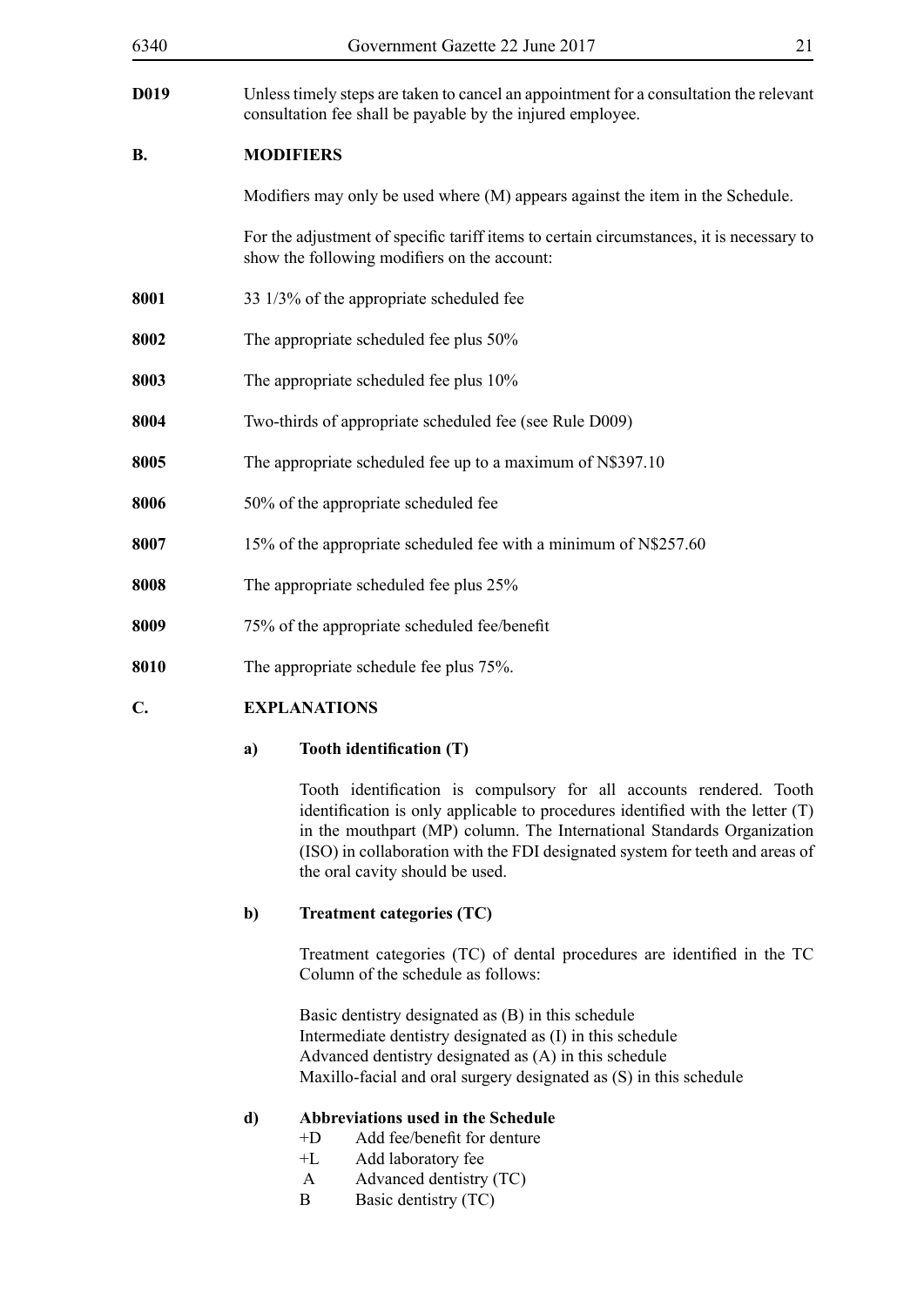**D019** Unless timely steps are taken to cancel an appointment for a consultation the relevant consultation fee shall be payable by the injured employee.

## B. MODIFIERS

Modifiers may only be used where (M) appears against the item in the Schedule.

For the adjustment of specific tariff items to certain circumstances, it is necessary to show the following modifiers on the account:

**8001** 33 1/3% of the appropriate scheduled fee

**8002** The appropriate scheduled fee plus 50%

**8003** The appropriate scheduled fee plus 10%

**8004** Two-thirds of appropriate scheduled fee (see Rule D009)

**8005** The appropriate scheduled fee up to a maximum of N$397.10

**8006** 50% of the appropriate scheduled fee

**8007** 15% of the appropriate scheduled fee with a minimum of N$257.60

**8008** The appropriate scheduled fee plus 25%

**8009** 75% of the appropriate scheduled fee/benefit

**8010** The appropriate schedule fee plus 75%.

## C. EXPLANATIONS

### a) Tooth identification (T)

Tooth identification is compulsory for all accounts rendered. Tooth identification is only applicable to procedures identified with the letter (T) in the mouthpart (MP) column. The International Standards Organization (ISO) in collaboration with the FDI designated system for teeth and areas of the oral cavity should be used.

### b) Treatment categories (TC)

Treatment categories (TC) of dental procedures are identified in the TC Column of the schedule as follows:

Basic dentistry designated as (B) in this schedule
Intermediate dentistry designated as (I) in this schedule
Advanced dentistry designated as (A) in this schedule
Maxillo-facial and oral surgery designated as (S) in this schedule

### d) Abbreviations used in the Schedule

+D Add fee/benefit for denture
+L Add laboratory fee
A Advanced dentistry (TC)
B Basic dentistry (TC)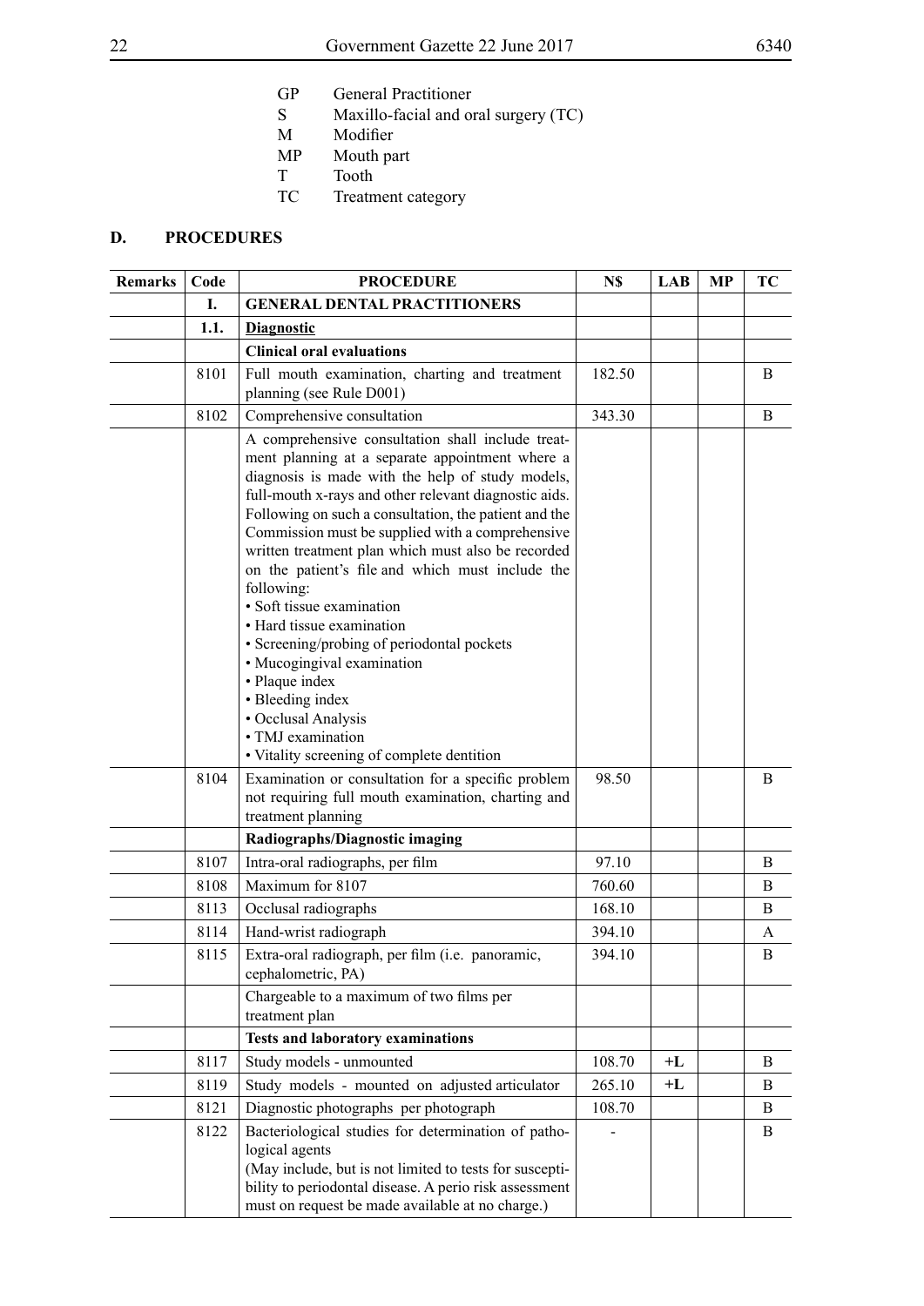| | |
|---|---|
| GP | General Practitioner |
| S | Maxillo-facial and oral surgery (TC) |
| M | Modifier |
| MP | Mouth part |
| T | Tooth |
| TC | Treatment category |

## D. PROCEDURES

| Remarks | Code | PROCEDURE | N$ | LAB | MP | TC |
|---|---|---|---|---|---|---|
| | I. | **GENERAL DENTAL PRACTITIONERS** | | | | |
| | 1.1. | **Diagnostic** | | | | |
| | | **Clinical oral evaluations** | | | | |
| | 8101 | Full mouth examination, charting and treatment planning (see Rule D001) | 182.50 | | | B |
| | 8102 | Comprehensive consultation | 343.30 | | | B |
| | | A comprehensive consultation shall include treatment planning at a separate appointment where a diagnosis is made with the help of study models, full-mouth x-rays and other relevant diagnostic aids. Following on such a consultation, the patient and the Commission must be supplied with a comprehensive written treatment plan which must also be recorded on the patient's file and which must include the following: • Soft tissue examination • Hard tissue examination • Screening/probing of periodontal pockets • Mucogingival examination • Plaque index • Bleeding index • Occlusal Analysis • TMJ examination • Vitality screening of complete dentition | | | | |
| | 8104 | Examination or consultation for a specific problem not requiring full mouth examination, charting and treatment planning | 98.50 | | | B |
| | | **Radiographs/Diagnostic imaging** | | | | |
| | 8107 | Intra-oral radiographs, per film | 97.10 | | | B |
| | 8108 | Maximum for 8107 | 760.60 | | | B |
| | 8113 | Occlusal radiographs | 168.10 | | | B |
| | 8114 | Hand-wrist radiograph | 394.10 | | | A |
| | 8115 | Extra-oral radiograph, per film (i.e. panoramic, cephalometric, PA) | 394.10 | | | B |
| | | Chargeable to a maximum of two films per treatment plan | | | | |
| | | **Tests and laboratory examinations** | | | | |
| | 8117 | Study models - unmounted | 108.70 | +L | | B |
| | 8119 | Study models - mounted on adjusted articulator | 265.10 | +L | | B |
| | 8121 | Diagnostic photographs per photograph | 108.70 | | | B |
| | 8122 | Bacteriological studies for determination of pathological agents (May include, but is not limited to tests for susceptibility to periodontal disease. A perio risk assessment must on request be made available at no charge.) | - | | | B |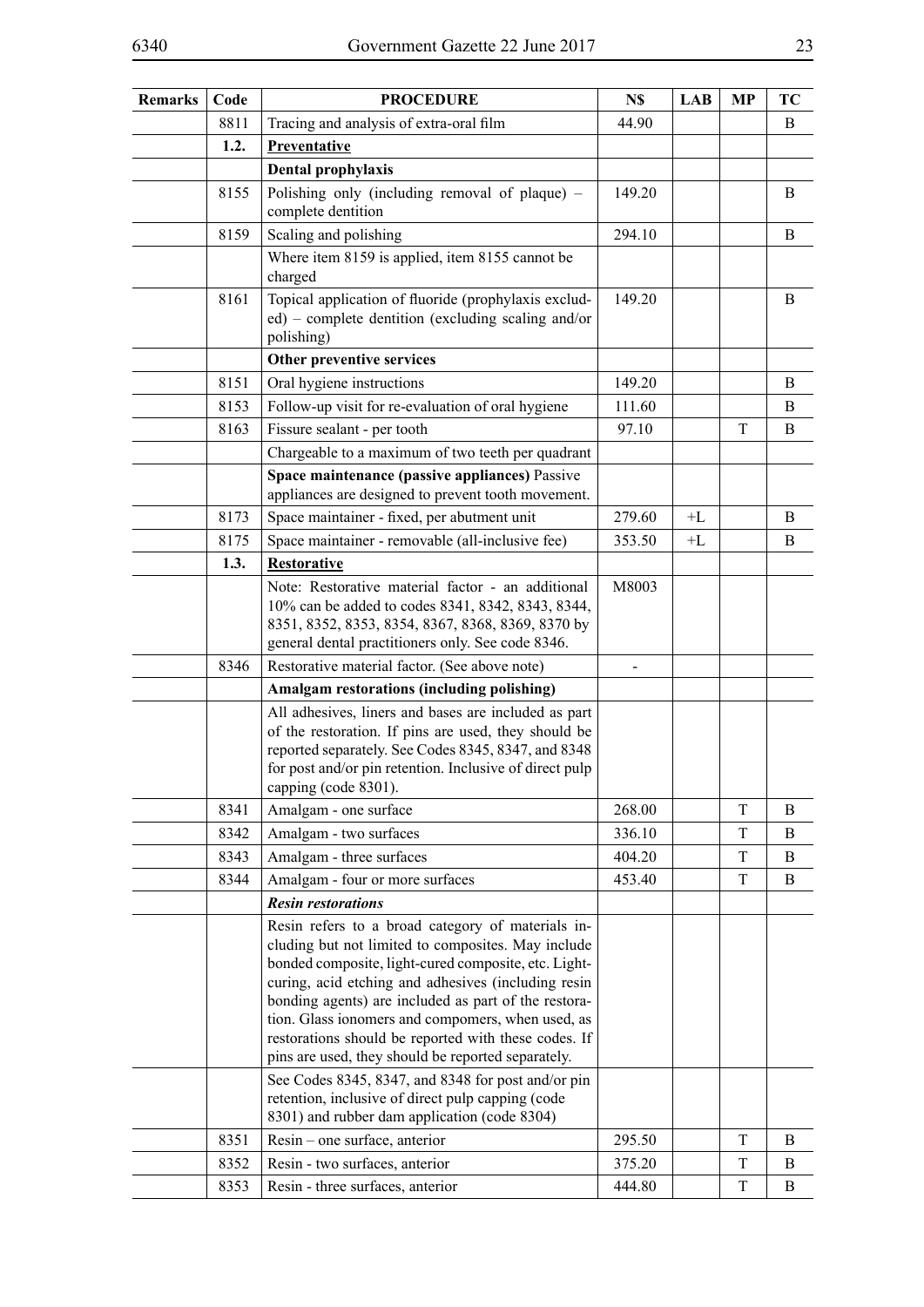| Remarks | Code | PROCEDURE | N$ | LAB | MP | TC |
|---|---|---|---|---|---|---|
| | 8811 | Tracing and analysis of extra-oral film | 44.90 | | | B |
| | **1.2.** | **Preventative** | | | | |
| | | **Dental prophylaxis** | | | | |
| | 8155 | Polishing only (including removal of plaque) – complete dentition | 149.20 | | | B |
| | 8159 | Scaling and polishing | 294.10 | | | B |
| | | Where item 8159 is applied, item 8155 cannot be charged | | | | |
| | 8161 | Topical application of fluoride (prophylaxis excluded) – complete dentition (excluding scaling and/or polishing) | 149.20 | | | B |
| | | **Other preventive services** | | | | |
| | 8151 | Oral hygiene instructions | 149.20 | | | B |
| | 8153 | Follow-up visit for re-evaluation of oral hygiene | 111.60 | | | B |
| | 8163 | Fissure sealant - per tooth | 97.10 | | T | B |
| | | Chargeable to a maximum of two teeth per quadrant | | | | |
| | | **Space maintenance (passive appliances)** Passive appliances are designed to prevent tooth movement. | | | | |
| | 8173 | Space maintainer - fixed, per abutment unit | 279.60 | +L | | B |
| | 8175 | Space maintainer - removable (all-inclusive fee) | 353.50 | +L | | B |
| | **1.3.** | **Restorative** | | | | |
| | | Note: Restorative material factor - an additional 10% can be added to codes 8341, 8342, 8343, 8344, 8351, 8352, 8353, 8354, 8367, 8368, 8369, 8370 by general dental practitioners only. See code 8346. | M8003 | | | |
| | 8346 | Restorative material factor. (See above note) | - | | | |
| | | **Amalgam restorations (including polishing)** | | | | |
| | | All adhesives, liners and bases are included as part of the restoration. If pins are used, they should be reported separately. See Codes 8345, 8347, and 8348 for post and/or pin retention. Inclusive of direct pulp capping (code 8301). | | | | |
| | 8341 | Amalgam - one surface | 268.00 | | T | B |
| | 8342 | Amalgam - two surfaces | 336.10 | | T | B |
| | 8343 | Amalgam - three surfaces | 404.20 | | T | B |
| | 8344 | Amalgam - four or more surfaces | 453.40 | | T | B |
| | | ***Resin restorations*** | | | | |
| | | Resin refers to a broad category of materials including but not limited to composites. May include bonded composite, light-cured composite, etc. Light-curing, acid etching and adhesives (including resin bonding agents) are included as part of the restoration. Glass ionomers and compomers, when used, as restorations should be reported with these codes. If pins are used, they should be reported separately. | | | | |
| | | See Codes 8345, 8347, and 8348 for post and/or pin retention, inclusive of direct pulp capping (code 8301) and rubber dam application (code 8304) | | | | |
| | 8351 | Resin – one surface, anterior | 295.50 | | T | B |
| | 8352 | Resin - two surfaces, anterior | 375.20 | | T | B |
| | 8353 | Resin - three surfaces, anterior | 444.80 | | T | B |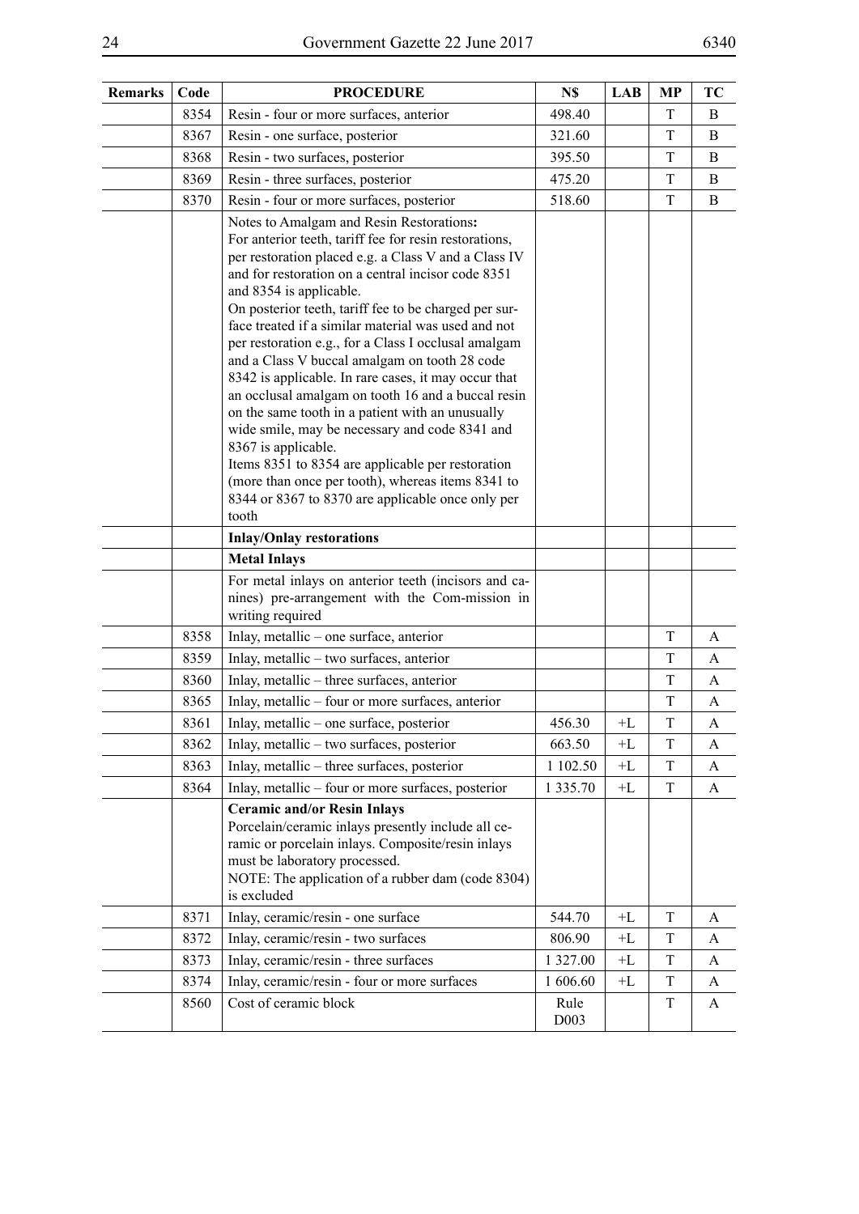| Remarks | Code | PROCEDURE | N$ | LAB | MP | TC |
|---|---|---|---|---|---|---|
| | 8354 | Resin - four or more surfaces, anterior | 498.40 | | T | B |
| | 8367 | Resin - one surface, posterior | 321.60 | | T | B |
| | 8368 | Resin - two surfaces, posterior | 395.50 | | T | B |
| | 8369 | Resin - three surfaces, posterior | 475.20 | | T | B |
| | 8370 | Resin - four or more surfaces, posterior | 518.60 | | T | B |
| | | **Notes to Amalgam and Resin Restorations:** For anterior teeth, tariff fee for resin restorations, per restoration placed e.g. a Class V and a Class IV and for restoration on a central incisor code 8351 and 8354 is applicable. On posterior teeth, tariff fee to be charged per surface treated if a similar material was used and not per restoration e.g., for a Class I occlusal amalgam and a Class V buccal amalgam on tooth 28 code 8342 is applicable. In rare cases, it may occur that an occlusal amalgam on tooth 16 and a buccal resin on the same tooth in a patient with an unusually wide smile, may be necessary and code 8341 and 8367 is applicable. Items 8351 to 8354 are applicable per restoration (more than once per tooth), whereas items 8341 to 8344 or 8367 to 8370 are applicable once only per tooth | | | | |
| | | **Inlay/Onlay restorations** | | | | |
| | | **Metal Inlays** | | | | |
| | | For metal inlays on anterior teeth (incisors and canines) pre-arrangement with the Com-mission in writing required | | | | |
| | 8358 | Inlay, metallic – one surface, anterior | | | T | A |
| | 8359 | Inlay, metallic – two surfaces, anterior | | | T | A |
| | 8360 | Inlay, metallic – three surfaces, anterior | | | T | A |
| | 8365 | Inlay, metallic – four or more surfaces, anterior | | | T | A |
| | 8361 | Inlay, metallic – one surface, posterior | 456.30 | +L | T | A |
| | 8362 | Inlay, metallic – two surfaces, posterior | 663.50 | +L | T | A |
| | 8363 | Inlay, metallic – three surfaces, posterior | 1 102.50 | +L | T | A |
| | 8364 | Inlay, metallic – four or more surfaces, posterior | 1 335.70 | +L | T | A |
| | | **Ceramic and/or Resin Inlays** Porcelain/ceramic inlays presently include all ceramic or porcelain inlays. Composite/resin inlays must be laboratory processed. NOTE: The application of a rubber dam (code 8304) is excluded | | | | |
| | 8371 | Inlay, ceramic/resin - one surface | 544.70 | +L | T | A |
| | 8372 | Inlay, ceramic/resin - two surfaces | 806.90 | +L | T | A |
| | 8373 | Inlay, ceramic/resin - three surfaces | 1 327.00 | +L | T | A |
| | 8374 | Inlay, ceramic/resin - four or more surfaces | 1 606.60 | +L | T | A |
| | 8560 | Cost of ceramic block | Rule D003 | | T | A |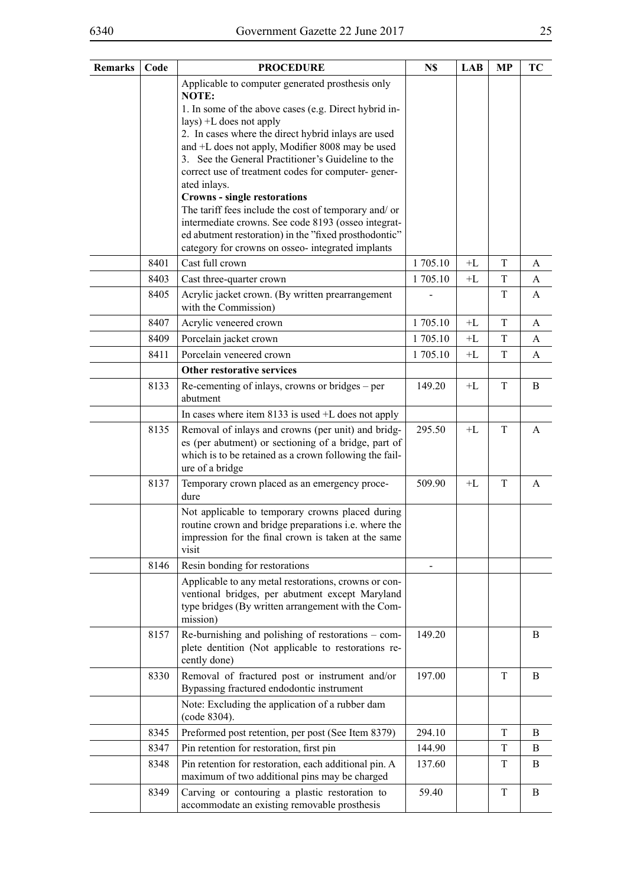| Remarks | Code | PROCEDURE | N$ | LAB | MP | TC |
|---|---|---|---|---|---|---|
| | | Applicable to computer generated prosthesis only **NOTE:** 1. In some of the above cases (e.g. Direct hybrid inlays) +L does not apply 2. In cases where the direct hybrid inlays are used and +L does not apply, Modifier 8008 may be used 3. See the General Practitioner's Guideline to the correct use of treatment codes for computer- generated inlays. **Crowns - single restorations** The tariff fees include the cost of temporary and/ or intermediate crowns. See code 8193 (osseo integrated abutment restoration) in the "fixed prosthodontic" category for crowns on osseo- integrated implants | | | | |
| | 8401 | Cast full crown | 1 705.10 | +L | T | A |
| | 8403 | Cast three-quarter crown | 1 705.10 | +L | T | A |
| | 8405 | Acrylic jacket crown. (By written prearrangement with the Commission) | - | | T | A |
| | 8407 | Acrylic veneered crown | 1 705.10 | +L | T | A |
| | 8409 | Porcelain jacket crown | 1 705.10 | +L | T | A |
| | 8411 | Porcelain veneered crown | 1 705.10 | +L | T | A |
| | | **Other restorative services** | | | | |
| | 8133 | Re-cementing of inlays, crowns or bridges – per abutment | 149.20 | +L | T | B |
| | | In cases where item 8133 is used +L does not apply | | | | |
| | 8135 | Removal of inlays and crowns (per unit) and bridges (per abutment) or sectioning of a bridge, part of which is to be retained as a crown following the failure of a bridge | 295.50 | +L | T | A |
| | 8137 | Temporary crown placed as an emergency procedure | 509.90 | +L | T | A |
| | | Not applicable to temporary crowns placed during routine crown and bridge preparations i.e. where the impression for the final crown is taken at the same visit | | | | |
| | 8146 | Resin bonding for restorations | - | | | |
| | | Applicable to any metal restorations, crowns or conventional bridges, per abutment except Maryland type bridges (By written arrangement with the Commission) | | | | |
| | 8157 | Re-burnishing and polishing of restorations – complete dentition (Not applicable to restorations recently done) | 149.20 | | | B |
| | 8330 | Removal of fractured post or instrument and/or Bypassing fractured endodontic instrument | 197.00 | | T | B |
| | | Note: Excluding the application of a rubber dam (code 8304). | | | | |
| | 8345 | Preformed post retention, per post (See Item 8379) | 294.10 | | T | B |
| | 8347 | Pin retention for restoration, first pin | 144.90 | | T | B |
| | 8348 | Pin retention for restoration, each additional pin. A maximum of two additional pins may be charged | 137.60 | | T | B |
| | 8349 | Carving or contouring a plastic restoration to accommodate an existing removable prosthesis | 59.40 | | T | B |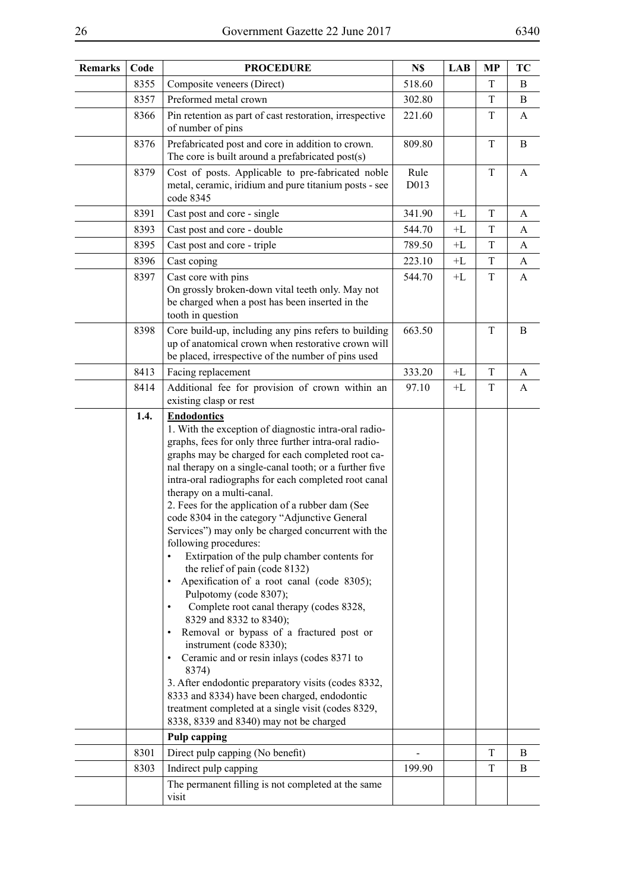| Remarks | Code | PROCEDURE | N$ | LAB | MP | TC |
|---|---|---|---|---|---|---|
| | 8355 | Composite veneers (Direct) | 518.60 | | T | B |
| | 8357 | Preformed metal crown | 302.80 | | T | B |
| | 8366 | Pin retention as part of cast restoration, irrespective of number of pins | 221.60 | | T | A |
| | 8376 | Prefabricated post and core in addition to crown. The core is built around a prefabricated post(s) | 809.80 | | T | B |
| | 8379 | Cost of posts. Applicable to pre-fabricated noble metal, ceramic, iridium and pure titanium posts - see code 8345 | Rule D013 | | T | A |
| | 8391 | Cast post and core - single | 341.90 | +L | T | A |
| | 8393 | Cast post and core - double | 544.70 | +L | T | A |
| | 8395 | Cast post and core - triple | 789.50 | +L | T | A |
| | 8396 | Cast coping | 223.10 | +L | T | A |
| | 8397 | Cast core with pins<br>On grossly broken-down vital teeth only. May not be charged when a post has been inserted in the tooth in question | 544.70 | +L | T | A |
| | 8398 | Core build-up, including any pins refers to building up of anatomical crown when restorative crown will be placed, irrespective of the number of pins used | 663.50 | | T | B |
| | 8413 | Facing replacement | 333.20 | +L | T | A |
| | 8414 | Additional fee for provision of crown within an existing clasp or rest | 97.10 | +L | T | A |
| | **1.4.** | **Endodontics**<br>1. With the exception of diagnostic intra-oral radiographs, fees for only three further intra-oral radiographs may be charged for each completed root canal therapy on a single-canal tooth; or a further five intra-oral radiographs for each completed root canal therapy on a multi-canal.<br>2. Fees for the application of a rubber dam (See code 8304 in the category "Adjunctive General Services") may only be charged concurrent with the following procedures:<br>• Extirpation of the pulp chamber contents for the relief of pain (code 8132)<br>• Apexification of a root canal (code 8305); Pulpotomy (code 8307);<br>• Complete root canal therapy (codes 8328, 8329 and 8332 to 8340);<br>• Removal or bypass of a fractured post or instrument (code 8330);<br>• Ceramic and or resin inlays (codes 8371 to 8374)<br>3. After endodontic preparatory visits (codes 8332, 8333 and 8334) have been charged, endodontic treatment completed at a single visit (codes 8329, 8338, 8339 and 8340) may not be charged | | | | |
| | | **Pulp capping** | | | | |
| | 8301 | Direct pulp capping (No benefit) | - | | T | B |
| | 8303 | Indirect pulp capping | 199.90 | | T | B |
| | | The permanent filling is not completed at the same visit | | | | |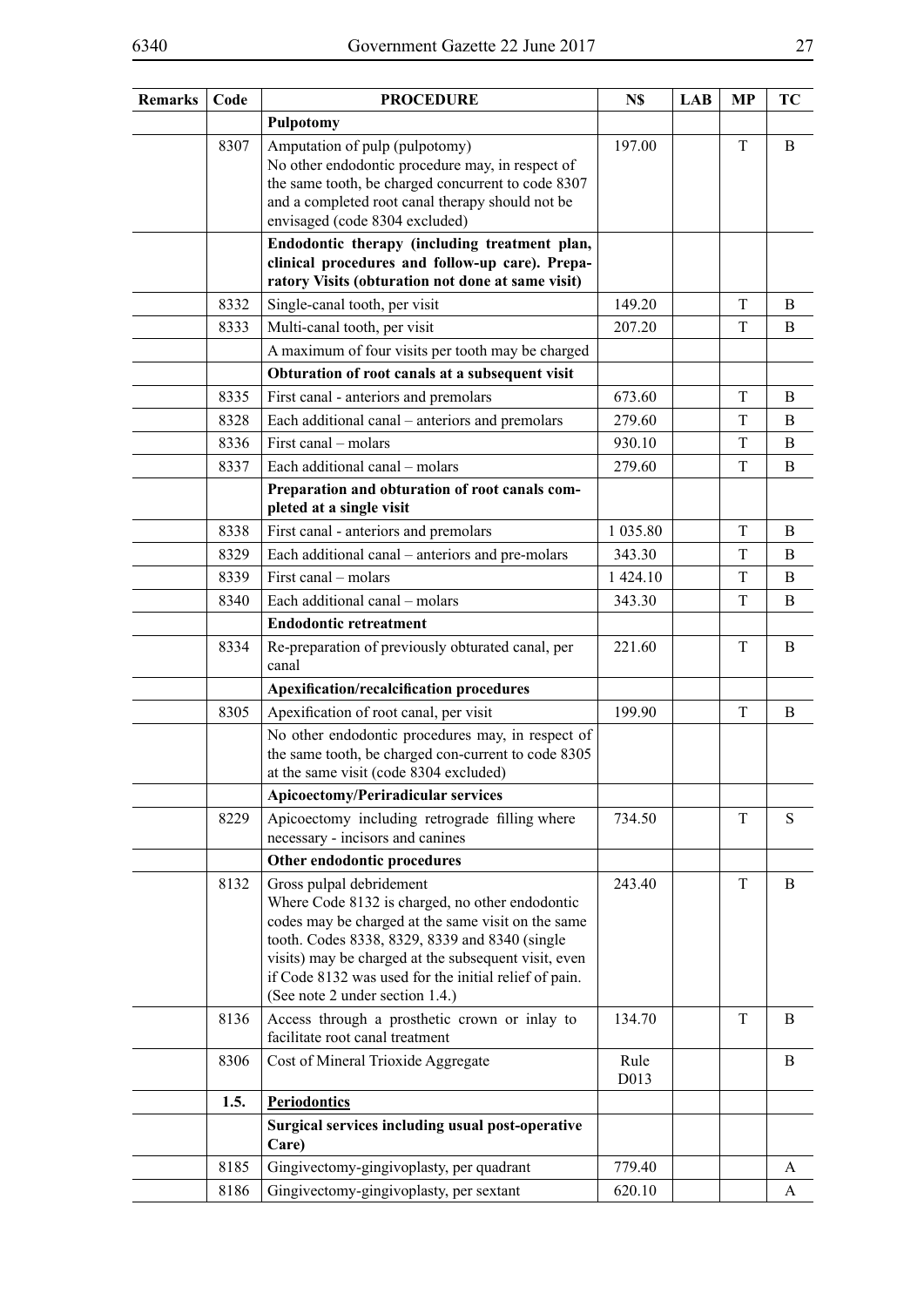| Remarks | Code | PROCEDURE | N$ | LAB | MP | TC |
|---|---|---|---|---|---|---|
| | | **Pulpotomy** | | | | |
| | 8307 | Amputation of pulp (pulpotomy)<br>No other endodontic procedure may, in respect of the same tooth, be charged concurrent to code 8307 and a completed root canal therapy should not be envisaged (code 8304 excluded) | 197.00 | | T | B |
| | | **Endodontic therapy (including treatment plan, clinical procedures and follow-up care). Preparatory Visits (obturation not done at same visit)** | | | | |
| | 8332 | Single-canal tooth, per visit | 149.20 | | T | B |
| | 8333 | Multi-canal tooth, per visit | 207.20 | | T | B |
| | | A maximum of four visits per tooth may be charged | | | | |
| | | **Obturation of root canals at a subsequent visit** | | | | |
| | 8335 | First canal - anteriors and premolars | 673.60 | | T | B |
| | 8328 | Each additional canal – anteriors and premolars | 279.60 | | T | B |
| | 8336 | First canal – molars | 930.10 | | T | B |
| | 8337 | Each additional canal – molars | 279.60 | | T | B |
| | | **Preparation and obturation of root canals completed at a single visit** | | | | |
| | 8338 | First canal - anteriors and premolars | 1 035.80 | | T | B |
| | 8329 | Each additional canal – anteriors and pre-molars | 343.30 | | T | B |
| | 8339 | First canal – molars | 1 424.10 | | T | B |
| | 8340 | Each additional canal – molars | 343.30 | | T | B |
| | | **Endodontic retreatment** | | | | |
| | 8334 | Re-preparation of previously obturated canal, per canal | 221.60 | | T | B |
| | | **Apexification/recalcification procedures** | | | | |
| | 8305 | Apexification of root canal, per visit | 199.90 | | T | B |
| | | No other endodontic procedures may, in respect of the same tooth, be charged con-current to code 8305 at the same visit (code 8304 excluded) | | | | |
| | | **Apicoectomy/Periradicular services** | | | | |
| | 8229 | Apicoectomy including retrograde filling where necessary - incisors and canines | 734.50 | | T | S |
| | | **Other endodontic procedures** | | | | |
| | 8132 | Gross pulpal debridement<br>Where Code 8132 is charged, no other endodontic codes may be charged at the same visit on the same tooth. Codes 8338, 8329, 8339 and 8340 (single visits) may be charged at the subsequent visit, even if Code 8132 was used for the initial relief of pain. (See note 2 under section 1.4.) | 243.40 | | T | B |
| | 8136 | Access through a prosthetic crown or inlay to facilitate root canal treatment | 134.70 | | T | B |
| | 8306 | Cost of Mineral Trioxide Aggregate | Rule D013 | | | B |
| | **1.5.** | **Periodontics** | | | | |
| | | **Surgical services including usual post-operative Care)** | | | | |
| | 8185 | Gingivectomy-gingivoplasty, per quadrant | 779.40 | | | A |
| | 8186 | Gingivectomy-gingivoplasty, per sextant | 620.10 | | | A |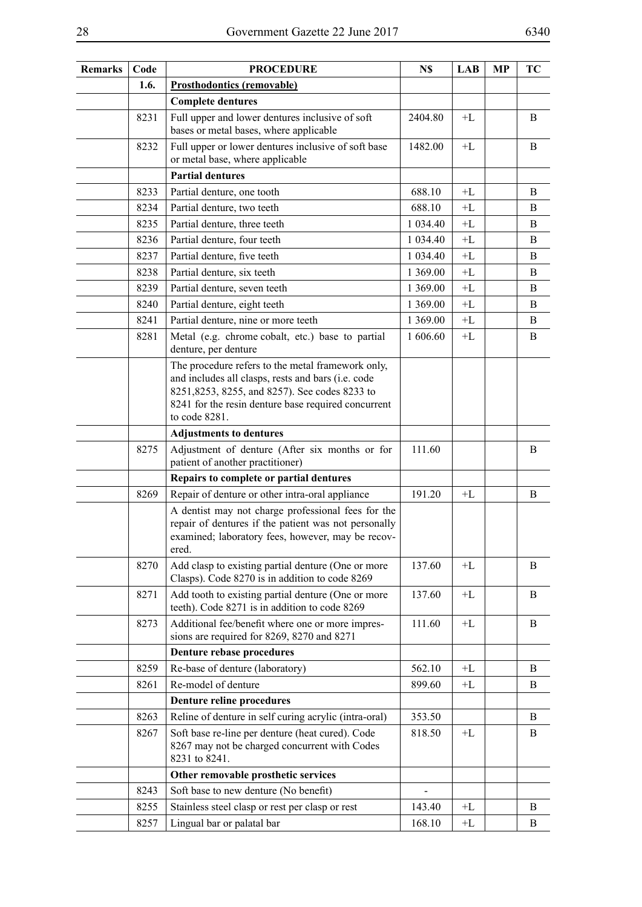| Remarks | Code | PROCEDURE | N$ | LAB | MP | TC |
|---|---|---|---|---|---|---|
| | **1.6.** | **Prosthodontics (removable)** | | | | |
| | | **Complete dentures** | | | | |
| | 8231 | Full upper and lower dentures inclusive of soft bases or metal bases, where applicable | 2404.80 | +L | | B |
| | 8232 | Full upper or lower dentures inclusive of soft base or metal base, where applicable | 1482.00 | +L | | B |
| | | **Partial dentures** | | | | |
| | 8233 | Partial denture, one tooth | 688.10 | +L | | B |
| | 8234 | Partial denture, two teeth | 688.10 | +L | | B |
| | 8235 | Partial denture, three teeth | 1 034.40 | +L | | B |
| | 8236 | Partial denture, four teeth | 1 034.40 | +L | | B |
| | 8237 | Partial denture, five teeth | 1 034.40 | +L | | B |
| | 8238 | Partial denture, six teeth | 1 369.00 | +L | | B |
| | 8239 | Partial denture, seven teeth | 1 369.00 | +L | | B |
| | 8240 | Partial denture, eight teeth | 1 369.00 | +L | | B |
| | 8241 | Partial denture, nine or more teeth | 1 369.00 | +L | | B |
| | 8281 | Metal (e.g. chrome cobalt, etc.) base to partial denture, per denture | 1 606.60 | +L | | B |
| | | The procedure refers to the metal framework only, and includes all clasps, rests and bars (i.e. code 8251,8253, 8255, and 8257). See codes 8233 to 8241 for the resin denture base required concurrent to code 8281. | | | | |
| | | **Adjustments to dentures** | | | | |
| | 8275 | Adjustment of denture (After six months or for patient of another practitioner) | 111.60 | | | B |
| | | **Repairs to complete or partial dentures** | | | | |
| | 8269 | Repair of denture or other intra-oral appliance | 191.20 | +L | | B |
| | | A dentist may not charge professional fees for the repair of dentures if the patient was not personally examined; laboratory fees, however, may be recovered. | | | | |
| | 8270 | Add clasp to existing partial denture (One or more Clasps). Code 8270 is in addition to code 8269 | 137.60 | +L | | B |
| | 8271 | Add tooth to existing partial denture (One or more teeth). Code 8271 is in addition to code 8269 | 137.60 | +L | | B |
| | 8273 | Additional fee/benefit where one or more impressions are required for 8269, 8270 and 8271 | 111.60 | +L | | B |
| | | **Denture rebase procedures** | | | | |
| | 8259 | Re-base of denture (laboratory) | 562.10 | +L | | B |
| | 8261 | Re-model of denture | 899.60 | +L | | B |
| | | **Denture reline procedures** | | | | |
| | 8263 | Reline of denture in self curing acrylic (intra-oral) | 353.50 | | | B |
| | 8267 | Soft base re-line per denture (heat cured). Code 8267 may not be charged concurrent with Codes 8231 to 8241. | 818.50 | +L | | B |
| | | **Other removable prosthetic services** | | | | |
| | 8243 | Soft base to new denture (No benefit) | - | | | |
| | 8255 | Stainless steel clasp or rest per clasp or rest | 143.40 | +L | | B |
| | 8257 | Lingual bar or palatal bar | 168.10 | +L | | B |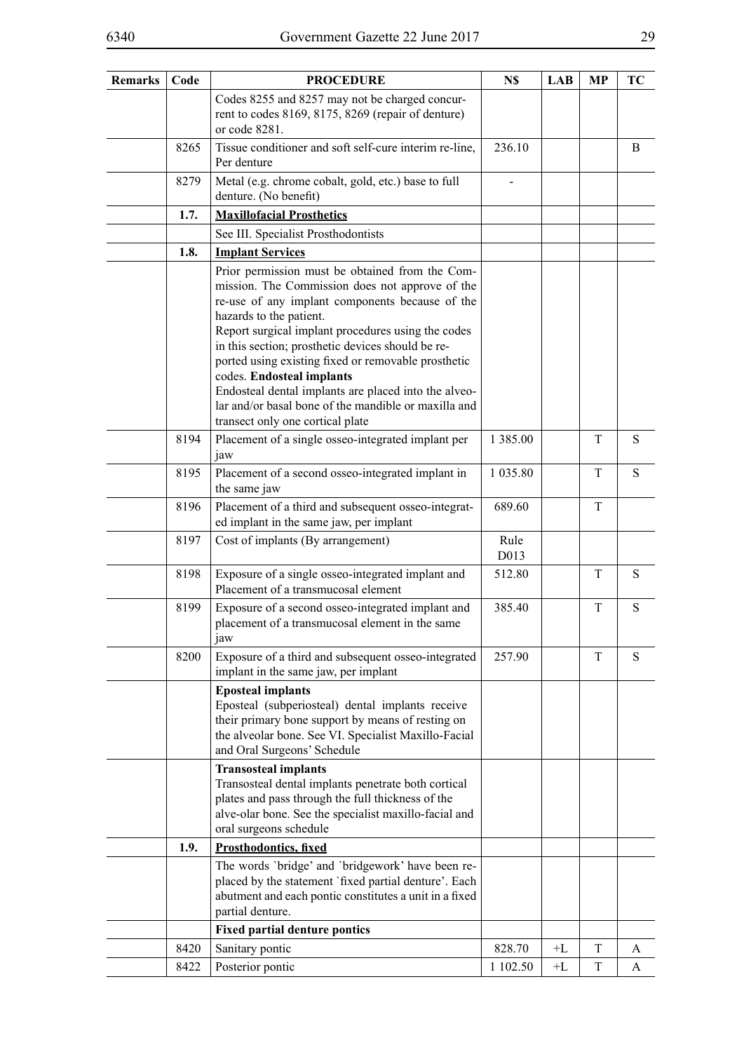| Remarks | Code | PROCEDURE | N$ | LAB | MP | TC |
|---|---|---|---|---|---|---|
| | | Codes 8255 and 8257 may not be charged concurrent to codes 8169, 8175, 8269 (repair of denture) or code 8281. | | | | |
| | 8265 | Tissue conditioner and soft self-cure interim re-line, Per denture | 236.10 | | | B |
| | 8279 | Metal (e.g. chrome cobalt, gold, etc.) base to full denture. (No benefit) | - | | | |
| | **1.7.** | **Maxillofacial Prosthetics** | | | | |
| | | See III. Specialist Prosthodontists | | | | |
| | **1.8.** | **Implant Services** | | | | |
| | | Prior permission must be obtained from the Commission. The Commission does not approve of the re-use of any implant components because of the hazards to the patient. Report surgical implant procedures using the codes in this section; prosthetic devices should be reported using existing fixed or removable prosthetic codes. **Endosteal implants** Endosteal dental implants are placed into the alveolar and/or basal bone of the mandible or maxilla and transect only one cortical plate | | | | |
| | 8194 | Placement of a single osseo-integrated implant per jaw | 1 385.00 | | T | S |
| | 8195 | Placement of a second osseo-integrated implant in the same jaw | 1 035.80 | | T | S |
| | 8196 | Placement of a third and subsequent osseo-integrated implant in the same jaw, per implant | 689.60 | | T | |
| | 8197 | Cost of implants (By arrangement) | Rule D013 | | | |
| | 8198 | Exposure of a single osseo-integrated implant and Placement of a transmucosal element | 512.80 | | T | S |
| | 8199 | Exposure of a second osseo-integrated implant and placement of a transmucosal element in the same jaw | 385.40 | | T | S |
| | 8200 | Exposure of a third and subsequent osseo-integrated implant in the same jaw, per implant | 257.90 | | T | S |
| | | **Eposteal implants** Eposteal (subperiosteal) dental implants receive their primary bone support by means of resting on the alveolar bone. See VI. Specialist Maxillo-Facial and Oral Surgeons' Schedule | | | | |
| | | **Transosteal implants** Transosteal dental implants penetrate both cortical plates and pass through the full thickness of the alve-olar bone. See the specialist maxillo-facial and oral surgeons schedule | | | | |
| | **1.9.** | **Prosthodontics, fixed** | | | | |
| | | The words `bridge' and `bridgework' have been replaced by the statement `fixed partial denture'. Each abutment and each pontic constitutes a unit in a fixed partial denture. | | | | |
| | | **Fixed partial denture pontics** | | | | |
| | 8420 | Sanitary pontic | 828.70 | +L | T | A |
| | 8422 | Posterior pontic | 1 102.50 | +L | T | A |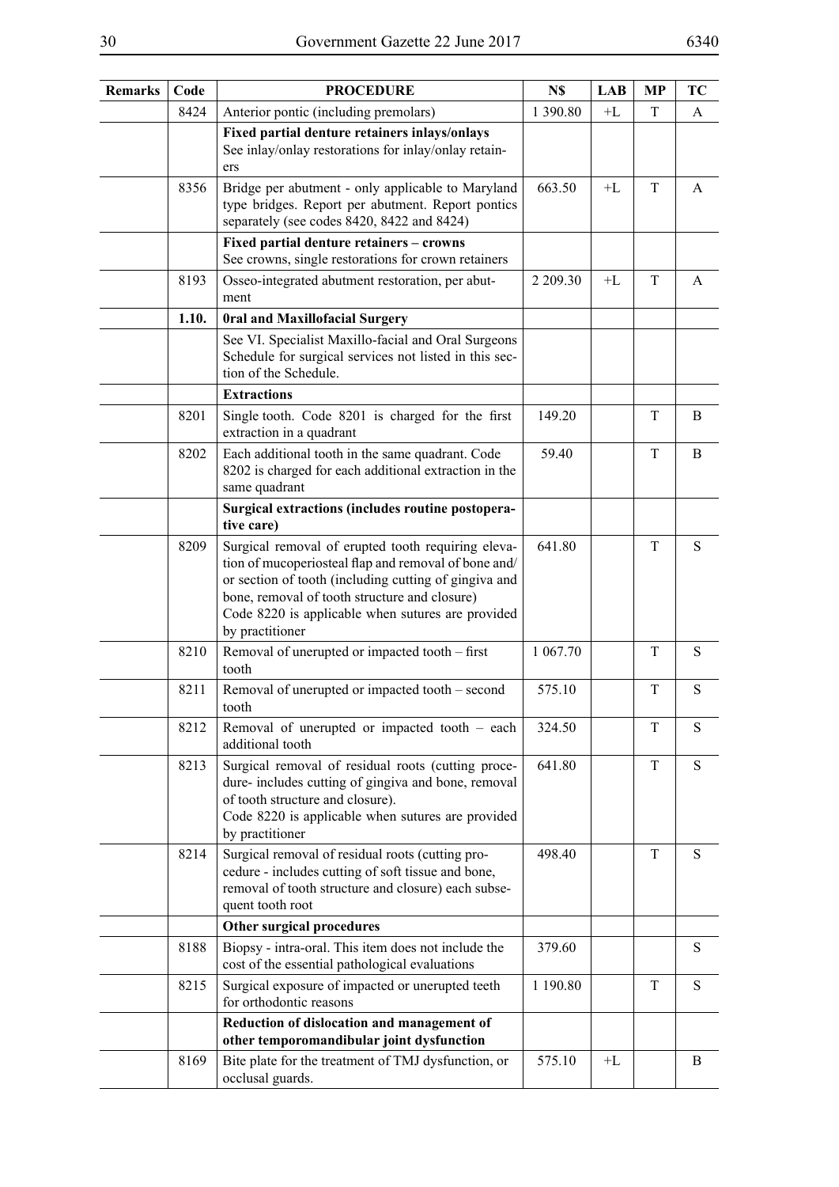| Remarks | Code | PROCEDURE | N$ | LAB | MP | TC |
|---|---|---|---|---|---|---|
| | 8424 | Anterior pontic (including premolars) | 1 390.80 | +L | T | A |
| | | **Fixed partial denture retainers inlays/onlays** See inlay/onlay restorations for inlay/onlay retainers | | | | |
| | 8356 | Bridge per abutment - only applicable to Maryland type bridges. Report per abutment. Report pontics separately (see codes 8420, 8422 and 8424) | 663.50 | +L | T | A |
| | | **Fixed partial denture retainers – crowns** See crowns, single restorations for crown retainers | | | | |
| | 8193 | Osseo-integrated abutment restoration, per abutment | 2 209.30 | +L | T | A |
| | **1.10.** | **0ral and Maxillofacial Surgery** | | | | |
| | | See VI. Specialist Maxillo-facial and Oral Surgeons Schedule for surgical services not listed in this section of the Schedule. | | | | |
| | | **Extractions** | | | | |
| | 8201 | Single tooth. Code 8201 is charged for the first extraction in a quadrant | 149.20 | | T | B |
| | 8202 | Each additional tooth in the same quadrant. Code 8202 is charged for each additional extraction in the same quadrant | 59.40 | | T | B |
| | | **Surgical extractions (includes routine postoperative care)** | | | | |
| | 8209 | Surgical removal of erupted tooth requiring elevation of mucoperiosteal flap and removal of bone and/or section of tooth (including cutting of gingiva and bone, removal of tooth structure and closure) Code 8220 is applicable when sutures are provided by practitioner | 641.80 | | T | S |
| | 8210 | Removal of unerupted or impacted tooth – first tooth | 1 067.70 | | T | S |
| | 8211 | Removal of unerupted or impacted tooth – second tooth | 575.10 | | T | S |
| | 8212 | Removal of unerupted or impacted tooth – each additional tooth | 324.50 | | T | S |
| | 8213 | Surgical removal of residual roots (cutting procedure- includes cutting of gingiva and bone, removal of tooth structure and closure). Code 8220 is applicable when sutures are provided by practitioner | 641.80 | | T | S |
| | 8214 | Surgical removal of residual roots (cutting procedure - includes cutting of soft tissue and bone, removal of tooth structure and closure) each subsequent tooth root | 498.40 | | T | S |
| | | **Other surgical procedures** | | | | |
| | 8188 | Biopsy - intra-oral. This item does not include the cost of the essential pathological evaluations | 379.60 | | | S |
| | 8215 | Surgical exposure of impacted or unerupted teeth for orthodontic reasons | 1 190.80 | | T | S |
| | | **Reduction of dislocation and management of other temporomandibular joint dysfunction** | | | | |
| | 8169 | Bite plate for the treatment of TMJ dysfunction, or occlusal guards. | 575.10 | +L | | B |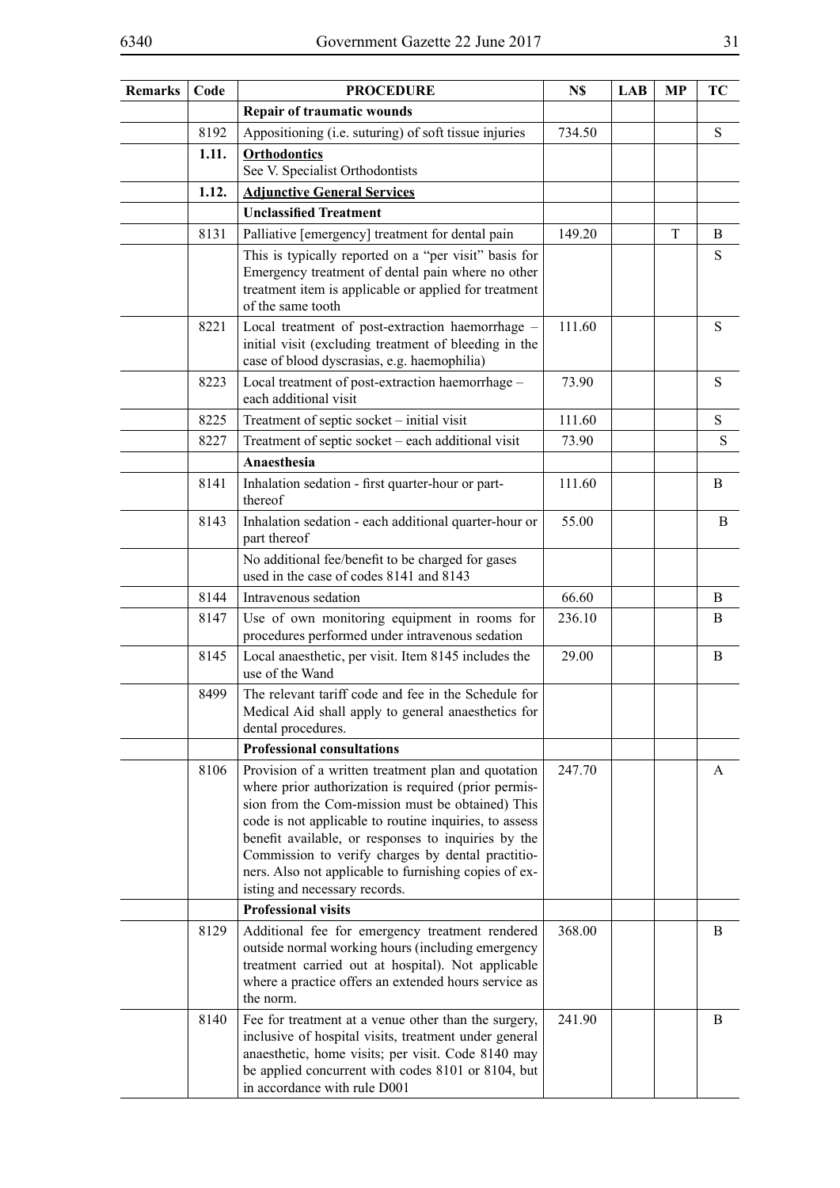| Remarks | Code | PROCEDURE | N$ | LAB | MP | TC |
|---|---|---|---|---|---|---|
| | | **Repair of traumatic wounds** | | | | |
| | 8192 | Appositioning (i.e. suturing) of soft tissue injuries | 734.50 | | | S |
| | **1.11.** | **Orthodontics** See V. Specialist Orthodontists | | | | |
| | **1.12.** | **Adjunctive General Services** | | | | |
| | | **Unclassified Treatment** | | | | |
| | 8131 | Palliative [emergency] treatment for dental pain | 149.20 | | T | B |
| | | This is typically reported on a "per visit" basis for Emergency treatment of dental pain where no other treatment item is applicable or applied for treatment of the same tooth | | | | S |
| | 8221 | Local treatment of post-extraction haemorrhage – initial visit (excluding treatment of bleeding in the case of blood dyscrasias, e.g. haemophilia) | 111.60 | | | S |
| | 8223 | Local treatment of post-extraction haemorrhage – each additional visit | 73.90 | | | S |
| | 8225 | Treatment of septic socket – initial visit | 111.60 | | | S |
| | 8227 | Treatment of septic socket – each additional visit | 73.90 | | | S |
| | | **Anaesthesia** | | | | |
| | 8141 | Inhalation sedation - first quarter-hour or part-thereof | 111.60 | | | B |
| | 8143 | Inhalation sedation - each additional quarter-hour or part thereof | 55.00 | | | B |
| | | No additional fee/benefit to be charged for gases used in the case of codes 8141 and 8143 | | | | |
| | 8144 | Intravenous sedation | 66.60 | | | B |
| | 8147 | Use of own monitoring equipment in rooms for procedures performed under intravenous sedation | 236.10 | | | B |
| | 8145 | Local anaesthetic, per visit. Item 8145 includes the use of the Wand | 29.00 | | | B |
| | 8499 | The relevant tariff code and fee in the Schedule for Medical Aid shall apply to general anaesthetics for dental procedures. | | | | |
| | | **Professional consultations** | | | | |
| | 8106 | Provision of a written treatment plan and quotation where prior authorization is required (prior permission from the Com-mission must be obtained) This code is not applicable to routine inquiries, to assess benefit available, or responses to inquiries by the Commission to verify charges by dental practitioners. Also not applicable to furnishing copies of existing and necessary records. | 247.70 | | | A |
| | | **Professional visits** | | | | |
| | 8129 | Additional fee for emergency treatment rendered outside normal working hours (including emergency treatment carried out at hospital). Not applicable where a practice offers an extended hours service as the norm. | 368.00 | | | B |
| | 8140 | Fee for treatment at a venue other than the surgery, inclusive of hospital visits, treatment under general anaesthetic, home visits; per visit. Code 8140 may be applied concurrent with codes 8101 or 8104, but in accordance with rule D001 | 241.90 | | | B |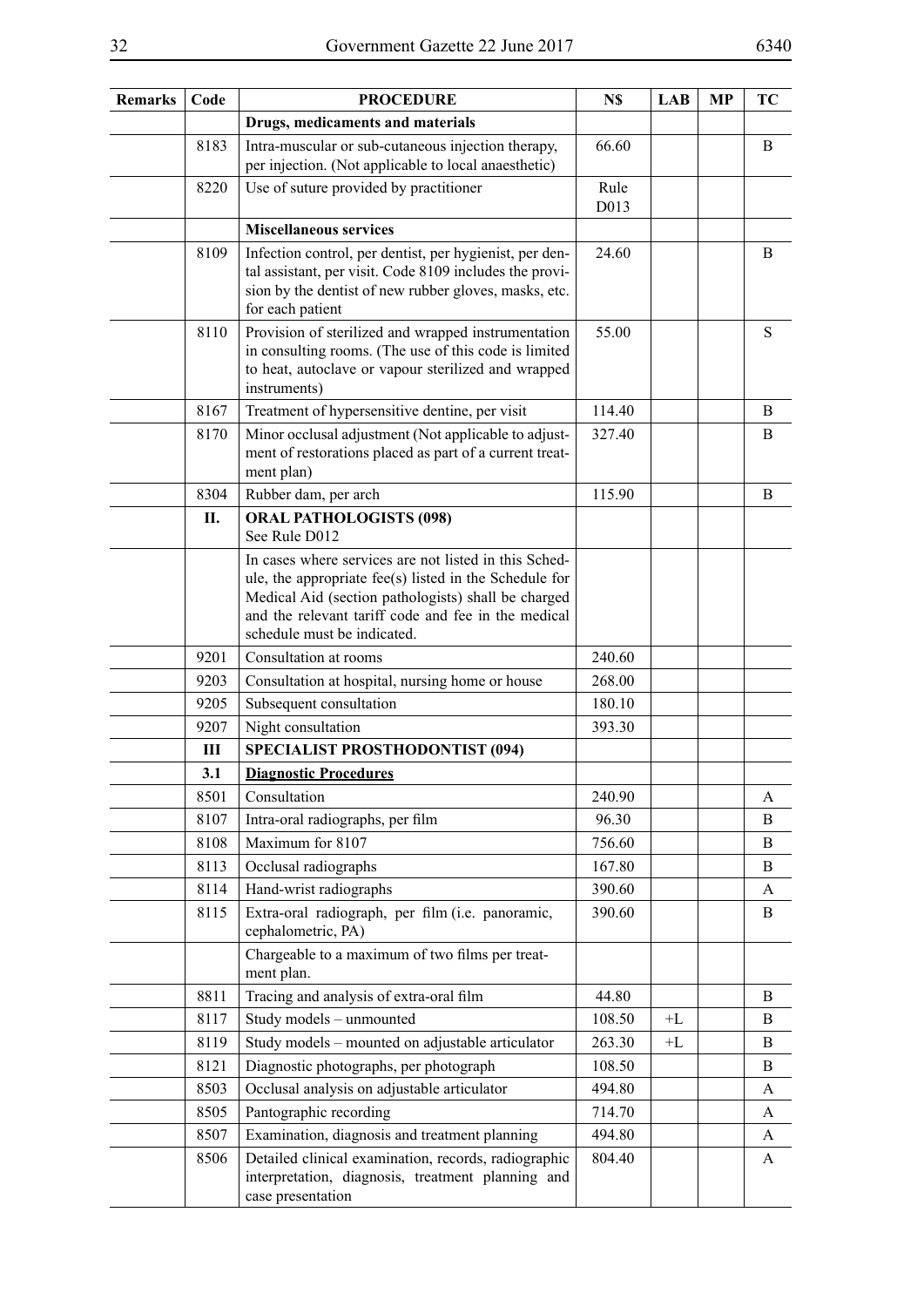| Remarks | Code | PROCEDURE | N$ | LAB | MP | TC |
|---|---|---|---|---|---|---|
| | | **Drugs, medicaments and materials** | | | | |
| | 8183 | Intra-muscular or sub-cutaneous injection therapy, per injection. (Not applicable to local anaesthetic) | 66.60 | | | B |
| | 8220 | Use of suture provided by practitioner | Rule D013 | | | |
| | | **Miscellaneous services** | | | | |
| | 8109 | Infection control, per dentist, per hygienist, per dental assistant, per visit. Code 8109 includes the provision by the dentist of new rubber gloves, masks, etc. for each patient | 24.60 | | | B |
| | 8110 | Provision of sterilized and wrapped instrumentation in consulting rooms. (The use of this code is limited to heat, autoclave or vapour sterilized and wrapped instruments) | 55.00 | | | S |
| | 8167 | Treatment of hypersensitive dentine, per visit | 114.40 | | | B |
| | 8170 | Minor occlusal adjustment (Not applicable to adjustment of restorations placed as part of a current treatment plan) | 327.40 | | | B |
| | 8304 | Rubber dam, per arch | 115.90 | | | B |
| | **II.** | **ORAL PATHOLOGISTS (098)**<br>See Rule D012 | | | | |
| | | In cases where services are not listed in this Schedule, the appropriate fee(s) listed in the Schedule for Medical Aid (section pathologists) shall be charged and the relevant tariff code and fee in the medical schedule must be indicated. | | | | |
| | 9201 | Consultation at rooms | 240.60 | | | |
| | 9203 | Consultation at hospital, nursing home or house | 268.00 | | | |
| | 9205 | Subsequent consultation | 180.10 | | | |
| | 9207 | Night consultation | 393.30 | | | |
| | **III** | **SPECIALIST PROSTHODONTIST (094)** | | | | |
| | **3.1** | **Diagnostic Procedures** | | | | |
| | 8501 | Consultation | 240.90 | | | A |
| | 8107 | Intra-oral radiographs, per film | 96.30 | | | B |
| | 8108 | Maximum for 8107 | 756.60 | | | B |
| | 8113 | Occlusal radiographs | 167.80 | | | B |
| | 8114 | Hand-wrist radiographs | 390.60 | | | A |
| | 8115 | Extra-oral radiograph, per film (i.e. panoramic, cephalometric, PA) | 390.60 | | | B |
| | | Chargeable to a maximum of two films per treatment plan. | | | | |
| | 8811 | Tracing and analysis of extra-oral film | 44.80 | | | B |
| | 8117 | Study models – unmounted | 108.50 | +L | | B |
| | 8119 | Study models – mounted on adjustable articulator | 263.30 | +L | | B |
| | 8121 | Diagnostic photographs, per photograph | 108.50 | | | B |
| | 8503 | Occlusal analysis on adjustable articulator | 494.80 | | | A |
| | 8505 | Pantographic recording | 714.70 | | | A |
| | 8507 | Examination, diagnosis and treatment planning | 494.80 | | | A |
| | 8506 | Detailed clinical examination, records, radiographic interpretation, diagnosis, treatment planning and case presentation | 804.40 | | | A |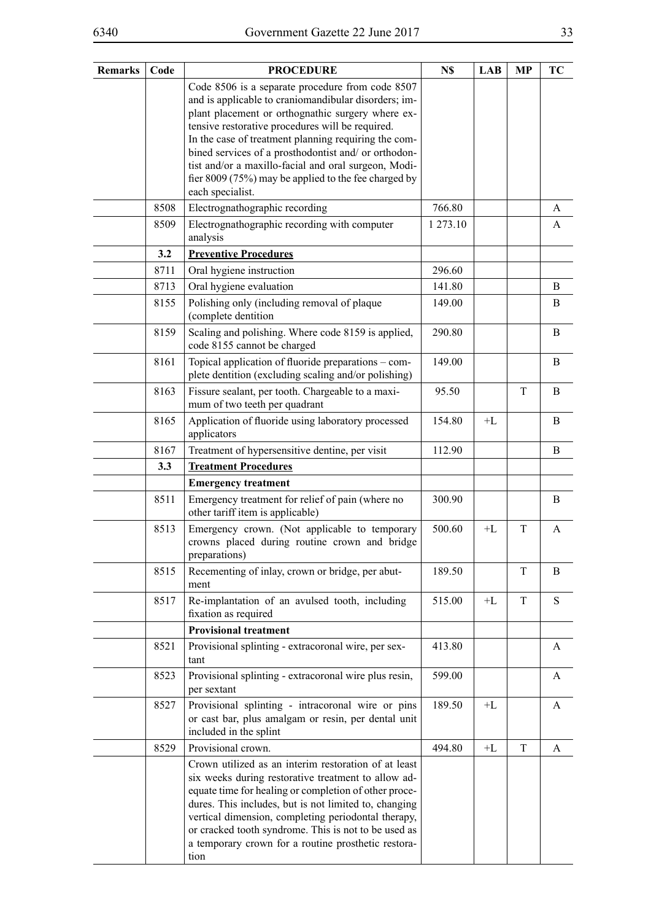| Remarks | Code | PROCEDURE | N$ | LAB | MP | TC |
|---|---|---|---|---|---|---|
| | | Code 8506 is a separate procedure from code 8507 and is applicable to craniomandibular disorders; implant placement or orthognathic surgery where extensive restorative procedures will be required. In the case of treatment planning requiring the combined services of a prosthodontist and/ or orthodontist and/or a maxillo-facial and oral surgeon, Modifier 8009 (75%) may be applied to the fee charged by each specialist. | | | | |
| | 8508 | Electrognathographic recording | 766.80 | | | A |
| | 8509 | Electrognathographic recording with computer analysis | 1 273.10 | | | A |
| | **3.2** | **Preventive Procedures** | | | | |
| | 8711 | Oral hygiene instruction | 296.60 | | | |
| | 8713 | Oral hygiene evaluation | 141.80 | | | B |
| | 8155 | Polishing only (including removal of plaque (complete dentition | 149.00 | | | B |
| | 8159 | Scaling and polishing. Where code 8159 is applied, code 8155 cannot be charged | 290.80 | | | B |
| | 8161 | Topical application of fluoride preparations – complete dentition (excluding scaling and/or polishing) | 149.00 | | | B |
| | 8163 | Fissure sealant, per tooth. Chargeable to a maximum of two teeth per quadrant | 95.50 | | T | B |
| | 8165 | Application of fluoride using laboratory processed applicators | 154.80 | +L | | B |
| | 8167 | Treatment of hypersensitive dentine, per visit | 112.90 | | | B |
| | **3.3** | **Treatment Procedures** | | | | |
| | | **Emergency treatment** | | | | |
| | 8511 | Emergency treatment for relief of pain (where no other tariff item is applicable) | 300.90 | | | B |
| | 8513 | Emergency crown. (Not applicable to temporary crowns placed during routine crown and bridge preparations) | 500.60 | +L | T | A |
| | 8515 | Recementing of inlay, crown or bridge, per abutment | 189.50 | | T | B |
| | 8517 | Re-implantation of an avulsed tooth, including fixation as required | 515.00 | +L | T | S |
| | | **Provisional treatment** | | | | |
| | 8521 | Provisional splinting - extracoronal wire, per sextant | 413.80 | | | A |
| | 8523 | Provisional splinting - extracoronal wire plus resin, per sextant | 599.00 | | | A |
| | 8527 | Provisional splinting - intracoronal wire or pins or cast bar, plus amalgam or resin, per dental unit included in the splint | 189.50 | +L | | A |
| | 8529 | Provisional crown. | 494.80 | +L | T | A |
| | | Crown utilized as an interim restoration of at least six weeks during restorative treatment to allow adequate time for healing or completion of other procedures. This includes, but is not limited to, changing vertical dimension, completing periodontal therapy, or cracked tooth syndrome. This is not to be used as a temporary crown for a routine prosthetic restoration | | | | |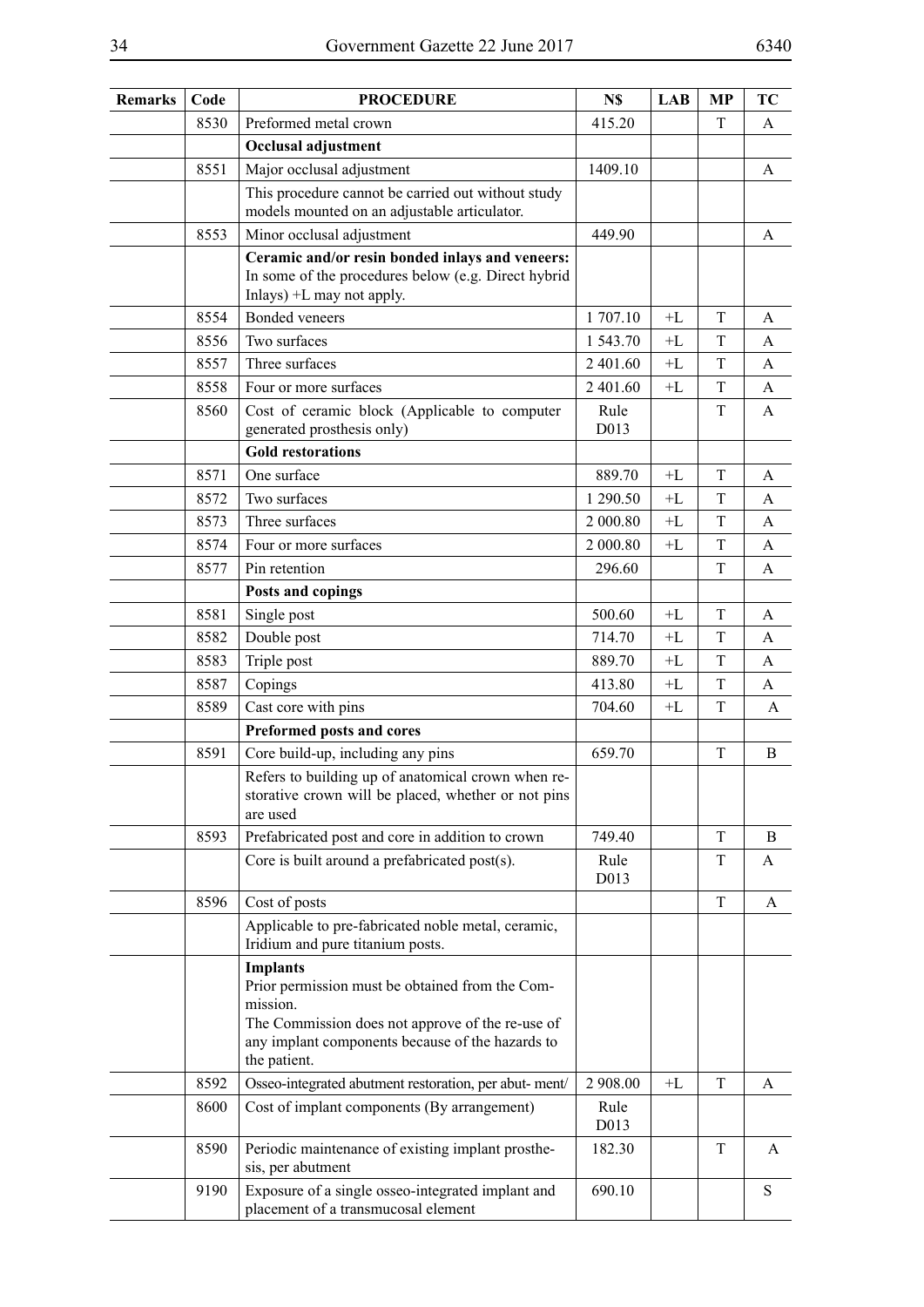| Remarks | Code | PROCEDURE | N$ | LAB | MP | TC |
|---|---|---|---|---|---|---|
| | 8530 | Preformed metal crown | 415.20 | | T | A |
| | | **Occlusal adjustment** | | | | |
| | 8551 | Major occlusal adjustment | 1409.10 | | | A |
| | | This procedure cannot be carried out without study models mounted on an adjustable articulator. | | | | |
| | 8553 | Minor occlusal adjustment | 449.90 | | | A |
| | | **Ceramic and/or resin bonded inlays and veneers:** In some of the procedures below (e.g. Direct hybrid Inlays) +L may not apply. | | | | |
| | 8554 | Bonded veneers | 1 707.10 | +L | T | A |
| | 8556 | Two surfaces | 1 543.70 | +L | T | A |
| | 8557 | Three surfaces | 2 401.60 | +L | T | A |
| | 8558 | Four or more surfaces | 2 401.60 | +L | T | A |
| | 8560 | Cost of ceramic block (Applicable to computer generated prosthesis only) | Rule D013 | | T | A |
| | | **Gold restorations** | | | | |
| | 8571 | One surface | 889.70 | +L | T | A |
| | 8572 | Two surfaces | 1 290.50 | +L | T | A |
| | 8573 | Three surfaces | 2 000.80 | +L | T | A |
| | 8574 | Four or more surfaces | 2 000.80 | +L | T | A |
| | 8577 | Pin retention | 296.60 | | T | A |
| | | **Posts and copings** | | | | |
| | 8581 | Single post | 500.60 | +L | T | A |
| | 8582 | Double post | 714.70 | +L | T | A |
| | 8583 | Triple post | 889.70 | +L | T | A |
| | 8587 | Copings | 413.80 | +L | T | A |
| | 8589 | Cast core with pins | 704.60 | +L | T | A |
| | | **Preformed posts and cores** | | | | |
| | 8591 | Core build-up, including any pins | 659.70 | | T | B |
| | | Refers to building up of anatomical crown when restorative crown will be placed, whether or not pins are used | | | | |
| | 8593 | Prefabricated post and core in addition to crown | 749.40 | | T | B |
| | | Core is built around a prefabricated post(s). | Rule D013 | | T | A |
| | 8596 | Cost of posts | | | T | A |
| | | Applicable to pre-fabricated noble metal, ceramic, Iridium and pure titanium posts. | | | | |
| | | **Implants** Prior permission must be obtained from the Commission. The Commission does not approve of the re-use of any implant components because of the hazards to the patient. | | | | |
| | 8592 | Osseo-integrated abutment restoration, per abut- ment/ | 2 908.00 | +L | T | A |
| | 8600 | Cost of implant components (By arrangement) | Rule D013 | | | |
| | 8590 | Periodic maintenance of existing implant prosthesis, per abutment | 182.30 | | T | A |
| | 9190 | Exposure of a single osseo-integrated implant and placement of a transmucosal element | 690.10 | | | S |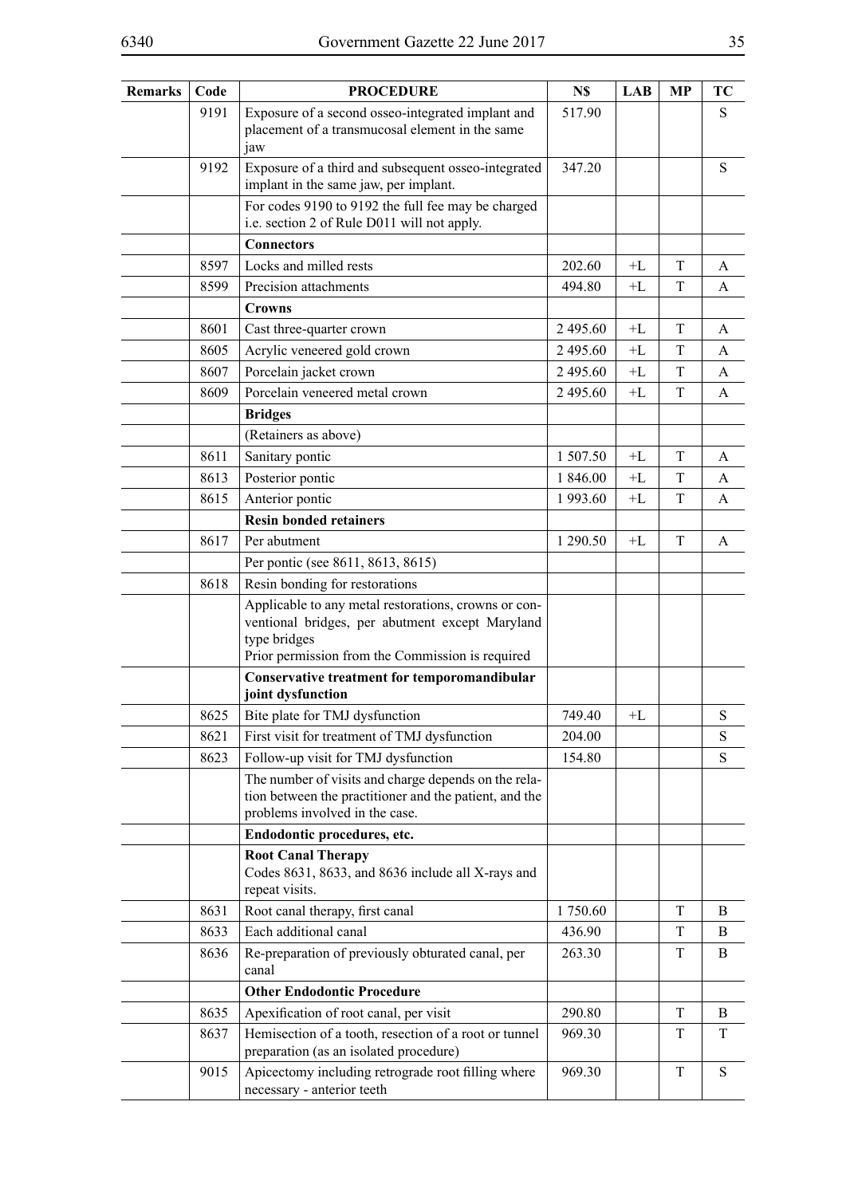| Remarks | Code | PROCEDURE | N$ | LAB | MP | TC |
|---|---|---|---|---|---|---|
| | 9191 | Exposure of a second osseo-integrated implant and placement of a transmucosal element in the same jaw | 517.90 | | | S |
| | 9192 | Exposure of a third and subsequent osseo-integrated implant in the same jaw, per implant. | 347.20 | | | S |
| | | For codes 9190 to 9192 the full fee may be charged i.e. section 2 of Rule D011 will not apply. | | | | |
| | | **Connectors** | | | | |
| | 8597 | Locks and milled rests | 202.60 | +L | T | A |
| | 8599 | Precision attachments | 494.80 | +L | T | A |
| | | **Crowns** | | | | |
| | 8601 | Cast three-quarter crown | 2 495.60 | +L | T | A |
| | 8605 | Acrylic veneered gold crown | 2 495.60 | +L | T | A |
| | 8607 | Porcelain jacket crown | 2 495.60 | +L | T | A |
| | 8609 | Porcelain veneered metal crown | 2 495.60 | +L | T | A |
| | | **Bridges** | | | | |
| | | (Retainers as above) | | | | |
| | 8611 | Sanitary pontic | 1 507.50 | +L | T | A |
| | 8613 | Posterior pontic | 1 846.00 | +L | T | A |
| | 8615 | Anterior pontic | 1 993.60 | +L | T | A |
| | | **Resin bonded retainers** | | | | |
| | 8617 | Per abutment | 1 290.50 | +L | T | A |
| | | Per pontic (see 8611, 8613, 8615) | | | | |
| | 8618 | Resin bonding for restorations | | | | |
| | | Applicable to any metal restorations, crowns or conventional bridges, per abutment except Maryland type bridges<br>Prior permission from the Commission is required | | | | |
| | | **Conservative treatment for temporomandibular joint dysfunction** | | | | |
| | 8625 | Bite plate for TMJ dysfunction | 749.40 | +L | | S |
| | 8621 | First visit for treatment of TMJ dysfunction | 204.00 | | | S |
| | 8623 | Follow-up visit for TMJ dysfunction | 154.80 | | | S |
| | | The number of visits and charge depends on the relation between the practitioner and the patient, and the problems involved in the case. | | | | |
| | | **Endodontic procedures, etc.** | | | | |
| | | **Root Canal Therapy**<br>Codes 8631, 8633, and 8636 include all X-rays and repeat visits. | | | | |
| | 8631 | Root canal therapy, first canal | 1 750.60 | | T | B |
| | 8633 | Each additional canal | 436.90 | | T | B |
| | 8636 | Re-preparation of previously obturated canal, per canal | 263.30 | | T | B |
| | | **Other Endodontic Procedure** | | | | |
| | 8635 | Apexification of root canal, per visit | 290.80 | | T | B |
| | 8637 | Hemisection of a tooth, resection of a root or tunnel preparation (as an isolated procedure) | 969.30 | | T | T |
| | 9015 | Apicectomy including retrograde root filling where necessary - anterior teeth | 969.30 | | T | S |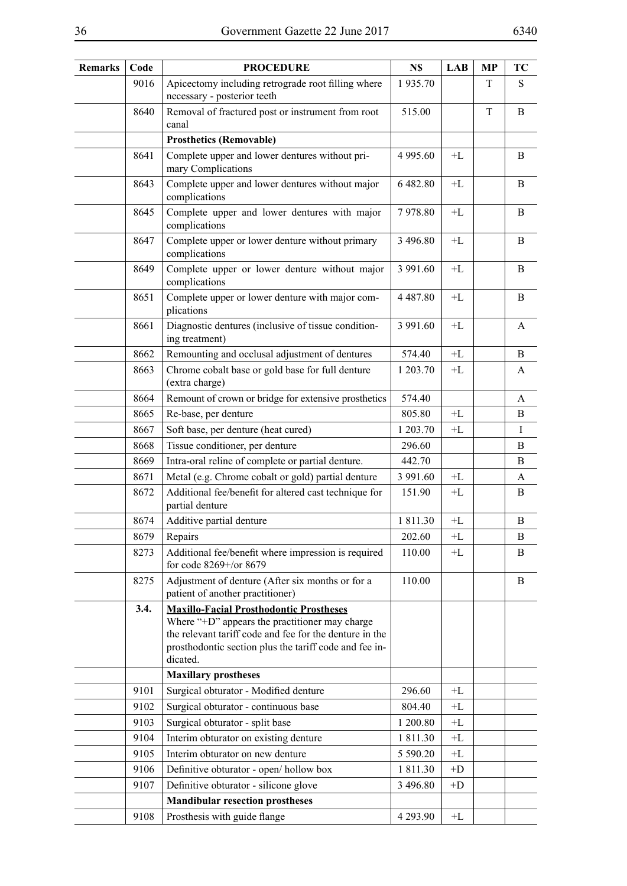| Remarks | Code | PROCEDURE | N$ | LAB | MP | TC |
|---|---|---|---|---|---|---|
| | 9016 | Apicectomy including retrograde root filling where necessary - posterior teeth | 1 935.70 | | T | S |
| | 8640 | Removal of fractured post or instrument from root canal | 515.00 | | T | B |
| | | **Prosthetics (Removable)** | | | | |
| | 8641 | Complete upper and lower dentures without primary Complications | 4 995.60 | +L | | B |
| | 8643 | Complete upper and lower dentures without major complications | 6 482.80 | +L | | B |
| | 8645 | Complete upper and lower dentures with major complications | 7 978.80 | +L | | B |
| | 8647 | Complete upper or lower denture without primary complications | 3 496.80 | +L | | B |
| | 8649 | Complete upper or lower denture without major complications | 3 991.60 | +L | | B |
| | 8651 | Complete upper or lower denture with major complications | 4 487.80 | +L | | B |
| | 8661 | Diagnostic dentures (inclusive of tissue conditioning treatment) | 3 991.60 | +L | | A |
| | 8662 | Remounting and occlusal adjustment of dentures | 574.40 | +L | | B |
| | 8663 | Chrome cobalt base or gold base for full denture (extra charge) | 1 203.70 | +L | | A |
| | 8664 | Remount of crown or bridge for extensive prosthetics | 574.40 | | | A |
| | 8665 | Re-base, per denture | 805.80 | +L | | B |
| | 8667 | Soft base, per denture (heat cured) | 1 203.70 | +L | | I |
| | 8668 | Tissue conditioner, per denture | 296.60 | | | B |
| | 8669 | Intra-oral reline of complete or partial denture. | 442.70 | | | B |
| | 8671 | Metal (e.g. Chrome cobalt or gold) partial denture | 3 991.60 | +L | | A |
| | 8672 | Additional fee/benefit for altered cast technique for partial denture | 151.90 | +L | | B |
| | 8674 | Additive partial denture | 1 811.30 | +L | | B |
| | 8679 | Repairs | 202.60 | +L | | B |
| | 8273 | Additional fee/benefit where impression is required for code 8269+/or 8679 | 110.00 | +L | | B |
| | 8275 | Adjustment of denture (After six months or for a patient of another practitioner) | 110.00 | | | B |
| | **3.4.** | **Maxillo-Facial Prosthodontic Prostheses** Where "+D" appears the practitioner may charge the relevant tariff code and fee for the denture in the prosthodontic section plus the tariff code and fee indicated. | | | | |
| | | **Maxillary prostheses** | | | | |
| | 9101 | Surgical obturator - Modified denture | 296.60 | +L | | |
| | 9102 | Surgical obturator - continuous base | 804.40 | +L | | |
| | 9103 | Surgical obturator - split base | 1 200.80 | +L | | |
| | 9104 | Interim obturator on existing denture | 1 811.30 | +L | | |
| | 9105 | Interim obturator on new denture | 5 590.20 | +L | | |
| | 9106 | Definitive obturator - open/ hollow box | 1 811.30 | +D | | |
| | 9107 | Definitive obturator - silicone glove | 3 496.80 | +D | | |
| | | **Mandibular resection prostheses** | | | | |
| | 9108 | Prosthesis with guide flange | 4 293.90 | +L | | |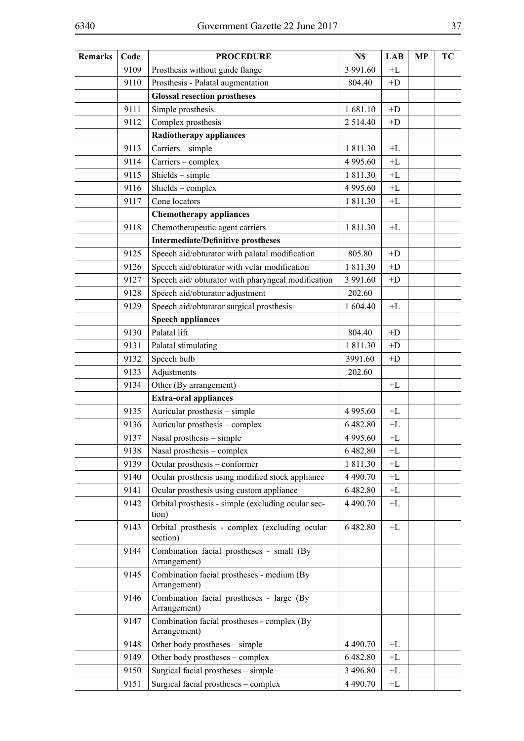| Remarks | Code | PROCEDURE | N$ | LAB | MP | TC |
|---|---|---|---|---|---|---|
| | 9109 | Prosthesis without guide flange | 3 991.60 | +L | | |
| | 9110 | Prosthesis - Palatal augmentation | 804.40 | +D | | |
| | | **Glossal resection prostheses** | | | | |
| | 9111 | Simple prosthesis. | 1 681.10 | +D | | |
| | 9112 | Complex prosthesis | 2 514.40 | +D | | |
| | | **Radiotherapy appliances** | | | | |
| | 9113 | Carriers – simple | 1 811.30 | +L | | |
| | 9114 | Carriers – complex | 4 995.60 | +L | | |
| | 9115 | Shields – simple | 1 811.30 | +L | | |
| | 9116 | Shields – complex | 4 995.60 | +L | | |
| | 9117 | Cone locators | 1 811.30 | +L | | |
| | | **Chemotherapy appliances** | | | | |
| | 9118 | Chemotherapeutic agent carriers | 1 811.30 | +L | | |
| | | **Intermediate/Definitive prostheses** | | | | |
| | 9125 | Speech aid/obturator with palatal modification | 805.80 | +D | | |
| | 9126 | Speech aid/obturator with velar modification | 1 811.30 | +D | | |
| | 9127 | Speech aid/ obturator with pharyngeal modification | 3 991.60 | +D | | |
| | 9128 | Speech aid/obturator adjustment | 202.60 | | | |
| | 9129 | Speech aid/obturator surgical prosthesis | 1 604.40 | +L | | |
| | | **Speech appliances** | | | | |
| | 9130 | Palatal lift | 804.40 | +D | | |
| | 9131 | Palatal stimulating | 1 811.30 | +D | | |
| | 9132 | Speech bulb | 3991.60 | +D | | |
| | 9133 | Adjustments | 202.60 | | | |
| | 9134 | Other (By arrangement) | | +L | | |
| | | **Extra-oral appliances** | | | | |
| | 9135 | Auricular prosthesis – simple | 4 995.60 | +L | | |
| | 9136 | Auricular prosthesis – complex | 6 482.80 | +L | | |
| | 9137 | Nasal prosthesis – simple | 4 995.60 | +L | | |
| | 9138 | Nasal prosthesis – complex | 6 482.80 | +L | | |
| | 9139 | Ocular prosthesis – conformer | 1 811.30 | +L | | |
| | 9140 | Ocular prosthesis using modified stock appliance | 4 490.70 | +L | | |
| | 9141 | Ocular prosthesis using custom appliance | 6 482.80 | +L | | |
| | 9142 | Orbital prosthesis - simple (excluding ocular section) | 4 490.70 | +L | | |
| | 9143 | Orbital prosthesis - complex (excluding ocular section) | 6 482.80 | +L | | |
| | 9144 | Combination facial prostheses - small (By Arrangement) | | | | |
| | 9145 | Combination facial prostheses - medium (By Arrangement) | | | | |
| | 9146 | Combination facial prostheses - large (By Arrangement) | | | | |
| | 9147 | Combination facial prostheses - complex (By Arrangement) | | | | |
| | 9148 | Other body prostheses – simple | 4 490.70 | +L | | |
| | 9149 | Other body prostheses – complex | 6 482.80 | +L | | |
| | 9150 | Surgical facial prostheses – simple | 3 496.80 | +L | | |
| | 9151 | Surgical facial prostheses – complex | 4 490.70 | +L | | |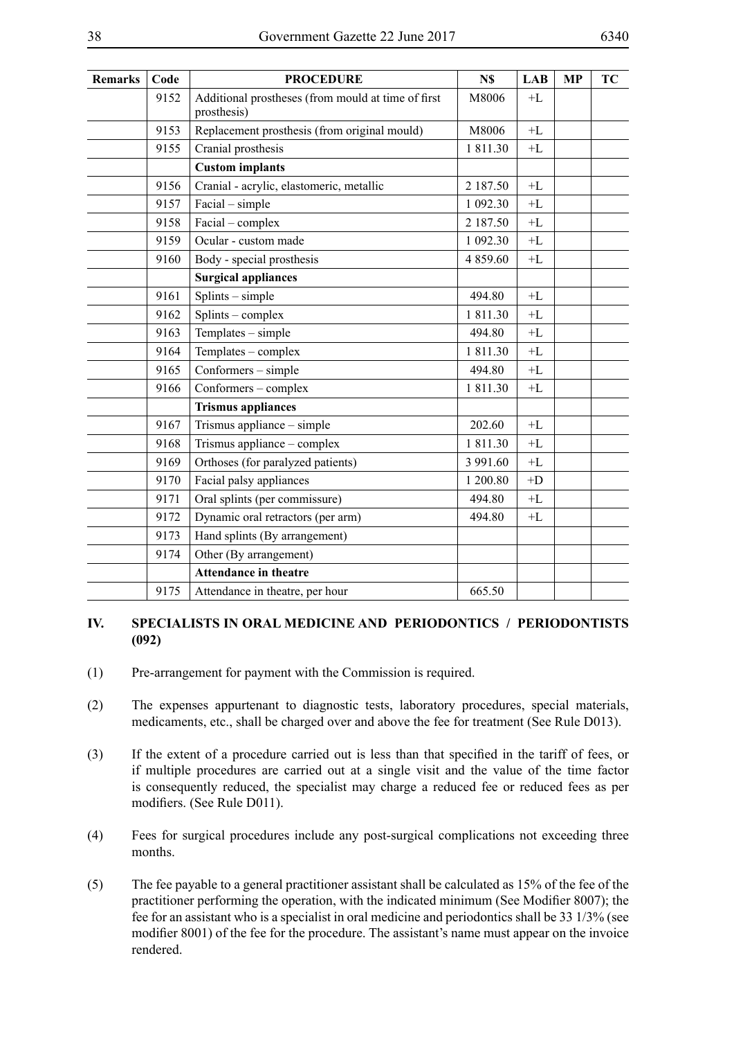| Remarks | Code | PROCEDURE | N$ | LAB | MP | TC |
|---|---|---|---|---|---|---|
| | 9152 | Additional prostheses (from mould at time of first prosthesis) | M8006 | +L | | |
| | 9153 | Replacement prosthesis (from original mould) | M8006 | +L | | |
| | 9155 | Cranial prosthesis | 1 811.30 | +L | | |
| | | **Custom implants** | | | | |
| | 9156 | Cranial - acrylic, elastomeric, metallic | 2 187.50 | +L | | |
| | 9157 | Facial – simple | 1 092.30 | +L | | |
| | 9158 | Facial – complex | 2 187.50 | +L | | |
| | 9159 | Ocular - custom made | 1 092.30 | +L | | |
| | 9160 | Body - special prosthesis | 4 859.60 | +L | | |
| | | **Surgical appliances** | | | | |
| | 9161 | Splints – simple | 494.80 | +L | | |
| | 9162 | Splints – complex | 1 811.30 | +L | | |
| | 9163 | Templates – simple | 494.80 | +L | | |
| | 9164 | Templates – complex | 1 811.30 | +L | | |
| | 9165 | Conformers – simple | 494.80 | +L | | |
| | 9166 | Conformers – complex | 1 811.30 | +L | | |
| | | **Trismus appliances** | | | | |
| | 9167 | Trismus appliance – simple | 202.60 | +L | | |
| | 9168 | Trismus appliance – complex | 1 811.30 | +L | | |
| | 9169 | Orthoses (for paralyzed patients) | 3 991.60 | +L | | |
| | 9170 | Facial palsy appliances | 1 200.80 | +D | | |
| | 9171 | Oral splints (per commissure) | 494.80 | +L | | |
| | 9172 | Dynamic oral retractors (per arm) | 494.80 | +L | | |
| | 9173 | Hand splints (By arrangement) | | | | |
| | 9174 | Other (By arrangement) | | | | |
| | | **Attendance in theatre** | | | | |
| | 9175 | Attendance in theatre, per hour | 665.50 | | | |

## IV. SPECIALISTS IN ORAL MEDICINE AND PERIODONTICS / PERIODONTISTS (092)

(1) Pre-arrangement for payment with the Commission is required.

(2) The expenses appurtenant to diagnostic tests, laboratory procedures, special materials, medicaments, etc., shall be charged over and above the fee for treatment (See Rule D013).

(3) If the extent of a procedure carried out is less than that specified in the tariff of fees, or if multiple procedures are carried out at a single visit and the value of the time factor is consequently reduced, the specialist may charge a reduced fee or reduced fees as per modifiers. (See Rule D011).

(4) Fees for surgical procedures include any post-surgical complications not exceeding three months.

(5) The fee payable to a general practitioner assistant shall be calculated as 15% of the fee of the practitioner performing the operation, with the indicated minimum (See Modifier 8007); the fee for an assistant who is a specialist in oral medicine and periodontics shall be 33 1/3% (see modifier 8001) of the fee for the procedure. The assistant's name must appear on the invoice rendered.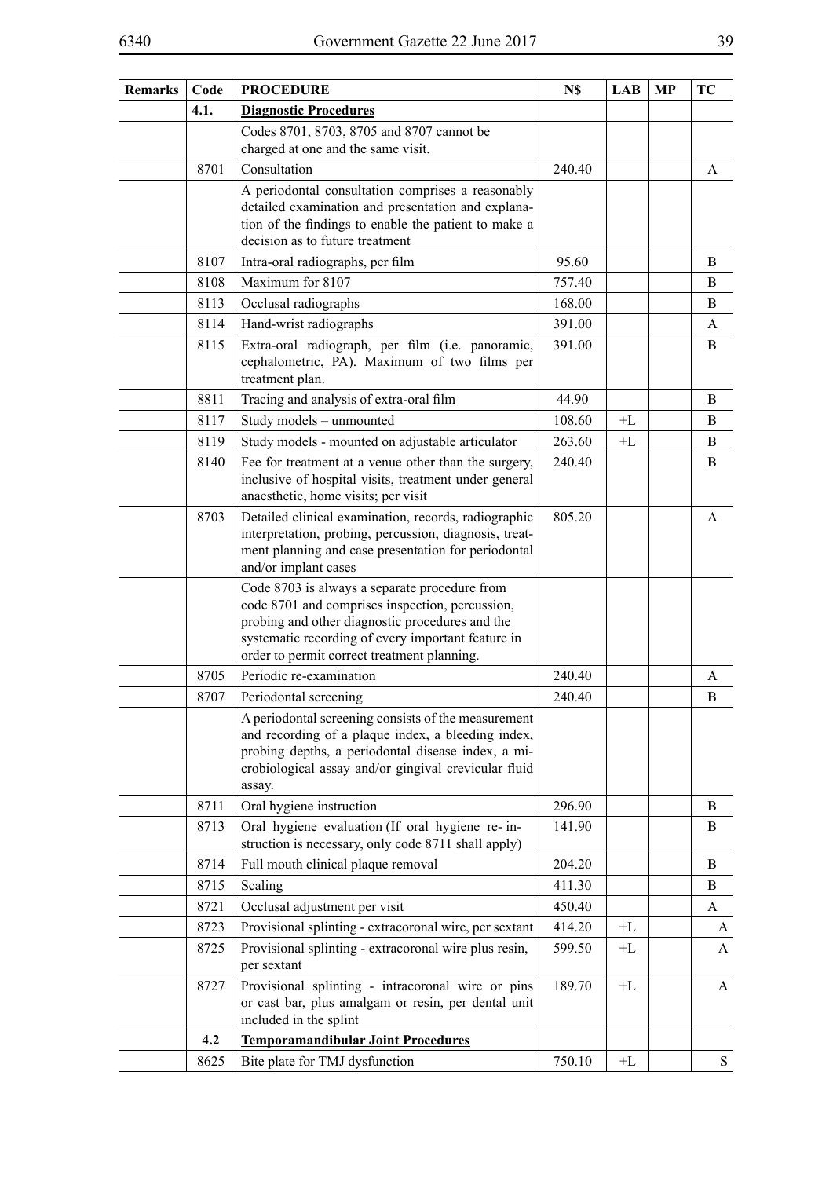| Remarks | Code | PROCEDURE | N$ | LAB | MP | TC |
|---|---|---|---|---|---|---|
| | **4.1.** | **Diagnostic Procedures** | | | | |
| | | Codes 8701, 8703, 8705 and 8707 cannot be charged at one and the same visit. | | | | |
| | 8701 | Consultation | 240.40 | | | A |
| | | A periodontal consultation comprises a reasonably detailed examination and presentation and explanation of the findings to enable the patient to make a decision as to future treatment | | | | |
| | 8107 | Intra-oral radiographs, per film | 95.60 | | | B |
| | 8108 | Maximum for 8107 | 757.40 | | | B |
| | 8113 | Occlusal radiographs | 168.00 | | | B |
| | 8114 | Hand-wrist radiographs | 391.00 | | | A |
| | 8115 | Extra-oral radiograph, per film (i.e. panoramic, cephalometric, PA). Maximum of two films per treatment plan. | 391.00 | | | B |
| | 8811 | Tracing and analysis of extra-oral film | 44.90 | | | B |
| | 8117 | Study models – unmounted | 108.60 | +L | | B |
| | 8119 | Study models - mounted on adjustable articulator | 263.60 | +L | | B |
| | 8140 | Fee for treatment at a venue other than the surgery, inclusive of hospital visits, treatment under general anaesthetic, home visits; per visit | 240.40 | | | B |
| | 8703 | Detailed clinical examination, records, radiographic interpretation, probing, percussion, diagnosis, treatment planning and case presentation for periodontal and/or implant cases | 805.20 | | | A |
| | | Code 8703 is always a separate procedure from code 8701 and comprises inspection, percussion, probing and other diagnostic procedures and the systematic recording of every important feature in order to permit correct treatment planning. | | | | |
| | 8705 | Periodic re-examination | 240.40 | | | A |
| | 8707 | Periodontal screening | 240.40 | | | B |
| | | A periodontal screening consists of the measurement and recording of a plaque index, a bleeding index, probing depths, a periodontal disease index, a microbiological assay and/or gingival crevicular fluid assay. | | | | |
| | 8711 | Oral hygiene instruction | 296.90 | | | B |
| | 8713 | Oral hygiene evaluation (If oral hygiene re-instruction is necessary, only code 8711 shall apply) | 141.90 | | | B |
| | 8714 | Full mouth clinical plaque removal | 204.20 | | | B |
| | 8715 | Scaling | 411.30 | | | B |
| | 8721 | Occlusal adjustment per visit | 450.40 | | | A |
| | 8723 | Provisional splinting - extracoronal wire, per sextant | 414.20 | +L | | A |
| | 8725 | Provisional splinting - extracoronal wire plus resin, per sextant | 599.50 | +L | | A |
| | 8727 | Provisional splinting - intracoronal wire or pins or cast bar, plus amalgam or resin, per dental unit included in the splint | 189.70 | +L | | A |
| | **4.2** | **Temporamandibular Joint Procedures** | | | | |
| | 8625 | Bite plate for TMJ dysfunction | 750.10 | +L | | S |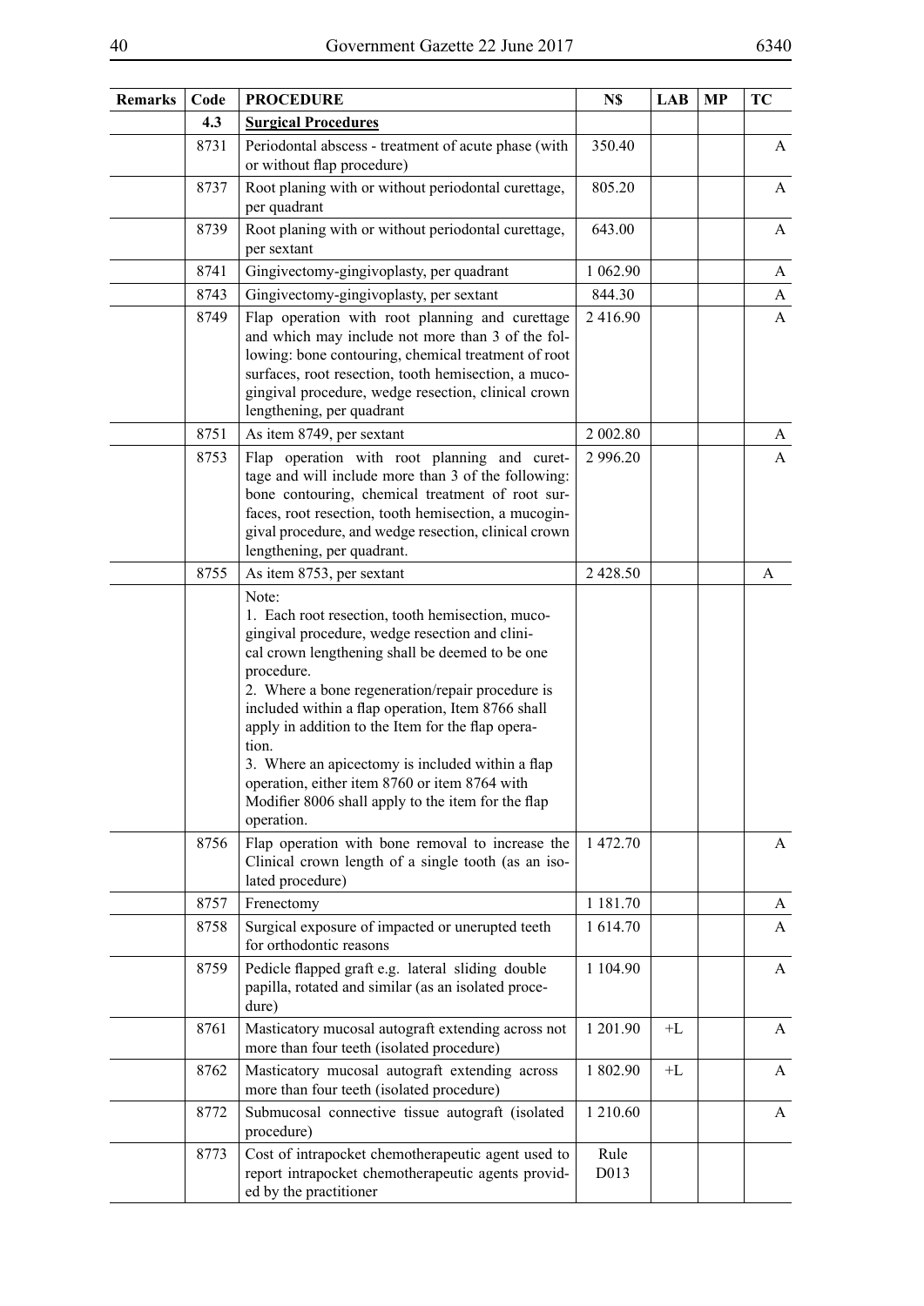| Remarks | Code | PROCEDURE | N$ | LAB | MP | TC |
|---|---|---|---|---|---|---|
| | 4.3 | **Surgical Procedures** | | | | |
| | 8731 | Periodontal abscess - treatment of acute phase (with or without flap procedure) | 350.40 | | | A |
| | 8737 | Root planing with or without periodontal curettage, per quadrant | 805.20 | | | A |
| | 8739 | Root planing with or without periodontal curettage, per sextant | 643.00 | | | A |
| | 8741 | Gingivectomy-gingivoplasty, per quadrant | 1 062.90 | | | A |
| | 8743 | Gingivectomy-gingivoplasty, per sextant | 844.30 | | | A |
| | 8749 | Flap operation with root planning and curettage and which may include not more than 3 of the following: bone contouring, chemical treatment of root surfaces, root resection, tooth hemisection, a mucogingival procedure, wedge resection, clinical crown lengthening, per quadrant | 2 416.90 | | | A |
| | 8751 | As item 8749, per sextant | 2 002.80 | | | A |
| | 8753 | Flap operation with root planning and curettage and will include more than 3 of the following: bone contouring, chemical treatment of root surfaces, root resection, tooth hemisection, a mucogingival procedure, and wedge resection, clinical crown lengthening, per quadrant. | 2 996.20 | | | A |
| | 8755 | As item 8753, per sextant | 2 428.50 | | | A |
| | | Note:<br>1. Each root resection, tooth hemisection, mucogingival procedure, wedge resection and clinical crown lengthening shall be deemed to be one procedure.<br>2. Where a bone regeneration/repair procedure is included within a flap operation, Item 8766 shall apply in addition to the Item for the flap operation.<br>3. Where an apicectomy is included within a flap operation, either item 8760 or item 8764 with Modifier 8006 shall apply to the item for the flap operation. | | | | |
| | 8756 | Flap operation with bone removal to increase the Clinical crown length of a single tooth (as an isolated procedure) | 1 472.70 | | | A |
| | 8757 | Frenectomy | 1 181.70 | | | A |
| | 8758 | Surgical exposure of impacted or unerupted teeth for orthodontic reasons | 1 614.70 | | | A |
| | 8759 | Pedicle flapped graft e.g. lateral sliding double papilla, rotated and similar (as an isolated procedure) | 1 104.90 | | | A |
| | 8761 | Masticatory mucosal autograft extending across not more than four teeth (isolated procedure) | 1 201.90 | +L | | A |
| | 8762 | Masticatory mucosal autograft extending across more than four teeth (isolated procedure) | 1 802.90 | +L | | A |
| | 8772 | Submucosal connective tissue autograft (isolated procedure) | 1 210.60 | | | A |
| | 8773 | Cost of intrapocket chemotherapeutic agent used to report intrapocket chemotherapeutic agents provided by the practitioner | Rule D013 | | | |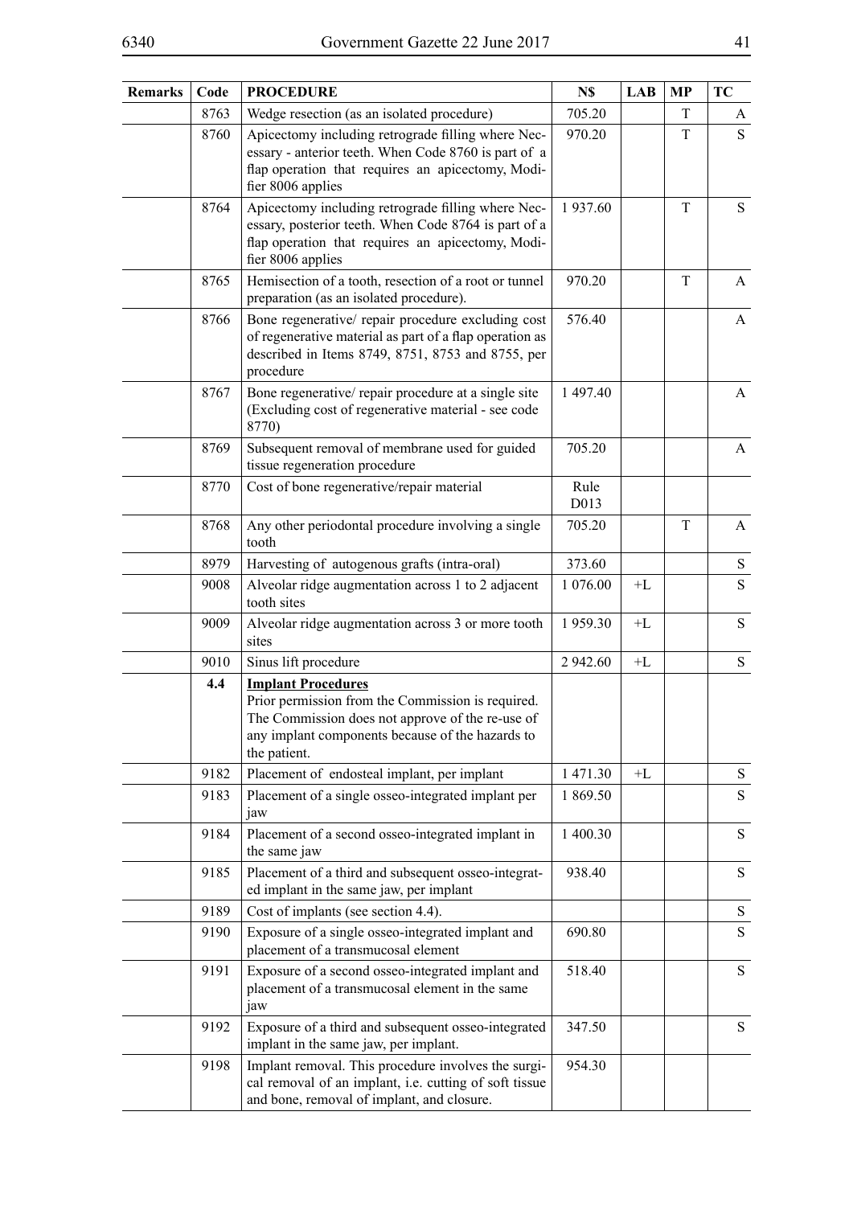| Remarks | Code | PROCEDURE | N$ | LAB | MP | TC |
|---|---|---|---|---|---|---|
| | 8763 | Wedge resection (as an isolated procedure) | 705.20 | | T | A |
| | 8760 | Apicectomy including retrograde filling where Necessary - anterior teeth. When Code 8760 is part of a flap operation that requires an apicectomy, Modifier 8006 applies | 970.20 | | T | S |
| | 8764 | Apicectomy including retrograde filling where Necessary, posterior teeth. When Code 8764 is part of a flap operation that requires an apicectomy, Modifier 8006 applies | 1 937.60 | | T | S |
| | 8765 | Hemisection of a tooth, resection of a root or tunnel preparation (as an isolated procedure). | 970.20 | | T | A |
| | 8766 | Bone regenerative/ repair procedure excluding cost of regenerative material as part of a flap operation as described in Items 8749, 8751, 8753 and 8755, per procedure | 576.40 | | | A |
| | 8767 | Bone regenerative/ repair procedure at a single site (Excluding cost of regenerative material - see code 8770) | 1 497.40 | | | A |
| | 8769 | Subsequent removal of membrane used for guided tissue regeneration procedure | 705.20 | | | A |
| | 8770 | Cost of bone regenerative/repair material | Rule D013 | | | |
| | 8768 | Any other periodontal procedure involving a single tooth | 705.20 | | T | A |
| | 8979 | Harvesting of autogenous grafts (intra-oral) | 373.60 | | | S |
| | 9008 | Alveolar ridge augmentation across 1 to 2 adjacent tooth sites | 1 076.00 | +L | | S |
| | 9009 | Alveolar ridge augmentation across 3 or more tooth sites | 1 959.30 | +L | | S |
| | 9010 | Sinus lift procedure | 2 942.60 | +L | | S |
| | **4.4** | **<u>Implant Procedures</u>**<br>Prior permission from the Commission is required. The Commission does not approve of the re-use of any implant components because of the hazards to the patient. | | | | |
| | 9182 | Placement of endosteal implant, per implant | 1 471.30 | +L | | S |
| | 9183 | Placement of a single osseo-integrated implant per jaw | 1 869.50 | | | S |
| | 9184 | Placement of a second osseo-integrated implant in the same jaw | 1 400.30 | | | S |
| | 9185 | Placement of a third and subsequent osseo-integrated implant in the same jaw, per implant | 938.40 | | | S |
| | 9189 | Cost of implants (see section 4.4). | | | | S |
| | 9190 | Exposure of a single osseo-integrated implant and placement of a transmucosal element | 690.80 | | | S |
| | 9191 | Exposure of a second osseo-integrated implant and placement of a transmucosal element in the same jaw | 518.40 | | | S |
| | 9192 | Exposure of a third and subsequent osseo-integrated implant in the same jaw, per implant. | 347.50 | | | S |
| | 9198 | Implant removal. This procedure involves the surgical removal of an implant, i.e. cutting of soft tissue and bone, removal of implant, and closure. | 954.30 | | | |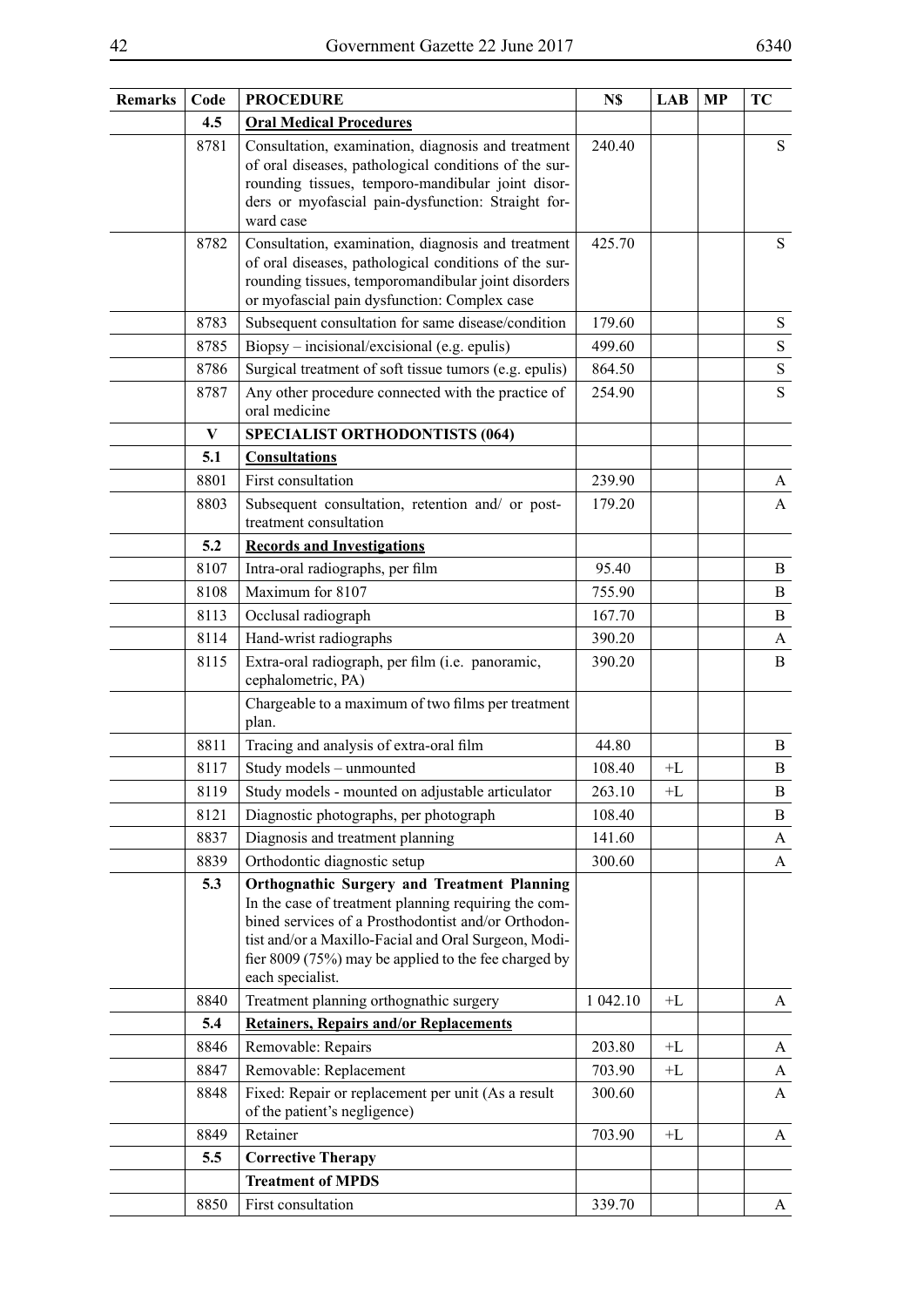| Remarks | Code | PROCEDURE | N$ | LAB | MP | TC |
|---|---|---|---|---|---|---|
| | 4.5 | **Oral Medical Procedures** | | | | |
| | 8781 | Consultation, examination, diagnosis and treatment of oral diseases, pathological conditions of the surrounding tissues, temporo-mandibular joint disorders or myofascial pain-dysfunction: Straight forward case | 240.40 | | | S |
| | 8782 | Consultation, examination, diagnosis and treatment of oral diseases, pathological conditions of the surrounding tissues, temporomandibular joint disorders or myofascial pain dysfunction: Complex case | 425.70 | | | S |
| | 8783 | Subsequent consultation for same disease/condition | 179.60 | | | S |
| | 8785 | Biopsy – incisional/excisional (e.g. epulis) | 499.60 | | | S |
| | 8786 | Surgical treatment of soft tissue tumors (e.g. epulis) | 864.50 | | | S |
| | 8787 | Any other procedure connected with the practice of oral medicine | 254.90 | | | S |
| | V | **SPECIALIST ORTHODONTISTS (064)** | | | | |
| | 5.1 | **Consultations** | | | | |
| | 8801 | First consultation | 239.90 | | | A |
| | 8803 | Subsequent consultation, retention and/ or post-treatment consultation | 179.20 | | | A |
| | 5.2 | **Records and Investigations** | | | | |
| | 8107 | Intra-oral radiographs, per film | 95.40 | | | B |
| | 8108 | Maximum for 8107 | 755.90 | | | B |
| | 8113 | Occlusal radiograph | 167.70 | | | B |
| | 8114 | Hand-wrist radiographs | 390.20 | | | A |
| | 8115 | Extra-oral radiograph, per film (i.e. panoramic, cephalometric, PA) | 390.20 | | | B |
| | | Chargeable to a maximum of two films per treatment plan. | | | | |
| | 8811 | Tracing and analysis of extra-oral film | 44.80 | | | B |
| | 8117 | Study models – unmounted | 108.40 | +L | | B |
| | 8119 | Study models - mounted on adjustable articulator | 263.10 | +L | | B |
| | 8121 | Diagnostic photographs, per photograph | 108.40 | | | B |
| | 8837 | Diagnosis and treatment planning | 141.60 | | | A |
| | 8839 | Orthodontic diagnostic setup | 300.60 | | | A |
| | 5.3 | **Orthognathic Surgery and Treatment Planning** In the case of treatment planning requiring the combined services of a Prosthodontist and/or Orthodontist and/or a Maxillo-Facial and Oral Surgeon, Modifier 8009 (75%) may be applied to the fee charged by each specialist. | | | | |
| | 8840 | Treatment planning orthognathic surgery | 1 042.10 | +L | | A |
| | 5.4 | **Retainers, Repairs and/or Replacements** | | | | |
| | 8846 | Removable: Repairs | 203.80 | +L | | A |
| | 8847 | Removable: Replacement | 703.90 | +L | | A |
| | 8848 | Fixed: Repair or replacement per unit (As a result of the patient's negligence) | 300.60 | | | A |
| | 8849 | Retainer | 703.90 | +L | | A |
| | 5.5 | **Corrective Therapy** | | | | |
| | | **Treatment of MPDS** | | | | |
| | 8850 | First consultation | 339.70 | | | A |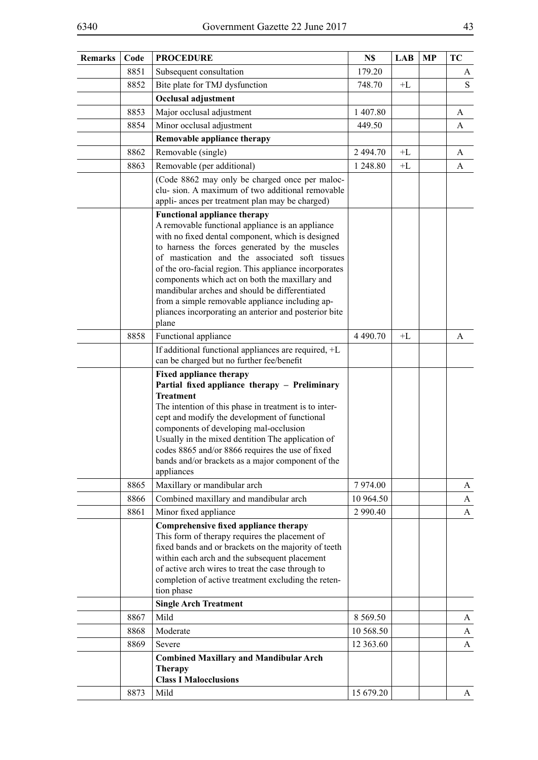| Remarks | Code | PROCEDURE | N$ | LAB | MP | TC |
|---|---|---|---|---|---|---|
| | 8851 | Subsequent consultation | 179.20 | | | A |
| | 8852 | Bite plate for TMJ dysfunction | 748.70 | +L | | S |
| | | **Occlusal adjustment** | | | | |
| | 8853 | Major occlusal adjustment | 1 407.80 | | | A |
| | 8854 | Minor occlusal adjustment | 449.50 | | | A |
| | | **Removable appliance therapy** | | | | |
| | 8862 | Removable (single) | 2 494.70 | +L | | A |
| | 8863 | Removable (per additional) | 1 248.80 | +L | | A |
| | | (Code 8862 may only be charged once per maloc- clu- sion. A maximum of two additional removable appli- ances per treatment plan may be charged) | | | | |
| | | **Functional appliance therapy** A removable functional appliance is an appliance with no fixed dental component, which is designed to harness the forces generated by the muscles of mastication and the associated soft tissues of the oro-facial region. This appliance incorporates components which act on both the maxillary and mandibular arches and should be differentiated from a simple removable appliance including ap- pliances incorporating an anterior and posterior bite plane | | | | |
| | 8858 | Functional appliance | 4 490.70 | +L | | A |
| | | If additional functional appliances are required, +L can be charged but no further fee/benefit | | | | |
| | | **Fixed appliance therapy** **Partial fixed appliance therapy – Preliminary Treatment** The intention of this phase in treatment is to inter- cept and modify the development of functional components of developing mal-occlusion Usually in the mixed dentition The application of codes 8865 and/or 8866 requires the use of fixed bands and/or brackets as a major component of the appliances | | | | |
| | 8865 | Maxillary or mandibular arch | 7 974.00 | | | A |
| | 8866 | Combined maxillary and mandibular arch | 10 964.50 | | | A |
| | 8861 | Minor fixed appliance | 2 990.40 | | | A |
| | | **Comprehensive fixed appliance therapy** This form of therapy requires the placement of fixed bands and or brackets on the majority of teeth within each arch and the subsequent placement of active arch wires to treat the case through to completion of active treatment excluding the reten- tion phase | | | | |
| | | **Single Arch Treatment** | | | | |
| | 8867 | Mild | 8 569.50 | | | A |
| | 8868 | Moderate | 10 568.50 | | | A |
| | 8869 | Severe | 12 363.60 | | | A |
| | | **Combined Maxillary and Mandibular Arch Therapy** **Class I Malocclusions** | | | | |
| | 8873 | Mild | 15 679.20 | | | A |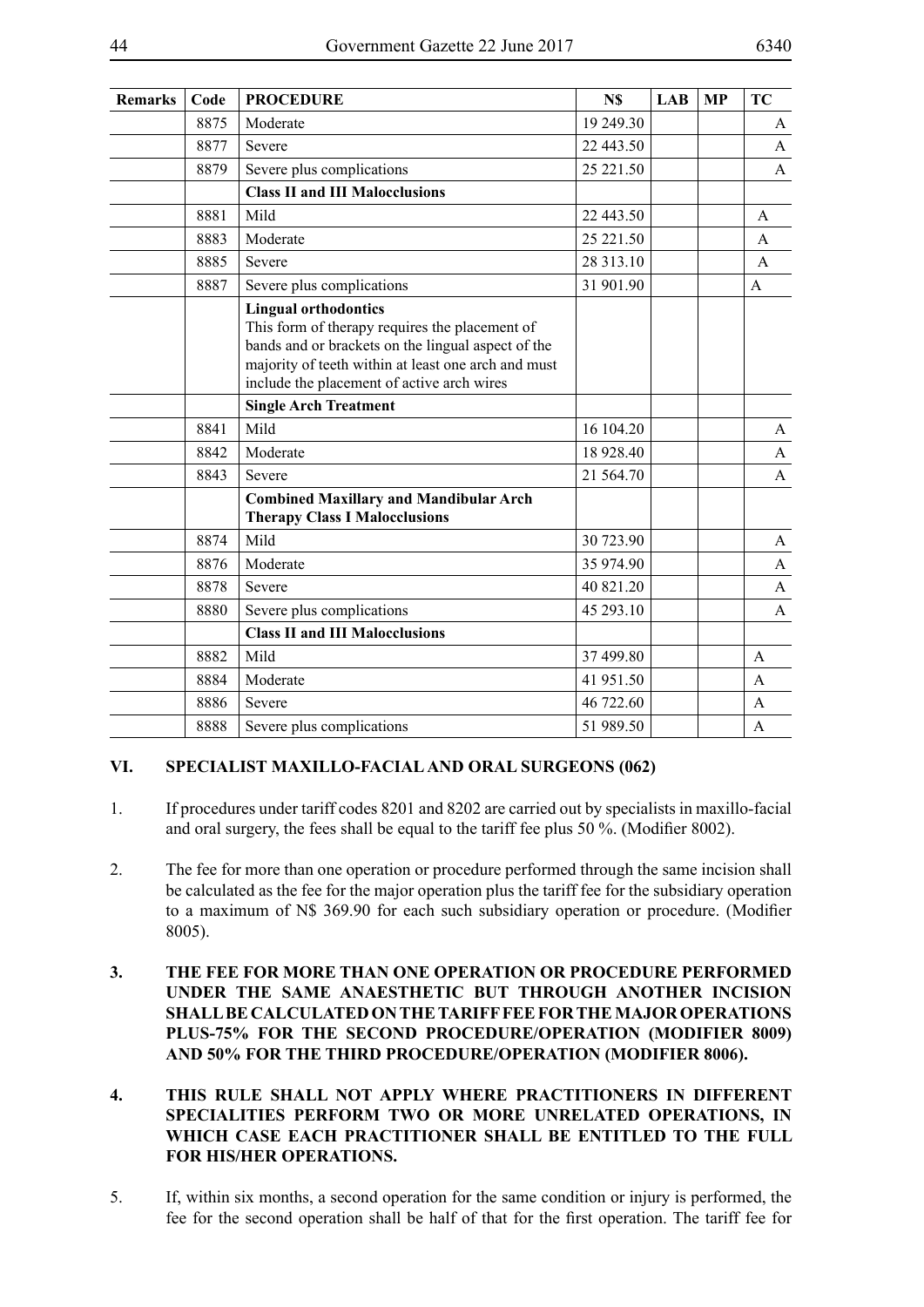| Remarks | Code | PROCEDURE | N$ | LAB | MP | TC |
|---|---|---|---|---|---|---|
| | 8875 | Moderate | 19 249.30 | | | A |
| | 8877 | Severe | 22 443.50 | | | A |
| | 8879 | Severe plus complications | 25 221.50 | | | A |
| | | **Class II and III Malocclusions** | | | | |
| | 8881 | Mild | 22 443.50 | | | A |
| | 8883 | Moderate | 25 221.50 | | | A |
| | 8885 | Severe | 28 313.10 | | | A |
| | 8887 | Severe plus complications | 31 901.90 | | | A |
| | | **Lingual orthodontics** This form of therapy requires the placement of bands and or brackets on the lingual aspect of the majority of teeth within at least one arch and must include the placement of active arch wires | | | | |
| | | **Single Arch Treatment** | | | | |
| | 8841 | Mild | 16 104.20 | | | A |
| | 8842 | Moderate | 18 928.40 | | | A |
| | 8843 | Severe | 21 564.70 | | | A |
| | | **Combined Maxillary and Mandibular Arch Therapy Class I Malocclusions** | | | | |
| | 8874 | Mild | 30 723.90 | | | A |
| | 8876 | Moderate | 35 974.90 | | | A |
| | 8878 | Severe | 40 821.20 | | | A |
| | 8880 | Severe plus complications | 45 293.10 | | | A |
| | | **Class II and III Malocclusions** | | | | |
| | 8882 | Mild | 37 499.80 | | | A |
| | 8884 | Moderate | 41 951.50 | | | A |
| | 8886 | Severe | 46 722.60 | | | A |
| | 8888 | Severe plus complications | 51 989.50 | | | A |

## VI. SPECIALIST MAXILLO-FACIAL AND ORAL SURGEONS (062)

1. If procedures under tariff codes 8201 and 8202 are carried out by specialists in maxillo-facial and oral surgery, the fees shall be equal to the tariff fee plus 50 %. (Modifier 8002).

2. The fee for more than one operation or procedure performed through the same incision shall be calculated as the fee for the major operation plus the tariff fee for the subsidiary operation to a maximum of N$ 369.90 for each such subsidiary operation or procedure. (Modifier 8005).

3. **THE FEE FOR MORE THAN ONE OPERATION OR PROCEDURE PERFORMED UNDER THE SAME ANAESTHETIC BUT THROUGH ANOTHER INCISION SHALL BE CALCULATED ON THE TARIFF FEE FOR THE MAJOR OPERATIONS PLUS-75% FOR THE SECOND PROCEDURE/OPERATION (MODIFIER 8009) AND 50% FOR THE THIRD PROCEDURE/OPERATION (MODIFIER 8006).**

4. **THIS RULE SHALL NOT APPLY WHERE PRACTITIONERS IN DIFFERENT SPECIALITIES PERFORM TWO OR MORE UNRELATED OPERATIONS, IN WHICH CASE EACH PRACTITIONER SHALL BE ENTITLED TO THE FULL FOR HIS/HER OPERATIONS.**

5. If, within six months, a second operation for the same condition or injury is performed, the fee for the second operation shall be half of that for the first operation. The tariff fee for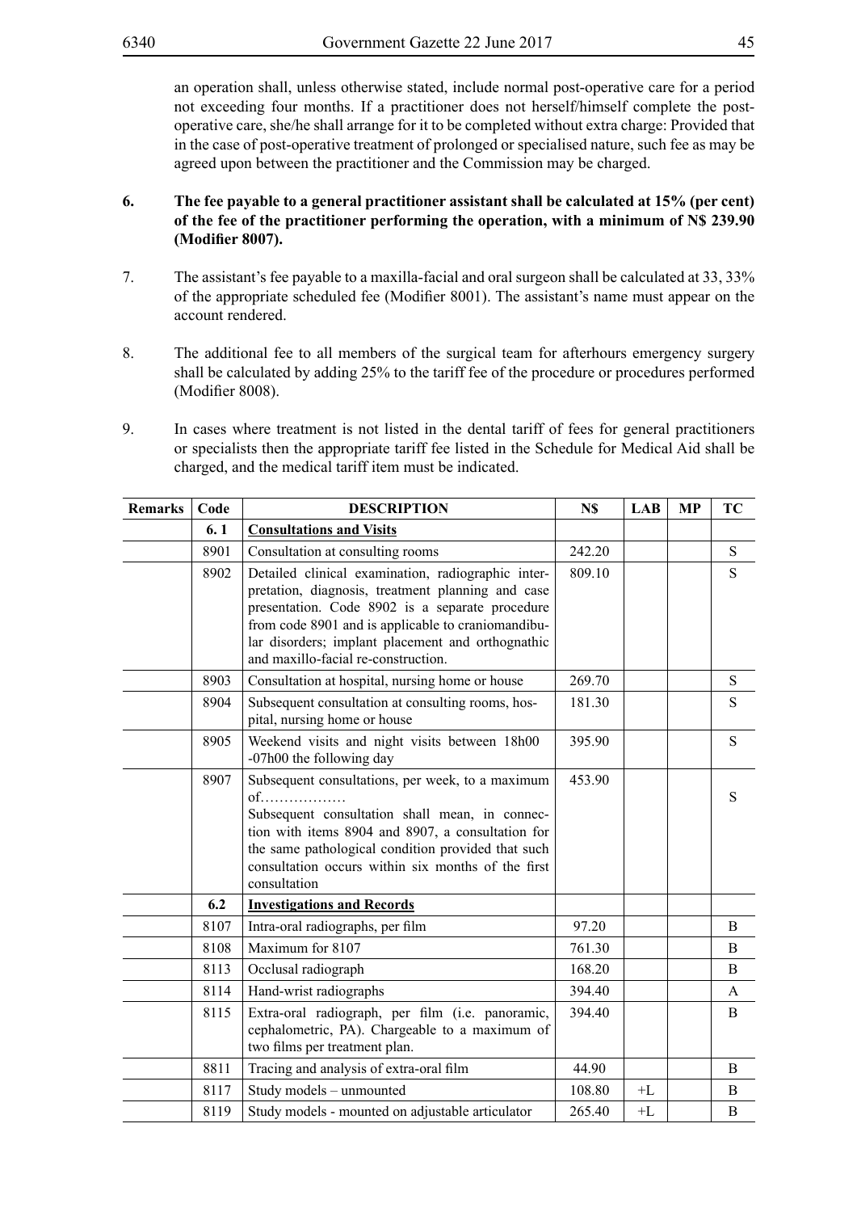an operation shall, unless otherwise stated, include normal post-operative care for a period not exceeding four months. If a practitioner does not herself/himself complete the post-operative care, she/he shall arrange for it to be completed without extra charge: Provided that in the case of post-operative treatment of prolonged or specialised nature, such fee as may be agreed upon between the practitioner and the Commission may be charged.

6. **The fee payable to a general practitioner assistant shall be calculated at 15% (per cent) of the fee of the practitioner performing the operation, with a minimum of N$ 239.90 (Modifier 8007).**

7. The assistant's fee payable to a maxilla-facial and oral surgeon shall be calculated at 33, 33% of the appropriate scheduled fee (Modifier 8001). The assistant's name must appear on the account rendered.

8. The additional fee to all members of the surgical team for afterhours emergency surgery shall be calculated by adding 25% to the tariff fee of the procedure or procedures performed (Modifier 8008).

9. In cases where treatment is not listed in the dental tariff of fees for general practitioners or specialists then the appropriate tariff fee listed in the Schedule for Medical Aid shall be charged, and the medical tariff item must be indicated.

| Remarks | Code | DESCRIPTION | N$ | LAB | MP | TC |
|---|---|---|---|---|---|---|
| | **6. 1** | **Consultations and Visits** | | | | |
| | 8901 | Consultation at consulting rooms | 242.20 | | | S |
| | 8902 | Detailed clinical examination, radiographic interpretation, diagnosis, treatment planning and case presentation. Code 8902 is a separate procedure from code 8901 and is applicable to craniomandibular disorders; implant placement and orthognathic and maxillo-facial re-construction. | 809.10 | | | S |
| | 8903 | Consultation at hospital, nursing home or house | 269.70 | | | S |
| | 8904 | Subsequent consultation at consulting rooms, hospital, nursing home or house | 181.30 | | | S |
| | 8905 | Weekend visits and night visits between 18h00 -07h00 the following day | 395.90 | | | S |
| | 8907 | Subsequent consultations, per week, to a maximum of……………… Subsequent consultation shall mean, in connection with items 8904 and 8907, a consultation for the same pathological condition provided that such consultation occurs within six months of the first consultation | 453.90 | | | S |
| | **6.2** | **Investigations and Records** | | | | |
| | 8107 | Intra-oral radiographs, per film | 97.20 | | | B |
| | 8108 | Maximum for 8107 | 761.30 | | | B |
| | 8113 | Occlusal radiograph | 168.20 | | | B |
| | 8114 | Hand-wrist radiographs | 394.40 | | | A |
| | 8115 | Extra-oral radiograph, per film (i.e. panoramic, cephalometric, PA). Chargeable to a maximum of two films per treatment plan. | 394.40 | | | B |
| | 8811 | Tracing and analysis of extra-oral film | 44.90 | | | B |
| | 8117 | Study models – unmounted | 108.80 | +L | | B |
| | 8119 | Study models - mounted on adjustable articulator | 265.40 | +L | | B |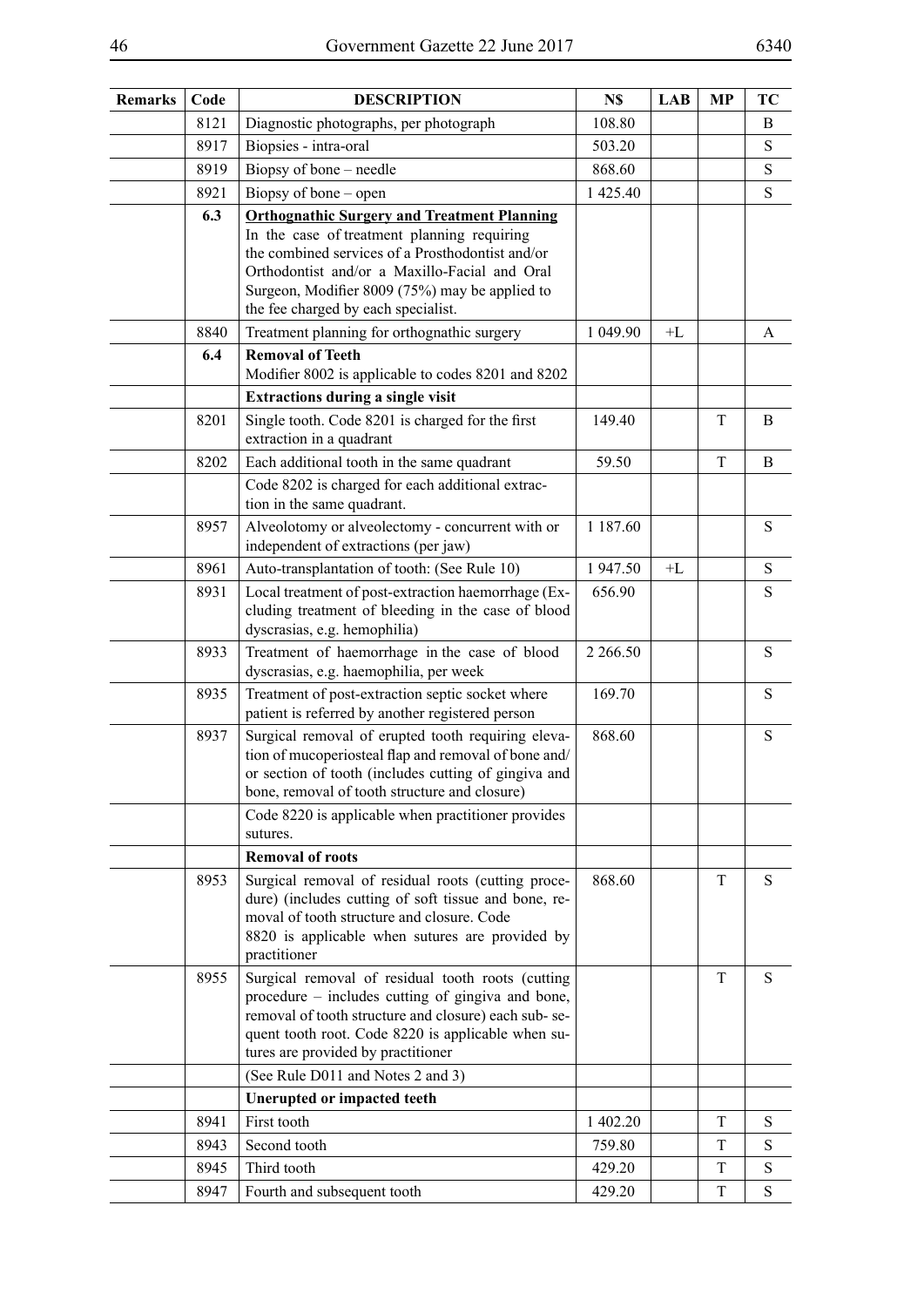| Remarks | Code | DESCRIPTION | N$ | LAB | MP | TC |
|---|---|---|---|---|---|---|
| | 8121 | Diagnostic photographs, per photograph | 108.80 | | | B |
| | 8917 | Biopsies - intra-oral | 503.20 | | | S |
| | 8919 | Biopsy of bone – needle | 868.60 | | | S |
| | 8921 | Biopsy of bone – open | 1 425.40 | | | S |
| | **6.3** | **Orthognathic Surgery and Treatment Planning** In the case of treatment planning requiring the combined services of a Prosthodontist and/or Orthodontist and/or a Maxillo-Facial and Oral Surgeon, Modifier 8009 (75%) may be applied to the fee charged by each specialist. | | | | |
| | 8840 | Treatment planning for orthognathic surgery | 1 049.90 | +L | | A |
| | **6.4** | **Removal of Teeth** Modifier 8002 is applicable to codes 8201 and 8202 | | | | |
| | | **Extractions during a single visit** | | | | |
| | 8201 | Single tooth. Code 8201 is charged for the first extraction in a quadrant | 149.40 | | T | B |
| | 8202 | Each additional tooth in the same quadrant | 59.50 | | T | B |
| | | Code 8202 is charged for each additional extraction in the same quadrant. | | | | |
| | 8957 | Alveolotomy or alveolectomy - concurrent with or independent of extractions (per jaw) | 1 187.60 | | | S |
| | 8961 | Auto-transplantation of tooth: (See Rule 10) | 1 947.50 | +L | | S |
| | 8931 | Local treatment of post-extraction haemorrhage (Excluding treatment of bleeding in the case of blood dyscrasias, e.g. hemophilia) | 656.90 | | | S |
| | 8933 | Treatment of haemorrhage in the case of blood dyscrasias, e.g. haemophilia, per week | 2 266.50 | | | S |
| | 8935 | Treatment of post-extraction septic socket where patient is referred by another registered person | 169.70 | | | S |
| | 8937 | Surgical removal of erupted tooth requiring elevation of mucoperiosteal flap and removal of bone and/ or section of tooth (includes cutting of gingiva and bone, removal of tooth structure and closure) | 868.60 | | | S |
| | | Code 8220 is applicable when practitioner provides sutures. | | | | |
| | | **Removal of roots** | | | | |
| | 8953 | Surgical removal of residual roots (cutting procedure) (includes cutting of soft tissue and bone, removal of tooth structure and closure. Code 8820 is applicable when sutures are provided by practitioner | 868.60 | | T | S |
| | 8955 | Surgical removal of residual tooth roots (cutting procedure – includes cutting of gingiva and bone, removal of tooth structure and closure) each subsequent tooth root. Code 8220 is applicable when sutures are provided by practitioner | | | T | S |
| | | (See Rule D011 and Notes 2 and 3) | | | | |
| | | **Unerupted or impacted teeth** | | | | |
| | 8941 | First tooth | 1 402.20 | | T | S |
| | 8943 | Second tooth | 759.80 | | T | S |
| | 8945 | Third tooth | 429.20 | | T | S |
| | 8947 | Fourth and subsequent tooth | 429.20 | | T | S |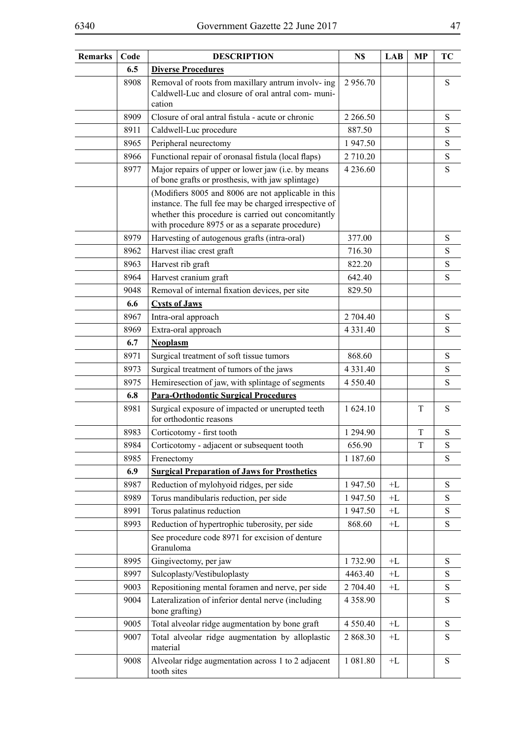| Remarks | Code | DESCRIPTION | N$ | LAB | MP | TC |
|---|---|---|---|---|---|---|
| | **6.5** | **Diverse Procedures** | | | | |
| | 8908 | Removal of roots from maxillary antrum involv- ing Caldwell-Luc and closure of oral antral com- munication | 2 956.70 | | | S |
| | 8909 | Closure of oral antral fistula - acute or chronic | 2 266.50 | | | S |
| | 8911 | Caldwell-Luc procedure | 887.50 | | | S |
| | 8965 | Peripheral neurectomy | 1 947.50 | | | S |
| | 8966 | Functional repair of oronasal fistula (local flaps) | 2 710.20 | | | S |
| | 8977 | Major repairs of upper or lower jaw (i.e. by means of bone grafts or prosthesis, with jaw splintage) | 4 236.60 | | | S |
| | | (Modifiers 8005 and 8006 are not applicable in this instance. The full fee may be charged irrespective of whether this procedure is carried out concomitantly with procedure 8975 or as a separate procedure) | | | | |
| | 8979 | Harvesting of autogenous grafts (intra-oral) | 377.00 | | | S |
| | 8962 | Harvest iliac crest graft | 716.30 | | | S |
| | 8963 | Harvest rib graft | 822.20 | | | S |
| | 8964 | Harvest cranium graft | 642.40 | | | S |
| | 9048 | Removal of internal fixation devices, per site | 829.50 | | | |
| | **6.6** | **Cysts of Jaws** | | | | |
| | 8967 | Intra-oral approach | 2 704.40 | | | S |
| | 8969 | Extra-oral approach | 4 331.40 | | | S |
| | **6.7** | **Neoplasm** | | | | |
| | 8971 | Surgical treatment of soft tissue tumors | 868.60 | | | S |
| | 8973 | Surgical treatment of tumors of the jaws | 4 331.40 | | | S |
| | 8975 | Hemiresection of jaw, with splintage of segments | 4 550.40 | | | S |
| | **6.8** | **Para-Orthodontic Surgical Procedures** | | | | |
| | 8981 | Surgical exposure of impacted or unerupted teeth for orthodontic reasons | 1 624.10 | | T | S |
| | 8983 | Corticotomy - first tooth | 1 294.90 | | T | S |
| | 8984 | Corticotomy - adjacent or subsequent tooth | 656.90 | | T | S |
| | 8985 | Frenectomy | 1 187.60 | | | S |
| | **6.9** | **Surgical Preparation of Jaws for Prosthetics** | | | | |
| | 8987 | Reduction of mylohyoid ridges, per side | 1 947.50 | +L | | S |
| | 8989 | Torus mandibularis reduction, per side | 1 947.50 | +L | | S |
| | 8991 | Torus palatinus reduction | 1 947.50 | +L | | S |
| | 8993 | Reduction of hypertrophic tuberosity, per side | 868.60 | +L | | S |
| | | See procedure code 8971 for excision of denture Granuloma | | | | |
| | 8995 | Gingivectomy, per jaw | 1 732.90 | +L | | S |
| | 8997 | Sulcoplasty/Vestibuloplasty | 4463.40 | +L | | S |
| | 9003 | Repositioning mental foramen and nerve, per side | 2 704.40 | +L | | S |
| | 9004 | Lateralization of inferior dental nerve (including bone grafting) | 4 358.90 | | | S |
| | 9005 | Total alveolar ridge augmentation by bone graft | 4 550.40 | +L | | S |
| | 9007 | Total alveolar ridge augmentation by alloplastic material | 2 868.30 | +L | | S |
| | 9008 | Alveolar ridge augmentation across 1 to 2 adjacent tooth sites | 1 081.80 | +L | | S |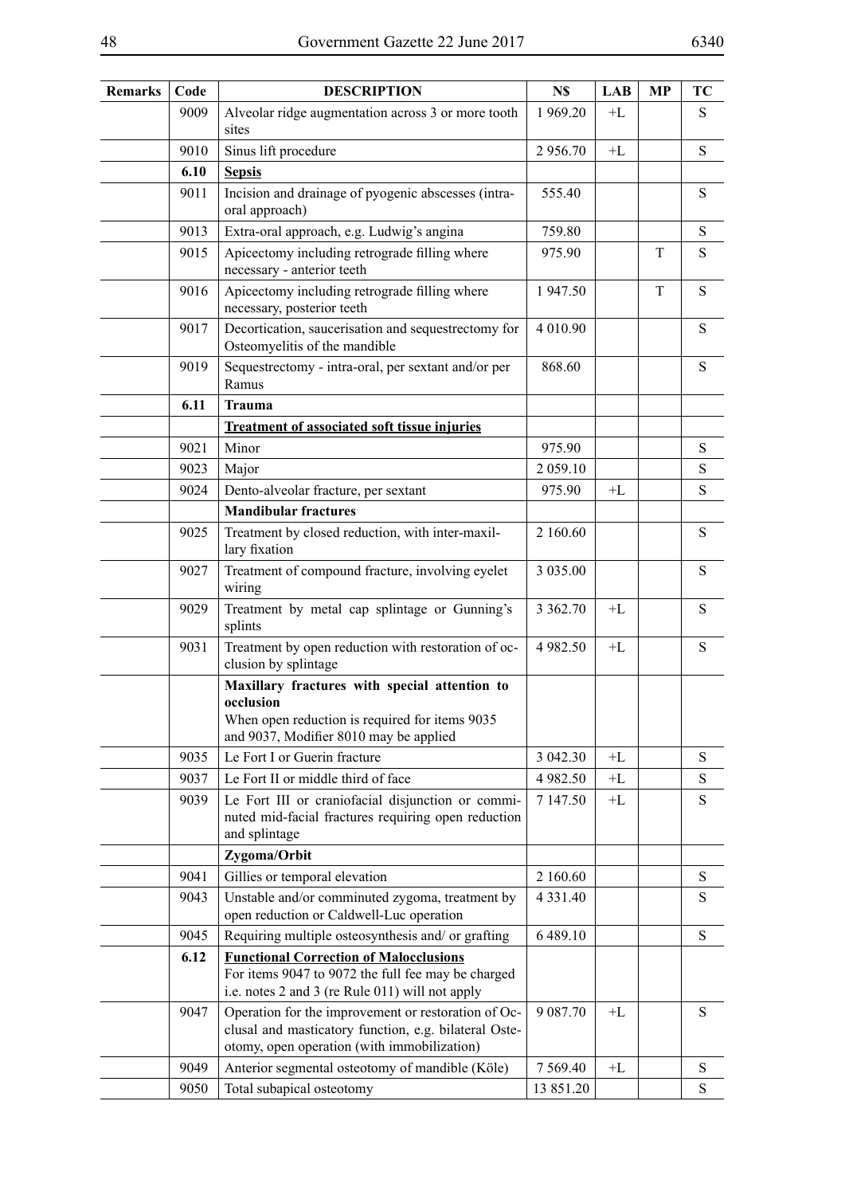| Remarks | Code | DESCRIPTION | N$ | LAB | MP | TC |
|---|---|---|---|---|---|---|
| | 9009 | Alveolar ridge augmentation across 3 or more tooth sites | 1 969.20 | +L | | S |
| | 9010 | Sinus lift procedure | 2 956.70 | +L | | S |
| | **6.10** | **Sepsis** | | | | |
| | 9011 | Incision and drainage of pyogenic abscesses (intra-oral approach) | 555.40 | | | S |
| | 9013 | Extra-oral approach, e.g. Ludwig's angina | 759.80 | | | S |
| | 9015 | Apicectomy including retrograde filling where necessary - anterior teeth | 975.90 | | T | S |
| | 9016 | Apicectomy including retrograde filling where necessary, posterior teeth | 1 947.50 | | T | S |
| | 9017 | Decortication, saucerisation and sequestrectomy for Osteomyelitis of the mandible | 4 010.90 | | | S |
| | 9019 | Sequestrectomy - intra-oral, per sextant and/or per Ramus | 868.60 | | | S |
| | **6.11** | **Trauma** | | | | |
| | | **Treatment of associated soft tissue injuries** | | | | |
| | 9021 | Minor | 975.90 | | | S |
| | 9023 | Major | 2 059.10 | | | S |
| | 9024 | Dento-alveolar fracture, per sextant | 975.90 | +L | | S |
| | | **Mandibular fractures** | | | | |
| | 9025 | Treatment by closed reduction, with inter-maxillary fixation | 2 160.60 | | | S |
| | 9027 | Treatment of compound fracture, involving eyelet wiring | 3 035.00 | | | S |
| | 9029 | Treatment by metal cap splintage or Gunning's splints | 3 362.70 | +L | | S |
| | 9031 | Treatment by open reduction with restoration of occlusion by splintage | 4 982.50 | +L | | S |
| | | **Maxillary fractures with special attention to occlusion** When open reduction is required for items 9035 and 9037, Modifier 8010 may be applied | | | | |
| | 9035 | Le Fort I or Guerin fracture | 3 042.30 | +L | | S |
| | 9037 | Le Fort II or middle third of face | 4 982.50 | +L | | S |
| | 9039 | Le Fort III or craniofacial disjunction or comminuted mid-facial fractures requiring open reduction and splintage | 7 147.50 | +L | | S |
| | | **Zygoma/Orbit** | | | | |
| | 9041 | Gillies or temporal elevation | 2 160.60 | | | S |
| | 9043 | Unstable and/or comminuted zygoma, treatment by open reduction or Caldwell-Luc operation | 4 331.40 | | | S |
| | 9045 | Requiring multiple osteosynthesis and/ or grafting | 6 489.10 | | | S |
| | **6.12** | **Functional Correction of Malocclusions** For items 9047 to 9072 the full fee may be charged i.e. notes 2 and 3 (re Rule 011) will not apply | | | | |
| | 9047 | Operation for the improvement or restoration of Occlusal and masticatory function, e.g. bilateral Osteotomy, open operation (with immobilization) | 9 087.70 | +L | | S |
| | 9049 | Anterior segmental osteotomy of mandible (Köle) | 7 569.40 | +L | | S |
| | 9050 | Total subapical osteotomy | 13 851.20 | | | S |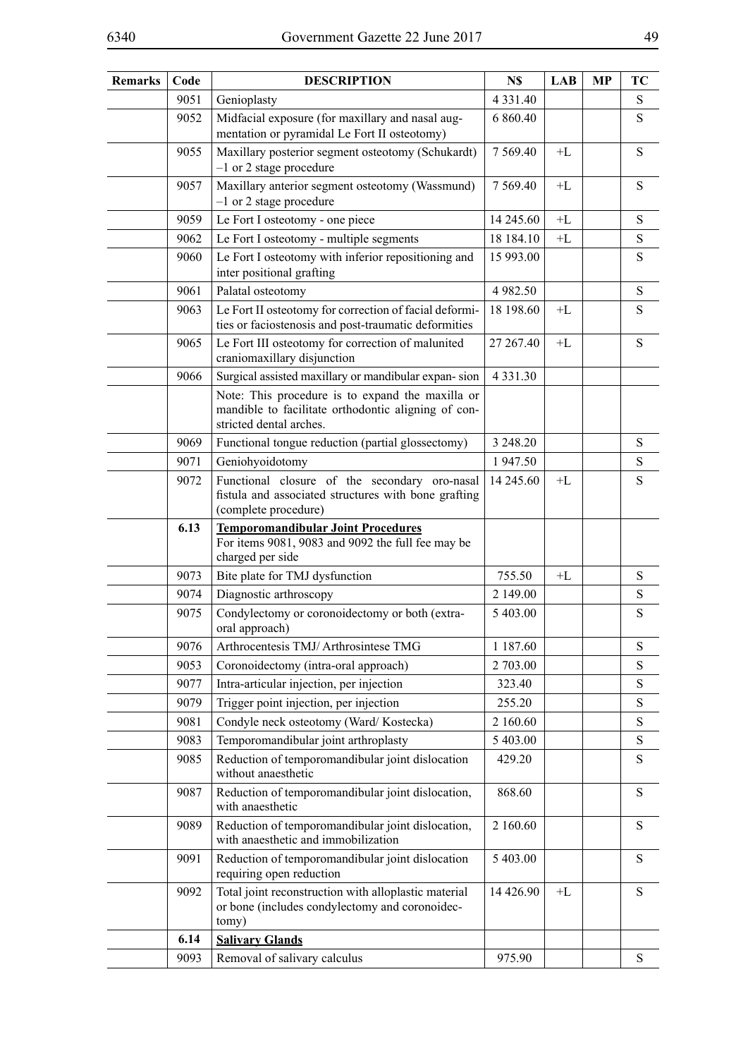| Remarks | Code | DESCRIPTION | N$ | LAB | MP | TC |
|---|---|---|---|---|---|---|
| | 9051 | Genioplasty | 4 331.40 | | | S |
| | 9052 | Midfacial exposure (for maxillary and nasal augmentation or pyramidal Le Fort II osteotomy) | 6 860.40 | | | S |
| | 9055 | Maxillary posterior segment osteotomy (Schukardt) –1 or 2 stage procedure | 7 569.40 | +L | | S |
| | 9057 | Maxillary anterior segment osteotomy (Wassmund) –1 or 2 stage procedure | 7 569.40 | +L | | S |
| | 9059 | Le Fort I osteotomy - one piece | 14 245.60 | +L | | S |
| | 9062 | Le Fort I osteotomy - multiple segments | 18 184.10 | +L | | S |
| | 9060 | Le Fort I osteotomy with inferior repositioning and inter positional grafting | 15 993.00 | | | S |
| | 9061 | Palatal osteotomy | 4 982.50 | | | S |
| | 9063 | Le Fort II osteotomy for correction of facial deformities or faciostenosis and post-traumatic deformities | 18 198.60 | +L | | S |
| | 9065 | Le Fort III osteotomy for correction of malunited craniomaxillary disjunction | 27 267.40 | +L | | S |
| | 9066 | Surgical assisted maxillary or mandibular expan- sion | 4 331.30 | | | |
| | | Note: This procedure is to expand the maxilla or mandible to facilitate orthodontic aligning of constricted dental arches. | | | | |
| | 9069 | Functional tongue reduction (partial glossectomy) | 3 248.20 | | | S |
| | 9071 | Geniohyoidotomy | 1 947.50 | | | S |
| | 9072 | Functional closure of the secondary oro-nasal fistula and associated structures with bone grafting (complete procedure) | 14 245.60 | +L | | S |
| | **6.13** | **Temporomandibular Joint Procedures** For items 9081, 9083 and 9092 the full fee may be charged per side | | | | |
| | 9073 | Bite plate for TMJ dysfunction | 755.50 | +L | | S |
| | 9074 | Diagnostic arthroscopy | 2 149.00 | | | S |
| | 9075 | Condylectomy or coronoidectomy or both (extra-oral approach) | 5 403.00 | | | S |
| | 9076 | Arthrocentesis TMJ/ Arthrosintese TMG | 1 187.60 | | | S |
| | 9053 | Coronoidectomy (intra-oral approach) | 2 703.00 | | | S |
| | 9077 | Intra-articular injection, per injection | 323.40 | | | S |
| | 9079 | Trigger point injection, per injection | 255.20 | | | S |
| | 9081 | Condyle neck osteotomy (Ward/ Kostecka) | 2 160.60 | | | S |
| | 9083 | Temporomandibular joint arthroplasty | 5 403.00 | | | S |
| | 9085 | Reduction of temporomandibular joint dislocation without anaesthetic | 429.20 | | | S |
| | 9087 | Reduction of temporomandibular joint dislocation, with anaesthetic | 868.60 | | | S |
| | 9089 | Reduction of temporomandibular joint dislocation, with anaesthetic and immobilization | 2 160.60 | | | S |
| | 9091 | Reduction of temporomandibular joint dislocation requiring open reduction | 5 403.00 | | | S |
| | 9092 | Total joint reconstruction with alloplastic material or bone (includes condylectomy and coronoidectomy) | 14 426.90 | +L | | S |
| | **6.14** | **Salivary Glands** | | | | |
| | 9093 | Removal of salivary calculus | 975.90 | | | S |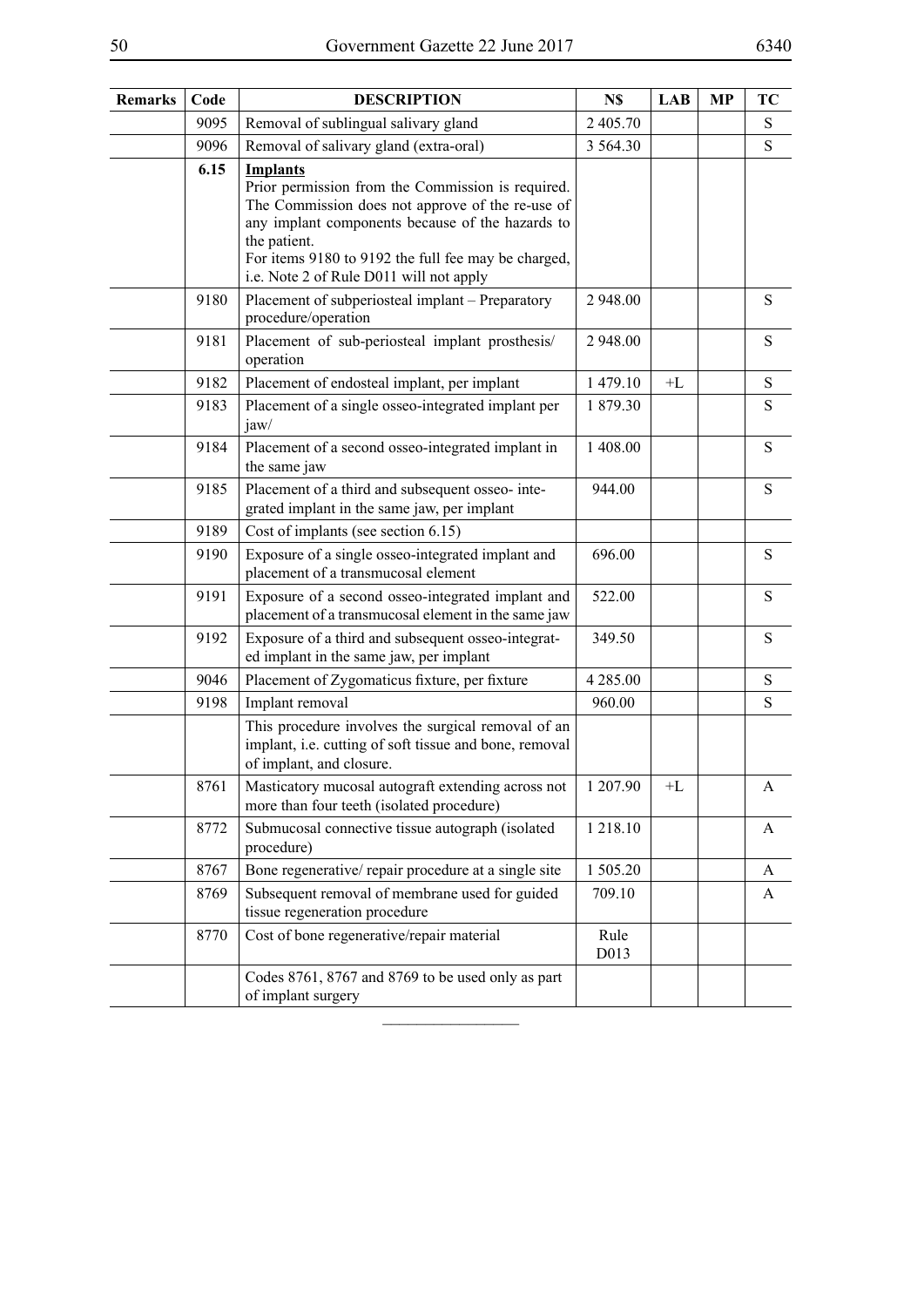| Remarks | Code | DESCRIPTION | N$ | LAB | MP | TC |
|---|---|---|---|---|---|---|
| | 9095 | Removal of sublingual salivary gland | 2 405.70 | | | S |
| | 9096 | Removal of salivary gland (extra-oral) | 3 564.30 | | | S |
| | **6.15** | **Implants** Prior permission from the Commission is required. The Commission does not approve of the re-use of any implant components because of the hazards to the patient. For items 9180 to 9192 the full fee may be charged, i.e. Note 2 of Rule D011 will not apply | | | | |
| | 9180 | Placement of subperiosteal implant – Preparatory procedure/operation | 2 948.00 | | | S |
| | 9181 | Placement of sub-periosteal implant prosthesis/ operation | 2 948.00 | | | S |
| | 9182 | Placement of endosteal implant, per implant | 1 479.10 | +L | | S |
| | 9183 | Placement of a single osseo-integrated implant per jaw/ | 1 879.30 | | | S |
| | 9184 | Placement of a second osseo-integrated implant in the same jaw | 1 408.00 | | | S |
| | 9185 | Placement of a third and subsequent osseo- integrated implant in the same jaw, per implant | 944.00 | | | S |
| | 9189 | Cost of implants (see section 6.15) | | | | |
| | 9190 | Exposure of a single osseo-integrated implant and placement of a transmucosal element | 696.00 | | | S |
| | 9191 | Exposure of a second osseo-integrated implant and placement of a transmucosal element in the same jaw | 522.00 | | | S |
| | 9192 | Exposure of a third and subsequent osseo-integrated implant in the same jaw, per implant | 349.50 | | | S |
| | 9046 | Placement of Zygomaticus fixture, per fixture | 4 285.00 | | | S |
| | 9198 | Implant removal | 960.00 | | | S |
| | | This procedure involves the surgical removal of an implant, i.e. cutting of soft tissue and bone, removal of implant, and closure. | | | | |
| | 8761 | Masticatory mucosal autograft extending across not more than four teeth (isolated procedure) | 1 207.90 | +L | | A |
| | 8772 | Submucosal connective tissue autograph (isolated procedure) | 1 218.10 | | | A |
| | 8767 | Bone regenerative/ repair procedure at a single site | 1 505.20 | | | A |
| | 8769 | Subsequent removal of membrane used for guided tissue regeneration procedure | 709.10 | | | A |
| | 8770 | Cost of bone regenerative/repair material | Rule D013 | | | |
| | | Codes 8761, 8767 and 8769 to be used only as part of implant surgery | | | | |

________________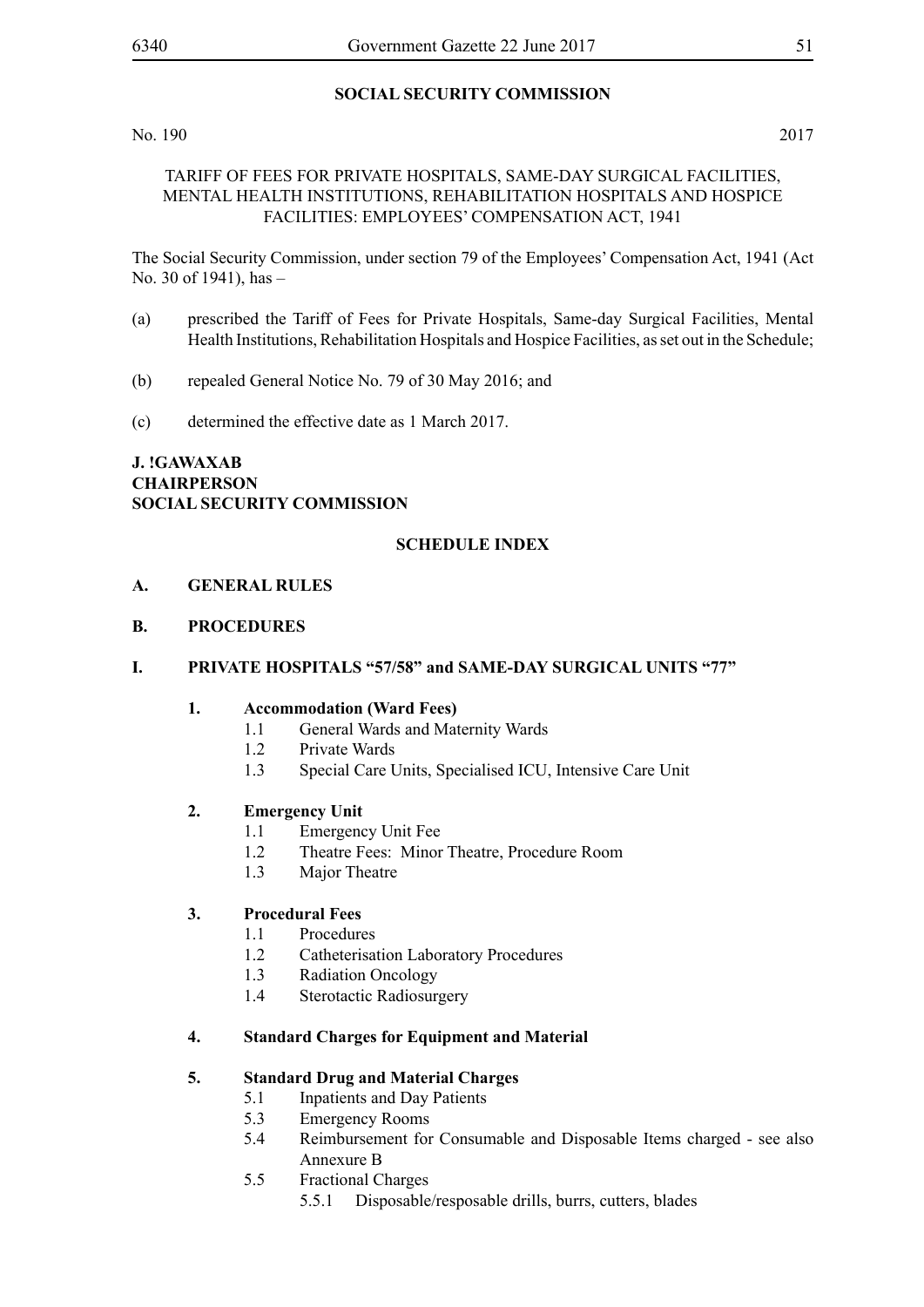## SOCIAL SECURITY COMMISSION

No. 190 2017

TARIFF OF FEES FOR PRIVATE HOSPITALS, SAME-DAY SURGICAL FACILITIES, MENTAL HEALTH INSTITUTIONS, REHABILITATION HOSPITALS AND HOSPICE FACILITIES: EMPLOYEES' COMPENSATION ACT, 1941

The Social Security Commission, under section 79 of the Employees' Compensation Act, 1941 (Act No. 30 of 1941), has –

(a) prescribed the Tariff of Fees for Private Hospitals, Same-day Surgical Facilities, Mental Health Institutions, Rehabilitation Hospitals and Hospice Facilities, as set out in the Schedule;

(b) repealed General Notice No. 79 of 30 May 2016; and

(c) determined the effective date as 1 March 2017.

**J. !GAWAXAB**
**CHAIRPERSON**
**SOCIAL SECURITY COMMISSION**

## SCHEDULE INDEX

**A. GENERAL RULES**

**B. PROCEDURES**

**I. PRIVATE HOSPITALS "57/58" and SAME-DAY SURGICAL UNITS "77"**

**1. Accommodation (Ward Fees)**
- 1.1 General Wards and Maternity Wards
- 1.2 Private Wards
- 1.3 Special Care Units, Specialised ICU, Intensive Care Unit

**2. Emergency Unit**
- 1.1 Emergency Unit Fee
- 1.2 Theatre Fees: Minor Theatre, Procedure Room
- 1.3 Major Theatre

**3. Procedural Fees**
- 1.1 Procedures
- 1.2 Catheterisation Laboratory Procedures
- 1.3 Radiation Oncology
- 1.4 Sterotactic Radiosurgery

**4. Standard Charges for Equipment and Material**

**5. Standard Drug and Material Charges**
- 5.1 Inpatients and Day Patients
- 5.3 Emergency Rooms
- 5.4 Reimbursement for Consumable and Disposable Items charged - see also Annexure B
- 5.5 Fractional Charges
  - 5.5.1 Disposable/resposable drills, burrs, cutters, blades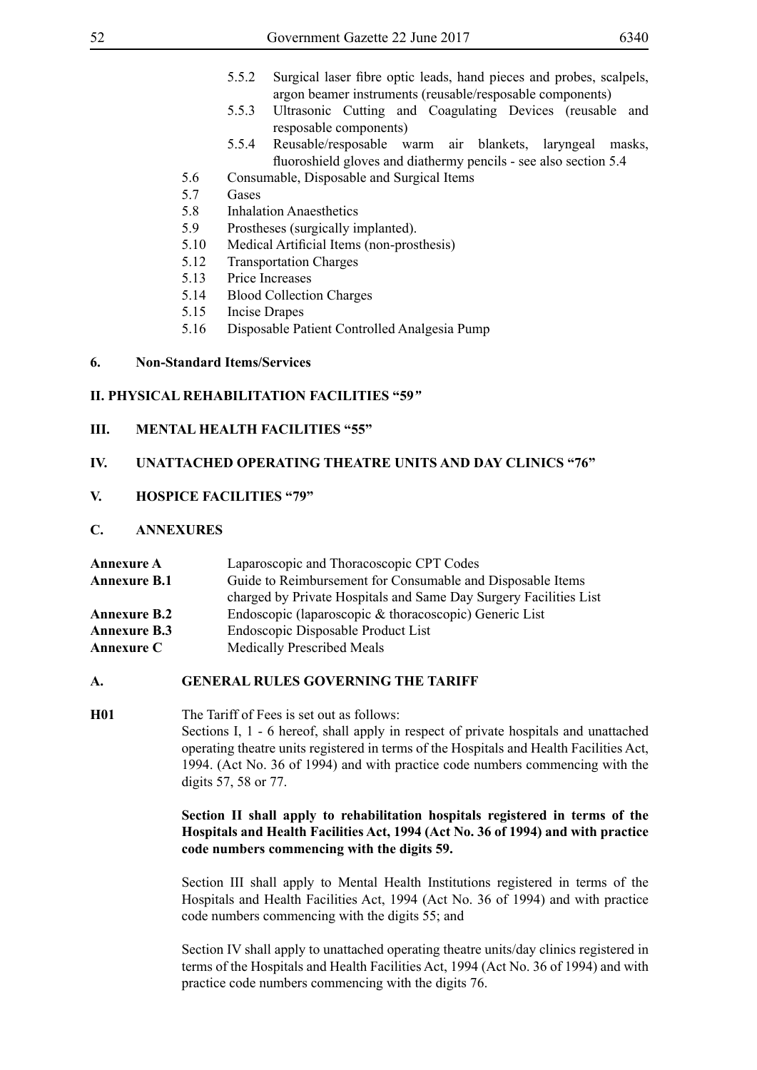- 5.5.2 Surgical laser fibre optic leads, hand pieces and probes, scalpels, argon beamer instruments (reusable/resposable components)
- 5.5.3 Ultrasonic Cutting and Coagulating Devices (reusable and resposable components)
- 5.5.4 Reusable/resposable warm air blankets, laryngeal masks, fluoroshield gloves and diathermy pencils - see also section 5.4

- 5.6 Consumable, Disposable and Surgical Items
- 5.7 Gases
- 5.8 Inhalation Anaesthetics
- 5.9 Prostheses (surgically implanted).
- 5.10 Medical Artificial Items (non-prosthesis)
- 5.12 Transportation Charges
- 5.13 Price Increases
- 5.14 Blood Collection Charges
- 5.15 Incise Drapes
- 5.16 Disposable Patient Controlled Analgesia Pump

**6. Non-Standard Items/Services**

**II. PHYSICAL REHABILITATION FACILITIES "59"**

**III. MENTAL HEALTH FACILITIES "55"**

**IV. UNATTACHED OPERATING THEATRE UNITS AND DAY CLINICS "76"**

**V. HOSPICE FACILITIES "79"**

**C. ANNEXURES**

| | |
|---|---|
| **Annexure A** | Laparoscopic and Thoracoscopic CPT Codes |
| **Annexure B.1** | Guide to Reimbursement for Consumable and Disposable Items charged by Private Hospitals and Same Day Surgery Facilities List |
| **Annexure B.2** | Endoscopic (laparoscopic & thoracoscopic) Generic List |
| **Annexure B.3** | Endoscopic Disposable Product List |
| **Annexure C** | Medically Prescribed Meals |

## A. GENERAL RULES GOVERNING THE TARIFF

**H01** The Tariff of Fees is set out as follows:

Sections I, 1 - 6 hereof, shall apply in respect of private hospitals and unattached operating theatre units registered in terms of the Hospitals and Health Facilities Act, 1994. (Act No. 36 of 1994) and with practice code numbers commencing with the digits 57, 58 or 77.

**Section II shall apply to rehabilitation hospitals registered in terms of the Hospitals and Health Facilities Act, 1994 (Act No. 36 of 1994) and with practice code numbers commencing with the digits 59.**

Section III shall apply to Mental Health Institutions registered in terms of the Hospitals and Health Facilities Act, 1994 (Act No. 36 of 1994) and with practice code numbers commencing with the digits 55; and

Section IV shall apply to unattached operating theatre units/day clinics registered in terms of the Hospitals and Health Facilities Act, 1994 (Act No. 36 of 1994) and with practice code numbers commencing with the digits 76.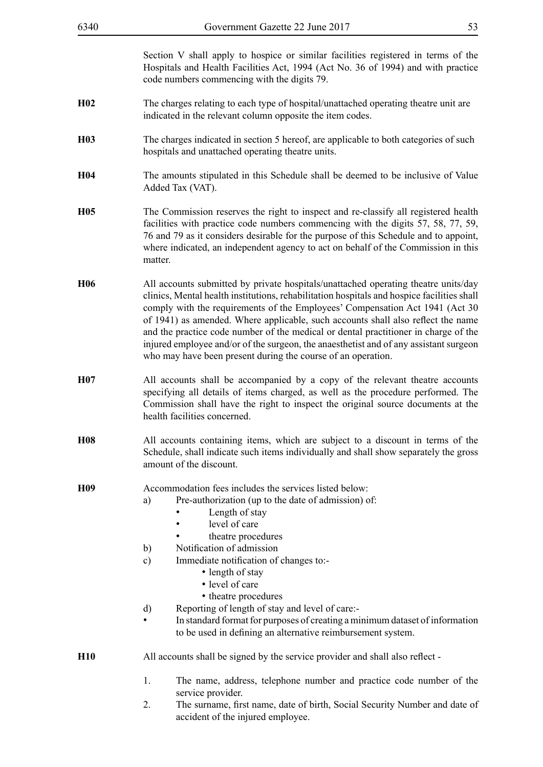Section V shall apply to hospice or similar facilities registered in terms of the Hospitals and Health Facilities Act, 1994 (Act No. 36 of 1994) and with practice code numbers commencing with the digits 79.

**H02** The charges relating to each type of hospital/unattached operating theatre unit are indicated in the relevant column opposite the item codes.

**H03** The charges indicated in section 5 hereof, are applicable to both categories of such hospitals and unattached operating theatre units.

**H04** The amounts stipulated in this Schedule shall be deemed to be inclusive of Value Added Tax (VAT).

**H05** The Commission reserves the right to inspect and re-classify all registered health facilities with practice code numbers commencing with the digits 57, 58, 77, 59, 76 and 79 as it considers desirable for the purpose of this Schedule and to appoint, where indicated, an independent agency to act on behalf of the Commission in this matter.

**H06** All accounts submitted by private hospitals/unattached operating theatre units/day clinics, Mental health institutions, rehabilitation hospitals and hospice facilities shall comply with the requirements of the Employees' Compensation Act 1941 (Act 30 of 1941) as amended. Where applicable, such accounts shall also reflect the name and the practice code number of the medical or dental practitioner in charge of the injured employee and/or of the surgeon, the anaesthetist and of any assistant surgeon who may have been present during the course of an operation.

**H07** All accounts shall be accompanied by a copy of the relevant theatre accounts specifying all details of items charged, as well as the procedure performed. The Commission shall have the right to inspect the original source documents at the health facilities concerned.

**H08** All accounts containing items, which are subject to a discount in terms of the Schedule, shall indicate such items individually and shall show separately the gross amount of the discount.

**H09** Accommodation fees includes the services listed below:

a) Pre-authorization (up to the date of admission) of:
   - Length of stay
   - level of care
   - theatre procedures

b) Notification of admission

c) Immediate notification of changes to:-
   - length of stay
   - level of care
   - theatre procedures

d) Reporting of length of stay and level of care:-
   - In standard format for purposes of creating a minimum dataset of information to be used in defining an alternative reimbursement system.

**H10** All accounts shall be signed by the service provider and shall also reflect -

1. The name, address, telephone number and practice code number of the service provider.
2. The surname, first name, date of birth, Social Security Number and date of accident of the injured employee.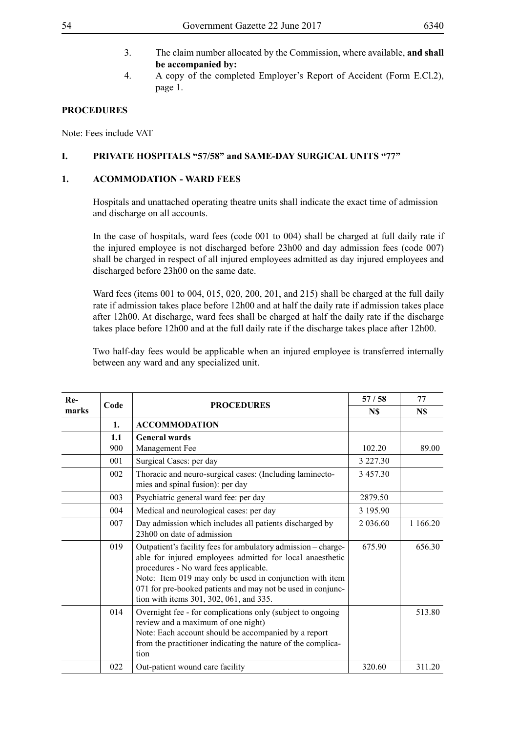3. The claim number allocated by the Commission, where available, **and shall be accompanied by:**
4. A copy of the completed Employer's Report of Accident (Form E.Cl.2), page 1.

**PROCEDURES**

Note: Fees include VAT

## I. PRIVATE HOSPITALS "57/58" and SAME-DAY SURGICAL UNITS "77"

### 1. ACOMMODATION - WARD FEES

Hospitals and unattached operating theatre units shall indicate the exact time of admission and discharge on all accounts.

In the case of hospitals, ward fees (code 001 to 004) shall be charged at full daily rate if the injured employee is not discharged before 23h00 and day admission fees (code 007) shall be charged in respect of all injured employees admitted as day injured employees and discharged before 23h00 on the same date.

Ward fees (items 001 to 004, 015, 020, 200, 201, and 215) shall be charged at the full daily rate if admission takes place before 12h00 and at half the daily rate if admission takes place after 12h00. At discharge, ward fees shall be charged at half the daily rate if the discharge takes place before 12h00 and at the full daily rate if the discharge takes place after 12h00.

Two half-day fees would be applicable when an injured employee is transferred internally between any ward and any specialized unit.

| Re-marks | Code | PROCEDURES | 57 / 58 | 77 |
|---|---|---|---|---|
| | | | N$ | N$ |
| | 1. | **ACCOMMODATION** | | |
| | 1.1<br>900 | **General wards**<br>Management Fee | 102.20 | 89.00 |
| | 001 | Surgical Cases: per day | 3 227.30 | |
| | 002 | Thoracic and neuro-surgical cases: (Including laminectomies and spinal fusion): per day | 3 457.30 | |
| | 003 | Psychiatric general ward fee: per day | 2879.50 | |
| | 004 | Medical and neurological cases: per day | 3 195.90 | |
| | 007 | Day admission which includes all patients discharged by 23h00 on date of admission | 2 036.60 | 1 166.20 |
| | 019 | Outpatient's facility fees for ambulatory admission – chargeable for injured employees admitted for local anaesthetic procedures - No ward fees applicable.<br>Note: Item 019 may only be used in conjunction with item 071 for pre-booked patients and may not be used in conjunction with items 301, 302, 061, and 335. | 675.90 | 656.30 |
| | 014 | Overnight fee - for complications only (subject to ongoing review and a maximum of one night)<br>Note: Each account should be accompanied by a report from the practitioner indicating the nature of the complication | | 513.80 |
| | 022 | Out-patient wound care facility | 320.60 | 311.20 |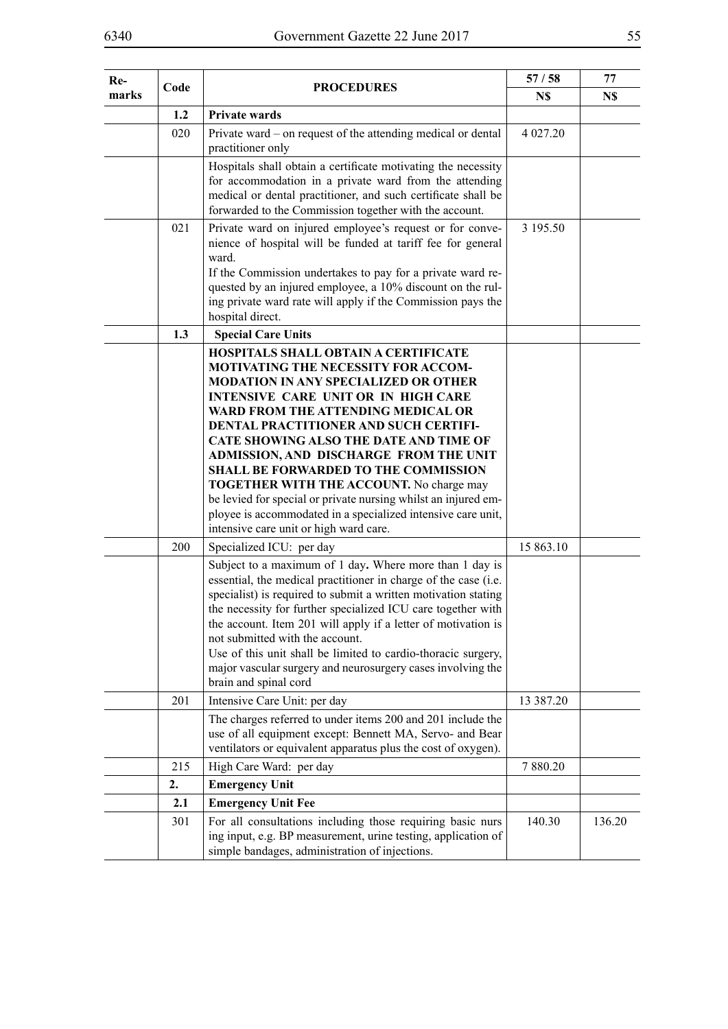| Re-marks | Code | PROCEDURES | 57 / 58 | 77 |
|---|---|---|---|---|
| | | | N$ | N$ |
| | **1.2** | **Private wards** | | |
| | 020 | Private ward – on request of the attending medical or dental practitioner only | 4 027.20 | |
| | | Hospitals shall obtain a certificate motivating the necessity for accommodation in a private ward from the attending medical or dental practitioner, and such certificate shall be forwarded to the Commission together with the account. | | |
| | 021 | Private ward on injured employee's request or for convenience of hospital will be funded at tariff fee for general ward.<br>If the Commission undertakes to pay for a private ward requested by an injured employee, a 10% discount on the ruling private ward rate will apply if the Commission pays the hospital direct. | 3 195.50 | |
| | **1.3** | **Special Care Units** | | |
| | | **HOSPITALS SHALL OBTAIN A CERTIFICATE MOTIVATING THE NECESSITY FOR ACCOMMODATION IN ANY SPECIALIZED OR OTHER INTENSIVE CARE UNIT OR IN HIGH CARE WARD FROM THE ATTENDING MEDICAL OR DENTAL PRACTITIONER AND SUCH CERTIFICATE SHOWING ALSO THE DATE AND TIME OF ADMISSION, AND DISCHARGE FROM THE UNIT SHALL BE FORWARDED TO THE COMMISSION TOGETHER WITH THE ACCOUNT.** No charge may be levied for special or private nursing whilst an injured employee is accommodated in a specialized intensive care unit, intensive care unit or high ward care. | | |
| | 200 | Specialized ICU: per day | 15 863.10 | |
| | | Subject to a maximum of 1 day**.** Where more than 1 day is essential, the medical practitioner in charge of the case (i.e. specialist) is required to submit a written motivation stating the necessity for further specialized ICU care together with the account. Item 201 will apply if a letter of motivation is not submitted with the account.<br>Use of this unit shall be limited to cardio-thoracic surgery, major vascular surgery and neurosurgery cases involving the brain and spinal cord | | |
| | 201 | Intensive Care Unit: per day | 13 387.20 | |
| | | The charges referred to under items 200 and 201 include the use of all equipment except: Bennett MA, Servo- and Bear ventilators or equivalent apparatus plus the cost of oxygen). | | |
| | 215 | High Care Ward: per day | 7 880.20 | |
| | **2.** | **Emergency Unit** | | |
| | **2.1** | **Emergency Unit Fee** | | |
| | 301 | For all consultations including those requiring basic nursing input, e.g. BP measurement, urine testing, application of simple bandages, administration of injections. | 140.30 | 136.20 |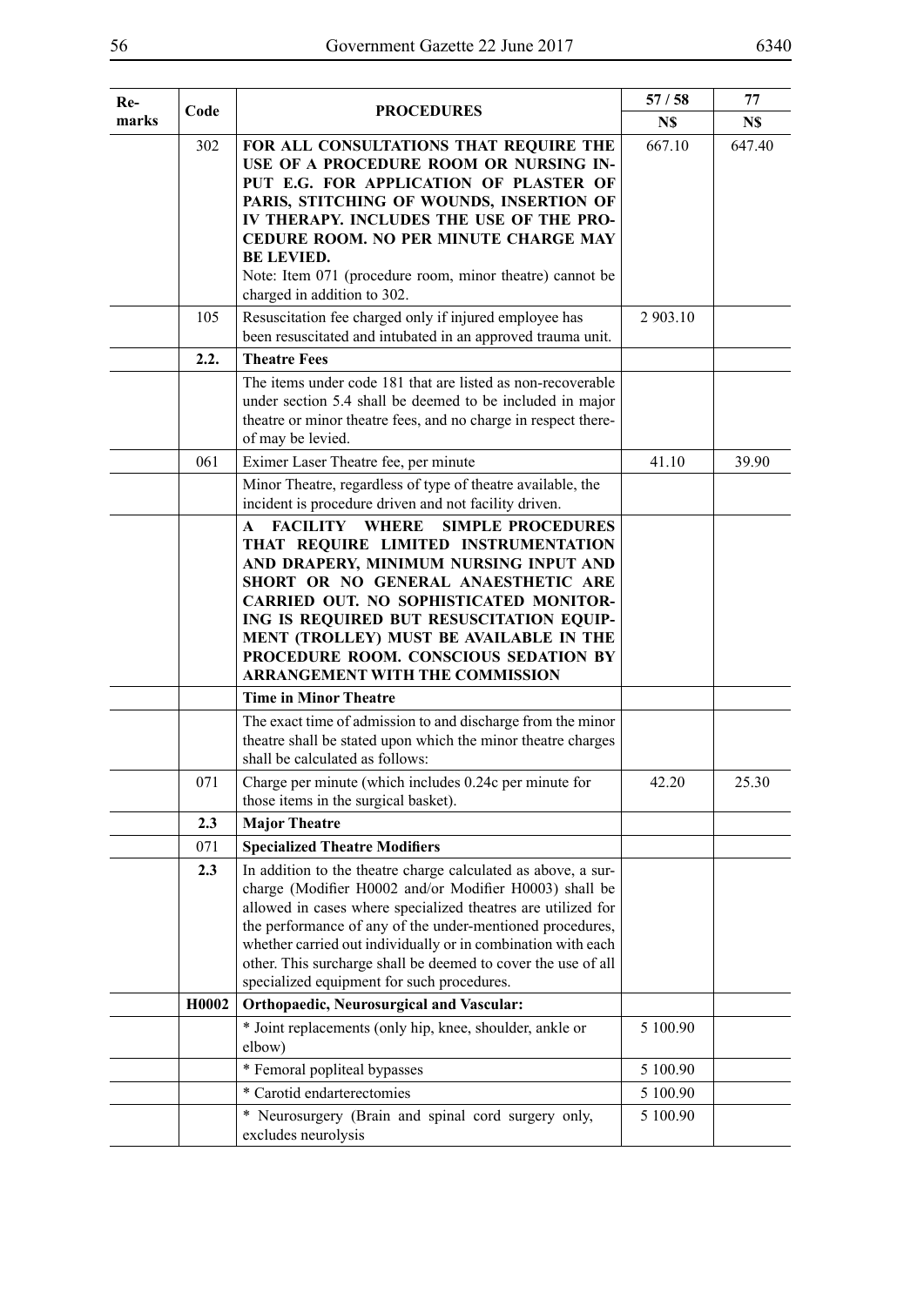| Re-marks | Code | PROCEDURES | 57 / 58 | 77 |
|---|---|---|---|---|
| | | | N$ | N$ |
| | 302 | **FOR ALL CONSULTATIONS THAT REQUIRE THE USE OF A PROCEDURE ROOM OR NURSING INPUT E.G. FOR APPLICATION OF PLASTER OF PARIS, STITCHING OF WOUNDS, INSERTION OF IV THERAPY. INCLUDES THE USE OF THE PROCEDURE ROOM. NO PER MINUTE CHARGE MAY BE LEVIED.** Note: Item 071 (procedure room, minor theatre) cannot be charged in addition to 302. | 667.10 | 647.40 |
| | 105 | Resuscitation fee charged only if injured employee has been resuscitated and intubated in an approved trauma unit. | 2 903.10 | |
| | **2.2.** | **Theatre Fees** | | |
| | | The items under code 181 that are listed as non-recoverable under section 5.4 shall be deemed to be included in major theatre or minor theatre fees, and no charge in respect thereof may be levied. | | |
| | 061 | Eximer Laser Theatre fee, per minute | 41.10 | 39.90 |
| | | Minor Theatre, regardless of type of theatre available, the incident is procedure driven and not facility driven. | | |
| | | **A FACILITY WHERE SIMPLE PROCEDURES THAT REQUIRE LIMITED INSTRUMENTATION AND DRAPERY, MINIMUM NURSING INPUT AND SHORT OR NO GENERAL ANAESTHETIC ARE CARRIED OUT. NO SOPHISTICATED MONITORING IS REQUIRED BUT RESUSCITATION EQUIPMENT (TROLLEY) MUST BE AVAILABLE IN THE PROCEDURE ROOM. CONSCIOUS SEDATION BY ARRANGEMENT WITH THE COMMISSION** | | |
| | | **Time in Minor Theatre** | | |
| | | The exact time of admission to and discharge from the minor theatre shall be stated upon which the minor theatre charges shall be calculated as follows: | | |
| | 071 | Charge per minute (which includes 0.24c per minute for those items in the surgical basket). | 42.20 | 25.30 |
| | **2.3** | **Major Theatre** | | |
| | 071 | **Specialized Theatre Modifiers** | | |
| | **2.3** | In addition to the theatre charge calculated as above, a surcharge (Modifier H0002 and/or Modifier H0003) shall be allowed in cases where specialized theatres are utilized for the performance of any of the under-mentioned procedures, whether carried out individually or in combination with each other. This surcharge shall be deemed to cover the use of all specialized equipment for such procedures. | | |
| | **H0002** | **Orthopaedic, Neurosurgical and Vascular:** | | |
| | | * Joint replacements (only hip, knee, shoulder, ankle or elbow) | 5 100.90 | |
| | | * Femoral popliteal bypasses | 5 100.90 | |
| | | * Carotid endarterectomies | 5 100.90 | |
| | | * Neurosurgery (Brain and spinal cord surgery only, excludes neurolysis | 5 100.90 | |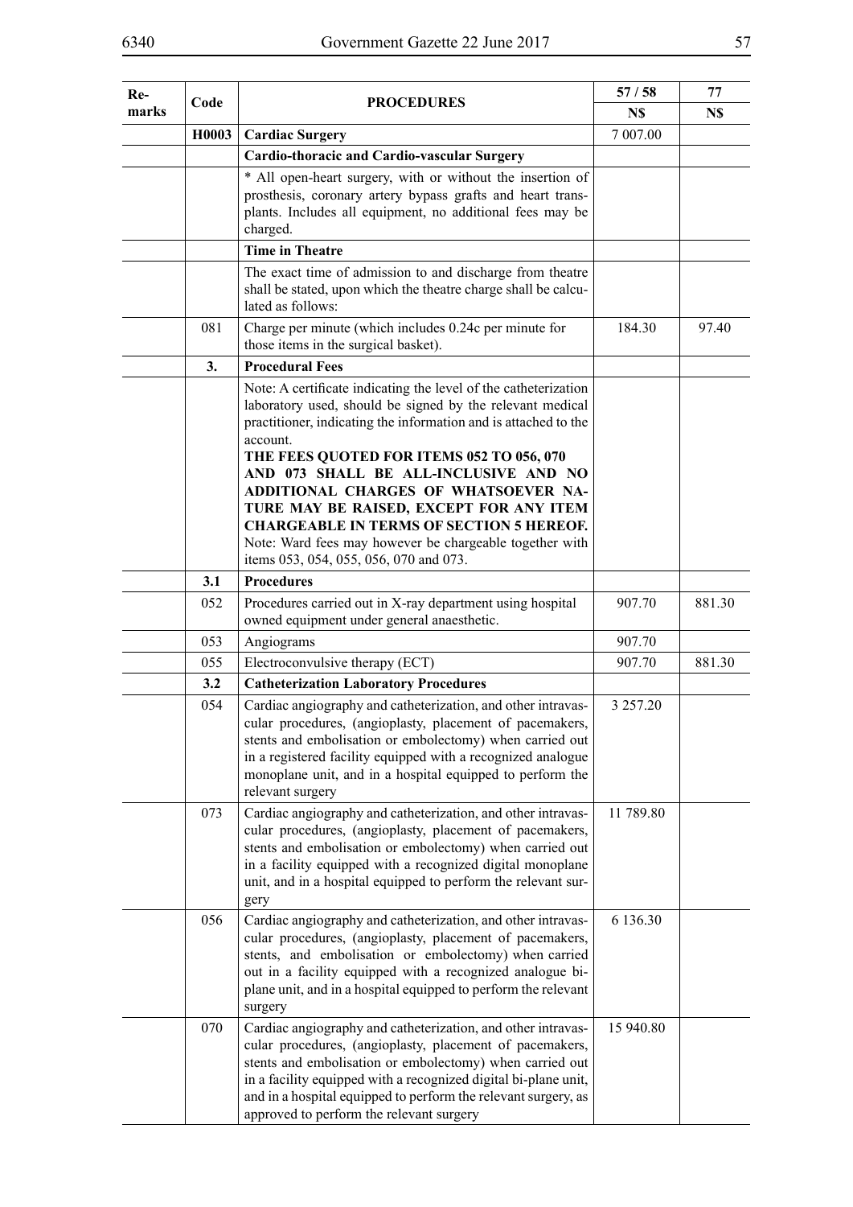| Re-marks | Code | PROCEDURES | 57 / 58 | 77 |
|---|---|---|---|---|
| | | | N$ | N$ |
| | H0003 | **Cardiac Surgery** | 7 007.00 | |
| | | **Cardio-thoracic and Cardio-vascular Surgery** | | |
| | | * All open-heart surgery, with or without the insertion of prosthesis, coronary artery bypass grafts and heart transplants. Includes all equipment, no additional fees may be charged. | | |
| | | **Time in Theatre** | | |
| | | The exact time of admission to and discharge from theatre shall be stated, upon which the theatre charge shall be calculated as follows: | | |
| | 081 | Charge per minute (which includes 0.24c per minute for those items in the surgical basket). | 184.30 | 97.40 |
| | **3.** | **Procedural Fees** | | |
| | | Note: A certificate indicating the level of the catheterization laboratory used, should be signed by the relevant medical practitioner, indicating the information and is attached to the account. **THE FEES QUOTED FOR ITEMS 052 TO 056, 070 AND 073 SHALL BE ALL-INCLUSIVE AND NO ADDITIONAL CHARGES OF WHATSOEVER NATURE MAY BE RAISED, EXCEPT FOR ANY ITEM CHARGEABLE IN TERMS OF SECTION 5 HEREOF.** Note: Ward fees may however be chargeable together with items 053, 054, 055, 056, 070 and 073. | | |
| | **3.1** | **Procedures** | | |
| | 052 | Procedures carried out in X-ray department using hospital owned equipment under general anaesthetic. | 907.70 | 881.30 |
| | 053 | Angiograms | 907.70 | |
| | 055 | Electroconvulsive therapy (ECT) | 907.70 | 881.30 |
| | **3.2** | **Catheterization Laboratory Procedures** | | |
| | 054 | Cardiac angiography and catheterization, and other intravascular procedures, (angioplasty, placement of pacemakers, stents and embolisation or embolectomy) when carried out in a registered facility equipped with a recognized analogue monoplane unit, and in a hospital equipped to perform the relevant surgery | 3 257.20 | |
| | 073 | Cardiac angiography and catheterization, and other intravascular procedures, (angioplasty, placement of pacemakers, stents and embolisation or embolectomy) when carried out in a facility equipped with a recognized digital monoplane unit, and in a hospital equipped to perform the relevant surgery | 11 789.80 | |
| | 056 | Cardiac angiography and catheterization, and other intravascular procedures, (angioplasty, placement of pacemakers, stents, and embolisation or embolectomy) when carried out in a facility equipped with a recognized analogue bi-plane unit, and in a hospital equipped to perform the relevant surgery | 6 136.30 | |
| | 070 | Cardiac angiography and catheterization, and other intravascular procedures, (angioplasty, placement of pacemakers, stents and embolisation or embolectomy) when carried out in a facility equipped with a recognized digital bi-plane unit, and in a hospital equipped to perform the relevant surgery, as approved to perform the relevant surgery | 15 940.80 | |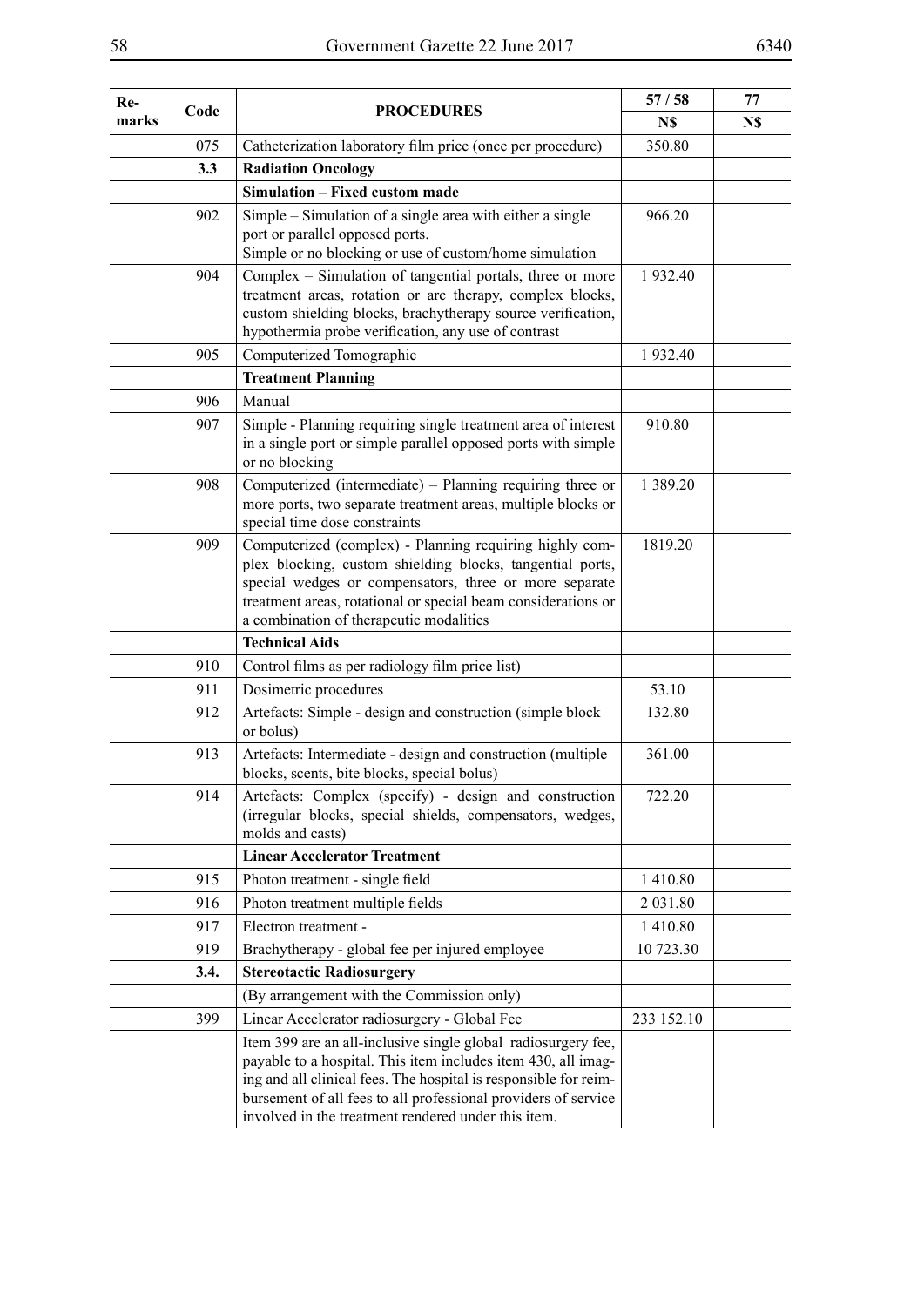| Re-marks | Code | PROCEDURES | 57 / 58 | 77 |
|---|---|---|---|---|
| | | | N$ | N$ |
| | 075 | Catheterization laboratory film price (once per procedure) | 350.80 | |
| | **3.3** | **Radiation Oncology** | | |
| | | **Simulation – Fixed custom made** | | |
| | 902 | Simple – Simulation of a single area with either a single port or parallel opposed ports. Simple or no blocking or use of custom/home simulation | 966.20 | |
| | 904 | Complex – Simulation of tangential portals, three or more treatment areas, rotation or arc therapy, complex blocks, custom shielding blocks, brachytherapy source verification, hypothermia probe verification, any use of contrast | 1 932.40 | |
| | 905 | Computerized Tomographic | 1 932.40 | |
| | | **Treatment Planning** | | |
| | 906 | Manual | | |
| | 907 | Simple - Planning requiring single treatment area of interest in a single port or simple parallel opposed ports with simple or no blocking | 910.80 | |
| | 908 | Computerized (intermediate) – Planning requiring three or more ports, two separate treatment areas, multiple blocks or special time dose constraints | 1 389.20 | |
| | 909 | Computerized (complex) - Planning requiring highly complex blocking, custom shielding blocks, tangential ports, special wedges or compensators, three or more separate treatment areas, rotational or special beam considerations or a combination of therapeutic modalities | 1819.20 | |
| | | **Technical Aids** | | |
| | 910 | Control films as per radiology film price list) | | |
| | 911 | Dosimetric procedures | 53.10 | |
| | 912 | Artefacts: Simple - design and construction (simple block or bolus) | 132.80 | |
| | 913 | Artefacts: Intermediate - design and construction (multiple blocks, scents, bite blocks, special bolus) | 361.00 | |
| | 914 | Artefacts: Complex (specify) - design and construction (irregular blocks, special shields, compensators, wedges, molds and casts) | 722.20 | |
| | | **Linear Accelerator Treatment** | | |
| | 915 | Photon treatment - single field | 1 410.80 | |
| | 916 | Photon treatment multiple fields | 2 031.80 | |
| | 917 | Electron treatment - | 1 410.80 | |
| | 919 | Brachytherapy - global fee per injured employee | 10 723.30 | |
| | **3.4.** | **Stereotactic Radiosurgery** | | |
| | | (By arrangement with the Commission only) | | |
| | 399 | Linear Accelerator radiosurgery - Global Fee | 233 152.10 | |
| | | Item 399 are an all-inclusive single global radiosurgery fee, payable to a hospital. This item includes item 430, all imaging and all clinical fees. The hospital is responsible for reimbursement of all fees to all professional providers of service involved in the treatment rendered under this item. | | |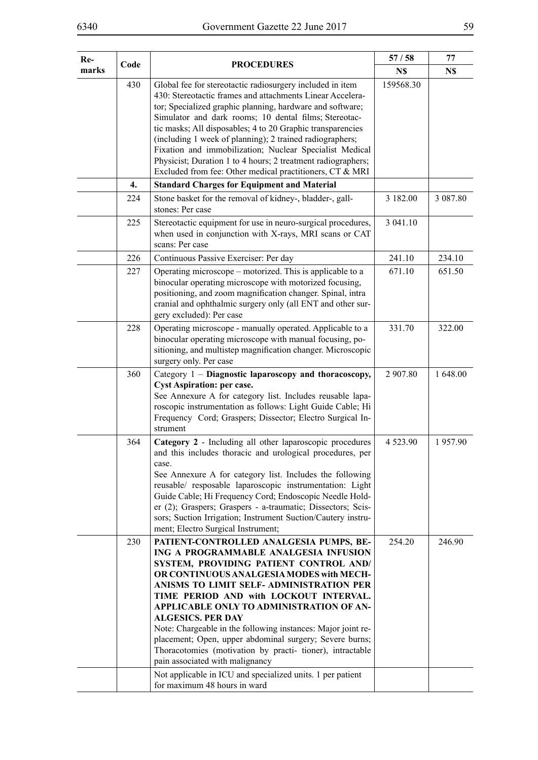| Re-marks | Code | PROCEDURES | 57 / 58 | 77 |
|---|---|---|---|---|
| | | | N$ | N$ |
| | 430 | Global fee for stereotactic radiosurgery included in item 430: Stereotactic frames and attachments Linear Accelerator; Specialized graphic planning, hardware and software; Simulator and dark rooms; 10 dental films; Stereotactic masks; All disposables; 4 to 20 Graphic transparencies (including 1 week of planning); 2 trained radiographers; Fixation and immobilization; Nuclear Specialist Medical Physicist; Duration 1 to 4 hours; 2 treatment radiographers; Excluded from fee: Other medical practitioners, CT & MRI | 159568.30 | |
| | **4.** | **Standard Charges for Equipment and Material** | | |
| | 224 | Stone basket for the removal of kidney-, bladder-, gall-stones: Per case | 3 182.00 | 3 087.80 |
| | 225 | Stereotactic equipment for use in neuro-surgical procedures, when used in conjunction with X-rays, MRI scans or CAT scans: Per case | 3 041.10 | |
| | 226 | Continuous Passive Exerciser: Per day | 241.10 | 234.10 |
| | 227 | Operating microscope – motorized. This is applicable to a binocular operating microscope with motorized focusing, positioning, and zoom magnification changer. Spinal, intra cranial and ophthalmic surgery only (all ENT and other surgery excluded): Per case | 671.10 | 651.50 |
| | 228 | Operating microscope - manually operated. Applicable to a binocular operating microscope with manual focusing, positioning, and multistep magnification changer. Microscopic surgery only. Per case | 331.70 | 322.00 |
| | 360 | Category 1 – **Diagnostic laparoscopy and thoracoscopy, Cyst Aspiration: per case.** See Annexure A for category list. Includes reusable laparoscopic instrumentation as follows: Light Guide Cable; Hi Frequency Cord; Graspers; Dissector; Electro Surgical Instrument | 2 907.80 | 1 648.00 |
| | 364 | **Category 2** - Including all other laparoscopic procedures and this includes thoracic and urological procedures, per case. See Annexure A for category list. Includes the following reusable/ resposable laparoscopic instrumentation: Light Guide Cable; Hi Frequency Cord; Endoscopic Needle Holder (2); Graspers; Graspers - a-traumatic; Dissectors; Scissors; Suction Irrigation; Instrument Suction/Cautery instrument; Electro Surgical Instrument; | 4 523.90 | 1 957.90 |
| | 230 | **PATIENT-CONTROLLED ANALGESIA PUMPS, BEING A PROGRAMMABLE ANALGESIA INFUSION SYSTEM, PROVIDING PATIENT CONTROL AND/ OR CONTINUOUS ANALGESIA MODES with MECHANISMS TO LIMIT SELF- ADMINISTRATION PER TIME PERIOD AND with LOCKOUT INTERVAL. APPLICABLE ONLY TO ADMINISTRATION OF ANALGESICS. PER DAY** Note: Chargeable in the following instances: Major joint replacement; Open, upper abdominal surgery; Severe burns; Thoracotomies (motivation by practi- tioner), intractable pain associated with malignancy | 254.20 | 246.90 |
| | | Not applicable in ICU and specialized units. 1 per patient for maximum 48 hours in ward | | |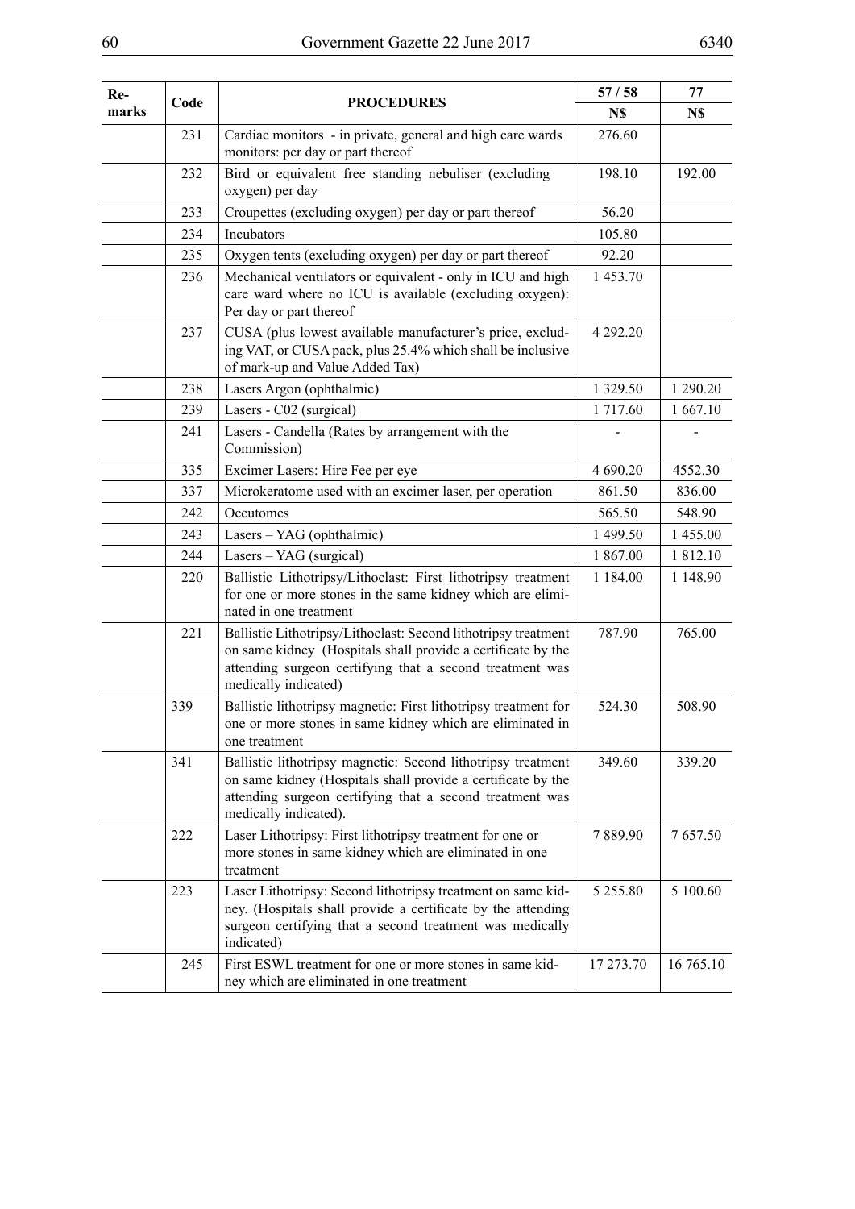| Remarks | Code | PROCEDURES | 57 / 58 | 77 |
|---|---|---|---|---|
| | | | N$ | N$ |
| | 231 | Cardiac monitors - in private, general and high care wards monitors: per day or part thereof | 276.60 | |
| | 232 | Bird or equivalent free standing nebuliser (excluding oxygen) per day | 198.10 | 192.00 |
| | 233 | Croupettes (excluding oxygen) per day or part thereof | 56.20 | |
| | 234 | Incubators | 105.80 | |
| | 235 | Oxygen tents (excluding oxygen) per day or part thereof | 92.20 | |
| | 236 | Mechanical ventilators or equivalent - only in ICU and high care ward where no ICU is available (excluding oxygen): Per day or part thereof | 1 453.70 | |
| | 237 | CUSA (plus lowest available manufacturer's price, excluding VAT, or CUSA pack, plus 25.4% which shall be inclusive of mark-up and Value Added Tax) | 4 292.20 | |
| | 238 | Lasers Argon (ophthalmic) | 1 329.50 | 1 290.20 |
| | 239 | Lasers - C02 (surgical) | 1 717.60 | 1 667.10 |
| | 241 | Lasers - Candella (Rates by arrangement with the Commission) | - | - |
| | 335 | Excimer Lasers: Hire Fee per eye | 4 690.20 | 4552.30 |
| | 337 | Microkeratome used with an excimer laser, per operation | 861.50 | 836.00 |
| | 242 | Occutomes | 565.50 | 548.90 |
| | 243 | Lasers – YAG (ophthalmic) | 1 499.50 | 1 455.00 |
| | 244 | Lasers – YAG (surgical) | 1 867.00 | 1 812.10 |
| | 220 | Ballistic Lithotripsy/Lithoclast: First lithotripsy treatment for one or more stones in the same kidney which are eliminated in one treatment | 1 184.00 | 1 148.90 |
| | 221 | Ballistic Lithotripsy/Lithoclast: Second lithotripsy treatment on same kidney (Hospitals shall provide a certificate by the attending surgeon certifying that a second treatment was medically indicated) | 787.90 | 765.00 |
| | 339 | Ballistic lithotripsy magnetic: First lithotripsy treatment for one or more stones in same kidney which are eliminated in one treatment | 524.30 | 508.90 |
| | 341 | Ballistic lithotripsy magnetic: Second lithotripsy treatment on same kidney (Hospitals shall provide a certificate by the attending surgeon certifying that a second treatment was medically indicated). | 349.60 | 339.20 |
| | 222 | Laser Lithotripsy: First lithotripsy treatment for one or more stones in same kidney which are eliminated in one treatment | 7 889.90 | 7 657.50 |
| | 223 | Laser Lithotripsy: Second lithotripsy treatment on same kidney. (Hospitals shall provide a certificate by the attending surgeon certifying that a second treatment was medically indicated) | 5 255.80 | 5 100.60 |
| | 245 | First ESWL treatment for one or more stones in same kidney which are eliminated in one treatment | 17 273.70 | 16 765.10 |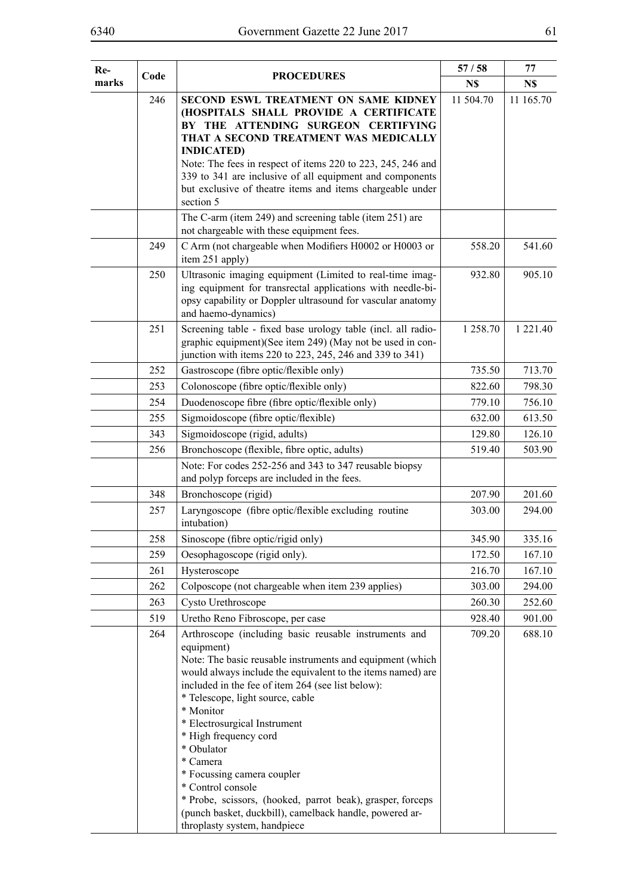| Re-marks | Code | PROCEDURES | 57 / 58 | 77 |
|---|---|---|---|---|
| | | | N$ | N$ |
| | 246 | **SECOND ESWL TREATMENT ON SAME KIDNEY (HOSPITALS SHALL PROVIDE A CERTIFICATE BY THE ATTENDING SURGEON CERTIFYING THAT A SECOND TREATMENT WAS MEDICALLY INDICATED)**<br>Note: The fees in respect of items 220 to 223, 245, 246 and 339 to 341 are inclusive of all equipment and components but exclusive of theatre items and items chargeable under section 5 | 11 504.70 | 11 165.70 |
| | | The C-arm (item 249) and screening table (item 251) are not chargeable with these equipment fees. | | |
| | 249 | C Arm (not chargeable when Modifiers H0002 or H0003 or item 251 apply) | 558.20 | 541.60 |
| | 250 | Ultrasonic imaging equipment (Limited to real-time imaging equipment for transrectal applications with needle-biopsy capability or Doppler ultrasound for vascular anatomy and haemo-dynamics) | 932.80 | 905.10 |
| | 251 | Screening table - fixed base urology table (incl. all radiographic equipment)(See item 249) (May not be used in conjunction with items 220 to 223, 245, 246 and 339 to 341) | 1 258.70 | 1 221.40 |
| | 252 | Gastroscope (fibre optic/flexible only) | 735.50 | 713.70 |
| | 253 | Colonoscope (fibre optic/flexible only) | 822.60 | 798.30 |
| | 254 | Duodenoscope fibre (fibre optic/flexible only) | 779.10 | 756.10 |
| | 255 | Sigmoidoscope (fibre optic/flexible) | 632.00 | 613.50 |
| | 343 | Sigmoidoscope (rigid, adults) | 129.80 | 126.10 |
| | 256 | Bronchoscope (flexible, fibre optic, adults) | 519.40 | 503.90 |
| | | Note: For codes 252-256 and 343 to 347 reusable biopsy and polyp forceps are included in the fees. | | |
| | 348 | Bronchoscope (rigid) | 207.90 | 201.60 |
| | 257 | Laryngoscope (fibre optic/flexible excluding routine intubation) | 303.00 | 294.00 |
| | 258 | Sinoscope (fibre optic/rigid only) | 345.90 | 335.16 |
| | 259 | Oesophagoscope (rigid only). | 172.50 | 167.10 |
| | 261 | Hysteroscope | 216.70 | 167.10 |
| | 262 | Colposcope (not chargeable when item 239 applies) | 303.00 | 294.00 |
| | 263 | Cysto Urethroscope | 260.30 | 252.60 |
| | 519 | Uretho Reno Fibroscope, per case | 928.40 | 901.00 |
| | 264 | Arthroscope (including basic reusable instruments and equipment)<br>Note: The basic reusable instruments and equipment (which would always include the equivalent to the items named) are included in the fee of item 264 (see list below):<br>* Telescope, light source, cable<br>* Monitor<br>* Electrosurgical Instrument<br>* High frequency cord<br>* Obulator<br>* Camera<br>* Focussing camera coupler<br>* Control console<br>* Probe, scissors, (hooked, parrot beak), grasper, forceps (punch basket, duckbill), camelback handle, powered arthroplasty system, handpiece | 709.20 | 688.10 |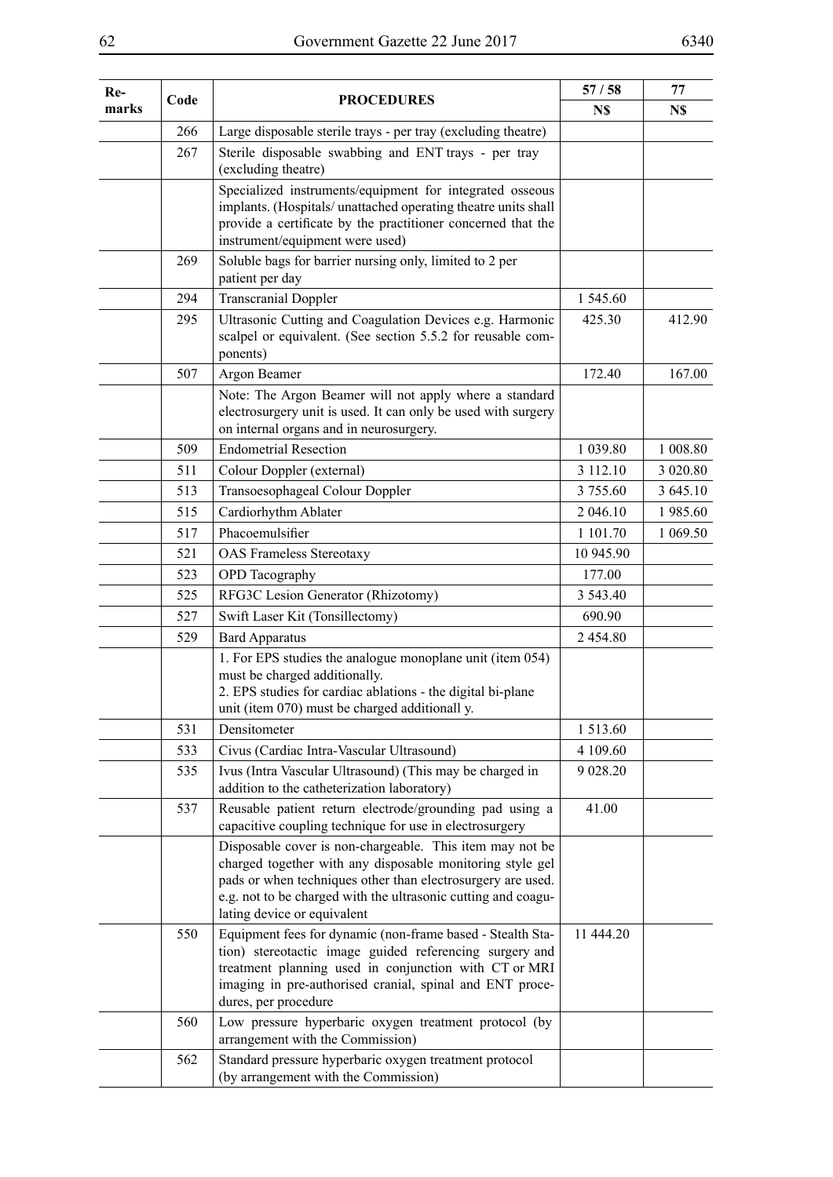| Re-marks | Code | PROCEDURES | 57 / 58 | 77 |
|---|---|---|---|---|
| | | | N$ | N$ |
| | 266 | Large disposable sterile trays - per tray (excluding theatre) | | |
| | 267 | Sterile disposable swabbing and ENT trays - per tray (excluding theatre) | | |
| | | Specialized instruments/equipment for integrated osseous implants. (Hospitals/ unattached operating theatre units shall provide a certificate by the practitioner concerned that the instrument/equipment were used) | | |
| | 269 | Soluble bags for barrier nursing only, limited to 2 per patient per day | | |
| | 294 | Transcranial Doppler | 1 545.60 | |
| | 295 | Ultrasonic Cutting and Coagulation Devices e.g. Harmonic scalpel or equivalent. (See section 5.5.2 for reusable components) | 425.30 | 412.90 |
| | 507 | Argon Beamer | 172.40 | 167.00 |
| | | Note: The Argon Beamer will not apply where a standard electrosurgery unit is used. It can only be used with surgery on internal organs and in neurosurgery. | | |
| | 509 | Endometrial Resection | 1 039.80 | 1 008.80 |
| | 511 | Colour Doppler (external) | 3 112.10 | 3 020.80 |
| | 513 | Transoesophageal Colour Doppler | 3 755.60 | 3 645.10 |
| | 515 | Cardiorhythm Ablater | 2 046.10 | 1 985.60 |
| | 517 | Phacoemulsifier | 1 101.70 | 1 069.50 |
| | 521 | OAS Frameless Stereotaxy | 10 945.90 | |
| | 523 | OPD Tacography | 177.00 | |
| | 525 | RFG3C Lesion Generator (Rhizotomy) | 3 543.40 | |
| | 527 | Swift Laser Kit (Tonsillectomy) | 690.90 | |
| | 529 | Bard Apparatus | 2 454.80 | |
| | | 1. For EPS studies the analogue monoplane unit (item 054) must be charged additionally.<br>2. EPS studies for cardiac ablations - the digital bi-plane unit (item 070) must be charged additionall y. | | |
| | 531 | Densitometer | 1 513.60 | |
| | 533 | Civus (Cardiac Intra-Vascular Ultrasound) | 4 109.60 | |
| | 535 | Ivus (Intra Vascular Ultrasound) (This may be charged in addition to the catheterization laboratory) | 9 028.20 | |
| | 537 | Reusable patient return electrode/grounding pad using a capacitive coupling technique for use in electrosurgery | 41.00 | |
| | | Disposable cover is non-chargeable. This item may not be charged together with any disposable monitoring style gel pads or when techniques other than electrosurgery are used. e.g. not to be charged with the ultrasonic cutting and coagulating device or equivalent | | |
| | 550 | Equipment fees for dynamic (non-frame based - Stealth Station) stereotactic image guided referencing surgery and treatment planning used in conjunction with CT or MRI imaging in pre-authorised cranial, spinal and ENT procedures, per procedure | 11 444.20 | |
| | 560 | Low pressure hyperbaric oxygen treatment protocol (by arrangement with the Commission) | | |
| | 562 | Standard pressure hyperbaric oxygen treatment protocol (by arrangement with the Commission) | | |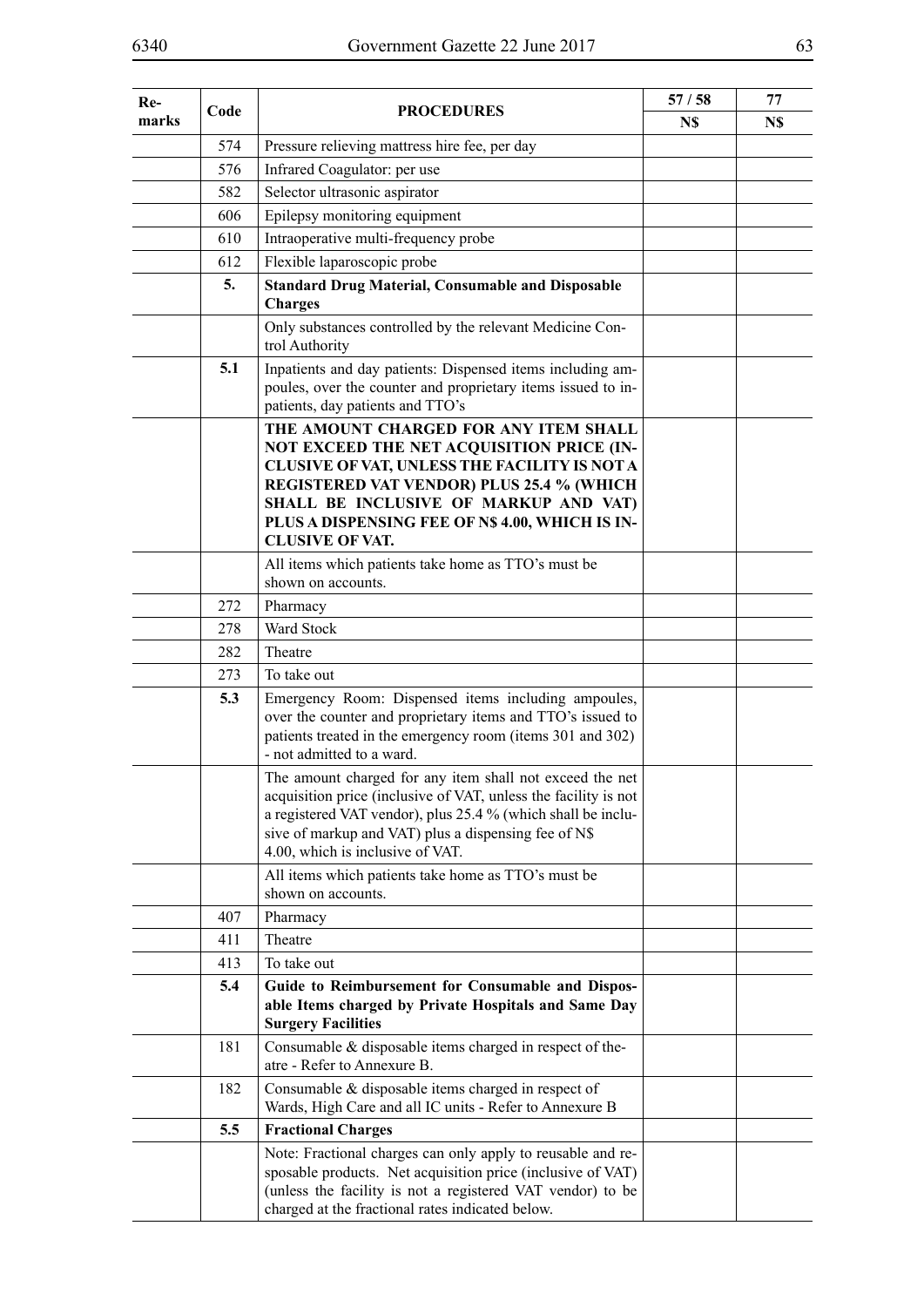| Re-marks | Code | PROCEDURES | 57 / 58 | 77 |
|---|---|---|---|---|
| | | | N$ | N$ |
| | 574 | Pressure relieving mattress hire fee, per day | | |
| | 576 | Infrared Coagulator: per use | | |
| | 582 | Selector ultrasonic aspirator | | |
| | 606 | Epilepsy monitoring equipment | | |
| | 610 | Intraoperative multi-frequency probe | | |
| | 612 | Flexible laparoscopic probe | | |
| | **5.** | **Standard Drug Material, Consumable and Disposable Charges** | | |
| | | Only substances controlled by the relevant Medicine Control Authority | | |
| | **5.1** | Inpatients and day patients: Dispensed items including ampoules, over the counter and proprietary items issued to inpatients, day patients and TTO's | | |
| | | **THE AMOUNT CHARGED FOR ANY ITEM SHALL NOT EXCEED THE NET ACQUISITION PRICE (INCLUSIVE OF VAT, UNLESS THE FACILITY IS NOT A REGISTERED VAT VENDOR) PLUS 25.4 % (WHICH SHALL BE INCLUSIVE OF MARKUP AND VAT) PLUS A DISPENSING FEE OF N$ 4.00, WHICH IS INCLUSIVE OF VAT.** | | |
| | | All items which patients take home as TTO's must be shown on accounts. | | |
| | 272 | Pharmacy | | |
| | 278 | Ward Stock | | |
| | 282 | Theatre | | |
| | 273 | To take out | | |
| | **5.3** | Emergency Room: Dispensed items including ampoules, over the counter and proprietary items and TTO's issued to patients treated in the emergency room (items 301 and 302) - not admitted to a ward. | | |
| | | The amount charged for any item shall not exceed the net acquisition price (inclusive of VAT, unless the facility is not a registered VAT vendor), plus 25.4 % (which shall be inclusive of markup and VAT) plus a dispensing fee of N$ 4.00, which is inclusive of VAT. | | |
| | | All items which patients take home as TTO's must be shown on accounts. | | |
| | 407 | Pharmacy | | |
| | 411 | Theatre | | |
| | 413 | To take out | | |
| | **5.4** | **Guide to Reimbursement for Consumable and Disposable Items charged by Private Hospitals and Same Day Surgery Facilities** | | |
| | 181 | Consumable & disposable items charged in respect of theatre - Refer to Annexure B. | | |
| | 182 | Consumable & disposable items charged in respect of Wards, High Care and all IC units - Refer to Annexure B | | |
| | **5.5** | **Fractional Charges** | | |
| | | Note: Fractional charges can only apply to reusable and resposable products. Net acquisition price (inclusive of VAT) (unless the facility is not a registered VAT vendor) to be charged at the fractional rates indicated below. | | |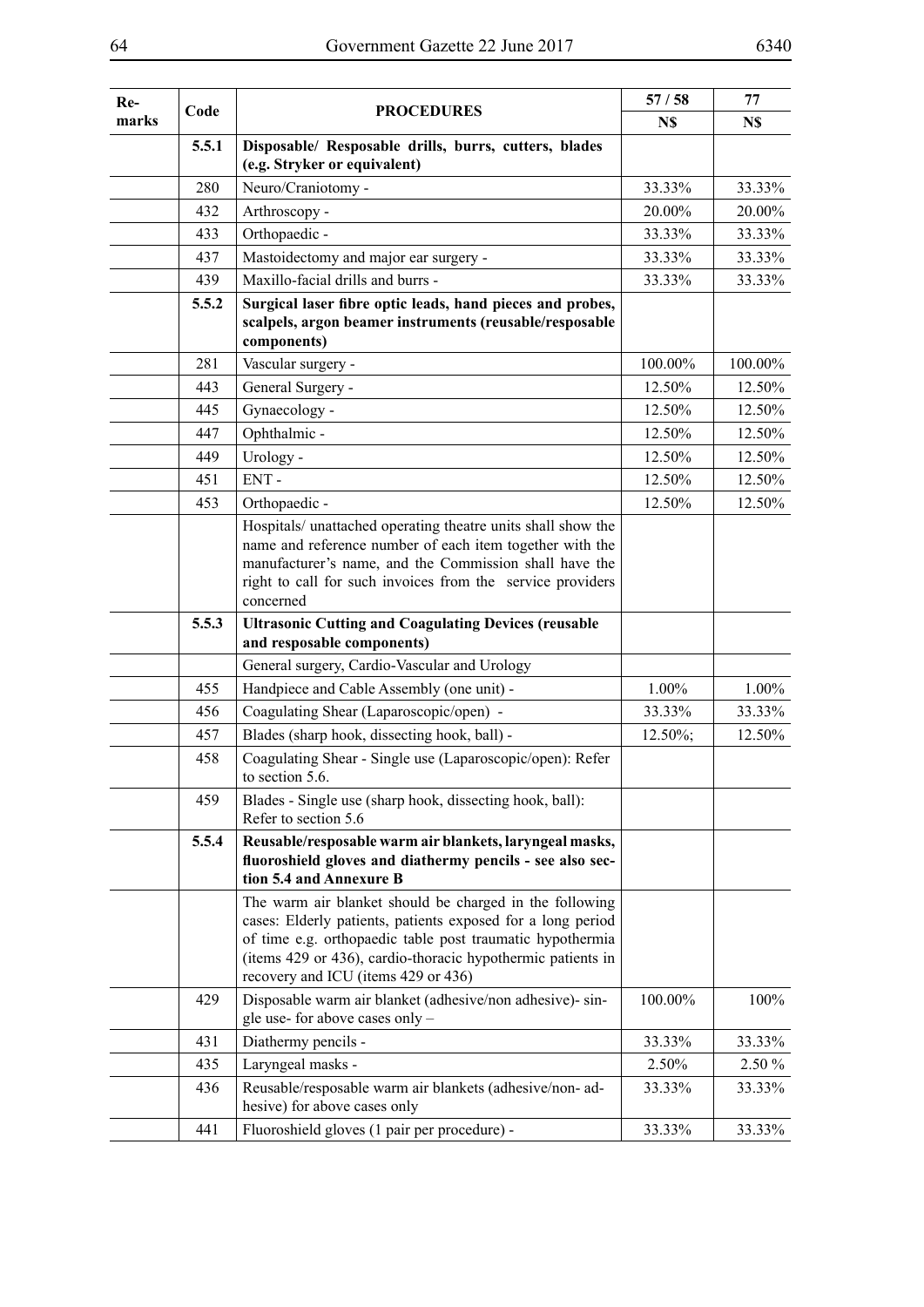| Re-marks | Code | PROCEDURES | 57 / 58 | 77 |
|---|---|---|---|---|
| | | | N$ | N$ |
| | **5.5.1** | **Disposable/ Resposable drills, burrs, cutters, blades (e.g. Stryker or equivalent)** | | |
| | 280 | Neuro/Craniotomy - | 33.33% | 33.33% |
| | 432 | Arthroscopy - | 20.00% | 20.00% |
| | 433 | Orthopaedic - | 33.33% | 33.33% |
| | 437 | Mastoidectomy and major ear surgery - | 33.33% | 33.33% |
| | 439 | Maxillo-facial drills and burrs - | 33.33% | 33.33% |
| | **5.5.2** | **Surgical laser fibre optic leads, hand pieces and probes, scalpels, argon beamer instruments (reusable/resposable components)** | | |
| | 281 | Vascular surgery - | 100.00% | 100.00% |
| | 443 | General Surgery - | 12.50% | 12.50% |
| | 445 | Gynaecology - | 12.50% | 12.50% |
| | 447 | Ophthalmic - | 12.50% | 12.50% |
| | 449 | Urology - | 12.50% | 12.50% |
| | 451 | ENT - | 12.50% | 12.50% |
| | 453 | Orthopaedic - | 12.50% | 12.50% |
| | | Hospitals/ unattached operating theatre units shall show the name and reference number of each item together with the manufacturer's name, and the Commission shall have the right to call for such invoices from the service providers concerned | | |
| | **5.5.3** | **Ultrasonic Cutting and Coagulating Devices (reusable and resposable components)** | | |
| | | General surgery, Cardio-Vascular and Urology | | |
| | 455 | Handpiece and Cable Assembly (one unit) - | 1.00% | 1.00% |
| | 456 | Coagulating Shear (Laparoscopic/open) - | 33.33% | 33.33% |
| | 457 | Blades (sharp hook, dissecting hook, ball) - | 12.50%; | 12.50% |
| | 458 | Coagulating Shear - Single use (Laparoscopic/open): Refer to section 5.6. | | |
| | 459 | Blades - Single use (sharp hook, dissecting hook, ball): Refer to section 5.6 | | |
| | **5.5.4** | **Reusable/resposable warm air blankets, laryngeal masks, fluoroshield gloves and diathermy pencils - see also section 5.4 and Annexure B** | | |
| | | The warm air blanket should be charged in the following cases: Elderly patients, patients exposed for a long period of time e.g. orthopaedic table post traumatic hypothermia (items 429 or 436), cardio-thoracic hypothermic patients in recovery and ICU (items 429 or 436) | | |
| | 429 | Disposable warm air blanket (adhesive/non adhesive)- single use- for above cases only – | 100.00% | 100% |
| | 431 | Diathermy pencils - | 33.33% | 33.33% |
| | 435 | Laryngeal masks - | 2.50% | 2.50 % |
| | 436 | Reusable/resposable warm air blankets (adhesive/non- adhesive) for above cases only | 33.33% | 33.33% |
| | 441 | Fluoroshield gloves (1 pair per procedure) - | 33.33% | 33.33% |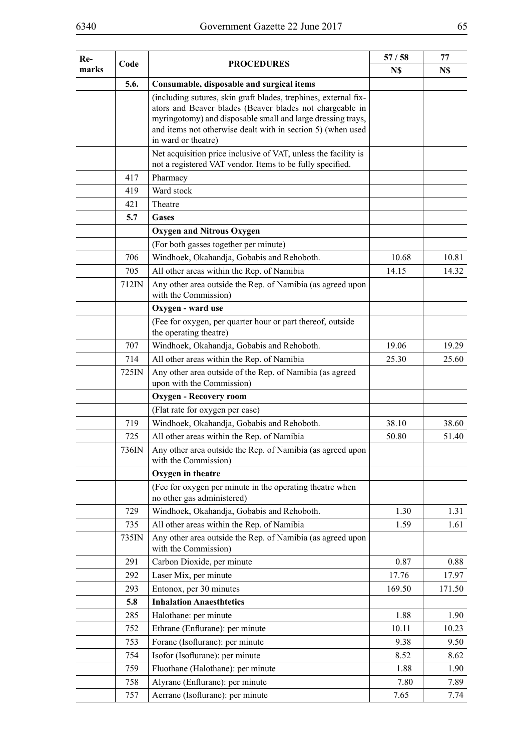| Re-marks | Code | PROCEDURES | 57 / 58 | 77 |
|---|---|---|---|---|
| | | | N$ | N$ |
| | **5.6.** | **Consumable, disposable and surgical items** | | |
| | | (including sutures, skin graft blades, trephines, external fixators and Beaver blades (Beaver blades not chargeable in myringotomy) and disposable small and large dressing trays, and items not otherwise dealt with in section 5) (when used in ward or theatre) | | |
| | | Net acquisition price inclusive of VAT, unless the facility is not a registered VAT vendor. Items to be fully specified. | | |
| | 417 | Pharmacy | | |
| | 419 | Ward stock | | |
| | 421 | Theatre | | |
| | **5.7** | **Gases** | | |
| | | **Oxygen and Nitrous Oxygen** | | |
| | | (For both gasses together per minute) | | |
| | 706 | Windhoek, Okahandja, Gobabis and Rehoboth. | 10.68 | 10.81 |
| | 705 | All other areas within the Rep. of Namibia | 14.15 | 14.32 |
| | 712IN | Any other area outside the Rep. of Namibia (as agreed upon with the Commission) | | |
| | | **Oxygen - ward use** | | |
| | | (Fee for oxygen, per quarter hour or part thereof, outside the operating theatre) | | |
| | 707 | Windhoek, Okahandja, Gobabis and Rehoboth. | 19.06 | 19.29 |
| | 714 | All other areas within the Rep. of Namibia | 25.30 | 25.60 |
| | 725IN | Any other area outside of the Rep. of Namibia (as agreed upon with the Commission) | | |
| | | **Oxygen - Recovery room** | | |
| | | (Flat rate for oxygen per case) | | |
| | 719 | Windhoek, Okahandja, Gobabis and Rehoboth. | 38.10 | 38.60 |
| | 725 | All other areas within the Rep. of Namibia | 50.80 | 51.40 |
| | 736IN | Any other area outside the Rep. of Namibia (as agreed upon with the Commission) | | |
| | | **Oxygen in theatre** | | |
| | | (Fee for oxygen per minute in the operating theatre when no other gas administered) | | |
| | 729 | Windhoek, Okahandja, Gobabis and Rehoboth. | 1.30 | 1.31 |
| | 735 | All other areas within the Rep. of Namibia | 1.59 | 1.61 |
| | 735IN | Any other area outside the Rep. of Namibia (as agreed upon with the Commission) | | |
| | 291 | Carbon Dioxide, per minute | 0.87 | 0.88 |
| | 292 | Laser Mix, per minute | 17.76 | 17.97 |
| | 293 | Entonox, per 30 minutes | 169.50 | 171.50 |
| | **5.8** | **Inhalation Anaesthtetics** | | |
| | 285 | Halothane: per minute | 1.88 | 1.90 |
| | 752 | Ethrane (Enflurane): per minute | 10.11 | 10.23 |
| | 753 | Forane (Isoflurane): per minute | 9.38 | 9.50 |
| | 754 | Isofor (Isoflurane): per minute | 8.52 | 8.62 |
| | 759 | Fluothane (Halothane): per minute | 1.88 | 1.90 |
| | 758 | Alyrane (Enflurane): per minute | 7.80 | 7.89 |
| | 757 | Aerrane (Isoflurane): per minute | 7.65 | 7.74 |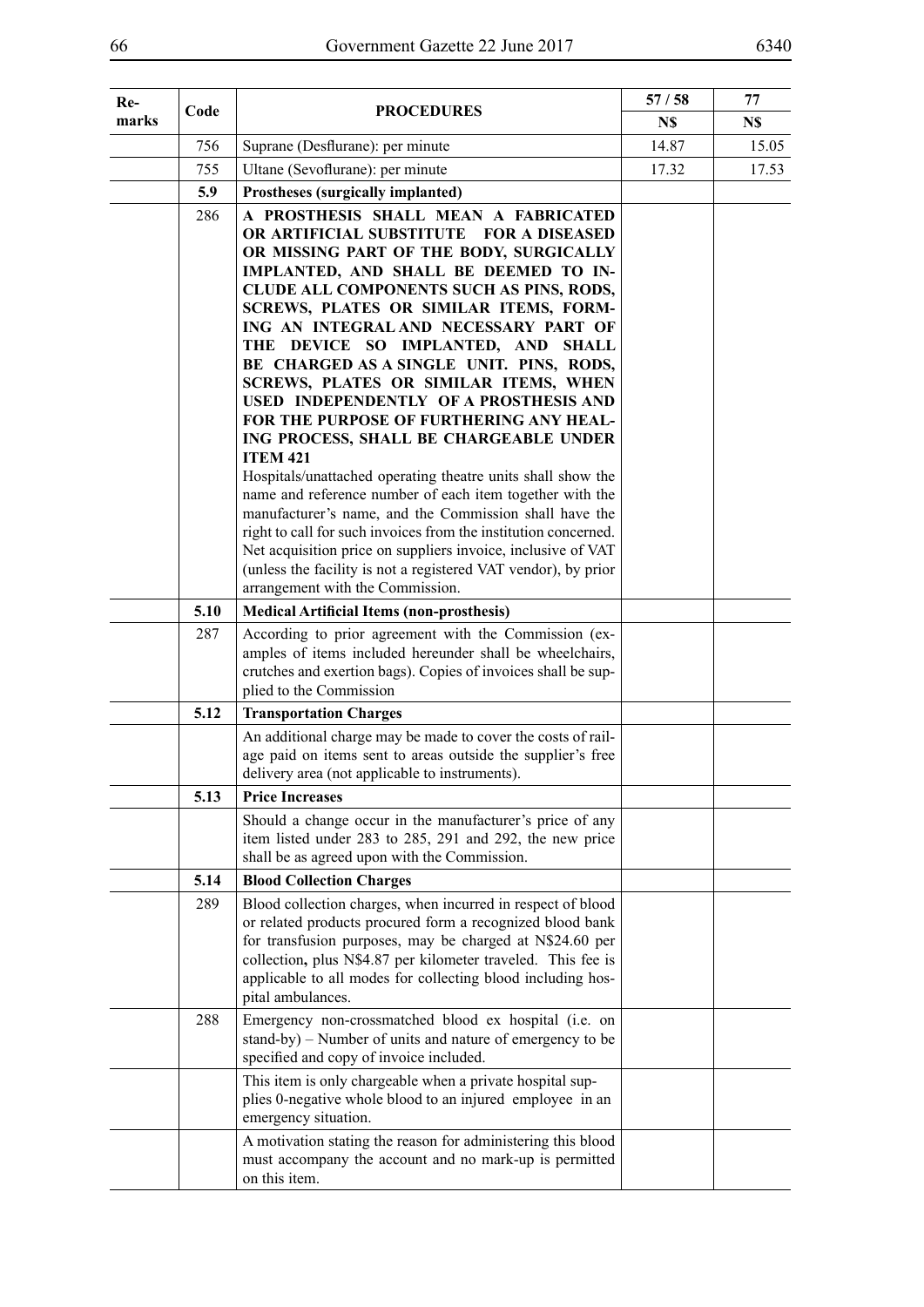| Remarks | Code | PROCEDURES | 57 / 58 | 77 |
|---|---|---|---|---|
| | | | N$ | N$ |
| | 756 | Suprane (Desflurane): per minute | 14.87 | 15.05 |
| | 755 | Ultane (Sevoflurane): per minute | 17.32 | 17.53 |
| | **5.9** | **Prostheses (surgically implanted)** | | |
| | 286 | **A PROSTHESIS SHALL MEAN A FABRICATED OR ARTIFICIAL SUBSTITUTE FOR A DISEASED OR MISSING PART OF THE BODY, SURGICALLY IMPLANTED, AND SHALL BE DEEMED TO INCLUDE ALL COMPONENTS SUCH AS PINS, RODS, SCREWS, PLATES OR SIMILAR ITEMS, FORMING AN INTEGRAL AND NECESSARY PART OF THE DEVICE SO IMPLANTED, AND SHALL BE CHARGED AS A SINGLE UNIT. PINS, RODS, SCREWS, PLATES OR SIMILAR ITEMS, WHEN USED INDEPENDENTLY OF A PROSTHESIS AND FOR THE PURPOSE OF FURTHERING ANY HEALING PROCESS, SHALL BE CHARGEABLE UNDER ITEM 421** Hospitals/unattached operating theatre units shall show the name and reference number of each item together with the manufacturer's name, and the Commission shall have the right to call for such invoices from the institution concerned. Net acquisition price on suppliers invoice, inclusive of VAT (unless the facility is not a registered VAT vendor), by prior arrangement with the Commission. | | |
| | **5.10** | **Medical Artificial Items (non-prosthesis)** | | |
| | 287 | According to prior agreement with the Commission (examples of items included hereunder shall be wheelchairs, crutches and exertion bags). Copies of invoices shall be supplied to the Commission | | |
| | **5.12** | **Transportation Charges** | | |
| | | An additional charge may be made to cover the costs of railage paid on items sent to areas outside the supplier's free delivery area (not applicable to instruments). | | |
| | **5.13** | **Price Increases** | | |
| | | Should a change occur in the manufacturer's price of any item listed under 283 to 285, 291 and 292, the new price shall be as agreed upon with the Commission. | | |
| | **5.14** | **Blood Collection Charges** | | |
| | 289 | Blood collection charges, when incurred in respect of blood or related products procured form a recognized blood bank for transfusion purposes, may be charged at N$24.60 per collection, plus N$4.87 per kilometer traveled. This fee is applicable to all modes for collecting blood including hospital ambulances. | | |
| | 288 | Emergency non-crossmatched blood ex hospital (i.e. on stand-by) – Number of units and nature of emergency to be specified and copy of invoice included. | | |
| | | This item is only chargeable when a private hospital supplies 0-negative whole blood to an injured employee in an emergency situation. | | |
| | | A motivation stating the reason for administering this blood must accompany the account and no mark-up is permitted on this item. | | |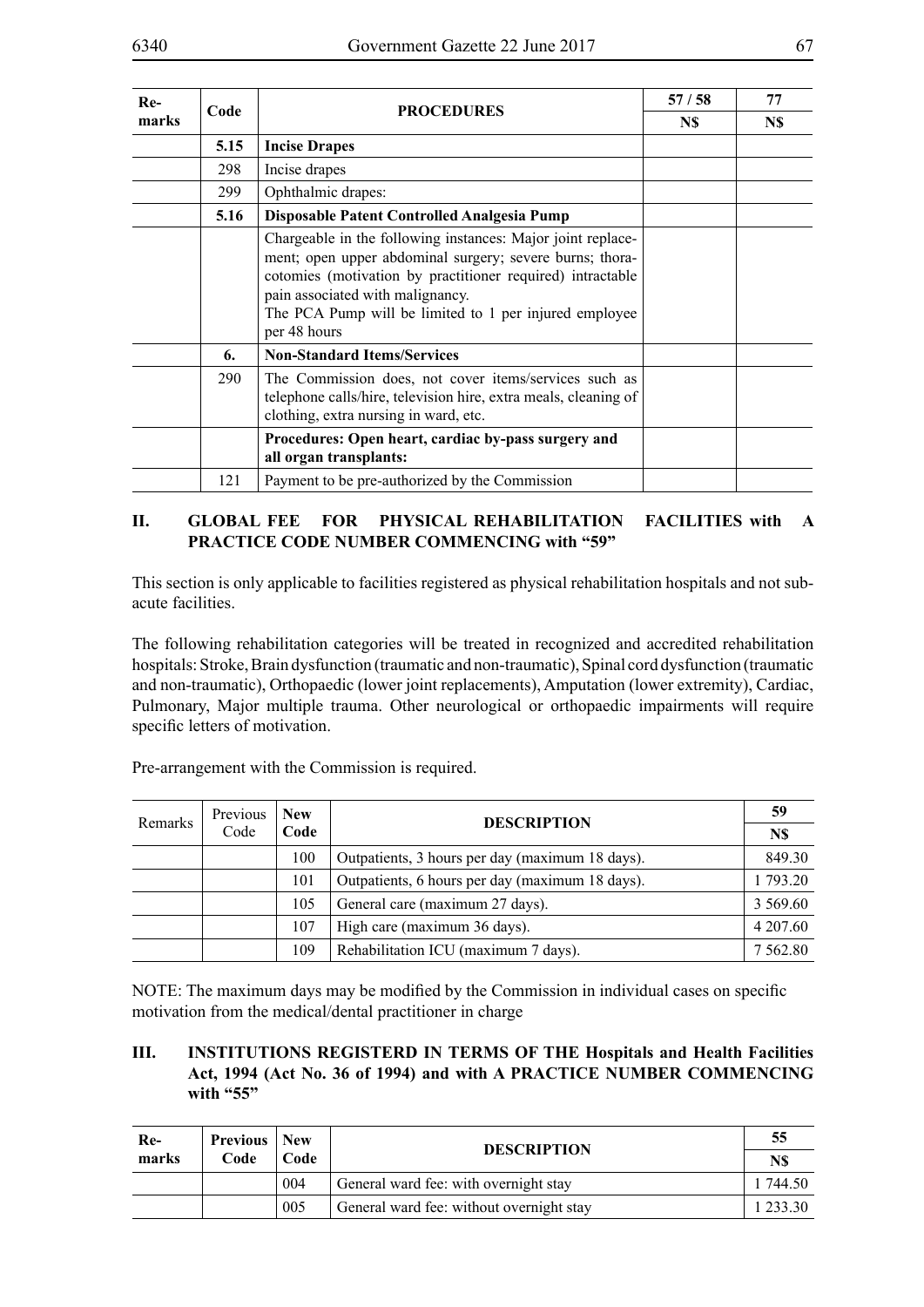| Re-marks | Code | PROCEDURES | 57 / 58 | 77 |
|---|---|---|---|---|
| | | | N$ | N$ |
| | **5.15** | **Incise Drapes** | | |
| | 298 | Incise drapes | | |
| | 299 | Ophthalmic drapes: | | |
| | **5.16** | **Disposable Patent Controlled Analgesia Pump** | | |
| | | Chargeable in the following instances: Major joint replacement; open upper abdominal surgery; severe burns; thoracotomies (motivation by practitioner required) intractable pain associated with malignancy. The PCA Pump will be limited to 1 per injured employee per 48 hours | | |
| | **6.** | **Non-Standard Items/Services** | | |
| | 290 | The Commission does, not cover items/services such as telephone calls/hire, television hire, extra meals, cleaning of clothing, extra nursing in ward, etc. | | |
| | | **Procedures: Open heart, cardiac by-pass surgery and all organ transplants:** | | |
| | 121 | Payment to be pre-authorized by the Commission | | |

## II. GLOBAL FEE FOR PHYSICAL REHABILITATION FACILITIES with A PRACTICE CODE NUMBER COMMENCING with "59"

This section is only applicable to facilities registered as physical rehabilitation hospitals and not sub-acute facilities.

The following rehabilitation categories will be treated in recognized and accredited rehabilitation hospitals: Stroke, Brain dysfunction (traumatic and non-traumatic), Spinal cord dysfunction (traumatic and non-traumatic), Orthopaedic (lower joint replacements), Amputation (lower extremity), Cardiac, Pulmonary, Major multiple trauma. Other neurological or orthopaedic impairments will require specific letters of motivation.

Pre-arrangement with the Commission is required.

| Remarks | Previous Code | New Code | DESCRIPTION | 59 |
|---|---|---|---|---|
| | | | | N$ |
| | | 100 | Outpatients, 3 hours per day (maximum 18 days). | 849.30 |
| | | 101 | Outpatients, 6 hours per day (maximum 18 days). | 1 793.20 |
| | | 105 | General care (maximum 27 days). | 3 569.60 |
| | | 107 | High care (maximum 36 days). | 4 207.60 |
| | | 109 | Rehabilitation ICU (maximum 7 days). | 7 562.80 |

NOTE: The maximum days may be modified by the Commission in individual cases on specific motivation from the medical/dental practitioner in charge

## III. INSTITUTIONS REGISTERD IN TERMS OF THE Hospitals and Health Facilities Act, 1994 (Act No. 36 of 1994) and with A PRACTICE NUMBER COMMENCING with "55"

| Re-marks | Previous Code | New Code | DESCRIPTION | 55 |
|---|---|---|---|---|
| | | | | N$ |
| | | 004 | General ward fee: with overnight stay | 1 744.50 |
| | | 005 | General ward fee: without overnight stay | 1 233.30 |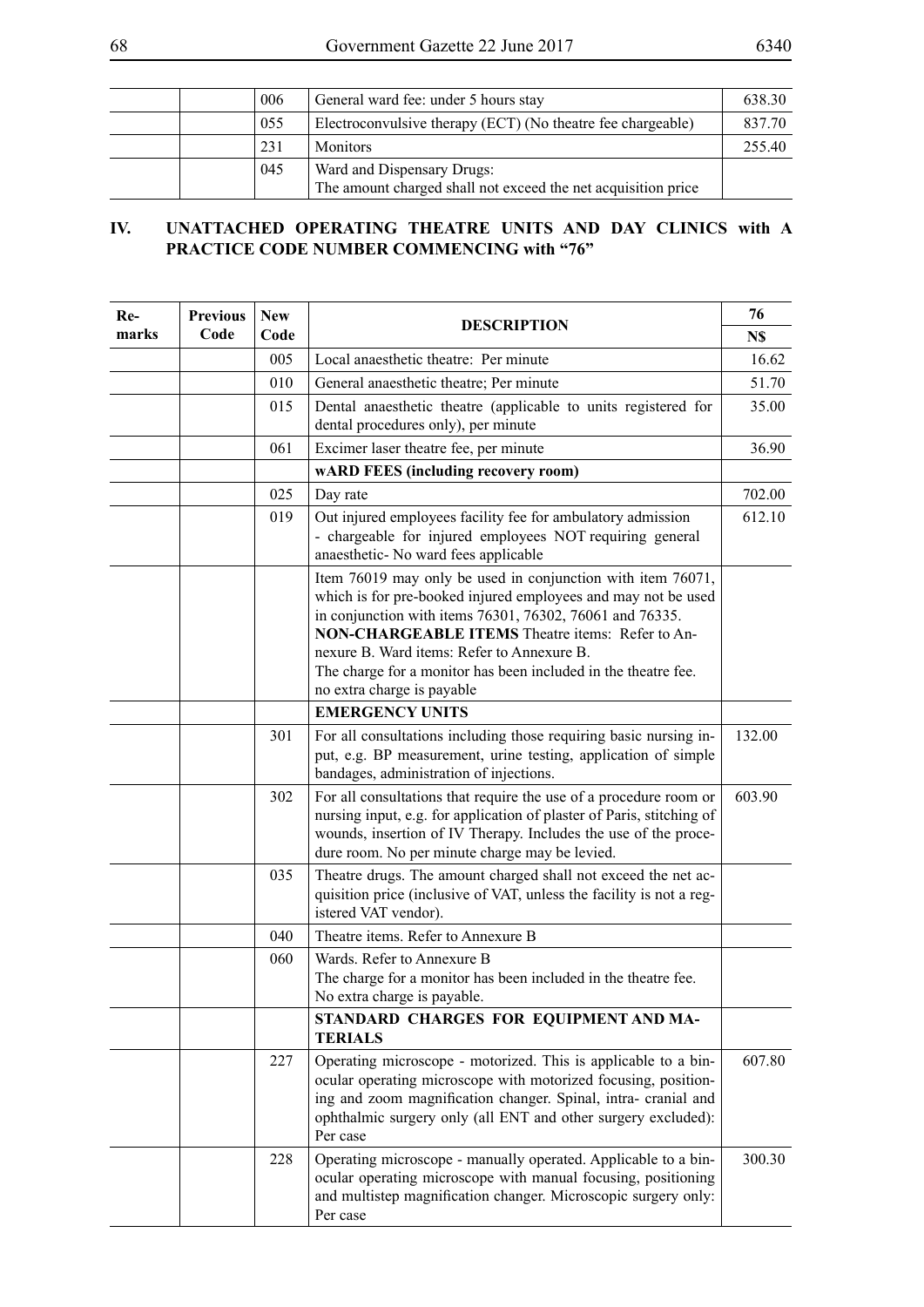| | | | | |
|---|---|---|---|---|
| | | 006 | General ward fee: under 5 hours stay | 638.30 |
| | | 055 | Electroconvulsive therapy (ECT) (No theatre fee chargeable) | 837.70 |
| | | 231 | Monitors | 255.40 |
| | | 045 | Ward and Dispensary Drugs:<br>The amount charged shall not exceed the net acquisition price | |

## IV. UNATTACHED OPERATING THEATRE UNITS AND DAY CLINICS with A PRACTICE CODE NUMBER COMMENCING with "76"

| Remarks | Previous Code | New Code | DESCRIPTION | 76<br>N$ |
|---|---|---|---|---|
| | | 005 | Local anaesthetic theatre: Per minute | 16.62 |
| | | 010 | General anaesthetic theatre; Per minute | 51.70 |
| | | 015 | Dental anaesthetic theatre (applicable to units registered for dental procedures only), per minute | 35.00 |
| | | 061 | Excimer laser theatre fee, per minute | 36.90 |
| | | | **wARD FEES (including recovery room)** | |
| | | 025 | Day rate | 702.00 |
| | | 019 | Out injured employees facility fee for ambulatory admission - chargeable for injured employees NOT requiring general anaesthetic- No ward fees applicable | 612.10 |
| | | | Item 76019 may only be used in conjunction with item 76071, which is for pre-booked injured employees and may not be used in conjunction with items 76301, 76302, 76061 and 76335. **NON-CHARGEABLE ITEMS** Theatre items: Refer to Annexure B. Ward items: Refer to Annexure B.<br>The charge for a monitor has been included in the theatre fee. no extra charge is payable | |
| | | | **EMERGENCY UNITS** | |
| | | 301 | For all consultations including those requiring basic nursing input, e.g. BP measurement, urine testing, application of simple bandages, administration of injections. | 132.00 |
| | | 302 | For all consultations that require the use of a procedure room or nursing input, e.g. for application of plaster of Paris, stitching of wounds, insertion of IV Therapy. Includes the use of the procedure room. No per minute charge may be levied. | 603.90 |
| | | 035 | Theatre drugs. The amount charged shall not exceed the net acquisition price (inclusive of VAT, unless the facility is not a registered VAT vendor). | |
| | | 040 | Theatre items. Refer to Annexure B | |
| | | 060 | Wards. Refer to Annexure B<br>The charge for a monitor has been included in the theatre fee. No extra charge is payable. | |
| | | | **STANDARD CHARGES FOR EQUIPMENT AND MATERIALS** | |
| | | 227 | Operating microscope - motorized. This is applicable to a binocular operating microscope with motorized focusing, positioning and zoom magnification changer. Spinal, intra- cranial and ophthalmic surgery only (all ENT and other surgery excluded): Per case | 607.80 |
| | | 228 | Operating microscope - manually operated. Applicable to a binocular operating microscope with manual focusing, positioning and multistep magnification changer. Microscopic surgery only: Per case | 300.30 |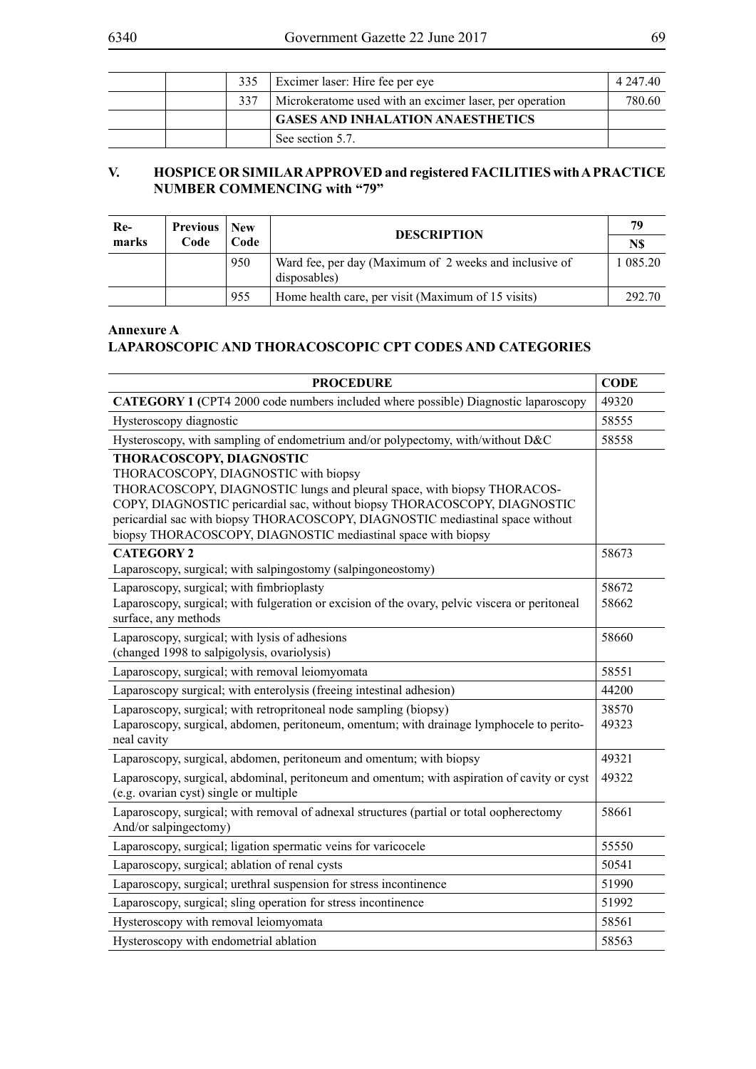| | | | | |
|---|---|---|---|---|
| | | 335 | Excimer laser: Hire fee per eye | 4 247.40 |
| | | 337 | Microkeratome used with an excimer laser, per operation | 780.60 |
| | | | **GASES AND INHALATION ANAESTHETICS** | |
| | | | See section 5.7. | |

## V. HOSPICE OR SIMILAR APPROVED and registered FACILITIES with A PRACTICE NUMBER COMMENCING with "79"

| Re-marks | Previous Code | New Code | DESCRIPTION | 79 |
|---|---|---|---|---|
| | | | | N$ |
| | | 950 | Ward fee, per day (Maximum of 2 weeks and inclusive of disposables) | 1 085.20 |
| | | 955 | Home health care, per visit (Maximum of 15 visits) | 292.70 |

### Annexure A
### LAPAROSCOPIC AND THORACOSCOPIC CPT CODES AND CATEGORIES

| PROCEDURE | CODE |
|---|---|
| **CATEGORY 1** (CPT4 2000 code numbers included where possible) Diagnostic laparoscopy | 49320 |
| Hysteroscopy diagnostic | 58555 |
| Hysteroscopy, with sampling of endometrium and/or polypectomy, with/without D&C | 58558 |
| **THORACOSCOPY, DIAGNOSTIC**<br>THORACOSCOPY, DIAGNOSTIC with biopsy<br>THORACOSCOPY, DIAGNOSTIC lungs and pleural space, with biopsy THORACOS-COPY, DIAGNOSTIC pericardial sac, without biopsy THORACOSCOPY, DIAGNOSTIC pericardial sac with biopsy THORACOSCOPY, DIAGNOSTIC mediastinal space without biopsy THORACOSCOPY, DIAGNOSTIC mediastinal space with biopsy | |
| **CATEGORY 2**<br>Laparoscopy, surgical; with salpingostomy (salpingoneostomy) | 58673 |
| Laparoscopy, surgical; with fimbrioplasty<br>Laparoscopy, surgical; with fulgeration or excision of the ovary, pelvic viscera or peritoneal surface, any methods | 58672<br>58662 |
| Laparoscopy, surgical; with lysis of adhesions<br>(changed 1998 to salpigolysis, ovariolysis) | 58660 |
| Laparoscopy, surgical; with removal leiomyomata | 58551 |
| Laparoscopy surgical; with enterolysis (freeing intestinal adhesion) | 44200 |
| Laparoscopy, surgical; with retropritoneal node sampling (biopsy)<br>Laparoscopy, surgical, abdomen, peritoneum, omentum; with drainage lymphocele to peritoneal cavity | 38570<br>49323 |
| Laparoscopy, surgical, abdomen, peritoneum and omentum; with biopsy | 49321 |
| Laparoscopy, surgical, abdominal, peritoneum and omentum; with aspiration of cavity or cyst (e.g. ovarian cyst) single or multiple | 49322 |
| Laparoscopy, surgical; with removal of adnexal structures (partial or total oopherectomy And/or salpingectomy) | 58661 |
| Laparoscopy, surgical; ligation spermatic veins for varicocele | 55550 |
| Laparoscopy, surgical; ablation of renal cysts | 50541 |
| Laparoscopy, surgical; urethral suspension for stress incontinence | 51990 |
| Laparoscopy, surgical; sling operation for stress incontinence | 51992 |
| Hysteroscopy with removal leiomyomata | 58561 |
| Hysteroscopy with endometrial ablation | 58563 |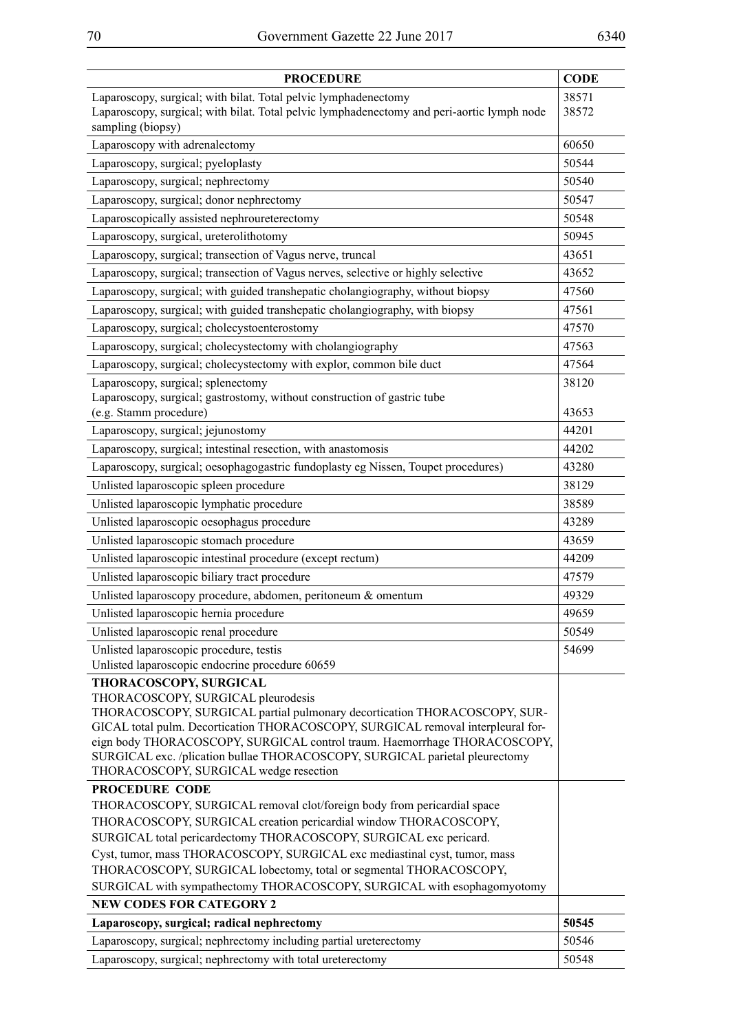| PROCEDURE | CODE |
|---|---|
| Laparoscopy, surgical; with bilat. Total pelvic lymphadenectomy<br>Laparoscopy, surgical; with bilat. Total pelvic lymphadenectomy and peri-aortic lymph node sampling (biopsy) | 38571<br>38572 |
| Laparoscopy with adrenalectomy | 60650 |
| Laparoscopy, surgical; pyeloplasty | 50544 |
| Laparoscopy, surgical; nephrectomy | 50540 |
| Laparoscopy, surgical; donor nephrectomy | 50547 |
| Laparoscopically assisted nephroureterectomy | 50548 |
| Laparoscopy, surgical, ureterolithotomy | 50945 |
| Laparoscopy, surgical; transection of Vagus nerve, truncal | 43651 |
| Laparoscopy, surgical; transection of Vagus nerves, selective or highly selective | 43652 |
| Laparoscopy, surgical; with guided transhepatic cholangiography, without biopsy | 47560 |
| Laparoscopy, surgical; with guided transhepatic cholangiography, with biopsy | 47561 |
| Laparoscopy, surgical; cholecystoenterostomy | 47570 |
| Laparoscopy, surgical; cholecystectomy with cholangiography | 47563 |
| Laparoscopy, surgical; cholecystectomy with explor, common bile duct | 47564 |
| Laparoscopy, surgical; splenectomy<br>Laparoscopy, surgical; gastrostomy, without construction of gastric tube (e.g. Stamm procedure) | 38120<br>43653 |
| Laparoscopy, surgical; jejunostomy | 44201 |
| Laparoscopy, surgical; intestinal resection, with anastomosis | 44202 |
| Laparoscopy, surgical; oesophagogastric fundoplasty eg Nissen, Toupet procedures) | 43280 |
| Unlisted laparoscopic spleen procedure | 38129 |
| Unlisted laparoscopic lymphatic procedure | 38589 |
| Unlisted laparoscopic oesophagus procedure | 43289 |
| Unlisted laparoscopic stomach procedure | 43659 |
| Unlisted laparoscopic intestinal procedure (except rectum) | 44209 |
| Unlisted laparoscopic biliary tract procedure | 47579 |
| Unlisted laparoscopy procedure, abdomen, peritoneum & omentum | 49329 |
| Unlisted laparoscopic hernia procedure | 49659 |
| Unlisted laparoscopic renal procedure | 50549 |
| Unlisted laparoscopic procedure, testis<br>Unlisted laparoscopic endocrine procedure 60659 | 54699 |
| **THORACOSCOPY, SURGICAL**<br>THORACOSCOPY, SURGICAL pleurodesis<br>THORACOSCOPY, SURGICAL partial pulmonary decortication THORACOSCOPY, SURGICAL total pulm. Decortication THORACOSCOPY, SURGICAL removal interpleural foreign body THORACOSCOPY, SURGICAL control traum. Haemorrhage THORACOSCOPY, SURGICAL exc. /plication bullae THORACOSCOPY, SURGICAL parietal pleurectomy THORACOSCOPY, SURGICAL wedge resection | |
| **PROCEDURE CODE**<br>THORACOSCOPY, SURGICAL removal clot/foreign body from pericardial space<br>THORACOSCOPY, SURGICAL creation pericardial window THORACOSCOPY, SURGICAL total pericardectomy THORACOSCOPY, SURGICAL exc pericard. Cyst, tumor, mass THORACOSCOPY, SURGICAL exc mediastinal cyst, tumor, mass THORACOSCOPY, SURGICAL lobectomy, total or segmental THORACOSCOPY, SURGICAL with sympathectomy THORACOSCOPY, SURGICAL with esophagomyotomy | |
| **NEW CODES FOR CATEGORY 2** | |
| **Laparoscopy, surgical; radical nephrectomy** | **50545** |
| Laparoscopy, surgical; nephrectomy including partial ureterectomy | 50546 |
| Laparoscopy, surgical; nephrectomy with total ureterectomy | 50548 |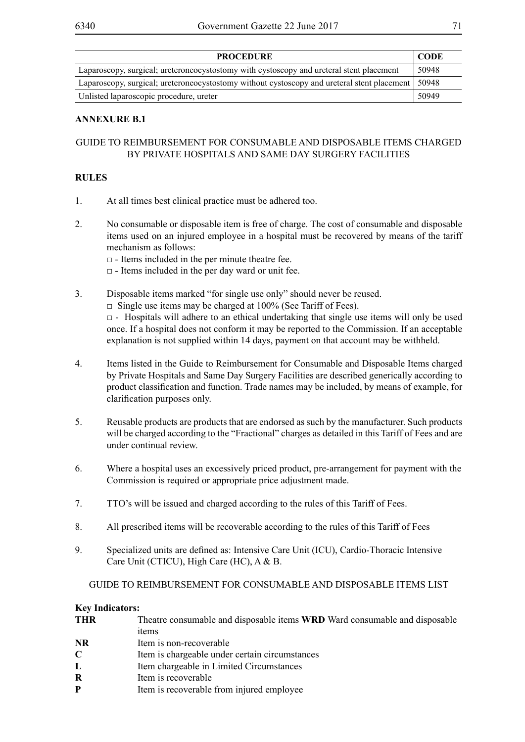| PROCEDURE | CODE |
|---|---|
| Laparoscopy, surgical; ureteroneocystostomy with cystoscopy and ureteral stent placement | 50948 |
| Laparoscopy, surgical; ureteroneocystostomy without cystoscopy and ureteral stent placement | 50948 |
| Unlisted laparoscopic procedure, ureter | 50949 |

**ANNEXURE B.1**

GUIDE TO REIMBURSEMENT FOR CONSUMABLE AND DISPOSABLE ITEMS CHARGED BY PRIVATE HOSPITALS AND SAME DAY SURGERY FACILITIES

**RULES**

1. At all times best clinical practice must be adhered too.

2. No consumable or disposable item is free of charge. The cost of consumable and disposable items used on an injured employee in a hospital must be recovered by means of the tariff mechanism as follows:
   □ - Items included in the per minute theatre fee.
   □ - Items included in the per day ward or unit fee.

3. Disposable items marked "for single use only" should never be reused.
   □ Single use items may be charged at 100% (See Tariff of Fees).
   □ - Hospitals will adhere to an ethical undertaking that single use items will only be used once. If a hospital does not conform it may be reported to the Commission. If an acceptable explanation is not supplied within 14 days, payment on that account may be withheld.

4. Items listed in the Guide to Reimbursement for Consumable and Disposable Items charged by Private Hospitals and Same Day Surgery Facilities are described generically according to product classification and function. Trade names may be included, by means of example, for clarification purposes only.

5. Reusable products are products that are endorsed as such by the manufacturer. Such products will be charged according to the "Fractional" charges as detailed in this Tariff of Fees and are under continual review.

6. Where a hospital uses an excessively priced product, pre-arrangement for payment with the Commission is required or appropriate price adjustment made.

7. TTO's will be issued and charged according to the rules of this Tariff of Fees.

8. All prescribed items will be recoverable according to the rules of this Tariff of Fees

9. Specialized units are defined as: Intensive Care Unit (ICU), Cardio-Thoracic Intensive Care Unit (CTICU), High Care (HC), A & B.

GUIDE TO REIMBURSEMENT FOR CONSUMABLE AND DISPOSABLE ITEMS LIST

**Key Indicators:**

**THR** Theatre consumable and disposable items **WRD** Ward consumable and disposable items
**NR** Item is non-recoverable
**C** Item is chargeable under certain circumstances
**L** Item chargeable in Limited Circumstances
**R** Item is recoverable
**P** Item is recoverable from injured employee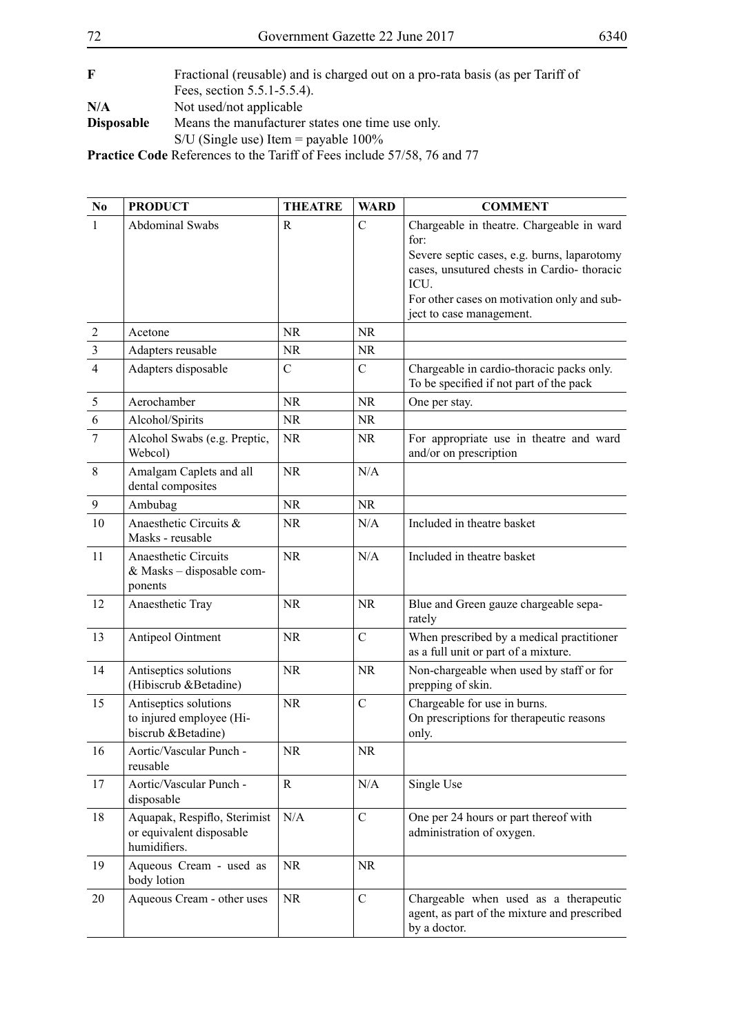**F** Fractional (reusable) and is charged out on a pro-rata basis (as per Tariff of Fees, section 5.5.1-5.5.4).

**N/A** Not used/not applicable

**Disposable** Means the manufacturer states one time use only.
S/U (Single use) Item = payable 100%

**Practice Code** References to the Tariff of Fees include 57/58, 76 and 77

| No | PRODUCT | THEATRE | WARD | COMMENT |
|---|---|---|---|---|
| 1 | Abdominal Swabs | R | C | Chargeable in theatre. Chargeable in ward for:<br>Severe septic cases, e.g. burns, laparotomy cases, unsutured chests in Cardio- thoracic ICU.<br>For other cases on motivation only and subject to case management. |
| 2 | Acetone | NR | NR | |
| 3 | Adapters reusable | NR | NR | |
| 4 | Adapters disposable | C | C | Chargeable in cardio-thoracic packs only. To be specified if not part of the pack |
| 5 | Aerochamber | NR | NR | One per stay. |
| 6 | Alcohol/Spirits | NR | NR | |
| 7 | Alcohol Swabs (e.g. Preptic, Webcol) | NR | NR | For appropriate use in theatre and ward and/or on prescription |
| 8 | Amalgam Caplets and all dental composites | NR | N/A | |
| 9 | Ambubag | NR | NR | |
| 10 | Anaesthetic Circuits & Masks - reusable | NR | N/A | Included in theatre basket |
| 11 | Anaesthetic Circuits & Masks – disposable components | NR | N/A | Included in theatre basket |
| 12 | Anaesthetic Tray | NR | NR | Blue and Green gauze chargeable separately |
| 13 | Antipeol Ointment | NR | C | When prescribed by a medical practitioner as a full unit or part of a mixture. |
| 14 | Antiseptics solutions (Hibiscrub &Betadine) | NR | NR | Non-chargeable when used by staff or for prepping of skin. |
| 15 | Antiseptics solutions to injured employee (Hibiscrub &Betadine) | NR | C | Chargeable for use in burns.<br>On prescriptions for therapeutic reasons only. |
| 16 | Aortic/Vascular Punch - reusable | NR | NR | |
| 17 | Aortic/Vascular Punch - disposable | R | N/A | Single Use |
| 18 | Aquapak, Respiflo, Sterimist or equivalent disposable humidifiers. | N/A | C | One per 24 hours or part thereof with administration of oxygen. |
| 19 | Aqueous Cream - used as body lotion | NR | NR | |
| 20 | Aqueous Cream - other uses | NR | C | Chargeable when used as a therapeutic agent, as part of the mixture and prescribed by a doctor. |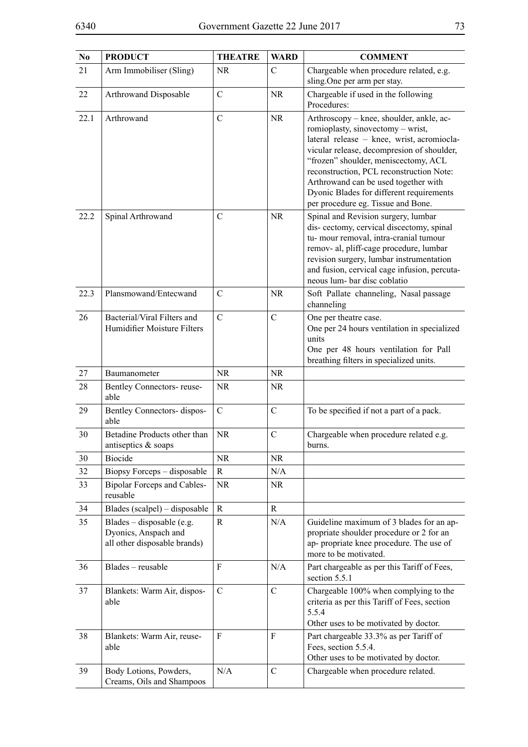| No | PRODUCT | THEATRE | WARD | COMMENT |
|---|---|---|---|---|
| 21 | Arm Immobiliser (Sling) | NR | C | Chargeable when procedure related, e.g. sling.One per arm per stay. |
| 22 | Arthrowand Disposable | C | NR | Chargeable if used in the following Procedures: |
| 22.1 | Arthrowand | C | NR | Arthroscopy – knee, shoulder, ankle, acromioplasty, sinovectomy – wrist, lateral release – knee, wrist, acromioclavicular release, decompresion of shoulder, "frozen" shoulder, meniscectomy, ACL reconstruction, PCL reconstruction Note: Arthrowand can be used together with Dyonic Blades for different requirements per procedure eg. Tissue and Bone. |
| 22.2 | Spinal Arthrowand | C | NR | Spinal and Revision surgery, lumbar dis- cectomy, cervical discectomy, spinal tu- mour removal, intra-cranial tumour remov- al, pliff-cage procedure, lumbar revision surgery, lumbar instrumentation and fusion, cervical cage infusion, percutaneous lum- bar disc coblatio |
| 22.3 | Plansmowand/Entecwand | C | NR | Soft Pallate channeling, Nasal passage channeling |
| 26 | Bacterial/Viral Filters and Humidifier Moisture Filters | C | C | One per theatre case.<br>One per 24 hours ventilation in specialized units<br>One per 48 hours ventilation for Pall breathing filters in specialized units. |
| 27 | Baumanometer | NR | NR | |
| 28 | Bentley Connectors- reuseable | NR | NR | |
| 29 | Bentley Connectors- disposable | C | C | To be specified if not a part of a pack. |
| 30 | Betadine Products other than antiseptics & soaps | NR | C | Chargeable when procedure related e.g. burns. |
| 30 | Biocide | NR | NR | |
| 32 | Biopsy Forceps – disposable | R | N/A | |
| 33 | Bipolar Forceps and Cables- reusable | NR | NR | |
| 34 | Blades (scalpel) – disposable | R | R | |
| 35 | Blades – disposable (e.g. Dyonics, Anspach and all other disposable brands) | R | N/A | Guideline maximum of 3 blades for an appropriate shoulder procedure or 2 for an ap- propriate knee procedure. The use of more to be motivated. |
| 36 | Blades – reusable | F | N/A | Part chargeable as per this Tariff of Fees, section 5.5.1 |
| 37 | Blankets: Warm Air, disposable | C | C | Chargeable 100% when complying to the criteria as per this Tariff of Fees, section 5.5.4<br>Other uses to be motivated by doctor. |
| 38 | Blankets: Warm Air, reuseable | F | F | Part chargeable 33.3% as per Tariff of Fees, section 5.5.4.<br>Other uses to be motivated by doctor. |
| 39 | Body Lotions, Powders, Creams, Oils and Shampoos | N/A | C | Chargeable when procedure related. |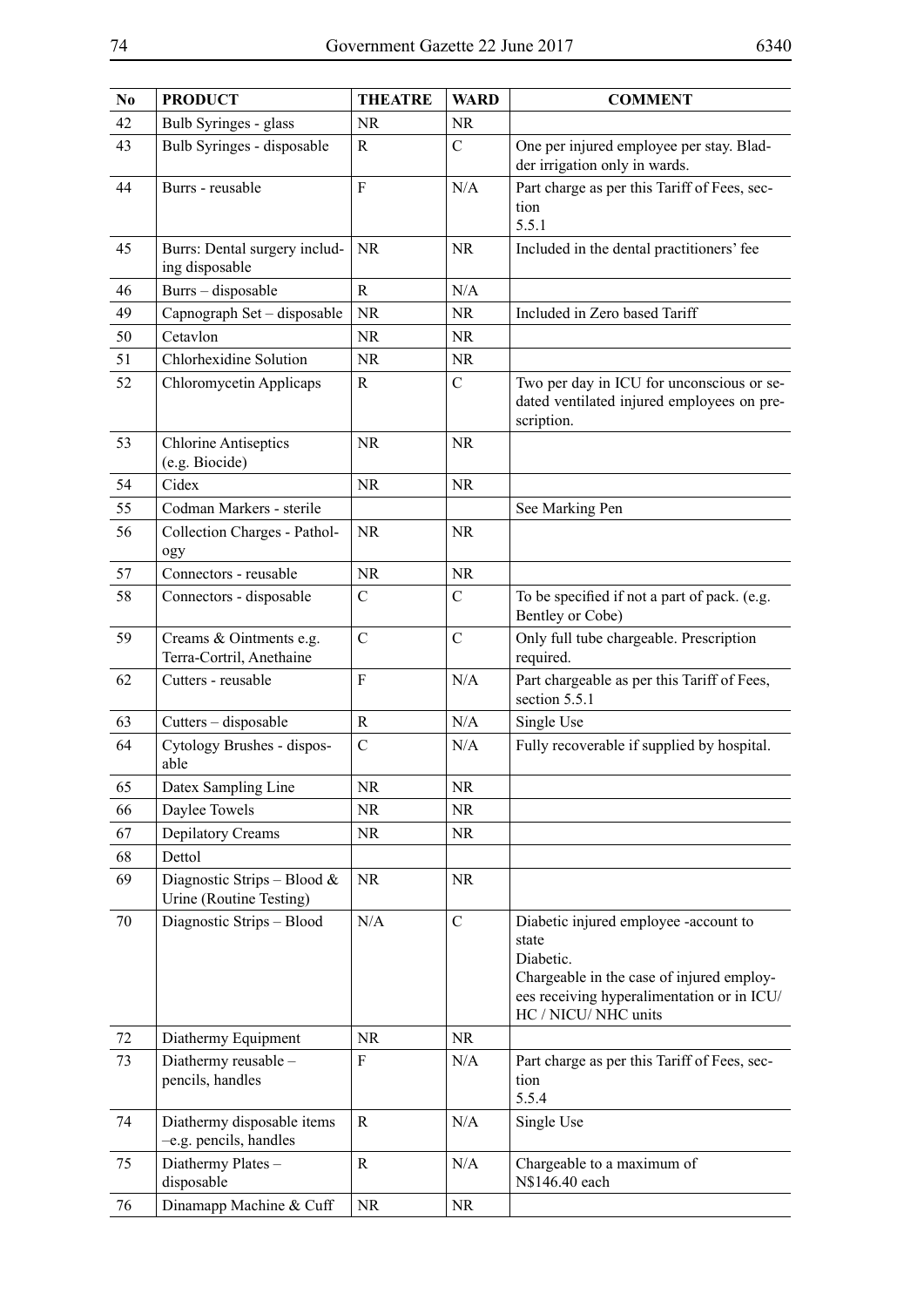| No | PRODUCT | THEATRE | WARD | COMMENT |
|---|---|---|---|---|
| 42 | Bulb Syringes - glass | NR | NR | |
| 43 | Bulb Syringes - disposable | R | C | One per injured employee per stay. Bladder irrigation only in wards. |
| 44 | Burrs - reusable | F | N/A | Part charge as per this Tariff of Fees, section 5.5.1 |
| 45 | Burrs: Dental surgery including disposable | NR | NR | Included in the dental practitioners' fee |
| 46 | Burrs – disposable | R | N/A | |
| 49 | Capnograph Set – disposable | NR | NR | Included in Zero based Tariff |
| 50 | Cetavlon | NR | NR | |
| 51 | Chlorhexidine Solution | NR | NR | |
| 52 | Chloromycetin Applicaps | R | C | Two per day in ICU for unconscious or sedated ventilated injured employees on prescription. |
| 53 | Chlorine Antiseptics (e.g. Biocide) | NR | NR | |
| 54 | Cidex | NR | NR | |
| 55 | Codman Markers - sterile | | | See Marking Pen |
| 56 | Collection Charges - Pathology | NR | NR | |
| 57 | Connectors - reusable | NR | NR | |
| 58 | Connectors - disposable | C | C | To be specified if not a part of pack. (e.g. Bentley or Cobe) |
| 59 | Creams & Ointments e.g. Terra-Cortril, Anethaine | C | C | Only full tube chargeable. Prescription required. |
| 62 | Cutters - reusable | F | N/A | Part chargeable as per this Tariff of Fees, section 5.5.1 |
| 63 | Cutters – disposable | R | N/A | Single Use |
| 64 | Cytology Brushes - disposable | C | N/A | Fully recoverable if supplied by hospital. |
| 65 | Datex Sampling Line | NR | NR | |
| 66 | Daylee Towels | NR | NR | |
| 67 | Depilatory Creams | NR | NR | |
| 68 | Dettol | | | |
| 69 | Diagnostic Strips – Blood & Urine (Routine Testing) | NR | NR | |
| 70 | Diagnostic Strips – Blood | N/A | C | Diabetic injured employee -account to state Diabetic. Chargeable in the case of injured employees receiving hyperalimentation or in ICU/ HC / NICU/ NHC units |
| 72 | Diathermy Equipment | NR | NR | |
| 73 | Diathermy reusable – pencils, handles | F | N/A | Part charge as per this Tariff of Fees, section 5.5.4 |
| 74 | Diathermy disposable items –e.g. pencils, handles | R | N/A | Single Use |
| 75 | Diathermy Plates – disposable | R | N/A | Chargeable to a maximum of N$146.40 each |
| 76 | Dinamapp Machine & Cuff | NR | NR | |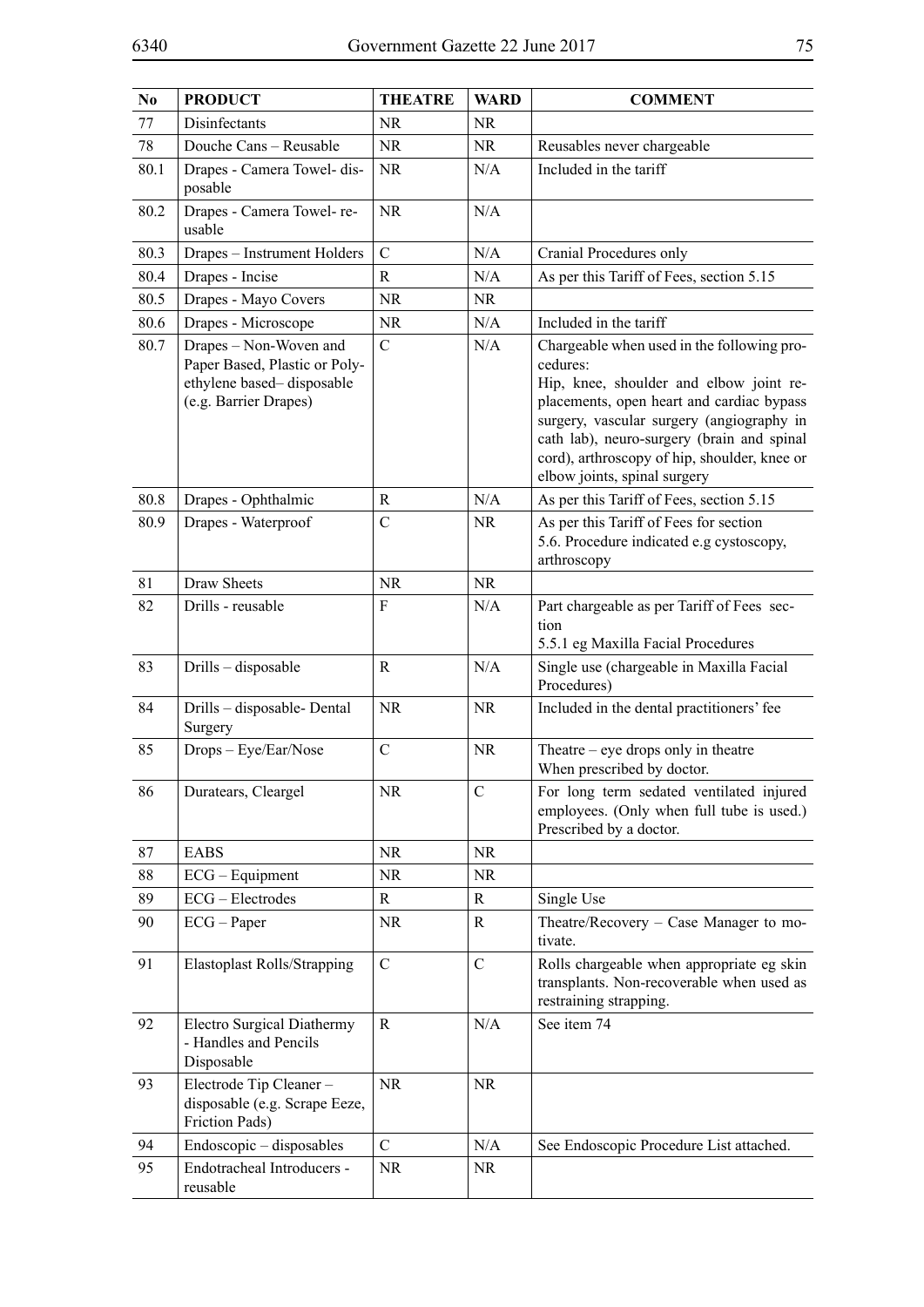| No | PRODUCT | THEATRE | WARD | COMMENT |
|---|---|---|---|---|
| 77 | Disinfectants | NR | NR | |
| 78 | Douche Cans – Reusable | NR | NR | Reusables never chargeable |
| 80.1 | Drapes - Camera Towel- disposable | NR | N/A | Included in the tariff |
| 80.2 | Drapes - Camera Towel- reusable | NR | N/A | |
| 80.3 | Drapes – Instrument Holders | C | N/A | Cranial Procedures only |
| 80.4 | Drapes - Incise | R | N/A | As per this Tariff of Fees, section 5.15 |
| 80.5 | Drapes - Mayo Covers | NR | NR | |
| 80.6 | Drapes - Microscope | NR | N/A | Included in the tariff |
| 80.7 | Drapes – Non-Woven and Paper Based, Plastic or Polyethylene based– disposable (e.g. Barrier Drapes) | C | N/A | Chargeable when used in the following procedures: Hip, knee, shoulder and elbow joint replacements, open heart and cardiac bypass surgery, vascular surgery (angiography in cath lab), neuro-surgery (brain and spinal cord), arthroscopy of hip, shoulder, knee or elbow joints, spinal surgery |
| 80.8 | Drapes - Ophthalmic | R | N/A | As per this Tariff of Fees, section 5.15 |
| 80.9 | Drapes - Waterproof | C | NR | As per this Tariff of Fees for section 5.6. Procedure indicated e.g cystoscopy, arthroscopy |
| 81 | Draw Sheets | NR | NR | |
| 82 | Drills - reusable | F | N/A | Part chargeable as per Tariff of Fees section 5.5.1 eg Maxilla Facial Procedures |
| 83 | Drills – disposable | R | N/A | Single use (chargeable in Maxilla Facial Procedures) |
| 84 | Drills – disposable- Dental Surgery | NR | NR | Included in the dental practitioners' fee |
| 85 | Drops – Eye/Ear/Nose | C | NR | Theatre – eye drops only in theatre When prescribed by doctor. |
| 86 | Duratears, Cleargel | NR | C | For long term sedated ventilated injured employees. (Only when full tube is used.) Prescribed by a doctor. |
| 87 | EABS | NR | NR | |
| 88 | ECG – Equipment | NR | NR | |
| 89 | ECG – Electrodes | R | R | Single Use |
| 90 | ECG – Paper | NR | R | Theatre/Recovery – Case Manager to motivate. |
| 91 | Elastoplast Rolls/Strapping | C | C | Rolls chargeable when appropriate eg skin transplants. Non-recoverable when used as restraining strapping. |
| 92 | Electro Surgical Diathermy - Handles and Pencils Disposable | R | N/A | See item 74 |
| 93 | Electrode Tip Cleaner – disposable (e.g. Scrape Eeze, Friction Pads) | NR | NR | |
| 94 | Endoscopic – disposables | C | N/A | See Endoscopic Procedure List attached. |
| 95 | Endotracheal Introducers - reusable | NR | NR | |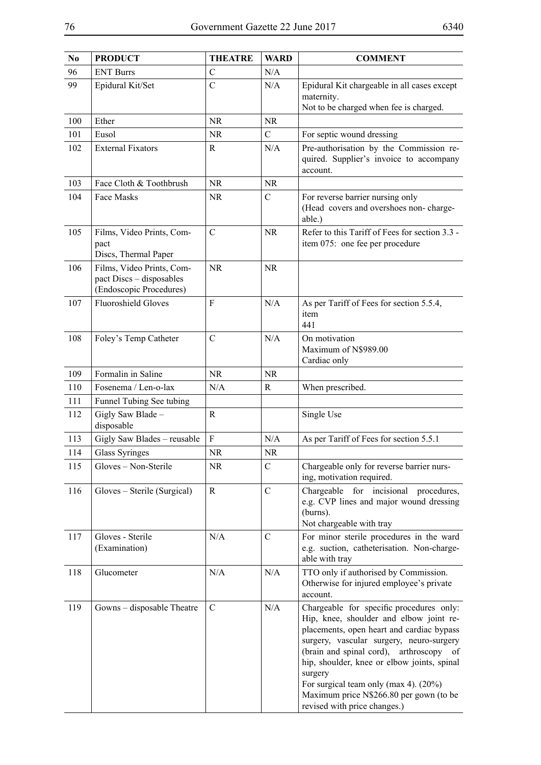| No | PRODUCT | THEATRE | WARD | COMMENT |
|---|---|---|---|---|
| 96 | ENT Burrs | C | N/A | |
| 99 | Epidural Kit/Set | C | N/A | Epidural Kit chargeable in all cases except maternity. Not to be charged when fee is charged. |
| 100 | Ether | NR | NR | |
| 101 | Eusol | NR | C | For septic wound dressing |
| 102 | External Fixators | R | N/A | Pre-authorisation by the Commission required. Supplier's invoice to accompany account. |
| 103 | Face Cloth & Toothbrush | NR | NR | |
| 104 | Face Masks | NR | C | For reverse barrier nursing only (Head covers and overshoes non- chargeable.) |
| 105 | Films, Video Prints, Compact Discs, Thermal Paper | C | NR | Refer to this Tariff of Fees for section 3.3 - item 075: one fee per procedure |
| 106 | Films, Video Prints, Compact Discs – disposables (Endoscopic Procedures) | NR | NR | |
| 107 | Fluoroshield Gloves | F | N/A | As per Tariff of Fees for section 5.5.4, item 441 |
| 108 | Foley's Temp Catheter | C | N/A | On motivation Maximum of N$989.00 Cardiac only |
| 109 | Formalin in Saline | NR | NR | |
| 110 | Fosenema / Len-o-lax | N/A | R | When prescribed. |
| 111 | Funnel Tubing See tubing | | | |
| 112 | Gigly Saw Blade – disposable | R | | Single Use |
| 113 | Gigly Saw Blades – reusable | F | N/A | As per Tariff of Fees for section 5.5.1 |
| 114 | Glass Syringes | NR | NR | |
| 115 | Gloves – Non-Sterile | NR | C | Chargeable only for reverse barrier nursing, motivation required. |
| 116 | Gloves – Sterile (Surgical) | R | C | Chargeable for incisional procedures, e.g. CVP lines and major wound dressing (burns). Not chargeable with tray |
| 117 | Gloves - Sterile (Examination) | N/A | C | For minor sterile procedures in the ward e.g. suction, catheterisation. Non-chargeable with tray |
| 118 | Glucometer | N/A | N/A | TTO only if authorised by Commission. Otherwise for injured employee's private account. |
| 119 | Gowns – disposable Theatre | C | N/A | Chargeable for specific procedures only: Hip, knee, shoulder and elbow joint replacements, open heart and cardiac bypass surgery, vascular surgery, neuro-surgery (brain and spinal cord), arthroscopy of hip, shoulder, knee or elbow joints, spinal surgery For surgical team only (max 4). (20%) Maximum price N$266.80 per gown (to be revised with price changes.) |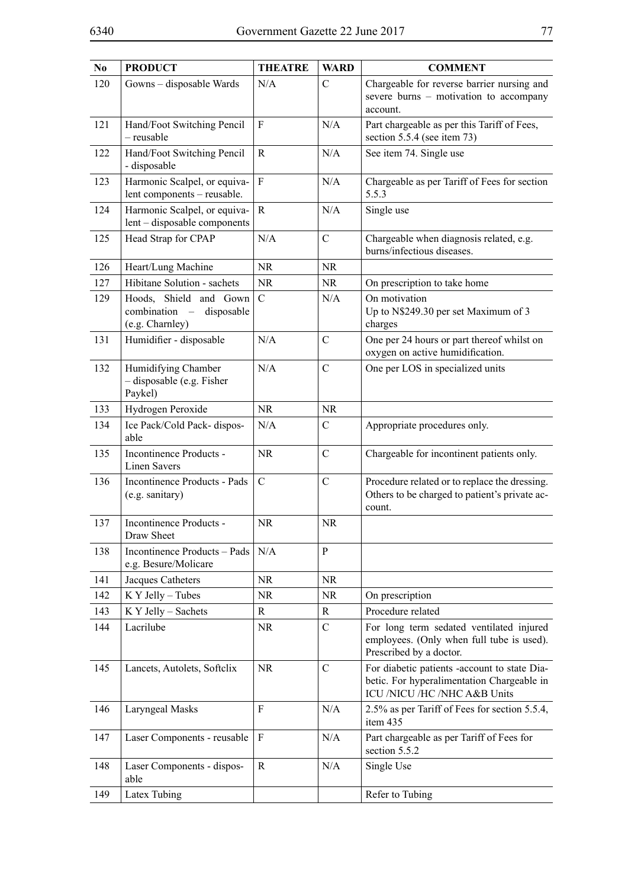| No | PRODUCT | THEATRE | WARD | COMMENT |
|---|---|---|---|---|
| 120 | Gowns – disposable Wards | N/A | C | Chargeable for reverse barrier nursing and severe burns – motivation to accompany account. |
| 121 | Hand/Foot Switching Pencil – reusable | F | N/A | Part chargeable as per this Tariff of Fees, section 5.5.4 (see item 73) |
| 122 | Hand/Foot Switching Pencil - disposable | R | N/A | See item 74. Single use |
| 123 | Harmonic Scalpel, or equivalent components – reusable. | F | N/A | Chargeable as per Tariff of Fees for section 5.5.3 |
| 124 | Harmonic Scalpel, or equivalent – disposable components | R | N/A | Single use |
| 125 | Head Strap for CPAP | N/A | C | Chargeable when diagnosis related, e.g. burns/infectious diseases. |
| 126 | Heart/Lung Machine | NR | NR | |
| 127 | Hibitane Solution - sachets | NR | NR | On prescription to take home |
| 129 | Hoods, Shield and Gown combination – disposable (e.g. Charnley) | C | N/A | On motivation<br>Up to N$249.30 per set Maximum of 3 charges |
| 131 | Humidifier - disposable | N/A | C | One per 24 hours or part thereof whilst on oxygen on active humidification. |
| 132 | Humidifying Chamber – disposable (e.g. Fisher Paykel) | N/A | C | One per LOS in specialized units |
| 133 | Hydrogen Peroxide | NR | NR | |
| 134 | Ice Pack/Cold Pack- disposable | N/A | C | Appropriate procedures only. |
| 135 | Incontinence Products - Linen Savers | NR | C | Chargeable for incontinent patients only. |
| 136 | Incontinence Products - Pads (e.g. sanitary) | C | C | Procedure related or to replace the dressing. Others to be charged to patient's private account. |
| 137 | Incontinence Products - Draw Sheet | NR | NR | |
| 138 | Incontinence Products – Pads e.g. Besure/Molicare | N/A | P | |
| 141 | Jacques Catheters | NR | NR | |
| 142 | K Y Jelly – Tubes | NR | NR | On prescription |
| 143 | K Y Jelly – Sachets | R | R | Procedure related |
| 144 | Lacrilube | NR | C | For long term sedated ventilated injured employees. (Only when full tube is used). Prescribed by a doctor. |
| 145 | Lancets, Autolets, Softclix | NR | C | For diabetic patients -account to state Diabetic. For hyperalimentation Chargeable in ICU /NICU /HC /NHC A&B Units |
| 146 | Laryngeal Masks | F | N/A | 2.5% as per Tariff of Fees for section 5.5.4, item 435 |
| 147 | Laser Components - reusable | F | N/A | Part chargeable as per Tariff of Fees for section 5.5.2 |
| 148 | Laser Components - disposable | R | N/A | Single Use |
| 149 | Latex Tubing | | | Refer to Tubing |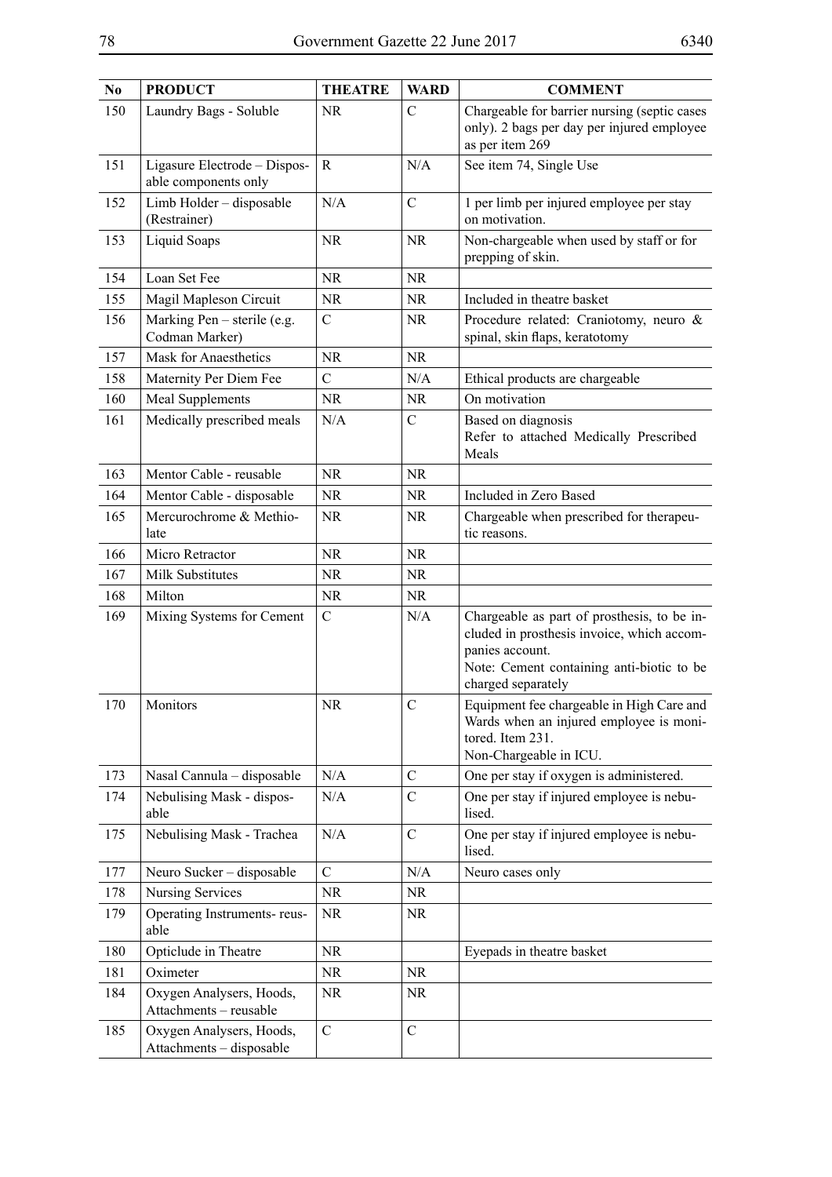| No | PRODUCT | THEATRE | WARD | COMMENT |
|---|---|---|---|---|
| 150 | Laundry Bags - Soluble | NR | C | Chargeable for barrier nursing (septic cases only). 2 bags per day per injured employee as per item 269 |
| 151 | Ligasure Electrode – Disposable components only | R | N/A | See item 74, Single Use |
| 152 | Limb Holder – disposable (Restrainer) | N/A | C | 1 per limb per injured employee per stay on motivation. |
| 153 | Liquid Soaps | NR | NR | Non-chargeable when used by staff or for prepping of skin. |
| 154 | Loan Set Fee | NR | NR | |
| 155 | Magil Mapleson Circuit | NR | NR | Included in theatre basket |
| 156 | Marking Pen – sterile (e.g. Codman Marker) | C | NR | Procedure related: Craniotomy, neuro & spinal, skin flaps, keratotomy |
| 157 | Mask for Anaesthetics | NR | NR | |
| 158 | Maternity Per Diem Fee | C | N/A | Ethical products are chargeable |
| 160 | Meal Supplements | NR | NR | On motivation |
| 161 | Medically prescribed meals | N/A | C | Based on diagnosis<br>Refer to attached Medically Prescribed Meals |
| 163 | Mentor Cable - reusable | NR | NR | |
| 164 | Mentor Cable - disposable | NR | NR | Included in Zero Based |
| 165 | Mercurochrome & Methiolate | NR | NR | Chargeable when prescribed for therapeutic reasons. |
| 166 | Micro Retractor | NR | NR | |
| 167 | Milk Substitutes | NR | NR | |
| 168 | Milton | NR | NR | |
| 169 | Mixing Systems for Cement | C | N/A | Chargeable as part of prosthesis, to be included in prosthesis invoice, which accompanies account.<br>Note: Cement containing anti-biotic to be charged separately |
| 170 | Monitors | NR | C | Equipment fee chargeable in High Care and Wards when an injured employee is monitored. Item 231.<br>Non-Chargeable in ICU. |
| 173 | Nasal Cannula – disposable | N/A | C | One per stay if oxygen is administered. |
| 174 | Nebulising Mask - disposable | N/A | C | One per stay if injured employee is nebulised. |
| 175 | Nebulising Mask - Trachea | N/A | C | One per stay if injured employee is nebulised. |
| 177 | Neuro Sucker – disposable | C | N/A | Neuro cases only |
| 178 | Nursing Services | NR | NR | |
| 179 | Operating Instruments- reusable | NR | NR | |
| 180 | Opticlude in Theatre | NR | | Eyepads in theatre basket |
| 181 | Oximeter | NR | NR | |
| 184 | Oxygen Analysers, Hoods, Attachments – reusable | NR | NR | |
| 185 | Oxygen Analysers, Hoods, Attachments – disposable | C | C | |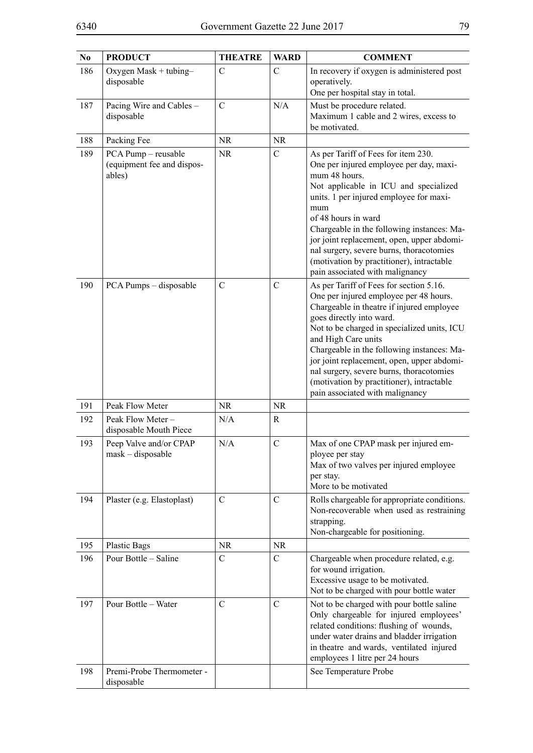| No | PRODUCT | THEATRE | WARD | COMMENT |
|---|---|---|---|---|
| 186 | Oxygen Mask + tubing– disposable | C | C | In recovery if oxygen is administered post operatively. One per hospital stay in total. |
| 187 | Pacing Wire and Cables – disposable | C | N/A | Must be procedure related. Maximum 1 cable and 2 wires, excess to be motivated. |
| 188 | Packing Fee | NR | NR | |
| 189 | PCA Pump – reusable (equipment fee and disposables) | NR | C | As per Tariff of Fees for item 230. One per injured employee per day, maximum 48 hours. Not applicable in ICU and specialized units. 1 per injured employee for maximum of 48 hours in ward Chargeable in the following instances: Major joint replacement, open, upper abdominal surgery, severe burns, thoracotomies (motivation by practitioner), intractable pain associated with malignancy |
| 190 | PCA Pumps – disposable | C | C | As per Tariff of Fees for section 5.16. One per injured employee per 48 hours. Chargeable in theatre if injured employee goes directly into ward. Not to be charged in specialized units, ICU and High Care units Chargeable in the following instances: Major joint replacement, open, upper abdominal surgery, severe burns, thoracotomies (motivation by practitioner), intractable pain associated with malignancy |
| 191 | Peak Flow Meter | NR | NR | |
| 192 | Peak Flow Meter – disposable Mouth Piece | N/A | R | |
| 193 | Peep Valve and/or CPAP mask – disposable | N/A | C | Max of one CPAP mask per injured employee per stay Max of two valves per injured employee per stay. More to be motivated |
| 194 | Plaster (e.g. Elastoplast) | C | C | Rolls chargeable for appropriate conditions. Non-recoverable when used as restraining strapping. Non-chargeable for positioning. |
| 195 | Plastic Bags | NR | NR | |
| 196 | Pour Bottle – Saline | C | C | Chargeable when procedure related, e.g. for wound irrigation. Excessive usage to be motivated. Not to be charged with pour bottle water |
| 197 | Pour Bottle – Water | C | C | Not to be charged with pour bottle saline Only chargeable for injured employees' related conditions: flushing of wounds, under water drains and bladder irrigation in theatre and wards, ventilated injured employees 1 litre per 24 hours |
| 198 | Premi-Probe Thermometer - disposable | | | See Temperature Probe |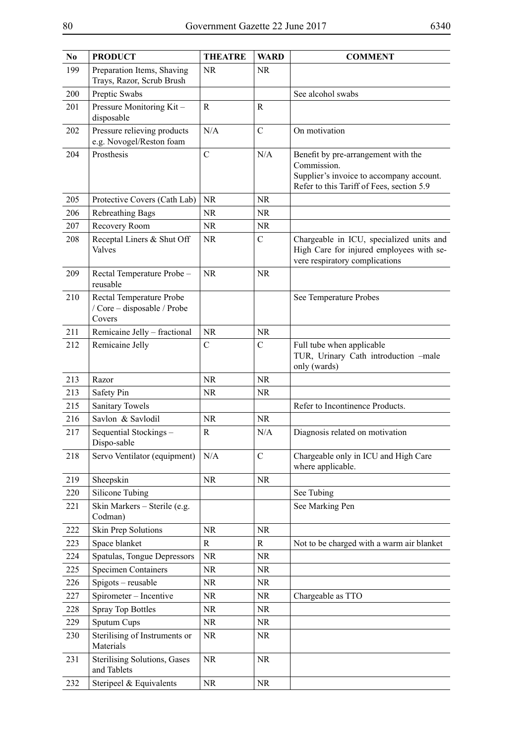| No | PRODUCT | THEATRE | WARD | COMMENT |
|---|---|---|---|---|
| 199 | Preparation Items, Shaving Trays, Razor, Scrub Brush | NR | NR | |
| 200 | Preptic Swabs | | | See alcohol swabs |
| 201 | Pressure Monitoring Kit – disposable | R | R | |
| 202 | Pressure relieving products e.g. Novogel/Reston foam | N/A | C | On motivation |
| 204 | Prosthesis | C | N/A | Benefit by pre-arrangement with the Commission. Supplier's invoice to accompany account. Refer to this Tariff of Fees, section 5.9 |
| 205 | Protective Covers (Cath Lab) | NR | NR | |
| 206 | Rebreathing Bags | NR | NR | |
| 207 | Recovery Room | NR | NR | |
| 208 | Receptal Liners & Shut Off Valves | NR | C | Chargeable in ICU, specialized units and High Care for injured employees with severe respiratory complications |
| 209 | Rectal Temperature Probe – reusable | NR | NR | |
| 210 | Rectal Temperature Probe / Core – disposable / Probe Covers | | | See Temperature Probes |
| 211 | Remicaine Jelly – fractional | NR | NR | |
| 212 | Remicaine Jelly | C | C | Full tube when applicable TUR, Urinary Cath introduction –male only (wards) |
| 213 | Razor | NR | NR | |
| 213 | Safety Pin | NR | NR | |
| 215 | Sanitary Towels | | | Refer to Incontinence Products. |
| 216 | Savlon & Savlodil | NR | NR | |
| 217 | Sequential Stockings – Dispo-sable | R | N/A | Diagnosis related on motivation |
| 218 | Servo Ventilator (equipment) | N/A | C | Chargeable only in ICU and High Care where applicable. |
| 219 | Sheepskin | NR | NR | |
| 220 | Silicone Tubing | | | See Tubing |
| 221 | Skin Markers – Sterile (e.g. Codman) | | | See Marking Pen |
| 222 | Skin Prep Solutions | NR | NR | |
| 223 | Space blanket | R | R | Not to be charged with a warm air blanket |
| 224 | Spatulas, Tongue Depressors | NR | NR | |
| 225 | Specimen Containers | NR | NR | |
| 226 | Spigots – reusable | NR | NR | |
| 227 | Spirometer – Incentive | NR | NR | Chargeable as TTO |
| 228 | Spray Top Bottles | NR | NR | |
| 229 | Sputum Cups | NR | NR | |
| 230 | Sterilising of Instruments or Materials | NR | NR | |
| 231 | Sterilising Solutions, Gases and Tablets | NR | NR | |
| 232 | Steripeel & Equivalents | NR | NR | |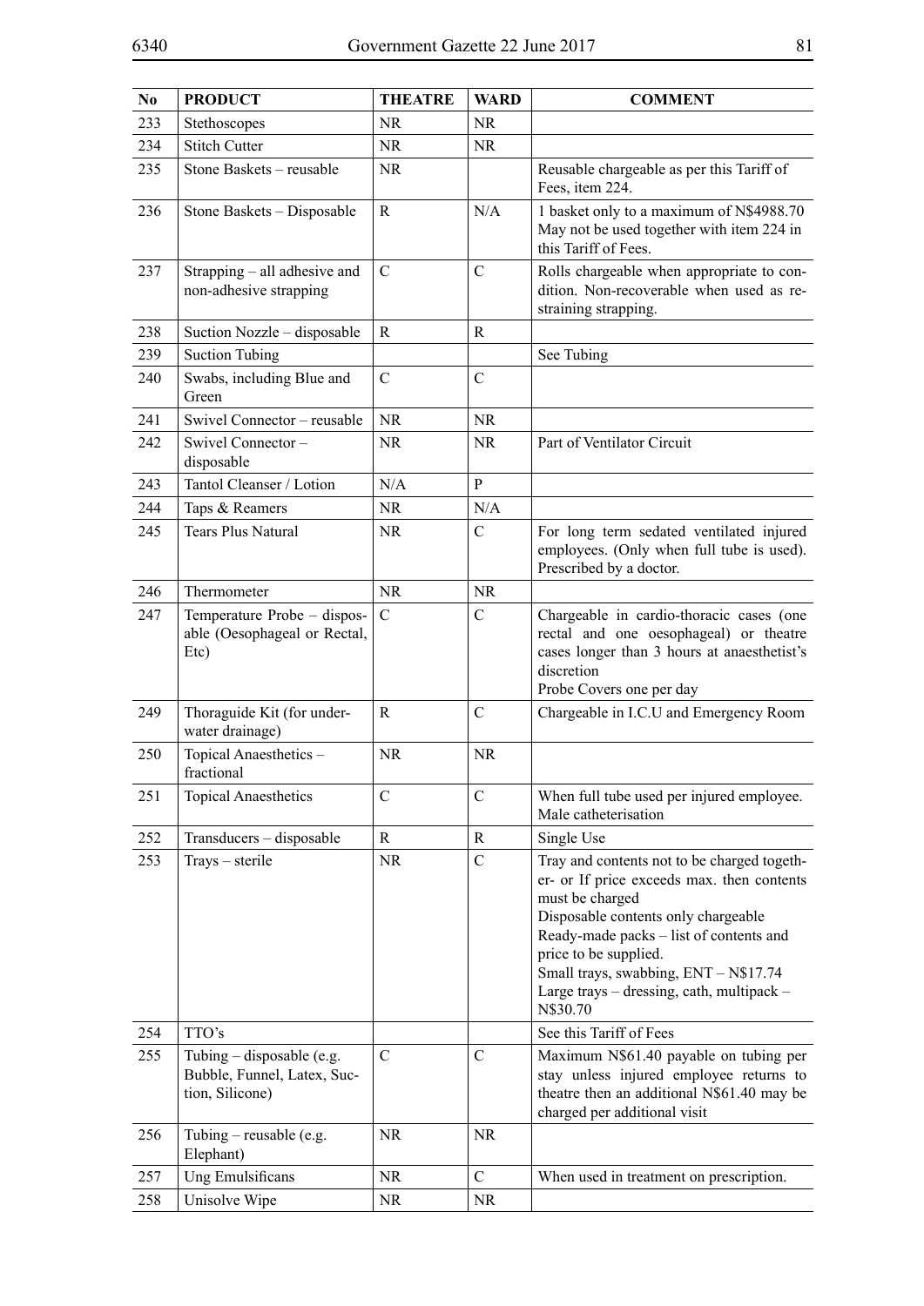| No | PRODUCT | THEATRE | WARD | COMMENT |
|---|---|---|---|---|
| 233 | Stethoscopes | NR | NR | |
| 234 | Stitch Cutter | NR | NR | |
| 235 | Stone Baskets – reusable | NR | | Reusable chargeable as per this Tariff of Fees, item 224. |
| 236 | Stone Baskets – Disposable | R | N/A | 1 basket only to a maximum of N$4988.70 May not be used together with item 224 in this Tariff of Fees. |
| 237 | Strapping – all adhesive and non-adhesive strapping | C | C | Rolls chargeable when appropriate to condition. Non-recoverable when used as restraining strapping. |
| 238 | Suction Nozzle – disposable | R | R | |
| 239 | Suction Tubing | | | See Tubing |
| 240 | Swabs, including Blue and Green | C | C | |
| 241 | Swivel Connector – reusable | NR | NR | |
| 242 | Swivel Connector – disposable | NR | NR | Part of Ventilator Circuit |
| 243 | Tantol Cleanser / Lotion | N/A | P | |
| 244 | Taps & Reamers | NR | N/A | |
| 245 | Tears Plus Natural | NR | C | For long term sedated ventilated injured employees. (Only when full tube is used). Prescribed by a doctor. |
| 246 | Thermometer | NR | NR | |
| 247 | Temperature Probe – disposable (Oesophageal or Rectal, Etc) | C | C | Chargeable in cardio-thoracic cases (one rectal and one oesophageal) or theatre cases longer than 3 hours at anaesthetist's discretion<br>Probe Covers one per day |
| 249 | Thoraguide Kit (for underwater drainage) | R | C | Chargeable in I.C.U and Emergency Room |
| 250 | Topical Anaesthetics – fractional | NR | NR | |
| 251 | Topical Anaesthetics | C | C | When full tube used per injured employee. Male catheterisation |
| 252 | Transducers – disposable | R | R | Single Use |
| 253 | Trays – sterile | NR | C | Tray and contents not to be charged together- or If price exceeds max. then contents must be charged<br>Disposable contents only chargeable<br>Ready-made packs – list of contents and price to be supplied.<br>Small trays, swabbing, ENT – N$17.74<br>Large trays – dressing, cath, multipack – N$30.70 |
| 254 | TTO's | | | See this Tariff of Fees |
| 255 | Tubing – disposable (e.g. Bubble, Funnel, Latex, Suction, Silicone) | C | C | Maximum N$61.40 payable on tubing per stay unless injured employee returns to theatre then an additional N$61.40 may be charged per additional visit |
| 256 | Tubing – reusable (e.g. Elephant) | NR | NR | |
| 257 | Ung Emulsificans | NR | C | When used in treatment on prescription. |
| 258 | Unisolve Wipe | NR | NR | |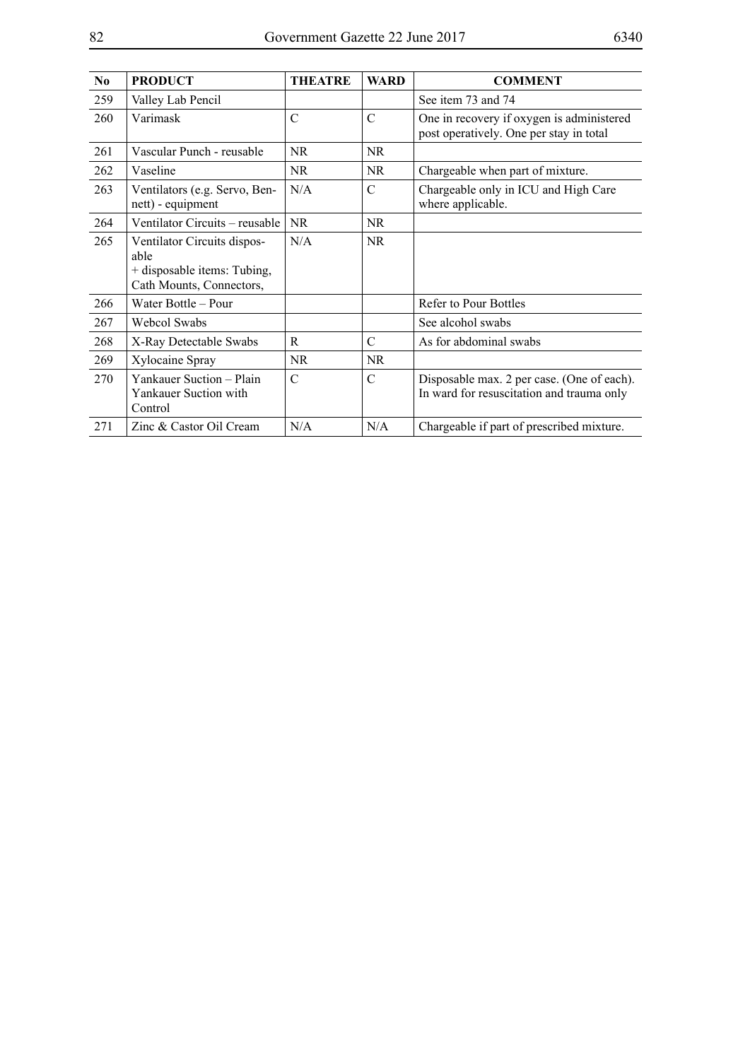| No | PRODUCT | THEATRE | WARD | COMMENT |
|---|---|---|---|---|
| 259 | Valley Lab Pencil | | | See item 73 and 74 |
| 260 | Varimask | C | C | One in recovery if oxygen is administered post operatively. One per stay in total |
| 261 | Vascular Punch - reusable | NR | NR | |
| 262 | Vaseline | NR | NR | Chargeable when part of mixture. |
| 263 | Ventilators (e.g. Servo, Bennett) - equipment | N/A | C | Chargeable only in ICU and High Care where applicable. |
| 264 | Ventilator Circuits – reusable | NR | NR | |
| 265 | Ventilator Circuits disposable + disposable items: Tubing, Cath Mounts, Connectors, | N/A | NR | |
| 266 | Water Bottle – Pour | | | Refer to Pour Bottles |
| 267 | Webcol Swabs | | | See alcohol swabs |
| 268 | X-Ray Detectable Swabs | R | C | As for abdominal swabs |
| 269 | Xylocaine Spray | NR | NR | |
| 270 | Yankauer Suction – Plain Yankauer Suction with Control | C | C | Disposable max. 2 per case. (One of each). In ward for resuscitation and trauma only |
| 271 | Zinc & Castor Oil Cream | N/A | N/A | Chargeable if part of prescribed mixture. |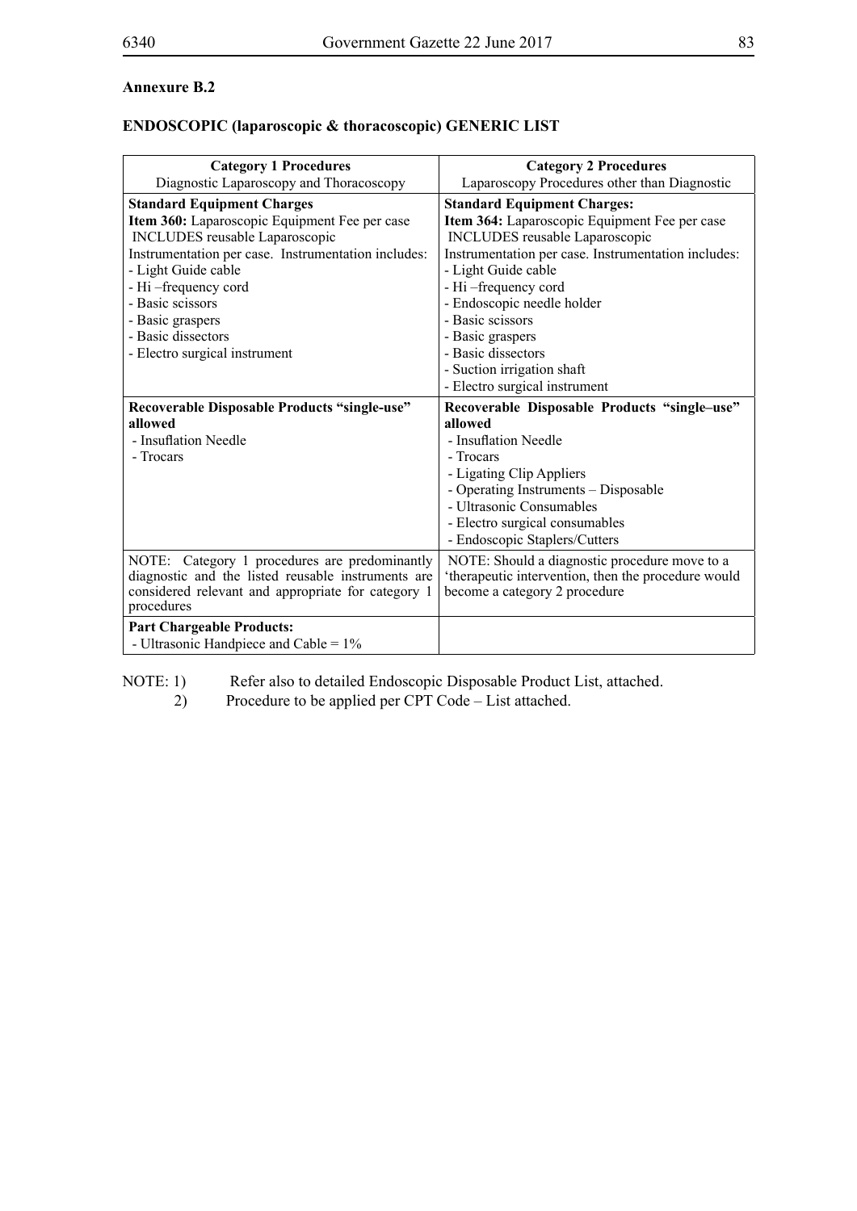**Annexure B.2**

**ENDOSCOPIC (laparoscopic & thoracoscopic) GENERIC LIST**

| **Category 1 Procedures**<br>Diagnostic Laparoscopy and Thoracoscopy | **Category 2 Procedures**<br>Laparoscopy Procedures other than Diagnostic |
|---|---|
| **Standard Equipment Charges**<br>**Item 360:** Laparoscopic Equipment Fee per case INCLUDES reusable Laparoscopic Instrumentation per case. Instrumentation includes:<br>- Light Guide cable<br>- Hi –frequency cord<br>- Basic scissors<br>- Basic graspers<br>- Basic dissectors<br>- Electro surgical instrument | **Standard Equipment Charges:**<br>**Item 364:** Laparoscopic Equipment Fee per case INCLUDES reusable Laparoscopic Instrumentation per case. Instrumentation includes:<br>- Light Guide cable<br>- Hi –frequency cord<br>- Endoscopic needle holder<br>- Basic scissors<br>- Basic graspers<br>- Basic dissectors<br>- Suction irrigation shaft<br>- Electro surgical instrument |
| **Recoverable Disposable Products "single-use" allowed**<br>- Insuflation Needle<br>- Trocars | **Recoverable Disposable Products "single–use" allowed**<br>- Insuflation Needle<br>- Trocars<br>- Ligating Clip Appliers<br>- Operating Instruments – Disposable<br>- Ultrasonic Consumables<br>- Electro surgical consumables<br>- Endoscopic Staplers/Cutters |
| NOTE: Category 1 procedures are predominantly diagnostic and the listed reusable instruments are considered relevant and appropriate for category 1 procedures | NOTE: Should a diagnostic procedure move to a 'therapeutic intervention, then the procedure would become a category 2 procedure |
| **Part Chargeable Products:**<br>- Ultrasonic Handpiece and Cable = 1% | |

NOTE: 1) Refer also to detailed Endoscopic Disposable Product List, attached.

2) Procedure to be applied per CPT Code – List attached.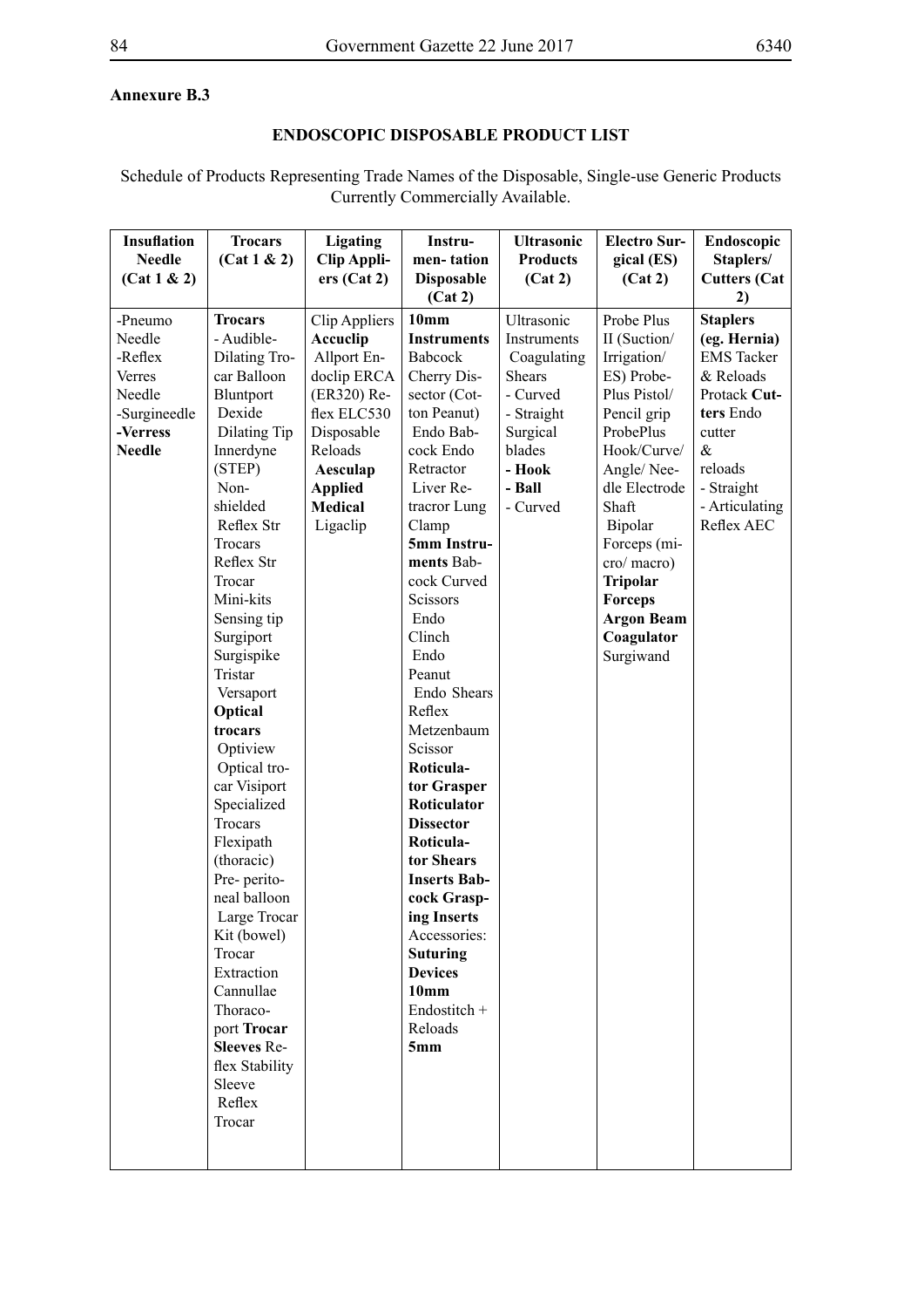**Annexure B.3**

## ENDOSCOPIC DISPOSABLE PRODUCT LIST

Schedule of Products Representing Trade Names of the Disposable, Single-use Generic Products Currently Commercially Available.

| Insuflation Needle (Cat 1 & 2) | Trocars (Cat 1 & 2) | Ligating Clip Appliers (Cat 2) | Instrumentation Disposable (Cat 2) | Ultrasonic Products (Cat 2) | Electro Surgical (ES) (Cat 2) | Endoscopic Staplers/ Cutters (Cat 2) |
|---|---|---|---|---|---|---|
| -Pneumo Needle -Reflex Verres Needle -Surgineedle **-Verress Needle** | **Trocars** - Audible-Dilating Trocar Balloon Bluntport Dexide Dilating Tip Innerdyne (STEP) Non-shielded Reflex Str Trocars Reflex Str Trocar Mini-kits Sensing tip Surgiport Surgispike Tristar Versaport **Optical trocars** Optiview Optical trocar Visiport Specialized Trocars Flexipath (thoracic) Pre- peritoneal balloon Large Trocar Kit (bowel) Trocar Extraction Cannullae Thoracoport **Trocar Sleeves** Reflex Stability Sleeve Reflex Trocar | Clip Appliers **Accuclip** Allport Endoclip ERCA (ER320) Reflex ELC530 Disposable Reloads **Aesculap Applied Medical** Ligaclip | **10mm Instruments** Babcock Cherry Dissector (Cotton Peanut) Endo Babcock Endo Retractor Liver Retracror Lung Clamp **5mm Instruments** Babcock Curved Scissors Endo Clinch Endo Peanut Endo Shears Reflex Metzenbaum Scissor **Roticulator Grasper Roticulator Dissector Roticulator Shears Inserts Babcock Grasping Inserts** Accessories: **Suturing Devices 10mm** Endostitch + Reloads **5mm** | Ultrasonic Instruments Coagulating Shears - Curved - Straight Surgical blades **- Hook - Ball** - Curved | Probe Plus II (Suction/ Irrigation/ ES) ProbePlus Pistol/ Pencil grip ProbePlus Hook/Curve/ Angle/ Needle Electrode Shaft Bipolar Forceps (micro/ macro) **Tripolar Forceps Argon Beam Coagulator** Surgiwand | **Staplers (eg. Hernia)** EMS Tacker & Reloads Protack **Cutters** Endo cutter & reloads - Straight - Articulating Reflex AEC |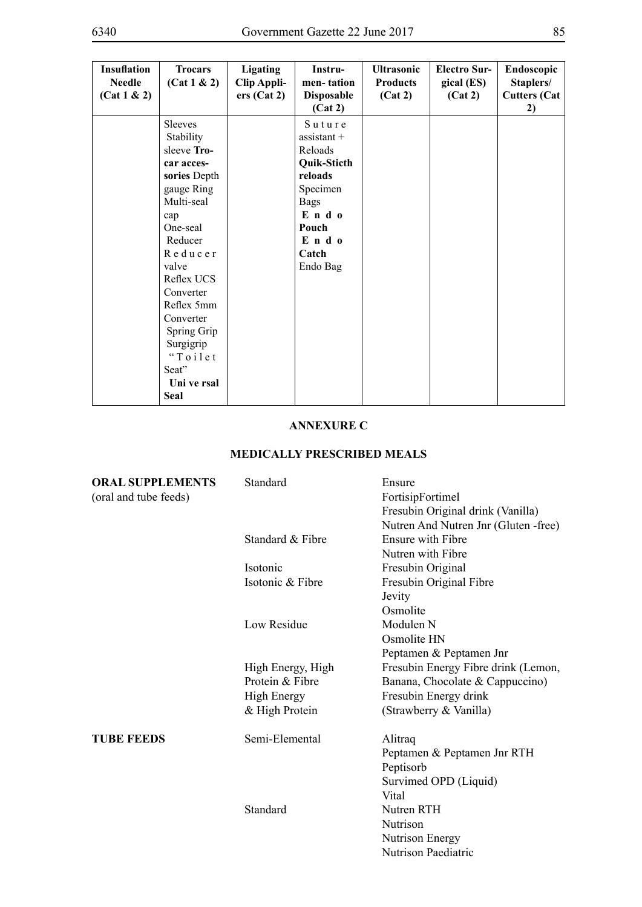| Insuflation Needle (Cat 1 & 2) | Trocars (Cat 1 & 2) | Ligating Clip Appliers (Cat 2) | Instrumentation Disposable (Cat 2) | Ultrasonic Products (Cat 2) | Electro Surgical (ES) (Cat 2) | Endoscopic Staplers/ Cutters (Cat 2) |
|---|---|---|---|---|---|---|
| | Sleeves Stability sleeve **Trocar accessories** Depth gauge Ring Multi-seal cap One-seal Reducer Reducer valve Reflex UCS Converter Reflex 5mm Converter Spring Grip Surgigrip "Toilet Seat" **Uni ve rsal Seal** | | Suture assistant + Reloads **Quik-Sticth reloads** Specimen Bags **Endo Pouch** **Endo Catch** Endo Bag | | | |

**ANNEXURE C**

**MEDICALLY PRESCRIBED MEALS**

| | | |
|---|---|---|
| **ORAL SUPPLEMENTS** (oral and tube feeds) | Standard | Ensure<br>FortisipFortimel<br>Fresubin Original drink (Vanilla)<br>Nutren And Nutren Jnr (Gluten -free) |
| | Standard & Fibre | Ensure with Fibre<br>Nutren with Fibre |
| | Isotonic | Fresubin Original |
| | Isotonic & Fibre | Fresubin Original Fibre<br>Jevity<br>Osmolite |
| | Low Residue | Modulen N<br>Osmolite HN<br>Peptamen & Peptamen Jnr |
| | High Energy, High Protein & Fibre | Fresubin Energy Fibre drink (Lemon, Banana, Chocolate & Cappuccino) |
| | High Energy & High Protein | Fresubin Energy drink (Strawberry & Vanilla) |
| **TUBE FEEDS** | Semi-Elemental | Alitraq<br>Peptamen & Peptamen Jnr RTH<br>Peptisorb<br>Survimed OPD (Liquid)<br>Vital |
| | Standard | Nutren RTH<br>Nutrison<br>Nutrison Energy<br>Nutrison Paediatric |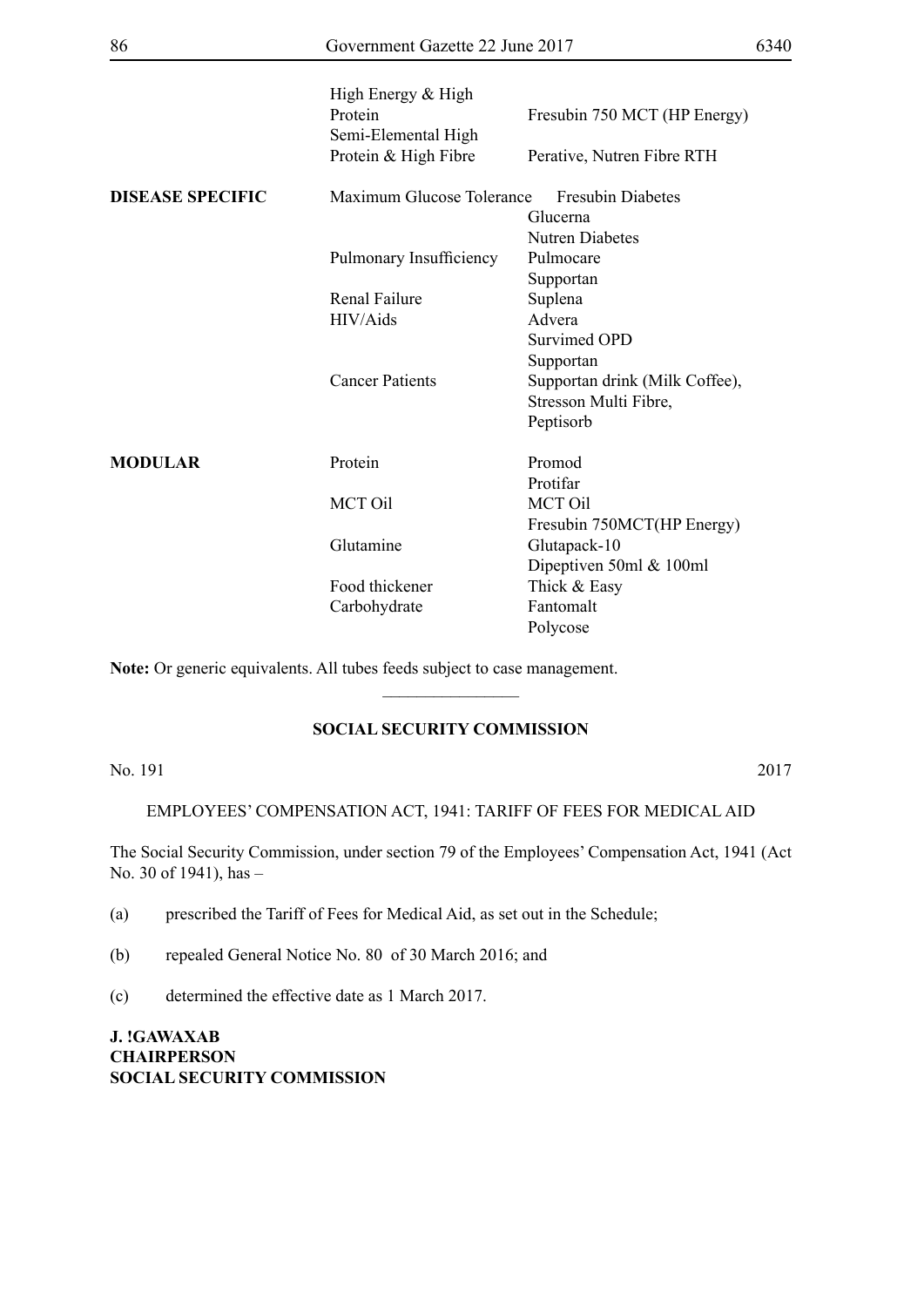| | | |
|---|---|---|
| | High Energy & High Protein | Fresubin 750 MCT (HP Energy) |
| | Semi-Elemental High Protein & High Fibre | Perative, Nutren Fibre RTH |
| **DISEASE SPECIFIC** | Maximum Glucose Tolerance | Fresubin Diabetes<br>Glucerna<br>Nutren Diabetes |
| | Pulmonary Insufficiency | Pulmocare<br>Supportan |
| | Renal Failure | Suplena |
| | HIV/Aids | Advera<br>Survimed OPD<br>Supportan |
| | Cancer Patients | Supportan drink (Milk Coffee),<br>Stresson Multi Fibre,<br>Peptisorb |
| **MODULAR** | Protein | Promod<br>Protifar |
| | MCT Oil | MCT Oil<br>Fresubin 750MCT(HP Energy) |
| | Glutamine | Glutapack-10<br>Dipeptiven 50ml & 100ml |
| | Food thickener | Thick & Easy |
| | Carbohydrate | Fantomalt<br>Polycose |

**Note:** Or generic equivalents. All tubes feeds subject to case management.

---

## SOCIAL SECURITY COMMISSION

No. 191 2017

EMPLOYEES' COMPENSATION ACT, 1941: TARIFF OF FEES FOR MEDICAL AID

The Social Security Commission, under section 79 of the Employees' Compensation Act, 1941 (Act No. 30 of 1941), has –

(a) prescribed the Tariff of Fees for Medical Aid, as set out in the Schedule;

(b) repealed General Notice No. 80 of 30 March 2016; and

(c) determined the effective date as 1 March 2017.

**J. !GAWAXAB**
**CHAIRPERSON**
**SOCIAL SECURITY COMMISSION**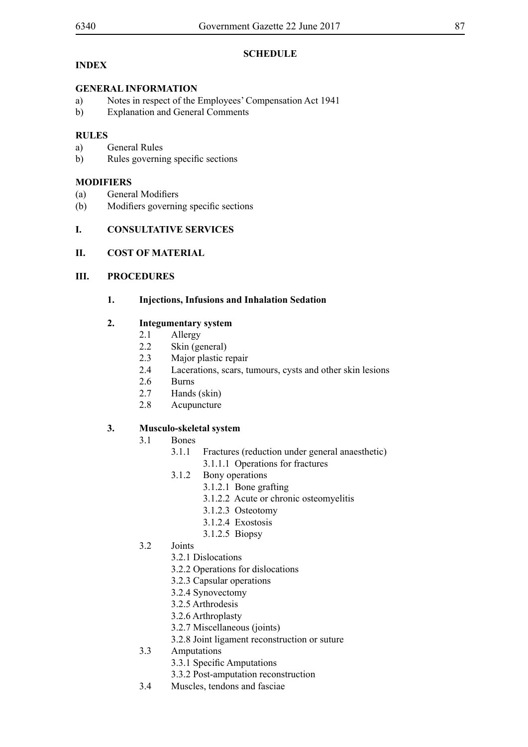## SCHEDULE

**INDEX**

**GENERAL INFORMATION**

a) Notes in respect of the Employees' Compensation Act 1941
b) Explanation and General Comments

**RULES**

a) General Rules
b) Rules governing specific sections

**MODIFIERS**

(a) General Modifiers
(b) Modifiers governing specific sections

**I. CONSULTATIVE SERVICES**

**II. COST OF MATERIAL**

**III. PROCEDURES**

**1. Injections, Infusions and Inhalation Sedation**

**2. Integumentary system**

- 2.1 Allergy
- 2.2 Skin (general)
- 2.3 Major plastic repair
- 2.4 Lacerations, scars, tumours, cysts and other skin lesions
- 2.6 Burns
- 2.7 Hands (skin)
- 2.8 Acupuncture

**3. Musculo-skeletal system**

- 3.1 Bones
  - 3.1.1 Fractures (reduction under general anaesthetic)
    - 3.1.1.1 Operations for fractures
  - 3.1.2 Bony operations
    - 3.1.2.1 Bone grafting
    - 3.1.2.2 Acute or chronic osteomyelitis
    - 3.1.2.3 Osteotomy
    - 3.1.2.4 Exostosis
    - 3.1.2.5 Biopsy
- 3.2 Joints
  - 3.2.1 Dislocations
  - 3.2.2 Operations for dislocations
  - 3.2.3 Capsular operations
  - 3.2.4 Synovectomy
  - 3.2.5 Arthrodesis
  - 3.2.6 Arthroplasty
  - 3.2.7 Miscellaneous (joints)
  - 3.2.8 Joint ligament reconstruction or suture
- 3.3 Amputations
  - 3.3.1 Specific Amputations
  - 3.3.2 Post-amputation reconstruction
- 3.4 Muscles, tendons and fasciae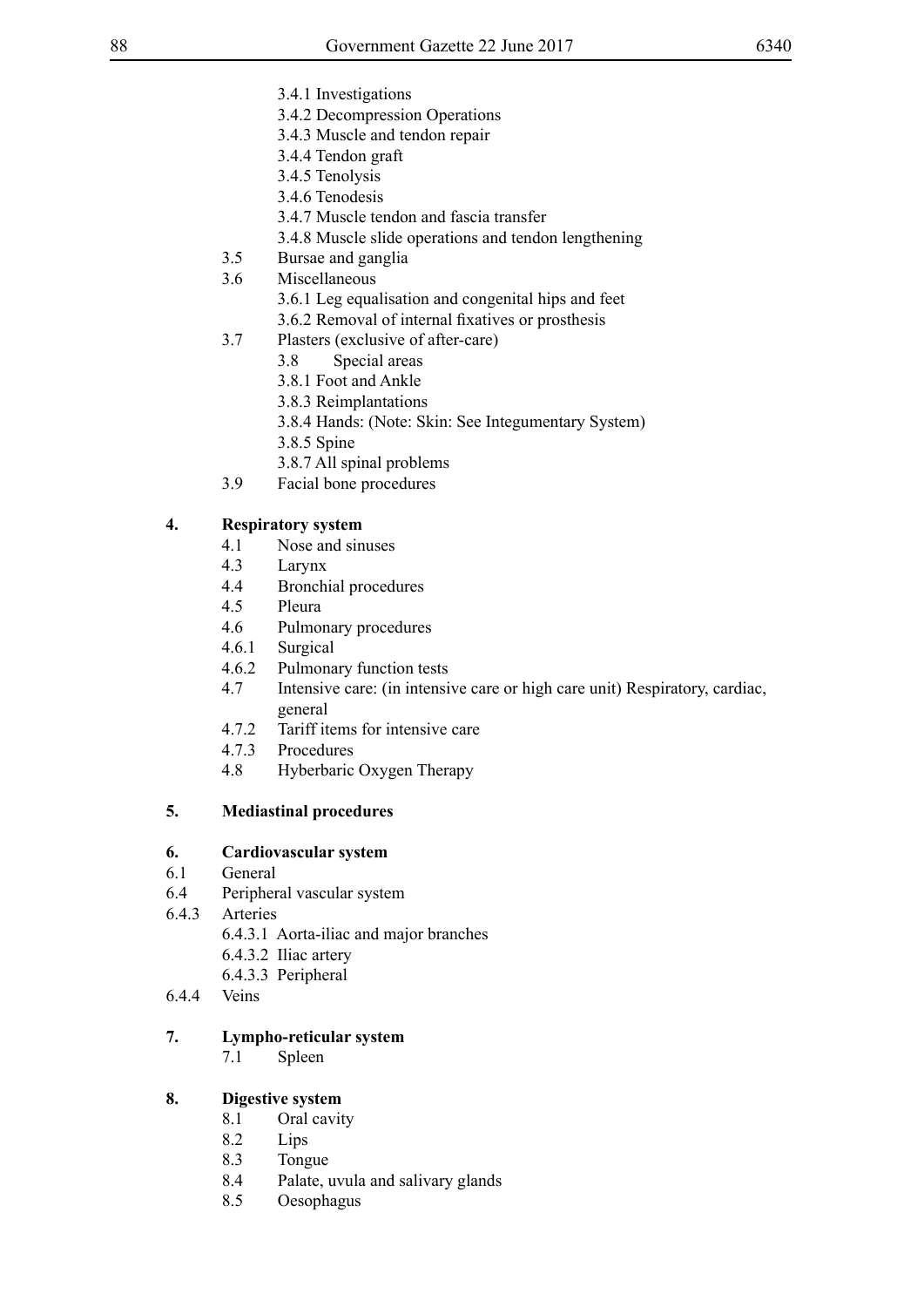- 3.4.1 Investigations
- 3.4.2 Decompression Operations
- 3.4.3 Muscle and tendon repair
- 3.4.4 Tendon graft
- 3.4.5 Tenolysis
- 3.4.6 Tenodesis
- 3.4.7 Muscle tendon and fascia transfer
- 3.4.8 Muscle slide operations and tendon lengthening

3.5 Bursae and ganglia

3.6 Miscellaneous

- 3.6.1 Leg equalisation and congenital hips and feet
- 3.6.2 Removal of internal fixatives or prosthesis

3.7 Plasters (exclusive of after-care)

- 3.8 Special areas
- 3.8.1 Foot and Ankle
- 3.8.3 Reimplantations
- 3.8.4 Hands: (Note: Skin: See Integumentary System)
- 3.8.5 Spine
- 3.8.7 All spinal problems

3.9 Facial bone procedures

**4. Respiratory system**

4.1 Nose and sinuses

4.3 Larynx

4.4 Bronchial procedures

4.5 Pleura

4.6 Pulmonary procedures

4.6.1 Surgical

4.6.2 Pulmonary function tests

4.7 Intensive care: (in intensive care or high care unit) Respiratory, cardiac, general

4.7.2 Tariff items for intensive care

4.7.3 Procedures

4.8 Hyberbaric Oxygen Therapy

**5. Mediastinal procedures**

**6. Cardiovascular system**

6.1 General

6.4 Peripheral vascular system

6.4.3 Arteries

- 6.4.3.1 Aorta-iliac and major branches
- 6.4.3.2 Iliac artery
- 6.4.3.3 Peripheral

6.4.4 Veins

**7. Lympho-reticular system**

7.1 Spleen

**8. Digestive system**

8.1 Oral cavity

8.2 Lips

8.3 Tongue

8.4 Palate, uvula and salivary glands

8.5 Oesophagus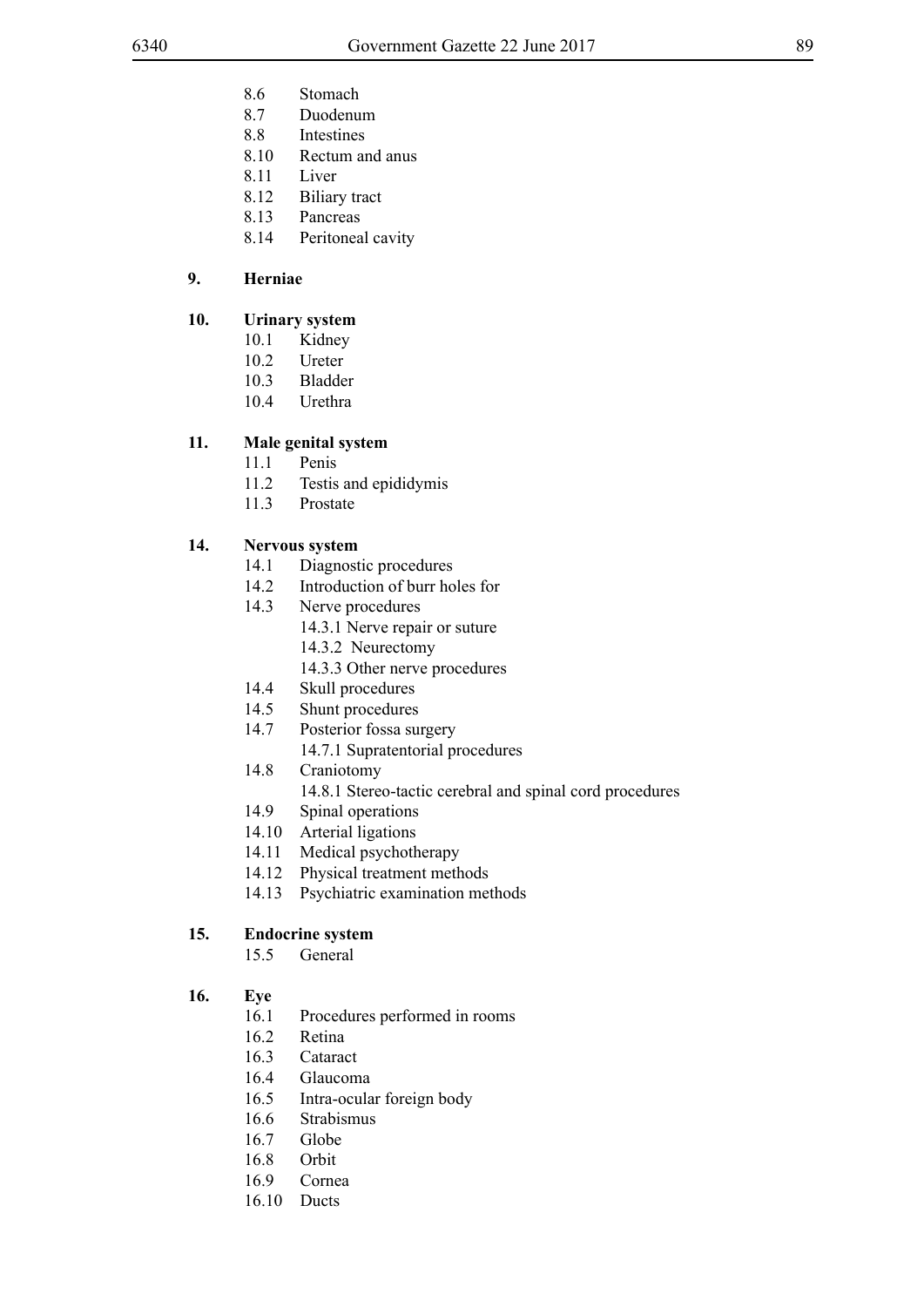8.6 Stomach
8.7 Duodenum
8.8 Intestines
8.10 Rectum and anus
8.11 Liver
8.12 Biliary tract
8.13 Pancreas
8.14 Peritoneal cavity

**9. Herniae**

**10. Urinary system**

10.1 Kidney
10.2 Ureter
10.3 Bladder
10.4 Urethra

**11. Male genital system**

11.1 Penis
11.2 Testis and epididymis
11.3 Prostate

**14. Nervous system**

14.1 Diagnostic procedures
14.2 Introduction of burr holes for
14.3 Nerve procedures
  14.3.1 Nerve repair or suture
  14.3.2 Neurectomy
  14.3.3 Other nerve procedures
14.4 Skull procedures
14.5 Shunt procedures
14.7 Posterior fossa surgery
  14.7.1 Supratentorial procedures
14.8 Craniotomy
  14.8.1 Stereo-tactic cerebral and spinal cord procedures
14.9 Spinal operations
14.10 Arterial ligations
14.11 Medical psychotherapy
14.12 Physical treatment methods
14.13 Psychiatric examination methods

**15. Endocrine system**

15.5 General

**16. Eye**

16.1 Procedures performed in rooms
16.2 Retina
16.3 Cataract
16.4 Glaucoma
16.5 Intra-ocular foreign body
16.6 Strabismus
16.7 Globe
16.8 Orbit
16.9 Cornea
16.10 Ducts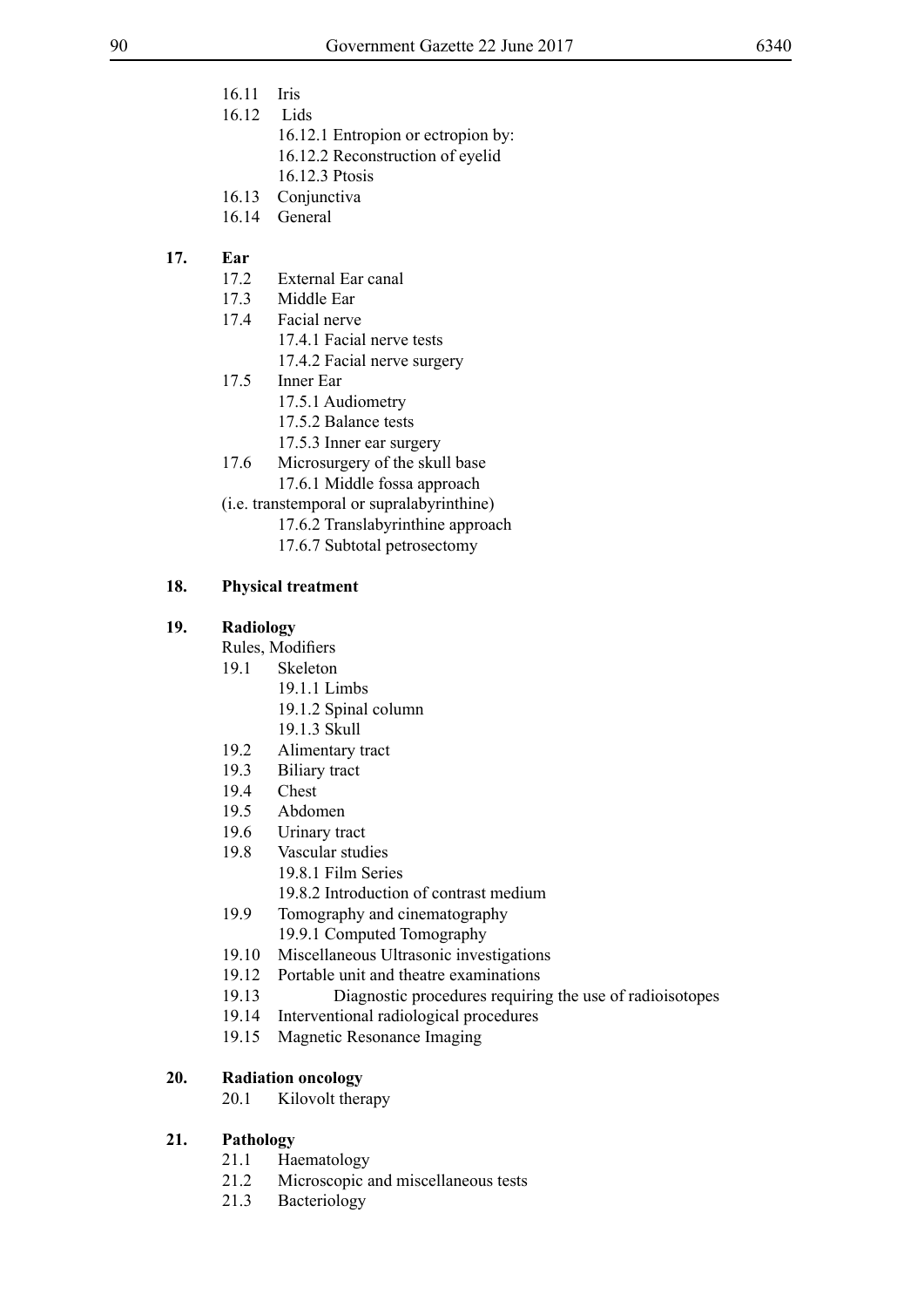16.11 Iris

16.12 Lids

16.12.1 Entropion or ectropion by:

16.12.2 Reconstruction of eyelid

16.12.3 Ptosis

16.13 Conjunctiva

16.14 General

**17. Ear**

17.2 External Ear canal

17.3 Middle Ear

17.4 Facial nerve

17.4.1 Facial nerve tests

17.4.2 Facial nerve surgery

17.5 Inner Ear

17.5.1 Audiometry

17.5.2 Balance tests

17.5.3 Inner ear surgery

17.6 Microsurgery of the skull base

17.6.1 Middle fossa approach

(i.e. transtemporal or supralabyrinthine)

17.6.2 Translabyrinthine approach

17.6.7 Subtotal petrosectomy

**18. Physical treatment**

**19. Radiology**

Rules, Modifiers

19.1 Skeleton

19.1.1 Limbs

19.1.2 Spinal column

19.1.3 Skull

19.2 Alimentary tract

19.3 Biliary tract

19.4 Chest

19.5 Abdomen

19.6 Urinary tract

19.8 Vascular studies

19.8.1 Film Series

19.8.2 Introduction of contrast medium

19.9 Tomography and cinematography

19.9.1 Computed Tomography

19.10 Miscellaneous Ultrasonic investigations

19.12 Portable unit and theatre examinations

19.13 Diagnostic procedures requiring the use of radioisotopes

19.14 Interventional radiological procedures

19.15 Magnetic Resonance Imaging

**20. Radiation oncology**

20.1 Kilovolt therapy

**21. Pathology**

21.1 Haematology

21.2 Microscopic and miscellaneous tests

21.3 Bacteriology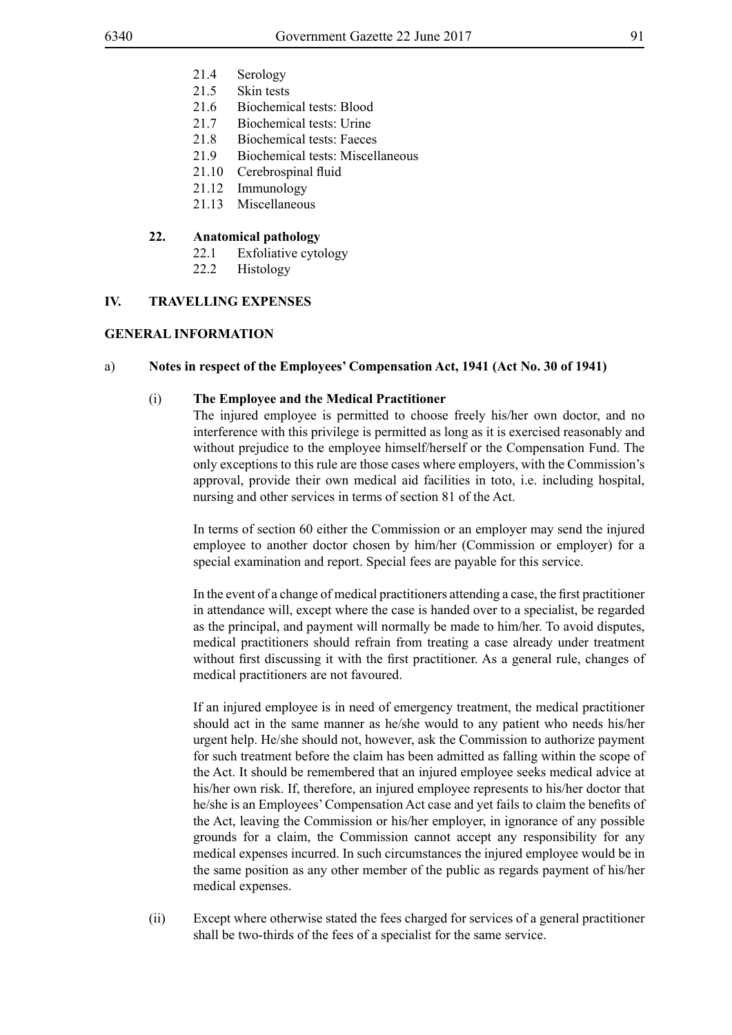- 21.4 Serology
- 21.5 Skin tests
- 21.6 Biochemical tests: Blood
- 21.7 Biochemical tests: Urine
- 21.8 Biochemical tests: Faeces
- 21.9 Biochemical tests: Miscellaneous
- 21.10 Cerebrospinal fluid
- 21.12 Immunology
- 21.13 Miscellaneous

**22. Anatomical pathology**

- 22.1 Exfoliative cytology
- 22.2 Histology

**IV. TRAVELLING EXPENSES**

**GENERAL INFORMATION**

a) **Notes in respect of the Employees' Compensation Act, 1941 (Act No. 30 of 1941)**

(i) **The Employee and the Medical Practitioner**

The injured employee is permitted to choose freely his/her own doctor, and no interference with this privilege is permitted as long as it is exercised reasonably and without prejudice to the employee himself/herself or the Compensation Fund. The only exceptions to this rule are those cases where employers, with the Commission's approval, provide their own medical aid facilities in toto, i.e. including hospital, nursing and other services in terms of section 81 of the Act.

In terms of section 60 either the Commission or an employer may send the injured employee to another doctor chosen by him/her (Commission or employer) for a special examination and report. Special fees are payable for this service.

In the event of a change of medical practitioners attending a case, the first practitioner in attendance will, except where the case is handed over to a specialist, be regarded as the principal, and payment will normally be made to him/her. To avoid disputes, medical practitioners should refrain from treating a case already under treatment without first discussing it with the first practitioner. As a general rule, changes of medical practitioners are not favoured.

If an injured employee is in need of emergency treatment, the medical practitioner should act in the same manner as he/she would to any patient who needs his/her urgent help. He/she should not, however, ask the Commission to authorize payment for such treatment before the claim has been admitted as falling within the scope of the Act. It should be remembered that an injured employee seeks medical advice at his/her own risk. If, therefore, an injured employee represents to his/her doctor that he/she is an Employees' Compensation Act case and yet fails to claim the benefits of the Act, leaving the Commission or his/her employer, in ignorance of any possible grounds for a claim, the Commission cannot accept any responsibility for any medical expenses incurred. In such circumstances the injured employee would be in the same position as any other member of the public as regards payment of his/her medical expenses.

(ii) Except where otherwise stated the fees charged for services of a general practitioner shall be two-thirds of the fees of a specialist for the same service.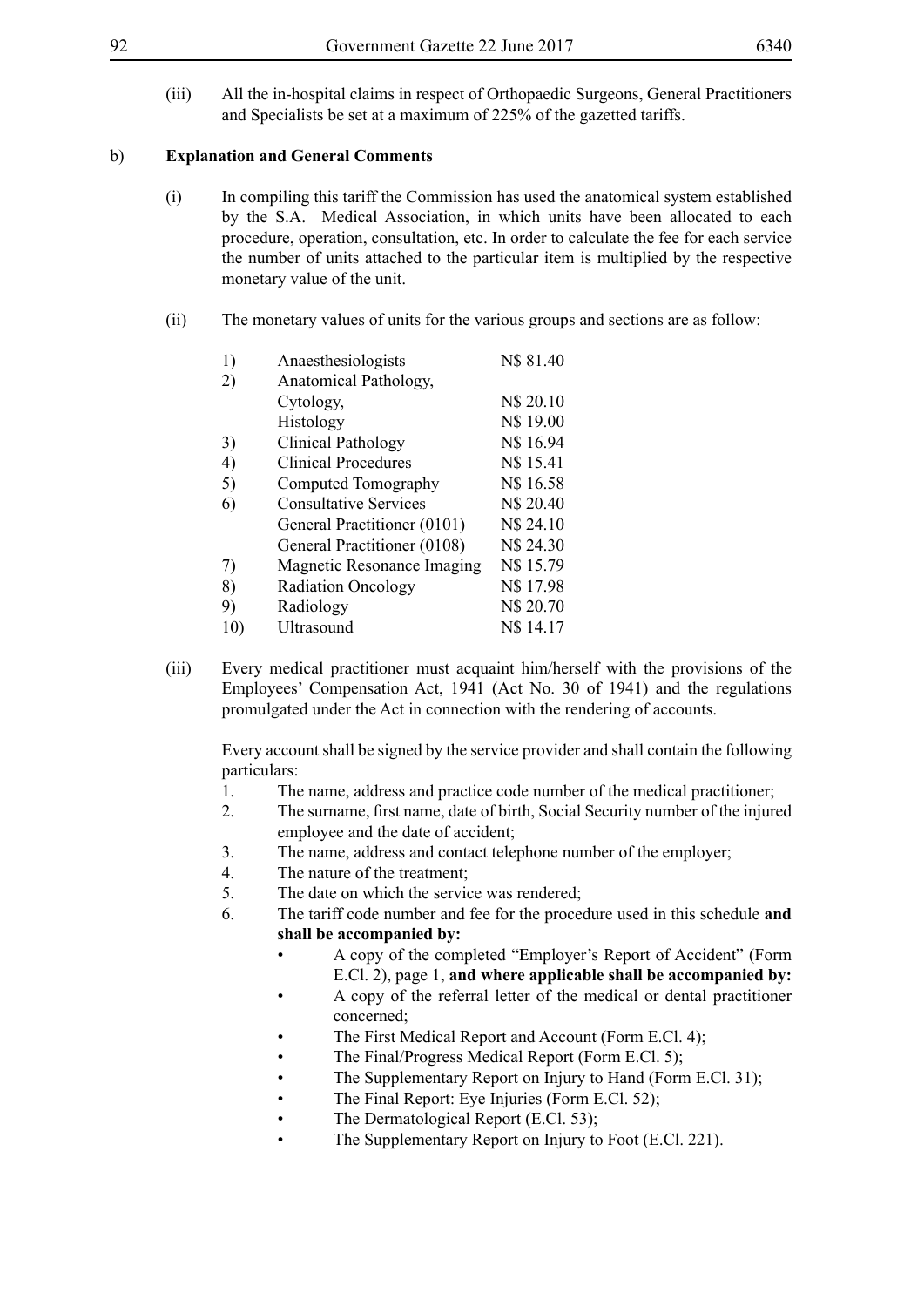(iii) All the in-hospital claims in respect of Orthopaedic Surgeons, General Practitioners and Specialists be set at a maximum of 225% of the gazetted tariffs.

b) **Explanation and General Comments**

(i) In compiling this tariff the Commission has used the anatomical system established by the S.A. Medical Association, in which units have been allocated to each procedure, operation, consultation, etc. In order to calculate the fee for each service the number of units attached to the particular item is multiplied by the respective monetary value of the unit.

(ii) The monetary values of units for the various groups and sections are as follow:

| | | |
|---|---|---|
| 1) | Anaesthesiologists | N$ 81.40 |
| 2) | Anatomical Pathology, | |
| | Cytology, | N$ 20.10 |
| | Histology | N$ 19.00 |
| 3) | Clinical Pathology | N$ 16.94 |
| 4) | Clinical Procedures | N$ 15.41 |
| 5) | Computed Tomography | N$ 16.58 |
| 6) | Consultative Services | N$ 20.40 |
| | General Practitioner (0101) | N$ 24.10 |
| | General Practitioner (0108) | N$ 24.30 |
| 7) | Magnetic Resonance Imaging | N$ 15.79 |
| 8) | Radiation Oncology | N$ 17.98 |
| 9) | Radiology | N$ 20.70 |
| 10) | Ultrasound | N$ 14.17 |

(iii) Every medical practitioner must acquaint him/herself with the provisions of the Employees' Compensation Act, 1941 (Act No. 30 of 1941) and the regulations promulgated under the Act in connection with the rendering of accounts.

Every account shall be signed by the service provider and shall contain the following particulars:

1. The name, address and practice code number of the medical practitioner;
2. The surname, first name, date of birth, Social Security number of the injured employee and the date of accident;
3. The name, address and contact telephone number of the employer;
4. The nature of the treatment;
5. The date on which the service was rendered;
6. The tariff code number and fee for the procedure used in this schedule **and shall be accompanied by:**
   - A copy of the completed "Employer's Report of Accident" (Form E.Cl. 2), page 1, **and where applicable shall be accompanied by:**
   - A copy of the referral letter of the medical or dental practitioner concerned;
   - The First Medical Report and Account (Form E.Cl. 4);
   - The Final/Progress Medical Report (Form E.Cl. 5);
   - The Supplementary Report on Injury to Hand (Form E.Cl. 31);
   - The Final Report: Eye Injuries (Form E.Cl. 52);
   - The Dermatological Report (E.Cl. 53);
   - The Supplementary Report on Injury to Foot (E.Cl. 221).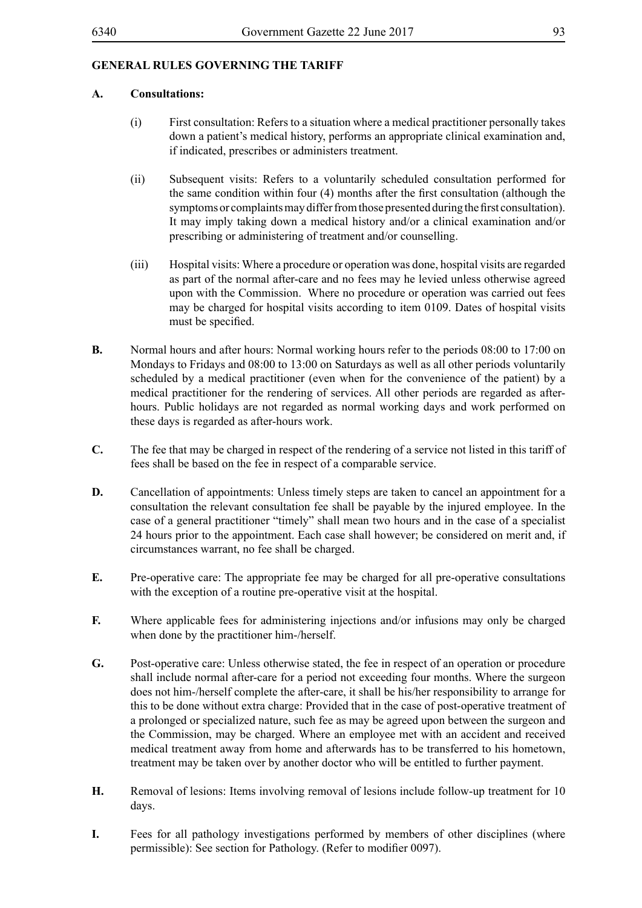## GENERAL RULES GOVERNING THE TARIFF

**A. Consultations:**

(i) First consultation: Refers to a situation where a medical practitioner personally takes down a patient's medical history, performs an appropriate clinical examination and, if indicated, prescribes or administers treatment.

(ii) Subsequent visits: Refers to a voluntarily scheduled consultation performed for the same condition within four (4) months after the first consultation (although the symptoms or complaints may differ from those presented during the first consultation). It may imply taking down a medical history and/or a clinical examination and/or prescribing or administering of treatment and/or counselling.

(iii) Hospital visits: Where a procedure or operation was done, hospital visits are regarded as part of the normal after-care and no fees may he levied unless otherwise agreed upon with the Commission. Where no procedure or operation was carried out fees may be charged for hospital visits according to item 0109. Dates of hospital visits must be specified.

**B.** Normal hours and after hours: Normal working hours refer to the periods 08:00 to 17:00 on Mondays to Fridays and 08:00 to 13:00 on Saturdays as well as all other periods voluntarily scheduled by a medical practitioner (even when for the convenience of the patient) by a medical practitioner for the rendering of services. All other periods are regarded as after-hours. Public holidays are not regarded as normal working days and work performed on these days is regarded as after-hours work.

**C.** The fee that may be charged in respect of the rendering of a service not listed in this tariff of fees shall be based on the fee in respect of a comparable service.

**D.** Cancellation of appointments: Unless timely steps are taken to cancel an appointment for a consultation the relevant consultation fee shall be payable by the injured employee. In the case of a general practitioner "timely" shall mean two hours and in the case of a specialist 24 hours prior to the appointment. Each case shall however; be considered on merit and, if circumstances warrant, no fee shall be charged.

**E.** Pre-operative care: The appropriate fee may be charged for all pre-operative consultations with the exception of a routine pre-operative visit at the hospital.

**F.** Where applicable fees for administering injections and/or infusions may only be charged when done by the practitioner him-/herself.

**G.** Post-operative care: Unless otherwise stated, the fee in respect of an operation or procedure shall include normal after-care for a period not exceeding four months. Where the surgeon does not him-/herself complete the after-care, it shall be his/her responsibility to arrange for this to be done without extra charge: Provided that in the case of post-operative treatment of a prolonged or specialized nature, such fee as may be agreed upon between the surgeon and the Commission, may be charged. Where an employee met with an accident and received medical treatment away from home and afterwards has to be transferred to his hometown, treatment may be taken over by another doctor who will be entitled to further payment.

**H.** Removal of lesions: Items involving removal of lesions include follow-up treatment for 10 days.

**I.** Fees for all pathology investigations performed by members of other disciplines (where permissible): See section for Pathology. (Refer to modifier 0097).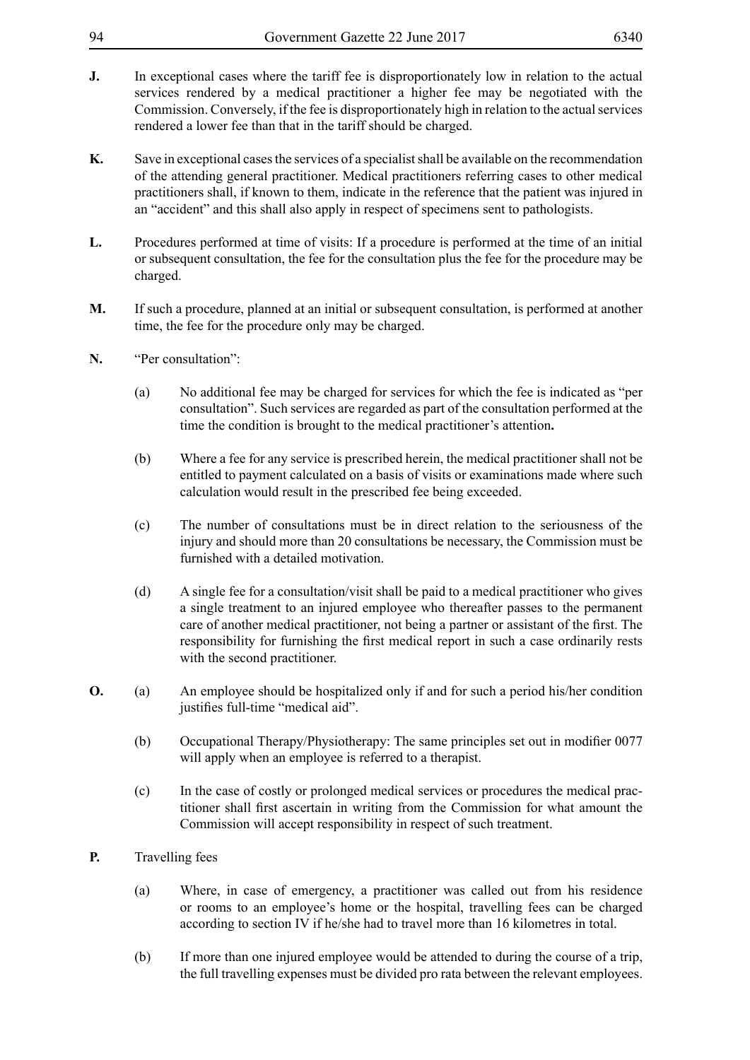**J.** In exceptional cases where the tariff fee is disproportionately low in relation to the actual services rendered by a medical practitioner a higher fee may be negotiated with the Commission. Conversely, if the fee is disproportionately high in relation to the actual services rendered a lower fee than that in the tariff should be charged.

**K.** Save in exceptional cases the services of a specialist shall be available on the recommendation of the attending general practitioner. Medical practitioners referring cases to other medical practitioners shall, if known to them, indicate in the reference that the patient was injured in an "accident" and this shall also apply in respect of specimens sent to pathologists.

**L.** Procedures performed at time of visits: If a procedure is performed at the time of an initial or subsequent consultation, the fee for the consultation plus the fee for the procedure may be charged.

**M.** If such a procedure, planned at an initial or subsequent consultation, is performed at another time, the fee for the procedure only may be charged.

**N.** "Per consultation":

(a) No additional fee may be charged for services for which the fee is indicated as "per consultation". Such services are regarded as part of the consultation performed at the time the condition is brought to the medical practitioner's attention**.**

(b) Where a fee for any service is prescribed herein, the medical practitioner shall not be entitled to payment calculated on a basis of visits or examinations made where such calculation would result in the prescribed fee being exceeded.

(c) The number of consultations must be in direct relation to the seriousness of the injury and should more than 20 consultations be necessary, the Commission must be furnished with a detailed motivation.

(d) A single fee for a consultation/visit shall be paid to a medical practitioner who gives a single treatment to an injured employee who thereafter passes to the permanent care of another medical practitioner, not being a partner or assistant of the first. The responsibility for furnishing the first medical report in such a case ordinarily rests with the second practitioner.

**O.** (a) An employee should be hospitalized only if and for such a period his/her condition justifies full-time "medical aid".

(b) Occupational Therapy/Physiotherapy: The same principles set out in modifier 0077 will apply when an employee is referred to a therapist.

(c) In the case of costly or prolonged medical services or procedures the medical practitioner shall first ascertain in writing from the Commission for what amount the Commission will accept responsibility in respect of such treatment.

**P.** Travelling fees

(a) Where, in case of emergency, a practitioner was called out from his residence or rooms to an employee's home or the hospital, travelling fees can be charged according to section IV if he/she had to travel more than 16 kilometres in total.

(b) If more than one injured employee would be attended to during the course of a trip, the full travelling expenses must be divided pro rata between the relevant employees.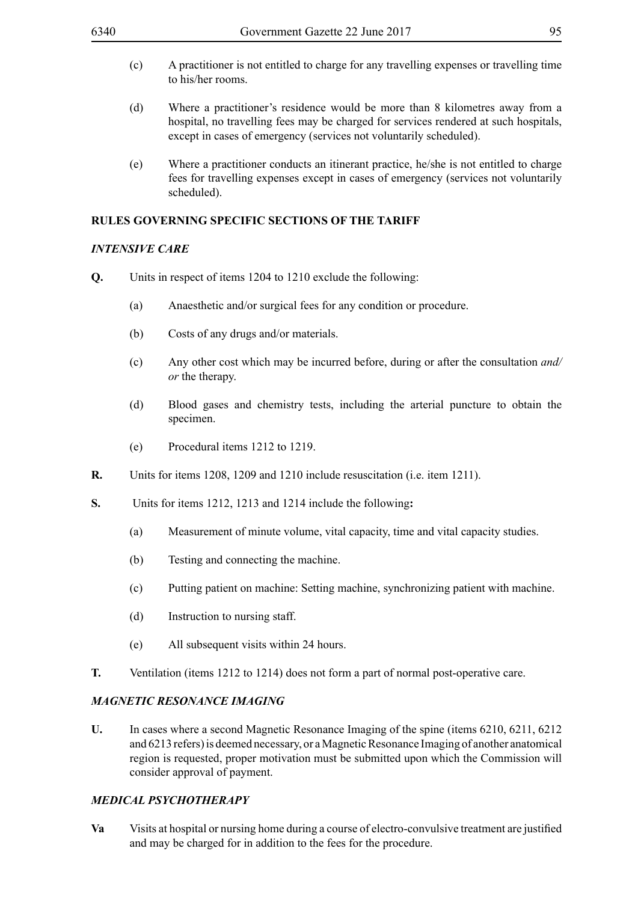(c) A practitioner is not entitled to charge for any travelling expenses or travelling time to his/her rooms.

(d) Where a practitioner's residence would be more than 8 kilometres away from a hospital, no travelling fees may be charged for services rendered at such hospitals, except in cases of emergency (services not voluntarily scheduled).

(e) Where a practitioner conducts an itinerant practice, he/she is not entitled to charge fees for travelling expenses except in cases of emergency (services not voluntarily scheduled).

## RULES GOVERNING SPECIFIC SECTIONS OF THE TARIFF

### *INTENSIVE CARE*

**Q.** Units in respect of items 1204 to 1210 exclude the following:

(a) Anaesthetic and/or surgical fees for any condition or procedure.

(b) Costs of any drugs and/or materials.

(c) Any other cost which may be incurred before, during or after the consultation *and/ or* the therapy.

(d) Blood gases and chemistry tests, including the arterial puncture to obtain the specimen.

(e) Procedural items 1212 to 1219.

**R.** Units for items 1208, 1209 and 1210 include resuscitation (i.e. item 1211).

**S.** Units for items 1212, 1213 and 1214 include the following**:**

(a) Measurement of minute volume, vital capacity, time and vital capacity studies.

(b) Testing and connecting the machine.

(c) Putting patient on machine: Setting machine, synchronizing patient with machine.

(d) Instruction to nursing staff.

(e) All subsequent visits within 24 hours.

**T.** Ventilation (items 1212 to 1214) does not form a part of normal post-operative care.

### *MAGNETIC RESONANCE IMAGING*

**U.** In cases where a second Magnetic Resonance Imaging of the spine (items 6210, 6211, 6212 and 6213 refers) is deemed necessary, or a Magnetic Resonance Imaging of another anatomical region is requested, proper motivation must be submitted upon which the Commission will consider approval of payment.

### *MEDICAL PSYCHOTHERAPY*

**Va** Visits at hospital or nursing home during a course of electro-convulsive treatment are justified and may be charged for in addition to the fees for the procedure.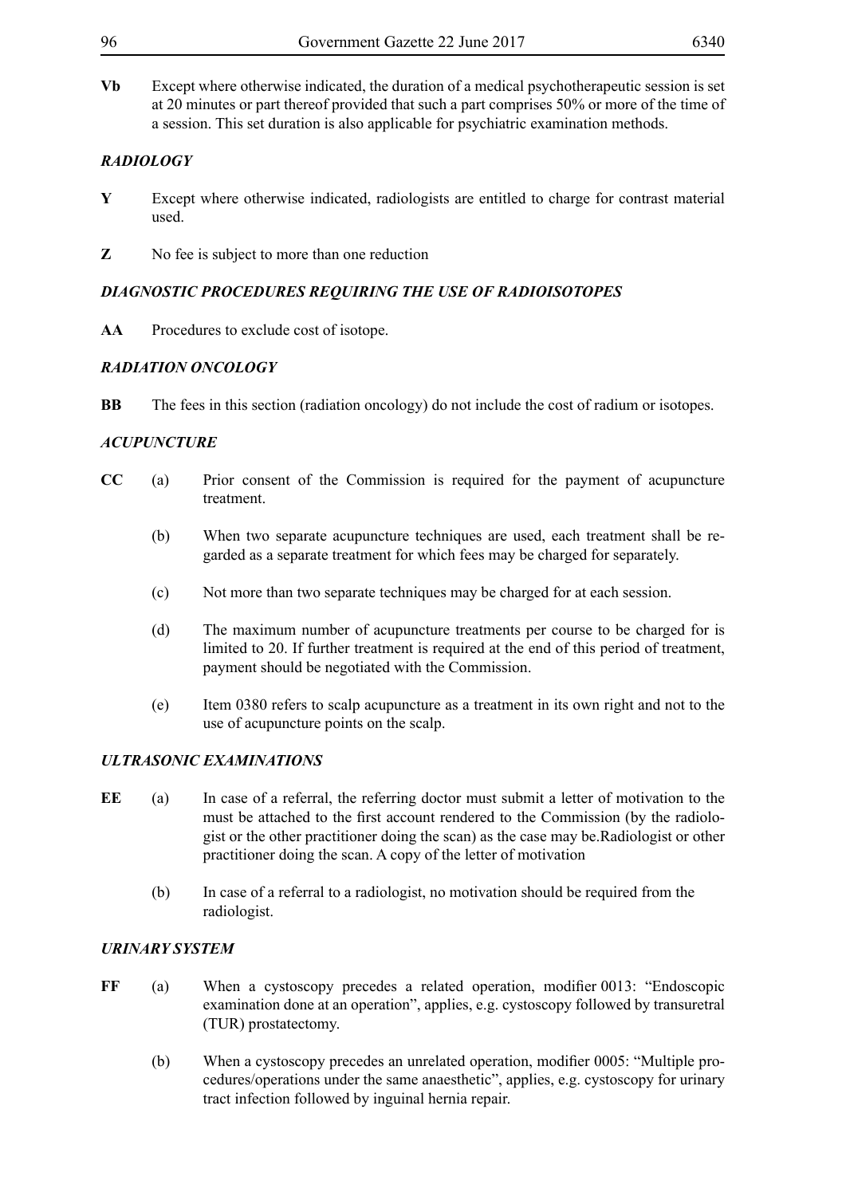**Vb** Except where otherwise indicated, the duration of a medical psychotherapeutic session is set at 20 minutes or part thereof provided that such a part comprises 50% or more of the time of a session. This set duration is also applicable for psychiatric examination methods.

### *RADIOLOGY*

**Y** Except where otherwise indicated, radiologists are entitled to charge for contrast material used.

**Z** No fee is subject to more than one reduction

### *DIAGNOSTIC PROCEDURES REQUIRING THE USE OF RADIOISOTOPES*

**AA** Procedures to exclude cost of isotope.

### *RADIATION ONCOLOGY*

**BB** The fees in this section (radiation oncology) do not include the cost of radium or isotopes.

### *ACUPUNCTURE*

**CC** (a) Prior consent of the Commission is required for the payment of acupuncture treatment.

(b) When two separate acupuncture techniques are used, each treatment shall be regarded as a separate treatment for which fees may be charged for separately.

(c) Not more than two separate techniques may be charged for at each session.

(d) The maximum number of acupuncture treatments per course to be charged for is limited to 20. If further treatment is required at the end of this period of treatment, payment should be negotiated with the Commission.

(e) Item 0380 refers to scalp acupuncture as a treatment in its own right and not to the use of acupuncture points on the scalp.

### *ULTRASONIC EXAMINATIONS*

**EE** (a) In case of a referral, the referring doctor must submit a letter of motivation to the must be attached to the first account rendered to the Commission (by the radiologist or the other practitioner doing the scan) as the case may be.Radiologist or other practitioner doing the scan. A copy of the letter of motivation

(b) In case of a referral to a radiologist, no motivation should be required from the radiologist.

### *URINARY SYSTEM*

**FF** (a) When a cystoscopy precedes a related operation, modifier 0013: "Endoscopic examination done at an operation", applies, e.g. cystoscopy followed by transuretral (TUR) prostatectomy.

(b) When a cystoscopy precedes an unrelated operation, modifier 0005: "Multiple procedures/operations under the same anaesthetic", applies, e.g. cystoscopy for urinary tract infection followed by inguinal hernia repair.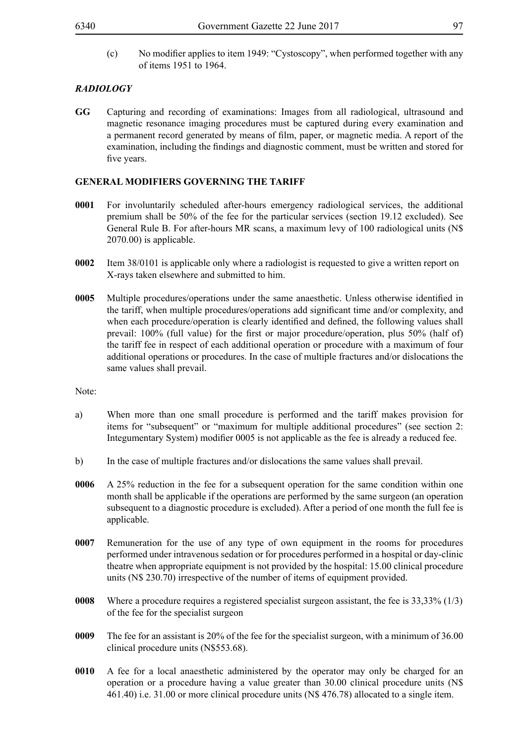(c) No modifier applies to item 1949: "Cystoscopy", when performed together with any of items 1951 to 1964.

***RADIOLOGY***

**GG** Capturing and recording of examinations: Images from all radiological, ultrasound and magnetic resonance imaging procedures must be captured during every examination and a permanent record generated by means of film, paper, or magnetic media. A report of the examination, including the findings and diagnostic comment, must be written and stored for five years.

**GENERAL MODIFIERS GOVERNING THE TARIFF**

**0001** For involuntarily scheduled after-hours emergency radiological services, the additional premium shall be 50% of the fee for the particular services (section 19.12 excluded). See General Rule B. For after-hours MR scans, a maximum levy of 100 radiological units (N$ 2070.00) is applicable.

**0002** Item 38/0101 is applicable only where a radiologist is requested to give a written report on X-rays taken elsewhere and submitted to him.

**0005** Multiple procedures/operations under the same anaesthetic. Unless otherwise identified in the tariff, when multiple procedures/operations add significant time and/or complexity, and when each procedure/operation is clearly identified and defined, the following values shall prevail: 100% (full value) for the first or major procedure/operation, plus 50% (half of) the tariff fee in respect of each additional operation or procedure with a maximum of four additional operations or procedures. In the case of multiple fractures and/or dislocations the same values shall prevail.

Note:

a) When more than one small procedure is performed and the tariff makes provision for items for "subsequent" or "maximum for multiple additional procedures" (see section 2: Integumentary System) modifier 0005 is not applicable as the fee is already a reduced fee.

b) In the case of multiple fractures and/or dislocations the same values shall prevail.

**0006** A 25% reduction in the fee for a subsequent operation for the same condition within one month shall be applicable if the operations are performed by the same surgeon (an operation subsequent to a diagnostic procedure is excluded). After a period of one month the full fee is applicable.

**0007** Remuneration for the use of any type of own equipment in the rooms for procedures performed under intravenous sedation or for procedures performed in a hospital or day-clinic theatre when appropriate equipment is not provided by the hospital: 15.00 clinical procedure units (N$ 230.70) irrespective of the number of items of equipment provided.

**0008** Where a procedure requires a registered specialist surgeon assistant, the fee is 33,33% (1/3) of the fee for the specialist surgeon

**0009** The fee for an assistant is 20% of the fee for the specialist surgeon, with a minimum of 36.00 clinical procedure units (N$553.68).

**0010** A fee for a local anaesthetic administered by the operator may only be charged for an operation or a procedure having a value greater than 30.00 clinical procedure units (N$ 461.40) i.e. 31.00 or more clinical procedure units (N$ 476.78) allocated to a single item.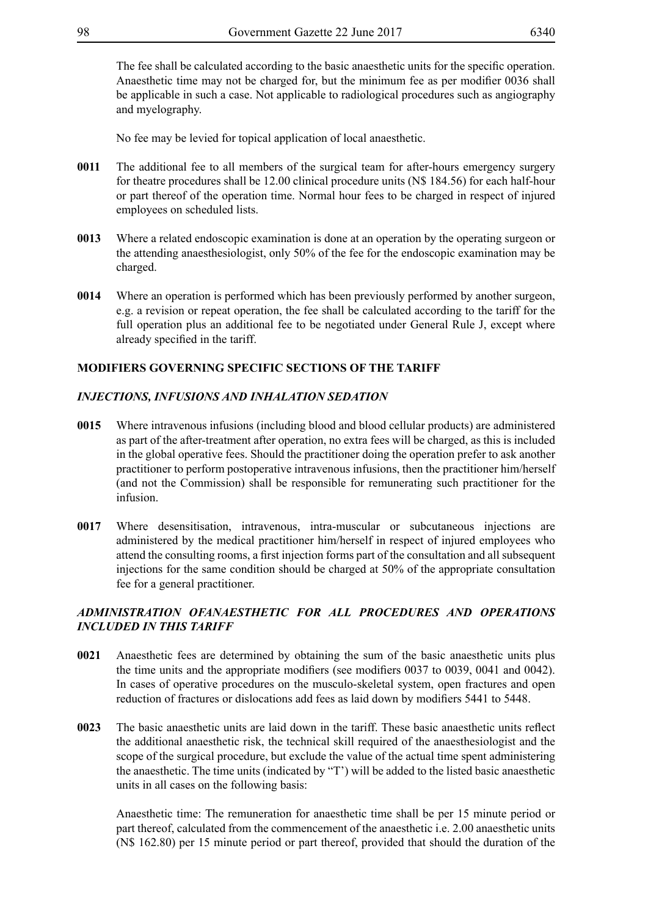The fee shall be calculated according to the basic anaesthetic units for the specific operation. Anaesthetic time may not be charged for, but the minimum fee as per modifier 0036 shall be applicable in such a case. Not applicable to radiological procedures such as angiography and myelography.

No fee may be levied for topical application of local anaesthetic.

**0011** The additional fee to all members of the surgical team for after-hours emergency surgery for theatre procedures shall be 12.00 clinical procedure units (N$ 184.56) for each half-hour or part thereof of the operation time. Normal hour fees to be charged in respect of injured employees on scheduled lists.

**0013** Where a related endoscopic examination is done at an operation by the operating surgeon or the attending anaesthesiologist, only 50% of the fee for the endoscopic examination may be charged.

**0014** Where an operation is performed which has been previously performed by another surgeon, e.g. a revision or repeat operation, the fee shall be calculated according to the tariff for the full operation plus an additional fee to be negotiated under General Rule J, except where already specified in the tariff.

## MODIFIERS GOVERNING SPECIFIC SECTIONS OF THE TARIFF

### *INJECTIONS, INFUSIONS AND INHALATION SEDATION*

**0015** Where intravenous infusions (including blood and blood cellular products) are administered as part of the after-treatment after operation, no extra fees will be charged, as this is included in the global operative fees. Should the practitioner doing the operation prefer to ask another practitioner to perform postoperative intravenous infusions, then the practitioner him/herself (and not the Commission) shall be responsible for remunerating such practitioner for the infusion.

**0017** Where desensitisation, intravenous, intra-muscular or subcutaneous injections are administered by the medical practitioner him/herself in respect of injured employees who attend the consulting rooms, a first injection forms part of the consultation and all subsequent injections for the same condition should be charged at 50% of the appropriate consultation fee for a general practitioner.

### *ADMINISTRATION OFANAESTHETIC FOR ALL PROCEDURES AND OPERATIONS INCLUDED IN THIS TARIFF*

**0021** Anaesthetic fees are determined by obtaining the sum of the basic anaesthetic units plus the time units and the appropriate modifiers (see modifiers 0037 to 0039, 0041 and 0042). In cases of operative procedures on the musculo-skeletal system, open fractures and open reduction of fractures or dislocations add fees as laid down by modifiers 5441 to 5448.

**0023** The basic anaesthetic units are laid down in the tariff. These basic anaesthetic units reflect the additional anaesthetic risk, the technical skill required of the anaesthesiologist and the scope of the surgical procedure, but exclude the value of the actual time spent administering the anaesthetic. The time units (indicated by "T') will be added to the listed basic anaesthetic units in all cases on the following basis:

Anaesthetic time: The remuneration for anaesthetic time shall be per 15 minute period or part thereof, calculated from the commencement of the anaesthetic i.e. 2.00 anaesthetic units (N$ 162.80) per 15 minute period or part thereof, provided that should the duration of the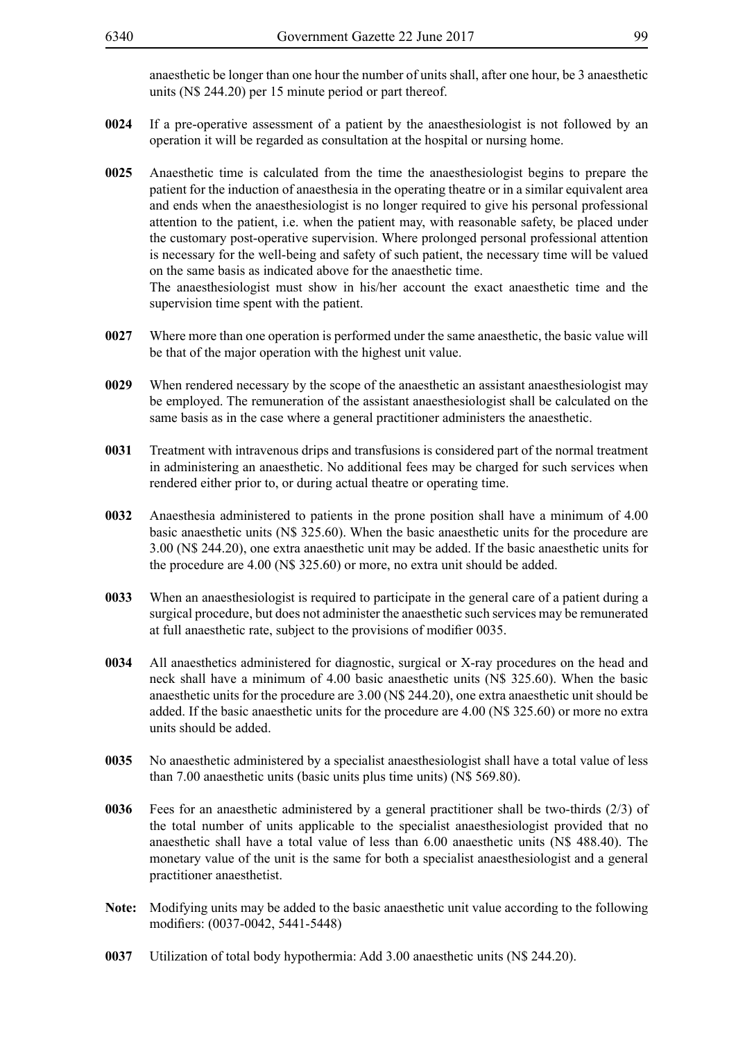anaesthetic be longer than one hour the number of units shall, after one hour, be 3 anaesthetic units (N$ 244.20) per 15 minute period or part thereof.

**0024** If a pre-operative assessment of a patient by the anaesthesiologist is not followed by an operation it will be regarded as consultation at the hospital or nursing home.

**0025** Anaesthetic time is calculated from the time the anaesthesiologist begins to prepare the patient for the induction of anaesthesia in the operating theatre or in a similar equivalent area and ends when the anaesthesiologist is no longer required to give his personal professional attention to the patient, i.e. when the patient may, with reasonable safety, be placed under the customary post-operative supervision. Where prolonged personal professional attention is necessary for the well-being and safety of such patient, the necessary time will be valued on the same basis as indicated above for the anaesthetic time.
The anaesthesiologist must show in his/her account the exact anaesthetic time and the supervision time spent with the patient.

**0027** Where more than one operation is performed under the same anaesthetic, the basic value will be that of the major operation with the highest unit value.

**0029** When rendered necessary by the scope of the anaesthetic an assistant anaesthesiologist may be employed. The remuneration of the assistant anaesthesiologist shall be calculated on the same basis as in the case where a general practitioner administers the anaesthetic.

**0031** Treatment with intravenous drips and transfusions is considered part of the normal treatment in administering an anaesthetic. No additional fees may be charged for such services when rendered either prior to, or during actual theatre or operating time.

**0032** Anaesthesia administered to patients in the prone position shall have a minimum of 4.00 basic anaesthetic units (N$ 325.60). When the basic anaesthetic units for the procedure are 3.00 (N$ 244.20), one extra anaesthetic unit may be added. If the basic anaesthetic units for the procedure are 4.00 (N$ 325.60) or more, no extra unit should be added.

**0033** When an anaesthesiologist is required to participate in the general care of a patient during a surgical procedure, but does not administer the anaesthetic such services may be remunerated at full anaesthetic rate, subject to the provisions of modifier 0035.

**0034** All anaesthetics administered for diagnostic, surgical or X-ray procedures on the head and neck shall have a minimum of 4.00 basic anaesthetic units (N$ 325.60). When the basic anaesthetic units for the procedure are 3.00 (N$ 244.20), one extra anaesthetic unit should be added. If the basic anaesthetic units for the procedure are 4.00 (N$ 325.60) or more no extra units should be added.

**0035** No anaesthetic administered by a specialist anaesthesiologist shall have a total value of less than 7.00 anaesthetic units (basic units plus time units) (N$ 569.80).

**0036** Fees for an anaesthetic administered by a general practitioner shall be two-thirds (2/3) of the total number of units applicable to the specialist anaesthesiologist provided that no anaesthetic shall have a total value of less than 6.00 anaesthetic units (N$ 488.40). The monetary value of the unit is the same for both a specialist anaesthesiologist and a general practitioner anaesthetist.

**Note:** Modifying units may be added to the basic anaesthetic unit value according to the following modifiers: (0037-0042, 5441-5448)

**0037** Utilization of total body hypothermia: Add 3.00 anaesthetic units (N$ 244.20).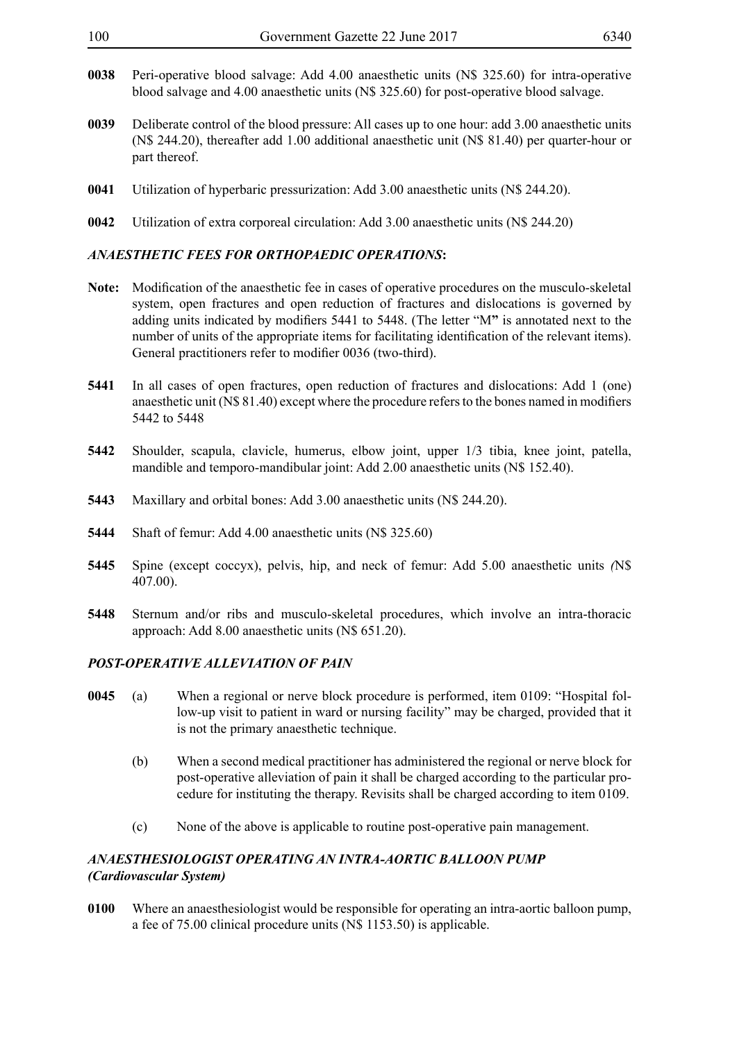**0038** Peri-operative blood salvage: Add 4.00 anaesthetic units (N$ 325.60) for intra-operative blood salvage and 4.00 anaesthetic units (N$ 325.60) for post-operative blood salvage.

**0039** Deliberate control of the blood pressure: All cases up to one hour: add 3.00 anaesthetic units (N$ 244.20), thereafter add 1.00 additional anaesthetic unit (N$ 81.40) per quarter-hour or part thereof.

**0041** Utilization of hyperbaric pressurization: Add 3.00 anaesthetic units (N$ 244.20).

**0042** Utilization of extra corporeal circulation: Add 3.00 anaesthetic units (N$ 244.20)

***ANAESTHETIC FEES FOR ORTHOPAEDIC OPERATIONS*:**

**Note:** Modification of the anaesthetic fee in cases of operative procedures on the musculo-skeletal system, open fractures and open reduction of fractures and dislocations is governed by adding units indicated by modifiers 5441 to 5448. (The letter "M**"** is annotated next to the number of units of the appropriate items for facilitating identification of the relevant items). General practitioners refer to modifier 0036 (two-third).

**5441** In all cases of open fractures, open reduction of fractures and dislocations: Add 1 (one) anaesthetic unit (N$ 81.40) except where the procedure refers to the bones named in modifiers 5442 to 5448

**5442** Shoulder, scapula, clavicle, humerus, elbow joint, upper 1/3 tibia, knee joint, patella, mandible and temporo-mandibular joint: Add 2.00 anaesthetic units (N$ 152.40).

**5443** Maxillary and orbital bones: Add 3.00 anaesthetic units (N$ 244.20).

**5444** Shaft of femur: Add 4.00 anaesthetic units (N$ 325.60)

**5445** Spine (except coccyx), pelvis, hip, and neck of femur: Add 5.00 anaesthetic units *(*N$ 407.00).

**5448** Sternum and/or ribs and musculo-skeletal procedures, which involve an intra-thoracic approach: Add 8.00 anaesthetic units (N$ 651.20).

***POST-OPERATIVE ALLEVIATION OF PAIN***

**0045** (a) When a regional or nerve block procedure is performed, item 0109: "Hospital follow-up visit to patient in ward or nursing facility" may be charged, provided that it is not the primary anaesthetic technique.

(b) When a second medical practitioner has administered the regional or nerve block for post-operative alleviation of pain it shall be charged according to the particular procedure for instituting the therapy. Revisits shall be charged according to item 0109.

(c) None of the above is applicable to routine post-operative pain management.

***ANAESTHESIOLOGIST OPERATING AN INTRA-AORTIC BALLOON PUMP (Cardiovascular System)***

**0100** Where an anaesthesiologist would be responsible for operating an intra-aortic balloon pump, a fee of 75.00 clinical procedure units (N$ 1153.50) is applicable.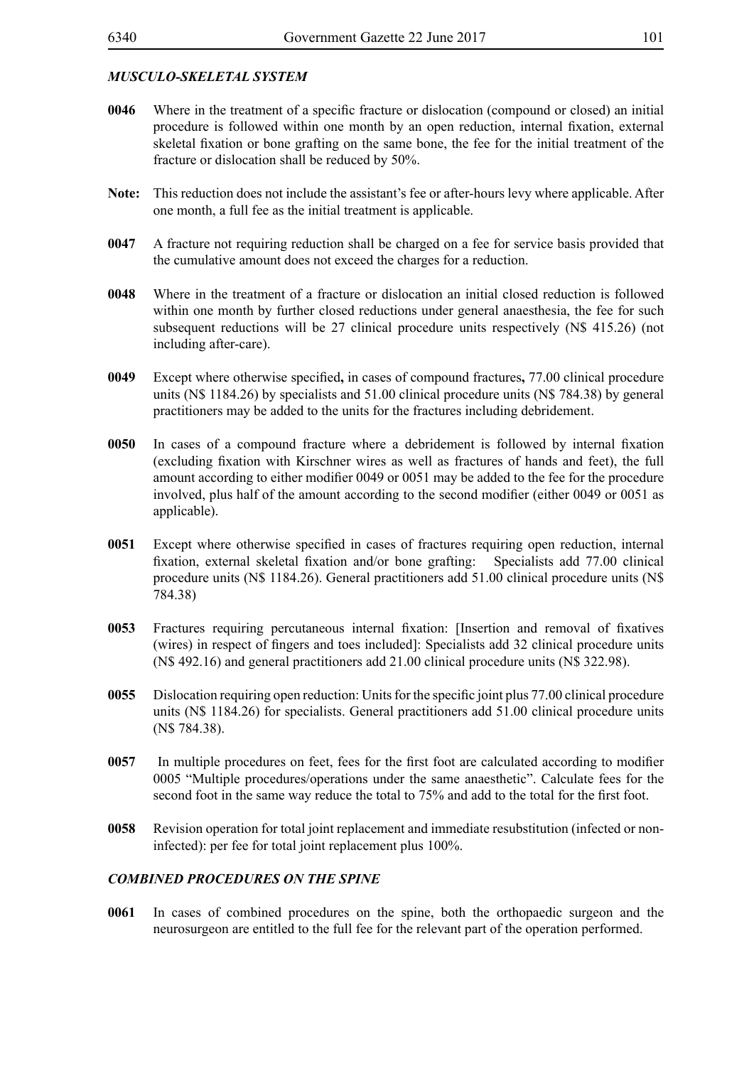### *MUSCULO-SKELETAL SYSTEM*

**0046** Where in the treatment of a specific fracture or dislocation (compound or closed) an initial procedure is followed within one month by an open reduction, internal fixation, external skeletal fixation or bone grafting on the same bone, the fee for the initial treatment of the fracture or dislocation shall be reduced by 50%.

**Note:** This reduction does not include the assistant's fee or after-hours levy where applicable. After one month, a full fee as the initial treatment is applicable.

**0047** A fracture not requiring reduction shall be charged on a fee for service basis provided that the cumulative amount does not exceed the charges for a reduction.

**0048** Where in the treatment of a fracture or dislocation an initial closed reduction is followed within one month by further closed reductions under general anaesthesia, the fee for such subsequent reductions will be 27 clinical procedure units respectively (N$ 415.26) (not including after-care).

**0049** Except where otherwise specified**,** in cases of compound fractures**,** 77.00 clinical procedure units (N$ 1184.26) by specialists and 51.00 clinical procedure units (N$ 784.38) by general practitioners may be added to the units for the fractures including debridement.

**0050** In cases of a compound fracture where a debridement is followed by internal fixation (excluding fixation with Kirschner wires as well as fractures of hands and feet), the full amount according to either modifier 0049 or 0051 may be added to the fee for the procedure involved, plus half of the amount according to the second modifier (either 0049 or 0051 as applicable).

**0051** Except where otherwise specified in cases of fractures requiring open reduction, internal fixation, external skeletal fixation and/or bone grafting: Specialists add 77.00 clinical procedure units (N$ 1184.26). General practitioners add 51.00 clinical procedure units (N$ 784.38)

**0053** Fractures requiring percutaneous internal fixation: [Insertion and removal of fixatives (wires) in respect of fingers and toes included]: Specialists add 32 clinical procedure units (N$ 492.16) and general practitioners add 21.00 clinical procedure units (N$ 322.98).

**0055** Dislocation requiring open reduction: Units for the specific joint plus 77.00 clinical procedure units (N$ 1184.26) for specialists. General practitioners add 51.00 clinical procedure units (N$ 784.38).

**0057** In multiple procedures on feet, fees for the first foot are calculated according to modifier 0005 "Multiple procedures/operations under the same anaesthetic". Calculate fees for the second foot in the same way reduce the total to 75% and add to the total for the first foot.

**0058** Revision operation for total joint replacement and immediate resubstitution (infected or non-infected): per fee for total joint replacement plus 100%.

### *COMBINED PROCEDURES ON THE SPINE*

**0061** In cases of combined procedures on the spine, both the orthopaedic surgeon and the neurosurgeon are entitled to the full fee for the relevant part of the operation performed.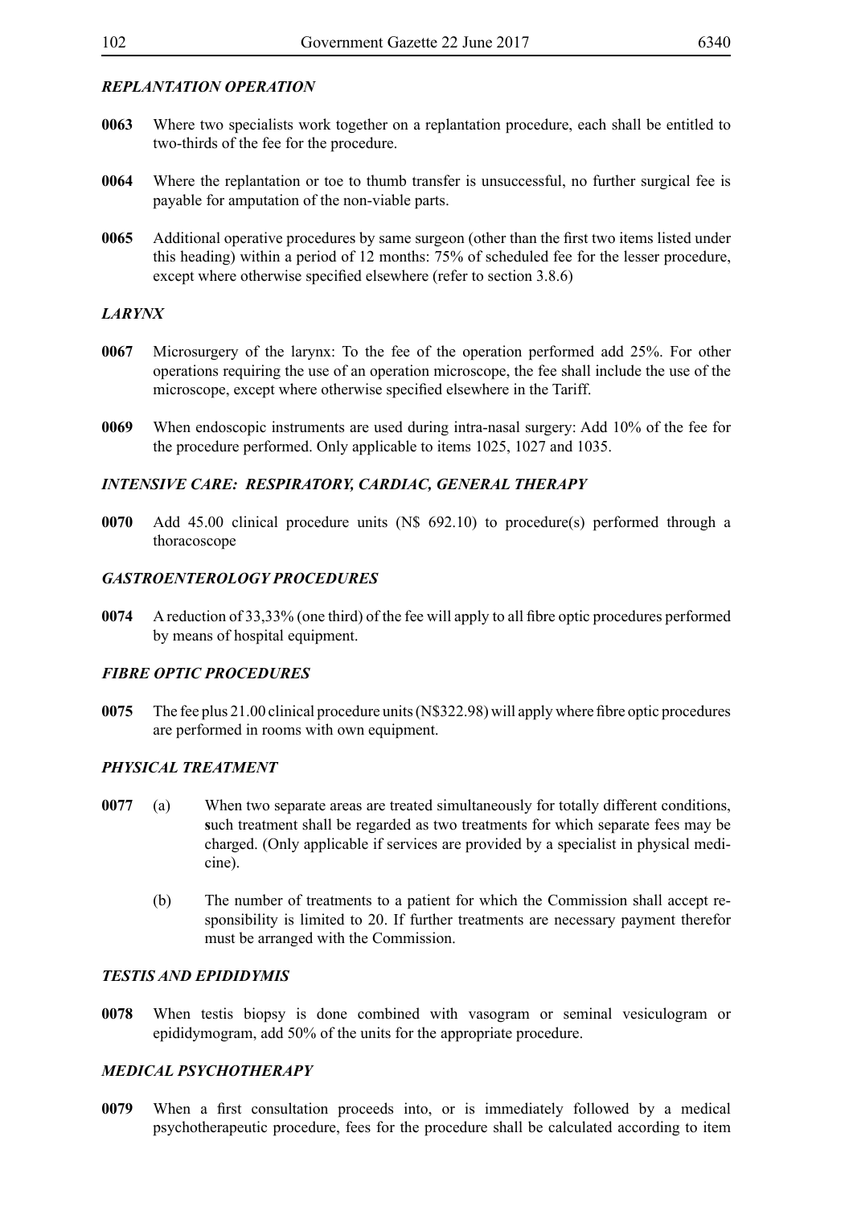### *REPLANTATION OPERATION*

**0063** Where two specialists work together on a replantation procedure, each shall be entitled to two-thirds of the fee for the procedure.

**0064** Where the replantation or toe to thumb transfer is unsuccessful, no further surgical fee is payable for amputation of the non-viable parts.

**0065** Additional operative procedures by same surgeon (other than the first two items listed under this heading) within a period of 12 months: 75% of scheduled fee for the lesser procedure, except where otherwise specified elsewhere (refer to section 3.8.6)

### *LARYNX*

**0067** Microsurgery of the larynx: To the fee of the operation performed add 25%. For other operations requiring the use of an operation microscope, the fee shall include the use of the microscope, except where otherwise specified elsewhere in the Tariff.

**0069** When endoscopic instruments are used during intra-nasal surgery: Add 10% of the fee for the procedure performed. Only applicable to items 1025, 1027 and 1035.

### *INTENSIVE CARE: RESPIRATORY, CARDIAC, GENERAL THERAPY*

**0070** Add 45.00 clinical procedure units (N$ 692.10) to procedure(s) performed through a thoracoscope

### *GASTROENTEROLOGY PROCEDURES*

**0074** A reduction of 33,33% (one third) of the fee will apply to all fibre optic procedures performed by means of hospital equipment.

### *FIBRE OPTIC PROCEDURES*

**0075** The fee plus 21.00 clinical procedure units (N$322.98) will apply where fibre optic procedures are performed in rooms with own equipment.

### *PHYSICAL TREATMENT*

**0077** (a) When two separate areas are treated simultaneously for totally different conditions, **s**uch treatment shall be regarded as two treatments for which separate fees may be charged. (Only applicable if services are provided by a specialist in physical medicine).

(b) The number of treatments to a patient for which the Commission shall accept responsibility is limited to 20. If further treatments are necessary payment therefor must be arranged with the Commission.

### *TESTIS AND EPIDIDYMIS*

**0078** When testis biopsy is done combined with vasogram or seminal vesiculogram or epididymogram, add 50% of the units for the appropriate procedure.

### *MEDICAL PSYCHOTHERAPY*

**0079** When a first consultation proceeds into, or is immediately followed by a medical psychotherapeutic procedure, fees for the procedure shall be calculated according to item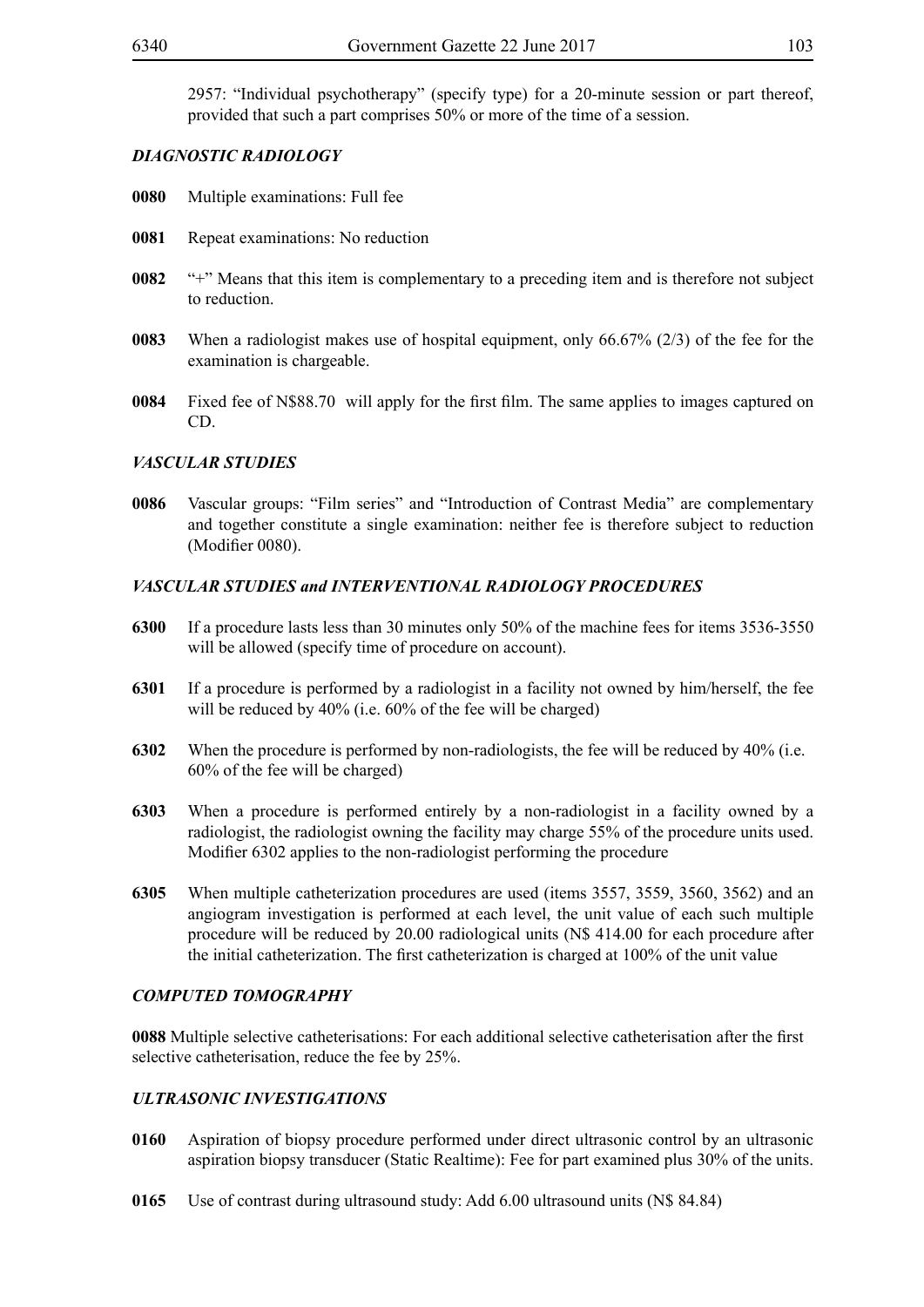2957: "Individual psychotherapy" (specify type) for a 20-minute session or part thereof, provided that such a part comprises 50% or more of the time of a session.

### *DIAGNOSTIC RADIOLOGY*

**0080** Multiple examinations: Full fee

**0081** Repeat examinations: No reduction

**0082** "+" Means that this item is complementary to a preceding item and is therefore not subject to reduction.

**0083** When a radiologist makes use of hospital equipment, only 66.67% (2/3) of the fee for the examination is chargeable.

**0084** Fixed fee of N$88.70 will apply for the first film. The same applies to images captured on CD.

### *VASCULAR STUDIES*

**0086** Vascular groups: "Film series" and "Introduction of Contrast Media" are complementary and together constitute a single examination: neither fee is therefore subject to reduction (Modifier 0080).

### *VASCULAR STUDIES and INTERVENTIONAL RADIOLOGY PROCEDURES*

**6300** If a procedure lasts less than 30 minutes only 50% of the machine fees for items 3536-3550 will be allowed (specify time of procedure on account).

**6301** If a procedure is performed by a radiologist in a facility not owned by him/herself, the fee will be reduced by 40% (i.e. 60% of the fee will be charged)

**6302** When the procedure is performed by non-radiologists, the fee will be reduced by 40% (i.e. 60% of the fee will be charged)

**6303** When a procedure is performed entirely by a non-radiologist in a facility owned by a radiologist, the radiologist owning the facility may charge 55% of the procedure units used. Modifier 6302 applies to the non-radiologist performing the procedure

**6305** When multiple catheterization procedures are used (items 3557, 3559, 3560, 3562) and an angiogram investigation is performed at each level, the unit value of each such multiple procedure will be reduced by 20.00 radiological units (N$ 414.00 for each procedure after the initial catheterization. The first catheterization is charged at 100% of the unit value

### *COMPUTED TOMOGRAPHY*

**0088** Multiple selective catheterisations: For each additional selective catheterisation after the first selective catheterisation, reduce the fee by 25%.

### *ULTRASONIC INVESTIGATIONS*

**0160** Aspiration of biopsy procedure performed under direct ultrasonic control by an ultrasonic aspiration biopsy transducer (Static Realtime): Fee for part examined plus 30% of the units.

**0165** Use of contrast during ultrasound study: Add 6.00 ultrasound units (N$ 84.84)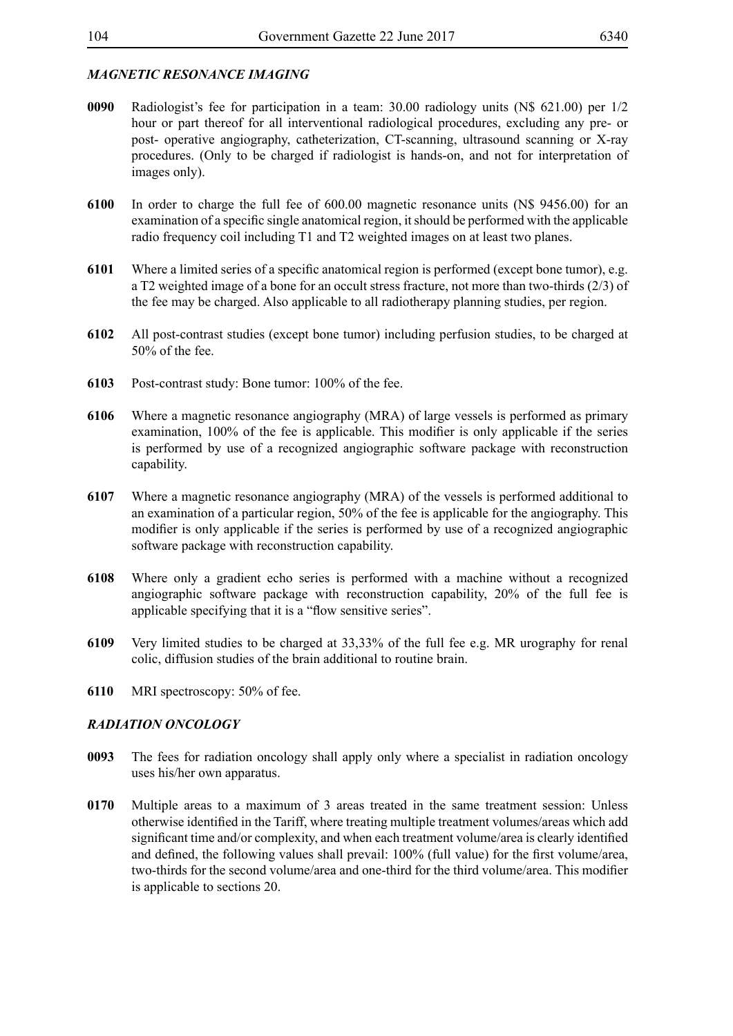### *MAGNETIC RESONANCE IMAGING*

**0090** Radiologist's fee for participation in a team: 30.00 radiology units (N$ 621.00) per 1/2 hour or part thereof for all interventional radiological procedures, excluding any pre- or post- operative angiography, catheterization, CT-scanning, ultrasound scanning or X-ray procedures. (Only to be charged if radiologist is hands-on, and not for interpretation of images only).

**6100** In order to charge the full fee of 600.00 magnetic resonance units (N$ 9456.00) for an examination of a specific single anatomical region, it should be performed with the applicable radio frequency coil including T1 and T2 weighted images on at least two planes.

**6101** Where a limited series of a specific anatomical region is performed (except bone tumor), e.g. a T2 weighted image of a bone for an occult stress fracture, not more than two-thirds (2/3) of the fee may be charged. Also applicable to all radiotherapy planning studies, per region.

**6102** All post-contrast studies (except bone tumor) including perfusion studies, to be charged at 50% of the fee.

**6103** Post-contrast study: Bone tumor: 100% of the fee.

**6106** Where a magnetic resonance angiography (MRA) of large vessels is performed as primary examination, 100% of the fee is applicable. This modifier is only applicable if the series is performed by use of a recognized angiographic software package with reconstruction capability.

**6107** Where a magnetic resonance angiography (MRA) of the vessels is performed additional to an examination of a particular region, 50% of the fee is applicable for the angiography. This modifier is only applicable if the series is performed by use of a recognized angiographic software package with reconstruction capability.

**6108** Where only a gradient echo series is performed with a machine without a recognized angiographic software package with reconstruction capability, 20% of the full fee is applicable specifying that it is a "flow sensitive series".

**6109** Very limited studies to be charged at 33,33% of the full fee e.g. MR urography for renal colic, diffusion studies of the brain additional to routine brain.

**6110** MRI spectroscopy: 50% of fee.

### *RADIATION ONCOLOGY*

**0093** The fees for radiation oncology shall apply only where a specialist in radiation oncology uses his/her own apparatus.

**0170** Multiple areas to a maximum of 3 areas treated in the same treatment session: Unless otherwise identified in the Tariff, where treating multiple treatment volumes/areas which add significant time and/or complexity, and when each treatment volume/area is clearly identified and defined, the following values shall prevail: 100% (full value) for the first volume/area, two-thirds for the second volume/area and one-third for the third volume/area. This modifier is applicable to sections 20.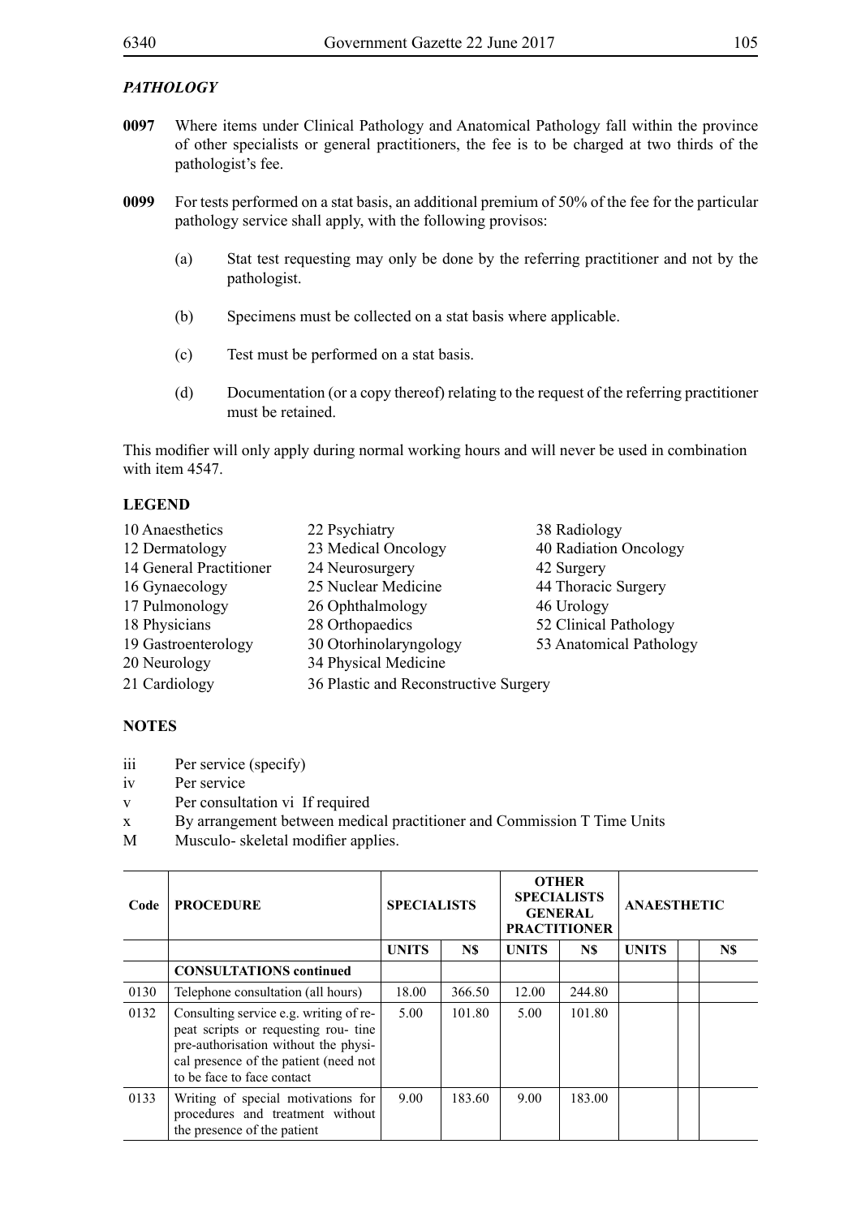## *PATHOLOGY*

**0097** Where items under Clinical Pathology and Anatomical Pathology fall within the province of other specialists or general practitioners, the fee is to be charged at two thirds of the pathologist's fee.

**0099** For tests performed on a stat basis, an additional premium of 50% of the fee for the particular pathology service shall apply, with the following provisos:

(a) Stat test requesting may only be done by the referring practitioner and not by the pathologist.

(b) Specimens must be collected on a stat basis where applicable.

(c) Test must be performed on a stat basis.

(d) Documentation (or a copy thereof) relating to the request of the referring practitioner must be retained.

This modifier will only apply during normal working hours and will never be used in combination with item 4547.

### LEGEND

10 Anaesthetics
12 Dermatology
14 General Practitioner
16 Gynaecology
17 Pulmonology
18 Physicians
19 Gastroenterology
20 Neurology
21 Cardiology
22 Psychiatry
23 Medical Oncology
24 Neurosurgery
25 Nuclear Medicine
26 Ophthalmology
28 Orthopaedics
30 Otorhinolaryngology
34 Physical Medicine
36 Plastic and Reconstructive Surgery
38 Radiology
40 Radiation Oncology
42 Surgery
44 Thoracic Surgery
46 Urology
52 Clinical Pathology
53 Anatomical Pathology

### NOTES

iii Per service (specify)
iv Per service
v Per consultation vi If required
x By arrangement between medical practitioner and Commission T Time Units
M Musculo- skeletal modifier applies.

| Code | PROCEDURE | SPECIALISTS | | OTHER SPECIALISTS GENERAL PRACTITIONER | | ANAESTHETIC | | |
|---|---|---|---|---|---|---|---|---|
| | | UNITS | N$ | UNITS | N$ | UNITS | | N$ |
| | **CONSULTATIONS continued** | | | | | | | |
| 0130 | Telephone consultation (all hours) | 18.00 | 366.50 | 12.00 | 244.80 | | | |
| 0132 | Consulting service e.g. writing of repeat scripts or requesting rou- tine pre-authorisation without the physical presence of the patient (need not to be face to face contact | 5.00 | 101.80 | 5.00 | 101.80 | | | |
| 0133 | Writing of special motivations for procedures and treatment without the presence of the patient | 9.00 | 183.60 | 9.00 | 183.00 | | | |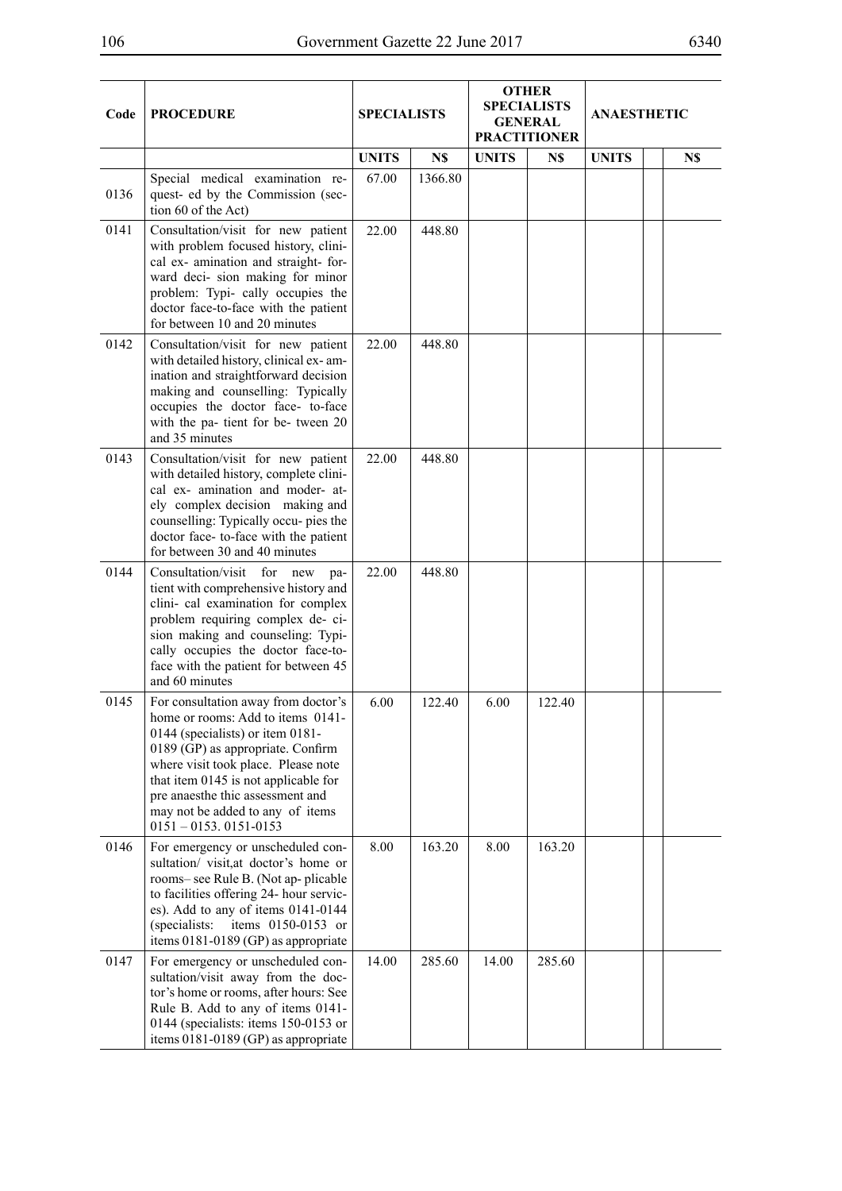| Code | PROCEDURE | SPECIALISTS | | OTHER SPECIALISTS GENERAL PRACTITIONER | | ANAESTHETIC | | |
|---|---|---|---|---|---|---|---|---|
| | | UNITS | N$ | UNITS | N$ | UNITS | | N$ |
| 0136 | Special medical examination re- quest- ed by the Commission (sec- tion 60 of the Act) | 67.00 | 1366.80 | | | | | |
| 0141 | Consultation/visit for new patient with problem focused history, clini- cal ex- amination and straight- for- ward deci- sion making for minor problem: Typi- cally occupies the doctor face-to-face with the patient for between 10 and 20 minutes | 22.00 | 448.80 | | | | | |
| 0142 | Consultation/visit for new patient with detailed history, clinical ex- am- ination and straightforward decision making and counselling: Typically occupies the doctor face- to-face with the pa- tient for be- tween 20 and 35 minutes | 22.00 | 448.80 | | | | | |
| 0143 | Consultation/visit for new patient with detailed history, complete clini- cal ex- amination and moder- at- ely complex decision making and counselling: Typically occu- pies the doctor face- to-face with the patient for between 30 and 40 minutes | 22.00 | 448.80 | | | | | |
| 0144 | Consultation/visit for new pa- tient with comprehensive history and clini- cal examination for complex problem requiring complex de- ci- sion making and counseling: Typi- cally occupies the doctor face-to- face with the patient for between 45 and 60 minutes | 22.00 | 448.80 | | | | | |
| 0145 | For consultation away from doctor's home or rooms: Add to items 0141- 0144 (specialists) or item 0181- 0189 (GP) as appropriate. Confirm where visit took place. Please note that item 0145 is not applicable for pre anaesthe thic assessment and may not be added to any of items 0151 – 0153. 0151-0153 | 6.00 | 122.40 | 6.00 | 122.40 | | | |
| 0146 | For emergency or unscheduled con- sultation/ visit,at doctor's home or rooms– see Rule B. (Not ap- plicable to facilities offering 24- hour servic- es). Add to any of items 0141-0144 (specialists: items 0150-0153 or items 0181-0189 (GP) as appropriate | 8.00 | 163.20 | 8.00 | 163.20 | | | |
| 0147 | For emergency or unscheduled con- sultation/visit away from the doc- tor's home or rooms, after hours: See Rule B. Add to any of items 0141- 0144 (specialists: items 150-0153 or items 0181-0189 (GP) as appropriate | 14.00 | 285.60 | 14.00 | 285.60 | | | |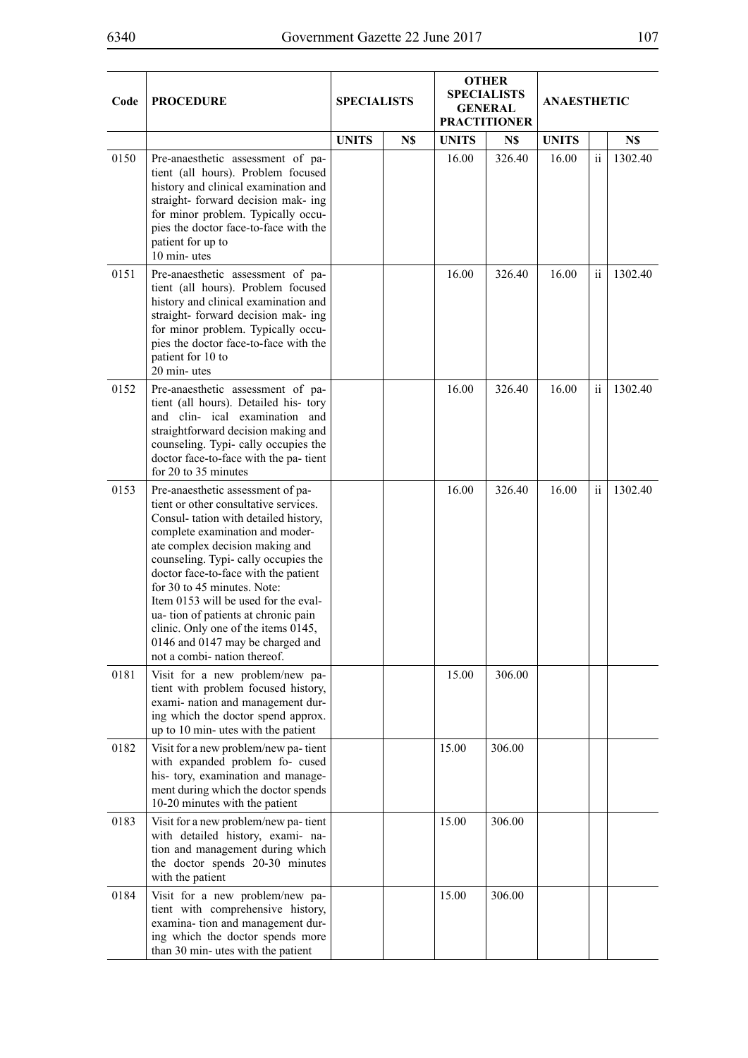| Code | PROCEDURE | SPECIALISTS | | OTHER SPECIALISTS GENERAL PRACTITIONER | | ANAESTHETIC | | |
|---|---|---|---|---|---|---|---|---|
| | | UNITS | N$ | UNITS | N$ | UNITS | | N$ |
| 0150 | Pre-anaesthetic assessment of patient (all hours). Problem focused history and clinical examination and straight- forward decision mak- ing for minor problem. Typically occupies the doctor face-to-face with the patient for up to 10 min- utes | | | 16.00 | 326.40 | 16.00 | ii | 1302.40 |
| 0151 | Pre-anaesthetic assessment of patient (all hours). Problem focused history and clinical examination and straight- forward decision mak- ing for minor problem. Typically occupies the doctor face-to-face with the patient for 10 to 20 min- utes | | | 16.00 | 326.40 | 16.00 | ii | 1302.40 |
| 0152 | Pre-anaesthetic assessment of patient (all hours). Detailed his- tory and clin- ical examination and straightforward decision making and counseling. Typi- cally occupies the doctor face-to-face with the pa- tient for 20 to 35 minutes | | | 16.00 | 326.40 | 16.00 | ii | 1302.40 |
| 0153 | Pre-anaesthetic assessment of patient or other consultative services. Consul- tation with detailed history, complete examination and moderate complex decision making and counseling. Typi- cally occupies the doctor face-to-face with the patient for 30 to 45 minutes. Note: Item 0153 will be used for the evalua- tion of patients at chronic pain clinic. Only one of the items 0145, 0146 and 0147 may be charged and not a combi- nation thereof. | | | 16.00 | 326.40 | 16.00 | ii | 1302.40 |
| 0181 | Visit for a new problem/new patient with problem focused history, exami- nation and management during which the doctor spend approx. up to 10 min- utes with the patient | | | 15.00 | 306.00 | | | |
| 0182 | Visit for a new problem/new pa- tient with expanded problem fo- cused his- tory, examination and management during which the doctor spends 10-20 minutes with the patient | | | 15.00 | 306.00 | | | |
| 0183 | Visit for a new problem/new pa- tient with detailed history, exami- nation and management during which the doctor spends 20-30 minutes with the patient | | | 15.00 | 306.00 | | | |
| 0184 | Visit for a new problem/new patient with comprehensive history, examina- tion and management during which the doctor spends more than 30 min- utes with the patient | | | 15.00 | 306.00 | | | |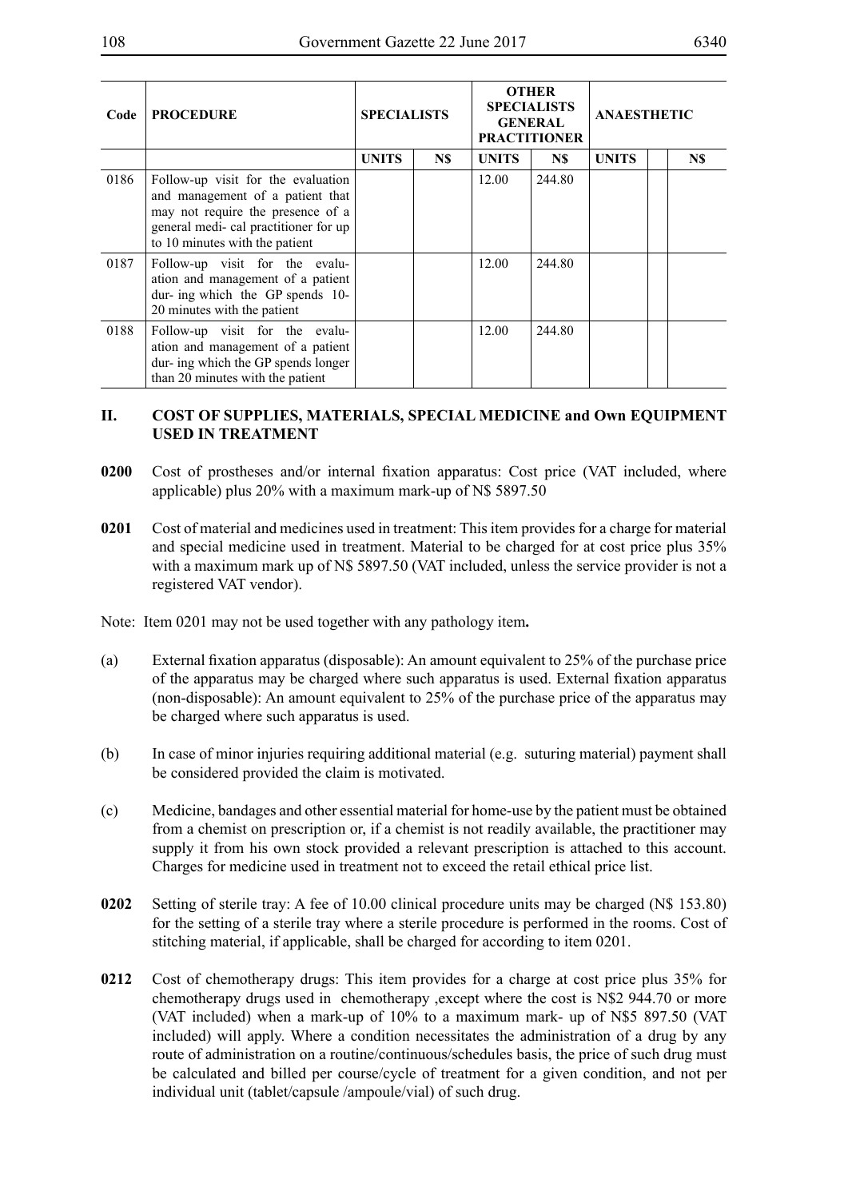| Code | PROCEDURE | SPECIALISTS | | OTHER SPECIALISTS GENERAL PRACTITIONER | | ANAESTHETIC | | |
|---|---|---|---|---|---|---|---|---|
| | | UNITS | N$ | UNITS | N$ | UNITS | | N$ |
| 0186 | Follow-up visit for the evaluation and management of a patient that may not require the presence of a general medi- cal practitioner for up to 10 minutes with the patient | | | 12.00 | 244.80 | | | |
| 0187 | Follow-up visit for the evaluation and management of a patient dur- ing which the GP spends 10-20 minutes with the patient | | | 12.00 | 244.80 | | | |
| 0188 | Follow-up visit for the evaluation and management of a patient dur- ing which the GP spends longer than 20 minutes with the patient | | | 12.00 | 244.80 | | | |

## II. COST OF SUPPLIES, MATERIALS, SPECIAL MEDICINE and Own EQUIPMENT USED IN TREATMENT

**0200** Cost of prostheses and/or internal fixation apparatus: Cost price (VAT included, where applicable) plus 20% with a maximum mark-up of N$ 5897.50

**0201** Cost of material and medicines used in treatment: This item provides for a charge for material and special medicine used in treatment. Material to be charged for at cost price plus 35% with a maximum mark up of N$ 5897.50 (VAT included, unless the service provider is not a registered VAT vendor).

Note: Item 0201 may not be used together with any pathology item**.**

(a) External fixation apparatus (disposable): An amount equivalent to 25% of the purchase price of the apparatus may be charged where such apparatus is used. External fixation apparatus (non-disposable): An amount equivalent to 25% of the purchase price of the apparatus may be charged where such apparatus is used.

(b) In case of minor injuries requiring additional material (e.g. suturing material) payment shall be considered provided the claim is motivated.

(c) Medicine, bandages and other essential material for home-use by the patient must be obtained from a chemist on prescription or, if a chemist is not readily available, the practitioner may supply it from his own stock provided a relevant prescription is attached to this account. Charges for medicine used in treatment not to exceed the retail ethical price list.

**0202** Setting of sterile tray: A fee of 10.00 clinical procedure units may be charged (N$ 153.80) for the setting of a sterile tray where a sterile procedure is performed in the rooms. Cost of stitching material, if applicable, shall be charged for according to item 0201.

**0212** Cost of chemotherapy drugs: This item provides for a charge at cost price plus 35% for chemotherapy drugs used in chemotherapy ,except where the cost is N$2 944.70 or more (VAT included) when a mark-up of 10% to a maximum mark- up of N$5 897.50 (VAT included) will apply. Where a condition necessitates the administration of a drug by any route of administration on a routine/continuous/schedules basis, the price of such drug must be calculated and billed per course/cycle of treatment for a given condition, and not per individual unit (tablet/capsule /ampoule/vial) of such drug.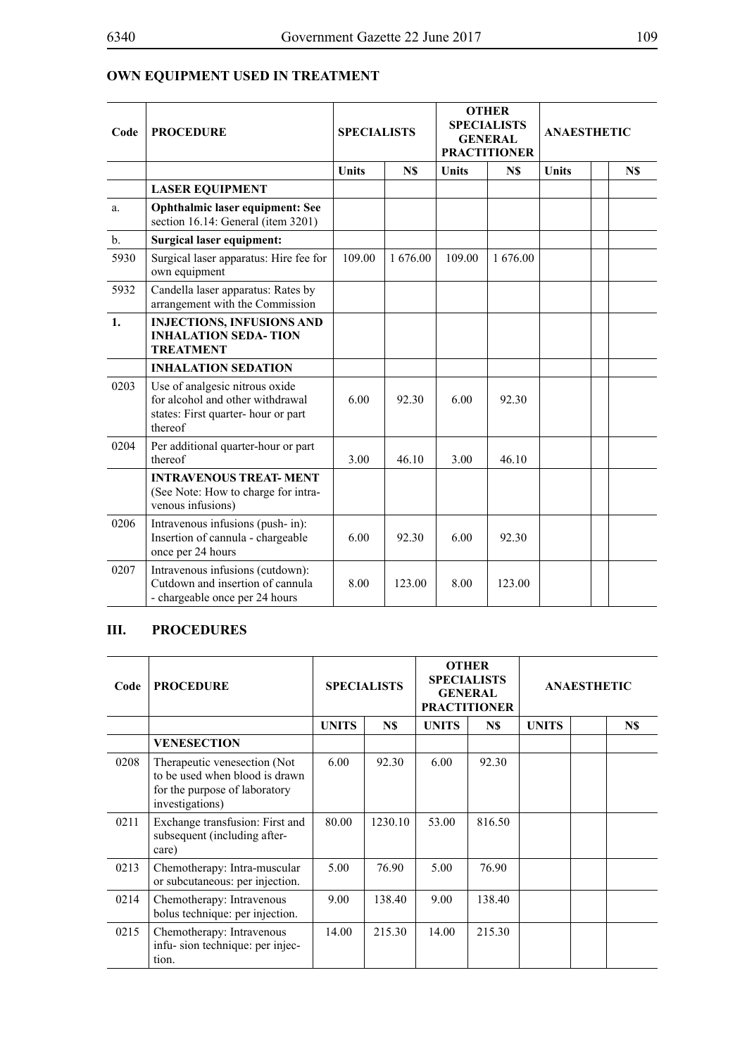## OWN EQUIPMENT USED IN TREATMENT

| Code | PROCEDURE | SPECIALISTS | | OTHER SPECIALISTS GENERAL PRACTITIONER | | ANAESTHETIC | | |
|---|---|---|---|---|---|---|---|---|
| | | Units | N$ | Units | N$ | Units | | N$ |
| | **LASER EQUIPMENT** | | | | | | | |
| a. | **Ophthalmic laser equipment: See** section 16.14: General (item 3201) | | | | | | | |
| b. | **Surgical laser equipment:** | | | | | | | |
| 5930 | Surgical laser apparatus: Hire fee for own equipment | 109.00 | 1 676.00 | 109.00 | 1 676.00 | | | |
| 5932 | Candella laser apparatus: Rates by arrangement with the Commission | | | | | | | |
| **1.** | **INJECTIONS, INFUSIONS AND INHALATION SEDA- TION TREATMENT** | | | | | | | |
| | **INHALATION SEDATION** | | | | | | | |
| 0203 | Use of analgesic nitrous oxide for alcohol and other withdrawal states: First quarter- hour or part thereof | 6.00 | 92.30 | 6.00 | 92.30 | | | |
| 0204 | Per additional quarter-hour or part thereof | 3.00 | 46.10 | 3.00 | 46.10 | | | |
| | **INTRAVENOUS TREAT- MENT** (See Note: How to charge for intra- venous infusions) | | | | | | | |
| 0206 | Intravenous infusions (push- in): Insertion of cannula - chargeable once per 24 hours | 6.00 | 92.30 | 6.00 | 92.30 | | | |
| 0207 | Intravenous infusions (cutdown): Cutdown and insertion of cannula - chargeable once per 24 hours | 8.00 | 123.00 | 8.00 | 123.00 | | | |

## III. PROCEDURES

| Code | PROCEDURE | SPECIALISTS | | OTHER SPECIALISTS GENERAL PRACTITIONER | | ANAESTHETIC | | |
|---|---|---|---|---|---|---|---|---|
| | | UNITS | N$ | UNITS | N$ | UNITS | | N$ |
| | **VENESECTION** | | | | | | | |
| 0208 | Therapeutic venesection (Not to be used when blood is drawn for the purpose of laboratory investigations) | 6.00 | 92.30 | 6.00 | 92.30 | | | |
| 0211 | Exchange transfusion: First and subsequent (including after- care) | 80.00 | 1230.10 | 53.00 | 816.50 | | | |
| 0213 | Chemotherapy: Intra-muscular or subcutaneous: per injection. | 5.00 | 76.90 | 5.00 | 76.90 | | | |
| 0214 | Chemotherapy: Intravenous bolus technique: per injection. | 9.00 | 138.40 | 9.00 | 138.40 | | | |
| 0215 | Chemotherapy: Intravenous infu- sion technique: per injec- tion. | 14.00 | 215.30 | 14.00 | 215.30 | | | |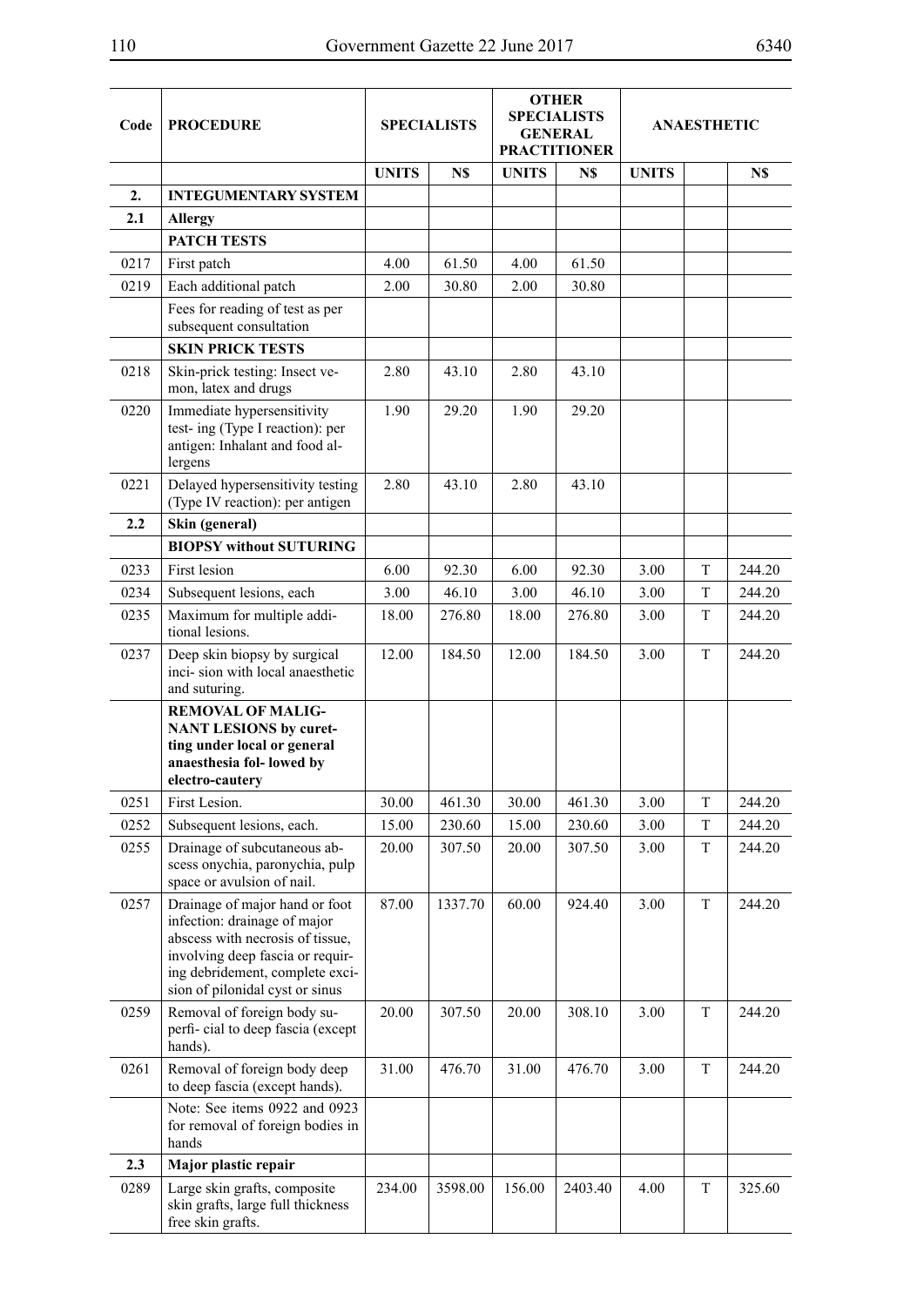| Code | PROCEDURE | SPECIALISTS | | OTHER SPECIALISTS GENERAL PRACTITIONER | | ANAESTHETIC | | |
|---|---|---|---|---|---|---|---|---|
| | | UNITS | N$ | UNITS | N$ | UNITS | | N$ |
| 2. | **INTEGUMENTARY SYSTEM** | | | | | | | |
| 2.1 | **Allergy** | | | | | | | |
| | **PATCH TESTS** | | | | | | | |
| 0217 | First patch | 4.00 | 61.50 | 4.00 | 61.50 | | | |
| 0219 | Each additional patch | 2.00 | 30.80 | 2.00 | 30.80 | | | |
| | Fees for reading of test as per subsequent consultation | | | | | | | |
| | **SKIN PRICK TESTS** | | | | | | | |
| 0218 | Skin-prick testing: Insect venom, latex and drugs | 2.80 | 43.10 | 2.80 | 43.10 | | | |
| 0220 | Immediate hypersensitivity test- ing (Type I reaction): per antigen: Inhalant and food allergens | 1.90 | 29.20 | 1.90 | 29.20 | | | |
| 0221 | Delayed hypersensitivity testing (Type IV reaction): per antigen | 2.80 | 43.10 | 2.80 | 43.10 | | | |
| 2.2 | **Skin (general)** | | | | | | | |
| | **BIOPSY without SUTURING** | | | | | | | |
| 0233 | First lesion | 6.00 | 92.30 | 6.00 | 92.30 | 3.00 | T | 244.20 |
| 0234 | Subsequent lesions, each | 3.00 | 46.10 | 3.00 | 46.10 | 3.00 | T | 244.20 |
| 0235 | Maximum for multiple additional lesions. | 18.00 | 276.80 | 18.00 | 276.80 | 3.00 | T | 244.20 |
| 0237 | Deep skin biopsy by surgical inci- sion with local anaesthetic and suturing. | 12.00 | 184.50 | 12.00 | 184.50 | 3.00 | T | 244.20 |
| | **REMOVAL OF MALIGNANT LESIONS by curetting under local or general anaesthesia fol- lowed by electro-cautery** | | | | | | | |
| 0251 | First Lesion. | 30.00 | 461.30 | 30.00 | 461.30 | 3.00 | T | 244.20 |
| 0252 | Subsequent lesions, each. | 15.00 | 230.60 | 15.00 | 230.60 | 3.00 | T | 244.20 |
| 0255 | Drainage of subcutaneous abscess onychia, paronychia, pulp space or avulsion of nail. | 20.00 | 307.50 | 20.00 | 307.50 | 3.00 | T | 244.20 |
| 0257 | Drainage of major hand or foot infection: drainage of major abscess with necrosis of tissue, involving deep fascia or requiring debridement, complete excision of pilonidal cyst or sinus | 87.00 | 1337.70 | 60.00 | 924.40 | 3.00 | T | 244.20 |
| 0259 | Removal of foreign body superfi- cial to deep fascia (except hands). | 20.00 | 307.50 | 20.00 | 308.10 | 3.00 | T | 244.20 |
| 0261 | Removal of foreign body deep to deep fascia (except hands). | 31.00 | 476.70 | 31.00 | 476.70 | 3.00 | T | 244.20 |
| | Note: See items 0922 and 0923 for removal of foreign bodies in hands | | | | | | | |
| 2.3 | **Major plastic repair** | | | | | | | |
| 0289 | Large skin grafts, composite skin grafts, large full thickness free skin grafts. | 234.00 | 3598.00 | 156.00 | 2403.40 | 4.00 | T | 325.60 |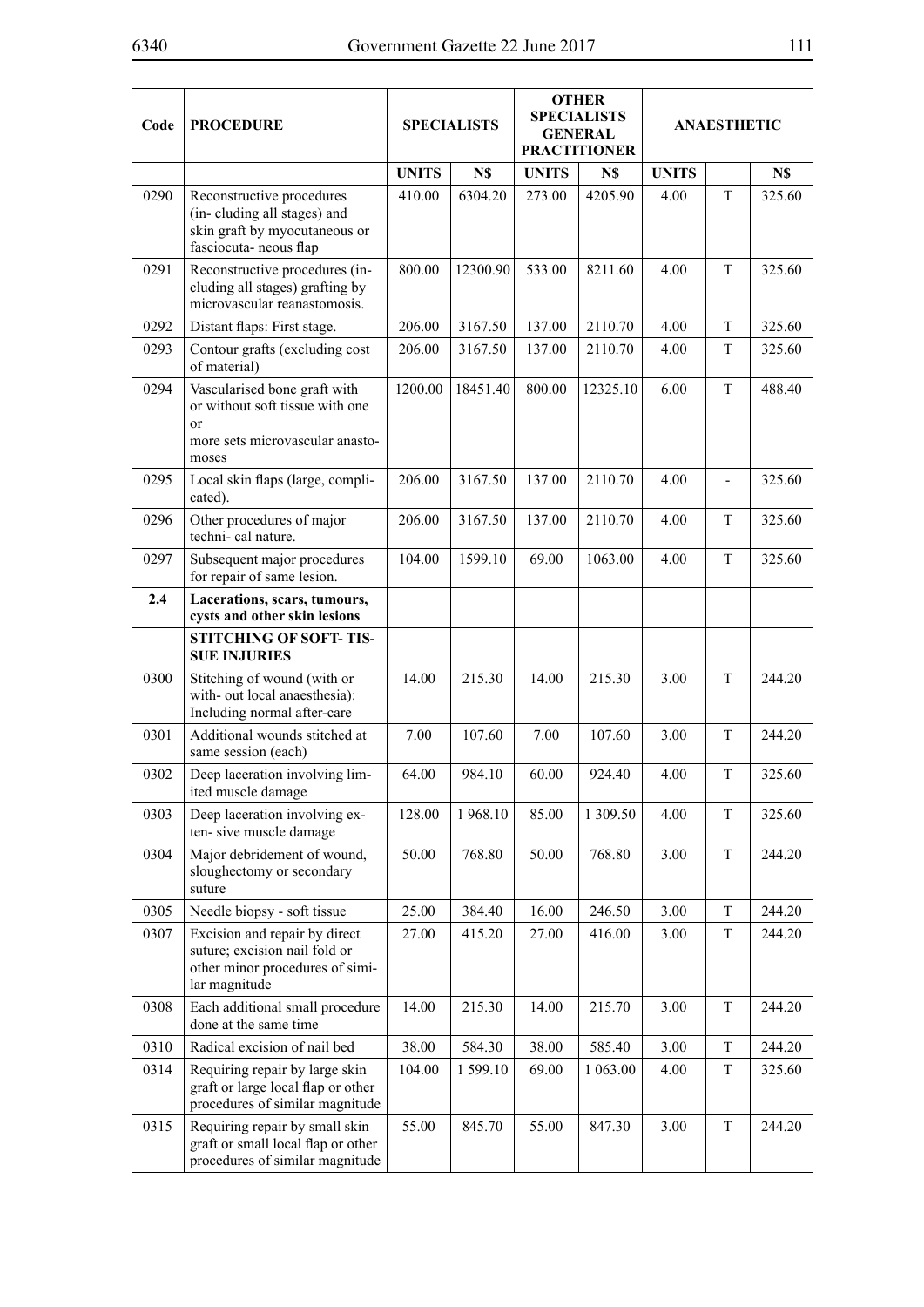| Code | PROCEDURE | SPECIALISTS | | OTHER SPECIALISTS GENERAL PRACTITIONER | | ANAESTHETIC | | |
|---|---|---|---|---|---|---|---|---|
| | | UNITS | N$ | UNITS | N$ | UNITS | | N$ |
| 0290 | Reconstructive procedures (in- cluding all stages) and skin graft by myocutaneous or fasciocuta- neous flap | 410.00 | 6304.20 | 273.00 | 4205.90 | 4.00 | T | 325.60 |
| 0291 | Reconstructive procedures (in- cluding all stages) grafting by microvascular reanastomosis. | 800.00 | 12300.90 | 533.00 | 8211.60 | 4.00 | T | 325.60 |
| 0292 | Distant flaps: First stage. | 206.00 | 3167.50 | 137.00 | 2110.70 | 4.00 | T | 325.60 |
| 0293 | Contour grafts (excluding cost of material) | 206.00 | 3167.50 | 137.00 | 2110.70 | 4.00 | T | 325.60 |
| 0294 | Vascularised bone graft with or without soft tissue with one or more sets microvascular anasto- moses | 1200.00 | 18451.40 | 800.00 | 12325.10 | 6.00 | T | 488.40 |
| 0295 | Local skin flaps (large, compli- cated). | 206.00 | 3167.50 | 137.00 | 2110.70 | 4.00 | - | 325.60 |
| 0296 | Other procedures of major techni- cal nature. | 206.00 | 3167.50 | 137.00 | 2110.70 | 4.00 | T | 325.60 |
| 0297 | Subsequent major procedures for repair of same lesion. | 104.00 | 1599.10 | 69.00 | 1063.00 | 4.00 | T | 325.60 |
| **2.4** | **Lacerations, scars, tumours, cysts and other skin lesions** | | | | | | | |
| | **STITCHING OF SOFT- TIS- SUE INJURIES** | | | | | | | |
| 0300 | Stitching of wound (with or with- out local anaesthesia): Including normal after-care | 14.00 | 215.30 | 14.00 | 215.30 | 3.00 | T | 244.20 |
| 0301 | Additional wounds stitched at same session (each) | 7.00 | 107.60 | 7.00 | 107.60 | 3.00 | T | 244.20 |
| 0302 | Deep laceration involving lim- ited muscle damage | 64.00 | 984.10 | 60.00 | 924.40 | 4.00 | T | 325.60 |
| 0303 | Deep laceration involving ex- ten- sive muscle damage | 128.00 | 1 968.10 | 85.00 | 1 309.50 | 4.00 | T | 325.60 |
| 0304 | Major debridement of wound, sloughectomy or secondary suture | 50.00 | 768.80 | 50.00 | 768.80 | 3.00 | T | 244.20 |
| 0305 | Needle biopsy - soft tissue | 25.00 | 384.40 | 16.00 | 246.50 | 3.00 | T | 244.20 |
| 0307 | Excision and repair by direct suture; excision nail fold or other minor procedures of simi- lar magnitude | 27.00 | 415.20 | 27.00 | 416.00 | 3.00 | T | 244.20 |
| 0308 | Each additional small procedure done at the same time | 14.00 | 215.30 | 14.00 | 215.70 | 3.00 | T | 244.20 |
| 0310 | Radical excision of nail bed | 38.00 | 584.30 | 38.00 | 585.40 | 3.00 | T | 244.20 |
| 0314 | Requiring repair by large skin graft or large local flap or other procedures of similar magnitude | 104.00 | 1 599.10 | 69.00 | 1 063.00 | 4.00 | T | 325.60 |
| 0315 | Requiring repair by small skin graft or small local flap or other procedures of similar magnitude | 55.00 | 845.70 | 55.00 | 847.30 | 3.00 | T | 244.20 |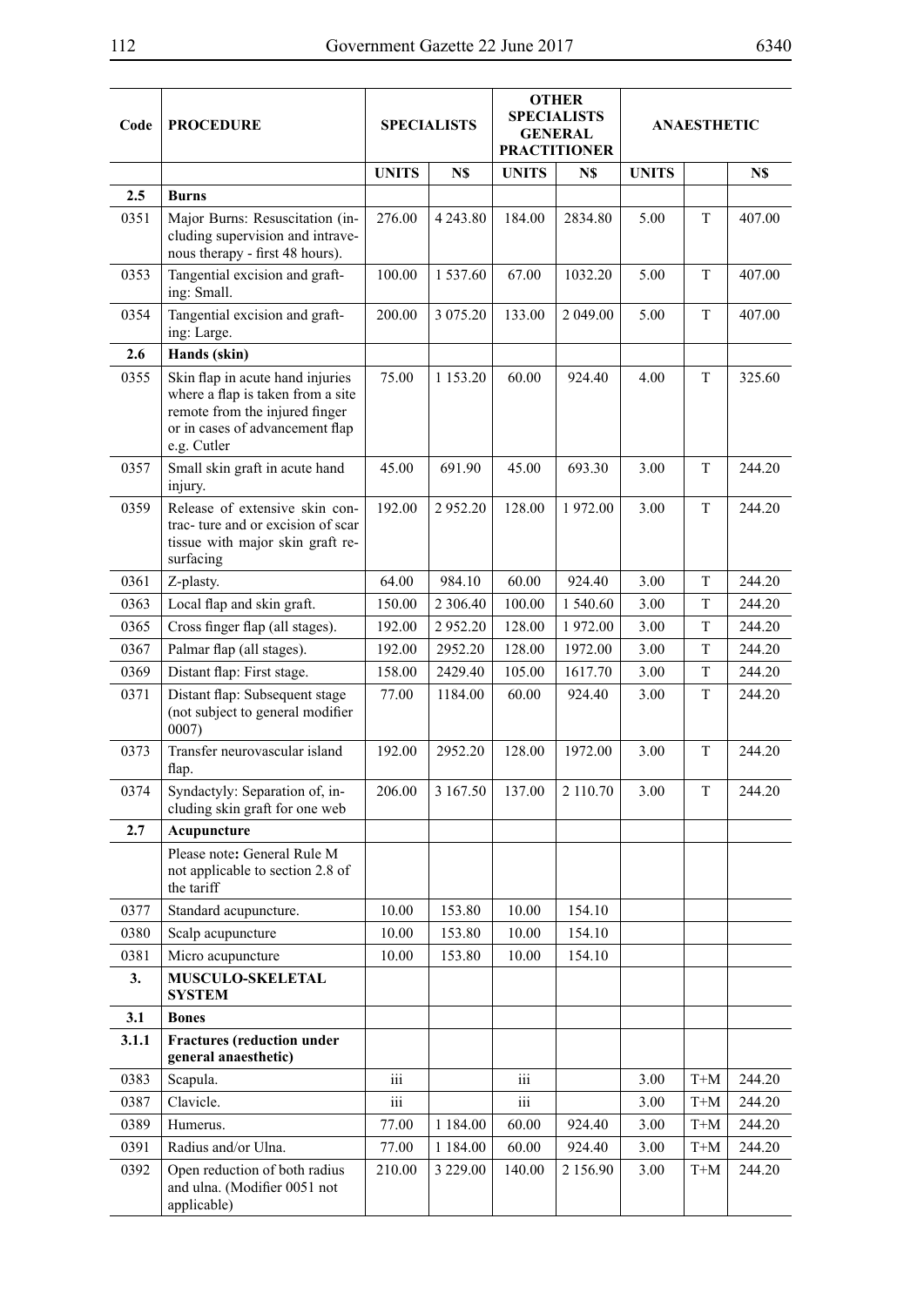| Code | PROCEDURE | SPECIALISTS | | OTHER SPECIALISTS GENERAL PRACTITIONER | | ANAESTHETIC | | |
|---|---|---|---|---|---|---|---|---|
| | | UNITS | N$ | UNITS | N$ | UNITS | | N$ |
| **2.5** | **Burns** | | | | | | | |
| 0351 | Major Burns: Resuscitation (including supervision and intravenous therapy - first 48 hours). | 276.00 | 4 243.80 | 184.00 | 2834.80 | 5.00 | T | 407.00 |
| 0353 | Tangential excision and grafting: Small. | 100.00 | 1 537.60 | 67.00 | 1032.20 | 5.00 | T | 407.00 |
| 0354 | Tangential excision and grafting: Large. | 200.00 | 3 075.20 | 133.00 | 2 049.00 | 5.00 | T | 407.00 |
| **2.6** | **Hands (skin)** | | | | | | | |
| 0355 | Skin flap in acute hand injuries where a flap is taken from a site remote from the injured finger or in cases of advancement flap e.g. Cutler | 75.00 | 1 153.20 | 60.00 | 924.40 | 4.00 | T | 325.60 |
| 0357 | Small skin graft in acute hand injury. | 45.00 | 691.90 | 45.00 | 693.30 | 3.00 | T | 244.20 |
| 0359 | Release of extensive skin contrac- ture and or excision of scar tissue with major skin graft resurfacing | 192.00 | 2 952.20 | 128.00 | 1 972.00 | 3.00 | T | 244.20 |
| 0361 | Z-plasty. | 64.00 | 984.10 | 60.00 | 924.40 | 3.00 | T | 244.20 |
| 0363 | Local flap and skin graft. | 150.00 | 2 306.40 | 100.00 | 1 540.60 | 3.00 | T | 244.20 |
| 0365 | Cross finger flap (all stages). | 192.00 | 2 952.20 | 128.00 | 1 972.00 | 3.00 | T | 244.20 |
| 0367 | Palmar flap (all stages). | 192.00 | 2952.20 | 128.00 | 1972.00 | 3.00 | T | 244.20 |
| 0369 | Distant flap: First stage. | 158.00 | 2429.40 | 105.00 | 1617.70 | 3.00 | T | 244.20 |
| 0371 | Distant flap: Subsequent stage (not subject to general modifier 0007) | 77.00 | 1184.00 | 60.00 | 924.40 | 3.00 | T | 244.20 |
| 0373 | Transfer neurovascular island flap. | 192.00 | 2952.20 | 128.00 | 1972.00 | 3.00 | T | 244.20 |
| 0374 | Syndactyly: Separation of, including skin graft for one web | 206.00 | 3 167.50 | 137.00 | 2 110.70 | 3.00 | T | 244.20 |
| **2.7** | **Acupuncture** | | | | | | | |
| | Please note**:** General Rule M not applicable to section 2.8 of the tariff | | | | | | | |
| 0377 | Standard acupuncture. | 10.00 | 153.80 | 10.00 | 154.10 | | | |
| 0380 | Scalp acupuncture | 10.00 | 153.80 | 10.00 | 154.10 | | | |
| 0381 | Micro acupuncture | 10.00 | 153.80 | 10.00 | 154.10 | | | |
| **3.** | **MUSCULO-SKELETAL SYSTEM** | | | | | | | |
| **3.1** | **Bones** | | | | | | | |
| **3.1.1** | **Fractures (reduction under general anaesthetic)** | | | | | | | |
| 0383 | Scapula. | iii | | iii | | 3.00 | T+M | 244.20 |
| 0387 | Clavicle. | iii | | iii | | 3.00 | T+M | 244.20 |
| 0389 | Humerus. | 77.00 | 1 184.00 | 60.00 | 924.40 | 3.00 | T+M | 244.20 |
| 0391 | Radius and/or Ulna. | 77.00 | 1 184.00 | 60.00 | 924.40 | 3.00 | T+M | 244.20 |
| 0392 | Open reduction of both radius and ulna. (Modifier 0051 not applicable) | 210.00 | 3 229.00 | 140.00 | 2 156.90 | 3.00 | T+M | 244.20 |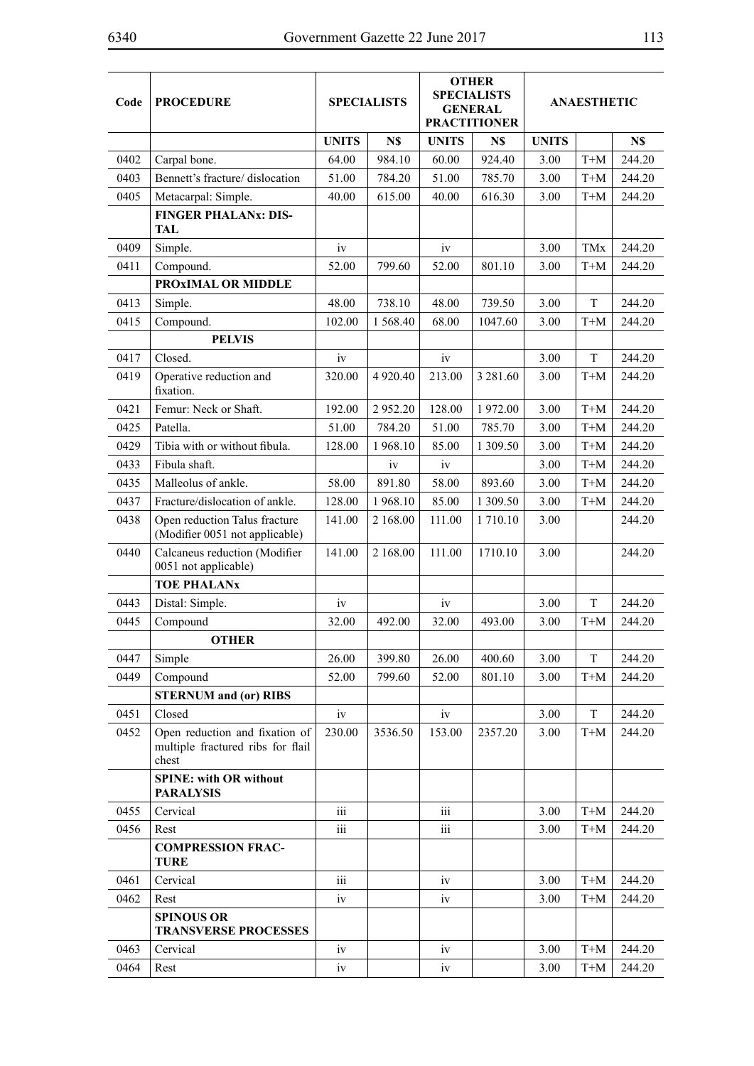| Code | PROCEDURE | SPECIALISTS | | OTHER SPECIALISTS GENERAL PRACTITIONER | | ANAESTHETIC | | |
|---|---|---|---|---|---|---|---|---|
| | | UNITS | N$ | UNITS | N$ | UNITS | | N$ |
| 0402 | Carpal bone. | 64.00 | 984.10 | 60.00 | 924.40 | 3.00 | T+M | 244.20 |
| 0403 | Bennett's fracture/ dislocation | 51.00 | 784.20 | 51.00 | 785.70 | 3.00 | T+M | 244.20 |
| 0405 | Metacarpal: Simple. | 40.00 | 615.00 | 40.00 | 616.30 | 3.00 | T+M | 244.20 |
| | **FINGER PHALANx: DISTAL** | | | | | | | |
| 0409 | Simple. | iv | | iv | | 3.00 | TMx | 244.20 |
| 0411 | Compound. | 52.00 | 799.60 | 52.00 | 801.10 | 3.00 | T+M | 244.20 |
| | **PROxIMAL OR MIDDLE** | | | | | | | |
| 0413 | Simple. | 48.00 | 738.10 | 48.00 | 739.50 | 3.00 | T | 244.20 |
| 0415 | Compound. | 102.00 | 1 568.40 | 68.00 | 1047.60 | 3.00 | T+M | 244.20 |
| | **PELVIS** | | | | | | | |
| 0417 | Closed. | iv | | iv | | 3.00 | T | 244.20 |
| 0419 | Operative reduction and fixation. | 320.00 | 4 920.40 | 213.00 | 3 281.60 | 3.00 | T+M | 244.20 |
| 0421 | Femur: Neck or Shaft. | 192.00 | 2 952.20 | 128.00 | 1 972.00 | 3.00 | T+M | 244.20 |
| 0425 | Patella. | 51.00 | 784.20 | 51.00 | 785.70 | 3.00 | T+M | 244.20 |
| 0429 | Tibia with or without fibula. | 128.00 | 1 968.10 | 85.00 | 1 309.50 | 3.00 | T+M | 244.20 |
| 0433 | Fibula shaft. | | iv | iv | | 3.00 | T+M | 244.20 |
| 0435 | Malleolus of ankle. | 58.00 | 891.80 | 58.00 | 893.60 | 3.00 | T+M | 244.20 |
| 0437 | Fracture/dislocation of ankle. | 128.00 | 1 968.10 | 85.00 | 1 309.50 | 3.00 | T+M | 244.20 |
| 0438 | Open reduction Talus fracture (Modifier 0051 not applicable) | 141.00 | 2 168.00 | 111.00 | 1 710.10 | 3.00 | | 244.20 |
| 0440 | Calcaneus reduction (Modifier 0051 not applicable) | 141.00 | 2 168.00 | 111.00 | 1710.10 | 3.00 | | 244.20 |
| | **TOE PHALANx** | | | | | | | |
| 0443 | Distal: Simple. | iv | | iv | | 3.00 | T | 244.20 |
| 0445 | Compound | 32.00 | 492.00 | 32.00 | 493.00 | 3.00 | T+M | 244.20 |
| | **OTHER** | | | | | | | |
| 0447 | Simple | 26.00 | 399.80 | 26.00 | 400.60 | 3.00 | T | 244.20 |
| 0449 | Compound | 52.00 | 799.60 | 52.00 | 801.10 | 3.00 | T+M | 244.20 |
| | **STERNUM and (or) RIBS** | | | | | | | |
| 0451 | Closed | iv | | iv | | 3.00 | T | 244.20 |
| 0452 | Open reduction and fixation of multiple fractured ribs for flail chest | 230.00 | 3536.50 | 153.00 | 2357.20 | 3.00 | T+M | 244.20 |
| | **SPINE: with OR without PARALYSIS** | | | | | | | |
| 0455 | Cervical | iii | | iii | | 3.00 | T+M | 244.20 |
| 0456 | Rest | iii | | iii | | 3.00 | T+M | 244.20 |
| | **COMPRESSION FRACTURE** | | | | | | | |
| 0461 | Cervical | iii | | iv | | 3.00 | T+M | 244.20 |
| 0462 | Rest | iv | | iv | | 3.00 | T+M | 244.20 |
| | **SPINOUS OR TRANSVERSE PROCESSES** | | | | | | | |
| 0463 | Cervical | iv | | iv | | 3.00 | T+M | 244.20 |
| 0464 | Rest | iv | | iv | | 3.00 | T+M | 244.20 |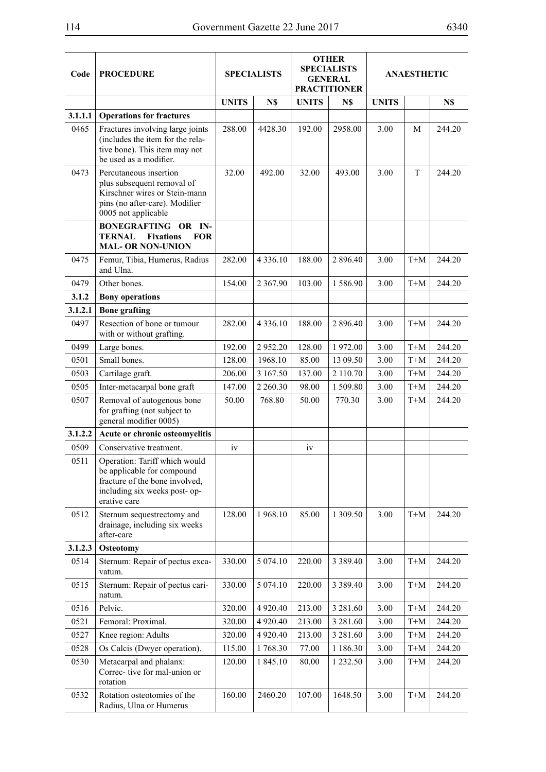| Code | PROCEDURE | SPECIALISTS | | OTHER SPECIALISTS GENERAL PRACTITIONER | | ANAESTHETIC | | |
|---|---|---|---|---|---|---|---|---|
| | | UNITS | N$ | UNITS | N$ | UNITS | | N$ |
| 3.1.1.1 | **Operations for fractures** | | | | | | | |
| 0465 | Fractures involving large joints (includes the item for the relative bone). This item may not be used as a modifier. | 288.00 | 4428.30 | 192.00 | 2958.00 | 3.00 | M | 244.20 |
| 0473 | Percutaneous insertion plus subsequent removal of Kirschner wires or Stein-mann pins (no after-care). Modifier 0005 not applicable | 32.00 | 492.00 | 32.00 | 493.00 | 3.00 | T | 244.20 |
| | **BONEGRAFTING OR INTERNAL Fixations FOR MAL- OR NON-UNION** | | | | | | | |
| 0475 | Femur, Tibia, Humerus, Radius and Ulna. | 282.00 | 4 336.10 | 188.00 | 2 896.40 | 3.00 | T+M | 244.20 |
| 0479 | Other bones. | 154.00 | 2 367.90 | 103.00 | 1 586.90 | 3.00 | T+M | 244.20 |
| 3.1.2 | **Bony operations** | | | | | | | |
| 3.1.2.1 | **Bone grafting** | | | | | | | |
| 0497 | Resection of bone or tumour with or without grafting. | 282.00 | 4 336.10 | 188.00 | 2 896.40 | 3.00 | T+M | 244.20 |
| 0499 | Large bones. | 192.00 | 2 952.20 | 128.00 | 1 972.00 | 3.00 | T+M | 244.20 |
| 0501 | Small bones. | 128.00 | 1968.10 | 85.00 | 13 09.50 | 3.00 | T+M | 244.20 |
| 0503 | Cartilage graft. | 206.00 | 3 167.50 | 137.00 | 2 110.70 | 3.00 | T+M | 244.20 |
| 0505 | Inter-metacarpal bone graft | 147.00 | 2 260.30 | 98.00 | 1 509.80 | 3.00 | T+M | 244.20 |
| 0507 | Removal of autogenous bone for grafting (not subject to general modifier 0005) | 50.00 | 768.80 | 50.00 | 770.30 | 3.00 | T+M | 244.20 |
| 3.1.2.2 | **Acute or chronic osteomyelitis** | | | | | | | |
| 0509 | Conservative treatment. | iv | | iv | | | | |
| 0511 | Operation: Tariff which would be applicable for compound fracture of the bone involved, including six weeks post- operative care | | | | | | | |
| 0512 | Sternum sequestrectomy and drainage, including six weeks after-care | 128.00 | 1 968.10 | 85.00 | 1 309.50 | 3.00 | T+M | 244.20 |
| 3.1.2.3 | **Osteotomy** | | | | | | | |
| 0514 | Sternum: Repair of pectus excavatum. | 330.00 | 5 074.10 | 220.00 | 3 389.40 | 3.00 | T+M | 244.20 |
| 0515 | Sternum: Repair of pectus carinatum. | 330.00 | 5 074.10 | 220.00 | 3 389.40 | 3.00 | T+M | 244.20 |
| 0516 | Pelvic. | 320.00 | 4 920.40 | 213.00 | 3 281.60 | 3.00 | T+M | 244.20 |
| 0521 | Femoral: Proximal. | 320.00 | 4 920.40 | 213.00 | 3 281.60 | 3.00 | T+M | 244.20 |
| 0527 | Knee region: Adults | 320.00 | 4 920.40 | 213.00 | 3 281.60 | 3.00 | T+M | 244.20 |
| 0528 | Os Calcis (Dwyer operation). | 115.00 | 1 768.30 | 77.00 | 1 186.30 | 3.00 | T+M | 244.20 |
| 0530 | Metacarpal and phalanx: Correc- tive for mal-union or rotation | 120.00 | 1 845.10 | 80.00 | 1 232.50 | 3.00 | T+M | 244.20 |
| 0532 | Rotation osteotomies of the Radius, Ulna or Humerus | 160.00 | 2460.20 | 107.00 | 1648.50 | 3.00 | T+M | 244.20 |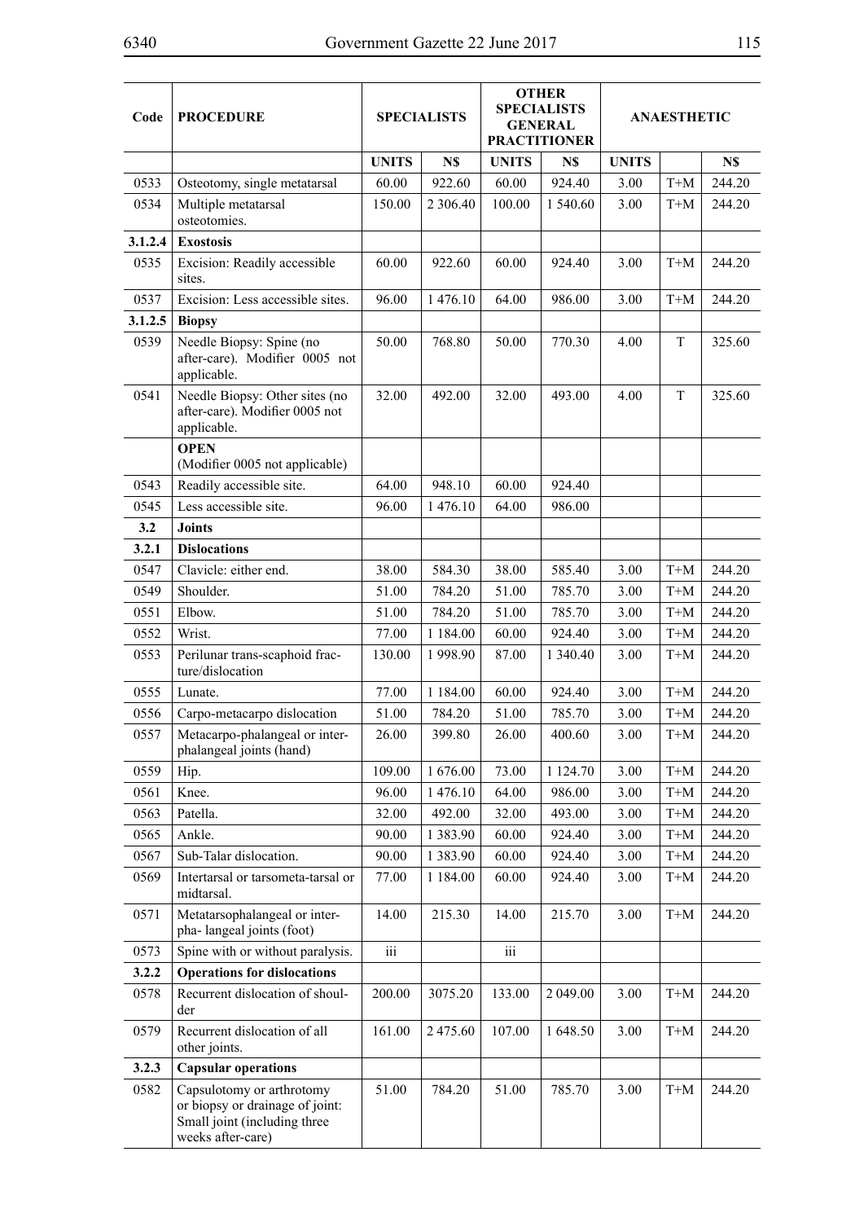| Code | PROCEDURE | SPECIALISTS | | OTHER SPECIALISTS GENERAL PRACTITIONER | | ANAESTHETIC | | |
|---|---|---|---|---|---|---|---|---|
| | | UNITS | N$ | UNITS | N$ | UNITS | | N$ |
| 0533 | Osteotomy, single metatarsal | 60.00 | 922.60 | 60.00 | 924.40 | 3.00 | T+M | 244.20 |
| 0534 | Multiple metatarsal osteotomies. | 150.00 | 2 306.40 | 100.00 | 1 540.60 | 3.00 | T+M | 244.20 |
| **3.1.2.4** | **Exostosis** | | | | | | | |
| 0535 | Excision: Readily accessible sites. | 60.00 | 922.60 | 60.00 | 924.40 | 3.00 | T+M | 244.20 |
| 0537 | Excision: Less accessible sites. | 96.00 | 1 476.10 | 64.00 | 986.00 | 3.00 | T+M | 244.20 |
| **3.1.2.5** | **Biopsy** | | | | | | | |
| 0539 | Needle Biopsy: Spine (no after-care). Modifier 0005 not applicable. | 50.00 | 768.80 | 50.00 | 770.30 | 4.00 | T | 325.60 |
| 0541 | Needle Biopsy: Other sites (no after-care). Modifier 0005 not applicable. | 32.00 | 492.00 | 32.00 | 493.00 | 4.00 | T | 325.60 |
| | **OPEN** (Modifier 0005 not applicable) | | | | | | | |
| 0543 | Readily accessible site. | 64.00 | 948.10 | 60.00 | 924.40 | | | |
| 0545 | Less accessible site. | 96.00 | 1 476.10 | 64.00 | 986.00 | | | |
| **3.2** | **Joints** | | | | | | | |
| **3.2.1** | **Dislocations** | | | | | | | |
| 0547 | Clavicle: either end. | 38.00 | 584.30 | 38.00 | 585.40 | 3.00 | T+M | 244.20 |
| 0549 | Shoulder. | 51.00 | 784.20 | 51.00 | 785.70 | 3.00 | T+M | 244.20 |
| 0551 | Elbow. | 51.00 | 784.20 | 51.00 | 785.70 | 3.00 | T+M | 244.20 |
| 0552 | Wrist. | 77.00 | 1 184.00 | 60.00 | 924.40 | 3.00 | T+M | 244.20 |
| 0553 | Perilunar trans-scaphoid fracture/dislocation | 130.00 | 1 998.90 | 87.00 | 1 340.40 | 3.00 | T+M | 244.20 |
| 0555 | Lunate. | 77.00 | 1 184.00 | 60.00 | 924.40 | 3.00 | T+M | 244.20 |
| 0556 | Carpo-metacarpo dislocation | 51.00 | 784.20 | 51.00 | 785.70 | 3.00 | T+M | 244.20 |
| 0557 | Metacarpo-phalangeal or interphalangeal joints (hand) | 26.00 | 399.80 | 26.00 | 400.60 | 3.00 | T+M | 244.20 |
| 0559 | Hip. | 109.00 | 1 676.00 | 73.00 | 1 124.70 | 3.00 | T+M | 244.20 |
| 0561 | Knee. | 96.00 | 1 476.10 | 64.00 | 986.00 | 3.00 | T+M | 244.20 |
| 0563 | Patella. | 32.00 | 492.00 | 32.00 | 493.00 | 3.00 | T+M | 244.20 |
| 0565 | Ankle. | 90.00 | 1 383.90 | 60.00 | 924.40 | 3.00 | T+M | 244.20 |
| 0567 | Sub-Talar dislocation. | 90.00 | 1 383.90 | 60.00 | 924.40 | 3.00 | T+M | 244.20 |
| 0569 | Intertarsal or tarsometa-tarsal or midtarsal. | 77.00 | 1 184.00 | 60.00 | 924.40 | 3.00 | T+M | 244.20 |
| 0571 | Metatarsophalangeal or interpha- langeal joints (foot) | 14.00 | 215.30 | 14.00 | 215.70 | 3.00 | T+M | 244.20 |
| 0573 | Spine with or without paralysis. | iii | | iii | | | | |
| **3.2.2** | **Operations for dislocations** | | | | | | | |
| 0578 | Recurrent dislocation of shoulder | 200.00 | 3075.20 | 133.00 | 2 049.00 | 3.00 | T+M | 244.20 |
| 0579 | Recurrent dislocation of all other joints. | 161.00 | 2 475.60 | 107.00 | 1 648.50 | 3.00 | T+M | 244.20 |
| **3.2.3** | **Capsular operations** | | | | | | | |
| 0582 | Capsulotomy or arthrotomy or biopsy or drainage of joint: Small joint (including three weeks after-care) | 51.00 | 784.20 | 51.00 | 785.70 | 3.00 | T+M | 244.20 |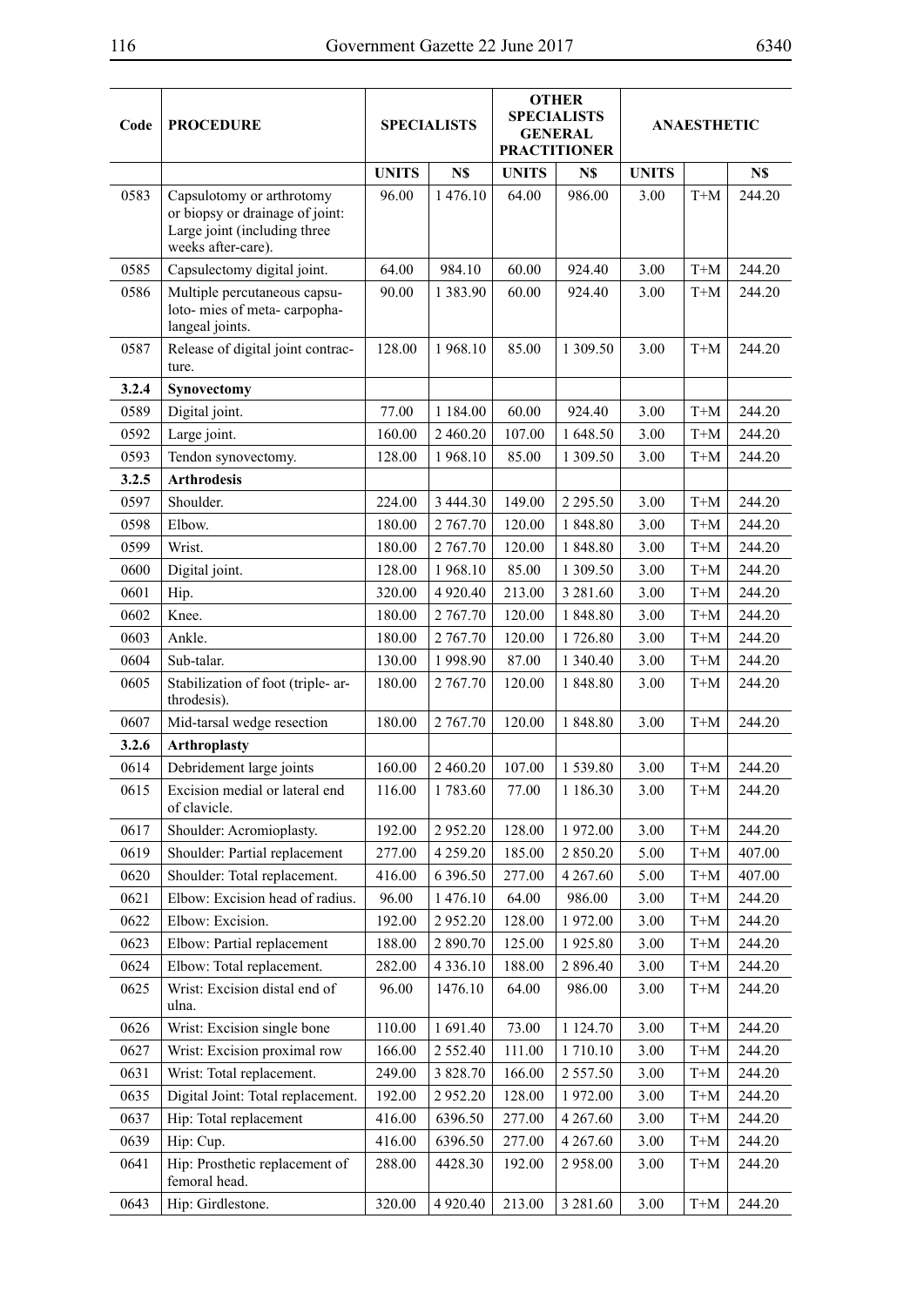| Code | PROCEDURE | SPECIALISTS | | OTHER SPECIALISTS GENERAL PRACTITIONER | | ANAESTHETIC | | |
|---|---|---|---|---|---|---|---|---|
| | | UNITS | N$ | UNITS | N$ | UNITS | | N$ |
| 0583 | Capsulotomy or arthrotomy or biopsy or drainage of joint: Large joint (including three weeks after-care). | 96.00 | 1 476.10 | 64.00 | 986.00 | 3.00 | T+M | 244.20 |
| 0585 | Capsulectomy digital joint. | 64.00 | 984.10 | 60.00 | 924.40 | 3.00 | T+M | 244.20 |
| 0586 | Multiple percutaneous capsu- loto- mies of meta- carpopha- langeal joints. | 90.00 | 1 383.90 | 60.00 | 924.40 | 3.00 | T+M | 244.20 |
| 0587 | Release of digital joint contrac- ture. | 128.00 | 1 968.10 | 85.00 | 1 309.50 | 3.00 | T+M | 244.20 |
| **3.2.4** | **Synovectomy** | | | | | | | |
| 0589 | Digital joint. | 77.00 | 1 184.00 | 60.00 | 924.40 | 3.00 | T+M | 244.20 |
| 0592 | Large joint. | 160.00 | 2 460.20 | 107.00 | 1 648.50 | 3.00 | T+M | 244.20 |
| 0593 | Tendon synovectomy. | 128.00 | 1 968.10 | 85.00 | 1 309.50 | 3.00 | T+M | 244.20 |
| **3.2.5** | **Arthrodesis** | | | | | | | |
| 0597 | Shoulder. | 224.00 | 3 444.30 | 149.00 | 2 295.50 | 3.00 | T+M | 244.20 |
| 0598 | Elbow. | 180.00 | 2 767.70 | 120.00 | 1 848.80 | 3.00 | T+M | 244.20 |
| 0599 | Wrist. | 180.00 | 2 767.70 | 120.00 | 1 848.80 | 3.00 | T+M | 244.20 |
| 0600 | Digital joint. | 128.00 | 1 968.10 | 85.00 | 1 309.50 | 3.00 | T+M | 244.20 |
| 0601 | Hip. | 320.00 | 4 920.40 | 213.00 | 3 281.60 | 3.00 | T+M | 244.20 |
| 0602 | Knee. | 180.00 | 2 767.70 | 120.00 | 1 848.80 | 3.00 | T+M | 244.20 |
| 0603 | Ankle. | 180.00 | 2 767.70 | 120.00 | 1 726.80 | 3.00 | T+M | 244.20 |
| 0604 | Sub-talar. | 130.00 | 1 998.90 | 87.00 | 1 340.40 | 3.00 | T+M | 244.20 |
| 0605 | Stabilization of foot (triple- ar- throdesis). | 180.00 | 2 767.70 | 120.00 | 1 848.80 | 3.00 | T+M | 244.20 |
| 0607 | Mid-tarsal wedge resection | 180.00 | 2 767.70 | 120.00 | 1 848.80 | 3.00 | T+M | 244.20 |
| **3.2.6** | **Arthroplasty** | | | | | | | |
| 0614 | Debridement large joints | 160.00 | 2 460.20 | 107.00 | 1 539.80 | 3.00 | T+M | 244.20 |
| 0615 | Excision medial or lateral end of clavicle. | 116.00 | 1 783.60 | 77.00 | 1 186.30 | 3.00 | T+M | 244.20 |
| 0617 | Shoulder: Acromioplasty. | 192.00 | 2 952.20 | 128.00 | 1 972.00 | 3.00 | T+M | 244.20 |
| 0619 | Shoulder: Partial replacement | 277.00 | 4 259.20 | 185.00 | 2 850.20 | 5.00 | T+M | 407.00 |
| 0620 | Shoulder: Total replacement. | 416.00 | 6 396.50 | 277.00 | 4 267.60 | 5.00 | T+M | 407.00 |
| 0621 | Elbow: Excision head of radius. | 96.00 | 1 476.10 | 64.00 | 986.00 | 3.00 | T+M | 244.20 |
| 0622 | Elbow: Excision. | 192.00 | 2 952.20 | 128.00 | 1 972.00 | 3.00 | T+M | 244.20 |
| 0623 | Elbow: Partial replacement | 188.00 | 2 890.70 | 125.00 | 1 925.80 | 3.00 | T+M | 244.20 |
| 0624 | Elbow: Total replacement. | 282.00 | 4 336.10 | 188.00 | 2 896.40 | 3.00 | T+M | 244.20 |
| 0625 | Wrist: Excision distal end of ulna. | 96.00 | 1476.10 | 64.00 | 986.00 | 3.00 | T+M | 244.20 |
| 0626 | Wrist: Excision single bone | 110.00 | 1 691.40 | 73.00 | 1 124.70 | 3.00 | T+M | 244.20 |
| 0627 | Wrist: Excision proximal row | 166.00 | 2 552.40 | 111.00 | 1 710.10 | 3.00 | T+M | 244.20 |
| 0631 | Wrist: Total replacement. | 249.00 | 3 828.70 | 166.00 | 2 557.50 | 3.00 | T+M | 244.20 |
| 0635 | Digital Joint: Total replacement. | 192.00 | 2 952.20 | 128.00 | 1 972.00 | 3.00 | T+M | 244.20 |
| 0637 | Hip: Total replacement | 416.00 | 6396.50 | 277.00 | 4 267.60 | 3.00 | T+M | 244.20 |
| 0639 | Hip: Cup. | 416.00 | 6396.50 | 277.00 | 4 267.60 | 3.00 | T+M | 244.20 |
| 0641 | Hip: Prosthetic replacement of femoral head. | 288.00 | 4428.30 | 192.00 | 2 958.00 | 3.00 | T+M | 244.20 |
| 0643 | Hip: Girdlestone. | 320.00 | 4 920.40 | 213.00 | 3 281.60 | 3.00 | T+M | 244.20 |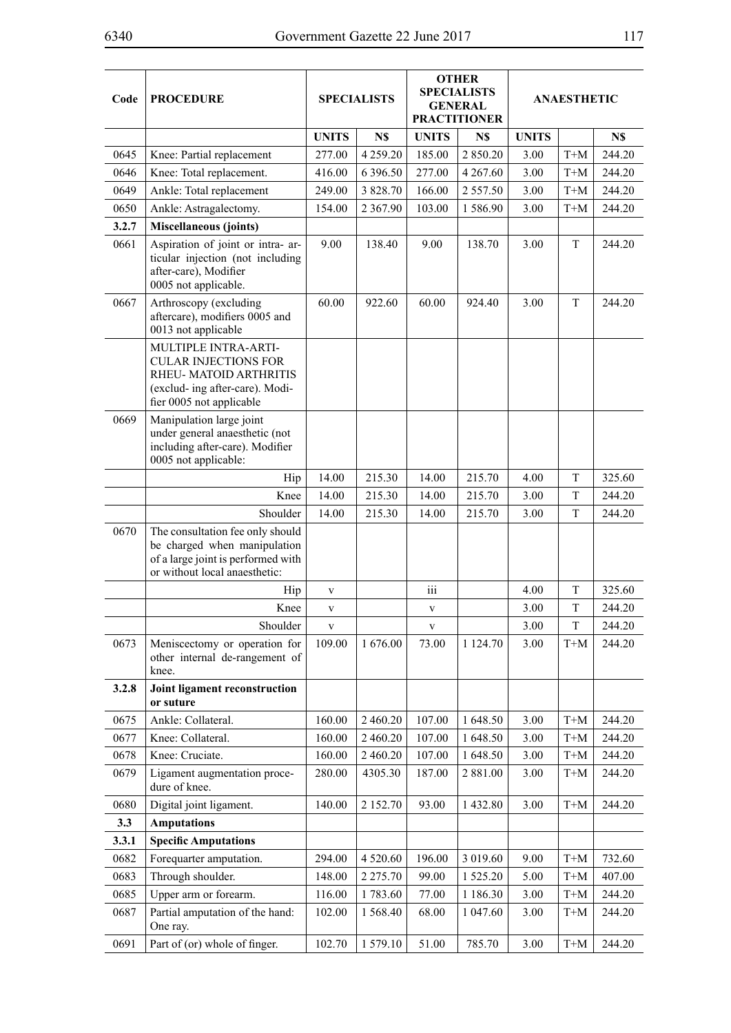| Code | PROCEDURE | SPECIALISTS | | OTHER SPECIALISTS GENERAL PRACTITIONER | | ANAESTHETIC | | |
|---|---|---|---|---|---|---|---|---|
| | | UNITS | N$ | UNITS | N$ | UNITS | | N$ |
| 0645 | Knee: Partial replacement | 277.00 | 4 259.20 | 185.00 | 2 850.20 | 3.00 | T+M | 244.20 |
| 0646 | Knee: Total replacement. | 416.00 | 6 396.50 | 277.00 | 4 267.60 | 3.00 | T+M | 244.20 |
| 0649 | Ankle: Total replacement | 249.00 | 3 828.70 | 166.00 | 2 557.50 | 3.00 | T+M | 244.20 |
| 0650 | Ankle: Astragalectomy. | 154.00 | 2 367.90 | 103.00 | 1 586.90 | 3.00 | T+M | 244.20 |
| **3.2.7** | **Miscellaneous (joints)** | | | | | | | |
| 0661 | Aspiration of joint or intra- articular injection (not including after-care), Modifier 0005 not applicable. | 9.00 | 138.40 | 9.00 | 138.70 | 3.00 | T | 244.20 |
| 0667 | Arthroscopy (excluding aftercare), modifiers 0005 and 0013 not applicable | 60.00 | 922.60 | 60.00 | 924.40 | 3.00 | T | 244.20 |
| | MULTIPLE INTRA-ARTICULAR INJECTIONS FOR RHEU- MATOID ARTHRITIS (exclud- ing after-care). Modifier 0005 not applicable | | | | | | | |
| 0669 | Manipulation large joint under general anaesthetic (not including after-care). Modifier 0005 not applicable: | | | | | | | |
| | Hip | 14.00 | 215.30 | 14.00 | 215.70 | 4.00 | T | 325.60 |
| | Knee | 14.00 | 215.30 | 14.00 | 215.70 | 3.00 | T | 244.20 |
| | Shoulder | 14.00 | 215.30 | 14.00 | 215.70 | 3.00 | T | 244.20 |
| 0670 | The consultation fee only should be charged when manipulation of a large joint is performed with or without local anaesthetic: | | | | | | | |
| | Hip | v | | iii | | 4.00 | T | 325.60 |
| | Knee | v | | v | | 3.00 | T | 244.20 |
| | Shoulder | v | | v | | 3.00 | T | 244.20 |
| 0673 | Meniscectomy or operation for other internal de-rangement of knee. | 109.00 | 1 676.00 | 73.00 | 1 124.70 | 3.00 | T+M | 244.20 |
| **3.2.8** | **Joint ligament reconstruction or suture** | | | | | | | |
| 0675 | Ankle: Collateral. | 160.00 | 2 460.20 | 107.00 | 1 648.50 | 3.00 | T+M | 244.20 |
| 0677 | Knee: Collateral. | 160.00 | 2 460.20 | 107.00 | 1 648.50 | 3.00 | T+M | 244.20 |
| 0678 | Knee: Cruciate. | 160.00 | 2 460.20 | 107.00 | 1 648.50 | 3.00 | T+M | 244.20 |
| 0679 | Ligament augmentation procedure of knee. | 280.00 | 4305.30 | 187.00 | 2 881.00 | 3.00 | T+M | 244.20 |
| 0680 | Digital joint ligament. | 140.00 | 2 152.70 | 93.00 | 1 432.80 | 3.00 | T+M | 244.20 |
| **3.3** | **Amputations** | | | | | | | |
| **3.3.1** | **Specific Amputations** | | | | | | | |
| 0682 | Forequarter amputation. | 294.00 | 4 520.60 | 196.00 | 3 019.60 | 9.00 | T+M | 732.60 |
| 0683 | Through shoulder. | 148.00 | 2 275.70 | 99.00 | 1 525.20 | 5.00 | T+M | 407.00 |
| 0685 | Upper arm or forearm. | 116.00 | 1 783.60 | 77.00 | 1 186.30 | 3.00 | T+M | 244.20 |
| 0687 | Partial amputation of the hand: One ray. | 102.00 | 1 568.40 | 68.00 | 1 047.60 | 3.00 | T+M | 244.20 |
| 0691 | Part of (or) whole of finger. | 102.70 | 1 579.10 | 51.00 | 785.70 | 3.00 | T+M | 244.20 |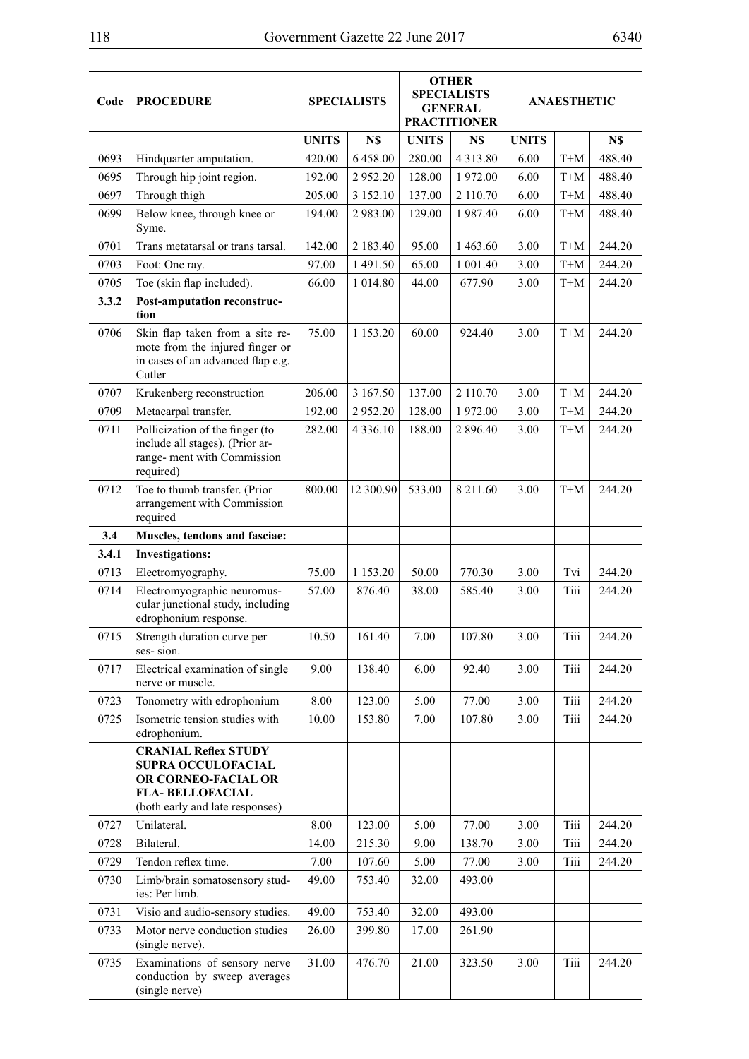| Code | PROCEDURE | SPECIALISTS | | OTHER SPECIALISTS GENERAL PRACTITIONER | | ANAESTHETIC | | |
|---|---|---|---|---|---|---|---|---|
| | | UNITS | N$ | UNITS | N$ | UNITS | | N$ |
| 0693 | Hindquarter amputation. | 420.00 | 6 458.00 | 280.00 | 4 313.80 | 6.00 | T+M | 488.40 |
| 0695 | Through hip joint region. | 192.00 | 2 952.20 | 128.00 | 1 972.00 | 6.00 | T+M | 488.40 |
| 0697 | Through thigh | 205.00 | 3 152.10 | 137.00 | 2 110.70 | 6.00 | T+M | 488.40 |
| 0699 | Below knee, through knee or Syme. | 194.00 | 2 983.00 | 129.00 | 1 987.40 | 6.00 | T+M | 488.40 |
| 0701 | Trans metatarsal or trans tarsal. | 142.00 | 2 183.40 | 95.00 | 1 463.60 | 3.00 | T+M | 244.20 |
| 0703 | Foot: One ray. | 97.00 | 1 491.50 | 65.00 | 1 001.40 | 3.00 | T+M | 244.20 |
| 0705 | Toe (skin flap included). | 66.00 | 1 014.80 | 44.00 | 677.90 | 3.00 | T+M | 244.20 |
| **3.3.2** | **Post-amputation reconstruction** | | | | | | | |
| 0706 | Skin flap taken from a site remote from the injured finger or in cases of an advanced flap e.g. Cutler | 75.00 | 1 153.20 | 60.00 | 924.40 | 3.00 | T+M | 244.20 |
| 0707 | Krukenberg reconstruction | 206.00 | 3 167.50 | 137.00 | 2 110.70 | 3.00 | T+M | 244.20 |
| 0709 | Metacarpal transfer. | 192.00 | 2 952.20 | 128.00 | 1 972.00 | 3.00 | T+M | 244.20 |
| 0711 | Pollicization of the finger (to include all stages). (Prior arrange- ment with Commission required) | 282.00 | 4 336.10 | 188.00 | 2 896.40 | 3.00 | T+M | 244.20 |
| 0712 | Toe to thumb transfer. (Prior arrangement with Commission required | 800.00 | 12 300.90 | 533.00 | 8 211.60 | 3.00 | T+M | 244.20 |
| **3.4** | **Muscles, tendons and fasciae:** | | | | | | | |
| **3.4.1** | **Investigations:** | | | | | | | |
| 0713 | Electromyography. | 75.00 | 1 153.20 | 50.00 | 770.30 | 3.00 | Tvi | 244.20 |
| 0714 | Electromyographic neuromuscular junctional study, including edrophonium response. | 57.00 | 876.40 | 38.00 | 585.40 | 3.00 | Tiii | 244.20 |
| 0715 | Strength duration curve per ses- sion. | 10.50 | 161.40 | 7.00 | 107.80 | 3.00 | Tiii | 244.20 |
| 0717 | Electrical examination of single nerve or muscle. | 9.00 | 138.40 | 6.00 | 92.40 | 3.00 | Tiii | 244.20 |
| 0723 | Tonometry with edrophonium | 8.00 | 123.00 | 5.00 | 77.00 | 3.00 | Tiii | 244.20 |
| 0725 | Isometric tension studies with edrophonium. | 10.00 | 153.80 | 7.00 | 107.80 | 3.00 | Tiii | 244.20 |
| | **CRANIAL Reflex STUDY SUPRA OCCULOFACIAL OR CORNEO-FACIAL OR FLA- BELLOFACIAL** (both early and late responses**)** | | | | | | | |
| 0727 | Unilateral. | 8.00 | 123.00 | 5.00 | 77.00 | 3.00 | Tiii | 244.20 |
| 0728 | Bilateral. | 14.00 | 215.30 | 9.00 | 138.70 | 3.00 | Tiii | 244.20 |
| 0729 | Tendon reflex time. | 7.00 | 107.60 | 5.00 | 77.00 | 3.00 | Tiii | 244.20 |
| 0730 | Limb/brain somatosensory studies: Per limb. | 49.00 | 753.40 | 32.00 | 493.00 | | | |
| 0731 | Visio and audio-sensory studies. | 49.00 | 753.40 | 32.00 | 493.00 | | | |
| 0733 | Motor nerve conduction studies (single nerve). | 26.00 | 399.80 | 17.00 | 261.90 | | | |
| 0735 | Examinations of sensory nerve conduction by sweep averages (single nerve) | 31.00 | 476.70 | 21.00 | 323.50 | 3.00 | Tiii | 244.20 |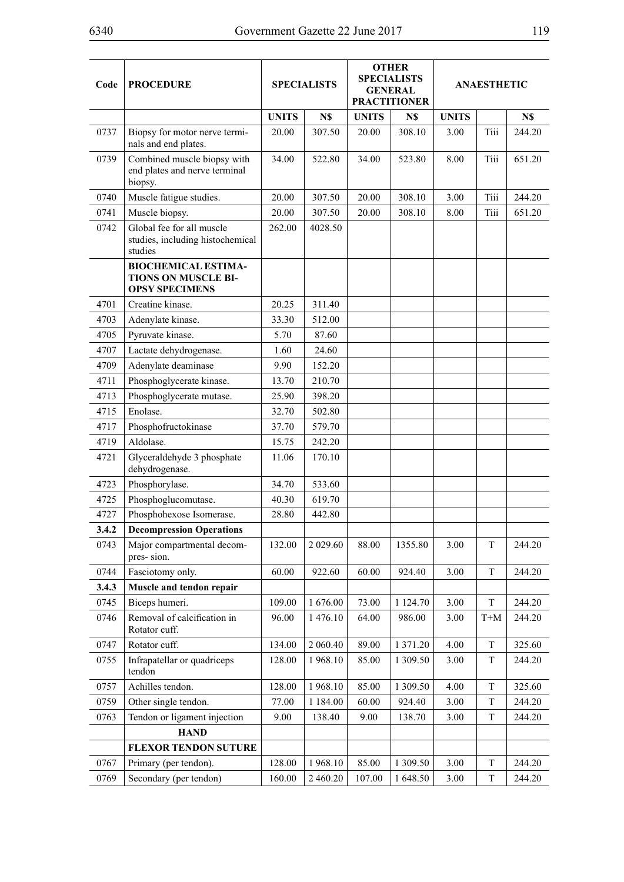| Code | PROCEDURE | SPECIALISTS | | OTHER SPECIALISTS GENERAL PRACTITIONER | | ANAESTHETIC | | |
|---|---|---|---|---|---|---|---|---|
| | | UNITS | N$ | UNITS | N$ | UNITS | | N$ |
| 0737 | Biopsy for motor nerve terminals and end plates. | 20.00 | 307.50 | 20.00 | 308.10 | 3.00 | Tiii | 244.20 |
| 0739 | Combined muscle biopsy with end plates and nerve terminal biopsy. | 34.00 | 522.80 | 34.00 | 523.80 | 8.00 | Tiii | 651.20 |
| 0740 | Muscle fatigue studies. | 20.00 | 307.50 | 20.00 | 308.10 | 3.00 | Tiii | 244.20 |
| 0741 | Muscle biopsy. | 20.00 | 307.50 | 20.00 | 308.10 | 8.00 | Tiii | 651.20 |
| 0742 | Global fee for all muscle studies, including histochemical studies | 262.00 | 4028.50 | | | | | |
| | **BIOCHEMICAL ESTIMATIONS ON MUSCLE BIOPSY SPECIMENS** | | | | | | | |
| 4701 | Creatine kinase. | 20.25 | 311.40 | | | | | |
| 4703 | Adenylate kinase. | 33.30 | 512.00 | | | | | |
| 4705 | Pyruvate kinase. | 5.70 | 87.60 | | | | | |
| 4707 | Lactate dehydrogenase. | 1.60 | 24.60 | | | | | |
| 4709 | Adenylate deaminase | 9.90 | 152.20 | | | | | |
| 4711 | Phosphoglycerate kinase. | 13.70 | 210.70 | | | | | |
| 4713 | Phosphoglycerate mutase. | 25.90 | 398.20 | | | | | |
| 4715 | Enolase. | 32.70 | 502.80 | | | | | |
| 4717 | Phosphofructokinase | 37.70 | 579.70 | | | | | |
| 4719 | Aldolase. | 15.75 | 242.20 | | | | | |
| 4721 | Glyceraldehyde 3 phosphate dehydrogenase. | 11.06 | 170.10 | | | | | |
| 4723 | Phosphorylase. | 34.70 | 533.60 | | | | | |
| 4725 | Phosphoglucomutase. | 40.30 | 619.70 | | | | | |
| 4727 | Phosphohexose Isomerase. | 28.80 | 442.80 | | | | | |
| **3.4.2** | **Decompression Operations** | | | | | | | |
| 0743 | Major compartmental decompres- sion. | 132.00 | 2 029.60 | 88.00 | 1355.80 | 3.00 | T | 244.20 |
| 0744 | Fasciotomy only. | 60.00 | 922.60 | 60.00 | 924.40 | 3.00 | T | 244.20 |
| **3.4.3** | **Muscle and tendon repair** | | | | | | | |
| 0745 | Biceps humeri. | 109.00 | 1 676.00 | 73.00 | 1 124.70 | 3.00 | T | 244.20 |
| 0746 | Removal of calcification in Rotator cuff. | 96.00 | 1 476.10 | 64.00 | 986.00 | 3.00 | T+M | 244.20 |
| 0747 | Rotator cuff. | 134.00 | 2 060.40 | 89.00 | 1 371.20 | 4.00 | T | 325.60 |
| 0755 | Infrapatellar or quadriceps tendon | 128.00 | 1 968.10 | 85.00 | 1 309.50 | 3.00 | T | 244.20 |
| 0757 | Achilles tendon. | 128.00 | 1 968.10 | 85.00 | 1 309.50 | 4.00 | T | 325.60 |
| 0759 | Other single tendon. | 77.00 | 1 184.00 | 60.00 | 924.40 | 3.00 | T | 244.20 |
| 0763 | Tendon or ligament injection | 9.00 | 138.40 | 9.00 | 138.70 | 3.00 | T | 244.20 |
| | **HAND** | | | | | | | |
| | **FLEXOR TENDON SUTURE** | | | | | | | |
| 0767 | Primary (per tendon). | 128.00 | 1 968.10 | 85.00 | 1 309.50 | 3.00 | T | 244.20 |
| 0769 | Secondary (per tendon) | 160.00 | 2 460.20 | 107.00 | 1 648.50 | 3.00 | T | 244.20 |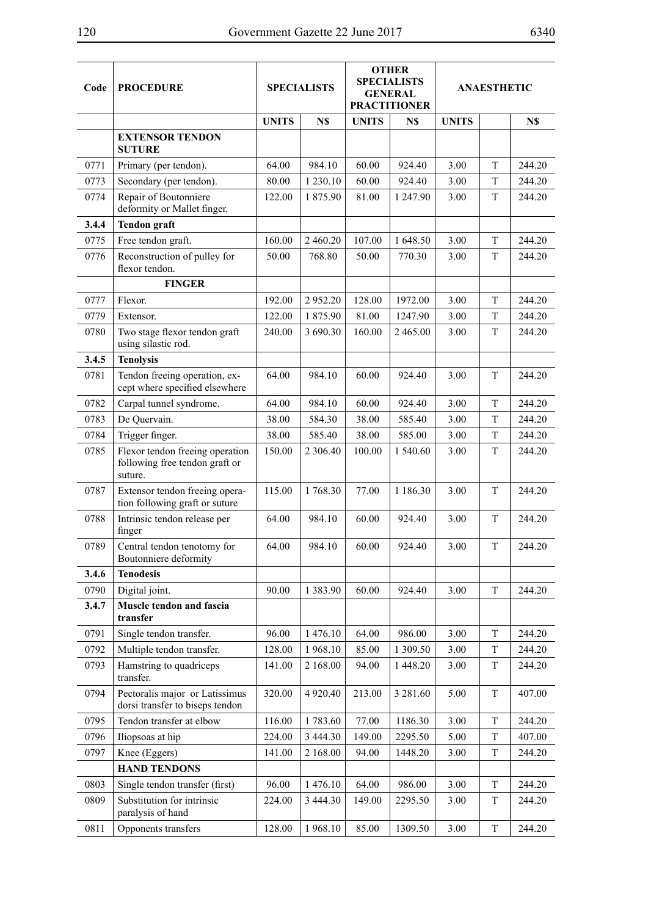| Code | PROCEDURE | SPECIALISTS | | OTHER SPECIALISTS GENERAL PRACTITIONER | | ANAESTHETIC | | |
|---|---|---|---|---|---|---|---|---|
| | | UNITS | N$ | UNITS | N$ | UNITS | | N$ |
| | **EXTENSOR TENDON SUTURE** | | | | | | | |
| 0771 | Primary (per tendon). | 64.00 | 984.10 | 60.00 | 924.40 | 3.00 | T | 244.20 |
| 0773 | Secondary (per tendon). | 80.00 | 1 230.10 | 60.00 | 924.40 | 3.00 | T | 244.20 |
| 0774 | Repair of Boutonniere deformity or Mallet finger. | 122.00 | 1 875.90 | 81.00 | 1 247.90 | 3.00 | T | 244.20 |
| **3.4.4** | **Tendon graft** | | | | | | | |
| 0775 | Free tendon graft. | 160.00 | 2 460.20 | 107.00 | 1 648.50 | 3.00 | T | 244.20 |
| 0776 | Reconstruction of pulley for flexor tendon. | 50.00 | 768.80 | 50.00 | 770.30 | 3.00 | T | 244.20 |
| | **FINGER** | | | | | | | |
| 0777 | Flexor. | 192.00 | 2 952.20 | 128.00 | 1972.00 | 3.00 | T | 244.20 |
| 0779 | Extensor. | 122.00 | 1 875.90 | 81.00 | 1247.90 | 3.00 | T | 244.20 |
| 0780 | Two stage flexor tendon graft using silastic rod. | 240.00 | 3 690.30 | 160.00 | 2 465.00 | 3.00 | T | 244.20 |
| **3.4.5** | **Tenolysis** | | | | | | | |
| 0781 | Tendon freeing operation, except where specified elsewhere | 64.00 | 984.10 | 60.00 | 924.40 | 3.00 | T | 244.20 |
| 0782 | Carpal tunnel syndrome. | 64.00 | 984.10 | 60.00 | 924.40 | 3.00 | T | 244.20 |
| 0783 | De Quervain. | 38.00 | 584.30 | 38.00 | 585.40 | 3.00 | T | 244.20 |
| 0784 | Trigger finger. | 38.00 | 585.40 | 38.00 | 585.00 | 3.00 | T | 244.20 |
| 0785 | Flexor tendon freeing operation following free tendon graft or suture. | 150.00 | 2 306.40 | 100.00 | 1 540.60 | 3.00 | T | 244.20 |
| 0787 | Extensor tendon freeing operation following graft or suture | 115.00 | 1 768.30 | 77.00 | 1 186.30 | 3.00 | T | 244.20 |
| 0788 | Intrinsic tendon release per finger | 64.00 | 984.10 | 60.00 | 924.40 | 3.00 | T | 244.20 |
| 0789 | Central tendon tenotomy for Boutonniere deformity | 64.00 | 984.10 | 60.00 | 924.40 | 3.00 | T | 244.20 |
| **3.4.6** | **Tenodesis** | | | | | | | |
| 0790 | Digital joint. | 90.00 | 1 383.90 | 60.00 | 924.40 | 3.00 | T | 244.20 |
| **3.4.7** | **Muscle tendon and fascia transfer** | | | | | | | |
| 0791 | Single tendon transfer. | 96.00 | 1 476.10 | 64.00 | 986.00 | 3.00 | T | 244.20 |
| 0792 | Multiple tendon transfer. | 128.00 | 1 968.10 | 85.00 | 1 309.50 | 3.00 | T | 244.20 |
| 0793 | Hamstring to quadriceps transfer. | 141.00 | 2 168.00 | 94.00 | 1 448.20 | 3.00 | T | 244.20 |
| 0794 | Pectoralis major or Latissimus dorsi transfer to biseps tendon | 320.00 | 4 920.40 | 213.00 | 3 281.60 | 5.00 | T | 407.00 |
| 0795 | Tendon transfer at elbow | 116.00 | 1 783.60 | 77.00 | 1186.30 | 3.00 | T | 244.20 |
| 0796 | Iliopsoas at hip | 224.00 | 3 444.30 | 149.00 | 2295.50 | 5.00 | T | 407.00 |
| 0797 | Knee (Eggers) | 141.00 | 2 168.00 | 94.00 | 1448.20 | 3.00 | T | 244.20 |
| | **HAND TENDONS** | | | | | | | |
| 0803 | Single tendon transfer (first) | 96.00 | 1 476.10 | 64.00 | 986.00 | 3.00 | T | 244.20 |
| 0809 | Substitution for intrinsic paralysis of hand | 224.00 | 3 444.30 | 149.00 | 2295.50 | 3.00 | T | 244.20 |
| 0811 | Opponents transfers | 128.00 | 1 968.10 | 85.00 | 1309.50 | 3.00 | T | 244.20 |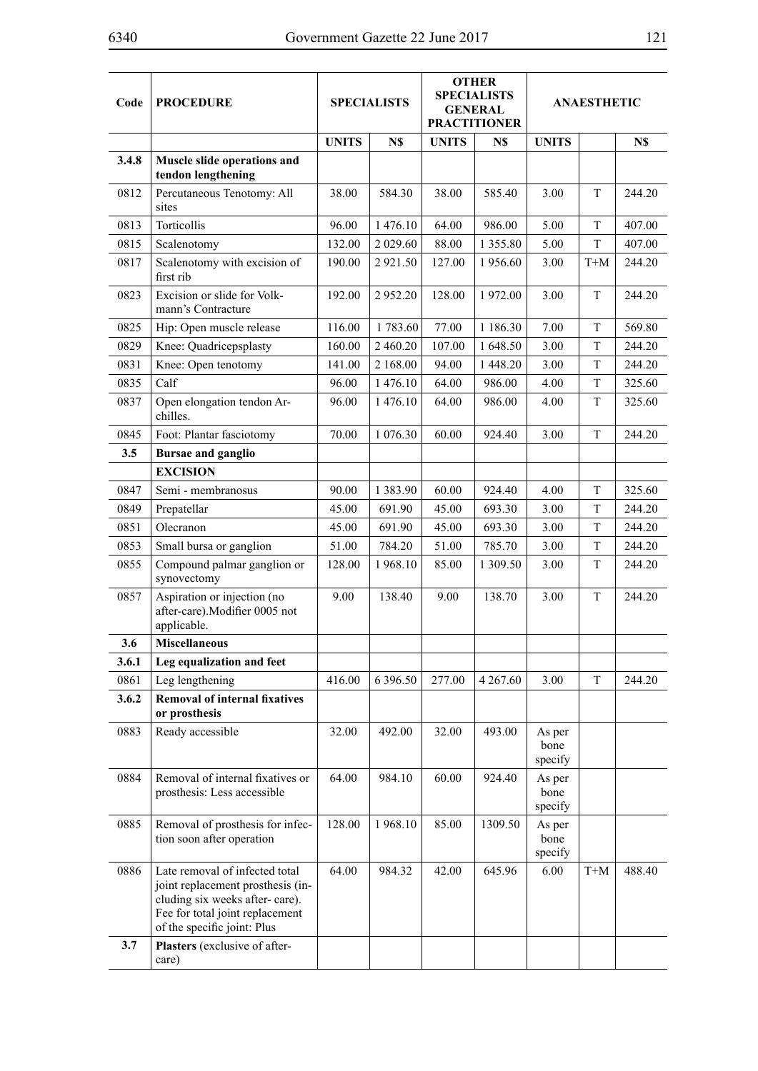| Code | PROCEDURE | SPECIALISTS | | OTHER SPECIALISTS GENERAL PRACTITIONER | | ANAESTHETIC | | |
|---|---|---|---|---|---|---|---|---|
| | | UNITS | N$ | UNITS | N$ | UNITS | | N$ |
| **3.4.8** | **Muscle slide operations and tendon lengthening** | | | | | | | |
| 0812 | Percutaneous Tenotomy: All sites | 38.00 | 584.30 | 38.00 | 585.40 | 3.00 | T | 244.20 |
| 0813 | Torticollis | 96.00 | 1 476.10 | 64.00 | 986.00 | 5.00 | T | 407.00 |
| 0815 | Scalenotomy | 132.00 | 2 029.60 | 88.00 | 1 355.80 | 5.00 | T | 407.00 |
| 0817 | Scalenotomy with excision of first rib | 190.00 | 2 921.50 | 127.00 | 1 956.60 | 3.00 | T+M | 244.20 |
| 0823 | Excision or slide for Volkmann's Contracture | 192.00 | 2 952.20 | 128.00 | 1 972.00 | 3.00 | T | 244.20 |
| 0825 | Hip: Open muscle release | 116.00 | 1 783.60 | 77.00 | 1 186.30 | 7.00 | T | 569.80 |
| 0829 | Knee: Quadricepsplasty | 160.00 | 2 460.20 | 107.00 | 1 648.50 | 3.00 | T | 244.20 |
| 0831 | Knee: Open tenotomy | 141.00 | 2 168.00 | 94.00 | 1 448.20 | 3.00 | T | 244.20 |
| 0835 | Calf | 96.00 | 1 476.10 | 64.00 | 986.00 | 4.00 | T | 325.60 |
| 0837 | Open elongation tendon Archilles. | 96.00 | 1 476.10 | 64.00 | 986.00 | 4.00 | T | 325.60 |
| 0845 | Foot: Plantar fasciotomy | 70.00 | 1 076.30 | 60.00 | 924.40 | 3.00 | T | 244.20 |
| **3.5** | **Bursae and ganglio** | | | | | | | |
| | **EXCISION** | | | | | | | |
| 0847 | Semi - membranosus | 90.00 | 1 383.90 | 60.00 | 924.40 | 4.00 | T | 325.60 |
| 0849 | Prepatellar | 45.00 | 691.90 | 45.00 | 693.30 | 3.00 | T | 244.20 |
| 0851 | Olecranon | 45.00 | 691.90 | 45.00 | 693.30 | 3.00 | T | 244.20 |
| 0853 | Small bursa or ganglion | 51.00 | 784.20 | 51.00 | 785.70 | 3.00 | T | 244.20 |
| 0855 | Compound palmar ganglion or synovectomy | 128.00 | 1 968.10 | 85.00 | 1 309.50 | 3.00 | T | 244.20 |
| 0857 | Aspiration or injection (no after-care).Modifier 0005 not applicable. | 9.00 | 138.40 | 9.00 | 138.70 | 3.00 | T | 244.20 |
| **3.6** | **Miscellaneous** | | | | | | | |
| **3.6.1** | **Leg equalization and feet** | | | | | | | |
| 0861 | Leg lengthening | 416.00 | 6 396.50 | 277.00 | 4 267.60 | 3.00 | T | 244.20 |
| **3.6.2** | **Removal of internal fixatives or prosthesis** | | | | | | | |
| 0883 | Ready accessible | 32.00 | 492.00 | 32.00 | 493.00 | As per bone specify | | |
| 0884 | Removal of internal fixatives or prosthesis: Less accessible | 64.00 | 984.10 | 60.00 | 924.40 | As per bone specify | | |
| 0885 | Removal of prosthesis for infection soon after operation | 128.00 | 1 968.10 | 85.00 | 1309.50 | As per bone specify | | |
| 0886 | Late removal of infected total joint replacement prosthesis (including six weeks after- care). Fee for total joint replacement of the specific joint: Plus | 64.00 | 984.32 | 42.00 | 645.96 | 6.00 | T+M | 488.40 |
| **3.7** | **Plasters** (exclusive of after-care) | | | | | | | |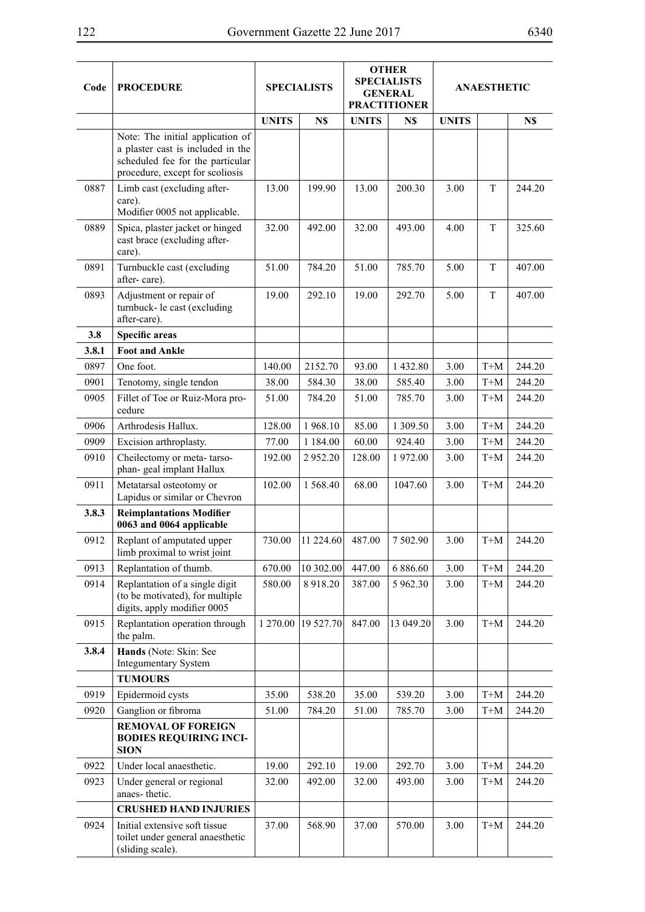| Code | PROCEDURE | SPECIALISTS | | OTHER SPECIALISTS GENERAL PRACTITIONER | | ANAESTHETIC | | |
|---|---|---|---|---|---|---|---|---|
| | | UNITS | N$ | UNITS | N$ | UNITS | | N$ |
| | Note: The initial application of a plaster cast is included in the scheduled fee for the particular procedure, except for scoliosis | | | | | | | |
| 0887 | Limb cast (excluding after-care). Modifier 0005 not applicable. | 13.00 | 199.90 | 13.00 | 200.30 | 3.00 | T | 244.20 |
| 0889 | Spica, plaster jacket or hinged cast brace (excluding after-care). | 32.00 | 492.00 | 32.00 | 493.00 | 4.00 | T | 325.60 |
| 0891 | Turnbuckle cast (excluding after- care). | 51.00 | 784.20 | 51.00 | 785.70 | 5.00 | T | 407.00 |
| 0893 | Adjustment or repair of turnbuck- le cast (excluding after-care). | 19.00 | 292.10 | 19.00 | 292.70 | 5.00 | T | 407.00 |
| **3.8** | **Specific areas** | | | | | | | |
| **3.8.1** | **Foot and Ankle** | | | | | | | |
| 0897 | One foot. | 140.00 | 2152.70 | 93.00 | 1 432.80 | 3.00 | T+M | 244.20 |
| 0901 | Tenotomy, single tendon | 38.00 | 584.30 | 38.00 | 585.40 | 3.00 | T+M | 244.20 |
| 0905 | Fillet of Toe or Ruiz-Mora pro- cedure | 51.00 | 784.20 | 51.00 | 785.70 | 3.00 | T+M | 244.20 |
| 0906 | Arthrodesis Hallux. | 128.00 | 1 968.10 | 85.00 | 1 309.50 | 3.00 | T+M | 244.20 |
| 0909 | Excision arthroplasty. | 77.00 | 1 184.00 | 60.00 | 924.40 | 3.00 | T+M | 244.20 |
| 0910 | Cheilectomy or meta- tarso- phan- geal implant Hallux | 192.00 | 2 952.20 | 128.00 | 1 972.00 | 3.00 | T+M | 244.20 |
| 0911 | Metatarsal osteotomy or Lapidus or similar or Chevron | 102.00 | 1 568.40 | 68.00 | 1047.60 | 3.00 | T+M | 244.20 |
| **3.8.3** | **Reimplantations Modifier 0063 and 0064 applicable** | | | | | | | |
| 0912 | Replant of amputated upper limb proximal to wrist joint | 730.00 | 11 224.60 | 487.00 | 7 502.90 | 3.00 | T+M | 244.20 |
| 0913 | Replantation of thumb. | 670.00 | 10 302.00 | 447.00 | 6 886.60 | 3.00 | T+M | 244.20 |
| 0914 | Replantation of a single digit (to be motivated), for multiple digits, apply modifier 0005 | 580.00 | 8 918.20 | 387.00 | 5 962.30 | 3.00 | T+M | 244.20 |
| 0915 | Replantation operation through the palm. | 1 270.00 | 19 527.70 | 847.00 | 13 049.20 | 3.00 | T+M | 244.20 |
| **3.8.4** | **Hands** (Note: Skin: See Integumentary System | | | | | | | |
| | **TUMOURS** | | | | | | | |
| 0919 | Epidermoid cysts | 35.00 | 538.20 | 35.00 | 539.20 | 3.00 | T+M | 244.20 |
| 0920 | Ganglion or fibroma | 51.00 | 784.20 | 51.00 | 785.70 | 3.00 | T+M | 244.20 |
| | **REMOVAL OF FOREIGN BODIES REQUIRING INCI- SION** | | | | | | | |
| 0922 | Under local anaesthetic. | 19.00 | 292.10 | 19.00 | 292.70 | 3.00 | T+M | 244.20 |
| 0923 | Under general or regional anaes- thetic. | 32.00 | 492.00 | 32.00 | 493.00 | 3.00 | T+M | 244.20 |
| | **CRUSHED HAND INJURIES** | | | | | | | |
| 0924 | Initial extensive soft tissue toilet under general anaesthetic (sliding scale). | 37.00 | 568.90 | 37.00 | 570.00 | 3.00 | T+M | 244.20 |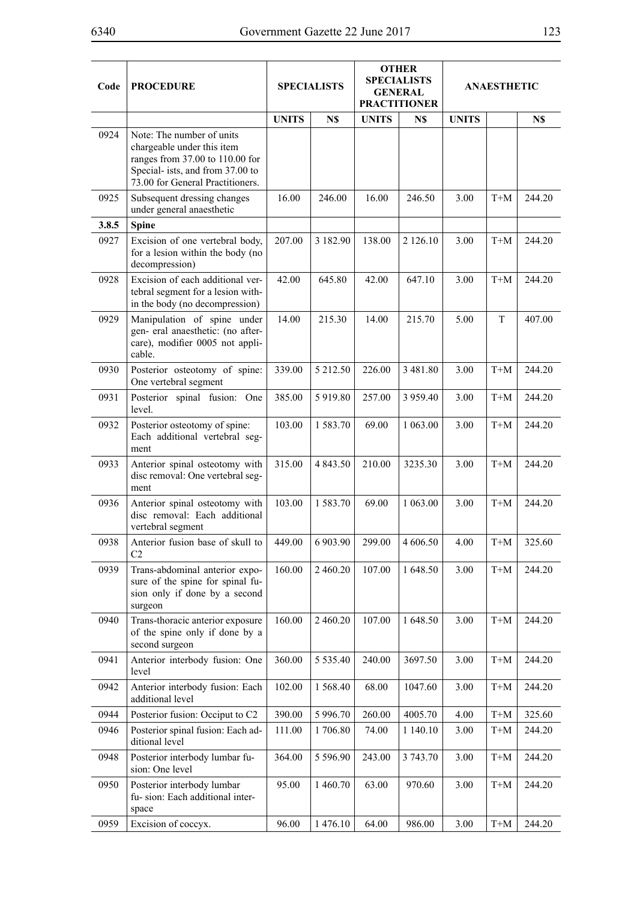| Code | PROCEDURE | SPECIALISTS | | OTHER SPECIALISTS GENERAL PRACTITIONER | | ANAESTHETIC | | |
|---|---|---|---|---|---|---|---|---|
| | | UNITS | N$ | UNITS | N$ | UNITS | | N$ |
| 0924 | Note: The number of units chargeable under this item ranges from 37.00 to 110.00 for Special- ists, and from 37.00 to 73.00 for General Practitioners. | | | | | | | |
| 0925 | Subsequent dressing changes under general anaesthetic | 16.00 | 246.00 | 16.00 | 246.50 | 3.00 | T+M | 244.20 |
| **3.8.5** | **Spine** | | | | | | | |
| 0927 | Excision of one vertebral body, for a lesion within the body (no decompression) | 207.00 | 3 182.90 | 138.00 | 2 126.10 | 3.00 | T+M | 244.20 |
| 0928 | Excision of each additional ver- tebral segment for a lesion with- in the body (no decompression) | 42.00 | 645.80 | 42.00 | 647.10 | 3.00 | T+M | 244.20 |
| 0929 | Manipulation of spine under gen- eral anaesthetic: (no after- care), modifier 0005 not appli- cable. | 14.00 | 215.30 | 14.00 | 215.70 | 5.00 | T | 407.00 |
| 0930 | Posterior osteotomy of spine: One vertebral segment | 339.00 | 5 212.50 | 226.00 | 3 481.80 | 3.00 | T+M | 244.20 |
| 0931 | Posterior spinal fusion: One level. | 385.00 | 5 919.80 | 257.00 | 3 959.40 | 3.00 | T+M | 244.20 |
| 0932 | Posterior osteotomy of spine: Each additional vertebral seg- ment | 103.00 | 1 583.70 | 69.00 | 1 063.00 | 3.00 | T+M | 244.20 |
| 0933 | Anterior spinal osteotomy with disc removal: One vertebral seg- ment | 315.00 | 4 843.50 | 210.00 | 3235.30 | 3.00 | T+M | 244.20 |
| 0936 | Anterior spinal osteotomy with disc removal: Each additional vertebral segment | 103.00 | 1 583.70 | 69.00 | 1 063.00 | 3.00 | T+M | 244.20 |
| 0938 | Anterior fusion base of skull to C2 | 449.00 | 6 903.90 | 299.00 | 4 606.50 | 4.00 | T+M | 325.60 |
| 0939 | Trans-abdominal anterior expo- sure of the spine for spinal fu- sion only if done by a second surgeon | 160.00 | 2 460.20 | 107.00 | 1 648.50 | 3.00 | T+M | 244.20 |
| 0940 | Trans-thoracic anterior exposure of the spine only if done by a second surgeon | 160.00 | 2 460.20 | 107.00 | 1 648.50 | 3.00 | T+M | 244.20 |
| 0941 | Anterior interbody fusion: One level | 360.00 | 5 535.40 | 240.00 | 3697.50 | 3.00 | T+M | 244.20 |
| 0942 | Anterior interbody fusion: Each additional level | 102.00 | 1 568.40 | 68.00 | 1047.60 | 3.00 | T+M | 244.20 |
| 0944 | Posterior fusion: Occiput to C2 | 390.00 | 5 996.70 | 260.00 | 4005.70 | 4.00 | T+M | 325.60 |
| 0946 | Posterior spinal fusion: Each ad- ditional level | 111.00 | 1 706.80 | 74.00 | 1 140.10 | 3.00 | T+M | 244.20 |
| 0948 | Posterior interbody lumbar fu- sion: One level | 364.00 | 5 596.90 | 243.00 | 3 743.70 | 3.00 | T+M | 244.20 |
| 0950 | Posterior interbody lumbar fu- sion: Each additional inter- space | 95.00 | 1 460.70 | 63.00 | 970.60 | 3.00 | T+M | 244.20 |
| 0959 | Excision of coccyx. | 96.00 | 1 476.10 | 64.00 | 986.00 | 3.00 | T+M | 244.20 |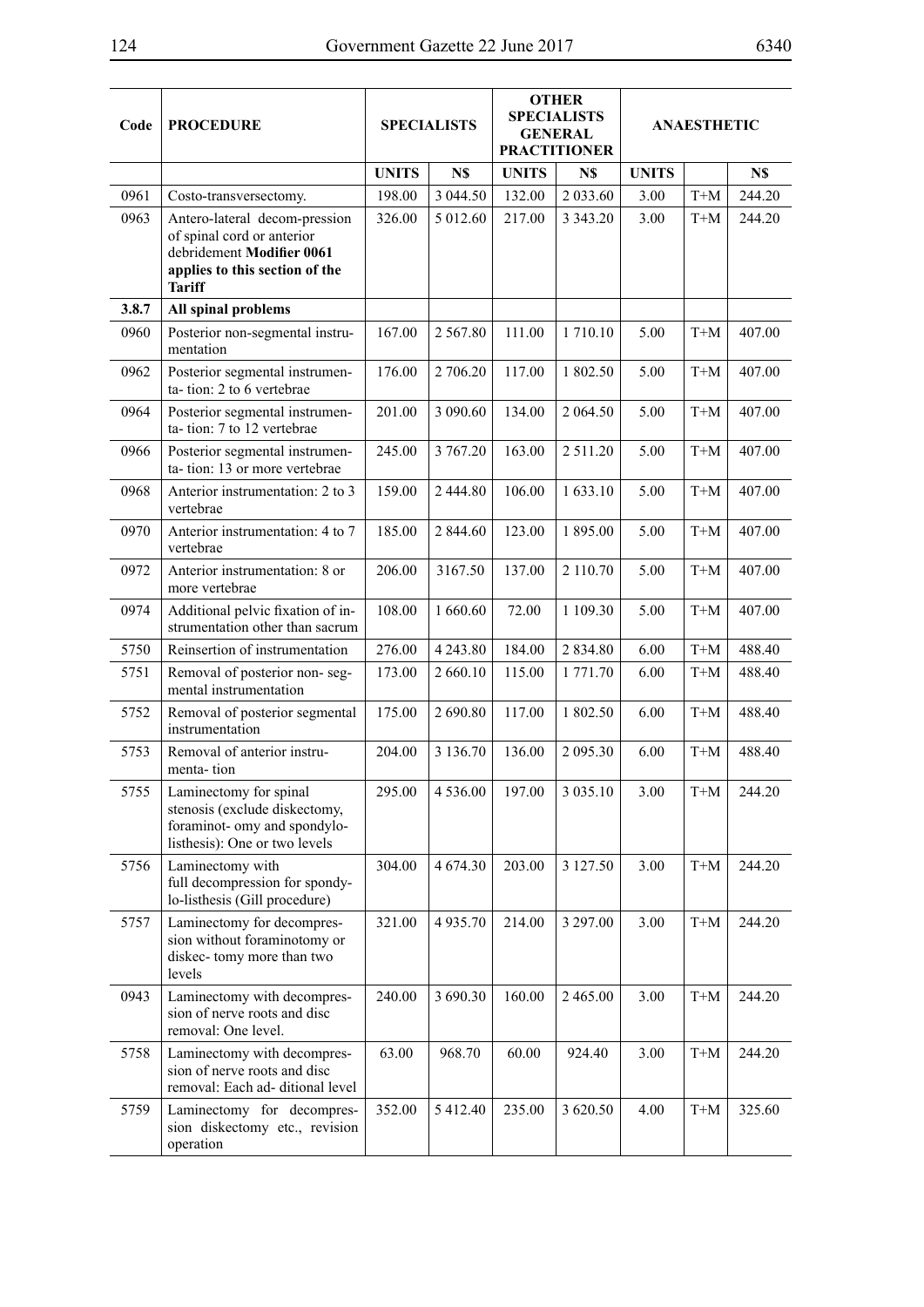| Code | PROCEDURE | SPECIALISTS | | OTHER SPECIALISTS GENERAL PRACTITIONER | | ANAESTHETIC | | |
|---|---|---|---|---|---|---|---|---|
| | | UNITS | N$ | UNITS | N$ | UNITS | | N$ |
| 0961 | Costo-transversectomy. | 198.00 | 3 044.50 | 132.00 | 2 033.60 | 3.00 | T+M | 244.20 |
| 0963 | Antero-lateral decom-pression of spinal cord or anterior debridement **Modifier 0061 applies to this section of the Tariff** | 326.00 | 5 012.60 | 217.00 | 3 343.20 | 3.00 | T+M | 244.20 |
| **3.8.7** | **All spinal problems** | | | | | | | |
| 0960 | Posterior non-segmental instru-mentation | 167.00 | 2 567.80 | 111.00 | 1 710.10 | 5.00 | T+M | 407.00 |
| 0962 | Posterior segmental instrumen-ta- tion: 2 to 6 vertebrae | 176.00 | 2 706.20 | 117.00 | 1 802.50 | 5.00 | T+M | 407.00 |
| 0964 | Posterior segmental instrumen-ta- tion: 7 to 12 vertebrae | 201.00 | 3 090.60 | 134.00 | 2 064.50 | 5.00 | T+M | 407.00 |
| 0966 | Posterior segmental instrumen-ta- tion: 13 or more vertebrae | 245.00 | 3 767.20 | 163.00 | 2 511.20 | 5.00 | T+M | 407.00 |
| 0968 | Anterior instrumentation: 2 to 3 vertebrae | 159.00 | 2 444.80 | 106.00 | 1 633.10 | 5.00 | T+M | 407.00 |
| 0970 | Anterior instrumentation: 4 to 7 vertebrae | 185.00 | 2 844.60 | 123.00 | 1 895.00 | 5.00 | T+M | 407.00 |
| 0972 | Anterior instrumentation: 8 or more vertebrae | 206.00 | 3167.50 | 137.00 | 2 110.70 | 5.00 | T+M | 407.00 |
| 0974 | Additional pelvic fixation of in-strumentation other than sacrum | 108.00 | 1 660.60 | 72.00 | 1 109.30 | 5.00 | T+M | 407.00 |
| 5750 | Reinsertion of instrumentation | 276.00 | 4 243.80 | 184.00 | 2 834.80 | 6.00 | T+M | 488.40 |
| 5751 | Removal of posterior non- seg-mental instrumentation | 173.00 | 2 660.10 | 115.00 | 1 771.70 | 6.00 | T+M | 488.40 |
| 5752 | Removal of posterior segmental instrumentation | 175.00 | 2 690.80 | 117.00 | 1 802.50 | 6.00 | T+M | 488.40 |
| 5753 | Removal of anterior instru-menta- tion | 204.00 | 3 136.70 | 136.00 | 2 095.30 | 6.00 | T+M | 488.40 |
| 5755 | Laminectomy for spinal stenosis (exclude diskectomy, foraminot- omy and spondylo-listhesis): One or two levels | 295.00 | 4 536.00 | 197.00 | 3 035.10 | 3.00 | T+M | 244.20 |
| 5756 | Laminectomy with full decompression for spondy-lo-listhesis (Gill procedure) | 304.00 | 4 674.30 | 203.00 | 3 127.50 | 3.00 | T+M | 244.20 |
| 5757 | Laminectomy for decompres-sion without foraminotomy or diskec- tomy more than two levels | 321.00 | 4 935.70 | 214.00 | 3 297.00 | 3.00 | T+M | 244.20 |
| 0943 | Laminectomy with decompres-sion of nerve roots and disc removal: One level. | 240.00 | 3 690.30 | 160.00 | 2 465.00 | 3.00 | T+M | 244.20 |
| 5758 | Laminectomy with decompres-sion of nerve roots and disc removal: Each ad- ditional level | 63.00 | 968.70 | 60.00 | 924.40 | 3.00 | T+M | 244.20 |
| 5759 | Laminectomy for decompres-sion diskectomy etc., revision operation | 352.00 | 5 412.40 | 235.00 | 3 620.50 | 4.00 | T+M | 325.60 |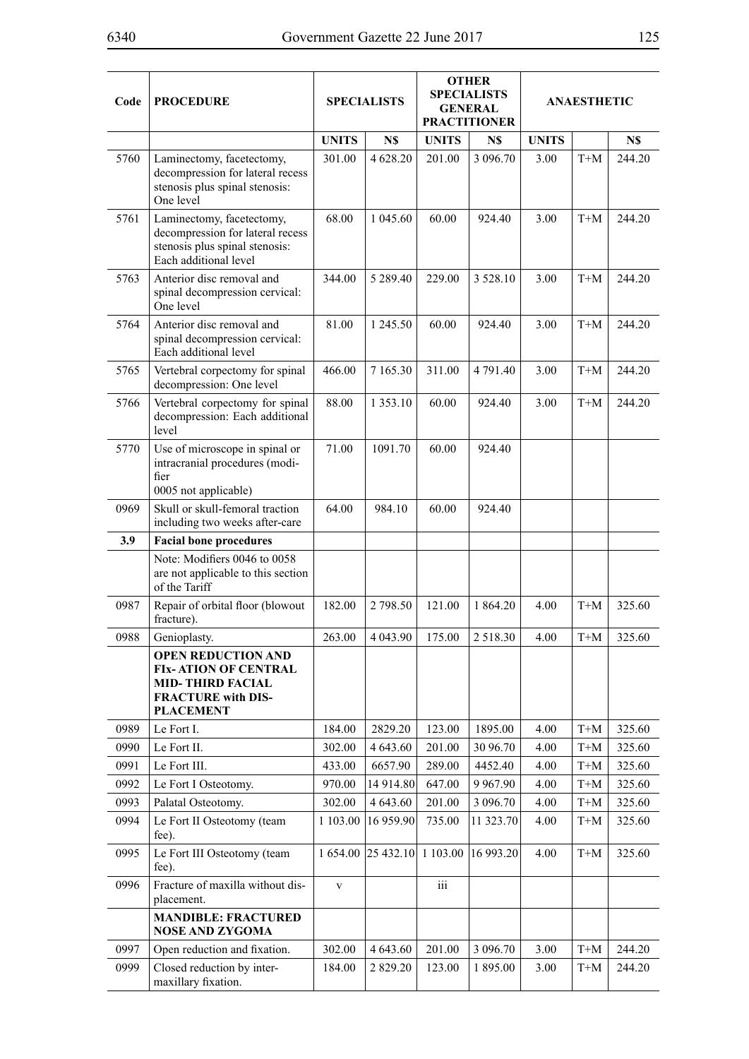| Code | PROCEDURE | SPECIALISTS | | OTHER SPECIALISTS GENERAL PRACTITIONER | | ANAESTHETIC | | |
|---|---|---|---|---|---|---|---|---|
| | | UNITS | N$ | UNITS | N$ | UNITS | | N$ |
| 5760 | Laminectomy, facetectomy, decompression for lateral recess stenosis plus spinal stenosis: One level | 301.00 | 4 628.20 | 201.00 | 3 096.70 | 3.00 | T+M | 244.20 |
| 5761 | Laminectomy, facetectomy, decompression for lateral recess stenosis plus spinal stenosis: Each additional level | 68.00 | 1 045.60 | 60.00 | 924.40 | 3.00 | T+M | 244.20 |
| 5763 | Anterior disc removal and spinal decompression cervical: One level | 344.00 | 5 289.40 | 229.00 | 3 528.10 | 3.00 | T+M | 244.20 |
| 5764 | Anterior disc removal and spinal decompression cervical: Each additional level | 81.00 | 1 245.50 | 60.00 | 924.40 | 3.00 | T+M | 244.20 |
| 5765 | Vertebral corpectomy for spinal decompression: One level | 466.00 | 7 165.30 | 311.00 | 4 791.40 | 3.00 | T+M | 244.20 |
| 5766 | Vertebral corpectomy for spinal decompression: Each additional level | 88.00 | 1 353.10 | 60.00 | 924.40 | 3.00 | T+M | 244.20 |
| 5770 | Use of microscope in spinal or intracranial procedures (modifier 0005 not applicable) | 71.00 | 1091.70 | 60.00 | 924.40 | | | |
| 0969 | Skull or skull-femoral traction including two weeks after-care | 64.00 | 984.10 | 60.00 | 924.40 | | | |
| **3.9** | **Facial bone procedures** | | | | | | | |
| | Note: Modifiers 0046 to 0058 are not applicable to this section of the Tariff | | | | | | | |
| 0987 | Repair of orbital floor (blowout fracture). | 182.00 | 2 798.50 | 121.00 | 1 864.20 | 4.00 | T+M | 325.60 |
| 0988 | Genioplasty. | 263.00 | 4 043.90 | 175.00 | 2 518.30 | 4.00 | T+M | 325.60 |
| | **OPEN REDUCTION AND FIx- ATION OF CENTRAL MID- THIRD FACIAL FRACTURE with DIS- PLACEMENT** | | | | | | | |
| 0989 | Le Fort I. | 184.00 | 2829.20 | 123.00 | 1895.00 | 4.00 | T+M | 325.60 |
| 0990 | Le Fort II. | 302.00 | 4 643.60 | 201.00 | 30 96.70 | 4.00 | T+M | 325.60 |
| 0991 | Le Fort III. | 433.00 | 6657.90 | 289.00 | 4452.40 | 4.00 | T+M | 325.60 |
| 0992 | Le Fort I Osteotomy. | 970.00 | 14 914.80 | 647.00 | 9 967.90 | 4.00 | T+M | 325.60 |
| 0993 | Palatal Osteotomy. | 302.00 | 4 643.60 | 201.00 | 3 096.70 | 4.00 | T+M | 325.60 |
| 0994 | Le Fort II Osteotomy (team fee). | 1 103.00 | 16 959.90 | 735.00 | 11 323.70 | 4.00 | T+M | 325.60 |
| 0995 | Le Fort III Osteotomy (team fee). | 1 654.00 | 25 432.10 | 1 103.00 | 16 993.20 | 4.00 | T+M | 325.60 |
| 0996 | Fracture of maxilla without displacement. | v | | iii | | | | |
| | **MANDIBLE: FRACTURED NOSE AND ZYGOMA** | | | | | | | |
| 0997 | Open reduction and fixation. | 302.00 | 4 643.60 | 201.00 | 3 096.70 | 3.00 | T+M | 244.20 |
| 0999 | Closed reduction by inter-maxillary fixation. | 184.00 | 2 829.20 | 123.00 | 1 895.00 | 3.00 | T+M | 244.20 |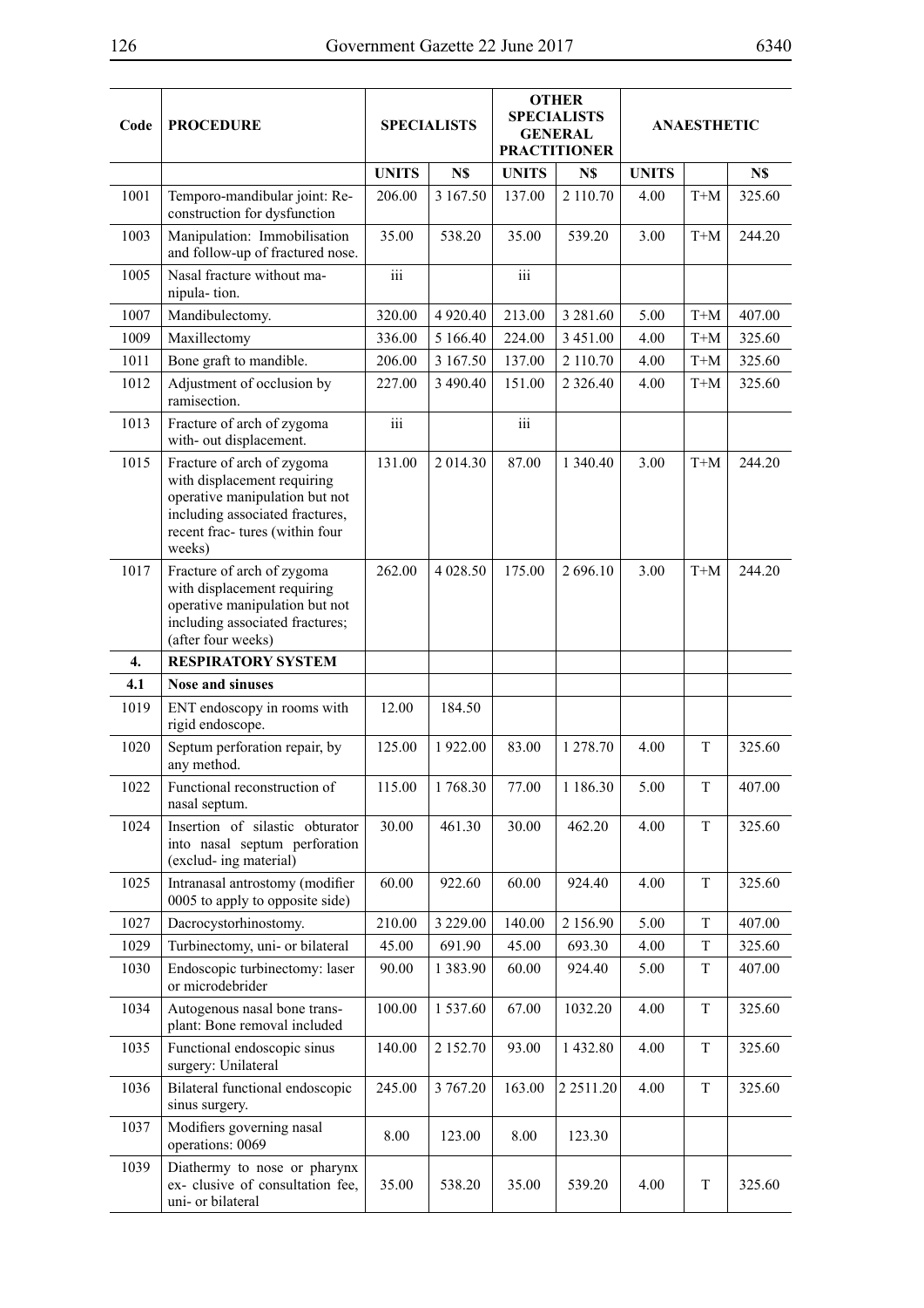| Code | PROCEDURE | SPECIALISTS | | OTHER SPECIALISTS GENERAL PRACTITIONER | | ANAESTHETIC | | |
|---|---|---|---|---|---|---|---|---|
| | | UNITS | N$ | UNITS | N$ | UNITS | | N$ |
| 1001 | Temporo-mandibular joint: Re-construction for dysfunction | 206.00 | 3 167.50 | 137.00 | 2 110.70 | 4.00 | T+M | 325.60 |
| 1003 | Manipulation: Immobilisation and follow-up of fractured nose. | 35.00 | 538.20 | 35.00 | 539.20 | 3.00 | T+M | 244.20 |
| 1005 | Nasal fracture without ma-nipula- tion. | iii | | iii | | | | |
| 1007 | Mandibulectomy. | 320.00 | 4 920.40 | 213.00 | 3 281.60 | 5.00 | T+M | 407.00 |
| 1009 | Maxillectomy | 336.00 | 5 166.40 | 224.00 | 3 451.00 | 4.00 | T+M | 325.60 |
| 1011 | Bone graft to mandible. | 206.00 | 3 167.50 | 137.00 | 2 110.70 | 4.00 | T+M | 325.60 |
| 1012 | Adjustment of occlusion by ramisection. | 227.00 | 3 490.40 | 151.00 | 2 326.40 | 4.00 | T+M | 325.60 |
| 1013 | Fracture of arch of zygoma with- out displacement. | iii | | iii | | | | |
| 1015 | Fracture of arch of zygoma with displacement requiring operative manipulation but not including associated fractures, recent frac- tures (within four weeks) | 131.00 | 2 014.30 | 87.00 | 1 340.40 | 3.00 | T+M | 244.20 |
| 1017 | Fracture of arch of zygoma with displacement requiring operative manipulation but not including associated fractures; (after four weeks) | 262.00 | 4 028.50 | 175.00 | 2 696.10 | 3.00 | T+M | 244.20 |
| **4.** | **RESPIRATORY SYSTEM** | | | | | | | |
| **4.1** | **Nose and sinuses** | | | | | | | |
| 1019 | ENT endoscopy in rooms with rigid endoscope. | 12.00 | 184.50 | | | | | |
| 1020 | Septum perforation repair, by any method. | 125.00 | 1 922.00 | 83.00 | 1 278.70 | 4.00 | T | 325.60 |
| 1022 | Functional reconstruction of nasal septum. | 115.00 | 1 768.30 | 77.00 | 1 186.30 | 5.00 | T | 407.00 |
| 1024 | Insertion of silastic obturator into nasal septum perforation (exclud- ing material) | 30.00 | 461.30 | 30.00 | 462.20 | 4.00 | T | 325.60 |
| 1025 | Intranasal antrostomy (modifier 0005 to apply to opposite side) | 60.00 | 922.60 | 60.00 | 924.40 | 4.00 | T | 325.60 |
| 1027 | Dacrocystorhinostomy. | 210.00 | 3 229.00 | 140.00 | 2 156.90 | 5.00 | T | 407.00 |
| 1029 | Turbinectomy, uni- or bilateral | 45.00 | 691.90 | 45.00 | 693.30 | 4.00 | T | 325.60 |
| 1030 | Endoscopic turbinectomy: laser or microdebrider | 90.00 | 1 383.90 | 60.00 | 924.40 | 5.00 | T | 407.00 |
| 1034 | Autogenous nasal bone trans-plant: Bone removal included | 100.00 | 1 537.60 | 67.00 | 1032.20 | 4.00 | T | 325.60 |
| 1035 | Functional endoscopic sinus surgery: Unilateral | 140.00 | 2 152.70 | 93.00 | 1 432.80 | 4.00 | T | 325.60 |
| 1036 | Bilateral functional endoscopic sinus surgery. | 245.00 | 3 767.20 | 163.00 | 2 2511.20 | 4.00 | T | 325.60 |
| 1037 | Modifiers governing nasal operations: 0069 | 8.00 | 123.00 | 8.00 | 123.30 | | | |
| 1039 | Diathermy to nose or pharynx ex- clusive of consultation fee, uni- or bilateral | 35.00 | 538.20 | 35.00 | 539.20 | 4.00 | T | 325.60 |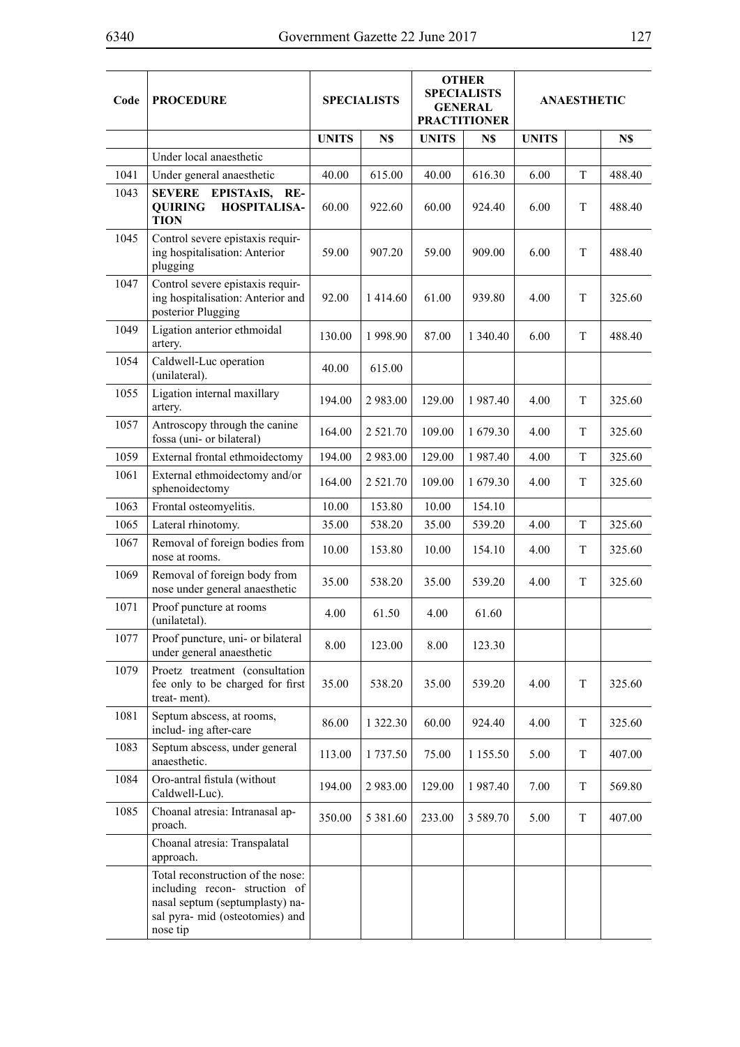| Code | PROCEDURE | SPECIALISTS | | OTHER SPECIALISTS GENERAL PRACTITIONER | | ANAESTHETIC | | |
|---|---|---|---|---|---|---|---|---|
| | | UNITS | N$ | UNITS | N$ | UNITS | | N$ |
| | Under local anaesthetic | | | | | | | |
| 1041 | Under general anaesthetic | 40.00 | 615.00 | 40.00 | 616.30 | 6.00 | T | 488.40 |
| 1043 | **SEVERE EPISTAxIS, REQUIRING HOSPITALISATION** | 60.00 | 922.60 | 60.00 | 924.40 | 6.00 | T | 488.40 |
| 1045 | Control severe epistaxis requiring hospitalisation: Anterior plugging | 59.00 | 907.20 | 59.00 | 909.00 | 6.00 | T | 488.40 |
| 1047 | Control severe epistaxis requiring hospitalisation: Anterior and posterior Plugging | 92.00 | 1 414.60 | 61.00 | 939.80 | 4.00 | T | 325.60 |
| 1049 | Ligation anterior ethmoidal artery. | 130.00 | 1 998.90 | 87.00 | 1 340.40 | 6.00 | T | 488.40 |
| 1054 | Caldwell-Luc operation (unilateral). | 40.00 | 615.00 | | | | | |
| 1055 | Ligation internal maxillary artery. | 194.00 | 2 983.00 | 129.00 | 1 987.40 | 4.00 | T | 325.60 |
| 1057 | Antroscopy through the canine fossa (uni- or bilateral) | 164.00 | 2 521.70 | 109.00 | 1 679.30 | 4.00 | T | 325.60 |
| 1059 | External frontal ethmoidectomy | 194.00 | 2 983.00 | 129.00 | 1 987.40 | 4.00 | T | 325.60 |
| 1061 | External ethmoidectomy and/or sphenoidectomy | 164.00 | 2 521.70 | 109.00 | 1 679.30 | 4.00 | T | 325.60 |
| 1063 | Frontal osteomyelitis. | 10.00 | 153.80 | 10.00 | 154.10 | | | |
| 1065 | Lateral rhinotomy. | 35.00 | 538.20 | 35.00 | 539.20 | 4.00 | T | 325.60 |
| 1067 | Removal of foreign bodies from nose at rooms. | 10.00 | 153.80 | 10.00 | 154.10 | 4.00 | T | 325.60 |
| 1069 | Removal of foreign body from nose under general anaesthetic | 35.00 | 538.20 | 35.00 | 539.20 | 4.00 | T | 325.60 |
| 1071 | Proof puncture at rooms (unilatetal). | 4.00 | 61.50 | 4.00 | 61.60 | | | |
| 1077 | Proof puncture, uni- or bilateral under general anaesthetic | 8.00 | 123.00 | 8.00 | 123.30 | | | |
| 1079 | Proetz treatment (consultation fee only to be charged for first treat- ment). | 35.00 | 538.20 | 35.00 | 539.20 | 4.00 | T | 325.60 |
| 1081 | Septum abscess, at rooms, includ- ing after-care | 86.00 | 1 322.30 | 60.00 | 924.40 | 4.00 | T | 325.60 |
| 1083 | Septum abscess, under general anaesthetic. | 113.00 | 1 737.50 | 75.00 | 1 155.50 | 5.00 | T | 407.00 |
| 1084 | Oro-antral fistula (without Caldwell-Luc). | 194.00 | 2 983.00 | 129.00 | 1 987.40 | 7.00 | T | 569.80 |
| 1085 | Choanal atresia: Intranasal approach. | 350.00 | 5 381.60 | 233.00 | 3 589.70 | 5.00 | T | 407.00 |
| | Choanal atresia: Transpalatal approach. | | | | | | | |
| | Total reconstruction of the nose: including recon- struction of nasal septum (septumplasty) nasal pyra- mid (osteotomies) and nose tip | | | | | | | |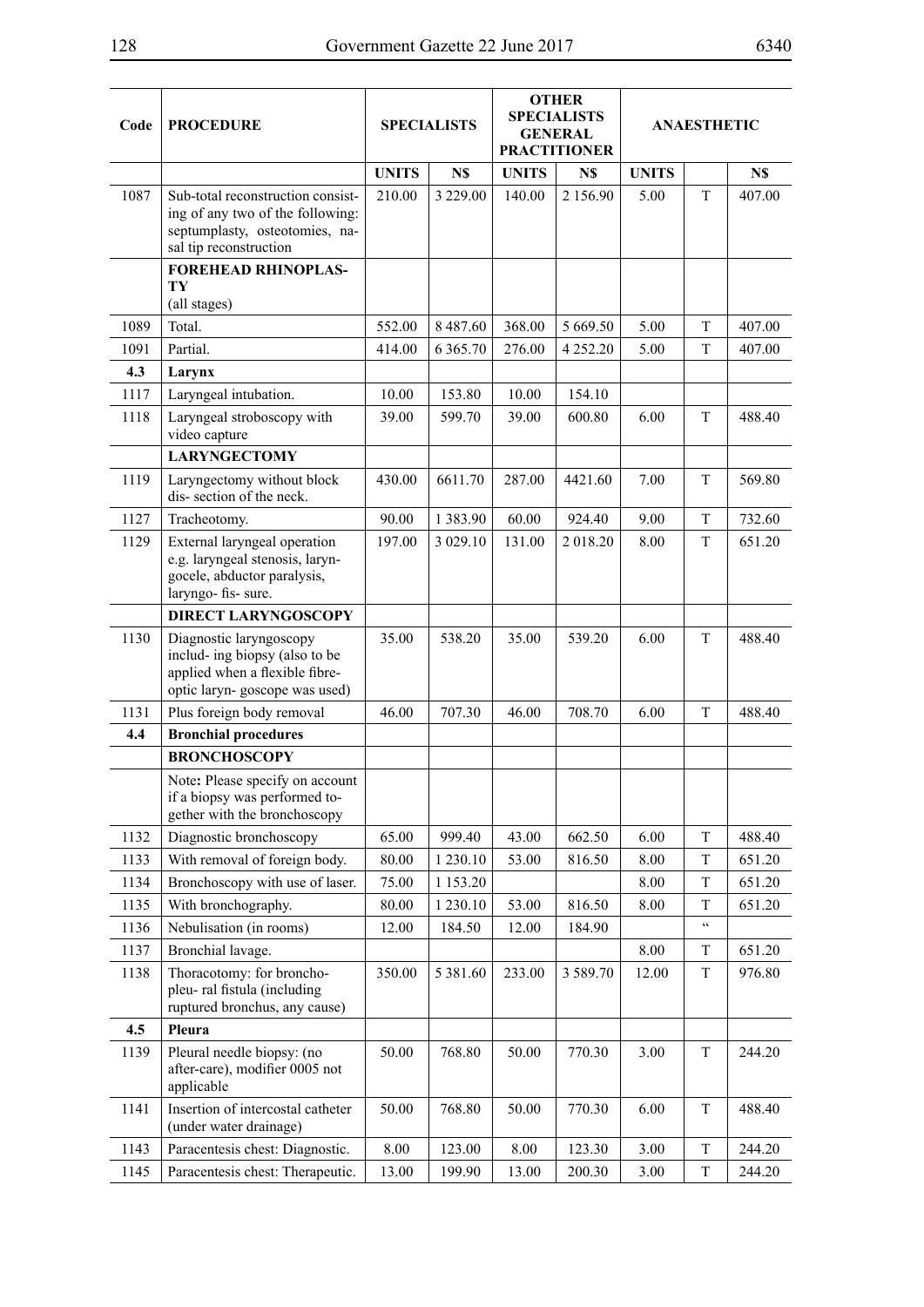| Code | PROCEDURE | SPECIALISTS | | OTHER SPECIALISTS GENERAL PRACTITIONER | | ANAESTHETIC | | |
|---|---|---|---|---|---|---|---|---|
| | | UNITS | N$ | UNITS | N$ | UNITS | | N$ |
| 1087 | Sub-total reconstruction consisting of any two of the following: septumplasty, osteotomies, nasal tip reconstruction | 210.00 | 3 229.00 | 140.00 | 2 156.90 | 5.00 | T | 407.00 |
| | **FOREHEAD RHINOPLASTY** (all stages) | | | | | | | |
| 1089 | Total. | 552.00 | 8 487.60 | 368.00 | 5 669.50 | 5.00 | T | 407.00 |
| 1091 | Partial. | 414.00 | 6 365.70 | 276.00 | 4 252.20 | 5.00 | T | 407.00 |
| **4.3** | **Larynx** | | | | | | | |
| 1117 | Laryngeal intubation. | 10.00 | 153.80 | 10.00 | 154.10 | | | |
| 1118 | Laryngeal stroboscopy with video capture | 39.00 | 599.70 | 39.00 | 600.80 | 6.00 | T | 488.40 |
| | **LARYNGECTOMY** | | | | | | | |
| 1119 | Laryngectomy without block dis- section of the neck. | 430.00 | 6611.70 | 287.00 | 4421.60 | 7.00 | T | 569.80 |
| 1127 | Tracheotomy. | 90.00 | 1 383.90 | 60.00 | 924.40 | 9.00 | T | 732.60 |
| 1129 | External laryngeal operation e.g. laryngeal stenosis, laryngocele, abductor paralysis, laryngo- fis- sure. | 197.00 | 3 029.10 | 131.00 | 2 018.20 | 8.00 | T | 651.20 |
| | **DIRECT LARYNGOSCOPY** | | | | | | | |
| 1130 | Diagnostic laryngoscopy includ- ing biopsy (also to be applied when a flexible fibre-optic laryn- goscope was used) | 35.00 | 538.20 | 35.00 | 539.20 | 6.00 | T | 488.40 |
| 1131 | Plus foreign body removal | 46.00 | 707.30 | 46.00 | 708.70 | 6.00 | T | 488.40 |
| **4.4** | **Bronchial procedures** | | | | | | | |
| | **BRONCHOSCOPY** | | | | | | | |
| | Note**:** Please specify on account if a biopsy was performed together with the bronchoscopy | | | | | | | |
| 1132 | Diagnostic bronchoscopy | 65.00 | 999.40 | 43.00 | 662.50 | 6.00 | T | 488.40 |
| 1133 | With removal of foreign body. | 80.00 | 1 230.10 | 53.00 | 816.50 | 8.00 | T | 651.20 |
| 1134 | Bronchoscopy with use of laser. | 75.00 | 1 153.20 | | | 8.00 | T | 651.20 |
| 1135 | With bronchography. | 80.00 | 1 230.10 | 53.00 | 816.50 | 8.00 | T | 651.20 |
| 1136 | Nebulisation (in rooms) | 12.00 | 184.50 | 12.00 | 184.90 | | " | |
| 1137 | Bronchial lavage. | | | | | 8.00 | T | 651.20 |
| 1138 | Thoracotomy: for broncho-pleu- ral fistula (including ruptured bronchus, any cause) | 350.00 | 5 381.60 | 233.00 | 3 589.70 | 12.00 | T | 976.80 |
| **4.5** | **Pleura** | | | | | | | |
| 1139 | Pleural needle biopsy: (no after-care), modifier 0005 not applicable | 50.00 | 768.80 | 50.00 | 770.30 | 3.00 | T | 244.20 |
| 1141 | Insertion of intercostal catheter (under water drainage) | 50.00 | 768.80 | 50.00 | 770.30 | 6.00 | T | 488.40 |
| 1143 | Paracentesis chest: Diagnostic. | 8.00 | 123.00 | 8.00 | 123.30 | 3.00 | T | 244.20 |
| 1145 | Paracentesis chest: Therapeutic. | 13.00 | 199.90 | 13.00 | 200.30 | 3.00 | T | 244.20 |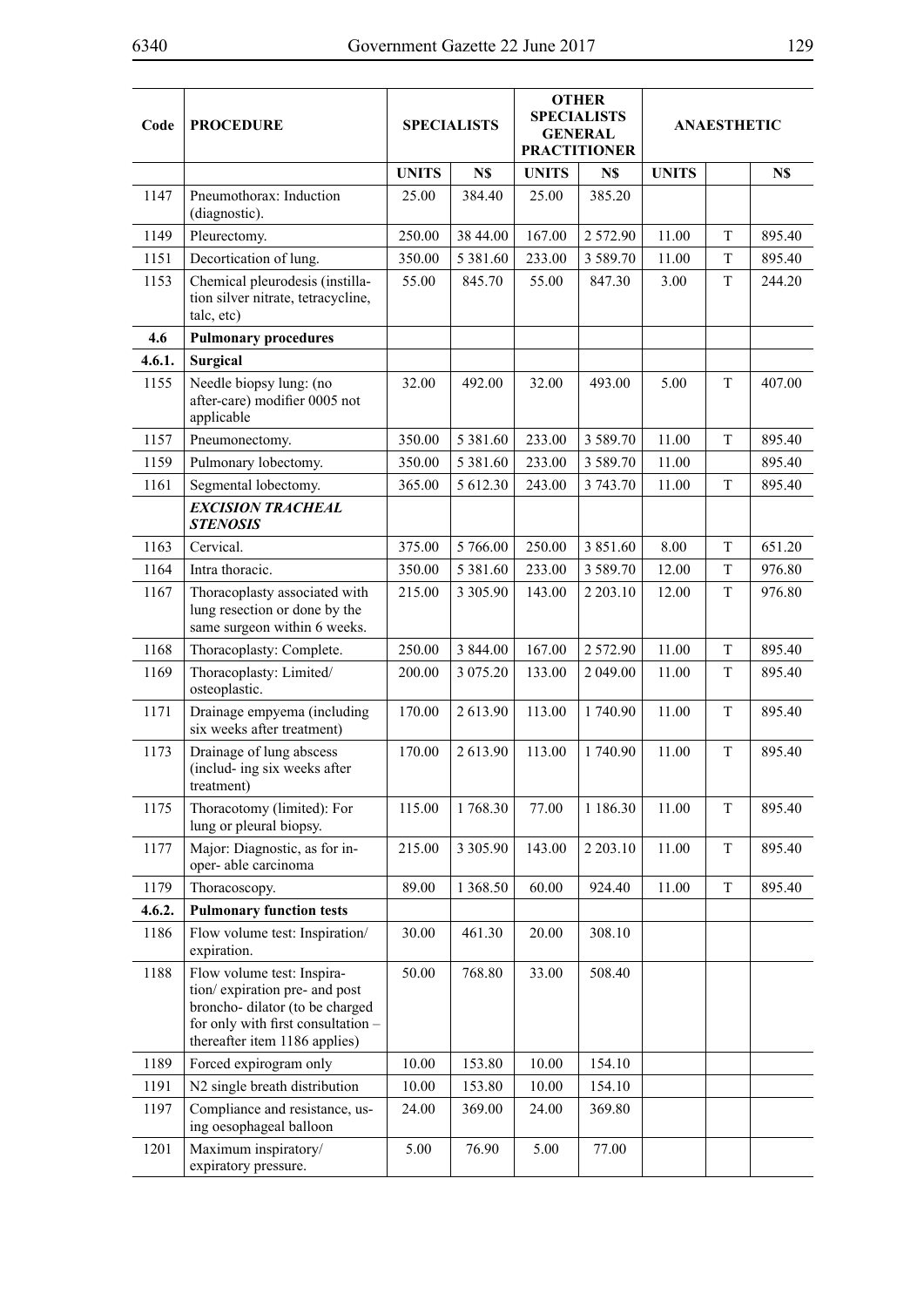| Code | PROCEDURE | SPECIALISTS | | OTHER SPECIALISTS GENERAL PRACTITIONER | | ANAESTHETIC | | |
|---|---|---|---|---|---|---|---|---|
| | | UNITS | N$ | UNITS | N$ | UNITS | | N$ |
| 1147 | Pneumothorax: Induction (diagnostic). | 25.00 | 384.40 | 25.00 | 385.20 | | | |
| 1149 | Pleurectomy. | 250.00 | 38 44.00 | 167.00 | 2 572.90 | 11.00 | T | 895.40 |
| 1151 | Decortication of lung. | 350.00 | 5 381.60 | 233.00 | 3 589.70 | 11.00 | T | 895.40 |
| 1153 | Chemical pleurodesis (instilla- tion silver nitrate, tetracycline, talc, etc) | 55.00 | 845.70 | 55.00 | 847.30 | 3.00 | T | 244.20 |
| **4.6** | **Pulmonary procedures** | | | | | | | |
| **4.6.1.** | **Surgical** | | | | | | | |
| 1155 | Needle biopsy lung: (no after-care) modifier 0005 not applicable | 32.00 | 492.00 | 32.00 | 493.00 | 5.00 | T | 407.00 |
| 1157 | Pneumonectomy. | 350.00 | 5 381.60 | 233.00 | 3 589.70 | 11.00 | T | 895.40 |
| 1159 | Pulmonary lobectomy. | 350.00 | 5 381.60 | 233.00 | 3 589.70 | 11.00 | | 895.40 |
| 1161 | Segmental lobectomy. | 365.00 | 5 612.30 | 243.00 | 3 743.70 | 11.00 | T | 895.40 |
| | ***EXCISION TRACHEAL STENOSIS*** | | | | | | | |
| 1163 | Cervical. | 375.00 | 5 766.00 | 250.00 | 3 851.60 | 8.00 | T | 651.20 |
| 1164 | Intra thoracic. | 350.00 | 5 381.60 | 233.00 | 3 589.70 | 12.00 | T | 976.80 |
| 1167 | Thoracoplasty associated with lung resection or done by the same surgeon within 6 weeks. | 215.00 | 3 305.90 | 143.00 | 2 203.10 | 12.00 | T | 976.80 |
| 1168 | Thoracoplasty: Complete. | 250.00 | 3 844.00 | 167.00 | 2 572.90 | 11.00 | T | 895.40 |
| 1169 | Thoracoplasty: Limited/ osteoplastic. | 200.00 | 3 075.20 | 133.00 | 2 049.00 | 11.00 | T | 895.40 |
| 1171 | Drainage empyema (including six weeks after treatment) | 170.00 | 2 613.90 | 113.00 | 1 740.90 | 11.00 | T | 895.40 |
| 1173 | Drainage of lung abscess (includ- ing six weeks after treatment) | 170.00 | 2 613.90 | 113.00 | 1 740.90 | 11.00 | T | 895.40 |
| 1175 | Thoracotomy (limited): For lung or pleural biopsy. | 115.00 | 1 768.30 | 77.00 | 1 186.30 | 11.00 | T | 895.40 |
| 1177 | Major: Diagnostic, as for in- oper- able carcinoma | 215.00 | 3 305.90 | 143.00 | 2 203.10 | 11.00 | T | 895.40 |
| 1179 | Thoracoscopy. | 89.00 | 1 368.50 | 60.00 | 924.40 | 11.00 | T | 895.40 |
| **4.6.2.** | **Pulmonary function tests** | | | | | | | |
| 1186 | Flow volume test: Inspiration/ expiration. | 30.00 | 461.30 | 20.00 | 308.10 | | | |
| 1188 | Flow volume test: Inspira- tion/ expiration pre- and post broncho- dilator (to be charged for only with first consultation – thereafter item 1186 applies) | 50.00 | 768.80 | 33.00 | 508.40 | | | |
| 1189 | Forced expirogram only | 10.00 | 153.80 | 10.00 | 154.10 | | | |
| 1191 | N2 single breath distribution | 10.00 | 153.80 | 10.00 | 154.10 | | | |
| 1197 | Compliance and resistance, us- ing oesophageal balloon | 24.00 | 369.00 | 24.00 | 369.80 | | | |
| 1201 | Maximum inspiratory/ expiratory pressure. | 5.00 | 76.90 | 5.00 | 77.00 | | | |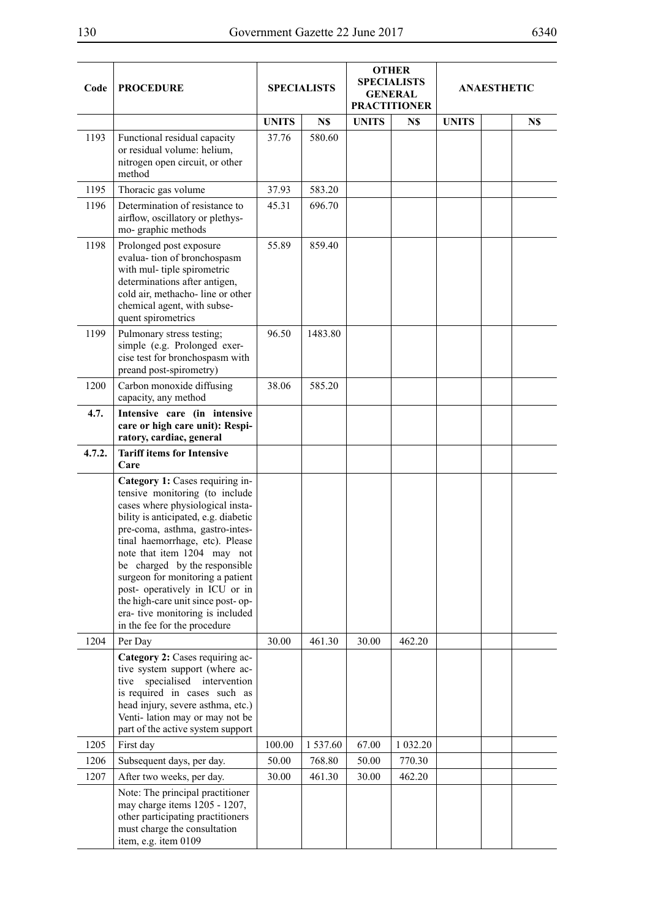| Code | PROCEDURE | SPECIALISTS | | OTHER SPECIALISTS GENERAL PRACTITIONER | | ANAESTHETIC | | |
|---|---|---|---|---|---|---|---|---|
| | | UNITS | N$ | UNITS | N$ | UNITS | | N$ |
| 1193 | Functional residual capacity or residual volume: helium, nitrogen open circuit, or other method | 37.76 | 580.60 | | | | | |
| 1195 | Thoracic gas volume | 37.93 | 583.20 | | | | | |
| 1196 | Determination of resistance to airflow, oscillatory or plethys- mo- graphic methods | 45.31 | 696.70 | | | | | |
| 1198 | Prolonged post exposure evalua- tion of bronchospasm with mul- tiple spirometric determinations after antigen, cold air, methacho- line or other chemical agent, with subse- quent spirometrics | 55.89 | 859.40 | | | | | |
| 1199 | Pulmonary stress testing; simple (e.g. Prolonged exer- cise test for bronchospasm with preand post-spirometry) | 96.50 | 1483.80 | | | | | |
| 1200 | Carbon monoxide diffusing capacity, any method | 38.06 | 585.20 | | | | | |
| **4.7.** | **Intensive care (in intensive care or high care unit): Respi- ratory, cardiac, general** | | | | | | | |
| **4.7.2.** | **Tariff items for Intensive Care** | | | | | | | |
| | **Category 1:** Cases requiring in- tensive monitoring (to include cases where physiological insta- bility is anticipated, e.g. diabetic pre-coma, asthma, gastro-intes- tinal haemorrhage, etc). Please note that item 1204 may not be charged by the responsible surgeon for monitoring a patient post- operatively in ICU or in the high-care unit since post- op- era- tive monitoring is included in the fee for the procedure | | | | | | | |
| 1204 | Per Day | 30.00 | 461.30 | 30.00 | 462.20 | | | |
| | **Category 2:** Cases requiring ac- tive system support (where ac- tive specialised intervention is required in cases such as head injury, severe asthma, etc.) Venti- lation may or may not be part of the active system support | | | | | | | |
| 1205 | First day | 100.00 | 1 537.60 | 67.00 | 1 032.20 | | | |
| 1206 | Subsequent days, per day. | 50.00 | 768.80 | 50.00 | 770.30 | | | |
| 1207 | After two weeks, per day. | 30.00 | 461.30 | 30.00 | 462.20 | | | |
| | Note: The principal practitioner may charge items 1205 - 1207, other participating practitioners must charge the consultation item, e.g. item 0109 | | | | | | | |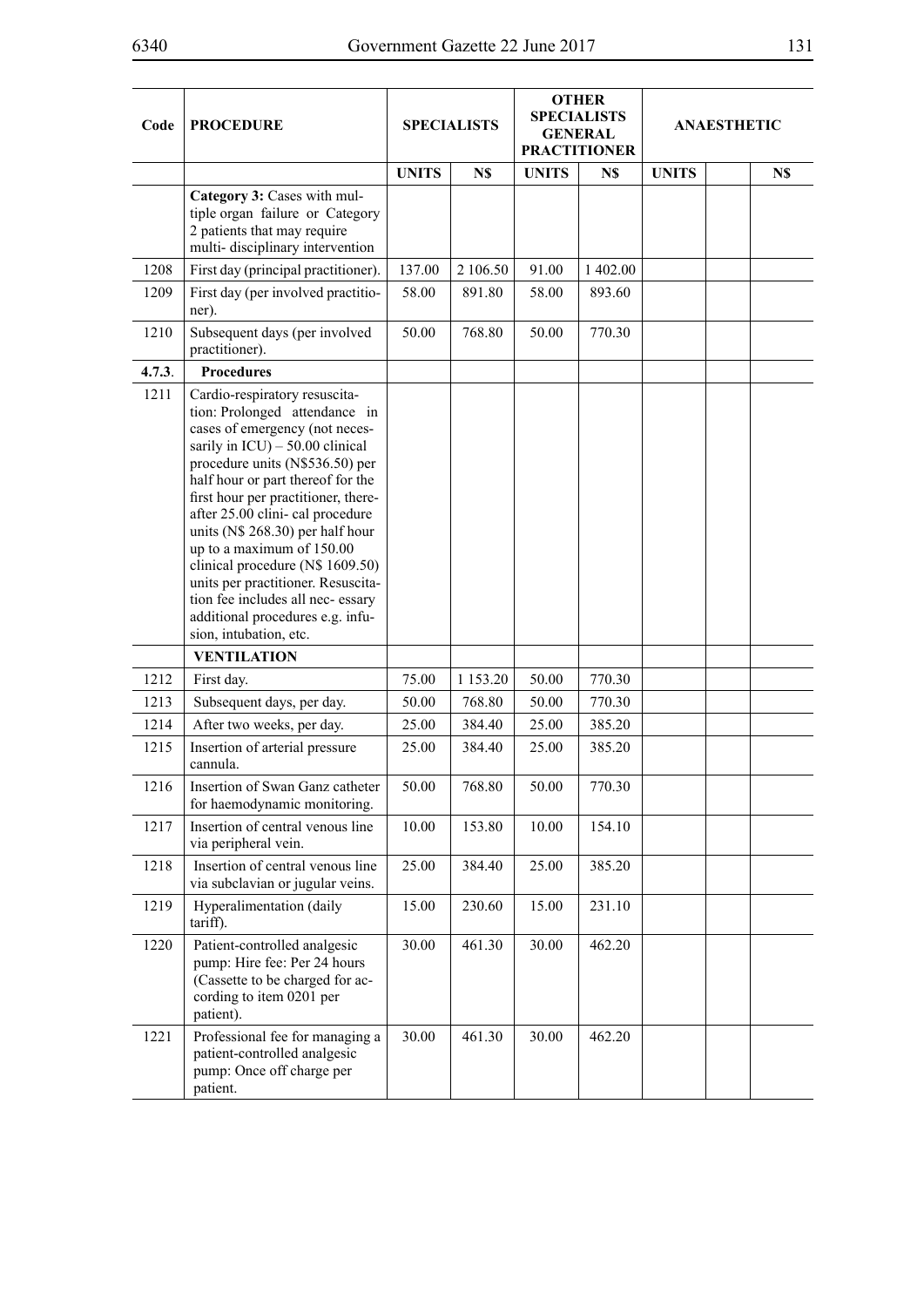| Code | PROCEDURE | SPECIALISTS | | OTHER SPECIALISTS GENERAL PRACTITIONER | | ANAESTHETIC | | |
|---|---|---|---|---|---|---|---|---|
| | | UNITS | N$ | UNITS | N$ | UNITS | | N$ |
| | **Category 3:** Cases with multiple organ failure or Category 2 patients that may require multi- disciplinary intervention | | | | | | | |
| 1208 | First day (principal practitioner). | 137.00 | 2 106.50 | 91.00 | 1 402.00 | | | |
| 1209 | First day (per involved practitioner). | 58.00 | 891.80 | 58.00 | 893.60 | | | |
| 1210 | Subsequent days (per involved practitioner). | 50.00 | 768.80 | 50.00 | 770.30 | | | |
| **4.7.3.** | **Procedures** | | | | | | | |
| 1211 | Cardio-respiratory resuscitation: Prolonged attendance in cases of emergency (not necessarily in ICU) – 50.00 clinical procedure units (N$536.50) per half hour or part thereof for the first hour per practitioner, thereafter 25.00 clini- cal procedure units (N$ 268.30) per half hour up to a maximum of 150.00 clinical procedure (N$ 1609.50) units per practitioner. Resuscitation fee includes all nec- essary additional procedures e.g. infusion, intubation, etc. | | | | | | | |
| | **VENTILATION** | | | | | | | |
| 1212 | First day. | 75.00 | 1 153.20 | 50.00 | 770.30 | | | |
| 1213 | Subsequent days, per day. | 50.00 | 768.80 | 50.00 | 770.30 | | | |
| 1214 | After two weeks, per day. | 25.00 | 384.40 | 25.00 | 385.20 | | | |
| 1215 | Insertion of arterial pressure cannula. | 25.00 | 384.40 | 25.00 | 385.20 | | | |
| 1216 | Insertion of Swan Ganz catheter for haemodynamic monitoring. | 50.00 | 768.80 | 50.00 | 770.30 | | | |
| 1217 | Insertion of central venous line via peripheral vein. | 10.00 | 153.80 | 10.00 | 154.10 | | | |
| 1218 | Insertion of central venous line via subclavian or jugular veins. | 25.00 | 384.40 | 25.00 | 385.20 | | | |
| 1219 | Hyperalimentation (daily tariff). | 15.00 | 230.60 | 15.00 | 231.10 | | | |
| 1220 | Patient-controlled analgesic pump: Hire fee: Per 24 hours (Cassette to be charged for according to item 0201 per patient). | 30.00 | 461.30 | 30.00 | 462.20 | | | |
| 1221 | Professional fee for managing a patient-controlled analgesic pump: Once off charge per patient. | 30.00 | 461.30 | 30.00 | 462.20 | | | |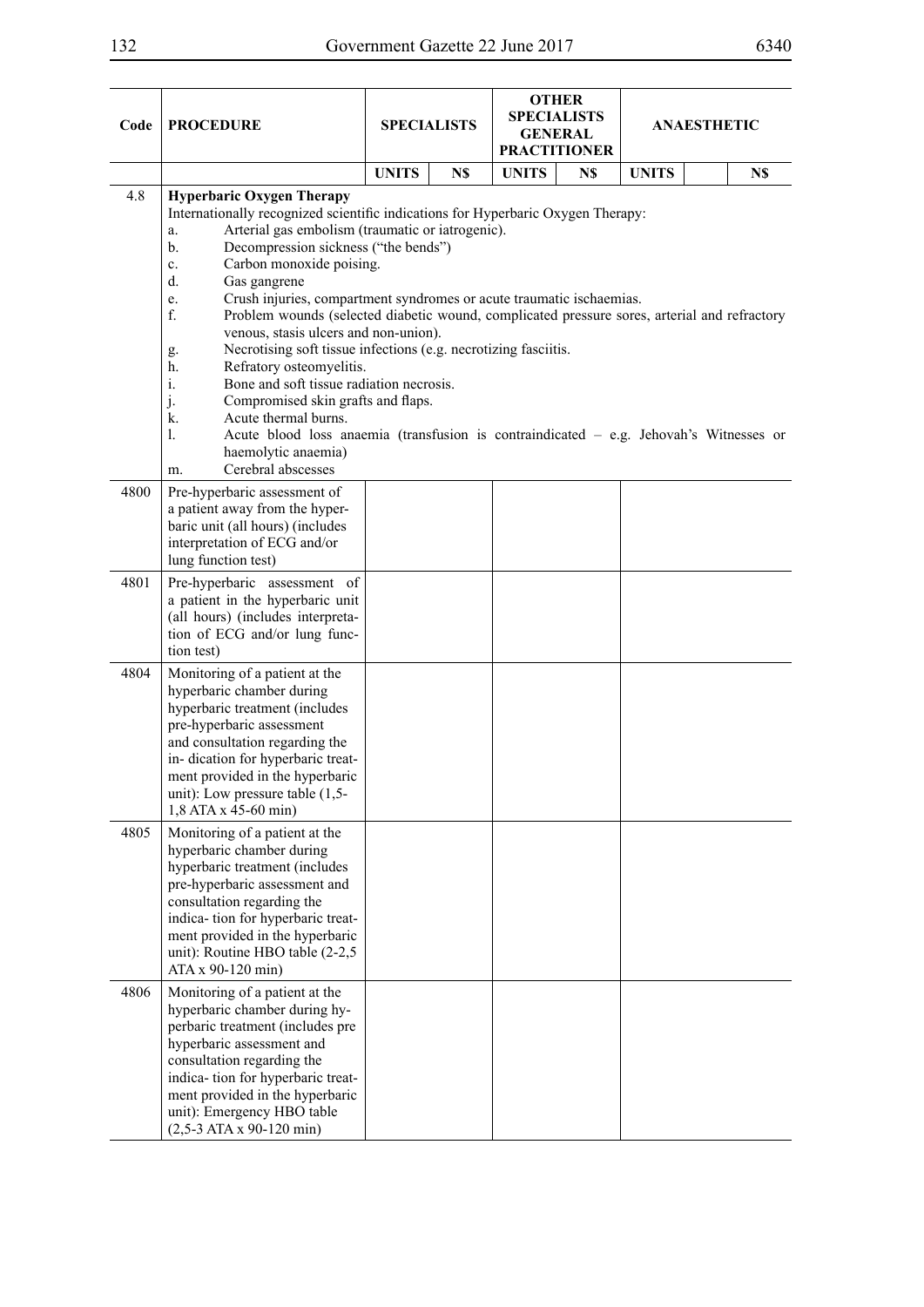| Code | PROCEDURE | SPECIALISTS | | OTHER SPECIALISTS GENERAL PRACTITIONER | | ANAESTHETIC | | |
|---|---|---|---|---|---|---|---|---|
| | | UNITS | N$ | UNITS | N$ | UNITS | | N$ |
| 4.8 | **Hyperbaric Oxygen Therapy**<br>Internationally recognized scientific indications for Hyperbaric Oxygen Therapy:<br>a. Arterial gas embolism (traumatic or iatrogenic).<br>b. Decompression sickness ("the bends")<br>c. Carbon monoxide poising.<br>d. Gas gangrene<br>e. Crush injuries, compartment syndromes or acute traumatic ischaemias.<br>f. Problem wounds (selected diabetic wound, complicated pressure sores, arterial and refractory venous, stasis ulcers and non-union).<br>g. Necrotising soft tissue infections (e.g. necrotizing fasciitis.<br>h. Refratory osteomyelitis.<br>i. Bone and soft tissue radiation necrosis.<br>j. Compromised skin grafts and flaps.<br>k. Acute thermal burns.<br>l. Acute blood loss anaemia (transfusion is contraindicated – e.g. Jehovah's Witnesses or haemolytic anaemia)<br>m. Cerebral abscesses | | | | | | | |
| 4800 | Pre-hyperbaric assessment of a patient away from the hyperbaric unit (all hours) (includes interpretation of ECG and/or lung function test) | | | | | | | |
| 4801 | Pre-hyperbaric assessment of a patient in the hyperbaric unit (all hours) (includes interpretation of ECG and/or lung function test) | | | | | | | |
| 4804 | Monitoring of a patient at the hyperbaric chamber during hyperbaric treatment (includes pre-hyperbaric assessment and consultation regarding the in- dication for hyperbaric treatment provided in the hyperbaric unit): Low pressure table (1,5-1,8 ATA x 45-60 min) | | | | | | | |
| 4805 | Monitoring of a patient at the hyperbaric chamber during hyperbaric treatment (includes pre-hyperbaric assessment and consultation regarding the indica- tion for hyperbaric treatment provided in the hyperbaric unit): Routine HBO table (2-2,5 ATA x 90-120 min) | | | | | | | |
| 4806 | Monitoring of a patient at the hyperbaric chamber during hyperbaric treatment (includes pre hyperbaric assessment and consultation regarding the indica- tion for hyperbaric treatment provided in the hyperbaric unit): Emergency HBO table (2,5-3 ATA x 90-120 min) | | | | | | | |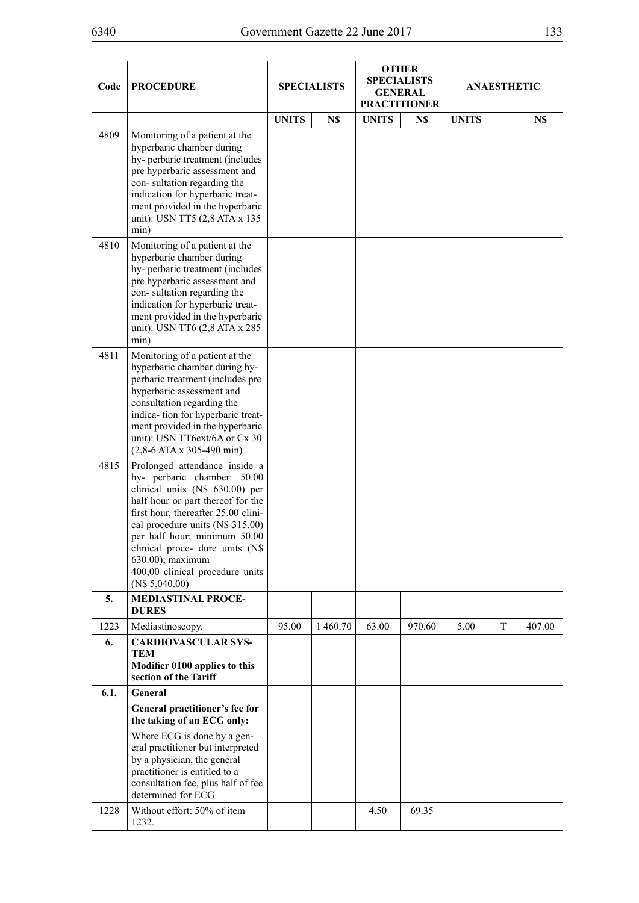| Code | PROCEDURE | SPECIALISTS | | OTHER SPECIALISTS GENERAL PRACTITIONER | | ANAESTHETIC | | |
|---|---|---|---|---|---|---|---|---|
| | | UNITS | N$ | UNITS | N$ | UNITS | | N$ |
| 4809 | Monitoring of a patient at the hyperbaric chamber during hy- perbaric treatment (includes pre hyperbaric assessment and con- sultation regarding the indication for hyperbaric treat- ment provided in the hyperbaric unit): USN TT5 (2,8 ATA x 135 min) | | | | | | | |
| 4810 | Monitoring of a patient at the hyperbaric chamber during hy- perbaric treatment (includes pre hyperbaric assessment and con- sultation regarding the indication for hyperbaric treat- ment provided in the hyperbaric unit): USN TT6 (2,8 ATA x 285 min) | | | | | | | |
| 4811 | Monitoring of a patient at the hyperbaric chamber during hy- perbaric treatment (includes pre hyperbaric assessment and consultation regarding the indica- tion for hyperbaric treat- ment provided in the hyperbaric unit): USN TT6ext/6A or Cx 30 (2,8-6 ATA x 305-490 min) | | | | | | | |
| 4815 | Prolonged attendance inside a hy- perbaric chamber: 50.00 clinical units (N$ 630.00) per half hour or part thereof for the first hour, thereafter 25.00 clini- cal procedure units (N$ 315.00) per half hour; minimum 50.00 clinical proce- dure units (N$ 630.00); maximum 400,00 clinical procedure units (N$ 5,040.00) | | | | | | | |
| **5.** | **MEDIASTINAL PROCE- DURES** | | | | | | | |
| 1223 | Mediastinoscopy. | 95.00 | 1 460.70 | 63.00 | 970.60 | 5.00 | T | 407.00 |
| **6.** | **CARDIOVASCULAR SYS- TEM** **Modifier 0100 applies to this section of the Tariff** | | | | | | | |
| **6.1.** | **General** | | | | | | | |
| | **General practitioner's fee for the taking of an ECG only:** | | | | | | | |
| | Where ECG is done by a gen- eral practitioner but interpreted by a physician, the general practitioner is entitled to a consultation fee, plus half of fee determined for ECG | | | | | | | |
| 1228 | Without effort: 50% of item 1232. | | | 4.50 | 69.35 | | | |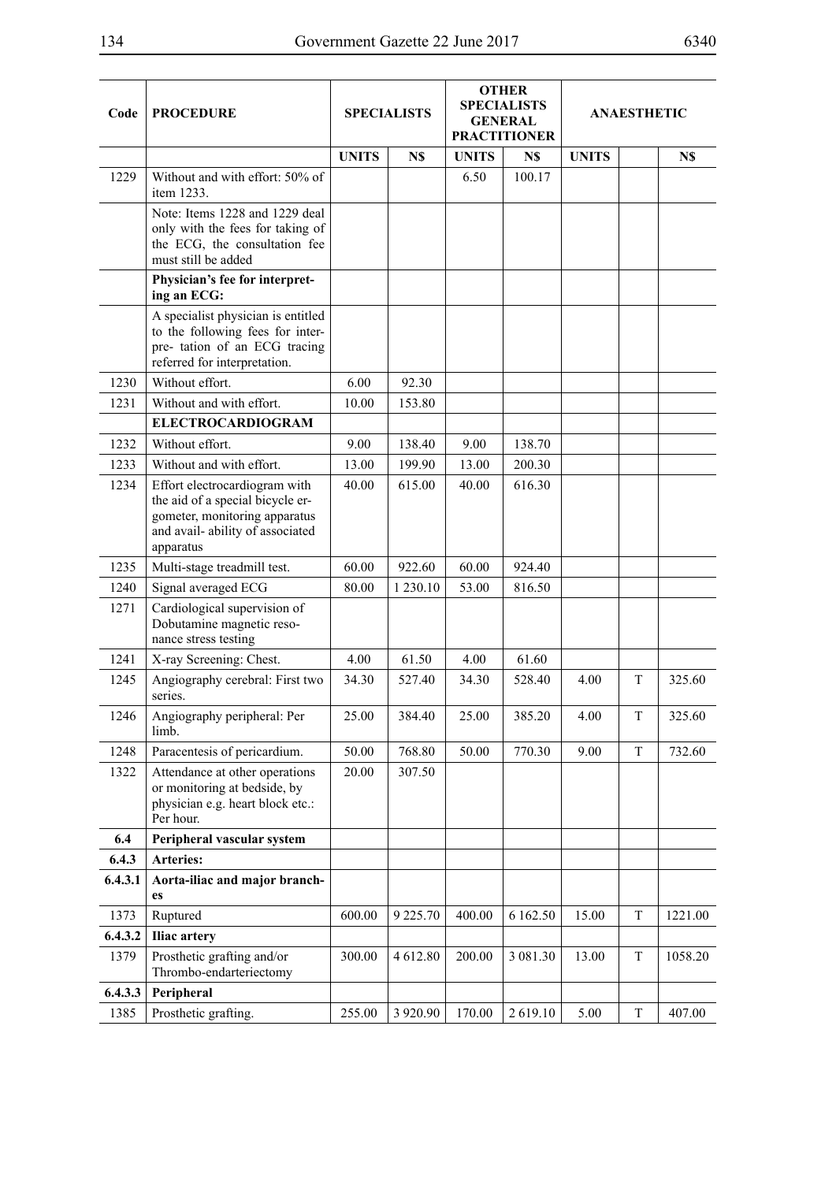| Code | PROCEDURE | SPECIALISTS | | OTHER SPECIALISTS GENERAL PRACTITIONER | | ANAESTHETIC | | |
|---|---|---|---|---|---|---|---|---|
| | | UNITS | N$ | UNITS | N$ | UNITS | | N$ |
| 1229 | Without and with effort: 50% of item 1233. | | | 6.50 | 100.17 | | | |
| | Note: Items 1228 and 1229 deal only with the fees for taking of the ECG, the consultation fee must still be added | | | | | | | |
| | **Physician's fee for interpreting an ECG:** | | | | | | | |
| | A specialist physician is entitled to the following fees for inter- pre- tation of an ECG tracing referred for interpretation. | | | | | | | |
| 1230 | Without effort. | 6.00 | 92.30 | | | | | |
| 1231 | Without and with effort. | 10.00 | 153.80 | | | | | |
| | **ELECTROCARDIOGRAM** | | | | | | | |
| 1232 | Without effort. | 9.00 | 138.40 | 9.00 | 138.70 | | | |
| 1233 | Without and with effort. | 13.00 | 199.90 | 13.00 | 200.30 | | | |
| 1234 | Effort electrocardiogram with the aid of a special bicycle ergometer, monitoring apparatus and avail- ability of associated apparatus | 40.00 | 615.00 | 40.00 | 616.30 | | | |
| 1235 | Multi-stage treadmill test. | 60.00 | 922.60 | 60.00 | 924.40 | | | |
| 1240 | Signal averaged ECG | 80.00 | 1 230.10 | 53.00 | 816.50 | | | |
| 1271 | Cardiological supervision of Dobutamine magnetic resonance stress testing | | | | | | | |
| 1241 | X-ray Screening: Chest. | 4.00 | 61.50 | 4.00 | 61.60 | | | |
| 1245 | Angiography cerebral: First two series. | 34.30 | 527.40 | 34.30 | 528.40 | 4.00 | T | 325.60 |
| 1246 | Angiography peripheral: Per limb. | 25.00 | 384.40 | 25.00 | 385.20 | 4.00 | T | 325.60 |
| 1248 | Paracentesis of pericardium. | 50.00 | 768.80 | 50.00 | 770.30 | 9.00 | T | 732.60 |
| 1322 | Attendance at other operations or monitoring at bedside, by physician e.g. heart block etc.: Per hour. | 20.00 | 307.50 | | | | | |
| **6.4** | **Peripheral vascular system** | | | | | | | |
| **6.4.3** | **Arteries:** | | | | | | | |
| **6.4.3.1** | **Aorta-iliac and major branches** | | | | | | | |
| 1373 | Ruptured | 600.00 | 9 225.70 | 400.00 | 6 162.50 | 15.00 | T | 1221.00 |
| **6.4.3.2** | **Iliac artery** | | | | | | | |
| 1379 | Prosthetic grafting and/or Thrombo-endarteriectomy | 300.00 | 4 612.80 | 200.00 | 3 081.30 | 13.00 | T | 1058.20 |
| **6.4.3.3** | **Peripheral** | | | | | | | |
| 1385 | Prosthetic grafting. | 255.00 | 3 920.90 | 170.00 | 2 619.10 | 5.00 | T | 407.00 |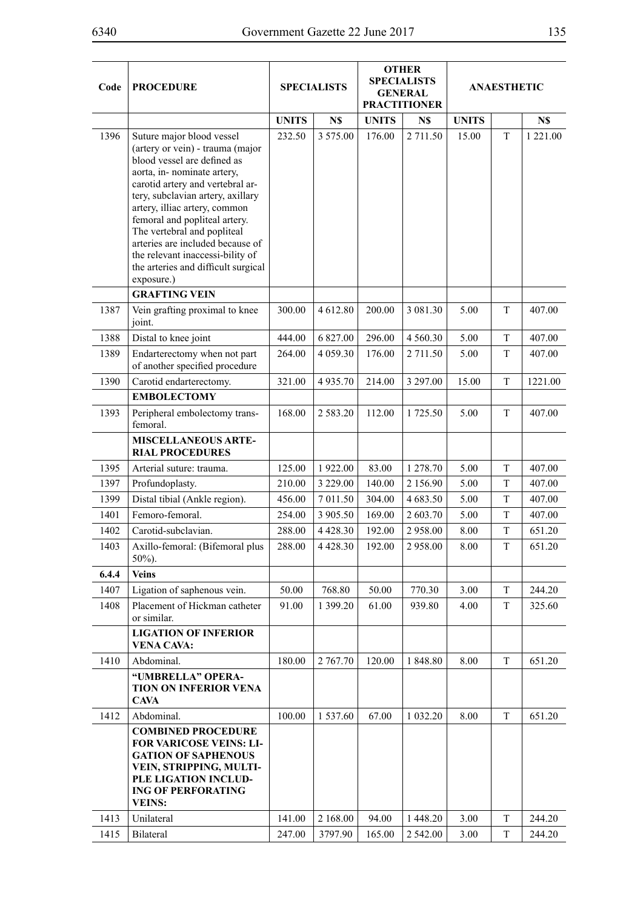| Code | PROCEDURE | SPECIALISTS | | OTHER SPECIALISTS GENERAL PRACTITIONER | | ANAESTHETIC | | |
|---|---|---|---|---|---|---|---|---|
| | | UNITS | N$ | UNITS | N$ | UNITS | | N$ |
| 1396 | Suture major blood vessel (artery or vein) - trauma (major blood vessel are defined as aorta, in- nominate artery, carotid artery and vertebral artery, subclavian artery, axillary artery, illiac artery, common femoral and popliteal artery. The vertebral and popliteal arteries are included because of the relevant inaccessi-bility of the arteries and difficult surgical exposure.) | 232.50 | 3 575.00 | 176.00 | 2 711.50 | 15.00 | T | 1 221.00 |
| | **GRAFTING VEIN** | | | | | | | |
| 1387 | Vein grafting proximal to knee joint. | 300.00 | 4 612.80 | 200.00 | 3 081.30 | 5.00 | T | 407.00 |
| 1388 | Distal to knee joint | 444.00 | 6 827.00 | 296.00 | 4 560.30 | 5.00 | T | 407.00 |
| 1389 | Endarterectomy when not part of another specified procedure | 264.00 | 4 059.30 | 176.00 | 2 711.50 | 5.00 | T | 407.00 |
| 1390 | Carotid endarterectomy. | 321.00 | 4 935.70 | 214.00 | 3 297.00 | 15.00 | T | 1221.00 |
| | **EMBOLECTOMY** | | | | | | | |
| 1393 | Peripheral embolectomy trans-femoral. | 168.00 | 2 583.20 | 112.00 | 1 725.50 | 5.00 | T | 407.00 |
| | **MISCELLANEOUS ARTERIAL PROCEDURES** | | | | | | | |
| 1395 | Arterial suture: trauma. | 125.00 | 1 922.00 | 83.00 | 1 278.70 | 5.00 | T | 407.00 |
| 1397 | Profundoplasty. | 210.00 | 3 229.00 | 140.00 | 2 156.90 | 5.00 | T | 407.00 |
| 1399 | Distal tibial (Ankle region). | 456.00 | 7 011.50 | 304.00 | 4 683.50 | 5.00 | T | 407.00 |
| 1401 | Femoro-femoral. | 254.00 | 3 905.50 | 169.00 | 2 603.70 | 5.00 | T | 407.00 |
| 1402 | Carotid-subclavian. | 288.00 | 4 428.30 | 192.00 | 2 958.00 | 8.00 | T | 651.20 |
| 1403 | Axillo-femoral: (Bifemoral plus 50%). | 288.00 | 4 428.30 | 192.00 | 2 958.00 | 8.00 | T | 651.20 |
| **6.4.4** | **Veins** | | | | | | | |
| 1407 | Ligation of saphenous vein. | 50.00 | 768.80 | 50.00 | 770.30 | 3.00 | T | 244.20 |
| 1408 | Placement of Hickman catheter or similar. | 91.00 | 1 399.20 | 61.00 | 939.80 | 4.00 | T | 325.60 |
| | **LIGATION OF INFERIOR VENA CAVA:** | | | | | | | |
| 1410 | Abdominal. | 180.00 | 2 767.70 | 120.00 | 1 848.80 | 8.00 | T | 651.20 |
| | **"UMBRELLA" OPERATION ON INFERIOR VENA CAVA** | | | | | | | |
| 1412 | Abdominal. | 100.00 | 1 537.60 | 67.00 | 1 032.20 | 8.00 | T | 651.20 |
| | **COMBINED PROCEDURE FOR VARICOSE VEINS: LIGATION OF SAPHENOUS VEIN, STRIPPING, MULTIPLE LIGATION INCLUDING OF PERFORATING VEINS:** | | | | | | | |
| 1413 | Unilateral | 141.00 | 2 168.00 | 94.00 | 1 448.20 | 3.00 | T | 244.20 |
| 1415 | Bilateral | 247.00 | 3797.90 | 165.00 | 2 542.00 | 3.00 | T | 244.20 |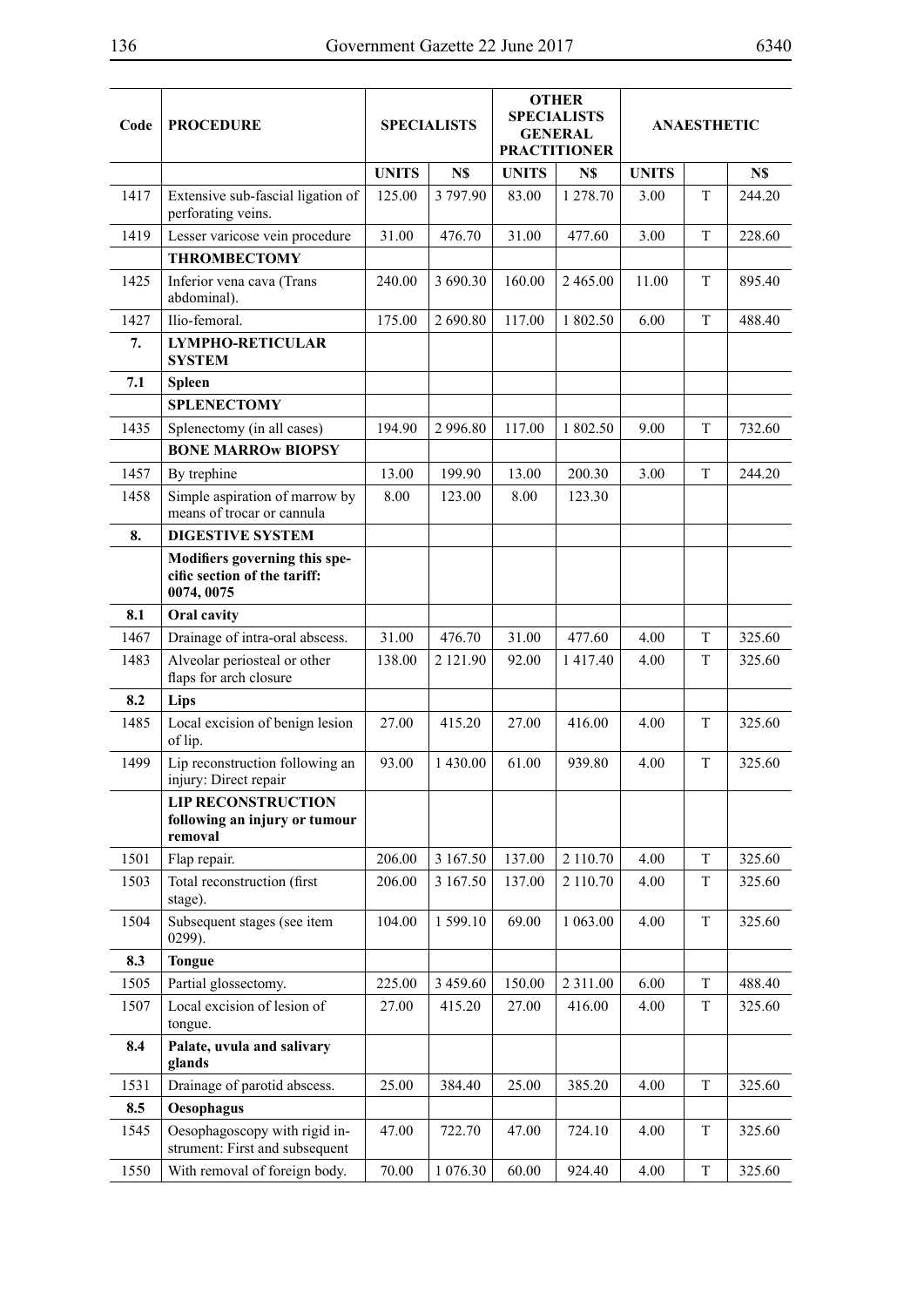| Code | PROCEDURE | SPECIALISTS | | OTHER SPECIALISTS GENERAL PRACTITIONER | | ANAESTHETIC | | |
|---|---|---|---|---|---|---|---|---|
| | | UNITS | N$ | UNITS | N$ | UNITS | | N$ |
| 1417 | Extensive sub-fascial ligation of perforating veins. | 125.00 | 3 797.90 | 83.00 | 1 278.70 | 3.00 | T | 244.20 |
| 1419 | Lesser varicose vein procedure | 31.00 | 476.70 | 31.00 | 477.60 | 3.00 | T | 228.60 |
| | **THROMBECTOMY** | | | | | | | |
| 1425 | Inferior vena cava (Trans abdominal). | 240.00 | 3 690.30 | 160.00 | 2 465.00 | 11.00 | T | 895.40 |
| 1427 | Ilio-femoral. | 175.00 | 2 690.80 | 117.00 | 1 802.50 | 6.00 | T | 488.40 |
| **7.** | **LYMPHO-RETICULAR SYSTEM** | | | | | | | |
| **7.1** | **Spleen** | | | | | | | |
| | **SPLENECTOMY** | | | | | | | |
| 1435 | Splenectomy (in all cases) | 194.90 | 2 996.80 | 117.00 | 1 802.50 | 9.00 | T | 732.60 |
| | **BONE MARROw BIOPSY** | | | | | | | |
| 1457 | By trephine | 13.00 | 199.90 | 13.00 | 200.30 | 3.00 | T | 244.20 |
| 1458 | Simple aspiration of marrow by means of trocar or cannula | 8.00 | 123.00 | 8.00 | 123.30 | | | |
| **8.** | **DIGESTIVE SYSTEM** | | | | | | | |
| | **Modifiers governing this specific section of the tariff: 0074, 0075** | | | | | | | |
| **8.1** | **Oral cavity** | | | | | | | |
| 1467 | Drainage of intra-oral abscess. | 31.00 | 476.70 | 31.00 | 477.60 | 4.00 | T | 325.60 |
| 1483 | Alveolar periosteal or other flaps for arch closure | 138.00 | 2 121.90 | 92.00 | 1 417.40 | 4.00 | T | 325.60 |
| **8.2** | **Lips** | | | | | | | |
| 1485 | Local excision of benign lesion of lip. | 27.00 | 415.20 | 27.00 | 416.00 | 4.00 | T | 325.60 |
| 1499 | Lip reconstruction following an injury: Direct repair | 93.00 | 1 430.00 | 61.00 | 939.80 | 4.00 | T | 325.60 |
| | **LIP RECONSTRUCTION following an injury or tumour removal** | | | | | | | |
| 1501 | Flap repair. | 206.00 | 3 167.50 | 137.00 | 2 110.70 | 4.00 | T | 325.60 |
| 1503 | Total reconstruction (first stage). | 206.00 | 3 167.50 | 137.00 | 2 110.70 | 4.00 | T | 325.60 |
| 1504 | Subsequent stages (see item 0299). | 104.00 | 1 599.10 | 69.00 | 1 063.00 | 4.00 | T | 325.60 |
| **8.3** | **Tongue** | | | | | | | |
| 1505 | Partial glossectomy. | 225.00 | 3 459.60 | 150.00 | 2 311.00 | 6.00 | T | 488.40 |
| 1507 | Local excision of lesion of tongue. | 27.00 | 415.20 | 27.00 | 416.00 | 4.00 | T | 325.60 |
| **8.4** | **Palate, uvula and salivary glands** | | | | | | | |
| 1531 | Drainage of parotid abscess. | 25.00 | 384.40 | 25.00 | 385.20 | 4.00 | T | 325.60 |
| **8.5** | **Oesophagus** | | | | | | | |
| 1545 | Oesophagoscopy with rigid instrument: First and subsequent | 47.00 | 722.70 | 47.00 | 724.10 | 4.00 | T | 325.60 |
| 1550 | With removal of foreign body. | 70.00 | 1 076.30 | 60.00 | 924.40 | 4.00 | T | 325.60 |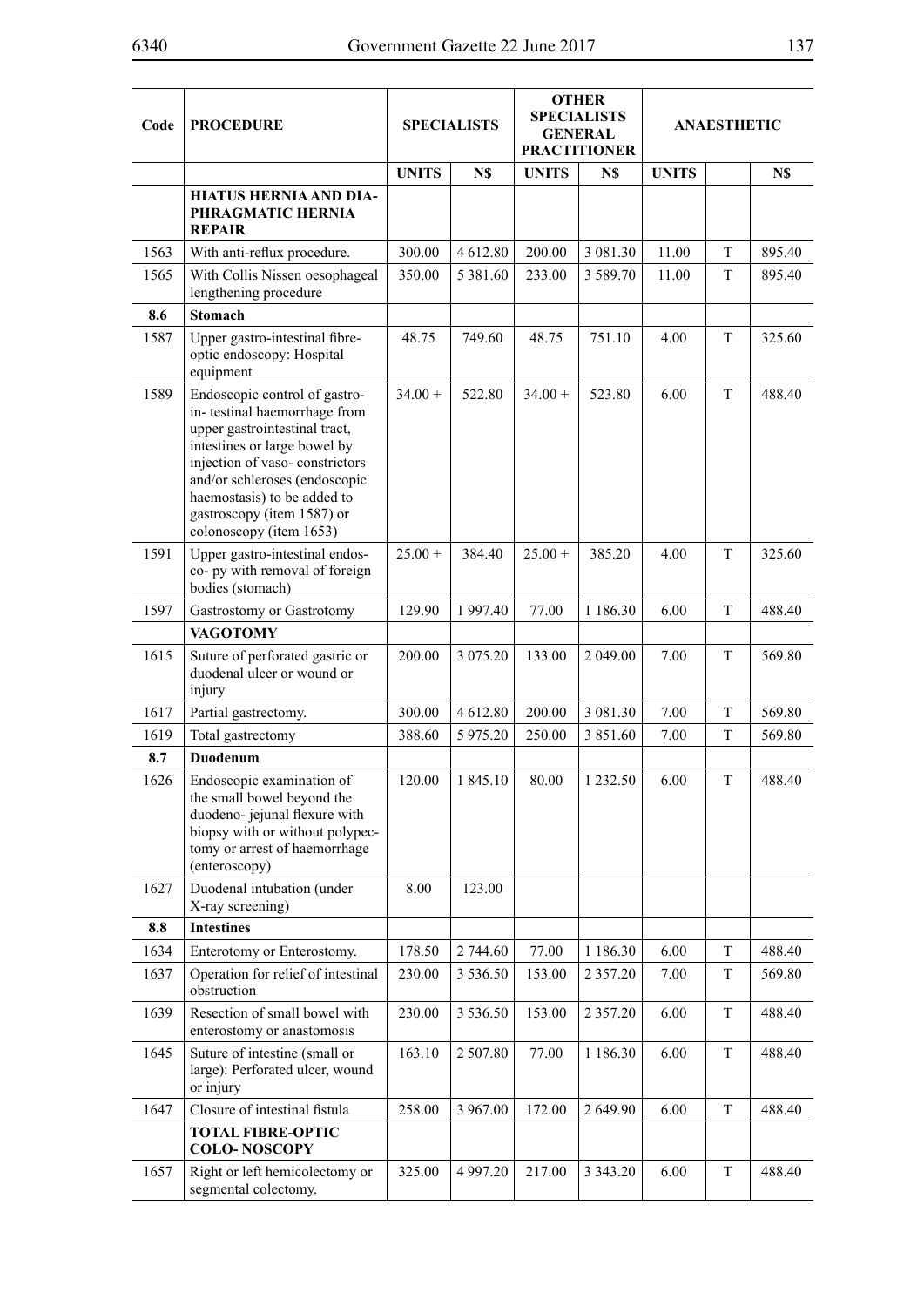| Code | PROCEDURE | SPECIALISTS | | OTHER SPECIALISTS GENERAL PRACTITIONER | | ANAESTHETIC | | |
|---|---|---|---|---|---|---|---|---|
| | | UNITS | N$ | UNITS | N$ | UNITS | | N$ |
| | **HIATUS HERNIA AND DIAPHRAGMATIC HERNIA REPAIR** | | | | | | | |
| 1563 | With anti-reflux procedure. | 300.00 | 4 612.80 | 200.00 | 3 081.30 | 11.00 | T | 895.40 |
| 1565 | With Collis Nissen oesophageal lengthening procedure | 350.00 | 5 381.60 | 233.00 | 3 589.70 | 11.00 | T | 895.40 |
| **8.6** | **Stomach** | | | | | | | |
| 1587 | Upper gastro-intestinal fibre-optic endoscopy: Hospital equipment | 48.75 | 749.60 | 48.75 | 751.10 | 4.00 | T | 325.60 |
| 1589 | Endoscopic control of gastro-in- testinal haemorrhage from upper gastrointestinal tract, intestines or large bowel by injection of vaso- constrictors and/or schleroses (endoscopic haemostasis) to be added to gastroscopy (item 1587) or colonoscopy (item 1653) | 34.00 + | 522.80 | 34.00 + | 523.80 | 6.00 | T | 488.40 |
| 1591 | Upper gastro-intestinal endos-co- py with removal of foreign bodies (stomach) | 25.00 + | 384.40 | 25.00 + | 385.20 | 4.00 | T | 325.60 |
| 1597 | Gastrostomy or Gastrotomy | 129.90 | 1 997.40 | 77.00 | 1 186.30 | 6.00 | T | 488.40 |
| | **VAGOTOMY** | | | | | | | |
| 1615 | Suture of perforated gastric or duodenal ulcer or wound or injury | 200.00 | 3 075.20 | 133.00 | 2 049.00 | 7.00 | T | 569.80 |
| 1617 | Partial gastrectomy. | 300.00 | 4 612.80 | 200.00 | 3 081.30 | 7.00 | T | 569.80 |
| 1619 | Total gastrectomy | 388.60 | 5 975.20 | 250.00 | 3 851.60 | 7.00 | T | 569.80 |
| **8.7** | **Duodenum** | | | | | | | |
| 1626 | Endoscopic examination of the small bowel beyond the duodeno- jejunal flexure with biopsy with or without polypec-tomy or arrest of haemorrhage (enteroscopy) | 120.00 | 1 845.10 | 80.00 | 1 232.50 | 6.00 | T | 488.40 |
| 1627 | Duodenal intubation (under X-ray screening) | 8.00 | 123.00 | | | | | |
| **8.8** | **Intestines** | | | | | | | |
| 1634 | Enterotomy or Enterostomy. | 178.50 | 2 744.60 | 77.00 | 1 186.30 | 6.00 | T | 488.40 |
| 1637 | Operation for relief of intestinal obstruction | 230.00 | 3 536.50 | 153.00 | 2 357.20 | 7.00 | T | 569.80 |
| 1639 | Resection of small bowel with enterostomy or anastomosis | 230.00 | 3 536.50 | 153.00 | 2 357.20 | 6.00 | T | 488.40 |
| 1645 | Suture of intestine (small or large): Perforated ulcer, wound or injury | 163.10 | 2 507.80 | 77.00 | 1 186.30 | 6.00 | T | 488.40 |
| 1647 | Closure of intestinal fistula | 258.00 | 3 967.00 | 172.00 | 2 649.90 | 6.00 | T | 488.40 |
| | **TOTAL FIBRE-OPTIC COLO- NOSCOPY** | | | | | | | |
| 1657 | Right or left hemicolectomy or segmental colectomy. | 325.00 | 4 997.20 | 217.00 | 3 343.20 | 6.00 | T | 488.40 |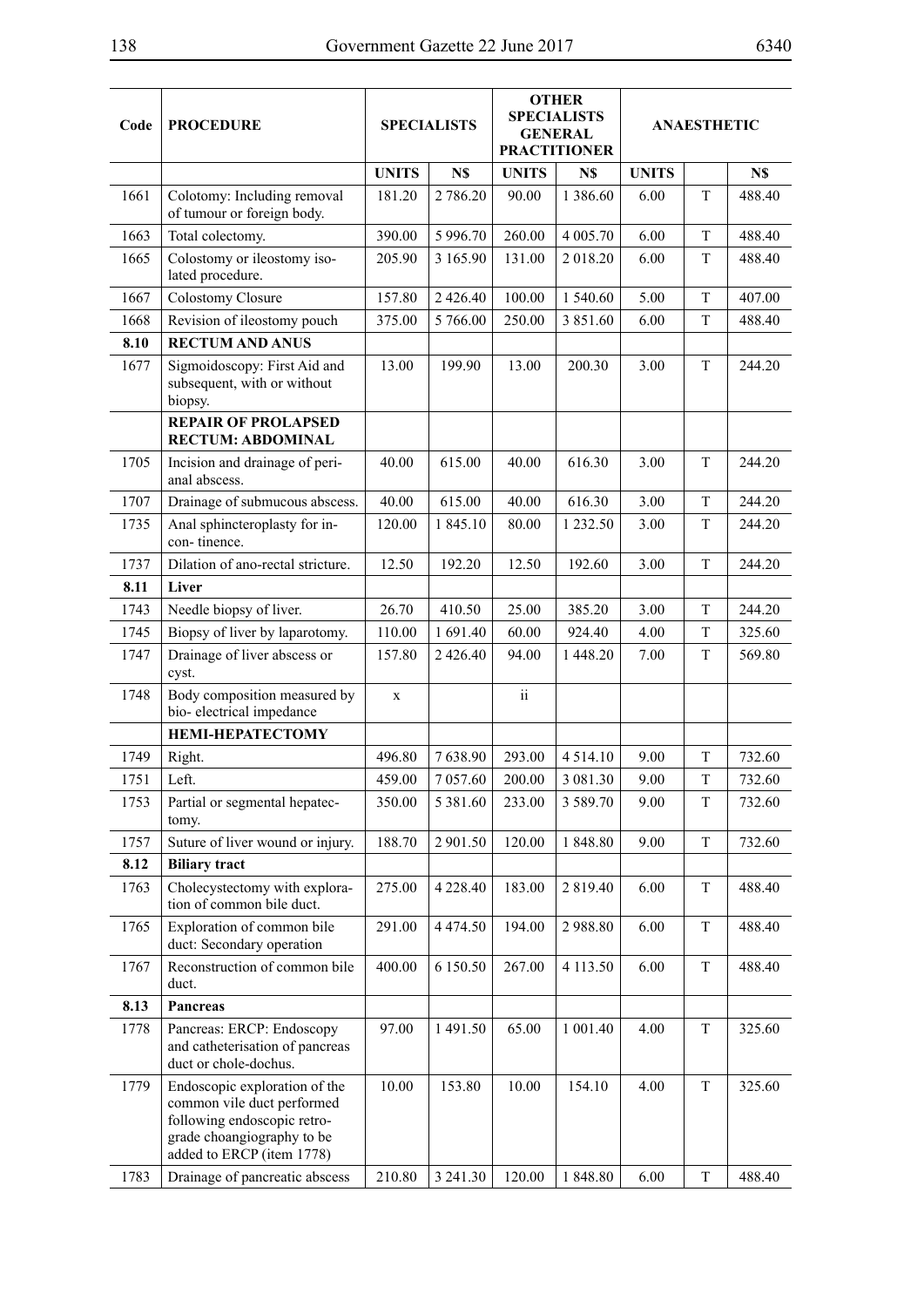| Code | PROCEDURE | SPECIALISTS | | OTHER SPECIALISTS GENERAL PRACTITIONER | | ANAESTHETIC | | |
|---|---|---|---|---|---|---|---|---|
| | | UNITS | N$ | UNITS | N$ | UNITS | | N$ |
| 1661 | Colotomy: Including removal of tumour or foreign body. | 181.20 | 2 786.20 | 90.00 | 1 386.60 | 6.00 | T | 488.40 |
| 1663 | Total colectomy. | 390.00 | 5 996.70 | 260.00 | 4 005.70 | 6.00 | T | 488.40 |
| 1665 | Colostomy or ileostomy isolated procedure. | 205.90 | 3 165.90 | 131.00 | 2 018.20 | 6.00 | T | 488.40 |
| 1667 | Colostomy Closure | 157.80 | 2 426.40 | 100.00 | 1 540.60 | 5.00 | T | 407.00 |
| 1668 | Revision of ileostomy pouch | 375.00 | 5 766.00 | 250.00 | 3 851.60 | 6.00 | T | 488.40 |
| **8.10** | **RECTUM AND ANUS** | | | | | | | |
| 1677 | Sigmoidoscopy: First Aid and subsequent, with or without biopsy. | 13.00 | 199.90 | 13.00 | 200.30 | 3.00 | T | 244.20 |
| | **REPAIR OF PROLAPSED RECTUM: ABDOMINAL** | | | | | | | |
| 1705 | Incision and drainage of perianal abscess. | 40.00 | 615.00 | 40.00 | 616.30 | 3.00 | T | 244.20 |
| 1707 | Drainage of submucous abscess. | 40.00 | 615.00 | 40.00 | 616.30 | 3.00 | T | 244.20 |
| 1735 | Anal sphincteroplasty for incon- tinence. | 120.00 | 1 845.10 | 80.00 | 1 232.50 | 3.00 | T | 244.20 |
| 1737 | Dilation of ano-rectal stricture. | 12.50 | 192.20 | 12.50 | 192.60 | 3.00 | T | 244.20 |
| **8.11** | **Liver** | | | | | | | |
| 1743 | Needle biopsy of liver. | 26.70 | 410.50 | 25.00 | 385.20 | 3.00 | T | 244.20 |
| 1745 | Biopsy of liver by laparotomy. | 110.00 | 1 691.40 | 60.00 | 924.40 | 4.00 | T | 325.60 |
| 1747 | Drainage of liver abscess or cyst. | 157.80 | 2 426.40 | 94.00 | 1 448.20 | 7.00 | T | 569.80 |
| 1748 | Body composition measured by bio- electrical impedance | x | | ii | | | | |
| | **HEMI-HEPATECTOMY** | | | | | | | |
| 1749 | Right. | 496.80 | 7 638.90 | 293.00 | 4 514.10 | 9.00 | T | 732.60 |
| 1751 | Left. | 459.00 | 7 057.60 | 200.00 | 3 081.30 | 9.00 | T | 732.60 |
| 1753 | Partial or segmental hepatectomy. | 350.00 | 5 381.60 | 233.00 | 3 589.70 | 9.00 | T | 732.60 |
| 1757 | Suture of liver wound or injury. | 188.70 | 2 901.50 | 120.00 | 1 848.80 | 9.00 | T | 732.60 |
| **8.12** | **Biliary tract** | | | | | | | |
| 1763 | Cholecystectomy with exploration of common bile duct. | 275.00 | 4 228.40 | 183.00 | 2 819.40 | 6.00 | T | 488.40 |
| 1765 | Exploration of common bile duct: Secondary operation | 291.00 | 4 474.50 | 194.00 | 2 988.80 | 6.00 | T | 488.40 |
| 1767 | Reconstruction of common bile duct. | 400.00 | 6 150.50 | 267.00 | 4 113.50 | 6.00 | T | 488.40 |
| **8.13** | **Pancreas** | | | | | | | |
| 1778 | Pancreas: ERCP: Endoscopy and catheterisation of pancreas duct or chole-dochus. | 97.00 | 1 491.50 | 65.00 | 1 001.40 | 4.00 | T | 325.60 |
| 1779 | Endoscopic exploration of the common vile duct performed following endoscopic retrograde choangiography to be added to ERCP (item 1778) | 10.00 | 153.80 | 10.00 | 154.10 | 4.00 | T | 325.60 |
| 1783 | Drainage of pancreatic abscess | 210.80 | 3 241.30 | 120.00 | 1 848.80 | 6.00 | T | 488.40 |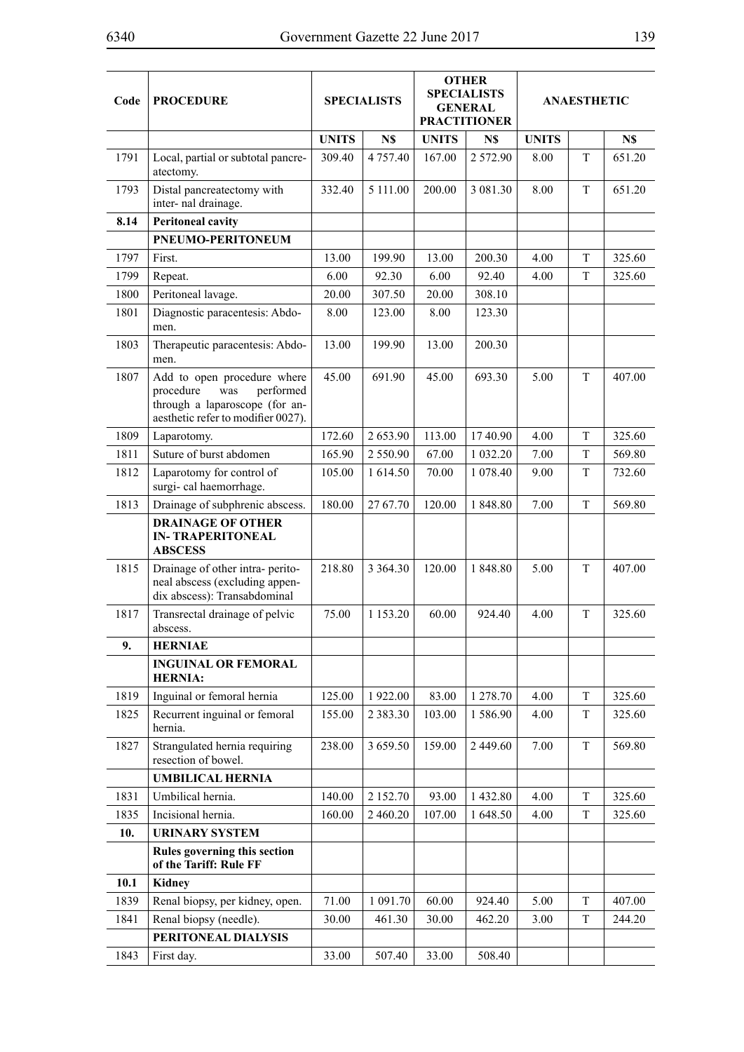| Code | PROCEDURE | SPECIALISTS | | OTHER SPECIALISTS GENERAL PRACTITIONER | | ANAESTHETIC | | |
|---|---|---|---|---|---|---|---|---|
| | | UNITS | N$ | UNITS | N$ | UNITS | | N$ |
| 1791 | Local, partial or subtotal pancreatectomy. | 309.40 | 4 757.40 | 167.00 | 2 572.90 | 8.00 | T | 651.20 |
| 1793 | Distal pancreatectomy with inter- nal drainage. | 332.40 | 5 111.00 | 200.00 | 3 081.30 | 8.00 | T | 651.20 |
| **8.14** | **Peritoneal cavity** | | | | | | | |
| | **PNEUMO-PERITONEUM** | | | | | | | |
| 1797 | First. | 13.00 | 199.90 | 13.00 | 200.30 | 4.00 | T | 325.60 |
| 1799 | Repeat. | 6.00 | 92.30 | 6.00 | 92.40 | 4.00 | T | 325.60 |
| 1800 | Peritoneal lavage. | 20.00 | 307.50 | 20.00 | 308.10 | | | |
| 1801 | Diagnostic paracentesis: Abdomen. | 8.00 | 123.00 | 8.00 | 123.30 | | | |
| 1803 | Therapeutic paracentesis: Abdomen. | 13.00 | 199.90 | 13.00 | 200.30 | | | |
| 1807 | Add to open procedure where procedure was performed through a laparoscope (for anaesthetic refer to modifier 0027). | 45.00 | 691.90 | 45.00 | 693.30 | 5.00 | T | 407.00 |
| 1809 | Laparotomy. | 172.60 | 2 653.90 | 113.00 | 17 40.90 | 4.00 | T | 325.60 |
| 1811 | Suture of burst abdomen | 165.90 | 2 550.90 | 67.00 | 1 032.20 | 7.00 | T | 569.80 |
| 1812 | Laparotomy for control of surgi- cal haemorrhage. | 105.00 | 1 614.50 | 70.00 | 1 078.40 | 9.00 | T | 732.60 |
| 1813 | Drainage of subphrenic abscess. | 180.00 | 27 67.70 | 120.00 | 1 848.80 | 7.00 | T | 569.80 |
| | **DRAINAGE OF OTHER IN- TRAPERITONEAL ABSCESS** | | | | | | | |
| 1815 | Drainage of other intra- peritoneal abscess (excluding appendix abscess): Transabdominal | 218.80 | 3 364.30 | 120.00 | 1 848.80 | 5.00 | T | 407.00 |
| 1817 | Transrectal drainage of pelvic abscess. | 75.00 | 1 153.20 | 60.00 | 924.40 | 4.00 | T | 325.60 |
| **9.** | **HERNIAE** | | | | | | | |
| | **INGUINAL OR FEMORAL HERNIA:** | | | | | | | |
| 1819 | Inguinal or femoral hernia | 125.00 | 1 922.00 | 83.00 | 1 278.70 | 4.00 | T | 325.60 |
| 1825 | Recurrent inguinal or femoral hernia. | 155.00 | 2 383.30 | 103.00 | 1 586.90 | 4.00 | T | 325.60 |
| 1827 | Strangulated hernia requiring resection of bowel. | 238.00 | 3 659.50 | 159.00 | 2 449.60 | 7.00 | T | 569.80 |
| | **UMBILICAL HERNIA** | | | | | | | |
| 1831 | Umbilical hernia. | 140.00 | 2 152.70 | 93.00 | 1 432.80 | 4.00 | T | 325.60 |
| 1835 | Incisional hernia. | 160.00 | 2 460.20 | 107.00 | 1 648.50 | 4.00 | T | 325.60 |
| **10.** | **URINARY SYSTEM** | | | | | | | |
| | **Rules governing this section of the Tariff: Rule FF** | | | | | | | |
| **10.1** | **Kidney** | | | | | | | |
| 1839 | Renal biopsy, per kidney, open. | 71.00 | 1 091.70 | 60.00 | 924.40 | 5.00 | T | 407.00 |
| 1841 | Renal biopsy (needle). | 30.00 | 461.30 | 30.00 | 462.20 | 3.00 | T | 244.20 |
| | **PERITONEAL DIALYSIS** | | | | | | | |
| 1843 | First day. | 33.00 | 507.40 | 33.00 | 508.40 | | | |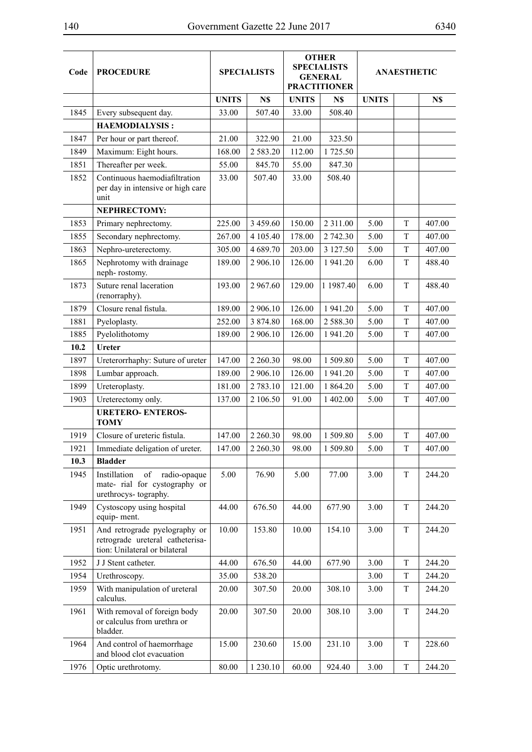| Code | PROCEDURE | SPECIALISTS | | OTHER SPECIALISTS GENERAL PRACTITIONER | | ANAESTHETIC | | |
|---|---|---|---|---|---|---|---|---|
| | | UNITS | N$ | UNITS | N$ | UNITS | | N$ |
| 1845 | Every subsequent day. | 33.00 | 507.40 | 33.00 | 508.40 | | | |
| | **HAEMODIALYSIS :** | | | | | | | |
| 1847 | Per hour or part thereof. | 21.00 | 322.90 | 21.00 | 323.50 | | | |
| 1849 | Maximum: Eight hours. | 168.00 | 2 583.20 | 112.00 | 1 725.50 | | | |
| 1851 | Thereafter per week. | 55.00 | 845.70 | 55.00 | 847.30 | | | |
| 1852 | Continuous haemodiafiltration per day in intensive or high care unit | 33.00 | 507.40 | 33.00 | 508.40 | | | |
| | **NEPHRECTOMY:** | | | | | | | |
| 1853 | Primary nephrectomy. | 225.00 | 3 459.60 | 150.00 | 2 311.00 | 5.00 | T | 407.00 |
| 1855 | Secondary nephrectomy. | 267.00 | 4 105.40 | 178.00 | 2 742.30 | 5.00 | T | 407.00 |
| 1863 | Nephro-ureterectomy. | 305.00 | 4 689.70 | 203.00 | 3 127.50 | 5.00 | T | 407.00 |
| 1865 | Nephrotomy with drainage neph- rostomy. | 189.00 | 2 906.10 | 126.00 | 1 941.20 | 6.00 | T | 488.40 |
| 1873 | Suture renal laceration (renorraphy). | 193.00 | 2 967.60 | 129.00 | 1 1987.40 | 6.00 | T | 488.40 |
| 1879 | Closure renal fistula. | 189.00 | 2 906.10 | 126.00 | 1 941.20 | 5.00 | T | 407.00 |
| 1881 | Pyeloplasty. | 252.00 | 3 874.80 | 168.00 | 2 588.30 | 5.00 | T | 407.00 |
| 1885 | Pyelolithotomy | 189.00 | 2 906.10 | 126.00 | 1 941.20 | 5.00 | T | 407.00 |
| **10.2** | **Ureter** | | | | | | | |
| 1897 | Ureterorrhaphy: Suture of ureter | 147.00 | 2 260.30 | 98.00 | 1 509.80 | 5.00 | T | 407.00 |
| 1898 | Lumbar approach. | 189.00 | 2 906.10 | 126.00 | 1 941.20 | 5.00 | T | 407.00 |
| 1899 | Ureteroplasty. | 181.00 | 2 783.10 | 121.00 | 1 864.20 | 5.00 | T | 407.00 |
| 1903 | Ureterectomy only. | 137.00 | 2 106.50 | 91.00 | 1 402.00 | 5.00 | T | 407.00 |
| | **URETERO- ENTEROS- TOMY** | | | | | | | |
| 1919 | Closure of ureteric fistula. | 147.00 | 2 260.30 | 98.00 | 1 509.80 | 5.00 | T | 407.00 |
| 1921 | Immediate deligation of ureter. | 147.00 | 2 260.30 | 98.00 | 1 509.80 | 5.00 | T | 407.00 |
| **10.3** | **Bladder** | | | | | | | |
| 1945 | Instillation of radio-opaque mate- rial for cystography or urethrocys- tography. | 5.00 | 76.90 | 5.00 | 77.00 | 3.00 | T | 244.20 |
| 1949 | Cystoscopy using hospital equip- ment. | 44.00 | 676.50 | 44.00 | 677.90 | 3.00 | T | 244.20 |
| 1951 | And retrograde pyelography or retrograde ureteral catheterisa- tion: Unilateral or bilateral | 10.00 | 153.80 | 10.00 | 154.10 | 3.00 | T | 244.20 |
| 1952 | J J Stent catheter. | 44.00 | 676.50 | 44.00 | 677.90 | 3.00 | T | 244.20 |
| 1954 | Urethroscopy. | 35.00 | 538.20 | | | 3.00 | T | 244.20 |
| 1959 | With manipulation of ureteral calculus. | 20.00 | 307.50 | 20.00 | 308.10 | 3.00 | T | 244.20 |
| 1961 | With removal of foreign body or calculus from urethra or bladder. | 20.00 | 307.50 | 20.00 | 308.10 | 3.00 | T | 244.20 |
| 1964 | And control of haemorrhage and blood clot evacuation | 15.00 | 230.60 | 15.00 | 231.10 | 3.00 | T | 228.60 |
| 1976 | Optic urethrotomy. | 80.00 | 1 230.10 | 60.00 | 924.40 | 3.00 | T | 244.20 |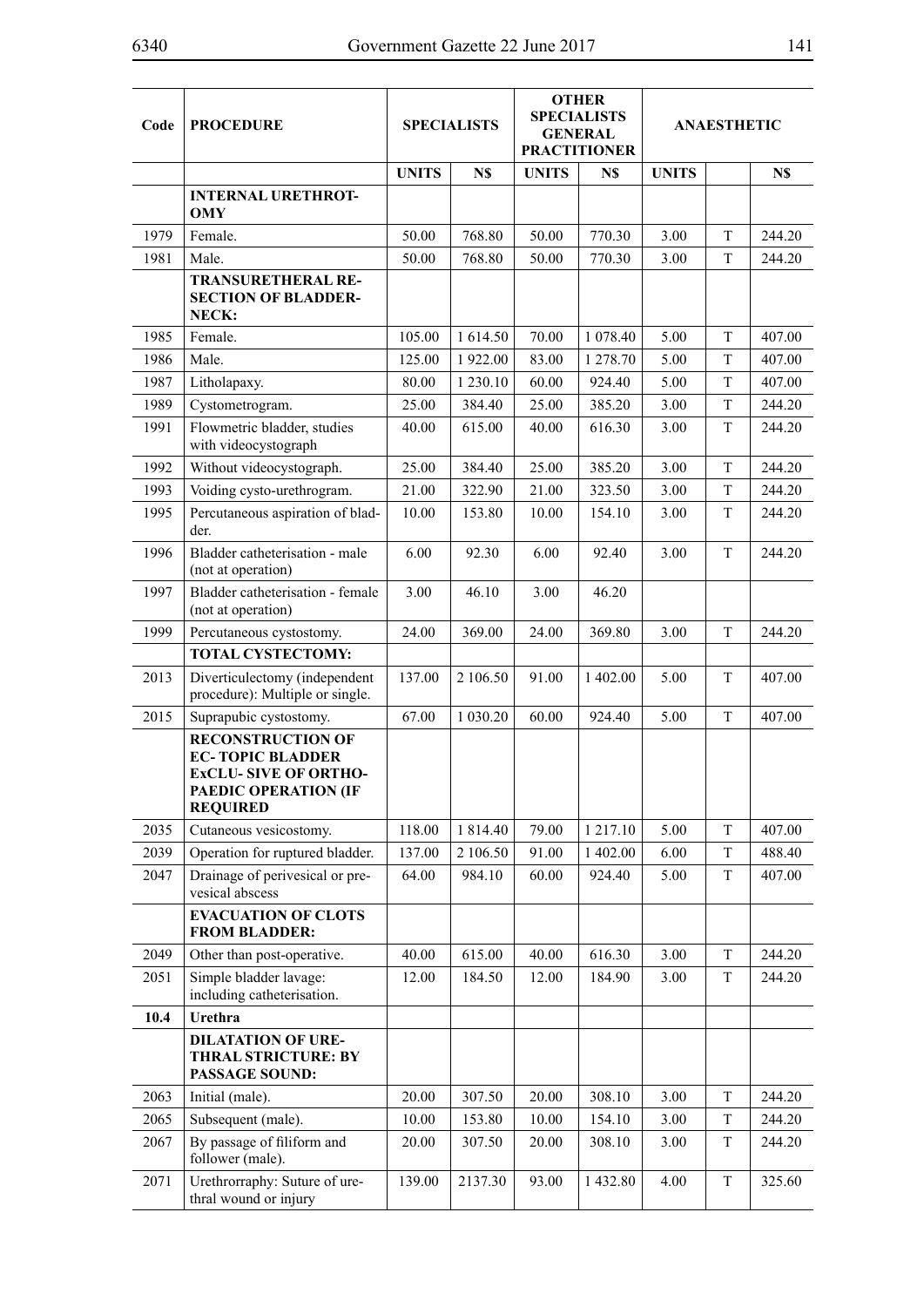| Code | PROCEDURE | SPECIALISTS | | OTHER SPECIALISTS GENERAL PRACTITIONER | | ANAESTHETIC | | |
|---|---|---|---|---|---|---|---|---|
| | | UNITS | N$ | UNITS | N$ | UNITS | | N$ |
| | **INTERNAL URETHROTOMY** | | | | | | | |
| 1979 | Female. | 50.00 | 768.80 | 50.00 | 770.30 | 3.00 | T | 244.20 |
| 1981 | Male. | 50.00 | 768.80 | 50.00 | 770.30 | 3.00 | T | 244.20 |
| | **TRANSURETHERAL RESECTION OF BLADDER-NECK:** | | | | | | | |
| 1985 | Female. | 105.00 | 1 614.50 | 70.00 | 1 078.40 | 5.00 | T | 407.00 |
| 1986 | Male. | 125.00 | 1 922.00 | 83.00 | 1 278.70 | 5.00 | T | 407.00 |
| 1987 | Litholapaxy. | 80.00 | 1 230.10 | 60.00 | 924.40 | 5.00 | T | 407.00 |
| 1989 | Cystometrogram. | 25.00 | 384.40 | 25.00 | 385.20 | 3.00 | T | 244.20 |
| 1991 | Flowmetric bladder, studies with videocystograph | 40.00 | 615.00 | 40.00 | 616.30 | 3.00 | T | 244.20 |
| 1992 | Without videocystograph. | 25.00 | 384.40 | 25.00 | 385.20 | 3.00 | T | 244.20 |
| 1993 | Voiding cysto-urethrogram. | 21.00 | 322.90 | 21.00 | 323.50 | 3.00 | T | 244.20 |
| 1995 | Percutaneous aspiration of bladder. | 10.00 | 153.80 | 10.00 | 154.10 | 3.00 | T | 244.20 |
| 1996 | Bladder catheterisation - male (not at operation) | 6.00 | 92.30 | 6.00 | 92.40 | 3.00 | T | 244.20 |
| 1997 | Bladder catheterisation - female (not at operation) | 3.00 | 46.10 | 3.00 | 46.20 | | | |
| 1999 | Percutaneous cystostomy. | 24.00 | 369.00 | 24.00 | 369.80 | 3.00 | T | 244.20 |
| | **TOTAL CYSTECTOMY:** | | | | | | | |
| 2013 | Diverticulectomy (independent procedure): Multiple or single. | 137.00 | 2 106.50 | 91.00 | 1 402.00 | 5.00 | T | 407.00 |
| 2015 | Suprapubic cystostomy. | 67.00 | 1 030.20 | 60.00 | 924.40 | 5.00 | T | 407.00 |
| | **RECONSTRUCTION OF EC- TOPIC BLADDER ExCLU- SIVE OF ORTHOPAEDIC OPERATION (IF REQUIRED** | | | | | | | |
| 2035 | Cutaneous vesicostomy. | 118.00 | 1 814.40 | 79.00 | 1 217.10 | 5.00 | T | 407.00 |
| 2039 | Operation for ruptured bladder. | 137.00 | 2 106.50 | 91.00 | 1 402.00 | 6.00 | T | 488.40 |
| 2047 | Drainage of perivesical or prevesical abscess | 64.00 | 984.10 | 60.00 | 924.40 | 5.00 | T | 407.00 |
| | **EVACUATION OF CLOTS FROM BLADDER:** | | | | | | | |
| 2049 | Other than post-operative. | 40.00 | 615.00 | 40.00 | 616.30 | 3.00 | T | 244.20 |
| 2051 | Simple bladder lavage: including catheterisation. | 12.00 | 184.50 | 12.00 | 184.90 | 3.00 | T | 244.20 |
| **10.4** | **Urethra** | | | | | | | |
| | **DILATATION OF URETHRAL STRICTURE: BY PASSAGE SOUND:** | | | | | | | |
| 2063 | Initial (male). | 20.00 | 307.50 | 20.00 | 308.10 | 3.00 | T | 244.20 |
| 2065 | Subsequent (male). | 10.00 | 153.80 | 10.00 | 154.10 | 3.00 | T | 244.20 |
| 2067 | By passage of filiform and follower (male). | 20.00 | 307.50 | 20.00 | 308.10 | 3.00 | T | 244.20 |
| 2071 | Urethrorraphy: Suture of urethral wound or injury | 139.00 | 2137.30 | 93.00 | 1 432.80 | 4.00 | T | 325.60 |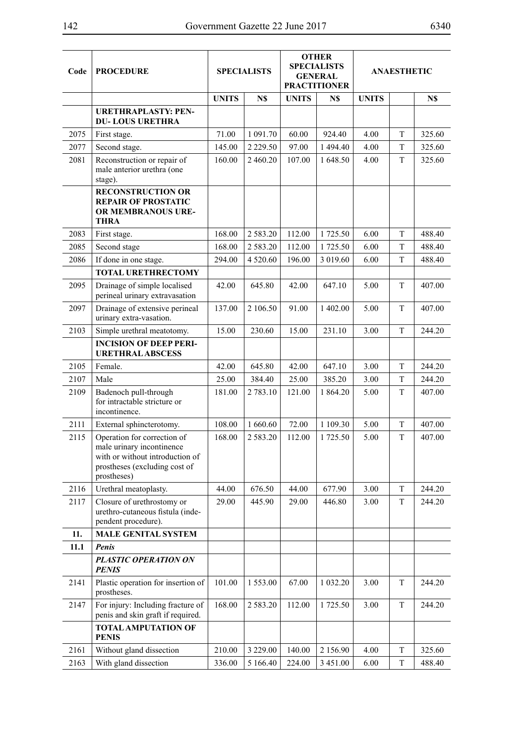| Code | PROCEDURE | SPECIALISTS | | OTHER SPECIALISTS GENERAL PRACTITIONER | | ANAESTHETIC | | |
|---|---|---|---|---|---|---|---|---|
| | | UNITS | N$ | UNITS | N$ | UNITS | | N$ |
| | **URETHRAPLASTY: PEN-DU- LOUS URETHRA** | | | | | | | |
| 2075 | First stage. | 71.00 | 1 091.70 | 60.00 | 924.40 | 4.00 | T | 325.60 |
| 2077 | Second stage. | 145.00 | 2 229.50 | 97.00 | 1 494.40 | 4.00 | T | 325.60 |
| 2081 | Reconstruction or repair of male anterior urethra (one stage). | 160.00 | 2 460.20 | 107.00 | 1 648.50 | 4.00 | T | 325.60 |
| | **RECONSTRUCTION OR REPAIR OF PROSTATIC OR MEMBRANOUS URE-THRA** | | | | | | | |
| 2083 | First stage. | 168.00 | 2 583.20 | 112.00 | 1 725.50 | 6.00 | T | 488.40 |
| 2085 | Second stage | 168.00 | 2 583.20 | 112.00 | 1 725.50 | 6.00 | T | 488.40 |
| 2086 | If done in one stage. | 294.00 | 4 520.60 | 196.00 | 3 019.60 | 6.00 | T | 488.40 |
| | **TOTAL URETHRECTOMY** | | | | | | | |
| 2095 | Drainage of simple localised perineal urinary extravasation | 42.00 | 645.80 | 42.00 | 647.10 | 5.00 | T | 407.00 |
| 2097 | Drainage of extensive perineal urinary extra-vasation. | 137.00 | 2 106.50 | 91.00 | 1 402.00 | 5.00 | T | 407.00 |
| 2103 | Simple urethral meatotomy. | 15.00 | 230.60 | 15.00 | 231.10 | 3.00 | T | 244.20 |
| | **INCISION OF DEEP PERI-URETHRAL ABSCESS** | | | | | | | |
| 2105 | Female. | 42.00 | 645.80 | 42.00 | 647.10 | 3.00 | T | 244.20 |
| 2107 | Male | 25.00 | 384.40 | 25.00 | 385.20 | 3.00 | T | 244.20 |
| 2109 | Badenoch pull-through for intractable stricture or incontinence. | 181.00 | 2 783.10 | 121.00 | 1 864.20 | 5.00 | T | 407.00 |
| 2111 | External sphincterotomy. | 108.00 | 1 660.60 | 72.00 | 1 109.30 | 5.00 | T | 407.00 |
| 2115 | Operation for correction of male urinary incontinence with or without introduction of prostheses (excluding cost of prostheses) | 168.00 | 2 583.20 | 112.00 | 1 725.50 | 5.00 | T | 407.00 |
| 2116 | Urethral meatoplasty. | 44.00 | 676.50 | 44.00 | 677.90 | 3.00 | T | 244.20 |
| 2117 | Closure of urethrostomy or urethro-cutaneous fistula (inde-pendent procedure). | 29.00 | 445.90 | 29.00 | 446.80 | 3.00 | T | 244.20 |
| **11.** | **MALE GENITAL SYSTEM** | | | | | | | |
| **11.1** | ***Penis*** | | | | | | | |
| | ***PLASTIC OPERATION ON PENIS*** | | | | | | | |
| 2141 | Plastic operation for insertion of prostheses. | 101.00 | 1 553.00 | 67.00 | 1 032.20 | 3.00 | T | 244.20 |
| 2147 | For injury: Including fracture of penis and skin graft if required. | 168.00 | 2 583.20 | 112.00 | 1 725.50 | 3.00 | T | 244.20 |
| | **TOTAL AMPUTATION OF PENIS** | | | | | | | |
| 2161 | Without gland dissection | 210.00 | 3 229.00 | 140.00 | 2 156.90 | 4.00 | T | 325.60 |
| 2163 | With gland dissection | 336.00 | 5 166.40 | 224.00 | 3 451.00 | 6.00 | T | 488.40 |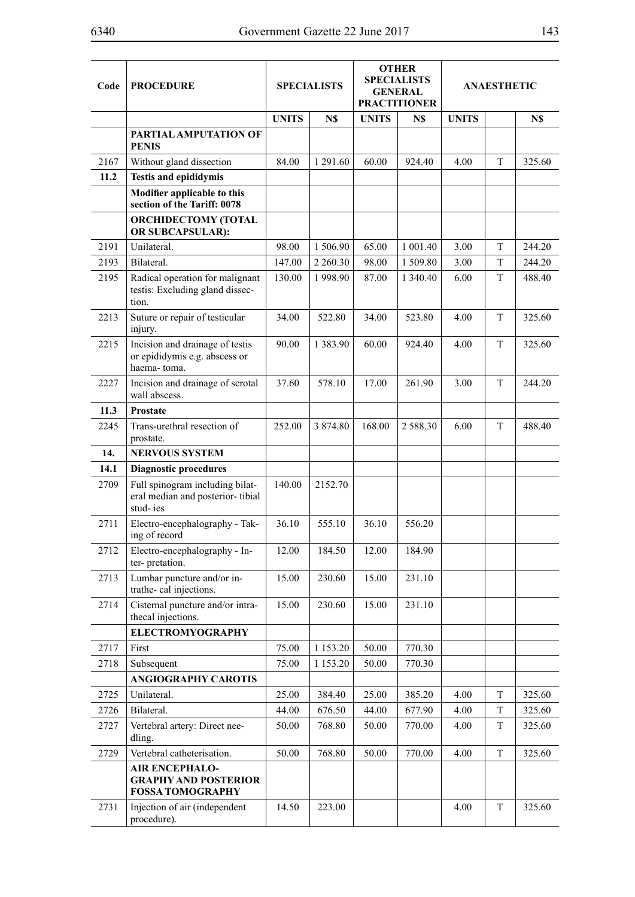| Code | PROCEDURE | SPECIALISTS | | OTHER SPECIALISTS GENERAL PRACTITIONER | | ANAESTHETIC | | |
|---|---|---|---|---|---|---|---|---|
| | | UNITS | N$ | UNITS | N$ | UNITS | | N$ |
| | **PARTIAL AMPUTATION OF PENIS** | | | | | | | |
| 2167 | Without gland dissection | 84.00 | 1 291.60 | 60.00 | 924.40 | 4.00 | T | 325.60 |
| **11.2** | **Testis and epididymis** | | | | | | | |
| | **Modifier applicable to this section of the Tariff: 0078** | | | | | | | |
| | **ORCHIDECTOMY (TOTAL OR SUBCAPSULAR):** | | | | | | | |
| 2191 | Unilateral. | 98.00 | 1 506.90 | 65.00 | 1 001.40 | 3.00 | T | 244.20 |
| 2193 | Bilateral. | 147.00 | 2 260.30 | 98.00 | 1 509.80 | 3.00 | T | 244.20 |
| 2195 | Radical operation for malignant testis: Excluding gland dissection. | 130.00 | 1 998.90 | 87.00 | 1 340.40 | 6.00 | T | 488.40 |
| 2213 | Suture or repair of testicular injury. | 34.00 | 522.80 | 34.00 | 523.80 | 4.00 | T | 325.60 |
| 2215 | Incision and drainage of testis or epididymis e.g. abscess or haema- toma. | 90.00 | 1 383.90 | 60.00 | 924.40 | 4.00 | T | 325.60 |
| 2227 | Incision and drainage of scrotal wall abscess. | 37.60 | 578.10 | 17.00 | 261.90 | 3.00 | T | 244.20 |
| **11.3** | **Prostate** | | | | | | | |
| 2245 | Trans-urethral resection of prostate. | 252.00 | 3 874.80 | 168.00 | 2 588.30 | 6.00 | T | 488.40 |
| **14.** | **NERVOUS SYSTEM** | | | | | | | |
| **14.1** | **Diagnostic procedures** | | | | | | | |
| 2709 | Full spinogram including bilateral median and posterior- tibial stud- ies | 140.00 | 2152.70 | | | | | |
| 2711 | Electro-encephalography - Taking of record | 36.10 | 555.10 | 36.10 | 556.20 | | | |
| 2712 | Electro-encephalography - Inter- pretation. | 12.00 | 184.50 | 12.00 | 184.90 | | | |
| 2713 | Lumbar puncture and/or intrathe- cal injections. | 15.00 | 230.60 | 15.00 | 231.10 | | | |
| 2714 | Cisternal puncture and/or intrathecal injections. | 15.00 | 230.60 | 15.00 | 231.10 | | | |
| | **ELECTROMYOGRAPHY** | | | | | | | |
| 2717 | First | 75.00 | 1 153.20 | 50.00 | 770.30 | | | |
| 2718 | Subsequent | 75.00 | 1 153.20 | 50.00 | 770.30 | | | |
| | **ANGIOGRAPHY CAROTIS** | | | | | | | |
| 2725 | Unilateral. | 25.00 | 384.40 | 25.00 | 385.20 | 4.00 | T | 325.60 |
| 2726 | Bilateral. | 44.00 | 676.50 | 44.00 | 677.90 | 4.00 | T | 325.60 |
| 2727 | Vertebral artery: Direct needling. | 50.00 | 768.80 | 50.00 | 770.00 | 4.00 | T | 325.60 |
| 2729 | Vertebral catheterisation. | 50.00 | 768.80 | 50.00 | 770.00 | 4.00 | T | 325.60 |
| | **AIR ENCEPHALO-GRAPHY AND POSTERIOR FOSSA TOMOGRAPHY** | | | | | | | |
| 2731 | Injection of air (independent procedure). | 14.50 | 223.00 | | | 4.00 | T | 325.60 |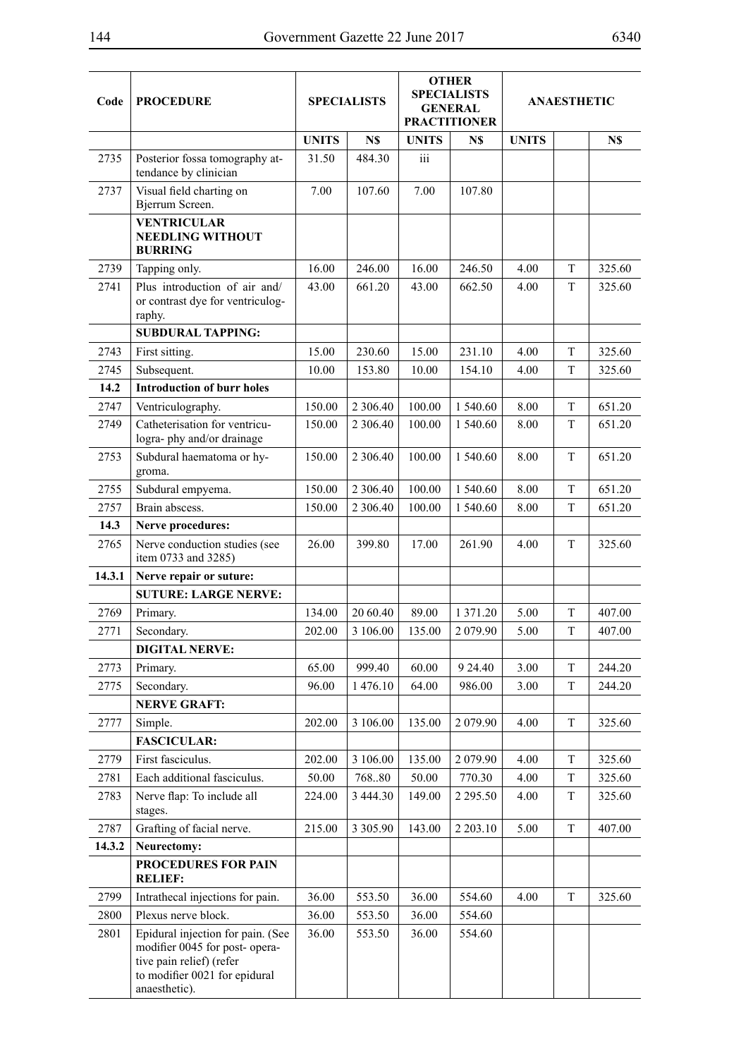| Code | PROCEDURE | SPECIALISTS | | OTHER SPECIALISTS GENERAL PRACTITIONER | | ANAESTHETIC | | |
|---|---|---|---|---|---|---|---|---|
| | | UNITS | N$ | UNITS | N$ | UNITS | | N$ |
| 2735 | Posterior fossa tomography attendance by clinician | 31.50 | 484.30 | iii | | | | |
| 2737 | Visual field charting on Bjerrum Screen. | 7.00 | 107.60 | 7.00 | 107.80 | | | |
| | **VENTRICULAR NEEDLING WITHOUT BURRING** | | | | | | | |
| 2739 | Tapping only. | 16.00 | 246.00 | 16.00 | 246.50 | 4.00 | T | 325.60 |
| 2741 | Plus introduction of air and/or contrast dye for ventriculography. | 43.00 | 661.20 | 43.00 | 662.50 | 4.00 | T | 325.60 |
| | **SUBDURAL TAPPING:** | | | | | | | |
| 2743 | First sitting. | 15.00 | 230.60 | 15.00 | 231.10 | 4.00 | T | 325.60 |
| 2745 | Subsequent. | 10.00 | 153.80 | 10.00 | 154.10 | 4.00 | T | 325.60 |
| **14.2** | **Introduction of burr holes** | | | | | | | |
| 2747 | Ventriculography. | 150.00 | 2 306.40 | 100.00 | 1 540.60 | 8.00 | T | 651.20 |
| 2749 | Catheterisation for ventricula- phy and/or drainage | 150.00 | 2 306.40 | 100.00 | 1 540.60 | 8.00 | T | 651.20 |
| 2753 | Subdural haematoma or hygroma. | 150.00 | 2 306.40 | 100.00 | 1 540.60 | 8.00 | T | 651.20 |
| 2755 | Subdural empyema. | 150.00 | 2 306.40 | 100.00 | 1 540.60 | 8.00 | T | 651.20 |
| 2757 | Brain abscess. | 150.00 | 2 306.40 | 100.00 | 1 540.60 | 8.00 | T | 651.20 |
| **14.3** | **Nerve procedures:** | | | | | | | |
| 2765 | Nerve conduction studies (see item 0733 and 3285) | 26.00 | 399.80 | 17.00 | 261.90 | 4.00 | T | 325.60 |
| **14.3.1** | **Nerve repair or suture:** | | | | | | | |
| | **SUTURE: LARGE NERVE:** | | | | | | | |
| 2769 | Primary. | 134.00 | 20 60.40 | 89.00 | 1 371.20 | 5.00 | T | 407.00 |
| 2771 | Secondary. | 202.00 | 3 106.00 | 135.00 | 2 079.90 | 5.00 | T | 407.00 |
| | **DIGITAL NERVE:** | | | | | | | |
| 2773 | Primary. | 65.00 | 999.40 | 60.00 | 9 24.40 | 3.00 | T | 244.20 |
| 2775 | Secondary. | 96.00 | 1 476.10 | 64.00 | 986.00 | 3.00 | T | 244.20 |
| | **NERVE GRAFT:** | | | | | | | |
| 2777 | Simple. | 202.00 | 3 106.00 | 135.00 | 2 079.90 | 4.00 | T | 325.60 |
| | **FASCICULAR:** | | | | | | | |
| 2779 | First fasciculus. | 202.00 | 3 106.00 | 135.00 | 2 079.90 | 4.00 | T | 325.60 |
| 2781 | Each additional fasciculus. | 50.00 | 768..80 | 50.00 | 770.30 | 4.00 | T | 325.60 |
| 2783 | Nerve flap: To include all stages. | 224.00 | 3 444.30 | 149.00 | 2 295.50 | 4.00 | T | 325.60 |
| 2787 | Grafting of facial nerve. | 215.00 | 3 305.90 | 143.00 | 2 203.10 | 5.00 | T | 407.00 |
| **14.3.2** | **Neurectomy:** | | | | | | | |
| | **PROCEDURES FOR PAIN RELIEF:** | | | | | | | |
| 2799 | Intrathecal injections for pain. | 36.00 | 553.50 | 36.00 | 554.60 | 4.00 | T | 325.60 |
| 2800 | Plexus nerve block. | 36.00 | 553.50 | 36.00 | 554.60 | | | |
| 2801 | Epidural injection for pain. (See modifier 0045 for post- operative pain relief) (refer to modifier 0021 for epidural anaesthetic). | 36.00 | 553.50 | 36.00 | 554.60 | | | |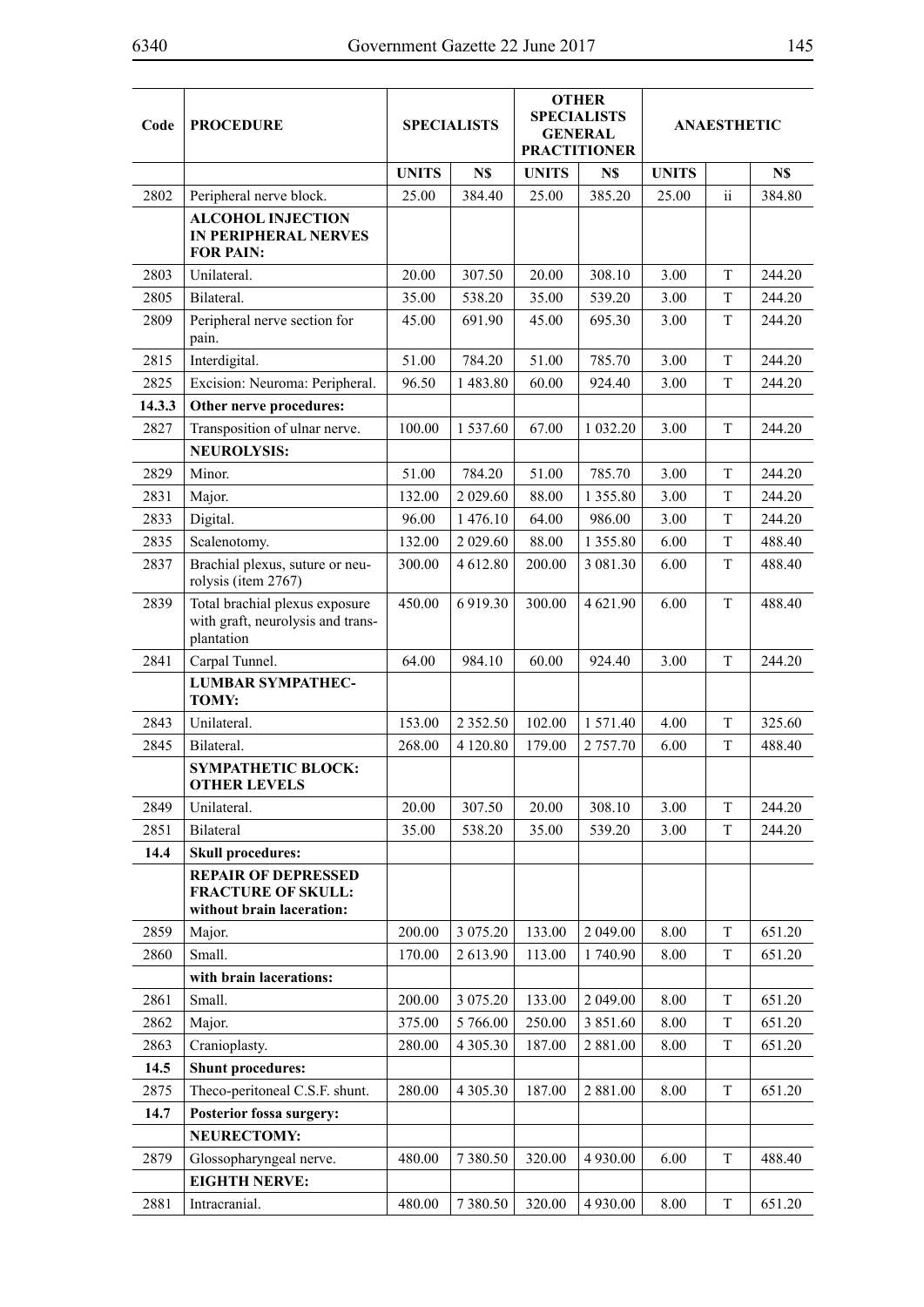| Code | PROCEDURE | SPECIALISTS | | OTHER SPECIALISTS GENERAL PRACTITIONER | | ANAESTHETIC | | |
|---|---|---|---|---|---|---|---|---|
| | | UNITS | N$ | UNITS | N$ | UNITS | | N$ |
| 2802 | Peripheral nerve block. | 25.00 | 384.40 | 25.00 | 385.20 | 25.00 | ii | 384.80 |
| | **ALCOHOL INJECTION IN PERIPHERAL NERVES FOR PAIN:** | | | | | | | |
| 2803 | Unilateral. | 20.00 | 307.50 | 20.00 | 308.10 | 3.00 | T | 244.20 |
| 2805 | Bilateral. | 35.00 | 538.20 | 35.00 | 539.20 | 3.00 | T | 244.20 |
| 2809 | Peripheral nerve section for pain. | 45.00 | 691.90 | 45.00 | 695.30 | 3.00 | T | 244.20 |
| 2815 | Interdigital. | 51.00 | 784.20 | 51.00 | 785.70 | 3.00 | T | 244.20 |
| 2825 | Excision: Neuroma: Peripheral. | 96.50 | 1 483.80 | 60.00 | 924.40 | 3.00 | T | 244.20 |
| **14.3.3** | **Other nerve procedures:** | | | | | | | |
| 2827 | Transposition of ulnar nerve. | 100.00 | 1 537.60 | 67.00 | 1 032.20 | 3.00 | T | 244.20 |
| | **NEUROLYSIS:** | | | | | | | |
| 2829 | Minor. | 51.00 | 784.20 | 51.00 | 785.70 | 3.00 | T | 244.20 |
| 2831 | Major. | 132.00 | 2 029.60 | 88.00 | 1 355.80 | 3.00 | T | 244.20 |
| 2833 | Digital. | 96.00 | 1 476.10 | 64.00 | 986.00 | 3.00 | T | 244.20 |
| 2835 | Scalenotomy. | 132.00 | 2 029.60 | 88.00 | 1 355.80 | 6.00 | T | 488.40 |
| 2837 | Brachial plexus, suture or neurolysis (item 2767) | 300.00 | 4 612.80 | 200.00 | 3 081.30 | 6.00 | T | 488.40 |
| 2839 | Total brachial plexus exposure with graft, neurolysis and transplantation | 450.00 | 6 919.30 | 300.00 | 4 621.90 | 6.00 | T | 488.40 |
| 2841 | Carpal Tunnel. | 64.00 | 984.10 | 60.00 | 924.40 | 3.00 | T | 244.20 |
| | **LUMBAR SYMPATHECTOMY:** | | | | | | | |
| 2843 | Unilateral. | 153.00 | 2 352.50 | 102.00 | 1 571.40 | 4.00 | T | 325.60 |
| 2845 | Bilateral. | 268.00 | 4 120.80 | 179.00 | 2 757.70 | 6.00 | T | 488.40 |
| | **SYMPATHETIC BLOCK: OTHER LEVELS** | | | | | | | |
| 2849 | Unilateral. | 20.00 | 307.50 | 20.00 | 308.10 | 3.00 | T | 244.20 |
| 2851 | Bilateral | 35.00 | 538.20 | 35.00 | 539.20 | 3.00 | T | 244.20 |
| **14.4** | **Skull procedures:** | | | | | | | |
| | **REPAIR OF DEPRESSED FRACTURE OF SKULL: without brain laceration:** | | | | | | | |
| 2859 | Major. | 200.00 | 3 075.20 | 133.00 | 2 049.00 | 8.00 | T | 651.20 |
| 2860 | Small. | 170.00 | 2 613.90 | 113.00 | 1 740.90 | 8.00 | T | 651.20 |
| | **with brain lacerations:** | | | | | | | |
| 2861 | Small. | 200.00 | 3 075.20 | 133.00 | 2 049.00 | 8.00 | T | 651.20 |
| 2862 | Major. | 375.00 | 5 766.00 | 250.00 | 3 851.60 | 8.00 | T | 651.20 |
| 2863 | Cranioplasty. | 280.00 | 4 305.30 | 187.00 | 2 881.00 | 8.00 | T | 651.20 |
| **14.5** | **Shunt procedures:** | | | | | | | |
| 2875 | Theco-peritoneal C.S.F. shunt. | 280.00 | 4 305.30 | 187.00 | 2 881.00 | 8.00 | T | 651.20 |
| **14.7** | **Posterior fossa surgery:** | | | | | | | |
| | **NEURECTOMY:** | | | | | | | |
| 2879 | Glossopharyngeal nerve. | 480.00 | 7 380.50 | 320.00 | 4 930.00 | 6.00 | T | 488.40 |
| | **EIGHTH NERVE:** | | | | | | | |
| 2881 | Intracranial. | 480.00 | 7 380.50 | 320.00 | 4 930.00 | 8.00 | T | 651.20 |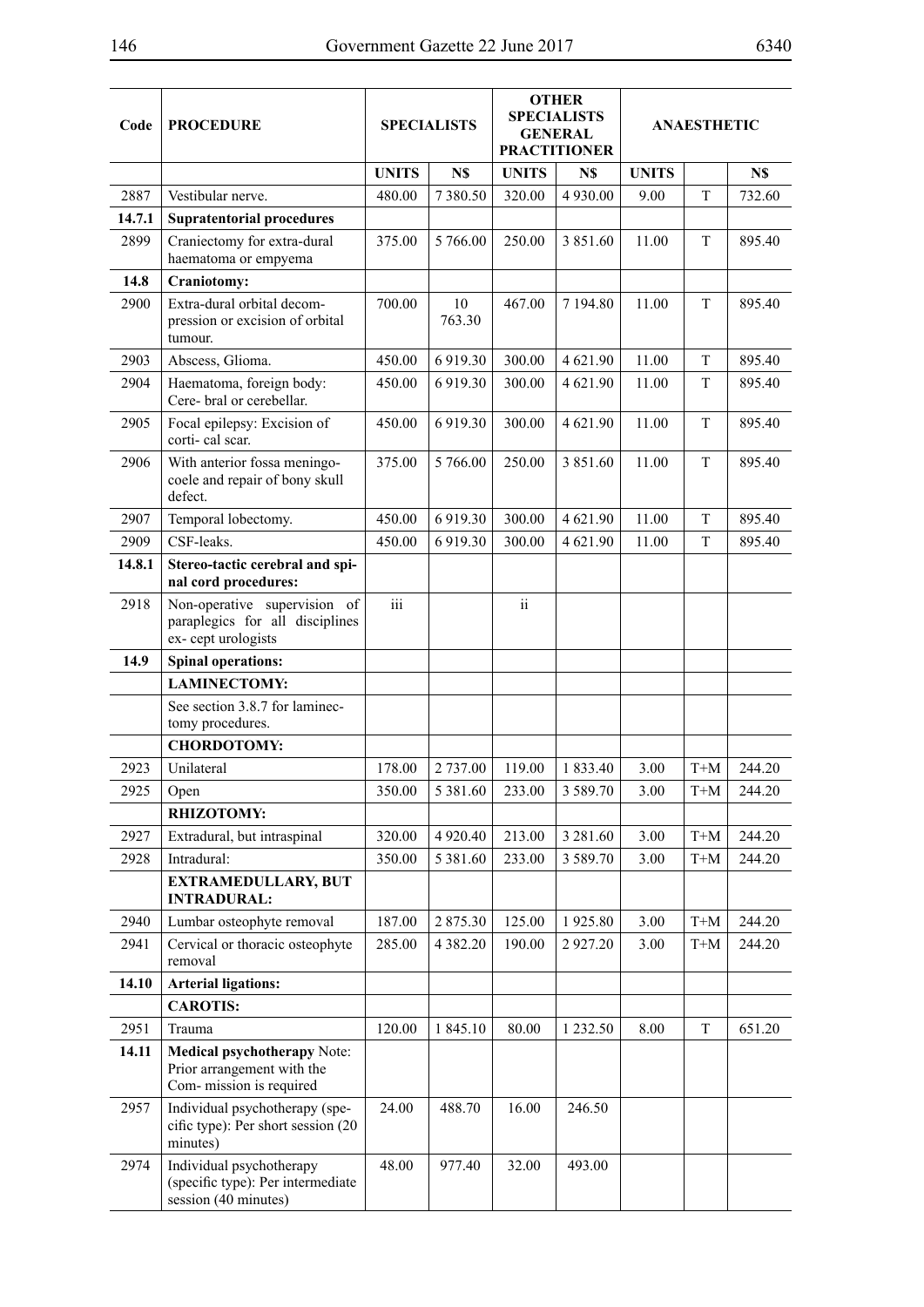| Code | PROCEDURE | SPECIALISTS | | OTHER SPECIALISTS GENERAL PRACTITIONER | | ANAESTHETIC | | |
|---|---|---|---|---|---|---|---|---|
| | | UNITS | N$ | UNITS | N$ | UNITS | | N$ |
| 2887 | Vestibular nerve. | 480.00 | 7 380.50 | 320.00 | 4 930.00 | 9.00 | T | 732.60 |
| **14.7.1** | **Supratentorial procedures** | | | | | | | |
| 2899 | Craniectomy for extra-dural haematoma or empyema | 375.00 | 5 766.00 | 250.00 | 3 851.60 | 11.00 | T | 895.40 |
| **14.8** | **Craniotomy:** | | | | | | | |
| 2900 | Extra-dural orbital decom- pression or excision of orbital tumour. | 700.00 | 10 763.30 | 467.00 | 7 194.80 | 11.00 | T | 895.40 |
| 2903 | Abscess, Glioma. | 450.00 | 6 919.30 | 300.00 | 4 621.90 | 11.00 | T | 895.40 |
| 2904 | Haematoma, foreign body: Cere- bral or cerebellar. | 450.00 | 6 919.30 | 300.00 | 4 621.90 | 11.00 | T | 895.40 |
| 2905 | Focal epilepsy: Excision of corti- cal scar. | 450.00 | 6 919.30 | 300.00 | 4 621.90 | 11.00 | T | 895.40 |
| 2906 | With anterior fossa meningo- coele and repair of bony skull defect. | 375.00 | 5 766.00 | 250.00 | 3 851.60 | 11.00 | T | 895.40 |
| 2907 | Temporal lobectomy. | 450.00 | 6 919.30 | 300.00 | 4 621.90 | 11.00 | T | 895.40 |
| 2909 | CSF-leaks. | 450.00 | 6 919.30 | 300.00 | 4 621.90 | 11.00 | T | 895.40 |
| **14.8.1** | **Stereo-tactic cerebral and spi- nal cord procedures:** | | | | | | | |
| 2918 | Non-operative supervision of paraplegics for all disciplines ex- cept urologists | iii | | ii | | | | |
| **14.9** | **Spinal operations:** | | | | | | | |
| | **LAMINECTOMY:** | | | | | | | |
| | See section 3.8.7 for laminec- tomy procedures. | | | | | | | |
| | **CHORDOTOMY:** | | | | | | | |
| 2923 | Unilateral | 178.00 | 2 737.00 | 119.00 | 1 833.40 | 3.00 | T+M | 244.20 |
| 2925 | Open | 350.00 | 5 381.60 | 233.00 | 3 589.70 | 3.00 | T+M | 244.20 |
| | **RHIZOTOMY:** | | | | | | | |
| 2927 | Extradural, but intraspinal | 320.00 | 4 920.40 | 213.00 | 3 281.60 | 3.00 | T+M | 244.20 |
| 2928 | Intradural: | 350.00 | 5 381.60 | 233.00 | 3 589.70 | 3.00 | T+M | 244.20 |
| | **EXTRAMEDULLARY, BUT INTRADURAL:** | | | | | | | |
| 2940 | Lumbar osteophyte removal | 187.00 | 2 875.30 | 125.00 | 1 925.80 | 3.00 | T+M | 244.20 |
| 2941 | Cervical or thoracic osteophyte removal | 285.00 | 4 382.20 | 190.00 | 2 927.20 | 3.00 | T+M | 244.20 |
| **14.10** | **Arterial ligations:** | | | | | | | |
| | **CAROTIS:** | | | | | | | |
| 2951 | Trauma | 120.00 | 1 845.10 | 80.00 | 1 232.50 | 8.00 | T | 651.20 |
| **14.11** | **Medical psychotherapy** Note: Prior arrangement with the Com- mission is required | | | | | | | |
| 2957 | Individual psychotherapy (spe- cific type): Per short session (20 minutes) | 24.00 | 488.70 | 16.00 | 246.50 | | | |
| 2974 | Individual psychotherapy (specific type): Per intermediate session (40 minutes) | 48.00 | 977.40 | 32.00 | 493.00 | | | |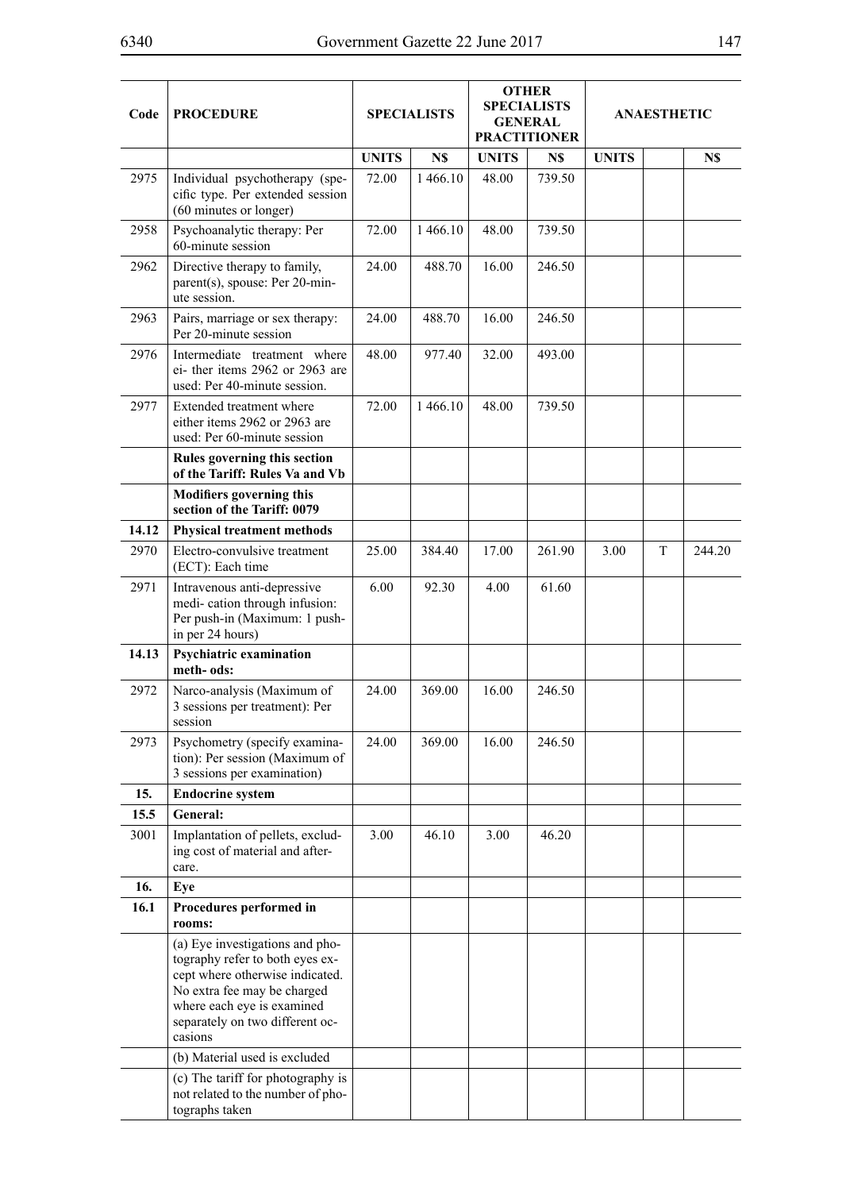| Code | PROCEDURE | SPECIALISTS | | OTHER SPECIALISTS GENERAL PRACTITIONER | | ANAESTHETIC | | |
|---|---|---|---|---|---|---|---|---|
| | | UNITS | N$ | UNITS | N$ | UNITS | | N$ |
| 2975 | Individual psychotherapy (specific type. Per extended session (60 minutes or longer) | 72.00 | 1 466.10 | 48.00 | 739.50 | | | |
| 2958 | Psychoanalytic therapy: Per 60-minute session | 72.00 | 1 466.10 | 48.00 | 739.50 | | | |
| 2962 | Directive therapy to family, parent(s), spouse: Per 20-minute session. | 24.00 | 488.70 | 16.00 | 246.50 | | | |
| 2963 | Pairs, marriage or sex therapy: Per 20-minute session | 24.00 | 488.70 | 16.00 | 246.50 | | | |
| 2976 | Intermediate treatment where either items 2962 or 2963 are used: Per 40-minute session. | 48.00 | 977.40 | 32.00 | 493.00 | | | |
| 2977 | Extended treatment where either items 2962 or 2963 are used: Per 60-minute session | 72.00 | 1 466.10 | 48.00 | 739.50 | | | |
| | **Rules governing this section of the Tariff: Rules Va and Vb** | | | | | | | |
| | **Modifiers governing this section of the Tariff: 0079** | | | | | | | |
| **14.12** | **Physical treatment methods** | | | | | | | |
| 2970 | Electro-convulsive treatment (ECT): Each time | 25.00 | 384.40 | 17.00 | 261.90 | 3.00 | T | 244.20 |
| 2971 | Intravenous anti-depressive medication through infusion: Per push-in (Maximum: 1 push-in per 24 hours) | 6.00 | 92.30 | 4.00 | 61.60 | | | |
| **14.13** | **Psychiatric examination methods:** | | | | | | | |
| 2972 | Narco-analysis (Maximum of 3 sessions per treatment): Per session | 24.00 | 369.00 | 16.00 | 246.50 | | | |
| 2973 | Psychometry (specify examination): Per session (Maximum of 3 sessions per examination) | 24.00 | 369.00 | 16.00 | 246.50 | | | |
| **15.** | **Endocrine system** | | | | | | | |
| **15.5** | **General:** | | | | | | | |
| 3001 | Implantation of pellets, excluding cost of material and aftercare. | 3.00 | 46.10 | 3.00 | 46.20 | | | |
| **16.** | **Eye** | | | | | | | |
| **16.1** | **Procedures performed in rooms:** | | | | | | | |
| | (a) Eye investigations and photography refer to both eyes except where otherwise indicated. No extra fee may be charged where each eye is examined separately on two different occasions | | | | | | | |
| | (b) Material used is excluded | | | | | | | |
| | (c) The tariff for photography is not related to the number of photographs taken | | | | | | | |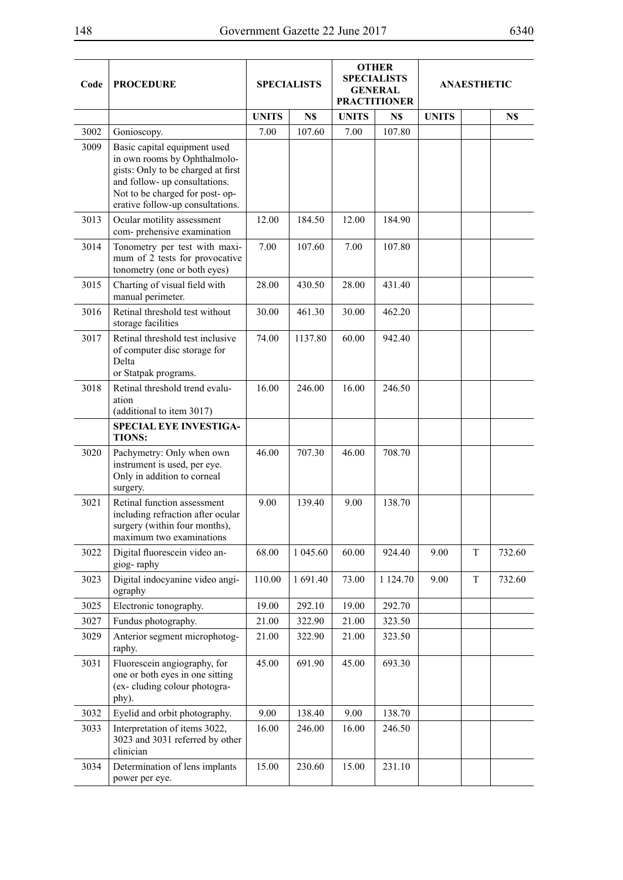| Code | PROCEDURE | SPECIALISTS | | OTHER SPECIALISTS GENERAL PRACTITIONER | | ANAESTHETIC | | |
|---|---|---|---|---|---|---|---|---|
| | | UNITS | N$ | UNITS | N$ | UNITS | | N$ |
| 3002 | Gonioscopy. | 7.00 | 107.60 | 7.00 | 107.80 | | | |
| 3009 | Basic capital equipment used in own rooms by Ophthalmologists: Only to be charged at first and follow- up consultations. Not to be charged for post- operative follow-up consultations. | | | | | | | |
| 3013 | Ocular motility assessment com- prehensive examination | 12.00 | 184.50 | 12.00 | 184.90 | | | |
| 3014 | Tonometry per test with maximum of 2 tests for provocative tonometry (one or both eyes) | 7.00 | 107.60 | 7.00 | 107.80 | | | |
| 3015 | Charting of visual field with manual perimeter. | 28.00 | 430.50 | 28.00 | 431.40 | | | |
| 3016 | Retinal threshold test without storage facilities | 30.00 | 461.30 | 30.00 | 462.20 | | | |
| 3017 | Retinal threshold test inclusive of computer disc storage for Delta or Statpak programs. | 74.00 | 1137.80 | 60.00 | 942.40 | | | |
| 3018 | Retinal threshold trend evaluation (additional to item 3017) | 16.00 | 246.00 | 16.00 | 246.50 | | | |
| | **SPECIAL EYE INVESTIGATIONS:** | | | | | | | |
| 3020 | Pachymetry: Only when own instrument is used, per eye. Only in addition to corneal surgery. | 46.00 | 707.30 | 46.00 | 708.70 | | | |
| 3021 | Retinal function assessment including refraction after ocular surgery (within four months), maximum two examinations | 9.00 | 139.40 | 9.00 | 138.70 | | | |
| 3022 | Digital fluorescein video angiog- raphy | 68.00 | 1 045.60 | 60.00 | 924.40 | 9.00 | T | 732.60 |
| 3023 | Digital indocyanine video angiography | 110.00 | 1 691.40 | 73.00 | 1 124.70 | 9.00 | T | 732.60 |
| 3025 | Electronic tonography. | 19.00 | 292.10 | 19.00 | 292.70 | | | |
| 3027 | Fundus photography. | 21.00 | 322.90 | 21.00 | 323.50 | | | |
| 3029 | Anterior segment microphotography. | 21.00 | 322.90 | 21.00 | 323.50 | | | |
| 3031 | Fluorescein angiography, for one or both eyes in one sitting (ex- cluding colour photography). | 45.00 | 691.90 | 45.00 | 693.30 | | | |
| 3032 | Eyelid and orbit photography. | 9.00 | 138.40 | 9.00 | 138.70 | | | |
| 3033 | Interpretation of items 3022, 3023 and 3031 referred by other clinician | 16.00 | 246.00 | 16.00 | 246.50 | | | |
| 3034 | Determination of lens implants power per eye. | 15.00 | 230.60 | 15.00 | 231.10 | | | |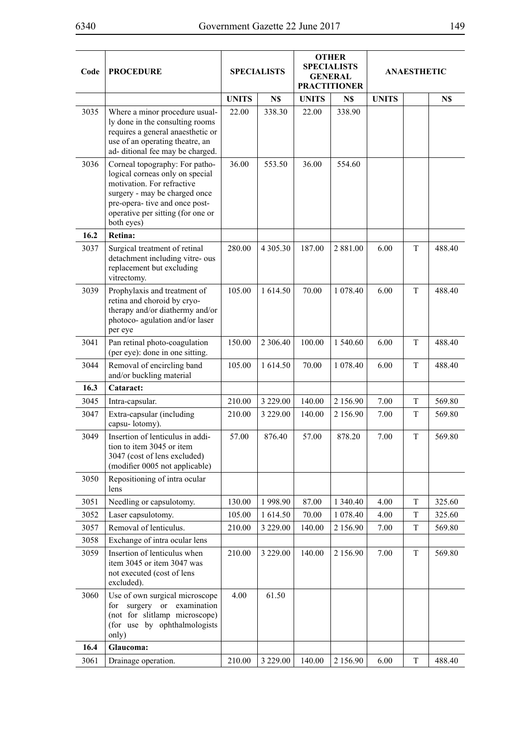| Code | PROCEDURE | SPECIALISTS | | OTHER SPECIALISTS GENERAL PRACTITIONER | | ANAESTHETIC | | |
|---|---|---|---|---|---|---|---|---|
| | | UNITS | N$ | UNITS | N$ | UNITS | | N$ |
| 3035 | Where a minor procedure usually done in the consulting rooms requires a general anaesthetic or use of an operating theatre, an ad- ditional fee may be charged. | 22.00 | 338.30 | 22.00 | 338.90 | | | |
| 3036 | Corneal topography: For pathological corneas only on special motivation. For refractive surgery - may be charged once pre-opera- tive and once post-operative per sitting (for one or both eyes) | 36.00 | 553.50 | 36.00 | 554.60 | | | |
| **16.2** | **Retina:** | | | | | | | |
| 3037 | Surgical treatment of retinal detachment including vitre- ous replacement but excluding vitrectomy. | 280.00 | 4 305.30 | 187.00 | 2 881.00 | 6.00 | T | 488.40 |
| 3039 | Prophylaxis and treatment of retina and choroid by cryo-therapy and/or diathermy and/or photoco- agulation and/or laser per eye | 105.00 | 1 614.50 | 70.00 | 1 078.40 | 6.00 | T | 488.40 |
| 3041 | Pan retinal photo-coagulation (per eye): done in one sitting. | 150.00 | 2 306.40 | 100.00 | 1 540.60 | 6.00 | T | 488.40 |
| 3044 | Removal of encircling band and/or buckling material | 105.00 | 1 614.50 | 70.00 | 1 078.40 | 6.00 | T | 488.40 |
| **16.3** | **Cataract:** | | | | | | | |
| 3045 | Intra-capsular. | 210.00 | 3 229.00 | 140.00 | 2 156.90 | 7.00 | T | 569.80 |
| 3047 | Extra-capsular (including capsu- lotomy). | 210.00 | 3 229.00 | 140.00 | 2 156.90 | 7.00 | T | 569.80 |
| 3049 | Insertion of lenticulus in addition to item 3045 or item 3047 (cost of lens excluded) (modifier 0005 not applicable) | 57.00 | 876.40 | 57.00 | 878.20 | 7.00 | T | 569.80 |
| 3050 | Repositioning of intra ocular lens | | | | | | | |
| 3051 | Needling or capsulotomy. | 130.00 | 1 998.90 | 87.00 | 1 340.40 | 4.00 | T | 325.60 |
| 3052 | Laser capsulotomy. | 105.00 | 1 614.50 | 70.00 | 1 078.40 | 4.00 | T | 325.60 |
| 3057 | Removal of lenticulus. | 210.00 | 3 229.00 | 140.00 | 2 156.90 | 7.00 | T | 569.80 |
| 3058 | Exchange of intra ocular lens | | | | | | | |
| 3059 | Insertion of lenticulus when item 3045 or item 3047 was not executed (cost of lens excluded). | 210.00 | 3 229.00 | 140.00 | 2 156.90 | 7.00 | T | 569.80 |
| 3060 | Use of own surgical microscope for surgery or examination (not for slitlamp microscope) (for use by ophthalmologists only) | 4.00 | 61.50 | | | | | |
| **16.4** | **Glaucoma:** | | | | | | | |
| 3061 | Drainage operation. | 210.00 | 3 229.00 | 140.00 | 2 156.90 | 6.00 | T | 488.40 |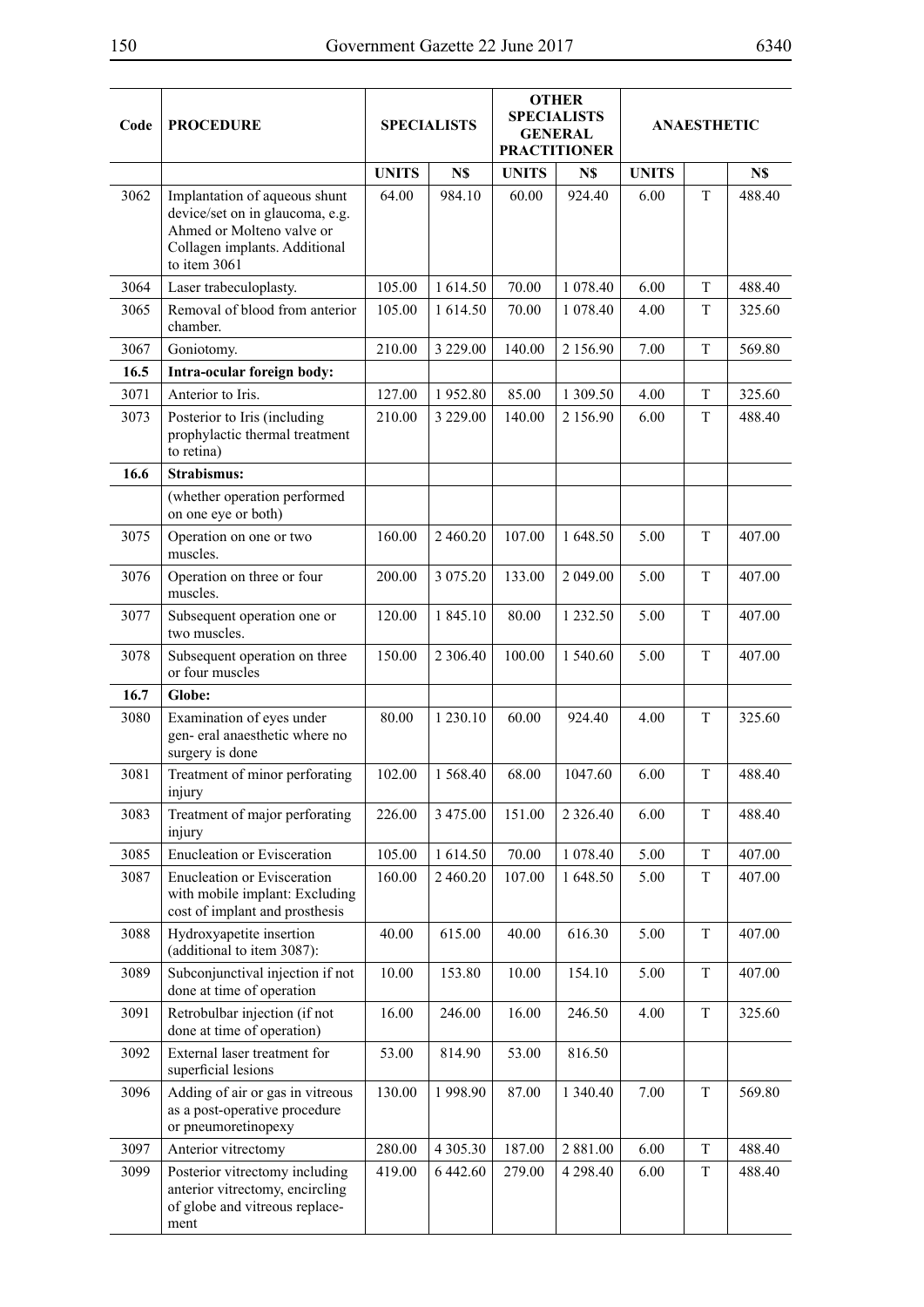| Code | PROCEDURE | SPECIALISTS | | OTHER SPECIALISTS GENERAL PRACTITIONER | | ANAESTHETIC | | |
|---|---|---|---|---|---|---|---|---|
| | | UNITS | N$ | UNITS | N$ | UNITS | | N$ |
| 3062 | Implantation of aqueous shunt device/set on in glaucoma, e.g. Ahmed or Molteno valve or Collagen implants. Additional to item 3061 | 64.00 | 984.10 | 60.00 | 924.40 | 6.00 | T | 488.40 |
| 3064 | Laser trabeculoplasty. | 105.00 | 1 614.50 | 70.00 | 1 078.40 | 6.00 | T | 488.40 |
| 3065 | Removal of blood from anterior chamber. | 105.00 | 1 614.50 | 70.00 | 1 078.40 | 4.00 | T | 325.60 |
| 3067 | Goniotomy. | 210.00 | 3 229.00 | 140.00 | 2 156.90 | 7.00 | T | 569.80 |
| **16.5** | **Intra-ocular foreign body:** | | | | | | | |
| 3071 | Anterior to Iris. | 127.00 | 1 952.80 | 85.00 | 1 309.50 | 4.00 | T | 325.60 |
| 3073 | Posterior to Iris (including prophylactic thermal treatment to retina) | 210.00 | 3 229.00 | 140.00 | 2 156.90 | 6.00 | T | 488.40 |
| **16.6** | **Strabismus:** | | | | | | | |
| | (whether operation performed on one eye or both) | | | | | | | |
| 3075 | Operation on one or two muscles. | 160.00 | 2 460.20 | 107.00 | 1 648.50 | 5.00 | T | 407.00 |
| 3076 | Operation on three or four muscles. | 200.00 | 3 075.20 | 133.00 | 2 049.00 | 5.00 | T | 407.00 |
| 3077 | Subsequent operation one or two muscles. | 120.00 | 1 845.10 | 80.00 | 1 232.50 | 5.00 | T | 407.00 |
| 3078 | Subsequent operation on three or four muscles | 150.00 | 2 306.40 | 100.00 | 1 540.60 | 5.00 | T | 407.00 |
| **16.7** | **Globe:** | | | | | | | |
| 3080 | Examination of eyes under gen- eral anaesthetic where no surgery is done | 80.00 | 1 230.10 | 60.00 | 924.40 | 4.00 | T | 325.60 |
| 3081 | Treatment of minor perforating injury | 102.00 | 1 568.40 | 68.00 | 1047.60 | 6.00 | T | 488.40 |
| 3083 | Treatment of major perforating injury | 226.00 | 3 475.00 | 151.00 | 2 326.40 | 6.00 | T | 488.40 |
| 3085 | Enucleation or Evisceration | 105.00 | 1 614.50 | 70.00 | 1 078.40 | 5.00 | T | 407.00 |
| 3087 | Enucleation or Evisceration with mobile implant: Excluding cost of implant and prosthesis | 160.00 | 2 460.20 | 107.00 | 1 648.50 | 5.00 | T | 407.00 |
| 3088 | Hydroxyapetite insertion (additional to item 3087): | 40.00 | 615.00 | 40.00 | 616.30 | 5.00 | T | 407.00 |
| 3089 | Subconjunctival injection if not done at time of operation | 10.00 | 153.80 | 10.00 | 154.10 | 5.00 | T | 407.00 |
| 3091 | Retrobulbar injection (if not done at time of operation) | 16.00 | 246.00 | 16.00 | 246.50 | 4.00 | T | 325.60 |
| 3092 | External laser treatment for superficial lesions | 53.00 | 814.90 | 53.00 | 816.50 | | | |
| 3096 | Adding of air or gas in vitreous as a post-operative procedure or pneumoretinopexy | 130.00 | 1 998.90 | 87.00 | 1 340.40 | 7.00 | T | 569.80 |
| 3097 | Anterior vitrectomy | 280.00 | 4 305.30 | 187.00 | 2 881.00 | 6.00 | T | 488.40 |
| 3099 | Posterior vitrectomy including anterior vitrectomy, encircling of globe and vitreous replace- ment | 419.00 | 6 442.60 | 279.00 | 4 298.40 | 6.00 | T | 488.40 |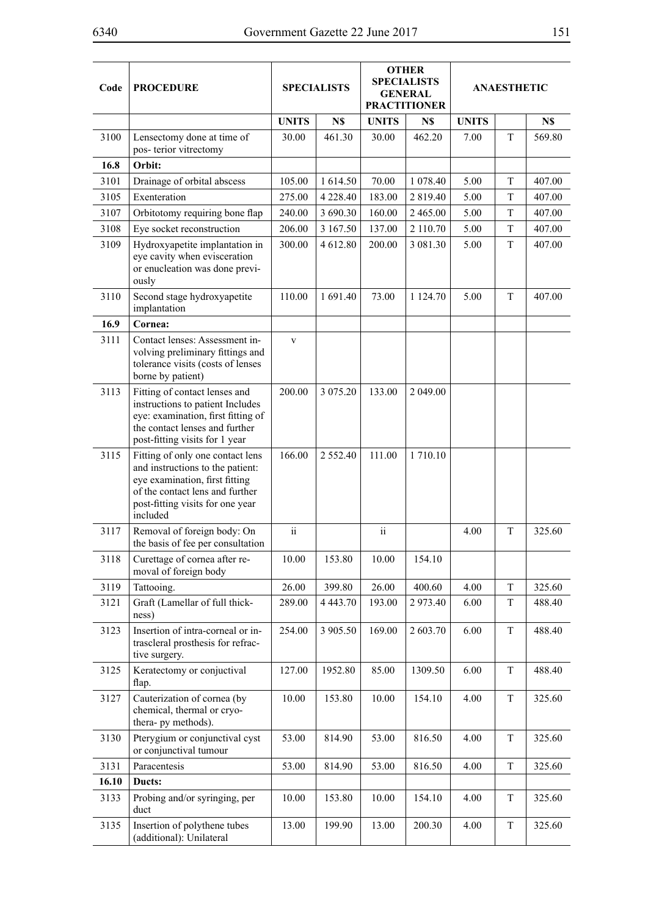| Code | PROCEDURE | SPECIALISTS | | OTHER SPECIALISTS GENERAL PRACTITIONER | | ANAESTHETIC | | |
|---|---|---|---|---|---|---|---|---|
| | | UNITS | N$ | UNITS | N$ | UNITS | | N$ |
| 3100 | Lensectomy done at time of pos- terior vitrectomy | 30.00 | 461.30 | 30.00 | 462.20 | 7.00 | T | 569.80 |
| **16.8** | **Orbit:** | | | | | | | |
| 3101 | Drainage of orbital abscess | 105.00 | 1 614.50 | 70.00 | 1 078.40 | 5.00 | T | 407.00 |
| 3105 | Exenteration | 275.00 | 4 228.40 | 183.00 | 2 819.40 | 5.00 | T | 407.00 |
| 3107 | Orbitotomy requiring bone flap | 240.00 | 3 690.30 | 160.00 | 2 465.00 | 5.00 | T | 407.00 |
| 3108 | Eye socket reconstruction | 206.00 | 3 167.50 | 137.00 | 2 110.70 | 5.00 | T | 407.00 |
| 3109 | Hydroxyapetite implantation in eye cavity when evisceration or enucleation was done previ- ously | 300.00 | 4 612.80 | 200.00 | 3 081.30 | 5.00 | T | 407.00 |
| 3110 | Second stage hydroxyapetite implantation | 110.00 | 1 691.40 | 73.00 | 1 124.70 | 5.00 | T | 407.00 |
| **16.9** | **Cornea:** | | | | | | | |
| 3111 | Contact lenses: Assessment in- volving preliminary fittings and tolerance visits (costs of lenses borne by patient) | v | | | | | | |
| 3113 | Fitting of contact lenses and instructions to patient Includes eye: examination, first fitting of the contact lenses and further post-fitting visits for 1 year | 200.00 | 3 075.20 | 133.00 | 2 049.00 | | | |
| 3115 | Fitting of only one contact lens and instructions to the patient: eye examination, first fitting of the contact lens and further post-fitting visits for one year included | 166.00 | 2 552.40 | 111.00 | 1 710.10 | | | |
| 3117 | Removal of foreign body: On the basis of fee per consultation | ii | | ii | | 4.00 | T | 325.60 |
| 3118 | Curettage of cornea after re- moval of foreign body | 10.00 | 153.80 | 10.00 | 154.10 | | | |
| 3119 | Tattooing. | 26.00 | 399.80 | 26.00 | 400.60 | 4.00 | T | 325.60 |
| 3121 | Graft (Lamellar of full thick- ness) | 289.00 | 4 443.70 | 193.00 | 2 973.40 | 6.00 | T | 488.40 |
| 3123 | Insertion of intra-corneal or in- trascleral prosthesis for refrac- tive surgery. | 254.00 | 3 905.50 | 169.00 | 2 603.70 | 6.00 | T | 488.40 |
| 3125 | Keratectomy or conjuctival flap. | 127.00 | 1952.80 | 85.00 | 1309.50 | 6.00 | T | 488.40 |
| 3127 | Cauterization of cornea (by chemical, thermal or cryo- thera- py methods). | 10.00 | 153.80 | 10.00 | 154.10 | 4.00 | T | 325.60 |
| 3130 | Pterygium or conjunctival cyst or conjunctival tumour | 53.00 | 814.90 | 53.00 | 816.50 | 4.00 | T | 325.60 |
| 3131 | Paracentesis | 53.00 | 814.90 | 53.00 | 816.50 | 4.00 | T | 325.60 |
| **16.10** | **Ducts:** | | | | | | | |
| 3133 | Probing and/or syringing, per duct | 10.00 | 153.80 | 10.00 | 154.10 | 4.00 | T | 325.60 |
| 3135 | Insertion of polythene tubes (additional): Unilateral | 13.00 | 199.90 | 13.00 | 200.30 | 4.00 | T | 325.60 |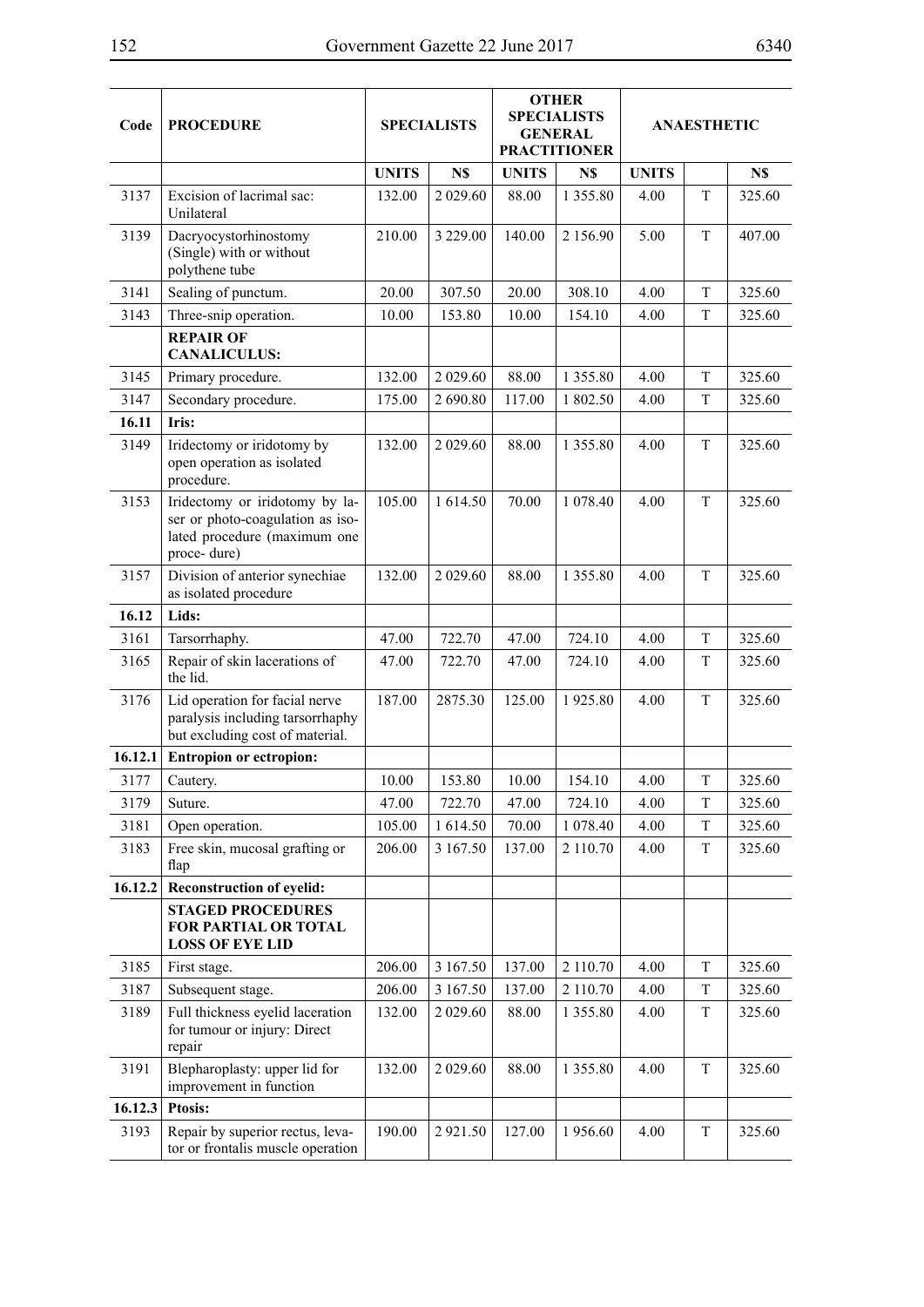| Code | PROCEDURE | SPECIALISTS | | OTHER SPECIALISTS GENERAL PRACTITIONER | | ANAESTHETIC | | |
|---|---|---|---|---|---|---|---|---|
| | | UNITS | N$ | UNITS | N$ | UNITS | | N$ |
| 3137 | Excision of lacrimal sac: Unilateral | 132.00 | 2 029.60 | 88.00 | 1 355.80 | 4.00 | T | 325.60 |
| 3139 | Dacryocystorhinostomy (Single) with or without polythene tube | 210.00 | 3 229.00 | 140.00 | 2 156.90 | 5.00 | T | 407.00 |
| 3141 | Sealing of punctum. | 20.00 | 307.50 | 20.00 | 308.10 | 4.00 | T | 325.60 |
| 3143 | Three-snip operation. | 10.00 | 153.80 | 10.00 | 154.10 | 4.00 | T | 325.60 |
| | **REPAIR OF CANALICULUS:** | | | | | | | |
| 3145 | Primary procedure. | 132.00 | 2 029.60 | 88.00 | 1 355.80 | 4.00 | T | 325.60 |
| 3147 | Secondary procedure. | 175.00 | 2 690.80 | 117.00 | 1 802.50 | 4.00 | T | 325.60 |
| **16.11** | **Iris:** | | | | | | | |
| 3149 | Iridectomy or iridotomy by open operation as isolated procedure. | 132.00 | 2 029.60 | 88.00 | 1 355.80 | 4.00 | T | 325.60 |
| 3153 | Iridectomy or iridotomy by laser or photo-coagulation as isolated procedure (maximum one proce- dure) | 105.00 | 1 614.50 | 70.00 | 1 078.40 | 4.00 | T | 325.60 |
| 3157 | Division of anterior synechiae as isolated procedure | 132.00 | 2 029.60 | 88.00 | 1 355.80 | 4.00 | T | 325.60 |
| **16.12** | **Lids:** | | | | | | | |
| 3161 | Tarsorrhaphy. | 47.00 | 722.70 | 47.00 | 724.10 | 4.00 | T | 325.60 |
| 3165 | Repair of skin lacerations of the lid. | 47.00 | 722.70 | 47.00 | 724.10 | 4.00 | T | 325.60 |
| 3176 | Lid operation for facial nerve paralysis including tarsorrhaphy but excluding cost of material. | 187.00 | 2875.30 | 125.00 | 1 925.80 | 4.00 | T | 325.60 |
| **16.12.1** | **Entropion or ectropion:** | | | | | | | |
| 3177 | Cautery. | 10.00 | 153.80 | 10.00 | 154.10 | 4.00 | T | 325.60 |
| 3179 | Suture. | 47.00 | 722.70 | 47.00 | 724.10 | 4.00 | T | 325.60 |
| 3181 | Open operation. | 105.00 | 1 614.50 | 70.00 | 1 078.40 | 4.00 | T | 325.60 |
| 3183 | Free skin, mucosal grafting or flap | 206.00 | 3 167.50 | 137.00 | 2 110.70 | 4.00 | T | 325.60 |
| **16.12.2** | **Reconstruction of eyelid:** | | | | | | | |
| | **STAGED PROCEDURES FOR PARTIAL OR TOTAL LOSS OF EYE LID** | | | | | | | |
| 3185 | First stage. | 206.00 | 3 167.50 | 137.00 | 2 110.70 | 4.00 | T | 325.60 |
| 3187 | Subsequent stage. | 206.00 | 3 167.50 | 137.00 | 2 110.70 | 4.00 | T | 325.60 |
| 3189 | Full thickness eyelid laceration for tumour or injury: Direct repair | 132.00 | 2 029.60 | 88.00 | 1 355.80 | 4.00 | T | 325.60 |
| 3191 | Blepharoplasty: upper lid for improvement in function | 132.00 | 2 029.60 | 88.00 | 1 355.80 | 4.00 | T | 325.60 |
| **16.12.3** | **Ptosis:** | | | | | | | |
| 3193 | Repair by superior rectus, levator or frontalis muscle operation | 190.00 | 2 921.50 | 127.00 | 1 956.60 | 4.00 | T | 325.60 |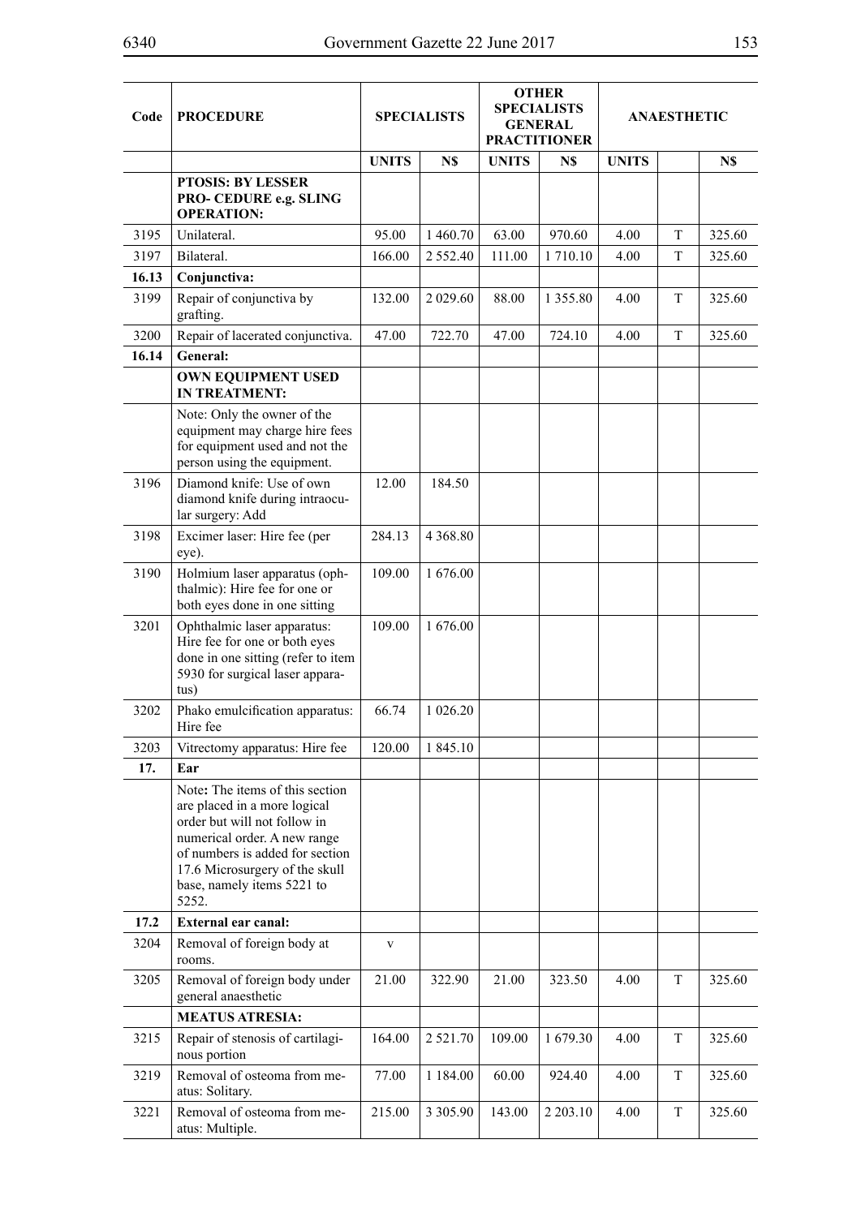| Code | PROCEDURE | SPECIALISTS | | OTHER SPECIALISTS GENERAL PRACTITIONER | | ANAESTHETIC | | |
|---|---|---|---|---|---|---|---|---|
| | | UNITS | N$ | UNITS | N$ | UNITS | | N$ |
| | **PTOSIS: BY LESSER PRO- CEDURE e.g. SLING OPERATION:** | | | | | | | |
| 3195 | Unilateral. | 95.00 | 1 460.70 | 63.00 | 970.60 | 4.00 | T | 325.60 |
| 3197 | Bilateral. | 166.00 | 2 552.40 | 111.00 | 1 710.10 | 4.00 | T | 325.60 |
| **16.13** | **Conjunctiva:** | | | | | | | |
| 3199 | Repair of conjunctiva by grafting. | 132.00 | 2 029.60 | 88.00 | 1 355.80 | 4.00 | T | 325.60 |
| 3200 | Repair of lacerated conjunctiva. | 47.00 | 722.70 | 47.00 | 724.10 | 4.00 | T | 325.60 |
| **16.14** | **General:** | | | | | | | |
| | **OWN EQUIPMENT USED IN TREATMENT:** | | | | | | | |
| | Note: Only the owner of the equipment may charge hire fees for equipment used and not the person using the equipment. | | | | | | | |
| 3196 | Diamond knife: Use of own diamond knife during intraocular surgery: Add | 12.00 | 184.50 | | | | | |
| 3198 | Excimer laser: Hire fee (per eye). | 284.13 | 4 368.80 | | | | | |
| 3190 | Holmium laser apparatus (ophthalmic): Hire fee for one or both eyes done in one sitting | 109.00 | 1 676.00 | | | | | |
| 3201 | Ophthalmic laser apparatus: Hire fee for one or both eyes done in one sitting (refer to item 5930 for surgical laser apparatus) | 109.00 | 1 676.00 | | | | | |
| 3202 | Phako emulcification apparatus: Hire fee | 66.74 | 1 026.20 | | | | | |
| 3203 | Vitrectomy apparatus: Hire fee | 120.00 | 1 845.10 | | | | | |
| **17.** | **Ear** | | | | | | | |
| | Note**:** The items of this section are placed in a more logical order but will not follow in numerical order. A new range of numbers is added for section 17.6 Microsurgery of the skull base, namely items 5221 to 5252. | | | | | | | |
| **17.2** | **External ear canal:** | | | | | | | |
| 3204 | Removal of foreign body at rooms. | v | | | | | | |
| 3205 | Removal of foreign body under general anaesthetic | 21.00 | 322.90 | 21.00 | 323.50 | 4.00 | T | 325.60 |
| | **MEATUS ATRESIA:** | | | | | | | |
| 3215 | Repair of stenosis of cartilaginous portion | 164.00 | 2 521.70 | 109.00 | 1 679.30 | 4.00 | T | 325.60 |
| 3219 | Removal of osteoma from meatus: Solitary. | 77.00 | 1 184.00 | 60.00 | 924.40 | 4.00 | T | 325.60 |
| 3221 | Removal of osteoma from meatus: Multiple. | 215.00 | 3 305.90 | 143.00 | 2 203.10 | 4.00 | T | 325.60 |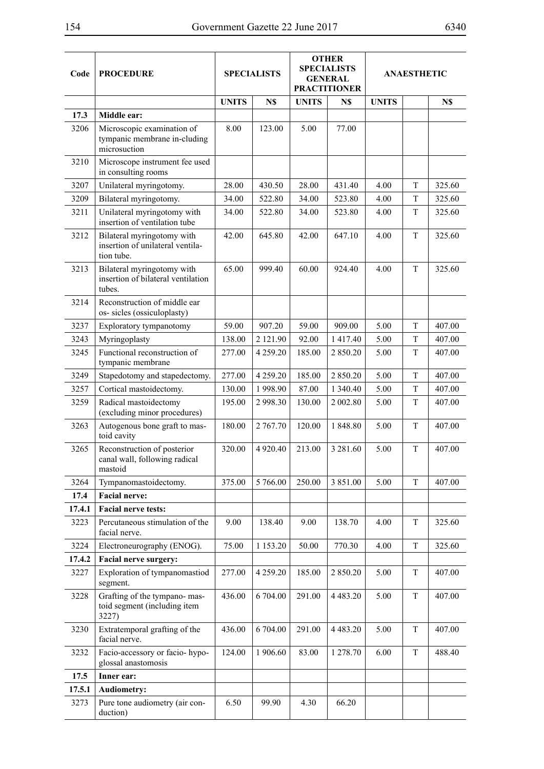| Code | PROCEDURE | SPECIALISTS | | OTHER SPECIALISTS GENERAL PRACTITIONER | | ANAESTHETIC | | |
|---|---|---|---|---|---|---|---|---|
| | | UNITS | N$ | UNITS | N$ | UNITS | | N$ |
| 17.3 | **Middle ear:** | | | | | | | |
| 3206 | Microscopic examination of tympanic membrane in-cluding microsuction | 8.00 | 123.00 | 5.00 | 77.00 | | | |
| 3210 | Microscope instrument fee used in consulting rooms | | | | | | | |
| 3207 | Unilateral myringotomy. | 28.00 | 430.50 | 28.00 | 431.40 | 4.00 | T | 325.60 |
| 3209 | Bilateral myringotomy. | 34.00 | 522.80 | 34.00 | 523.80 | 4.00 | T | 325.60 |
| 3211 | Unilateral myringotomy with insertion of ventilation tube | 34.00 | 522.80 | 34.00 | 523.80 | 4.00 | T | 325.60 |
| 3212 | Bilateral myringotomy with insertion of unilateral ventila-tion tube. | 42.00 | 645.80 | 42.00 | 647.10 | 4.00 | T | 325.60 |
| 3213 | Bilateral myringotomy with insertion of bilateral ventilation tubes. | 65.00 | 999.40 | 60.00 | 924.40 | 4.00 | T | 325.60 |
| 3214 | Reconstruction of middle ear os- sicles (ossiculoplasty) | | | | | | | |
| 3237 | Exploratory tympanotomy | 59.00 | 907.20 | 59.00 | 909.00 | 5.00 | T | 407.00 |
| 3243 | Myringoplasty | 138.00 | 2 121.90 | 92.00 | 1 417.40 | 5.00 | T | 407.00 |
| 3245 | Functional reconstruction of tympanic membrane | 277.00 | 4 259.20 | 185.00 | 2 850.20 | 5.00 | T | 407.00 |
| 3249 | Stapedotomy and stapedectomy. | 277.00 | 4 259.20 | 185.00 | 2 850.20 | 5.00 | T | 407.00 |
| 3257 | Cortical mastoidectomy. | 130.00 | 1 998.90 | 87.00 | 1 340.40 | 5.00 | T | 407.00 |
| 3259 | Radical mastoidectomy (excluding minor procedures) | 195.00 | 2 998.30 | 130.00 | 2 002.80 | 5.00 | T | 407.00 |
| 3263 | Autogenous bone graft to mas-toid cavity | 180.00 | 2 767.70 | 120.00 | 1 848.80 | 5.00 | T | 407.00 |
| 3265 | Reconstruction of posterior canal wall, following radical mastoid | 320.00 | 4 920.40 | 213.00 | 3 281.60 | 5.00 | T | 407.00 |
| 3264 | Tympanomastoidectomy. | 375.00 | 5 766.00 | 250.00 | 3 851.00 | 5.00 | T | 407.00 |
| 17.4 | **Facial nerve:** | | | | | | | |
| 17.4.1 | **Facial nerve tests:** | | | | | | | |
| 3223 | Percutaneous stimulation of the facial nerve. | 9.00 | 138.40 | 9.00 | 138.70 | 4.00 | T | 325.60 |
| 3224 | Electroneurography (ENOG). | 75.00 | 1 153.20 | 50.00 | 770.30 | 4.00 | T | 325.60 |
| 17.4.2 | **Facial nerve surgery:** | | | | | | | |
| 3227 | Exploration of tympanomastiod segment. | 277.00 | 4 259.20 | 185.00 | 2 850.20 | 5.00 | T | 407.00 |
| 3228 | Grafting of the tympano- mas-toid segment (including item 3227) | 436.00 | 6 704.00 | 291.00 | 4 483.20 | 5.00 | T | 407.00 |
| 3230 | Extratemporal grafting of the facial nerve. | 436.00 | 6 704.00 | 291.00 | 4 483.20 | 5.00 | T | 407.00 |
| 3232 | Facio-accessory or facio- hypo-glossal anastomosis | 124.00 | 1 906.60 | 83.00 | 1 278.70 | 6.00 | T | 488.40 |
| 17.5 | **Inner ear:** | | | | | | | |
| 17.5.1 | **Audiometry:** | | | | | | | |
| 3273 | Pure tone audiometry (air con-duction) | 6.50 | 99.90 | 4.30 | 66.20 | | | |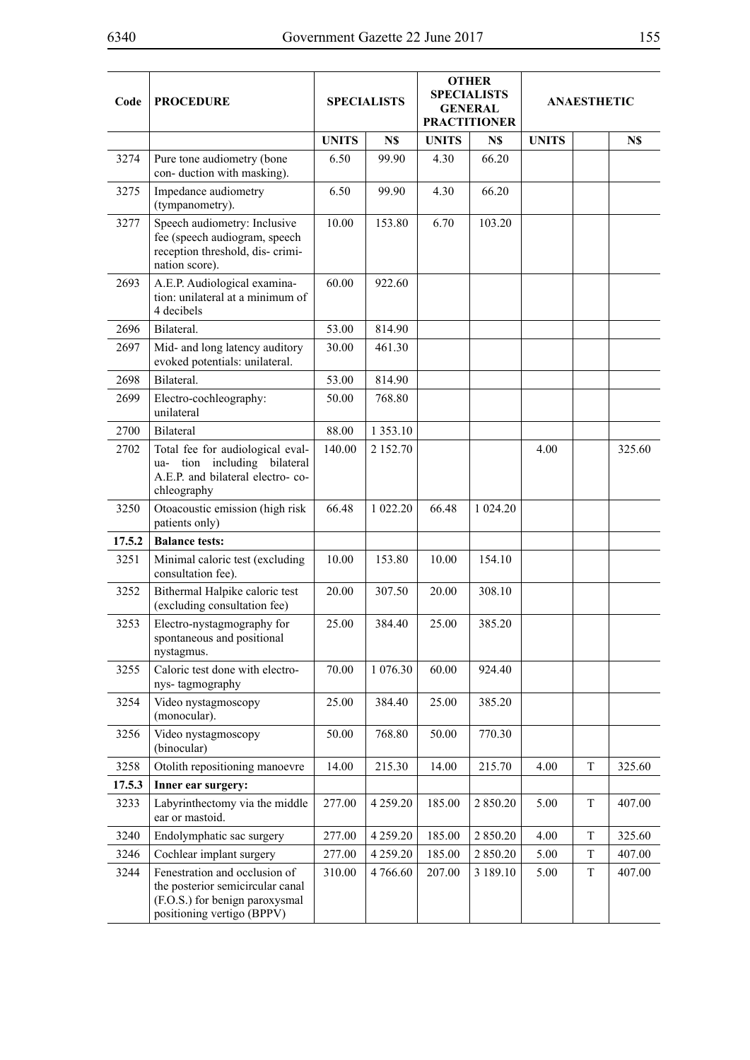| Code | PROCEDURE | SPECIALISTS | | OTHER SPECIALISTS GENERAL PRACTITIONER | | ANAESTHETIC | | |
|---|---|---|---|---|---|---|---|---|
| | | UNITS | N$ | UNITS | N$ | UNITS | | N$ |
| 3274 | Pure tone audiometry (bone con- duction with masking). | 6.50 | 99.90 | 4.30 | 66.20 | | | |
| 3275 | Impedance audiometry (tympanometry). | 6.50 | 99.90 | 4.30 | 66.20 | | | |
| 3277 | Speech audiometry: Inclusive fee (speech audiogram, speech reception threshold, dis- crimi- nation score). | 10.00 | 153.80 | 6.70 | 103.20 | | | |
| 2693 | A.E.P. Audiological examina- tion: unilateral at a minimum of 4 decibels | 60.00 | 922.60 | | | | | |
| 2696 | Bilateral. | 53.00 | 814.90 | | | | | |
| 2697 | Mid- and long latency auditory evoked potentials: unilateral. | 30.00 | 461.30 | | | | | |
| 2698 | Bilateral. | 53.00 | 814.90 | | | | | |
| 2699 | Electro-cochleography: unilateral | 50.00 | 768.80 | | | | | |
| 2700 | Bilateral | 88.00 | 1 353.10 | | | | | |
| 2702 | Total fee for audiological eval- ua- tion including bilateral A.E.P. and bilateral electro- co- chleography | 140.00 | 2 152.70 | | | 4.00 | | 325.60 |
| 3250 | Otoacoustic emission (high risk patients only) | 66.48 | 1 022.20 | 66.48 | 1 024.20 | | | |
| **17.5.2** | **Balance tests:** | | | | | | | |
| 3251 | Minimal caloric test (excluding consultation fee). | 10.00 | 153.80 | 10.00 | 154.10 | | | |
| 3252 | Bithermal Halpike caloric test (excluding consultation fee) | 20.00 | 307.50 | 20.00 | 308.10 | | | |
| 3253 | Electro-nystagmography for spontaneous and positional nystagmus. | 25.00 | 384.40 | 25.00 | 385.20 | | | |
| 3255 | Caloric test done with electro- nys- tagmography | 70.00 | 1 076.30 | 60.00 | 924.40 | | | |
| 3254 | Video nystagmoscopy (monocular). | 25.00 | 384.40 | 25.00 | 385.20 | | | |
| 3256 | Video nystagmoscopy (binocular) | 50.00 | 768.80 | 50.00 | 770.30 | | | |
| 3258 | Otolith repositioning manoevre | 14.00 | 215.30 | 14.00 | 215.70 | 4.00 | T | 325.60 |
| **17.5.3** | **Inner ear surgery:** | | | | | | | |
| 3233 | Labyrinthectomy via the middle ear or mastoid. | 277.00 | 4 259.20 | 185.00 | 2 850.20 | 5.00 | T | 407.00 |
| 3240 | Endolymphatic sac surgery | 277.00 | 4 259.20 | 185.00 | 2 850.20 | 4.00 | T | 325.60 |
| 3246 | Cochlear implant surgery | 277.00 | 4 259.20 | 185.00 | 2 850.20 | 5.00 | T | 407.00 |
| 3244 | Fenestration and occlusion of the posterior semicircular canal (F.O.S.) for benign paroxysmal positioning vertigo (BPPV) | 310.00 | 4 766.60 | 207.00 | 3 189.10 | 5.00 | T | 407.00 |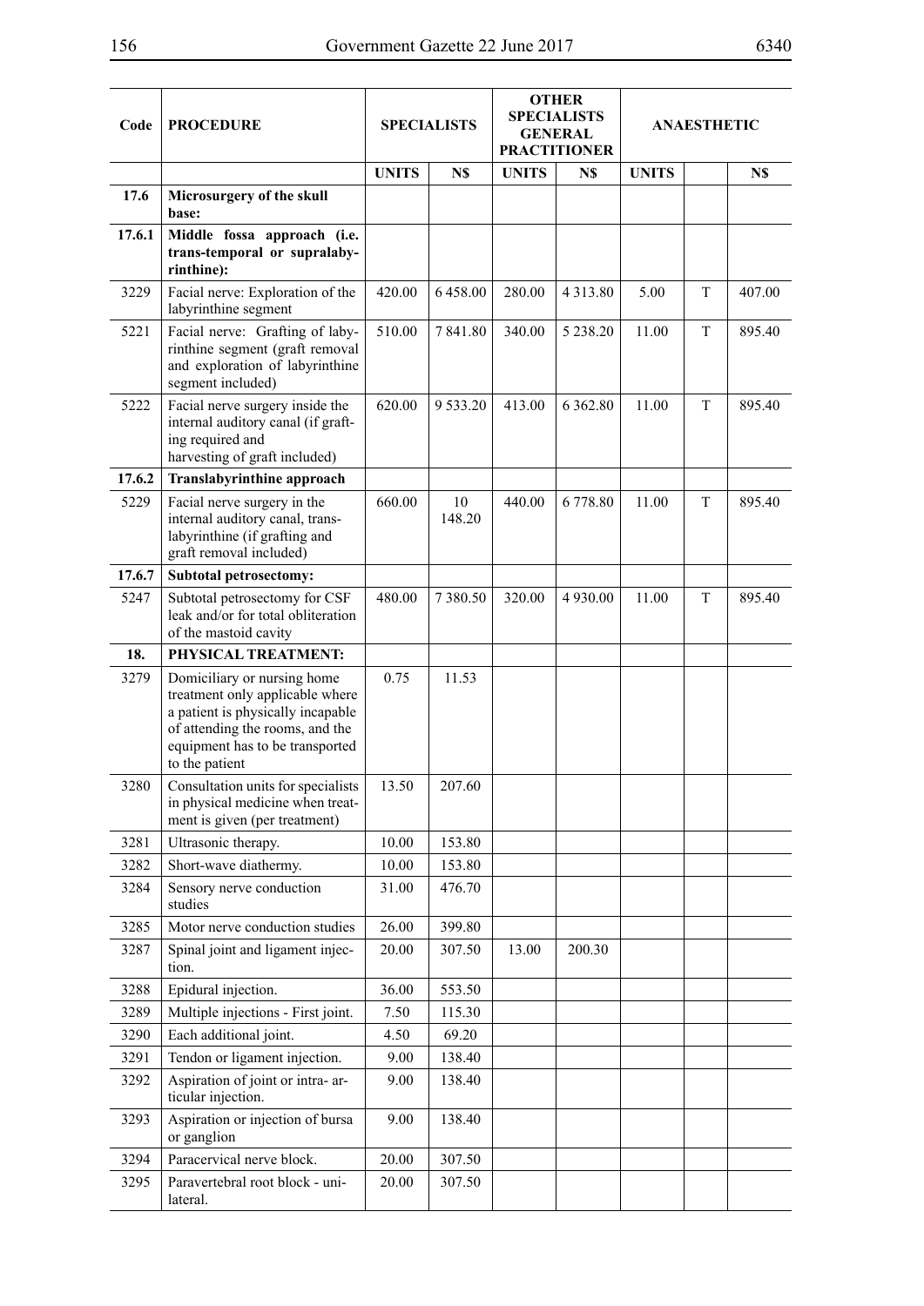| Code | PROCEDURE | SPECIALISTS | | OTHER SPECIALISTS GENERAL PRACTITIONER | | ANAESTHETIC | | |
|---|---|---|---|---|---|---|---|---|
| | | UNITS | N$ | UNITS | N$ | UNITS | | N$ |
| **17.6** | **Microsurgery of the skull base:** | | | | | | | |
| **17.6.1** | **Middle fossa approach (i.e. trans-temporal or supralabyrinthine):** | | | | | | | |
| 3229 | Facial nerve: Exploration of the labyrinthine segment | 420.00 | 6 458.00 | 280.00 | 4 313.80 | 5.00 | T | 407.00 |
| 5221 | Facial nerve: Grafting of labyrinthine segment (graft removal and exploration of labyrinthine segment included) | 510.00 | 7 841.80 | 340.00 | 5 238.20 | 11.00 | T | 895.40 |
| 5222 | Facial nerve surgery inside the internal auditory canal (if grafting required and harvesting of graft included) | 620.00 | 9 533.20 | 413.00 | 6 362.80 | 11.00 | T | 895.40 |
| **17.6.2** | **Translabyrinthine approach** | | | | | | | |
| 5229 | Facial nerve surgery in the internal auditory canal, translabyrinthine (if grafting and graft removal included) | 660.00 | 10 148.20 | 440.00 | 6 778.80 | 11.00 | T | 895.40 |
| **17.6.7** | **Subtotal petrosectomy:** | | | | | | | |
| 5247 | Subtotal petrosectomy for CSF leak and/or for total obliteration of the mastoid cavity | 480.00 | 7 380.50 | 320.00 | 4 930.00 | 11.00 | T | 895.40 |
| **18.** | **PHYSICAL TREATMENT:** | | | | | | | |
| 3279 | Domiciliary or nursing home treatment only applicable where a patient is physically incapable of attending the rooms, and the equipment has to be transported to the patient | 0.75 | 11.53 | | | | | |
| 3280 | Consultation units for specialists in physical medicine when treatment is given (per treatment) | 13.50 | 207.60 | | | | | |
| 3281 | Ultrasonic therapy. | 10.00 | 153.80 | | | | | |
| 3282 | Short-wave diathermy. | 10.00 | 153.80 | | | | | |
| 3284 | Sensory nerve conduction studies | 31.00 | 476.70 | | | | | |
| 3285 | Motor nerve conduction studies | 26.00 | 399.80 | | | | | |
| 3287 | Spinal joint and ligament injection. | 20.00 | 307.50 | 13.00 | 200.30 | | | |
| 3288 | Epidural injection. | 36.00 | 553.50 | | | | | |
| 3289 | Multiple injections - First joint. | 7.50 | 115.30 | | | | | |
| 3290 | Each additional joint. | 4.50 | 69.20 | | | | | |
| 3291 | Tendon or ligament injection. | 9.00 | 138.40 | | | | | |
| 3292 | Aspiration of joint or intra- articular injection. | 9.00 | 138.40 | | | | | |
| 3293 | Aspiration or injection of bursa or ganglion | 9.00 | 138.40 | | | | | |
| 3294 | Paracervical nerve block. | 20.00 | 307.50 | | | | | |
| 3295 | Paravertebral root block - unilateral. | 20.00 | 307.50 | | | | | |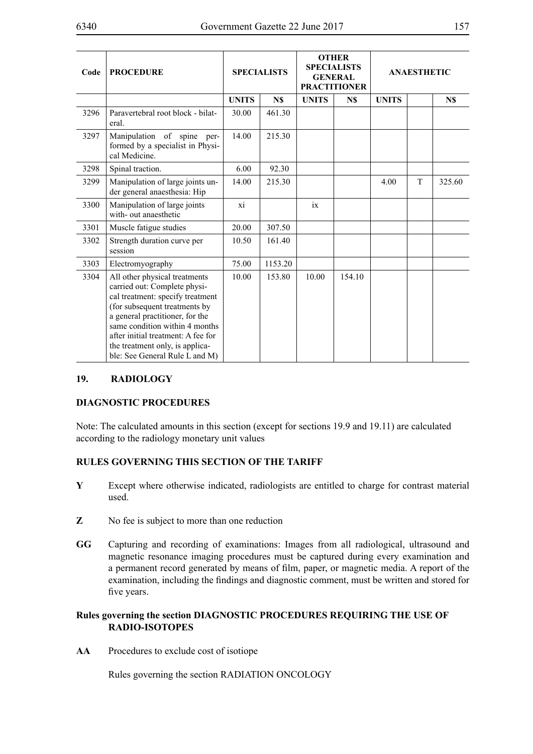| Code | PROCEDURE | SPECIALISTS | | OTHER SPECIALISTS GENERAL PRACTITIONER | | ANAESTHETIC | | |
|---|---|---|---|---|---|---|---|---|
| | | UNITS | N$ | UNITS | N$ | UNITS | | N$ |
| 3296 | Paravertebral root block - bilateral. | 30.00 | 461.30 | | | | | |
| 3297 | Manipulation of spine performed by a specialist in Physical Medicine. | 14.00 | 215.30 | | | | | |
| 3298 | Spinal traction. | 6.00 | 92.30 | | | | | |
| 3299 | Manipulation of large joints under general anaesthesia: Hip | 14.00 | 215.30 | | | 4.00 | T | 325.60 |
| 3300 | Manipulation of large joints with- out anaesthetic | xi | | ix | | | | |
| 3301 | Muscle fatigue studies | 20.00 | 307.50 | | | | | |
| 3302 | Strength duration curve per session | 10.50 | 161.40 | | | | | |
| 3303 | Electromyography | 75.00 | 1153.20 | | | | | |
| 3304 | All other physical treatments carried out: Complete physical treatment: specify treatment (for subsequent treatments by a general practitioner, for the same condition within 4 months after initial treatment: A fee for the treatment only, is applicable: See General Rule L and M) | 10.00 | 153.80 | 10.00 | 154.10 | | | |

## 19. RADIOLOGY

### DIAGNOSTIC PROCEDURES

Note: The calculated amounts in this section (except for sections 19.9 and 19.11) are calculated according to the radiology monetary unit values

### RULES GOVERNING THIS SECTION OF THE TARIFF

**Y** Except where otherwise indicated, radiologists are entitled to charge for contrast material used.

**Z** No fee is subject to more than one reduction

**GG** Capturing and recording of examinations: Images from all radiological, ultrasound and magnetic resonance imaging procedures must be captured during every examination and a permanent record generated by means of film, paper, or magnetic media. A report of the examination, including the findings and diagnostic comment, must be written and stored for five years.

### Rules governing the section DIAGNOSTIC PROCEDURES REQUIRING THE USE OF RADIO-ISOTOPES

**AA** Procedures to exclude cost of isotiope

Rules governing the section RADIATION ONCOLOGY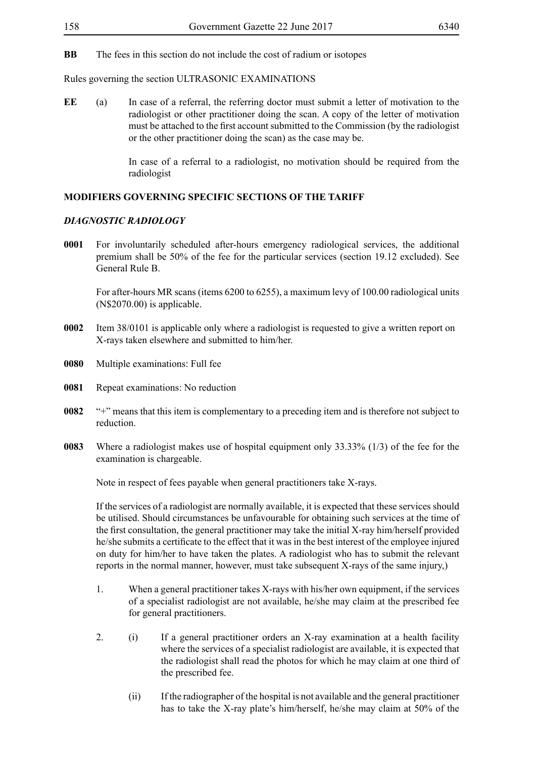**BB** The fees in this section do not include the cost of radium or isotopes

Rules governing the section ULTRASONIC EXAMINATIONS

**EE** (a) In case of a referral, the referring doctor must submit a letter of motivation to the radiologist or other practitioner doing the scan. A copy of the letter of motivation must be attached to the first account submitted to the Commission (by the radiologist or the other practitioner doing the scan) as the case may be.

In case of a referral to a radiologist, no motivation should be required from the radiologist

## MODIFIERS GOVERNING SPECIFIC SECTIONS OF THE TARIFF

### *DIAGNOSTIC RADIOLOGY*

**0001** For involuntarily scheduled after-hours emergency radiological services, the additional premium shall be 50% of the fee for the particular services (section 19.12 excluded). See General Rule B.

For after-hours MR scans (items 6200 to 6255), a maximum levy of 100.00 radiological units (N$2070.00) is applicable.

**0002** Item 38/0101 is applicable only where a radiologist is requested to give a written report on X-rays taken elsewhere and submitted to him/her.

**0080** Multiple examinations: Full fee

**0081** Repeat examinations: No reduction

**0082** "+" means that this item is complementary to a preceding item and is therefore not subject to reduction.

**0083** Where a radiologist makes use of hospital equipment only 33.33% (1/3) of the fee for the examination is chargeable.

Note in respect of fees payable when general practitioners take X-rays.

If the services of a radiologist are normally available, it is expected that these services should be utilised. Should circumstances be unfavourable for obtaining such services at the time of the first consultation, the general practitioner may take the initial X-ray him/herself provided he/she submits a certificate to the effect that it was in the best interest of the employee injured on duty for him/her to have taken the plates. A radiologist who has to submit the relevant reports in the normal manner, however, must take subsequent X-rays of the same injury,)

1. When a general practitioner takes X-rays with his/her own equipment, if the services of a specialist radiologist are not available, he/she may claim at the prescribed fee for general practitioners.

2. (i) If a general practitioner orders an X-ray examination at a health facility where the services of a specialist radiologist are available, it is expected that the radiologist shall read the photos for which he may claim at one third of the prescribed fee.

   (ii) If the radiographer of the hospital is not available and the general practitioner has to take the X-ray plate's him/herself, he/she may claim at 50% of the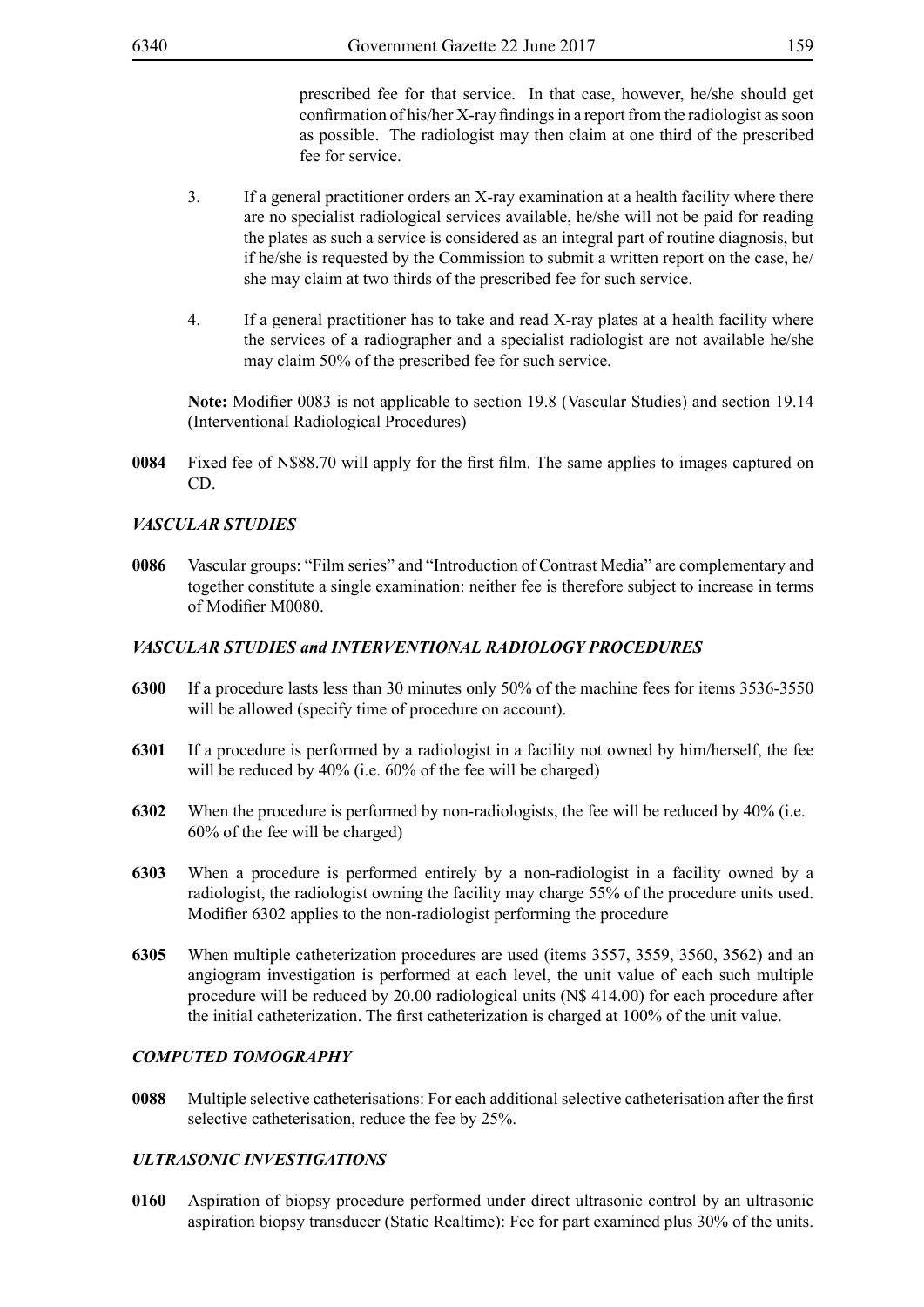prescribed fee for that service. In that case, however, he/she should get confirmation of his/her X-ray findings in a report from the radiologist as soon as possible. The radiologist may then claim at one third of the prescribed fee for service.

3. If a general practitioner orders an X-ray examination at a health facility where there are no specialist radiological services available, he/she will not be paid for reading the plates as such a service is considered as an integral part of routine diagnosis, but if he/she is requested by the Commission to submit a written report on the case, he/she may claim at two thirds of the prescribed fee for such service.

4. If a general practitioner has to take and read X-ray plates at a health facility where the services of a radiographer and a specialist radiologist are not available he/she may claim 50% of the prescribed fee for such service.

**Note:** Modifier 0083 is not applicable to section 19.8 (Vascular Studies) and section 19.14 (Interventional Radiological Procedures)

**0084** Fixed fee of N$88.70 will apply for the first film. The same applies to images captured on CD.

### *VASCULAR STUDIES*

**0086** Vascular groups: "Film series" and "Introduction of Contrast Media" are complementary and together constitute a single examination: neither fee is therefore subject to increase in terms of Modifier M0080.

### *VASCULAR STUDIES and INTERVENTIONAL RADIOLOGY PROCEDURES*

**6300** If a procedure lasts less than 30 minutes only 50% of the machine fees for items 3536-3550 will be allowed (specify time of procedure on account).

**6301** If a procedure is performed by a radiologist in a facility not owned by him/herself, the fee will be reduced by 40% (i.e. 60% of the fee will be charged)

**6302** When the procedure is performed by non-radiologists, the fee will be reduced by 40% (i.e. 60% of the fee will be charged)

**6303** When a procedure is performed entirely by a non-radiologist in a facility owned by a radiologist, the radiologist owning the facility may charge 55% of the procedure units used. Modifier 6302 applies to the non-radiologist performing the procedure

**6305** When multiple catheterization procedures are used (items 3557, 3559, 3560, 3562) and an angiogram investigation is performed at each level, the unit value of each such multiple procedure will be reduced by 20.00 radiological units (N$ 414.00) for each procedure after the initial catheterization. The first catheterization is charged at 100% of the unit value.

### *COMPUTED TOMOGRAPHY*

**0088** Multiple selective catheterisations: For each additional selective catheterisation after the first selective catheterisation, reduce the fee by 25%.

### *ULTRASONIC INVESTIGATIONS*

**0160** Aspiration of biopsy procedure performed under direct ultrasonic control by an ultrasonic aspiration biopsy transducer (Static Realtime): Fee for part examined plus 30% of the units.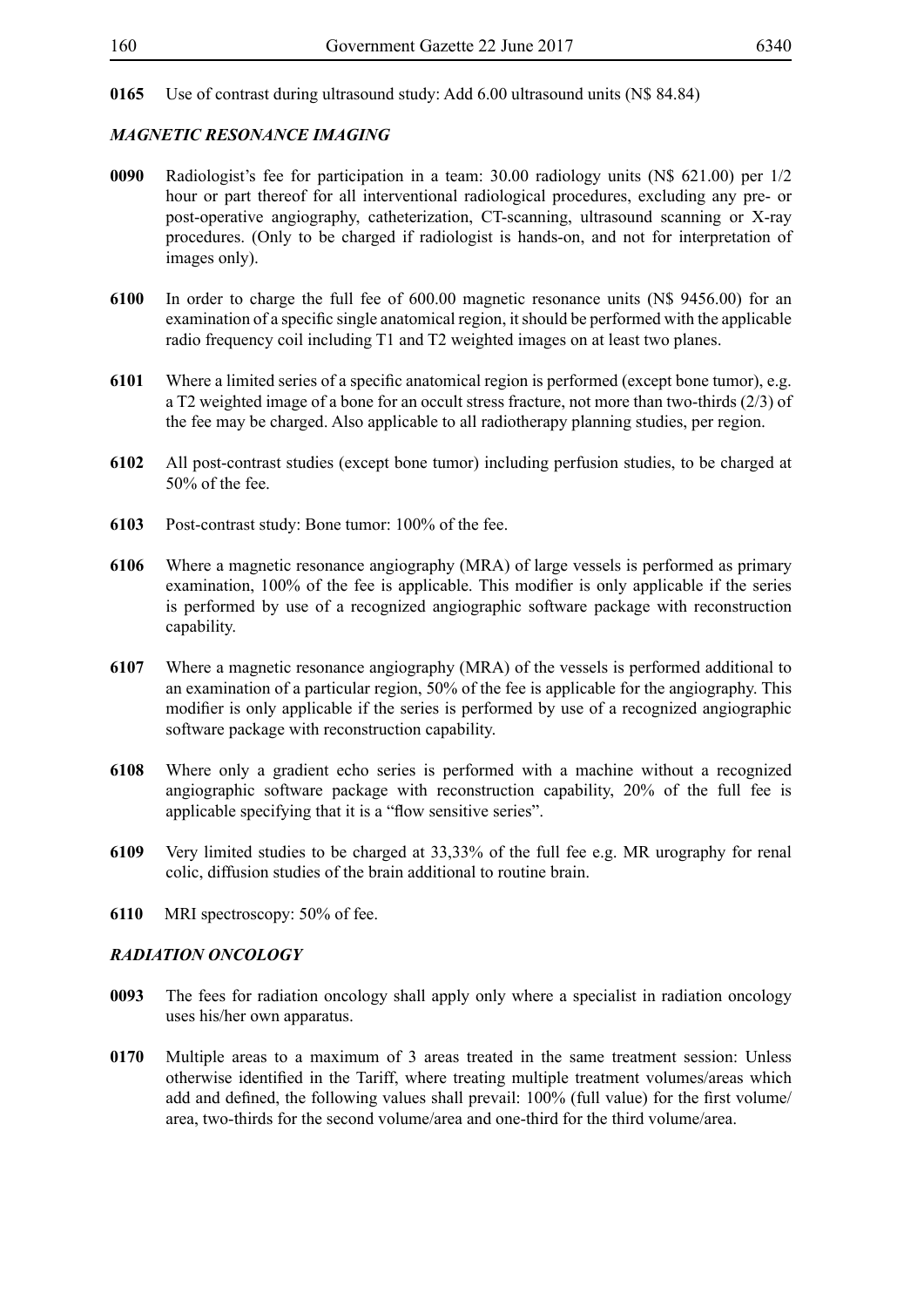**0165** Use of contrast during ultrasound study: Add 6.00 ultrasound units (N$ 84.84)

***MAGNETIC RESONANCE IMAGING***

**0090** Radiologist's fee for participation in a team: 30.00 radiology units (N$ 621.00) per 1/2 hour or part thereof for all interventional radiological procedures, excluding any pre- or post-operative angiography, catheterization, CT-scanning, ultrasound scanning or X-ray procedures. (Only to be charged if radiologist is hands-on, and not for interpretation of images only).

**6100** In order to charge the full fee of 600.00 magnetic resonance units (N$ 9456.00) for an examination of a specific single anatomical region, it should be performed with the applicable radio frequency coil including T1 and T2 weighted images on at least two planes.

**6101** Where a limited series of a specific anatomical region is performed (except bone tumor), e.g. a T2 weighted image of a bone for an occult stress fracture, not more than two-thirds (2/3) of the fee may be charged. Also applicable to all radiotherapy planning studies, per region.

**6102** All post-contrast studies (except bone tumor) including perfusion studies, to be charged at 50% of the fee.

**6103** Post-contrast study: Bone tumor: 100% of the fee.

**6106** Where a magnetic resonance angiography (MRA) of large vessels is performed as primary examination, 100% of the fee is applicable. This modifier is only applicable if the series is performed by use of a recognized angiographic software package with reconstruction capability.

**6107** Where a magnetic resonance angiography (MRA) of the vessels is performed additional to an examination of a particular region, 50% of the fee is applicable for the angiography. This modifier is only applicable if the series is performed by use of a recognized angiographic software package with reconstruction capability.

**6108** Where only a gradient echo series is performed with a machine without a recognized angiographic software package with reconstruction capability, 20% of the full fee is applicable specifying that it is a "flow sensitive series".

**6109** Very limited studies to be charged at 33,33% of the full fee e.g. MR urography for renal colic, diffusion studies of the brain additional to routine brain.

**6110** MRI spectroscopy: 50% of fee.

***RADIATION ONCOLOGY***

**0093** The fees for radiation oncology shall apply only where a specialist in radiation oncology uses his/her own apparatus.

**0170** Multiple areas to a maximum of 3 areas treated in the same treatment session: Unless otherwise identified in the Tariff, where treating multiple treatment volumes/areas which add and defined, the following values shall prevail: 100% (full value) for the first volume/area, two-thirds for the second volume/area and one-third for the third volume/area.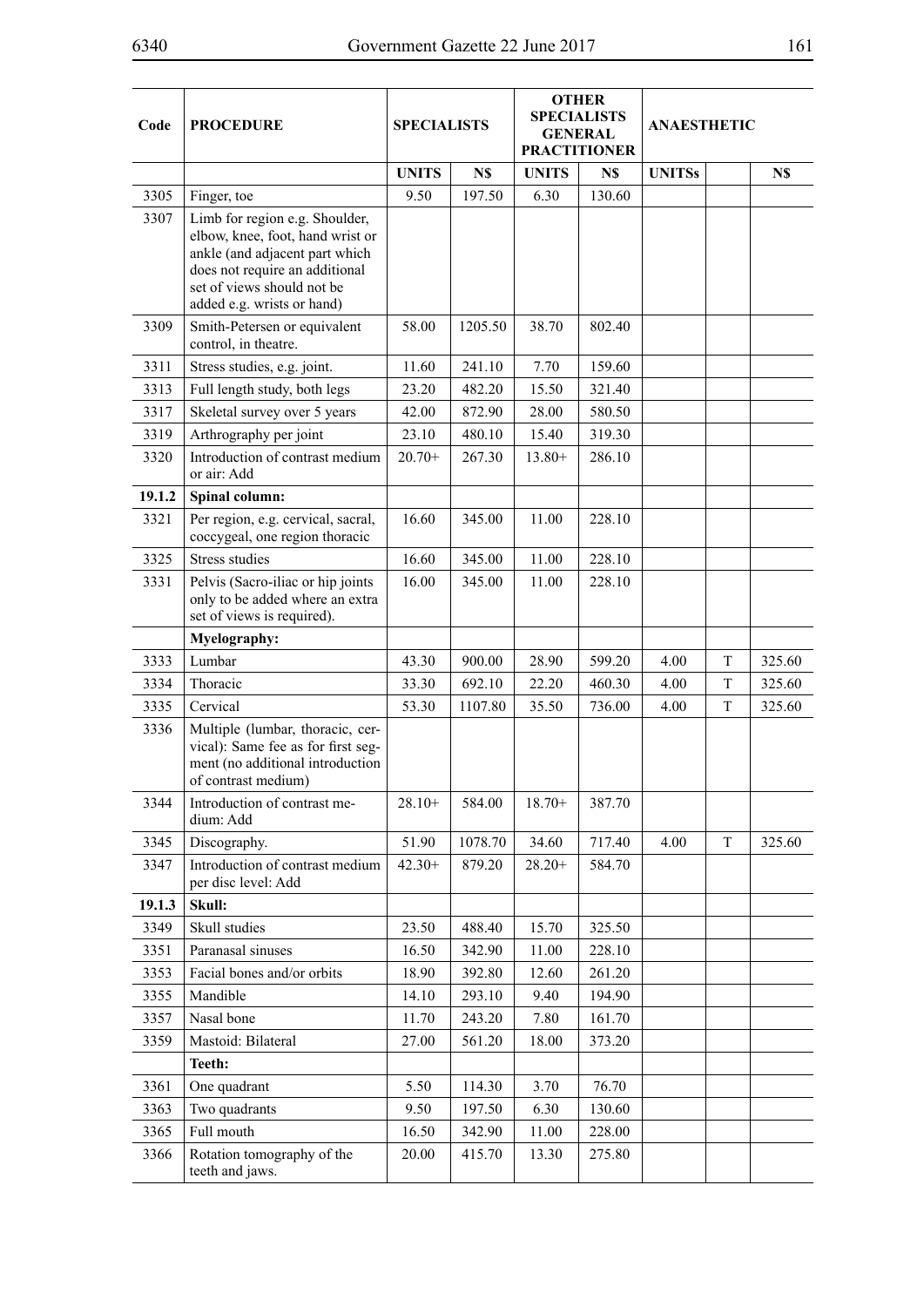| Code | PROCEDURE | SPECIALISTS | | OTHER SPECIALISTS GENERAL PRACTITIONER | | ANAESTHETIC | | |
|---|---|---|---|---|---|---|---|---|
| | | UNITS | N$ | UNITS | N$ | UNITSs | | N$ |
| 3305 | Finger, toe | 9.50 | 197.50 | 6.30 | 130.60 | | | |
| 3307 | Limb for region e.g. Shoulder, elbow, knee, foot, hand wrist or ankle (and adjacent part which does not require an additional set of views should not be added e.g. wrists or hand) | | | | | | | |
| 3309 | Smith-Petersen or equivalent control, in theatre. | 58.00 | 1205.50 | 38.70 | 802.40 | | | |
| 3311 | Stress studies, e.g. joint. | 11.60 | 241.10 | 7.70 | 159.60 | | | |
| 3313 | Full length study, both legs | 23.20 | 482.20 | 15.50 | 321.40 | | | |
| 3317 | Skeletal survey over 5 years | 42.00 | 872.90 | 28.00 | 580.50 | | | |
| 3319 | Arthrography per joint | 23.10 | 480.10 | 15.40 | 319.30 | | | |
| 3320 | Introduction of contrast medium or air: Add | 20.70+ | 267.30 | 13.80+ | 286.10 | | | |
| **19.1.2** | **Spinal column:** | | | | | | | |
| 3321 | Per region, e.g. cervical, sacral, coccygeal, one region thoracic | 16.60 | 345.00 | 11.00 | 228.10 | | | |
| 3325 | Stress studies | 16.60 | 345.00 | 11.00 | 228.10 | | | |
| 3331 | Pelvis (Sacro-iliac or hip joints only to be added where an extra set of views is required). | 16.00 | 345.00 | 11.00 | 228.10 | | | |
| | **Myelography:** | | | | | | | |
| 3333 | Lumbar | 43.30 | 900.00 | 28.90 | 599.20 | 4.00 | T | 325.60 |
| 3334 | Thoracic | 33.30 | 692.10 | 22.20 | 460.30 | 4.00 | T | 325.60 |
| 3335 | Cervical | 53.30 | 1107.80 | 35.50 | 736.00 | 4.00 | T | 325.60 |
| 3336 | Multiple (lumbar, thoracic, cervical): Same fee as for first segment (no additional introduction of contrast medium) | | | | | | | |
| 3344 | Introduction of contrast medium: Add | 28.10+ | 584.00 | 18.70+ | 387.70 | | | |
| 3345 | Discography. | 51.90 | 1078.70 | 34.60 | 717.40 | 4.00 | T | 325.60 |
| 3347 | Introduction of contrast medium per disc level: Add | 42.30+ | 879.20 | 28.20+ | 584.70 | | | |
| **19.1.3** | **Skull:** | | | | | | | |
| 3349 | Skull studies | 23.50 | 488.40 | 15.70 | 325.50 | | | |
| 3351 | Paranasal sinuses | 16.50 | 342.90 | 11.00 | 228.10 | | | |
| 3353 | Facial bones and/or orbits | 18.90 | 392.80 | 12.60 | 261.20 | | | |
| 3355 | Mandible | 14.10 | 293.10 | 9.40 | 194.90 | | | |
| 3357 | Nasal bone | 11.70 | 243.20 | 7.80 | 161.70 | | | |
| 3359 | Mastoid: Bilateral | 27.00 | 561.20 | 18.00 | 373.20 | | | |
| | **Teeth:** | | | | | | | |
| 3361 | One quadrant | 5.50 | 114.30 | 3.70 | 76.70 | | | |
| 3363 | Two quadrants | 9.50 | 197.50 | 6.30 | 130.60 | | | |
| 3365 | Full mouth | 16.50 | 342.90 | 11.00 | 228.00 | | | |
| 3366 | Rotation tomography of the teeth and jaws. | 20.00 | 415.70 | 13.30 | 275.80 | | | |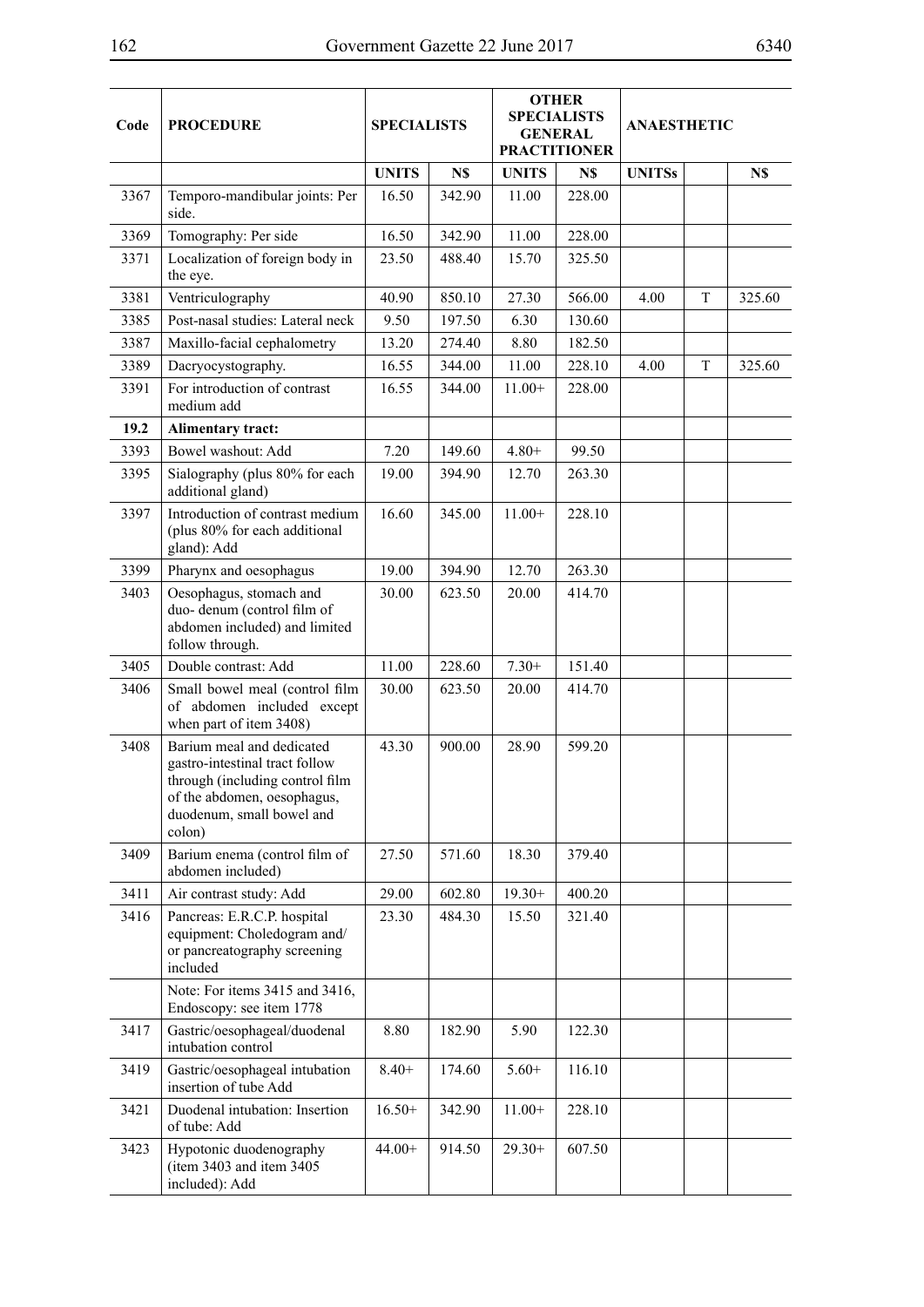| Code | PROCEDURE | SPECIALISTS | | OTHER SPECIALISTS GENERAL PRACTITIONER | | ANAESTHETIC | | |
|---|---|---|---|---|---|---|---|---|
| | | UNITS | N$ | UNITS | N$ | UNITSs | | N$ |
| 3367 | Temporo-mandibular joints: Per side. | 16.50 | 342.90 | 11.00 | 228.00 | | | |
| 3369 | Tomography: Per side | 16.50 | 342.90 | 11.00 | 228.00 | | | |
| 3371 | Localization of foreign body in the eye. | 23.50 | 488.40 | 15.70 | 325.50 | | | |
| 3381 | Ventriculography | 40.90 | 850.10 | 27.30 | 566.00 | 4.00 | T | 325.60 |
| 3385 | Post-nasal studies: Lateral neck | 9.50 | 197.50 | 6.30 | 130.60 | | | |
| 3387 | Maxillo-facial cephalometry | 13.20 | 274.40 | 8.80 | 182.50 | | | |
| 3389 | Dacryocystography. | 16.55 | 344.00 | 11.00 | 228.10 | 4.00 | T | 325.60 |
| 3391 | For introduction of contrast medium add | 16.55 | 344.00 | 11.00+ | 228.00 | | | |
| **19.2** | **Alimentary tract:** | | | | | | | |
| 3393 | Bowel washout: Add | 7.20 | 149.60 | 4.80+ | 99.50 | | | |
| 3395 | Sialography (plus 80% for each additional gland) | 19.00 | 394.90 | 12.70 | 263.30 | | | |
| 3397 | Introduction of contrast medium (plus 80% for each additional gland): Add | 16.60 | 345.00 | 11.00+ | 228.10 | | | |
| 3399 | Pharynx and oesophagus | 19.00 | 394.90 | 12.70 | 263.30 | | | |
| 3403 | Oesophagus, stomach and duo- denum (control film of abdomen included) and limited follow through. | 30.00 | 623.50 | 20.00 | 414.70 | | | |
| 3405 | Double contrast: Add | 11.00 | 228.60 | 7.30+ | 151.40 | | | |
| 3406 | Small bowel meal (control film of abdomen included except when part of item 3408) | 30.00 | 623.50 | 20.00 | 414.70 | | | |
| 3408 | Barium meal and dedicated gastro-intestinal tract follow through (including control film of the abdomen, oesophagus, duodenum, small bowel and colon) | 43.30 | 900.00 | 28.90 | 599.20 | | | |
| 3409 | Barium enema (control film of abdomen included) | 27.50 | 571.60 | 18.30 | 379.40 | | | |
| 3411 | Air contrast study: Add | 29.00 | 602.80 | 19.30+ | 400.20 | | | |
| 3416 | Pancreas: E.R.C.P. hospital equipment: Choledogram and/ or pancreatography screening included | 23.30 | 484.30 | 15.50 | 321.40 | | | |
| | Note: For items 3415 and 3416, Endoscopy: see item 1778 | | | | | | | |
| 3417 | Gastric/oesophageal/duodenal intubation control | 8.80 | 182.90 | 5.90 | 122.30 | | | |
| 3419 | Gastric/oesophageal intubation insertion of tube Add | 8.40+ | 174.60 | 5.60+ | 116.10 | | | |
| 3421 | Duodenal intubation: Insertion of tube: Add | 16.50+ | 342.90 | 11.00+ | 228.10 | | | |
| 3423 | Hypotonic duodenography (item 3403 and item 3405 included): Add | 44.00+ | 914.50 | 29.30+ | 607.50 | | | |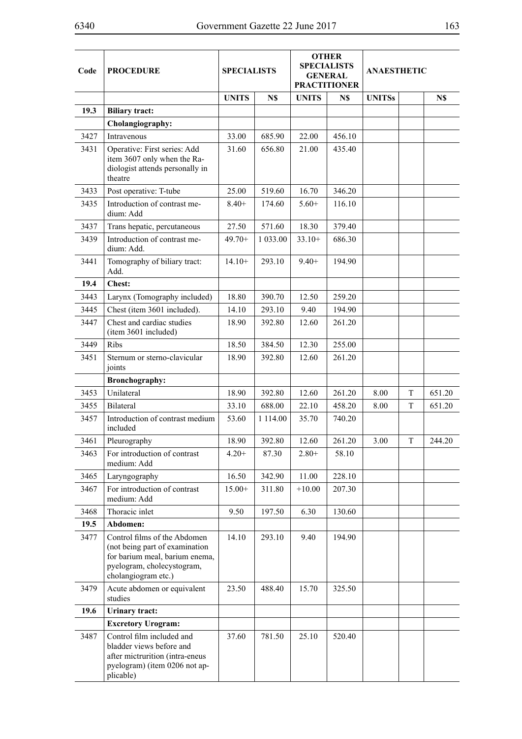| Code | PROCEDURE | SPECIALISTS | | OTHER SPECIALISTS GENERAL PRACTITIONER | | ANAESTHETIC | | |
|---|---|---|---|---|---|---|---|---|
| | | UNITS | N$ | UNITS | N$ | UNITSs | | N$ |
| 19.3 | **Biliary tract:** | | | | | | | |
| | **Cholangiography:** | | | | | | | |
| 3427 | Intravenous | 33.00 | 685.90 | 22.00 | 456.10 | | | |
| 3431 | Operative: First series: Add item 3607 only when the Radiologist attends personally in theatre | 31.60 | 656.80 | 21.00 | 435.40 | | | |
| 3433 | Post operative: T-tube | 25.00 | 519.60 | 16.70 | 346.20 | | | |
| 3435 | Introduction of contrast medium: Add | 8.40+ | 174.60 | 5.60+ | 116.10 | | | |
| 3437 | Trans hepatic, percutaneous | 27.50 | 571.60 | 18.30 | 379.40 | | | |
| 3439 | Introduction of contrast medium: Add. | 49.70+ | 1 033.00 | 33.10+ | 686.30 | | | |
| 3441 | Tomography of biliary tract: Add. | 14.10+ | 293.10 | 9.40+ | 194.90 | | | |
| 19.4 | **Chest:** | | | | | | | |
| 3443 | Larynx (Tomography included) | 18.80 | 390.70 | 12.50 | 259.20 | | | |
| 3445 | Chest (item 3601 included). | 14.10 | 293.10 | 9.40 | 194.90 | | | |
| 3447 | Chest and cardiac studies (item 3601 included) | 18.90 | 392.80 | 12.60 | 261.20 | | | |
| 3449 | Ribs | 18.50 | 384.50 | 12.30 | 255.00 | | | |
| 3451 | Sternum or sterno-clavicular joints | 18.90 | 392.80 | 12.60 | 261.20 | | | |
| | **Bronchography:** | | | | | | | |
| 3453 | Unilateral | 18.90 | 392.80 | 12.60 | 261.20 | 8.00 | T | 651.20 |
| 3455 | Bilateral | 33.10 | 688.00 | 22.10 | 458.20 | 8.00 | T | 651.20 |
| 3457 | Introduction of contrast medium included | 53.60 | 1 114.00 | 35.70 | 740.20 | | | |
| 3461 | Pleurography | 18.90 | 392.80 | 12.60 | 261.20 | 3.00 | T | 244.20 |
| 3463 | For introduction of contrast medium: Add | 4.20+ | 87.30 | 2.80+ | 58.10 | | | |
| 3465 | Laryngography | 16.50 | 342.90 | 11.00 | 228.10 | | | |
| 3467 | For introduction of contrast medium: Add | 15.00+ | 311.80 | +10.00 | 207.30 | | | |
| 3468 | Thoracic inlet | 9.50 | 197.50 | 6.30 | 130.60 | | | |
| 19.5 | **Abdomen:** | | | | | | | |
| 3477 | Control films of the Abdomen (not being part of examination for barium meal, barium enema, pyelogram, cholecystogram, cholangiogram etc.) | 14.10 | 293.10 | 9.40 | 194.90 | | | |
| 3479 | Acute abdomen or equivalent studies | 23.50 | 488.40 | 15.70 | 325.50 | | | |
| 19.6 | **Urinary tract:** | | | | | | | |
| | **Excretory Urogram:** | | | | | | | |
| 3487 | Control film included and bladder views before and after mictrurition (intra-eneus pyelogram) (item 0206 not applicable) | 37.60 | 781.50 | 25.10 | 520.40 | | | |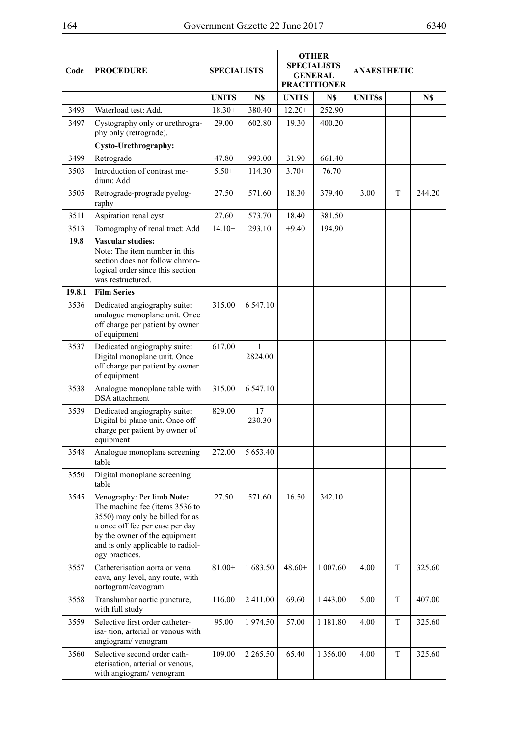| Code | PROCEDURE | SPECIALISTS | | OTHER SPECIALISTS GENERAL PRACTITIONER | | ANAESTHETIC | | |
|---|---|---|---|---|---|---|---|---|
| | | UNITS | N$ | UNITS | N$ | UNITSs | | N$ |
| 3493 | Waterload test: Add. | 18.30+ | 380.40 | 12.20+ | 252.90 | | | |
| 3497 | Cystography only or urethrography only (retrograde). | 29.00 | 602.80 | 19.30 | 400.20 | | | |
| | **Cysto-Urethrography:** | | | | | | | |
| 3499 | Retrograde | 47.80 | 993.00 | 31.90 | 661.40 | | | |
| 3503 | Introduction of contrast medium: Add | 5.50+ | 114.30 | 3.70+ | 76.70 | | | |
| 3505 | Retrograde-prograde pyelography | 27.50 | 571.60 | 18.30 | 379.40 | 3.00 | T | 244.20 |
| 3511 | Aspiration renal cyst | 27.60 | 573.70 | 18.40 | 381.50 | | | |
| 3513 | Tomography of renal tract: Add | 14.10+ | 293.10 | +9.40 | 194.90 | | | |
| **19.8** | **Vascular studies:** Note: The item number in this section does not follow chronological order since this section was restructured. | | | | | | | |
| **19.8.1** | **Film Series** | | | | | | | |
| 3536 | Dedicated angiography suite: analogue monoplane unit. Once off charge per patient by owner of equipment | 315.00 | 6 547.10 | | | | | |
| 3537 | Dedicated angiography suite: Digital monoplane unit. Once off charge per patient by owner of equipment | 617.00 | 1 2824.00 | | | | | |
| 3538 | Analogue monoplane table with DSA attachment | 315.00 | 6 547.10 | | | | | |
| 3539 | Dedicated angiography suite: Digital bi-plane unit. Once off charge per patient by owner of equipment | 829.00 | 17 230.30 | | | | | |
| 3548 | Analogue monoplane screening table | 272.00 | 5 653.40 | | | | | |
| 3550 | Digital monoplane screening table | | | | | | | |
| 3545 | Venography: Per limb **Note:** The machine fee (items 3536 to 3550) may only be billed for as a once off fee per case per day by the owner of the equipment and is only applicable to radiology practices. | 27.50 | 571.60 | 16.50 | 342.10 | | | |
| 3557 | Catheterisation aorta or vena cava, any level, any route, with aortogram/cavogram | 81.00+ | 1 683.50 | 48.60+ | 1 007.60 | 4.00 | T | 325.60 |
| 3558 | Translumbar aortic puncture, with full study | 116.00 | 2 411.00 | 69.60 | 1 443.00 | 5.00 | T | 407.00 |
| 3559 | Selective first order catheterisa- tion, arterial or venous with angiogram/ venogram | 95.00 | 1 974.50 | 57.00 | 1 181.80 | 4.00 | T | 325.60 |
| 3560 | Selective second order catheterisation, arterial or venous, with angiogram/ venogram | 109.00 | 2 265.50 | 65.40 | 1 356.00 | 4.00 | T | 325.60 |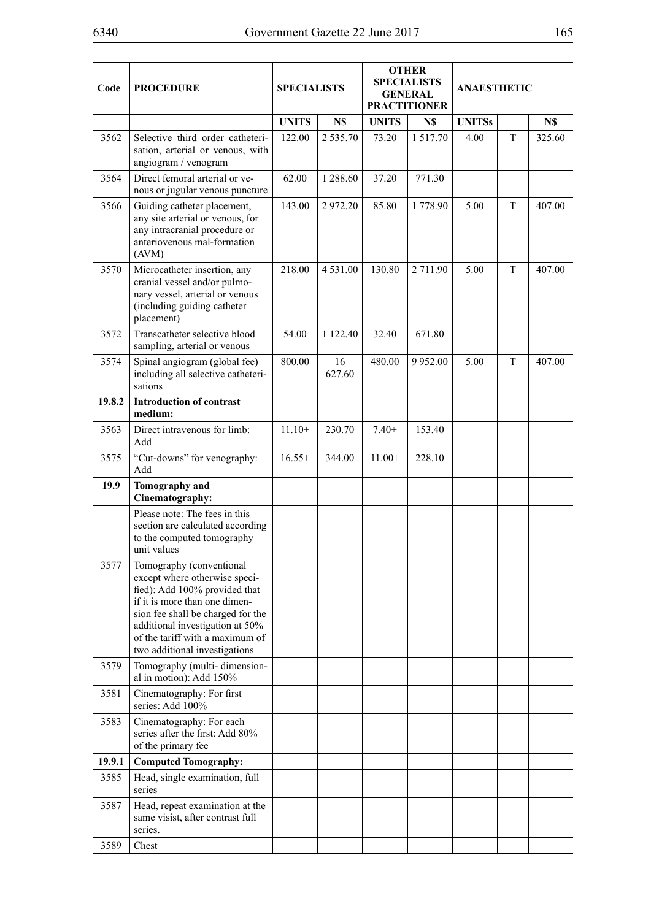| Code | PROCEDURE | SPECIALISTS | | OTHER SPECIALISTS GENERAL PRACTITIONER | | ANAESTHETIC | | |
|---|---|---|---|---|---|---|---|---|
| | | UNITS | N$ | UNITS | N$ | UNITSs | | N$ |
| 3562 | Selective third order catheterisation, arterial or venous, with angiogram / venogram | 122.00 | 2 535.70 | 73.20 | 1 517.70 | 4.00 | T | 325.60 |
| 3564 | Direct femoral arterial or venous or jugular venous puncture | 62.00 | 1 288.60 | 37.20 | 771.30 | | | |
| 3566 | Guiding catheter placement, any site arterial or venous, for any intracranial procedure or anteriovenous mal-formation (AVM) | 143.00 | 2 972.20 | 85.80 | 1 778.90 | 5.00 | T | 407.00 |
| 3570 | Microcatheter insertion, any cranial vessel and/or pulmonary vessel, arterial or venous (including guiding catheter placement) | 218.00 | 4 531.00 | 130.80 | 2 711.90 | 5.00 | T | 407.00 |
| 3572 | Transcatheter selective blood sampling, arterial or venous | 54.00 | 1 122.40 | 32.40 | 671.80 | | | |
| 3574 | Spinal angiogram (global fee) including all selective catheterisations | 800.00 | 16 627.60 | 480.00 | 9 952.00 | 5.00 | T | 407.00 |
| **19.8.2** | **Introduction of contrast medium:** | | | | | | | |
| 3563 | Direct intravenous for limb: Add | 11.10+ | 230.70 | 7.40+ | 153.40 | | | |
| 3575 | "Cut-downs" for venography: Add | 16.55+ | 344.00 | 11.00+ | 228.10 | | | |
| **19.9** | **Tomography and Cinematography:** | | | | | | | |
| | Please note: The fees in this section are calculated according to the computed tomography unit values | | | | | | | |
| 3577 | Tomography (conventional except where otherwise specified): Add 100% provided that if it is more than one dimension fee shall be charged for the additional investigation at 50% of the tariff with a maximum of two additional investigations | | | | | | | |
| 3579 | Tomography (multi- dimensional in motion): Add 150% | | | | | | | |
| 3581 | Cinematography: For first series: Add 100% | | | | | | | |
| 3583 | Cinematography: For each series after the first: Add 80% of the primary fee | | | | | | | |
| **19.9.1** | **Computed Tomography:** | | | | | | | |
| 3585 | Head, single examination, full series | | | | | | | |
| 3587 | Head, repeat examination at the same visist, after contrast full series. | | | | | | | |
| 3589 | Chest | | | | | | | |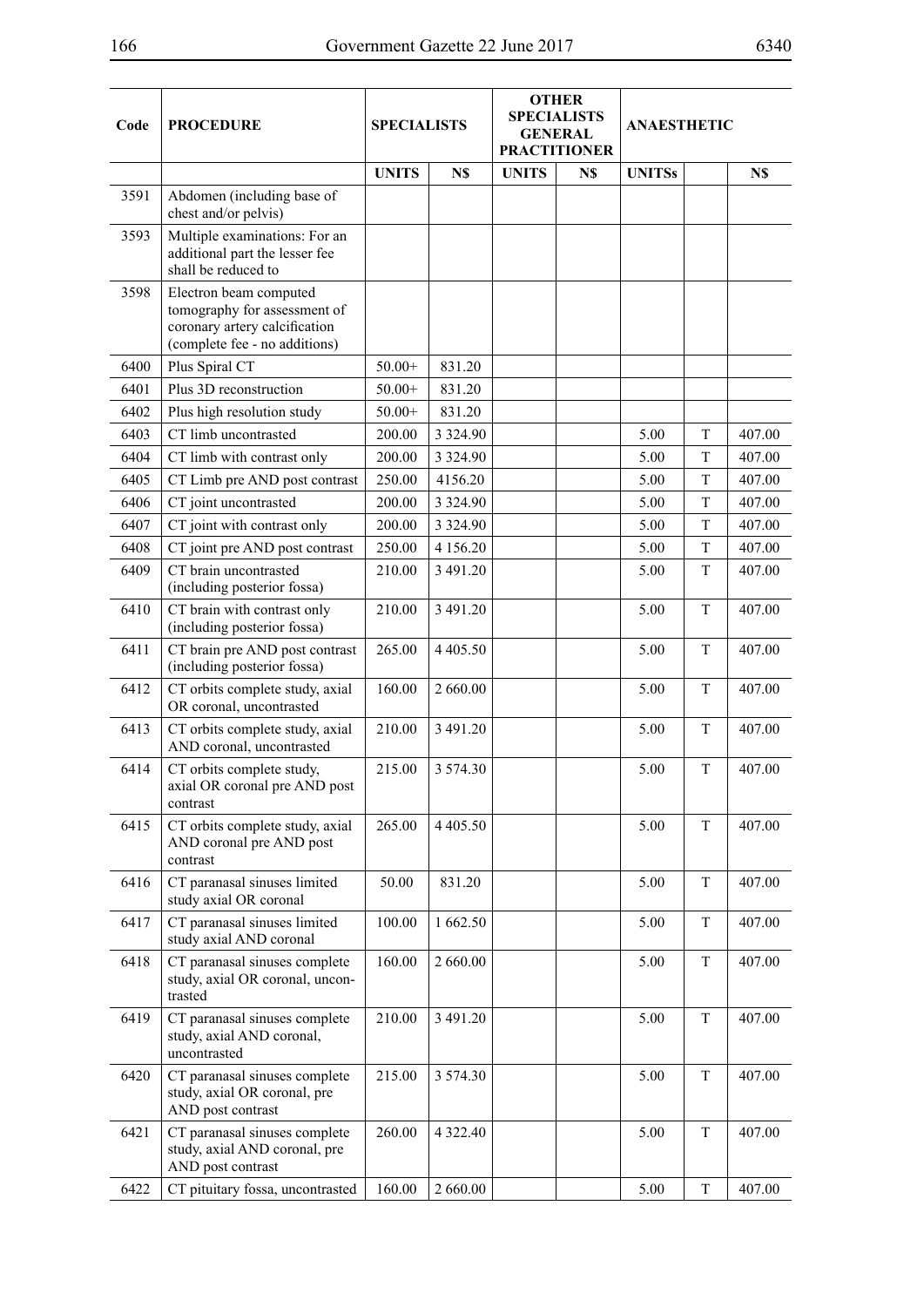| Code | PROCEDURE | SPECIALISTS | | OTHER SPECIALISTS GENERAL PRACTITIONER | | ANAESTHETIC | | |
|---|---|---|---|---|---|---|---|---|
| | | UNITS | N$ | UNITS | N$ | UNITSs | | N$ |
| 3591 | Abdomen (including base of chest and/or pelvis) | | | | | | | |
| 3593 | Multiple examinations: For an additional part the lesser fee shall be reduced to | | | | | | | |
| 3598 | Electron beam computed tomography for assessment of coronary artery calcification (complete fee - no additions) | | | | | | | |
| 6400 | Plus Spiral CT | 50.00+ | 831.20 | | | | | |
| 6401 | Plus 3D reconstruction | 50.00+ | 831.20 | | | | | |
| 6402 | Plus high resolution study | 50.00+ | 831.20 | | | | | |
| 6403 | CT limb uncontrasted | 200.00 | 3 324.90 | | | 5.00 | T | 407.00 |
| 6404 | CT limb with contrast only | 200.00 | 3 324.90 | | | 5.00 | T | 407.00 |
| 6405 | CT Limb pre AND post contrast | 250.00 | 4156.20 | | | 5.00 | T | 407.00 |
| 6406 | CT joint uncontrasted | 200.00 | 3 324.90 | | | 5.00 | T | 407.00 |
| 6407 | CT joint with contrast only | 200.00 | 3 324.90 | | | 5.00 | T | 407.00 |
| 6408 | CT joint pre AND post contrast | 250.00 | 4 156.20 | | | 5.00 | T | 407.00 |
| 6409 | CT brain uncontrasted (including posterior fossa) | 210.00 | 3 491.20 | | | 5.00 | T | 407.00 |
| 6410 | CT brain with contrast only (including posterior fossa) | 210.00 | 3 491.20 | | | 5.00 | T | 407.00 |
| 6411 | CT brain pre AND post contrast (including posterior fossa) | 265.00 | 4 405.50 | | | 5.00 | T | 407.00 |
| 6412 | CT orbits complete study, axial OR coronal, uncontrasted | 160.00 | 2 660.00 | | | 5.00 | T | 407.00 |
| 6413 | CT orbits complete study, axial AND coronal, uncontrasted | 210.00 | 3 491.20 | | | 5.00 | T | 407.00 |
| 6414 | CT orbits complete study, axial OR coronal pre AND post contrast | 215.00 | 3 574.30 | | | 5.00 | T | 407.00 |
| 6415 | CT orbits complete study, axial AND coronal pre AND post contrast | 265.00 | 4 405.50 | | | 5.00 | T | 407.00 |
| 6416 | CT paranasal sinuses limited study axial OR coronal | 50.00 | 831.20 | | | 5.00 | T | 407.00 |
| 6417 | CT paranasal sinuses limited study axial AND coronal | 100.00 | 1 662.50 | | | 5.00 | T | 407.00 |
| 6418 | CT paranasal sinuses complete study, axial OR coronal, uncon-trasted | 160.00 | 2 660.00 | | | 5.00 | T | 407.00 |
| 6419 | CT paranasal sinuses complete study, axial AND coronal, uncontrasted | 210.00 | 3 491.20 | | | 5.00 | T | 407.00 |
| 6420 | CT paranasal sinuses complete study, axial OR coronal, pre AND post contrast | 215.00 | 3 574.30 | | | 5.00 | T | 407.00 |
| 6421 | CT paranasal sinuses complete study, axial AND coronal, pre AND post contrast | 260.00 | 4 322.40 | | | 5.00 | T | 407.00 |
| 6422 | CT pituitary fossa, uncontrasted | 160.00 | 2 660.00 | | | 5.00 | T | 407.00 |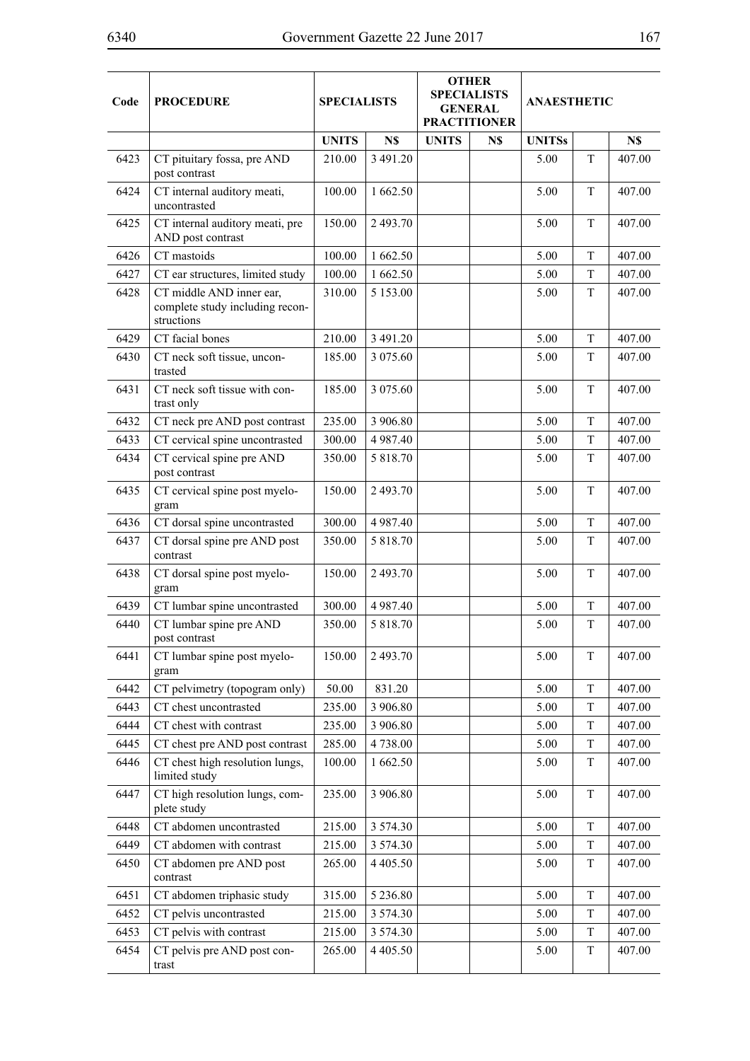| Code | PROCEDURE | SPECIALISTS | | OTHER SPECIALISTS GENERAL PRACTITIONER | | ANAESTHETIC | | |
|---|---|---|---|---|---|---|---|---|
| | | UNITS | N$ | UNITS | N$ | UNITSs | | N$ |
| 6423 | CT pituitary fossa, pre AND post contrast | 210.00 | 3 491.20 | | | 5.00 | T | 407.00 |
| 6424 | CT internal auditory meati, uncontrasted | 100.00 | 1 662.50 | | | 5.00 | T | 407.00 |
| 6425 | CT internal auditory meati, pre AND post contrast | 150.00 | 2 493.70 | | | 5.00 | T | 407.00 |
| 6426 | CT mastoids | 100.00 | 1 662.50 | | | 5.00 | T | 407.00 |
| 6427 | CT ear structures, limited study | 100.00 | 1 662.50 | | | 5.00 | T | 407.00 |
| 6428 | CT middle AND inner ear, complete study including reconstructions | 310.00 | 5 153.00 | | | 5.00 | T | 407.00 |
| 6429 | CT facial bones | 210.00 | 3 491.20 | | | 5.00 | T | 407.00 |
| 6430 | CT neck soft tissue, uncontrasted | 185.00 | 3 075.60 | | | 5.00 | T | 407.00 |
| 6431 | CT neck soft tissue with contrast only | 185.00 | 3 075.60 | | | 5.00 | T | 407.00 |
| 6432 | CT neck pre AND post contrast | 235.00 | 3 906.80 | | | 5.00 | T | 407.00 |
| 6433 | CT cervical spine uncontrasted | 300.00 | 4 987.40 | | | 5.00 | T | 407.00 |
| 6434 | CT cervical spine pre AND post contrast | 350.00 | 5 818.70 | | | 5.00 | T | 407.00 |
| 6435 | CT cervical spine post myelogram | 150.00 | 2 493.70 | | | 5.00 | T | 407.00 |
| 6436 | CT dorsal spine uncontrasted | 300.00 | 4 987.40 | | | 5.00 | T | 407.00 |
| 6437 | CT dorsal spine pre AND post contrast | 350.00 | 5 818.70 | | | 5.00 | T | 407.00 |
| 6438 | CT dorsal spine post myelogram | 150.00 | 2 493.70 | | | 5.00 | T | 407.00 |
| 6439 | CT lumbar spine uncontrasted | 300.00 | 4 987.40 | | | 5.00 | T | 407.00 |
| 6440 | CT lumbar spine pre AND post contrast | 350.00 | 5 818.70 | | | 5.00 | T | 407.00 |
| 6441 | CT lumbar spine post myelogram | 150.00 | 2 493.70 | | | 5.00 | T | 407.00 |
| 6442 | CT pelvimetry (topogram only) | 50.00 | 831.20 | | | 5.00 | T | 407.00 |
| 6443 | CT chest uncontrasted | 235.00 | 3 906.80 | | | 5.00 | T | 407.00 |
| 6444 | CT chest with contrast | 235.00 | 3 906.80 | | | 5.00 | T | 407.00 |
| 6445 | CT chest pre AND post contrast | 285.00 | 4 738.00 | | | 5.00 | T | 407.00 |
| 6446 | CT chest high resolution lungs, limited study | 100.00 | 1 662.50 | | | 5.00 | T | 407.00 |
| 6447 | CT high resolution lungs, complete study | 235.00 | 3 906.80 | | | 5.00 | T | 407.00 |
| 6448 | CT abdomen uncontrasted | 215.00 | 3 574.30 | | | 5.00 | T | 407.00 |
| 6449 | CT abdomen with contrast | 215.00 | 3 574.30 | | | 5.00 | T | 407.00 |
| 6450 | CT abdomen pre AND post contrast | 265.00 | 4 405.50 | | | 5.00 | T | 407.00 |
| 6451 | CT abdomen triphasic study | 315.00 | 5 236.80 | | | 5.00 | T | 407.00 |
| 6452 | CT pelvis uncontrasted | 215.00 | 3 574.30 | | | 5.00 | T | 407.00 |
| 6453 | CT pelvis with contrast | 215.00 | 3 574.30 | | | 5.00 | T | 407.00 |
| 6454 | CT pelvis pre AND post contrast | 265.00 | 4 405.50 | | | 5.00 | T | 407.00 |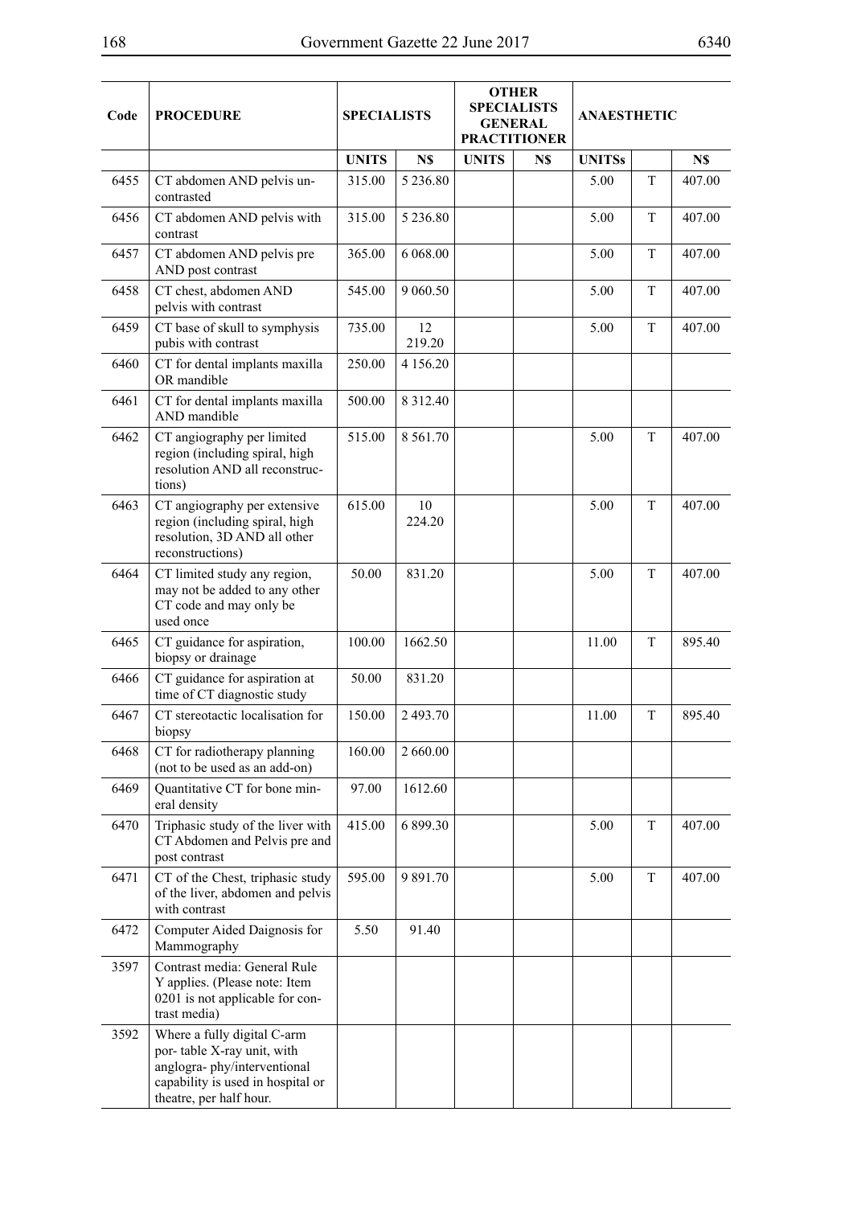| Code | PROCEDURE | SPECIALISTS | | OTHER SPECIALISTS GENERAL PRACTITIONER | | ANAESTHETIC | | |
|---|---|---|---|---|---|---|---|---|
| | | UNITS | N$ | UNITS | N$ | UNITSs | | N$ |
| 6455 | CT abdomen AND pelvis uncontrasted | 315.00 | 5 236.80 | | | 5.00 | T | 407.00 |
| 6456 | CT abdomen AND pelvis with contrast | 315.00 | 5 236.80 | | | 5.00 | T | 407.00 |
| 6457 | CT abdomen AND pelvis pre AND post contrast | 365.00 | 6 068.00 | | | 5.00 | T | 407.00 |
| 6458 | CT chest, abdomen AND pelvis with contrast | 545.00 | 9 060.50 | | | 5.00 | T | 407.00 |
| 6459 | CT base of skull to symphysis pubis with contrast | 735.00 | 12 219.20 | | | 5.00 | T | 407.00 |
| 6460 | CT for dental implants maxilla OR mandible | 250.00 | 4 156.20 | | | | | |
| 6461 | CT for dental implants maxilla AND mandible | 500.00 | 8 312.40 | | | | | |
| 6462 | CT angiography per limited region (including spiral, high resolution AND all reconstructions) | 515.00 | 8 561.70 | | | 5.00 | T | 407.00 |
| 6463 | CT angiography per extensive region (including spiral, high resolution, 3D AND all other reconstructions) | 615.00 | 10 224.20 | | | 5.00 | T | 407.00 |
| 6464 | CT limited study any region, may not be added to any other CT code and may only be used once | 50.00 | 831.20 | | | 5.00 | T | 407.00 |
| 6465 | CT guidance for aspiration, biopsy or drainage | 100.00 | 1662.50 | | | 11.00 | T | 895.40 |
| 6466 | CT guidance for aspiration at time of CT diagnostic study | 50.00 | 831.20 | | | | | |
| 6467 | CT stereotactic localisation for biopsy | 150.00 | 2 493.70 | | | 11.00 | T | 895.40 |
| 6468 | CT for radiotherapy planning (not to be used as an add-on) | 160.00 | 2 660.00 | | | | | |
| 6469 | Quantitative CT for bone mineral density | 97.00 | 1612.60 | | | | | |
| 6470 | Triphasic study of the liver with CT Abdomen and Pelvis pre and post contrast | 415.00 | 6 899.30 | | | 5.00 | T | 407.00 |
| 6471 | CT of the Chest, triphasic study of the liver, abdomen and pelvis with contrast | 595.00 | 9 891.70 | | | 5.00 | T | 407.00 |
| 6472 | Computer Aided Daignosis for Mammography | 5.50 | 91.40 | | | | | |
| 3597 | Contrast media: General Rule Y applies. (Please note: Item 0201 is not applicable for contrast media) | | | | | | | |
| 3592 | Where a fully digital C-arm por- table X-ray unit, with anglogra- phy/interventional capability is used in hospital or theatre, per half hour. | | | | | | | |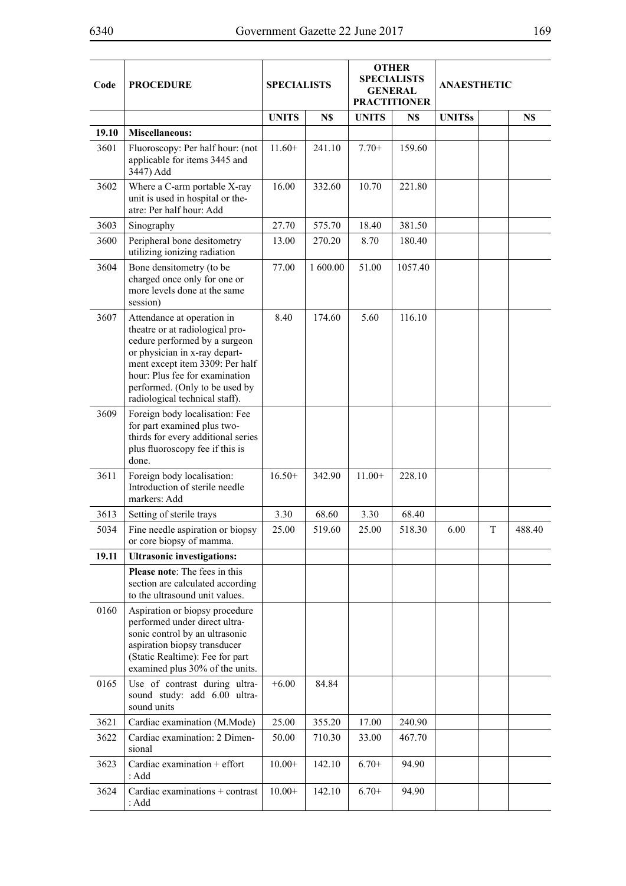| Code | PROCEDURE | SPECIALISTS | | OTHER SPECIALISTS GENERAL PRACTITIONER | | ANAESTHETIC | | |
|---|---|---|---|---|---|---|---|---|
| | | UNITS | N$ | UNITS | N$ | UNITSs | | N$ |
| 19.10 | **Miscellaneous:** | | | | | | | |
| 3601 | Fluoroscopy: Per half hour: (not applicable for items 3445 and 3447) Add | 11.60+ | 241.10 | 7.70+ | 159.60 | | | |
| 3602 | Where a C-arm portable X-ray unit is used in hospital or theatre: Per half hour: Add | 16.00 | 332.60 | 10.70 | 221.80 | | | |
| 3603 | Sinography | 27.70 | 575.70 | 18.40 | 381.50 | | | |
| 3600 | Peripheral bone desitometry utilizing ionizing radiation | 13.00 | 270.20 | 8.70 | 180.40 | | | |
| 3604 | Bone densitometry (to be charged once only for one or more levels done at the same session) | 77.00 | 1 600.00 | 51.00 | 1057.40 | | | |
| 3607 | Attendance at operation in theatre or at radiological procedure performed by a surgeon or physician in x-ray department except item 3309: Per half hour: Plus fee for examination performed. (Only to be used by radiological technical staff). | 8.40 | 174.60 | 5.60 | 116.10 | | | |
| 3609 | Foreign body localisation: Fee for part examined plus two-thirds for every additional series plus fluoroscopy fee if this is done. | | | | | | | |
| 3611 | Foreign body localisation: Introduction of sterile needle markers: Add | 16.50+ | 342.90 | 11.00+ | 228.10 | | | |
| 3613 | Setting of sterile trays | 3.30 | 68.60 | 3.30 | 68.40 | | | |
| 5034 | Fine needle aspiration or biopsy or core biopsy of mamma. | 25.00 | 519.60 | 25.00 | 518.30 | 6.00 | T | 488.40 |
| 19.11 | **Ultrasonic investigations:** | | | | | | | |
| | **Please note**: The fees in this section are calculated according to the ultrasound unit values. | | | | | | | |
| 0160 | Aspiration or biopsy procedure performed under direct ultrasonic control by an ultrasonic aspiration biopsy transducer (Static Realtime): Fee for part examined plus 30% of the units. | | | | | | | |
| 0165 | Use of contrast during ultrasound study: add 6.00 ultrasound units | +6.00 | 84.84 | | | | | |
| 3621 | Cardiac examination (M.Mode) | 25.00 | 355.20 | 17.00 | 240.90 | | | |
| 3622 | Cardiac examination: 2 Dimensional | 50.00 | 710.30 | 33.00 | 467.70 | | | |
| 3623 | Cardiac examination + effort : Add | 10.00+ | 142.10 | 6.70+ | 94.90 | | | |
| 3624 | Cardiac examinations + contrast : Add | 10.00+ | 142.10 | 6.70+ | 94.90 | | | |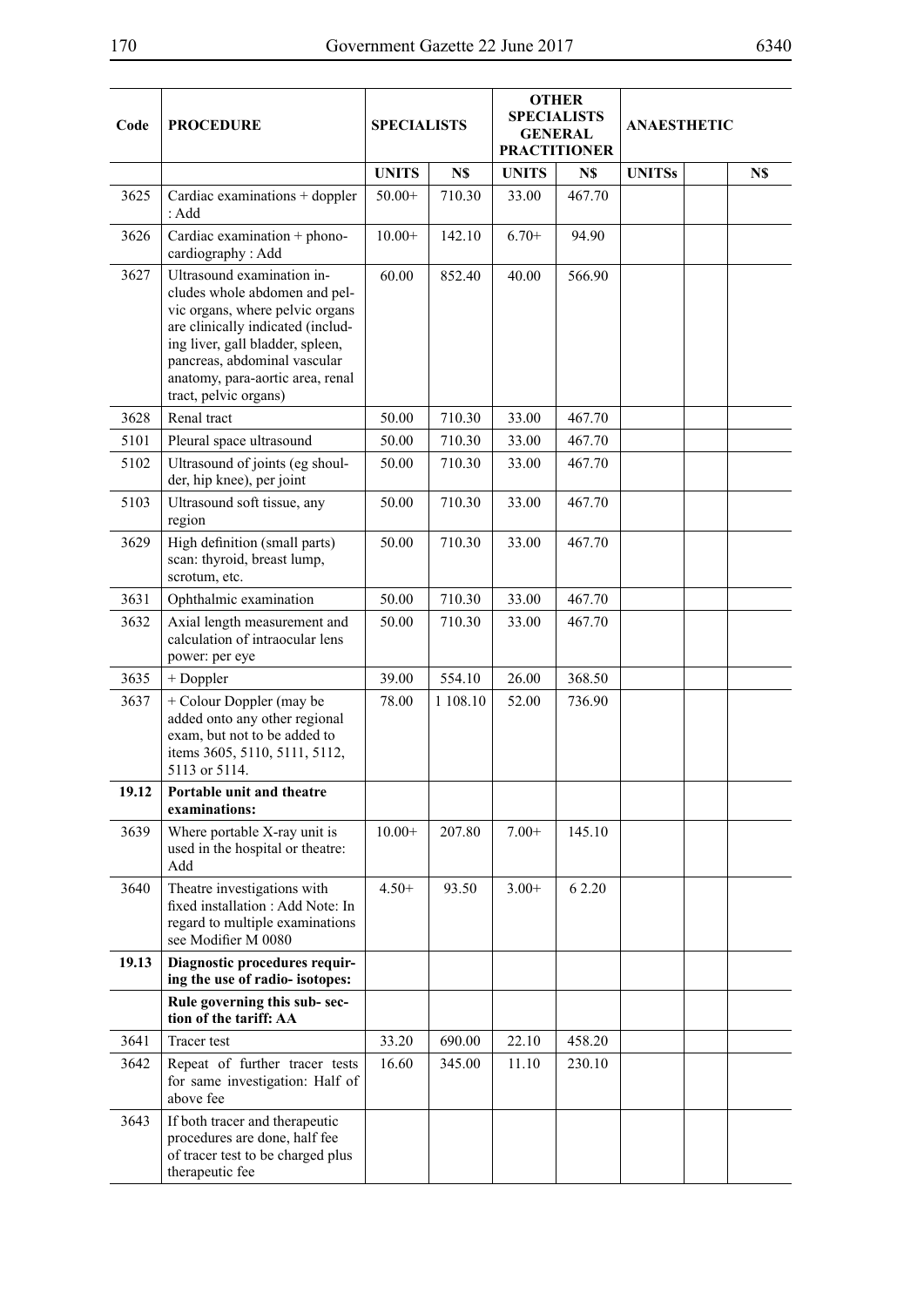| Code | PROCEDURE | SPECIALISTS | | OTHER SPECIALISTS GENERAL PRACTITIONER | | ANAESTHETIC | | |
|---|---|---|---|---|---|---|---|---|
| | | UNITS | N$ | UNITS | N$ | UNITSs | | N$ |
| 3625 | Cardiac examinations + doppler : Add | 50.00+ | 710.30 | 33.00 | 467.70 | | | |
| 3626 | Cardiac examination + phono-cardiography : Add | 10.00+ | 142.10 | 6.70+ | 94.90 | | | |
| 3627 | Ultrasound examination includes whole abdomen and pelvic organs, where pelvic organs are clinically indicated (including liver, gall bladder, spleen, pancreas, abdominal vascular anatomy, para-aortic area, renal tract, pelvic organs) | 60.00 | 852.40 | 40.00 | 566.90 | | | |
| 3628 | Renal tract | 50.00 | 710.30 | 33.00 | 467.70 | | | |
| 5101 | Pleural space ultrasound | 50.00 | 710.30 | 33.00 | 467.70 | | | |
| 5102 | Ultrasound of joints (eg shoulder, hip knee), per joint | 50.00 | 710.30 | 33.00 | 467.70 | | | |
| 5103 | Ultrasound soft tissue, any region | 50.00 | 710.30 | 33.00 | 467.70 | | | |
| 3629 | High definition (small parts) scan: thyroid, breast lump, scrotum, etc. | 50.00 | 710.30 | 33.00 | 467.70 | | | |
| 3631 | Ophthalmic examination | 50.00 | 710.30 | 33.00 | 467.70 | | | |
| 3632 | Axial length measurement and calculation of intraocular lens power: per eye | 50.00 | 710.30 | 33.00 | 467.70 | | | |
| 3635 | + Doppler | 39.00 | 554.10 | 26.00 | 368.50 | | | |
| 3637 | + Colour Doppler (may be added onto any other regional exam, but not to be added to items 3605, 5110, 5111, 5112, 5113 or 5114. | 78.00 | 1 108.10 | 52.00 | 736.90 | | | |
| **19.12** | **Portable unit and theatre examinations:** | | | | | | | |
| 3639 | Where portable X-ray unit is used in the hospital or theatre: Add | 10.00+ | 207.80 | 7.00+ | 145.10 | | | |
| 3640 | Theatre investigations with fixed installation : Add Note: In regard to multiple examinations see Modifier M 0080 | 4.50+ | 93.50 | 3.00+ | 6 2.20 | | | |
| **19.13** | **Diagnostic procedures requiring the use of radio- isotopes:** | | | | | | | |
| | **Rule governing this sub- section of the tariff: AA** | | | | | | | |
| 3641 | Tracer test | 33.20 | 690.00 | 22.10 | 458.20 | | | |
| 3642 | Repeat of further tracer tests for same investigation: Half of above fee | 16.60 | 345.00 | 11.10 | 230.10 | | | |
| 3643 | If both tracer and therapeutic procedures are done, half fee of tracer test to be charged plus therapeutic fee | | | | | | | |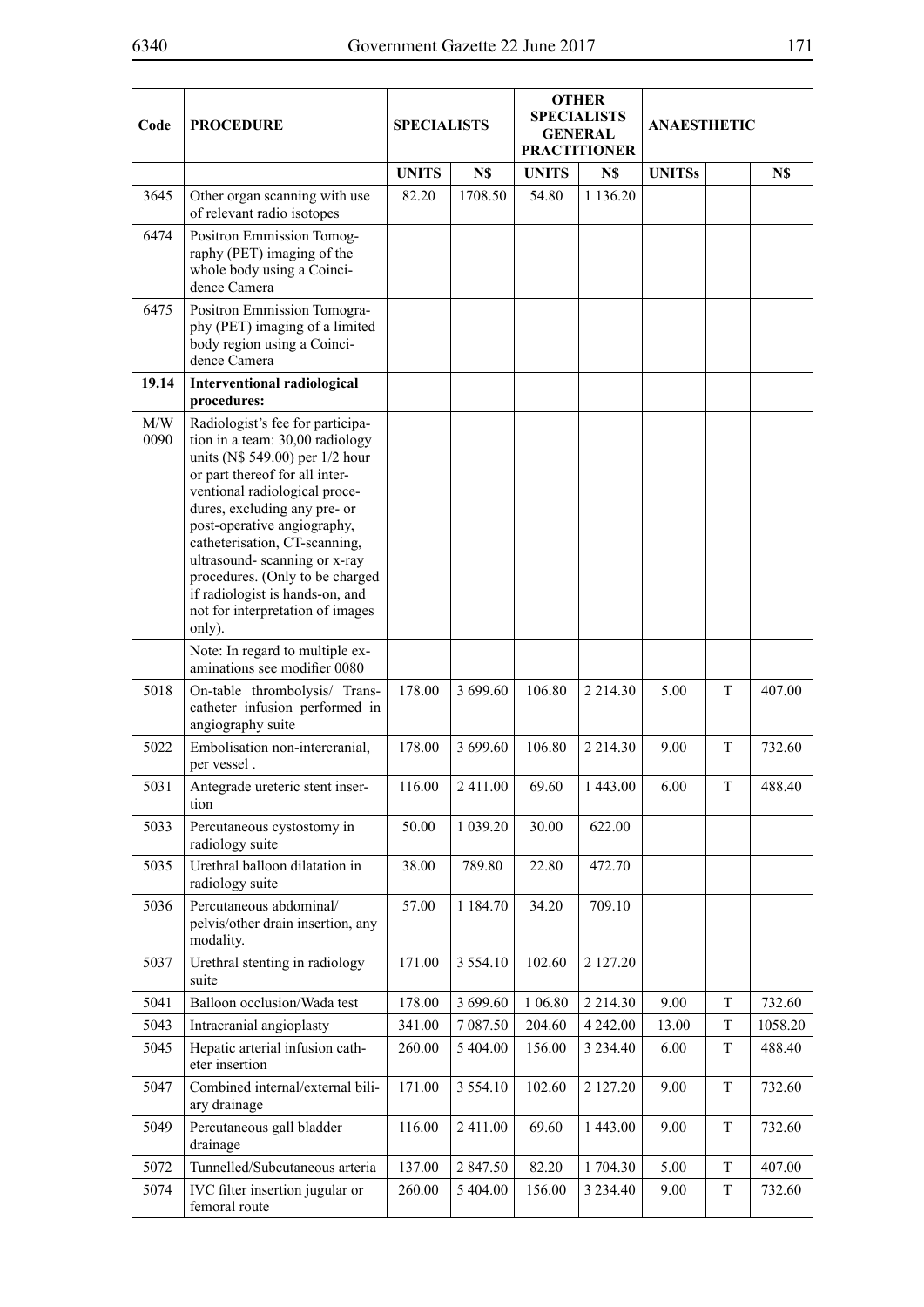| Code | PROCEDURE | SPECIALISTS | | OTHER SPECIALISTS GENERAL PRACTITIONER | | ANAESTHETIC | | |
|---|---|---|---|---|---|---|---|---|
| | | UNITS | N$ | UNITS | N$ | UNITSs | | N$ |
| 3645 | Other organ scanning with use of relevant radio isotopes | 82.20 | 1708.50 | 54.80 | 1 136.20 | | | |
| 6474 | Positron Emmission Tomography (PET) imaging of the whole body using a Coincidence Camera | | | | | | | |
| 6475 | Positron Emmission Tomography (PET) imaging of a limited body region using a Coincidence Camera | | | | | | | |
| **19.14** | **Interventional radiological procedures:** | | | | | | | |
| M/W 0090 | Radiologist's fee for participation in a team: 30,00 radiology units (N$ 549.00) per 1/2 hour or part thereof for all interventional radiological procedures, excluding any pre- or post-operative angiography, catheterisation, CT-scanning, ultrasound- scanning or x-ray procedures. (Only to be charged if radiologist is hands-on, and not for interpretation of images only). | | | | | | | |
| | Note: In regard to multiple examinations see modifier 0080 | | | | | | | |
| 5018 | On-table thrombolysis/ Transcatheter infusion performed in angiography suite | 178.00 | 3 699.60 | 106.80 | 2 214.30 | 5.00 | T | 407.00 |
| 5022 | Embolisation non-intercranial, per vessel . | 178.00 | 3 699.60 | 106.80 | 2 214.30 | 9.00 | T | 732.60 |
| 5031 | Antegrade ureteric stent insertion | 116.00 | 2 411.00 | 69.60 | 1 443.00 | 6.00 | T | 488.40 |
| 5033 | Percutaneous cystostomy in radiology suite | 50.00 | 1 039.20 | 30.00 | 622.00 | | | |
| 5035 | Urethral balloon dilatation in radiology suite | 38.00 | 789.80 | 22.80 | 472.70 | | | |
| 5036 | Percutaneous abdominal/ pelvis/other drain insertion, any modality. | 57.00 | 1 184.70 | 34.20 | 709.10 | | | |
| 5037 | Urethral stenting in radiology suite | 171.00 | 3 554.10 | 102.60 | 2 127.20 | | | |
| 5041 | Balloon occlusion/Wada test | 178.00 | 3 699.60 | 1 06.80 | 2 214.30 | 9.00 | T | 732.60 |
| 5043 | Intracranial angioplasty | 341.00 | 7 087.50 | 204.60 | 4 242.00 | 13.00 | T | 1058.20 |
| 5045 | Hepatic arterial infusion catheter insertion | 260.00 | 5 404.00 | 156.00 | 3 234.40 | 6.00 | T | 488.40 |
| 5047 | Combined internal/external biliary drainage | 171.00 | 3 554.10 | 102.60 | 2 127.20 | 9.00 | T | 732.60 |
| 5049 | Percutaneous gall bladder drainage | 116.00 | 2 411.00 | 69.60 | 1 443.00 | 9.00 | T | 732.60 |
| 5072 | Tunnelled/Subcutaneous arteria | 137.00 | 2 847.50 | 82.20 | 1 704.30 | 5.00 | T | 407.00 |
| 5074 | IVC filter insertion jugular or femoral route | 260.00 | 5 404.00 | 156.00 | 3 234.40 | 9.00 | T | 732.60 |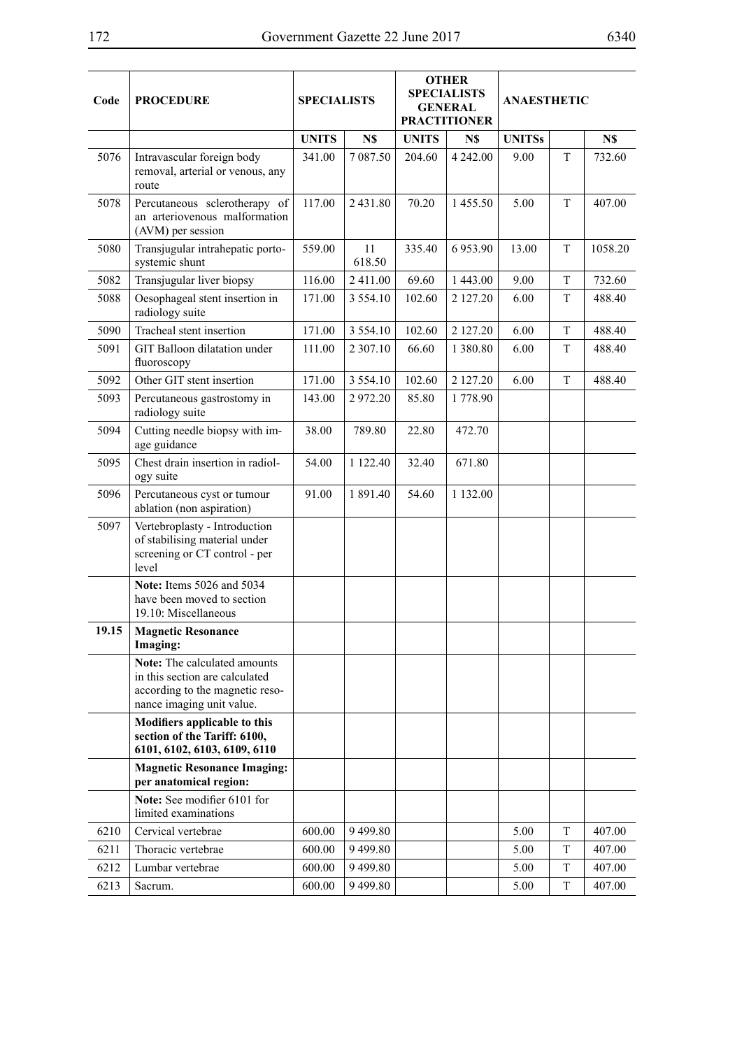| Code | PROCEDURE | SPECIALISTS | | OTHER SPECIALISTS GENERAL PRACTITIONER | | ANAESTHETIC | | |
|---|---|---|---|---|---|---|---|---|
| | | UNITS | N$ | UNITS | N$ | UNITSs | | N$ |
| 5076 | Intravascular foreign body removal, arterial or venous, any route | 341.00 | 7 087.50 | 204.60 | 4 242.00 | 9.00 | T | 732.60 |
| 5078 | Percutaneous sclerotherapy of an arteriovenous malformation (AVM) per session | 117.00 | 2 431.80 | 70.20 | 1 455.50 | 5.00 | T | 407.00 |
| 5080 | Transjugular intrahepatic porto-systemic shunt | 559.00 | 11 618.50 | 335.40 | 6 953.90 | 13.00 | T | 1058.20 |
| 5082 | Transjugular liver biopsy | 116.00 | 2 411.00 | 69.60 | 1 443.00 | 9.00 | T | 732.60 |
| 5088 | Oesophageal stent insertion in radiology suite | 171.00 | 3 554.10 | 102.60 | 2 127.20 | 6.00 | T | 488.40 |
| 5090 | Tracheal stent insertion | 171.00 | 3 554.10 | 102.60 | 2 127.20 | 6.00 | T | 488.40 |
| 5091 | GIT Balloon dilatation under fluoroscopy | 111.00 | 2 307.10 | 66.60 | 1 380.80 | 6.00 | T | 488.40 |
| 5092 | Other GIT stent insertion | 171.00 | 3 554.10 | 102.60 | 2 127.20 | 6.00 | T | 488.40 |
| 5093 | Percutaneous gastrostomy in radiology suite | 143.00 | 2 972.20 | 85.80 | 1 778.90 | | | |
| 5094 | Cutting needle biopsy with image guidance | 38.00 | 789.80 | 22.80 | 472.70 | | | |
| 5095 | Chest drain insertion in radiology suite | 54.00 | 1 122.40 | 32.40 | 671.80 | | | |
| 5096 | Percutaneous cyst or tumour ablation (non aspiration) | 91.00 | 1 891.40 | 54.60 | 1 132.00 | | | |
| 5097 | Vertebroplasty - Introduction of stabilising material under screening or CT control - per level | | | | | | | |
| | **Note:** Items 5026 and 5034 have been moved to section 19.10: Miscellaneous | | | | | | | |
| **19.15** | **Magnetic Resonance Imaging:** | | | | | | | |
| | **Note:** The calculated amounts in this section are calculated according to the magnetic resonance imaging unit value. | | | | | | | |
| | **Modifiers applicable to this section of the Tariff: 6100, 6101, 6102, 6103, 6109, 6110** | | | | | | | |
| | **Magnetic Resonance Imaging: per anatomical region:** | | | | | | | |
| | **Note:** See modifier 6101 for limited examinations | | | | | | | |
| 6210 | Cervical vertebrae | 600.00 | 9 499.80 | | | 5.00 | T | 407.00 |
| 6211 | Thoracic vertebrae | 600.00 | 9 499.80 | | | 5.00 | T | 407.00 |
| 6212 | Lumbar vertebrae | 600.00 | 9 499.80 | | | 5.00 | T | 407.00 |
| 6213 | Sacrum. | 600.00 | 9 499.80 | | | 5.00 | T | 407.00 |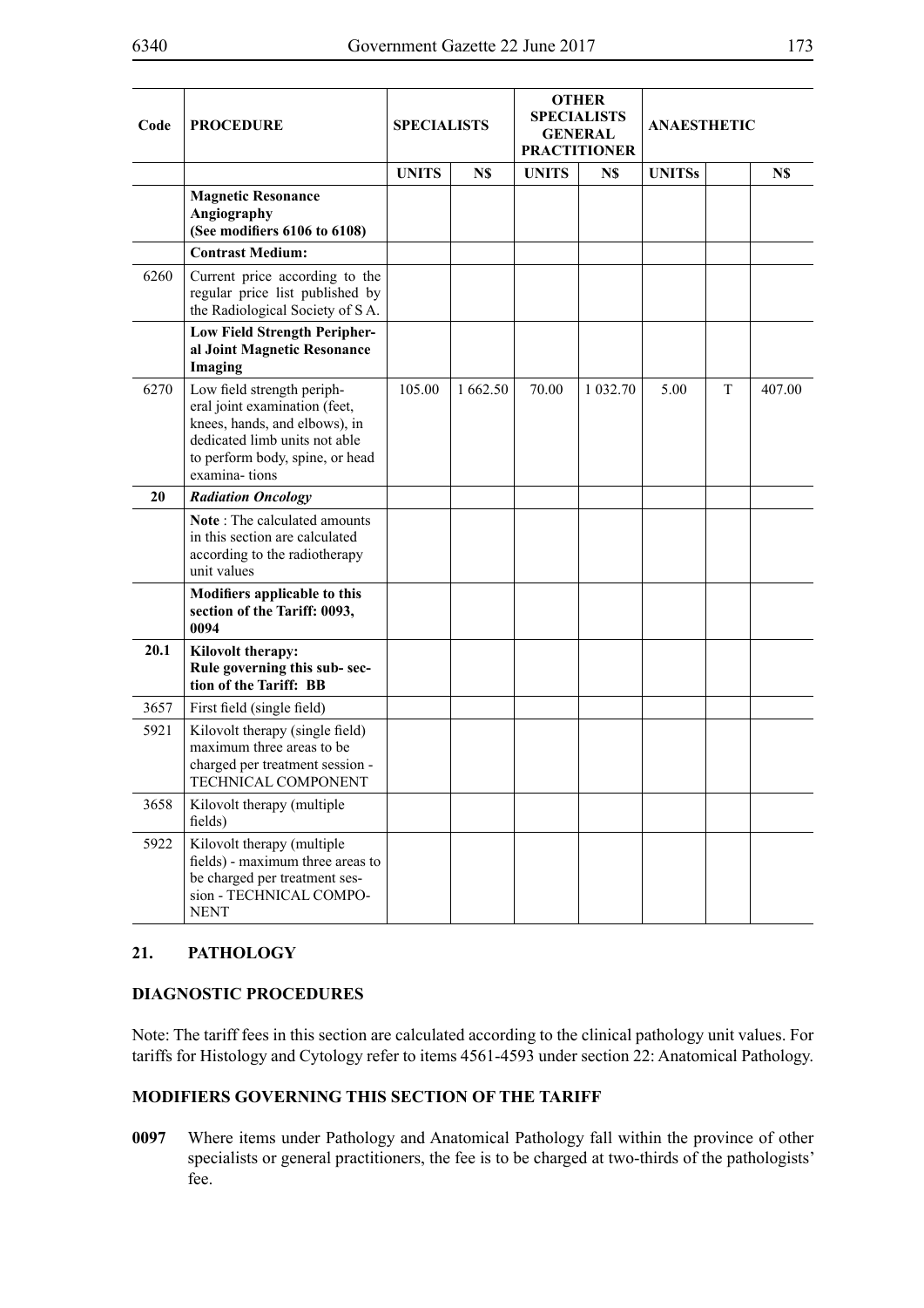| Code | PROCEDURE | SPECIALISTS | | OTHER SPECIALISTS GENERAL PRACTITIONER | | ANAESTHETIC | | |
|---|---|---|---|---|---|---|---|---|
| | | UNITS | N$ | UNITS | N$ | UNITSs | | N$ |
| | **Magnetic Resonance Angiography (See modifiers 6106 to 6108)** | | | | | | | |
| | **Contrast Medium:** | | | | | | | |
| 6260 | Current price according to the regular price list published by the Radiological Society of S A. | | | | | | | |
| | **Low Field Strength Peripheral Joint Magnetic Resonance Imaging** | | | | | | | |
| 6270 | Low field strength peripheral joint examination (feet, knees, hands, and elbows), in dedicated limb units not able to perform body, spine, or head examina- tions | 105.00 | 1 662.50 | 70.00 | 1 032.70 | 5.00 | T | 407.00 |
| **20** | ***Radiation Oncology*** | | | | | | | |
| | **Note** : The calculated amounts in this section are calculated according to the radiotherapy unit values | | | | | | | |
| | **Modifiers applicable to this section of the Tariff: 0093, 0094** | | | | | | | |
| **20.1** | **Kilovolt therapy: Rule governing this sub- section of the Tariff: BB** | | | | | | | |
| 3657 | First field (single field) | | | | | | | |
| 5921 | Kilovolt therapy (single field) maximum three areas to be charged per treatment session - TECHNICAL COMPONENT | | | | | | | |
| 3658 | Kilovolt therapy (multiple fields) | | | | | | | |
| 5922 | Kilovolt therapy (multiple fields) - maximum three areas to be charged per treatment session - TECHNICAL COMPONENT | | | | | | | |

## 21. PATHOLOGY

### DIAGNOSTIC PROCEDURES

Note: The tariff fees in this section are calculated according to the clinical pathology unit values. For tariffs for Histology and Cytology refer to items 4561-4593 under section 22: Anatomical Pathology.

### MODIFIERS GOVERNING THIS SECTION OF THE TARIFF

**0097** Where items under Pathology and Anatomical Pathology fall within the province of other specialists or general practitioners, the fee is to be charged at two-thirds of the pathologists' fee.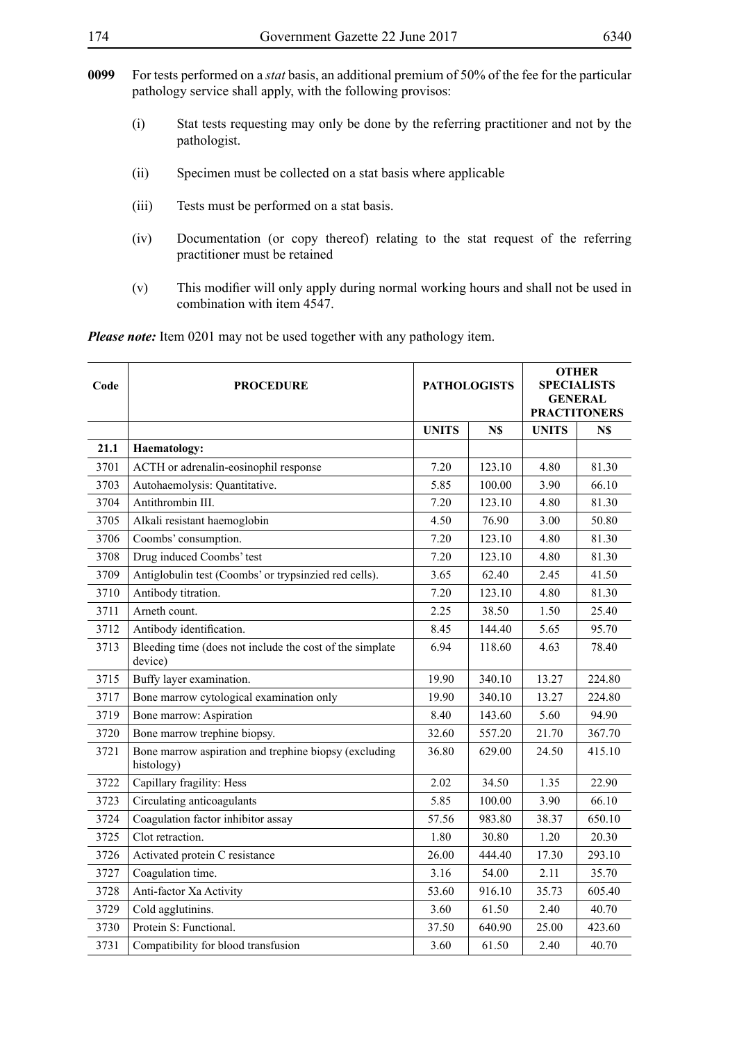**0099** For tests performed on a *stat* basis, an additional premium of 50% of the fee for the particular pathology service shall apply, with the following provisos:

(i) Stat tests requesting may only be done by the referring practitioner and not by the pathologist.

(ii) Specimen must be collected on a stat basis where applicable

(iii) Tests must be performed on a stat basis.

(iv) Documentation (or copy thereof) relating to the stat request of the referring practitioner must be retained

(v) This modifier will only apply during normal working hours and shall not be used in combination with item 4547.

***Please note:*** Item 0201 may not be used together with any pathology item.

| Code | PROCEDURE | PATHOLOGISTS | | OTHER SPECIALISTS GENERAL PRACTITONERS | |
|---|---|---|---|---|---|
| | | UNITS | N$ | UNITS | N$ |
| **21.1** | **Haematology:** | | | | |
| 3701 | ACTH or adrenalin-eosinophil response | 7.20 | 123.10 | 4.80 | 81.30 |
| 3703 | Autohaemolysis: Quantitative. | 5.85 | 100.00 | 3.90 | 66.10 |
| 3704 | Antithrombin III. | 7.20 | 123.10 | 4.80 | 81.30 |
| 3705 | Alkali resistant haemoglobin | 4.50 | 76.90 | 3.00 | 50.80 |
| 3706 | Coombs' consumption. | 7.20 | 123.10 | 4.80 | 81.30 |
| 3708 | Drug induced Coombs' test | 7.20 | 123.10 | 4.80 | 81.30 |
| 3709 | Antiglobulin test (Coombs' or trypsinzied red cells). | 3.65 | 62.40 | 2.45 | 41.50 |
| 3710 | Antibody titration. | 7.20 | 123.10 | 4.80 | 81.30 |
| 3711 | Arneth count. | 2.25 | 38.50 | 1.50 | 25.40 |
| 3712 | Antibody identification. | 8.45 | 144.40 | 5.65 | 95.70 |
| 3713 | Bleeding time (does not include the cost of the simplate device) | 6.94 | 118.60 | 4.63 | 78.40 |
| 3715 | Buffy layer examination. | 19.90 | 340.10 | 13.27 | 224.80 |
| 3717 | Bone marrow cytological examination only | 19.90 | 340.10 | 13.27 | 224.80 |
| 3719 | Bone marrow: Aspiration | 8.40 | 143.60 | 5.60 | 94.90 |
| 3720 | Bone marrow trephine biopsy. | 32.60 | 557.20 | 21.70 | 367.70 |
| 3721 | Bone marrow aspiration and trephine biopsy (excluding histology) | 36.80 | 629.00 | 24.50 | 415.10 |
| 3722 | Capillary fragility: Hess | 2.02 | 34.50 | 1.35 | 22.90 |
| 3723 | Circulating anticoagulants | 5.85 | 100.00 | 3.90 | 66.10 |
| 3724 | Coagulation factor inhibitor assay | 57.56 | 983.80 | 38.37 | 650.10 |
| 3725 | Clot retraction. | 1.80 | 30.80 | 1.20 | 20.30 |
| 3726 | Activated protein C resistance | 26.00 | 444.40 | 17.30 | 293.10 |
| 3727 | Coagulation time. | 3.16 | 54.00 | 2.11 | 35.70 |
| 3728 | Anti-factor Xa Activity | 53.60 | 916.10 | 35.73 | 605.40 |
| 3729 | Cold agglutinins. | 3.60 | 61.50 | 2.40 | 40.70 |
| 3730 | Protein S: Functional. | 37.50 | 640.90 | 25.00 | 423.60 |
| 3731 | Compatibility for blood transfusion | 3.60 | 61.50 | 2.40 | 40.70 |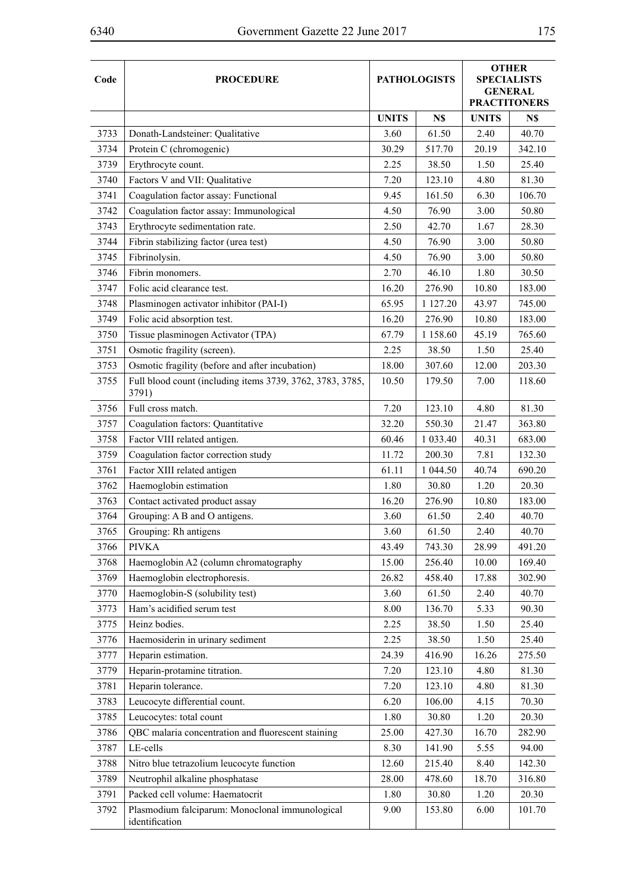| Code | PROCEDURE | PATHOLOGISTS | | OTHER SPECIALISTS GENERAL PRACTITONERS | |
|---|---|---|---|---|---|
| | | UNITS | N$ | UNITS | N$ |
| 3733 | Donath-Landsteiner: Qualitative | 3.60 | 61.50 | 2.40 | 40.70 |
| 3734 | Protein C (chromogenic) | 30.29 | 517.70 | 20.19 | 342.10 |
| 3739 | Erythrocyte count. | 2.25 | 38.50 | 1.50 | 25.40 |
| 3740 | Factors V and VII: Qualitative | 7.20 | 123.10 | 4.80 | 81.30 |
| 3741 | Coagulation factor assay: Functional | 9.45 | 161.50 | 6.30 | 106.70 |
| 3742 | Coagulation factor assay: Immunological | 4.50 | 76.90 | 3.00 | 50.80 |
| 3743 | Erythrocyte sedimentation rate. | 2.50 | 42.70 | 1.67 | 28.30 |
| 3744 | Fibrin stabilizing factor (urea test) | 4.50 | 76.90 | 3.00 | 50.80 |
| 3745 | Fibrinolysin. | 4.50 | 76.90 | 3.00 | 50.80 |
| 3746 | Fibrin monomers. | 2.70 | 46.10 | 1.80 | 30.50 |
| 3747 | Folic acid clearance test. | 16.20 | 276.90 | 10.80 | 183.00 |
| 3748 | Plasminogen activator inhibitor (PAI-I) | 65.95 | 1 127.20 | 43.97 | 745.00 |
| 3749 | Folic acid absorption test. | 16.20 | 276.90 | 10.80 | 183.00 |
| 3750 | Tissue plasminogen Activator (TPA) | 67.79 | 1 158.60 | 45.19 | 765.60 |
| 3751 | Osmotic fragility (screen). | 2.25 | 38.50 | 1.50 | 25.40 |
| 3753 | Osmotic fragility (before and after incubation) | 18.00 | 307.60 | 12.00 | 203.30 |
| 3755 | Full blood count (including items 3739, 3762, 3783, 3785, 3791) | 10.50 | 179.50 | 7.00 | 118.60 |
| 3756 | Full cross match. | 7.20 | 123.10 | 4.80 | 81.30 |
| 3757 | Coagulation factors: Quantitative | 32.20 | 550.30 | 21.47 | 363.80 |
| 3758 | Factor VIII related antigen. | 60.46 | 1 033.40 | 40.31 | 683.00 |
| 3759 | Coagulation factor correction study | 11.72 | 200.30 | 7.81 | 132.30 |
| 3761 | Factor XIII related antigen | 61.11 | 1 044.50 | 40.74 | 690.20 |
| 3762 | Haemoglobin estimation | 1.80 | 30.80 | 1.20 | 20.30 |
| 3763 | Contact activated product assay | 16.20 | 276.90 | 10.80 | 183.00 |
| 3764 | Grouping: A B and O antigens. | 3.60 | 61.50 | 2.40 | 40.70 |
| 3765 | Grouping: Rh antigens | 3.60 | 61.50 | 2.40 | 40.70 |
| 3766 | PIVKA | 43.49 | 743.30 | 28.99 | 491.20 |
| 3768 | Haemoglobin A2 (column chromatography | 15.00 | 256.40 | 10.00 | 169.40 |
| 3769 | Haemoglobin electrophoresis. | 26.82 | 458.40 | 17.88 | 302.90 |
| 3770 | Haemoglobin-S (solubility test) | 3.60 | 61.50 | 2.40 | 40.70 |
| 3773 | Ham's acidified serum test | 8.00 | 136.70 | 5.33 | 90.30 |
| 3775 | Heinz bodies. | 2.25 | 38.50 | 1.50 | 25.40 |
| 3776 | Haemosiderin in urinary sediment | 2.25 | 38.50 | 1.50 | 25.40 |
| 3777 | Heparin estimation. | 24.39 | 416.90 | 16.26 | 275.50 |
| 3779 | Heparin-protamine titration. | 7.20 | 123.10 | 4.80 | 81.30 |
| 3781 | Heparin tolerance. | 7.20 | 123.10 | 4.80 | 81.30 |
| 3783 | Leucocyte differential count. | 6.20 | 106.00 | 4.15 | 70.30 |
| 3785 | Leucocytes: total count | 1.80 | 30.80 | 1.20 | 20.30 |
| 3786 | QBC malaria concentration and fluorescent staining | 25.00 | 427.30 | 16.70 | 282.90 |
| 3787 | LE-cells | 8.30 | 141.90 | 5.55 | 94.00 |
| 3788 | Nitro blue tetrazolium leucocyte function | 12.60 | 215.40 | 8.40 | 142.30 |
| 3789 | Neutrophil alkaline phosphatase | 28.00 | 478.60 | 18.70 | 316.80 |
| 3791 | Packed cell volume: Haematocrit | 1.80 | 30.80 | 1.20 | 20.30 |
| 3792 | Plasmodium falciparum: Monoclonal immunological identification | 9.00 | 153.80 | 6.00 | 101.70 |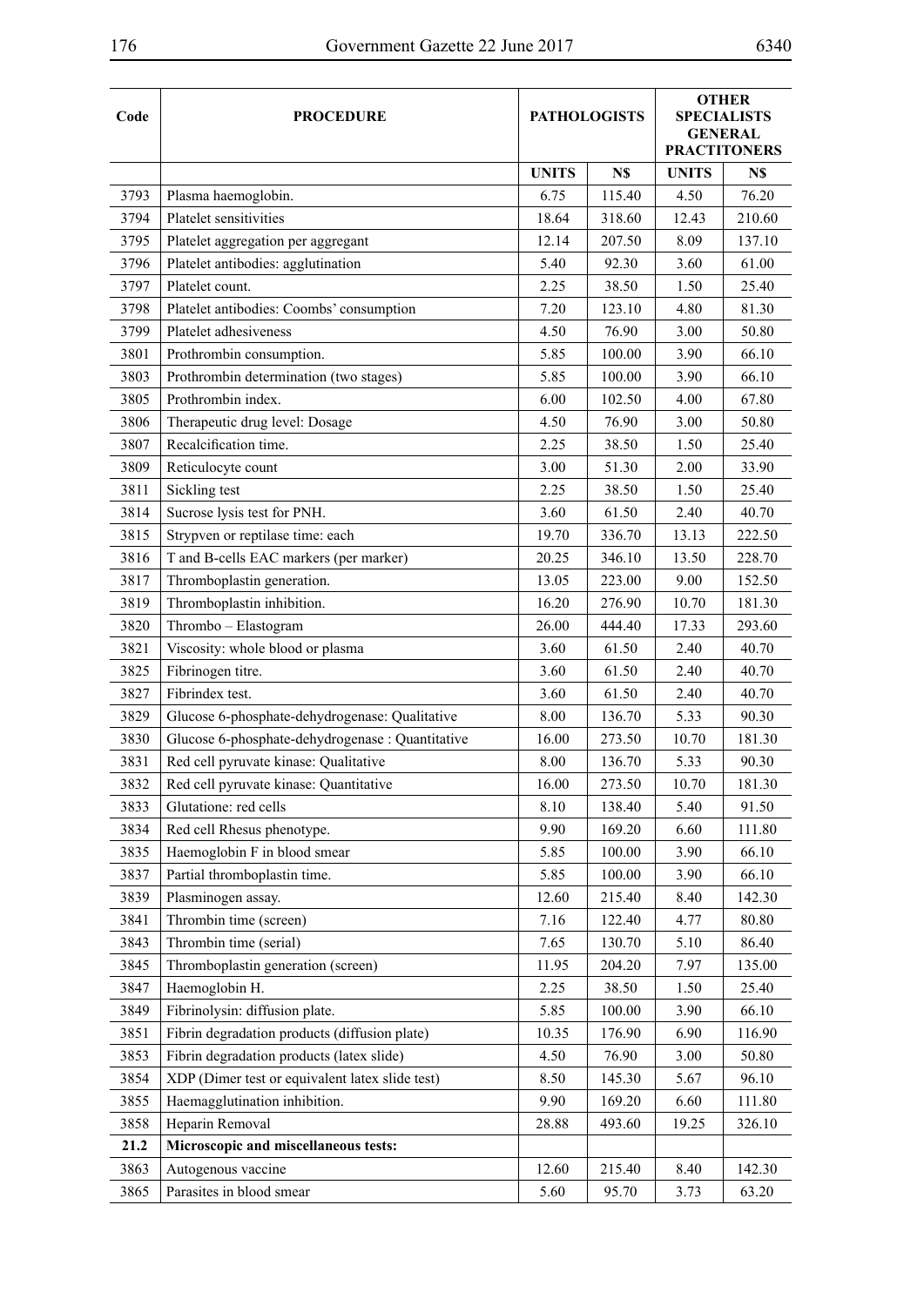| Code | PROCEDURE | PATHOLOGISTS | | OTHER SPECIALISTS GENERAL PRACTITONERS | |
|---|---|---|---|---|---|
| | | UNITS | N$ | UNITS | N$ |
| 3793 | Plasma haemoglobin. | 6.75 | 115.40 | 4.50 | 76.20 |
| 3794 | Platelet sensitivities | 18.64 | 318.60 | 12.43 | 210.60 |
| 3795 | Platelet aggregation per aggregant | 12.14 | 207.50 | 8.09 | 137.10 |
| 3796 | Platelet antibodies: agglutination | 5.40 | 92.30 | 3.60 | 61.00 |
| 3797 | Platelet count. | 2.25 | 38.50 | 1.50 | 25.40 |
| 3798 | Platelet antibodies: Coombs' consumption | 7.20 | 123.10 | 4.80 | 81.30 |
| 3799 | Platelet adhesiveness | 4.50 | 76.90 | 3.00 | 50.80 |
| 3801 | Prothrombin consumption. | 5.85 | 100.00 | 3.90 | 66.10 |
| 3803 | Prothrombin determination (two stages) | 5.85 | 100.00 | 3.90 | 66.10 |
| 3805 | Prothrombin index. | 6.00 | 102.50 | 4.00 | 67.80 |
| 3806 | Therapeutic drug level: Dosage | 4.50 | 76.90 | 3.00 | 50.80 |
| 3807 | Recalcification time. | 2.25 | 38.50 | 1.50 | 25.40 |
| 3809 | Reticulocyte count | 3.00 | 51.30 | 2.00 | 33.90 |
| 3811 | Sickling test | 2.25 | 38.50 | 1.50 | 25.40 |
| 3814 | Sucrose lysis test for PNH. | 3.60 | 61.50 | 2.40 | 40.70 |
| 3815 | Strypven or reptilase time: each | 19.70 | 336.70 | 13.13 | 222.50 |
| 3816 | T and B-cells EAC markers (per marker) | 20.25 | 346.10 | 13.50 | 228.70 |
| 3817 | Thromboplastin generation. | 13.05 | 223.00 | 9.00 | 152.50 |
| 3819 | Thromboplastin inhibition. | 16.20 | 276.90 | 10.70 | 181.30 |
| 3820 | Thrombo – Elastogram | 26.00 | 444.40 | 17.33 | 293.60 |
| 3821 | Viscosity: whole blood or plasma | 3.60 | 61.50 | 2.40 | 40.70 |
| 3825 | Fibrinogen titre. | 3.60 | 61.50 | 2.40 | 40.70 |
| 3827 | Fibrindex test. | 3.60 | 61.50 | 2.40 | 40.70 |
| 3829 | Glucose 6-phosphate-dehydrogenase: Qualitative | 8.00 | 136.70 | 5.33 | 90.30 |
| 3830 | Glucose 6-phosphate-dehydrogenase : Quantitative | 16.00 | 273.50 | 10.70 | 181.30 |
| 3831 | Red cell pyruvate kinase: Qualitative | 8.00 | 136.70 | 5.33 | 90.30 |
| 3832 | Red cell pyruvate kinase: Quantitative | 16.00 | 273.50 | 10.70 | 181.30 |
| 3833 | Glutatione: red cells | 8.10 | 138.40 | 5.40 | 91.50 |
| 3834 | Red cell Rhesus phenotype. | 9.90 | 169.20 | 6.60 | 111.80 |
| 3835 | Haemoglobin F in blood smear | 5.85 | 100.00 | 3.90 | 66.10 |
| 3837 | Partial thromboplastin time. | 5.85 | 100.00 | 3.90 | 66.10 |
| 3839 | Plasminogen assay. | 12.60 | 215.40 | 8.40 | 142.30 |
| 3841 | Thrombin time (screen) | 7.16 | 122.40 | 4.77 | 80.80 |
| 3843 | Thrombin time (serial) | 7.65 | 130.70 | 5.10 | 86.40 |
| 3845 | Thromboplastin generation (screen) | 11.95 | 204.20 | 7.97 | 135.00 |
| 3847 | Haemoglobin H. | 2.25 | 38.50 | 1.50 | 25.40 |
| 3849 | Fibrinolysin: diffusion plate. | 5.85 | 100.00 | 3.90 | 66.10 |
| 3851 | Fibrin degradation products (diffusion plate) | 10.35 | 176.90 | 6.90 | 116.90 |
| 3853 | Fibrin degradation products (latex slide) | 4.50 | 76.90 | 3.00 | 50.80 |
| 3854 | XDP (Dimer test or equivalent latex slide test) | 8.50 | 145.30 | 5.67 | 96.10 |
| 3855 | Haemagglutination inhibition. | 9.90 | 169.20 | 6.60 | 111.80 |
| 3858 | Heparin Removal | 28.88 | 493.60 | 19.25 | 326.10 |
| **21.2** | **Microscopic and miscellaneous tests:** | | | | |
| 3863 | Autogenous vaccine | 12.60 | 215.40 | 8.40 | 142.30 |
| 3865 | Parasites in blood smear | 5.60 | 95.70 | 3.73 | 63.20 |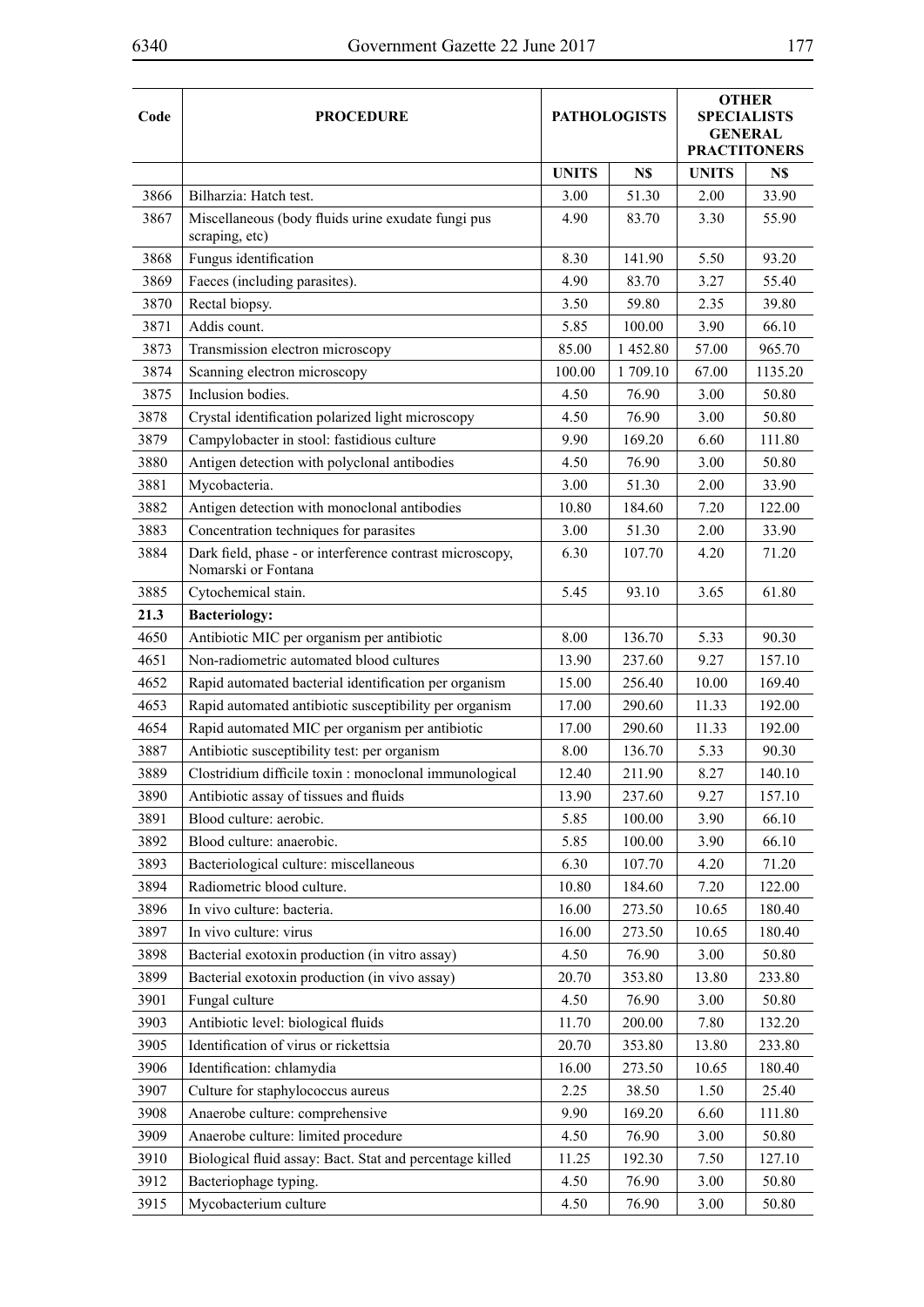| Code | PROCEDURE | PATHOLOGISTS | | OTHER SPECIALISTS GENERAL PRACTITONERS | |
|---|---|---|---|---|---|
| | | UNITS | N$ | UNITS | N$ |
| 3866 | Bilharzia: Hatch test. | 3.00 | 51.30 | 2.00 | 33.90 |
| 3867 | Miscellaneous (body fluids urine exudate fungi pus scraping, etc) | 4.90 | 83.70 | 3.30 | 55.90 |
| 3868 | Fungus identification | 8.30 | 141.90 | 5.50 | 93.20 |
| 3869 | Faeces (including parasites). | 4.90 | 83.70 | 3.27 | 55.40 |
| 3870 | Rectal biopsy. | 3.50 | 59.80 | 2.35 | 39.80 |
| 3871 | Addis count. | 5.85 | 100.00 | 3.90 | 66.10 |
| 3873 | Transmission electron microscopy | 85.00 | 1 452.80 | 57.00 | 965.70 |
| 3874 | Scanning electron microscopy | 100.00 | 1 709.10 | 67.00 | 1135.20 |
| 3875 | Inclusion bodies. | 4.50 | 76.90 | 3.00 | 50.80 |
| 3878 | Crystal identification polarized light microscopy | 4.50 | 76.90 | 3.00 | 50.80 |
| 3879 | Campylobacter in stool: fastidious culture | 9.90 | 169.20 | 6.60 | 111.80 |
| 3880 | Antigen detection with polyclonal antibodies | 4.50 | 76.90 | 3.00 | 50.80 |
| 3881 | Mycobacteria. | 3.00 | 51.30 | 2.00 | 33.90 |
| 3882 | Antigen detection with monoclonal antibodies | 10.80 | 184.60 | 7.20 | 122.00 |
| 3883 | Concentration techniques for parasites | 3.00 | 51.30 | 2.00 | 33.90 |
| 3884 | Dark field, phase - or interference contrast microscopy, Nomarski or Fontana | 6.30 | 107.70 | 4.20 | 71.20 |
| 3885 | Cytochemical stain. | 5.45 | 93.10 | 3.65 | 61.80 |
| **21.3** | **Bacteriology:** | | | | |
| 4650 | Antibiotic MIC per organism per antibiotic | 8.00 | 136.70 | 5.33 | 90.30 |
| 4651 | Non-radiometric automated blood cultures | 13.90 | 237.60 | 9.27 | 157.10 |
| 4652 | Rapid automated bacterial identification per organism | 15.00 | 256.40 | 10.00 | 169.40 |
| 4653 | Rapid automated antibiotic susceptibility per organism | 17.00 | 290.60 | 11.33 | 192.00 |
| 4654 | Rapid automated MIC per organism per antibiotic | 17.00 | 290.60 | 11.33 | 192.00 |
| 3887 | Antibiotic susceptibility test: per organism | 8.00 | 136.70 | 5.33 | 90.30 |
| 3889 | Clostridium difficile toxin : monoclonal immunological | 12.40 | 211.90 | 8.27 | 140.10 |
| 3890 | Antibiotic assay of tissues and fluids | 13.90 | 237.60 | 9.27 | 157.10 |
| 3891 | Blood culture: aerobic. | 5.85 | 100.00 | 3.90 | 66.10 |
| 3892 | Blood culture: anaerobic. | 5.85 | 100.00 | 3.90 | 66.10 |
| 3893 | Bacteriological culture: miscellaneous | 6.30 | 107.70 | 4.20 | 71.20 |
| 3894 | Radiometric blood culture. | 10.80 | 184.60 | 7.20 | 122.00 |
| 3896 | In vivo culture: bacteria. | 16.00 | 273.50 | 10.65 | 180.40 |
| 3897 | In vivo culture: virus | 16.00 | 273.50 | 10.65 | 180.40 |
| 3898 | Bacterial exotoxin production (in vitro assay) | 4.50 | 76.90 | 3.00 | 50.80 |
| 3899 | Bacterial exotoxin production (in vivo assay) | 20.70 | 353.80 | 13.80 | 233.80 |
| 3901 | Fungal culture | 4.50 | 76.90 | 3.00 | 50.80 |
| 3903 | Antibiotic level: biological fluids | 11.70 | 200.00 | 7.80 | 132.20 |
| 3905 | Identification of virus or rickettsia | 20.70 | 353.80 | 13.80 | 233.80 |
| 3906 | Identification: chlamydia | 16.00 | 273.50 | 10.65 | 180.40 |
| 3907 | Culture for staphylococcus aureus | 2.25 | 38.50 | 1.50 | 25.40 |
| 3908 | Anaerobe culture: comprehensive | 9.90 | 169.20 | 6.60 | 111.80 |
| 3909 | Anaerobe culture: limited procedure | 4.50 | 76.90 | 3.00 | 50.80 |
| 3910 | Biological fluid assay: Bact. Stat and percentage killed | 11.25 | 192.30 | 7.50 | 127.10 |
| 3912 | Bacteriophage typing. | 4.50 | 76.90 | 3.00 | 50.80 |
| 3915 | Mycobacterium culture | 4.50 | 76.90 | 3.00 | 50.80 |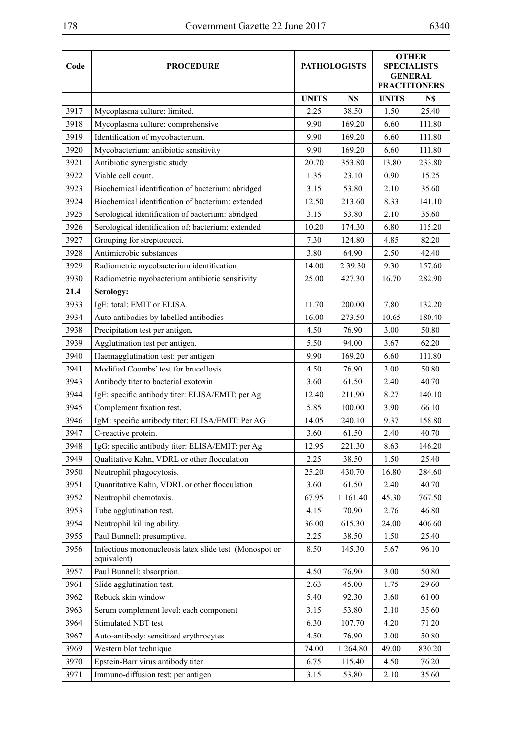| Code | PROCEDURE | PATHOLOGISTS | | OTHER SPECIALISTS GENERAL PRACTITONERS | |
|---|---|---|---|---|---|
| | | UNITS | N$ | UNITS | N$ |
| 3917 | Mycoplasma culture: limited. | 2.25 | 38.50 | 1.50 | 25.40 |
| 3918 | Mycoplasma culture: comprehensive | 9.90 | 169.20 | 6.60 | 111.80 |
| 3919 | Identification of mycobacterium. | 9.90 | 169.20 | 6.60 | 111.80 |
| 3920 | Mycobacterium: antibiotic sensitivity | 9.90 | 169.20 | 6.60 | 111.80 |
| 3921 | Antibiotic synergistic study | 20.70 | 353.80 | 13.80 | 233.80 |
| 3922 | Viable cell count. | 1.35 | 23.10 | 0.90 | 15.25 |
| 3923 | Biochemical identification of bacterium: abridged | 3.15 | 53.80 | 2.10 | 35.60 |
| 3924 | Biochemical identification of bacterium: extended | 12.50 | 213.60 | 8.33 | 141.10 |
| 3925 | Serological identification of bacterium: abridged | 3.15 | 53.80 | 2.10 | 35.60 |
| 3926 | Serological identification of: bacterium: extended | 10.20 | 174.30 | 6.80 | 115.20 |
| 3927 | Grouping for streptococci. | 7.30 | 124.80 | 4.85 | 82.20 |
| 3928 | Antimicrobic substances | 3.80 | 64.90 | 2.50 | 42.40 |
| 3929 | Radiometric mycobacterium identification | 14.00 | 2 39.30 | 9.30 | 157.60 |
| 3930 | Radiometric myobacterium antibiotic sensitivity | 25.00 | 427.30 | 16.70 | 282.90 |
| **21.4** | **Serology:** | | | | |
| 3933 | IgE: total: EMIT or ELISA. | 11.70 | 200.00 | 7.80 | 132.20 |
| 3934 | Auto antibodies by labelled antibodies | 16.00 | 273.50 | 10.65 | 180.40 |
| 3938 | Precipitation test per antigen. | 4.50 | 76.90 | 3.00 | 50.80 |
| 3939 | Agglutination test per antigen. | 5.50 | 94.00 | 3.67 | 62.20 |
| 3940 | Haemagglutination test: per antigen | 9.90 | 169.20 | 6.60 | 111.80 |
| 3941 | Modified Coombs' test for brucellosis | 4.50 | 76.90 | 3.00 | 50.80 |
| 3943 | Antibody titer to bacterial exotoxin | 3.60 | 61.50 | 2.40 | 40.70 |
| 3944 | IgE: specific antibody titer: ELISA/EMIT: per Ag | 12.40 | 211.90 | 8.27 | 140.10 |
| 3945 | Complement fixation test. | 5.85 | 100.00 | 3.90 | 66.10 |
| 3946 | IgM: specific antibody titer: ELISA/EMIT: Per AG | 14.05 | 240.10 | 9.37 | 158.80 |
| 3947 | C-reactive protein. | 3.60 | 61.50 | 2.40 | 40.70 |
| 3948 | IgG: specific antibody titer: ELISA/EMIT: per Ag | 12.95 | 221.30 | 8.63 | 146.20 |
| 3949 | Qualitative Kahn, VDRL or other flocculation | 2.25 | 38.50 | 1.50 | 25.40 |
| 3950 | Neutrophil phagocytosis. | 25.20 | 430.70 | 16.80 | 284.60 |
| 3951 | Quantitative Kahn, VDRL or other flocculation | 3.60 | 61.50 | 2.40 | 40.70 |
| 3952 | Neutrophil chemotaxis. | 67.95 | 1 161.40 | 45.30 | 767.50 |
| 3953 | Tube agglutination test. | 4.15 | 70.90 | 2.76 | 46.80 |
| 3954 | Neutrophil killing ability. | 36.00 | 615.30 | 24.00 | 406.60 |
| 3955 | Paul Bunnell: presumptive. | 2.25 | 38.50 | 1.50 | 25.40 |
| 3956 | Infectious mononucleosis latex slide test (Monospot or equivalent) | 8.50 | 145.30 | 5.67 | 96.10 |
| 3957 | Paul Bunnell: absorption. | 4.50 | 76.90 | 3.00 | 50.80 |
| 3961 | Slide agglutination test. | 2.63 | 45.00 | 1.75 | 29.60 |
| 3962 | Rebuck skin window | 5.40 | 92.30 | 3.60 | 61.00 |
| 3963 | Serum complement level: each component | 3.15 | 53.80 | 2.10 | 35.60 |
| 3964 | Stimulated NBT test | 6.30 | 107.70 | 4.20 | 71.20 |
| 3967 | Auto-antibody: sensitized erythrocytes | 4.50 | 76.90 | 3.00 | 50.80 |
| 3969 | Western blot technique | 74.00 | 1 264.80 | 49.00 | 830.20 |
| 3970 | Epstein-Barr virus antibody titer | 6.75 | 115.40 | 4.50 | 76.20 |
| 3971 | Immuno-diffusion test: per antigen | 3.15 | 53.80 | 2.10 | 35.60 |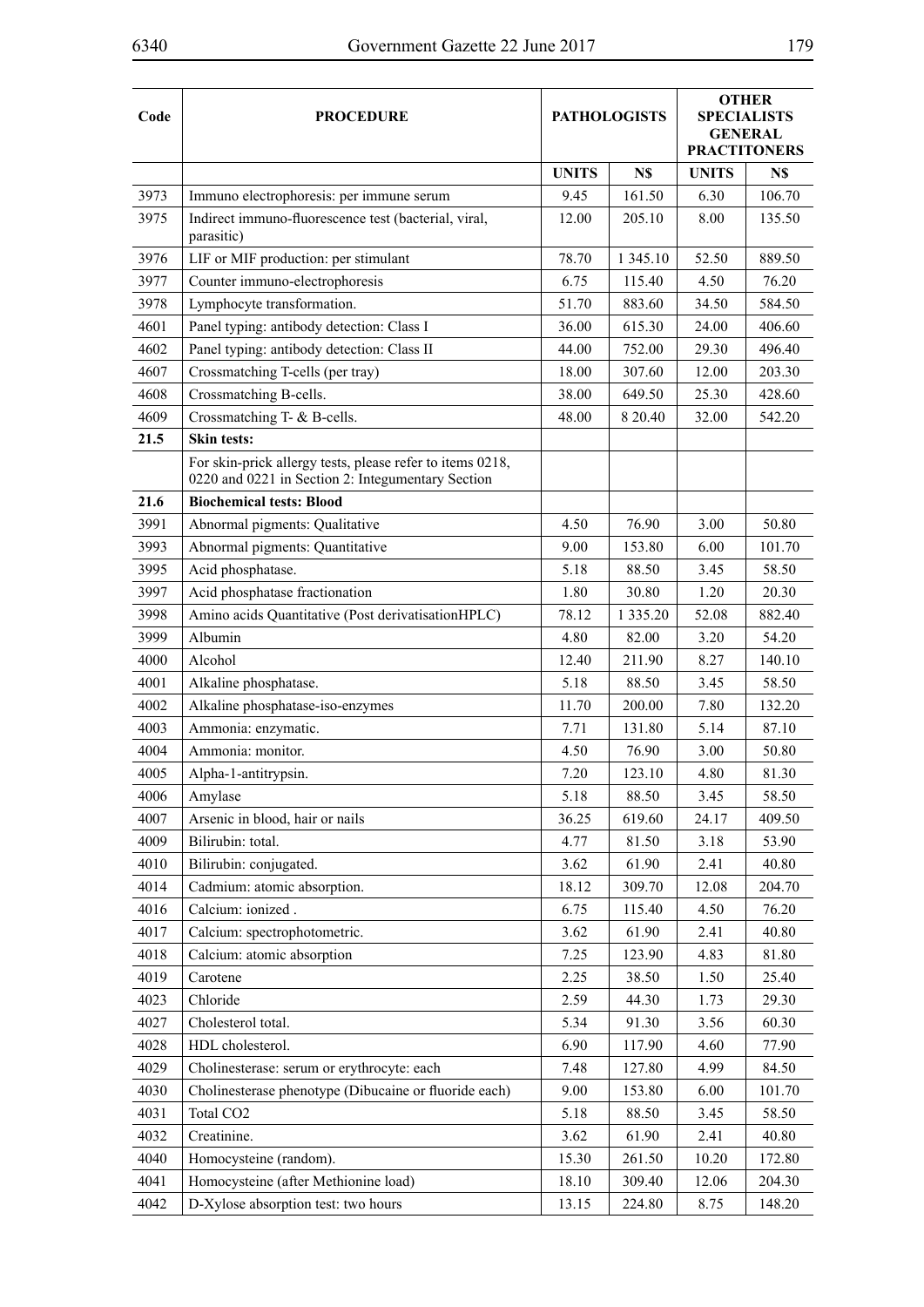| Code | PROCEDURE | PATHOLOGISTS | | OTHER SPECIALISTS GENERAL PRACTITONERS | |
|---|---|---|---|---|---|
| | | UNITS | N$ | UNITS | N$ |
| 3973 | Immuno electrophoresis: per immune serum | 9.45 | 161.50 | 6.30 | 106.70 |
| 3975 | Indirect immuno-fluorescence test (bacterial, viral, parasitic) | 12.00 | 205.10 | 8.00 | 135.50 |
| 3976 | LIF or MIF production: per stimulant | 78.70 | 1 345.10 | 52.50 | 889.50 |
| 3977 | Counter immuno-electrophoresis | 6.75 | 115.40 | 4.50 | 76.20 |
| 3978 | Lymphocyte transformation. | 51.70 | 883.60 | 34.50 | 584.50 |
| 4601 | Panel typing: antibody detection: Class I | 36.00 | 615.30 | 24.00 | 406.60 |
| 4602 | Panel typing: antibody detection: Class II | 44.00 | 752.00 | 29.30 | 496.40 |
| 4607 | Crossmatching T-cells (per tray) | 18.00 | 307.60 | 12.00 | 203.30 |
| 4608 | Crossmatching B-cells. | 38.00 | 649.50 | 25.30 | 428.60 |
| 4609 | Crossmatching T- & B-cells. | 48.00 | 8 20.40 | 32.00 | 542.20 |
| **21.5** | **Skin tests:** | | | | |
| | For skin-prick allergy tests, please refer to items 0218, 0220 and 0221 in Section 2: Integumentary Section | | | | |
| **21.6** | **Biochemical tests: Blood** | | | | |
| 3991 | Abnormal pigments: Qualitative | 4.50 | 76.90 | 3.00 | 50.80 |
| 3993 | Abnormal pigments: Quantitative | 9.00 | 153.80 | 6.00 | 101.70 |
| 3995 | Acid phosphatase. | 5.18 | 88.50 | 3.45 | 58.50 |
| 3997 | Acid phosphatase fractionation | 1.80 | 30.80 | 1.20 | 20.30 |
| 3998 | Amino acids Quantitative (Post derivatisationHPLC) | 78.12 | 1 335.20 | 52.08 | 882.40 |
| 3999 | Albumin | 4.80 | 82.00 | 3.20 | 54.20 |
| 4000 | Alcohol | 12.40 | 211.90 | 8.27 | 140.10 |
| 4001 | Alkaline phosphatase. | 5.18 | 88.50 | 3.45 | 58.50 |
| 4002 | Alkaline phosphatase-iso-enzymes | 11.70 | 200.00 | 7.80 | 132.20 |
| 4003 | Ammonia: enzymatic. | 7.71 | 131.80 | 5.14 | 87.10 |
| 4004 | Ammonia: monitor. | 4.50 | 76.90 | 3.00 | 50.80 |
| 4005 | Alpha-1-antitrypsin. | 7.20 | 123.10 | 4.80 | 81.30 |
| 4006 | Amylase | 5.18 | 88.50 | 3.45 | 58.50 |
| 4007 | Arsenic in blood, hair or nails | 36.25 | 619.60 | 24.17 | 409.50 |
| 4009 | Bilirubin: total. | 4.77 | 81.50 | 3.18 | 53.90 |
| 4010 | Bilirubin: conjugated. | 3.62 | 61.90 | 2.41 | 40.80 |
| 4014 | Cadmium: atomic absorption. | 18.12 | 309.70 | 12.08 | 204.70 |
| 4016 | Calcium: ionized . | 6.75 | 115.40 | 4.50 | 76.20 |
| 4017 | Calcium: spectrophotometric. | 3.62 | 61.90 | 2.41 | 40.80 |
| 4018 | Calcium: atomic absorption | 7.25 | 123.90 | 4.83 | 81.80 |
| 4019 | Carotene | 2.25 | 38.50 | 1.50 | 25.40 |
| 4023 | Chloride | 2.59 | 44.30 | 1.73 | 29.30 |
| 4027 | Cholesterol total. | 5.34 | 91.30 | 3.56 | 60.30 |
| 4028 | HDL cholesterol. | 6.90 | 117.90 | 4.60 | 77.90 |
| 4029 | Cholinesterase: serum or erythrocyte: each | 7.48 | 127.80 | 4.99 | 84.50 |
| 4030 | Cholinesterase phenotype (Dibucaine or fluoride each) | 9.00 | 153.80 | 6.00 | 101.70 |
| 4031 | Total $CO_2$ | 5.18 | 88.50 | 3.45 | 58.50 |
| 4032 | Creatinine. | 3.62 | 61.90 | 2.41 | 40.80 |
| 4040 | Homocysteine (random). | 15.30 | 261.50 | 10.20 | 172.80 |
| 4041 | Homocysteine (after Methionine load) | 18.10 | 309.40 | 12.06 | 204.30 |
| 4042 | D-Xylose absorption test: two hours | 13.15 | 224.80 | 8.75 | 148.20 |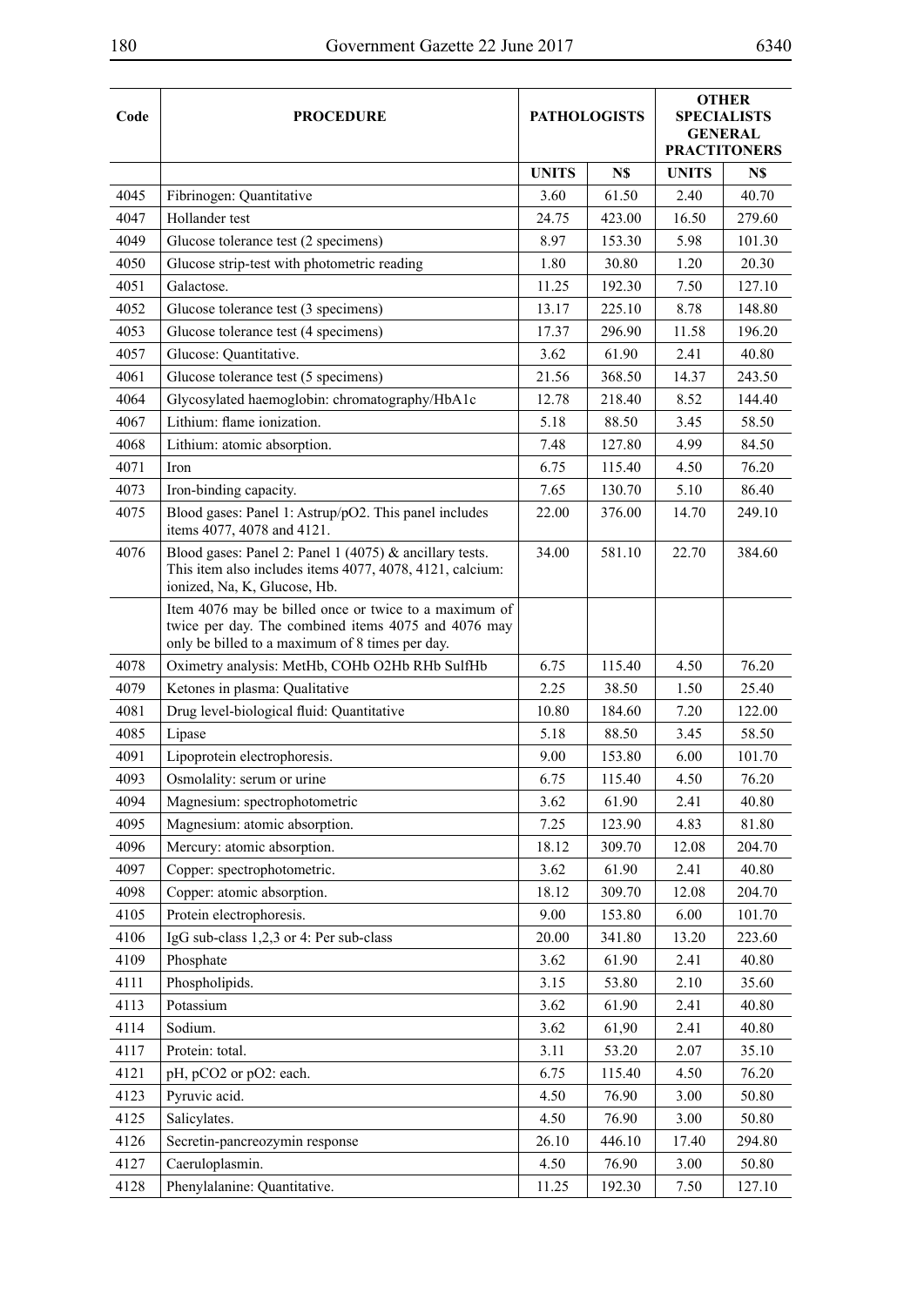| Code | PROCEDURE | PATHOLOGISTS | | OTHER SPECIALISTS GENERAL PRACTITONERS | |
|---|---|---|---|---|---|
| | | UNITS | N$ | UNITS | N$ |
| 4045 | Fibrinogen: Quantitative | 3.60 | 61.50 | 2.40 | 40.70 |
| 4047 | Hollander test | 24.75 | 423.00 | 16.50 | 279.60 |
| 4049 | Glucose tolerance test (2 specimens) | 8.97 | 153.30 | 5.98 | 101.30 |
| 4050 | Glucose strip-test with photometric reading | 1.80 | 30.80 | 1.20 | 20.30 |
| 4051 | Galactose. | 11.25 | 192.30 | 7.50 | 127.10 |
| 4052 | Glucose tolerance test (3 specimens) | 13.17 | 225.10 | 8.78 | 148.80 |
| 4053 | Glucose tolerance test (4 specimens) | 17.37 | 296.90 | 11.58 | 196.20 |
| 4057 | Glucose: Quantitative. | 3.62 | 61.90 | 2.41 | 40.80 |
| 4061 | Glucose tolerance test (5 specimens) | 21.56 | 368.50 | 14.37 | 243.50 |
| 4064 | Glycosylated haemoglobin: chromatography/HbA1c | 12.78 | 218.40 | 8.52 | 144.40 |
| 4067 | Lithium: flame ionization. | 5.18 | 88.50 | 3.45 | 58.50 |
| 4068 | Lithium: atomic absorption. | 7.48 | 127.80 | 4.99 | 84.50 |
| 4071 | Iron | 6.75 | 115.40 | 4.50 | 76.20 |
| 4073 | Iron-binding capacity. | 7.65 | 130.70 | 5.10 | 86.40 |
| 4075 | Blood gases: Panel 1: Astrup/pO2. This panel includes items 4077, 4078 and 4121. | 22.00 | 376.00 | 14.70 | 249.10 |
| 4076 | Blood gases: Panel 2: Panel 1 (4075) & ancillary tests. This item also includes items 4077, 4078, 4121, calcium: ionized, Na, K, Glucose, Hb. | 34.00 | 581.10 | 22.70 | 384.60 |
| | Item 4076 may be billed once or twice to a maximum of twice per day. The combined items 4075 and 4076 may only be billed to a maximum of 8 times per day. | | | | |
| 4078 | Oximetry analysis: MetHb, COHb O2Hb RHb SulfHb | 6.75 | 115.40 | 4.50 | 76.20 |
| 4079 | Ketones in plasma: Qualitative | 2.25 | 38.50 | 1.50 | 25.40 |
| 4081 | Drug level-biological fluid: Quantitative | 10.80 | 184.60 | 7.20 | 122.00 |
| 4085 | Lipase | 5.18 | 88.50 | 3.45 | 58.50 |
| 4091 | Lipoprotein electrophoresis. | 9.00 | 153.80 | 6.00 | 101.70 |
| 4093 | Osmolality: serum or urine | 6.75 | 115.40 | 4.50 | 76.20 |
| 4094 | Magnesium: spectrophotometric | 3.62 | 61.90 | 2.41 | 40.80 |
| 4095 | Magnesium: atomic absorption. | 7.25 | 123.90 | 4.83 | 81.80 |
| 4096 | Mercury: atomic absorption. | 18.12 | 309.70 | 12.08 | 204.70 |
| 4097 | Copper: spectrophotometric. | 3.62 | 61.90 | 2.41 | 40.80 |
| 4098 | Copper: atomic absorption. | 18.12 | 309.70 | 12.08 | 204.70 |
| 4105 | Protein electrophoresis. | 9.00 | 153.80 | 6.00 | 101.70 |
| 4106 | IgG sub-class 1,2,3 or 4: Per sub-class | 20.00 | 341.80 | 13.20 | 223.60 |
| 4109 | Phosphate | 3.62 | 61.90 | 2.41 | 40.80 |
| 4111 | Phospholipids. | 3.15 | 53.80 | 2.10 | 35.60 |
| 4113 | Potassium | 3.62 | 61.90 | 2.41 | 40.80 |
| 4114 | Sodium. | 3.62 | 61,90 | 2.41 | 40.80 |
| 4117 | Protein: total. | 3.11 | 53.20 | 2.07 | 35.10 |
| 4121 | pH, pCO2 or pO2: each. | 6.75 | 115.40 | 4.50 | 76.20 |
| 4123 | Pyruvic acid. | 4.50 | 76.90 | 3.00 | 50.80 |
| 4125 | Salicylates. | 4.50 | 76.90 | 3.00 | 50.80 |
| 4126 | Secretin-pancreozymin response | 26.10 | 446.10 | 17.40 | 294.80 |
| 4127 | Caeruloplasmin. | 4.50 | 76.90 | 3.00 | 50.80 |
| 4128 | Phenylalanine: Quantitative. | 11.25 | 192.30 | 7.50 | 127.10 |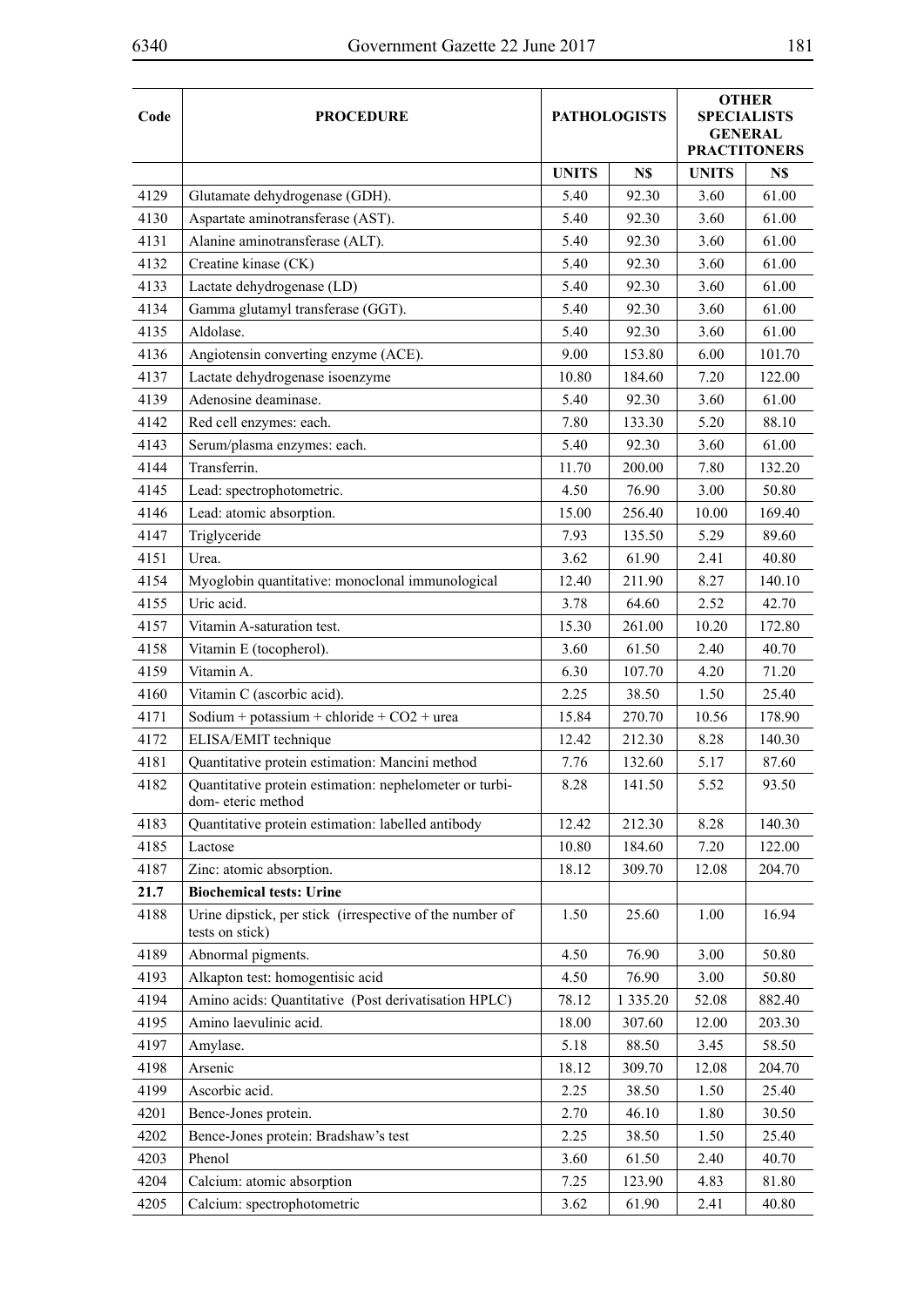| Code | PROCEDURE | PATHOLOGISTS | | OTHER SPECIALISTS GENERAL PRACTITONERS | |
|---|---|---|---|---|---|
| | | UNITS | N$ | UNITS | N$ |
| 4129 | Glutamate dehydrogenase (GDH). | 5.40 | 92.30 | 3.60 | 61.00 |
| 4130 | Aspartate aminotransferase (AST). | 5.40 | 92.30 | 3.60 | 61.00 |
| 4131 | Alanine aminotransferase (ALT). | 5.40 | 92.30 | 3.60 | 61.00 |
| 4132 | Creatine kinase (CK) | 5.40 | 92.30 | 3.60 | 61.00 |
| 4133 | Lactate dehydrogenase (LD) | 5.40 | 92.30 | 3.60 | 61.00 |
| 4134 | Gamma glutamyl transferase (GGT). | 5.40 | 92.30 | 3.60 | 61.00 |
| 4135 | Aldolase. | 5.40 | 92.30 | 3.60 | 61.00 |
| 4136 | Angiotensin converting enzyme (ACE). | 9.00 | 153.80 | 6.00 | 101.70 |
| 4137 | Lactate dehydrogenase isoenzyme | 10.80 | 184.60 | 7.20 | 122.00 |
| 4139 | Adenosine deaminase. | 5.40 | 92.30 | 3.60 | 61.00 |
| 4142 | Red cell enzymes: each. | 7.80 | 133.30 | 5.20 | 88.10 |
| 4143 | Serum/plasma enzymes: each. | 5.40 | 92.30 | 3.60 | 61.00 |
| 4144 | Transferrin. | 11.70 | 200.00 | 7.80 | 132.20 |
| 4145 | Lead: spectrophotometric. | 4.50 | 76.90 | 3.00 | 50.80 |
| 4146 | Lead: atomic absorption. | 15.00 | 256.40 | 10.00 | 169.40 |
| 4147 | Triglyceride | 7.93 | 135.50 | 5.29 | 89.60 |
| 4151 | Urea. | 3.62 | 61.90 | 2.41 | 40.80 |
| 4154 | Myoglobin quantitative: monoclonal immunological | 12.40 | 211.90 | 8.27 | 140.10 |
| 4155 | Uric acid. | 3.78 | 64.60 | 2.52 | 42.70 |
| 4157 | Vitamin A-saturation test. | 15.30 | 261.00 | 10.20 | 172.80 |
| 4158 | Vitamin E (tocopherol). | 3.60 | 61.50 | 2.40 | 40.70 |
| 4159 | Vitamin A. | 6.30 | 107.70 | 4.20 | 71.20 |
| 4160 | Vitamin C (ascorbic acid). | 2.25 | 38.50 | 1.50 | 25.40 |
| 4171 | Sodium + potassium + chloride + CO2 + urea | 15.84 | 270.70 | 10.56 | 178.90 |
| 4172 | ELISA/EMIT technique | 12.42 | 212.30 | 8.28 | 140.30 |
| 4181 | Quantitative protein estimation: Mancini method | 7.76 | 132.60 | 5.17 | 87.60 |
| 4182 | Quantitative protein estimation: nephelometer or turbi-dom- eteric method | 8.28 | 141.50 | 5.52 | 93.50 |
| 4183 | Quantitative protein estimation: labelled antibody | 12.42 | 212.30 | 8.28 | 140.30 |
| 4185 | Lactose | 10.80 | 184.60 | 7.20 | 122.00 |
| 4187 | Zinc: atomic absorption. | 18.12 | 309.70 | 12.08 | 204.70 |
| **21.7** | **Biochemical tests: Urine** | | | | |
| 4188 | Urine dipstick, per stick (irrespective of the number of tests on stick) | 1.50 | 25.60 | 1.00 | 16.94 |
| 4189 | Abnormal pigments. | 4.50 | 76.90 | 3.00 | 50.80 |
| 4193 | Alkapton test: homogentisic acid | 4.50 | 76.90 | 3.00 | 50.80 |
| 4194 | Amino acids: Quantitative (Post derivatisation HPLC) | 78.12 | 1 335.20 | 52.08 | 882.40 |
| 4195 | Amino laevulinic acid. | 18.00 | 307.60 | 12.00 | 203.30 |
| 4197 | Amylase. | 5.18 | 88.50 | 3.45 | 58.50 |
| 4198 | Arsenic | 18.12 | 309.70 | 12.08 | 204.70 |
| 4199 | Ascorbic acid. | 2.25 | 38.50 | 1.50 | 25.40 |
| 4201 | Bence-Jones protein. | 2.70 | 46.10 | 1.80 | 30.50 |
| 4202 | Bence-Jones protein: Bradshaw's test | 2.25 | 38.50 | 1.50 | 25.40 |
| 4203 | Phenol | 3.60 | 61.50 | 2.40 | 40.70 |
| 4204 | Calcium: atomic absorption | 7.25 | 123.90 | 4.83 | 81.80 |
| 4205 | Calcium: spectrophotometric | 3.62 | 61.90 | 2.41 | 40.80 |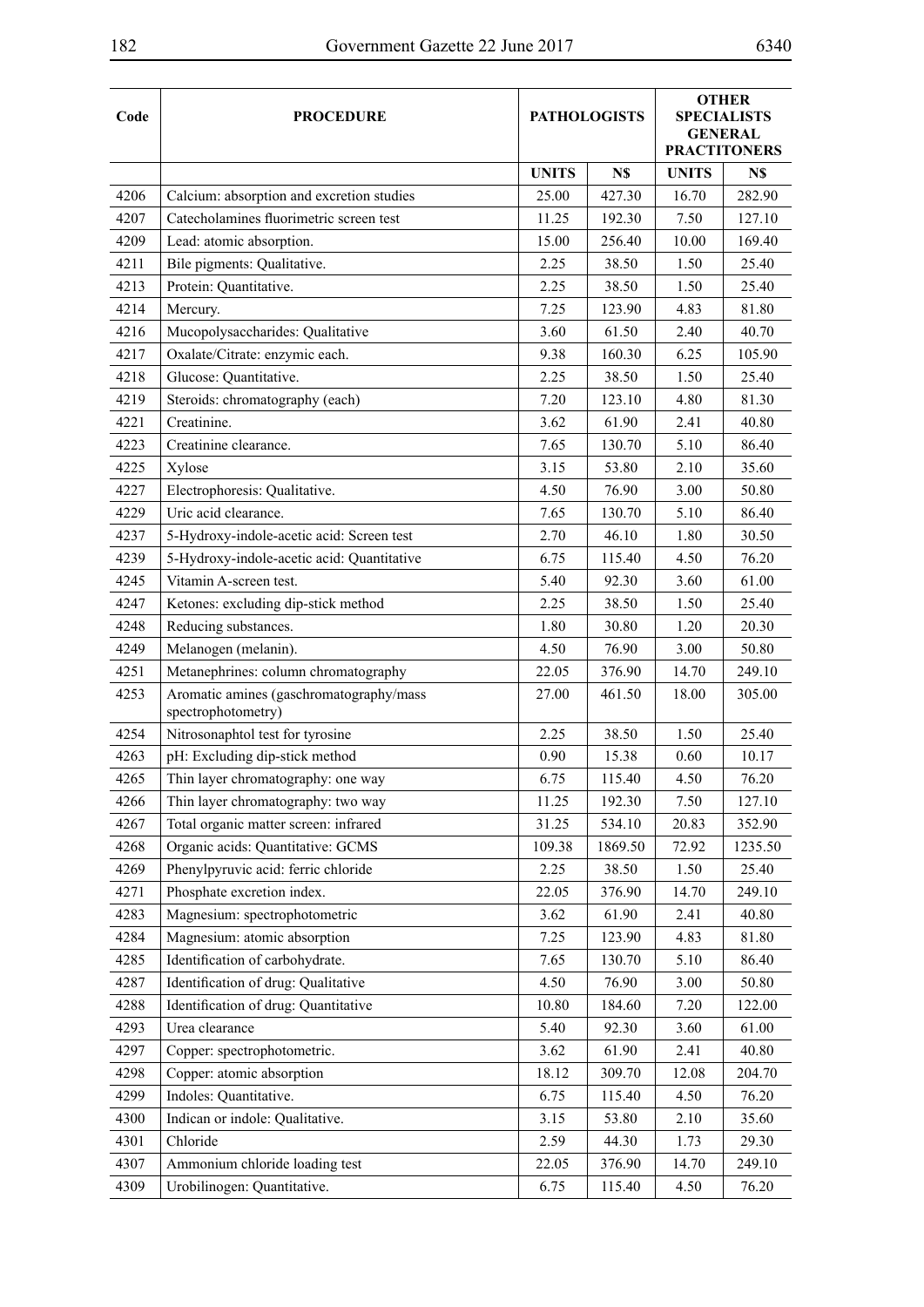| Code | PROCEDURE | PATHOLOGISTS | | OTHER SPECIALISTS GENERAL PRACTITONERS | |
|---|---|---|---|---|---|
| | | UNITS | N$ | UNITS | N$ |
| 4206 | Calcium: absorption and excretion studies | 25.00 | 427.30 | 16.70 | 282.90 |
| 4207 | Catecholamines fluorimetric screen test | 11.25 | 192.30 | 7.50 | 127.10 |
| 4209 | Lead: atomic absorption. | 15.00 | 256.40 | 10.00 | 169.40 |
| 4211 | Bile pigments: Qualitative. | 2.25 | 38.50 | 1.50 | 25.40 |
| 4213 | Protein: Quantitative. | 2.25 | 38.50 | 1.50 | 25.40 |
| 4214 | Mercury. | 7.25 | 123.90 | 4.83 | 81.80 |
| 4216 | Mucopolysaccharides: Qualitative | 3.60 | 61.50 | 2.40 | 40.70 |
| 4217 | Oxalate/Citrate: enzymic each. | 9.38 | 160.30 | 6.25 | 105.90 |
| 4218 | Glucose: Quantitative. | 2.25 | 38.50 | 1.50 | 25.40 |
| 4219 | Steroids: chromatography (each) | 7.20 | 123.10 | 4.80 | 81.30 |
| 4221 | Creatinine. | 3.62 | 61.90 | 2.41 | 40.80 |
| 4223 | Creatinine clearance. | 7.65 | 130.70 | 5.10 | 86.40 |
| 4225 | Xylose | 3.15 | 53.80 | 2.10 | 35.60 |
| 4227 | Electrophoresis: Qualitative. | 4.50 | 76.90 | 3.00 | 50.80 |
| 4229 | Uric acid clearance. | 7.65 | 130.70 | 5.10 | 86.40 |
| 4237 | 5-Hydroxy-indole-acetic acid: Screen test | 2.70 | 46.10 | 1.80 | 30.50 |
| 4239 | 5-Hydroxy-indole-acetic acid: Quantitative | 6.75 | 115.40 | 4.50 | 76.20 |
| 4245 | Vitamin A-screen test. | 5.40 | 92.30 | 3.60 | 61.00 |
| 4247 | Ketones: excluding dip-stick method | 2.25 | 38.50 | 1.50 | 25.40 |
| 4248 | Reducing substances. | 1.80 | 30.80 | 1.20 | 20.30 |
| 4249 | Melanogen (melanin). | 4.50 | 76.90 | 3.00 | 50.80 |
| 4251 | Metanephrines: column chromatography | 22.05 | 376.90 | 14.70 | 249.10 |
| 4253 | Aromatic amines (gaschromatography/mass spectrophotometry) | 27.00 | 461.50 | 18.00 | 305.00 |
| 4254 | Nitrosonaphtol test for tyrosine | 2.25 | 38.50 | 1.50 | 25.40 |
| 4263 | pH: Excluding dip-stick method | 0.90 | 15.38 | 0.60 | 10.17 |
| 4265 | Thin layer chromatography: one way | 6.75 | 115.40 | 4.50 | 76.20 |
| 4266 | Thin layer chromatography: two way | 11.25 | 192.30 | 7.50 | 127.10 |
| 4267 | Total organic matter screen: infrared | 31.25 | 534.10 | 20.83 | 352.90 |
| 4268 | Organic acids: Quantitative: GCMS | 109.38 | 1869.50 | 72.92 | 1235.50 |
| 4269 | Phenylpyruvic acid: ferric chloride | 2.25 | 38.50 | 1.50 | 25.40 |
| 4271 | Phosphate excretion index. | 22.05 | 376.90 | 14.70 | 249.10 |
| 4283 | Magnesium: spectrophotometric | 3.62 | 61.90 | 2.41 | 40.80 |
| 4284 | Magnesium: atomic absorption | 7.25 | 123.90 | 4.83 | 81.80 |
| 4285 | Identification of carbohydrate. | 7.65 | 130.70 | 5.10 | 86.40 |
| 4287 | Identification of drug: Qualitative | 4.50 | 76.90 | 3.00 | 50.80 |
| 4288 | Identification of drug: Quantitative | 10.80 | 184.60 | 7.20 | 122.00 |
| 4293 | Urea clearance | 5.40 | 92.30 | 3.60 | 61.00 |
| 4297 | Copper: spectrophotometric. | 3.62 | 61.90 | 2.41 | 40.80 |
| 4298 | Copper: atomic absorption | 18.12 | 309.70 | 12.08 | 204.70 |
| 4299 | Indoles: Quantitative. | 6.75 | 115.40 | 4.50 | 76.20 |
| 4300 | Indican or indole: Qualitative. | 3.15 | 53.80 | 2.10 | 35.60 |
| 4301 | Chloride | 2.59 | 44.30 | 1.73 | 29.30 |
| 4307 | Ammonium chloride loading test | 22.05 | 376.90 | 14.70 | 249.10 |
| 4309 | Urobilinogen: Quantitative. | 6.75 | 115.40 | 4.50 | 76.20 |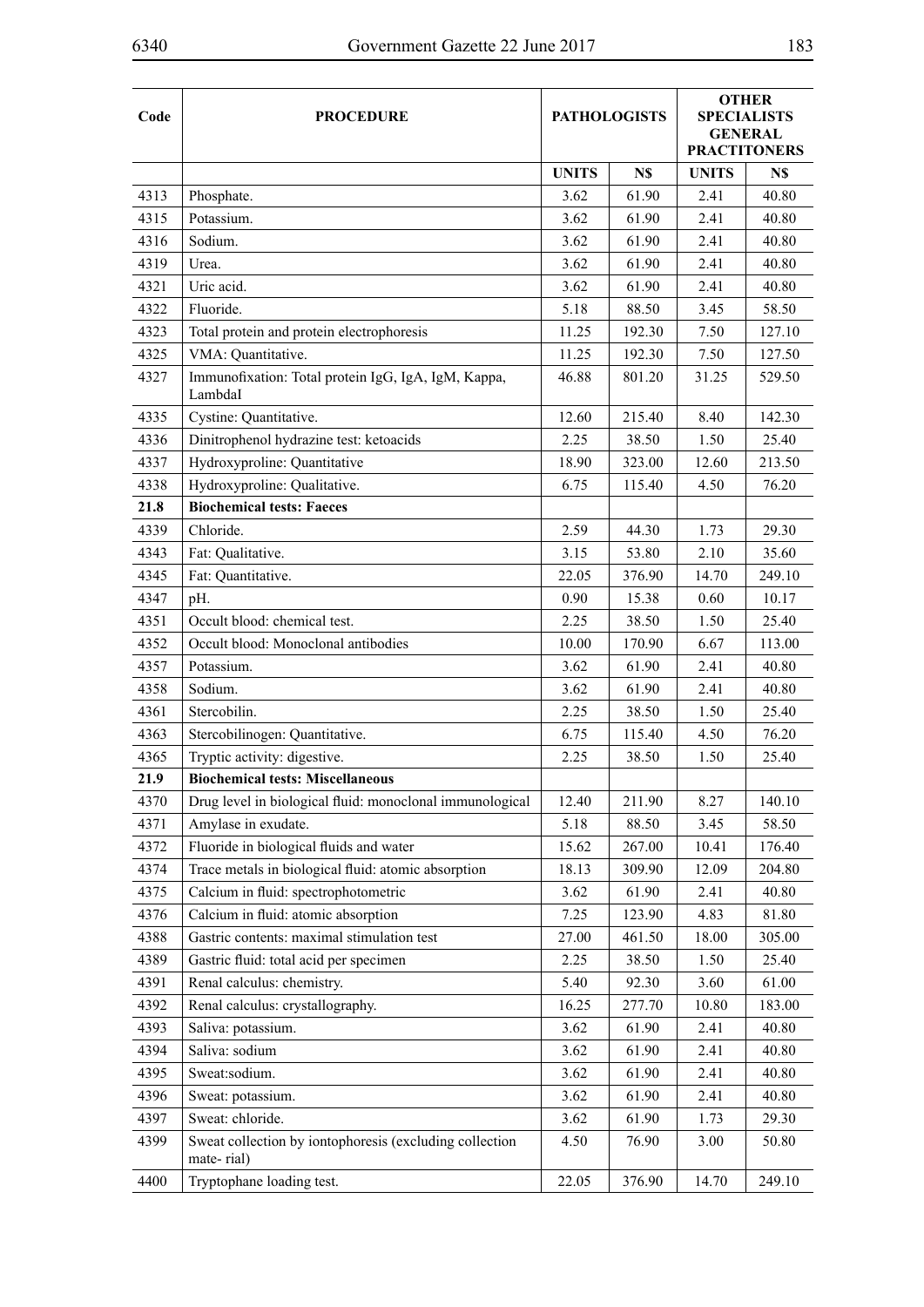| Code | PROCEDURE | PATHOLOGISTS | | OTHER SPECIALISTS GENERAL PRACTITONERS | |
|---|---|---|---|---|---|
| | | UNITS | N$ | UNITS | N$ |
| 4313 | Phosphate. | 3.62 | 61.90 | 2.41 | 40.80 |
| 4315 | Potassium. | 3.62 | 61.90 | 2.41 | 40.80 |
| 4316 | Sodium. | 3.62 | 61.90 | 2.41 | 40.80 |
| 4319 | Urea. | 3.62 | 61.90 | 2.41 | 40.80 |
| 4321 | Uric acid. | 3.62 | 61.90 | 2.41 | 40.80 |
| 4322 | Fluoride. | 5.18 | 88.50 | 3.45 | 58.50 |
| 4323 | Total protein and protein electrophoresis | 11.25 | 192.30 | 7.50 | 127.10 |
| 4325 | VMA: Quantitative. | 11.25 | 192.30 | 7.50 | 127.50 |
| 4327 | Immunofixation: Total protein IgG, IgA, IgM, Kappa, LambdaI | 46.88 | 801.20 | 31.25 | 529.50 |
| 4335 | Cystine: Quantitative. | 12.60 | 215.40 | 8.40 | 142.30 |
| 4336 | Dinitrophenol hydrazine test: ketoacids | 2.25 | 38.50 | 1.50 | 25.40 |
| 4337 | Hydroxyproline: Quantitative | 18.90 | 323.00 | 12.60 | 213.50 |
| 4338 | Hydroxyproline: Qualitative. | 6.75 | 115.40 | 4.50 | 76.20 |
| **21.8** | **Biochemical tests: Faeces** | | | | |
| 4339 | Chloride. | 2.59 | 44.30 | 1.73 | 29.30 |
| 4343 | Fat: Qualitative. | 3.15 | 53.80 | 2.10 | 35.60 |
| 4345 | Fat: Quantitative. | 22.05 | 376.90 | 14.70 | 249.10 |
| 4347 | pH. | 0.90 | 15.38 | 0.60 | 10.17 |
| 4351 | Occult blood: chemical test. | 2.25 | 38.50 | 1.50 | 25.40 |
| 4352 | Occult blood: Monoclonal antibodies | 10.00 | 170.90 | 6.67 | 113.00 |
| 4357 | Potassium. | 3.62 | 61.90 | 2.41 | 40.80 |
| 4358 | Sodium. | 3.62 | 61.90 | 2.41 | 40.80 |
| 4361 | Stercobilin. | 2.25 | 38.50 | 1.50 | 25.40 |
| 4363 | Stercobilinogen: Quantitative. | 6.75 | 115.40 | 4.50 | 76.20 |
| 4365 | Tryptic activity: digestive. | 2.25 | 38.50 | 1.50 | 25.40 |
| **21.9** | **Biochemical tests: Miscellaneous** | | | | |
| 4370 | Drug level in biological fluid: monoclonal immunological | 12.40 | 211.90 | 8.27 | 140.10 |
| 4371 | Amylase in exudate. | 5.18 | 88.50 | 3.45 | 58.50 |
| 4372 | Fluoride in biological fluids and water | 15.62 | 267.00 | 10.41 | 176.40 |
| 4374 | Trace metals in biological fluid: atomic absorption | 18.13 | 309.90 | 12.09 | 204.80 |
| 4375 | Calcium in fluid: spectrophotometric | 3.62 | 61.90 | 2.41 | 40.80 |
| 4376 | Calcium in fluid: atomic absorption | 7.25 | 123.90 | 4.83 | 81.80 |
| 4388 | Gastric contents: maximal stimulation test | 27.00 | 461.50 | 18.00 | 305.00 |
| 4389 | Gastric fluid: total acid per specimen | 2.25 | 38.50 | 1.50 | 25.40 |
| 4391 | Renal calculus: chemistry. | 5.40 | 92.30 | 3.60 | 61.00 |
| 4392 | Renal calculus: crystallography. | 16.25 | 277.70 | 10.80 | 183.00 |
| 4393 | Saliva: potassium. | 3.62 | 61.90 | 2.41 | 40.80 |
| 4394 | Saliva: sodium | 3.62 | 61.90 | 2.41 | 40.80 |
| 4395 | Sweat:sodium. | 3.62 | 61.90 | 2.41 | 40.80 |
| 4396 | Sweat: potassium. | 3.62 | 61.90 | 2.41 | 40.80 |
| 4397 | Sweat: chloride. | 3.62 | 61.90 | 1.73 | 29.30 |
| 4399 | Sweat collection by iontophoresis (excluding collection mate- rial) | 4.50 | 76.90 | 3.00 | 50.80 |
| 4400 | Tryptophane loading test. | 22.05 | 376.90 | 14.70 | 249.10 |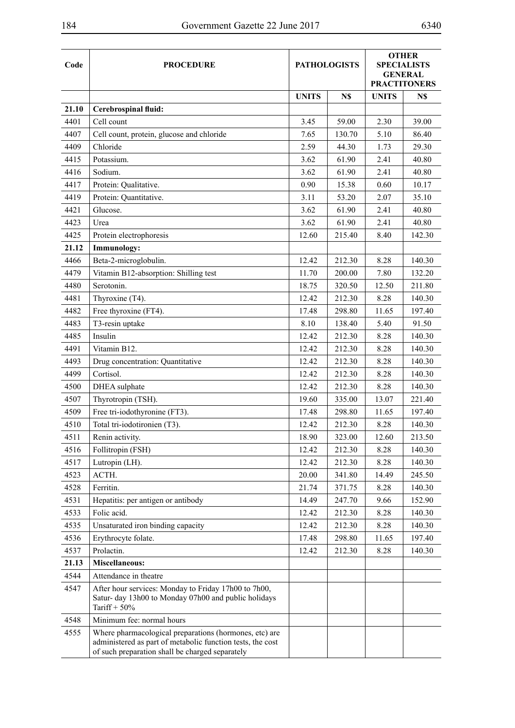| Code | PROCEDURE | PATHOLOGISTS | | OTHER SPECIALISTS GENERAL PRACTITONERS | |
|---|---|---|---|---|---|
| | | UNITS | N$ | UNITS | N$ |
| **21.10** | **Cerebrospinal fluid:** | | | | |
| 4401 | Cell count | 3.45 | 59.00 | 2.30 | 39.00 |
| 4407 | Cell count, protein, glucose and chloride | 7.65 | 130.70 | 5.10 | 86.40 |
| 4409 | Chloride | 2.59 | 44.30 | 1.73 | 29.30 |
| 4415 | Potassium. | 3.62 | 61.90 | 2.41 | 40.80 |
| 4416 | Sodium. | 3.62 | 61.90 | 2.41 | 40.80 |
| 4417 | Protein: Qualitative. | 0.90 | 15.38 | 0.60 | 10.17 |
| 4419 | Protein: Quantitative. | 3.11 | 53.20 | 2.07 | 35.10 |
| 4421 | Glucose. | 3.62 | 61.90 | 2.41 | 40.80 |
| 4423 | Urea | 3.62 | 61.90 | 2.41 | 40.80 |
| 4425 | Protein electrophoresis | 12.60 | 215.40 | 8.40 | 142.30 |
| **21.12** | **Immunology:** | | | | |
| 4466 | Beta-2-microglobulin. | 12.42 | 212.30 | 8.28 | 140.30 |
| 4479 | Vitamin B12-absorption: Shilling test | 11.70 | 200.00 | 7.80 | 132.20 |
| 4480 | Serotonin. | 18.75 | 320.50 | 12.50 | 211.80 |
| 4481 | Thyroxine (T4). | 12.42 | 212.30 | 8.28 | 140.30 |
| 4482 | Free thyroxine (FT4). | 17.48 | 298.80 | 11.65 | 197.40 |
| 4483 | T3-resin uptake | 8.10 | 138.40 | 5.40 | 91.50 |
| 4485 | Insulin | 12.42 | 212.30 | 8.28 | 140.30 |
| 4491 | Vitamin B12. | 12.42 | 212.30 | 8.28 | 140.30 |
| 4493 | Drug concentration: Quantitative | 12.42 | 212.30 | 8.28 | 140.30 |
| 4499 | Cortisol. | 12.42 | 212.30 | 8.28 | 140.30 |
| 4500 | DHEA sulphate | 12.42 | 212.30 | 8.28 | 140.30 |
| 4507 | Thyrotropin (TSH). | 19.60 | 335.00 | 13.07 | 221.40 |
| 4509 | Free tri-iodothyronine (FT3). | 17.48 | 298.80 | 11.65 | 197.40 |
| 4510 | Total tri-iodotironien (T3). | 12.42 | 212.30 | 8.28 | 140.30 |
| 4511 | Renin activity. | 18.90 | 323.00 | 12.60 | 213.50 |
| 4516 | Follitropin (FSH) | 12.42 | 212.30 | 8.28 | 140.30 |
| 4517 | Lutropin (LH). | 12.42 | 212.30 | 8.28 | 140.30 |
| 4523 | ACTH. | 20.00 | 341.80 | 14.49 | 245.50 |
| 4528 | Ferritin. | 21.74 | 371.75 | 8.28 | 140.30 |
| 4531 | Hepatitis: per antigen or antibody | 14.49 | 247.70 | 9.66 | 152.90 |
| 4533 | Folic acid. | 12.42 | 212.30 | 8.28 | 140.30 |
| 4535 | Unsaturated iron binding capacity | 12.42 | 212.30 | 8.28 | 140.30 |
| 4536 | Erythrocyte folate. | 17.48 | 298.80 | 11.65 | 197.40 |
| 4537 | Prolactin. | 12.42 | 212.30 | 8.28 | 140.30 |
| **21.13** | **Miscellaneous:** | | | | |
| 4544 | Attendance in theatre | | | | |
| 4547 | After hour services: Monday to Friday 17h00 to 7h00, Satur- day 13h00 to Monday 07h00 and public holidays Tariff + 50% | | | | |
| 4548 | Minimum fee: normal hours | | | | |
| 4555 | Where pharmacological preparations (hormones, etc) are administered as part of metabolic function tests, the cost of such preparation shall be charged separately | | | | |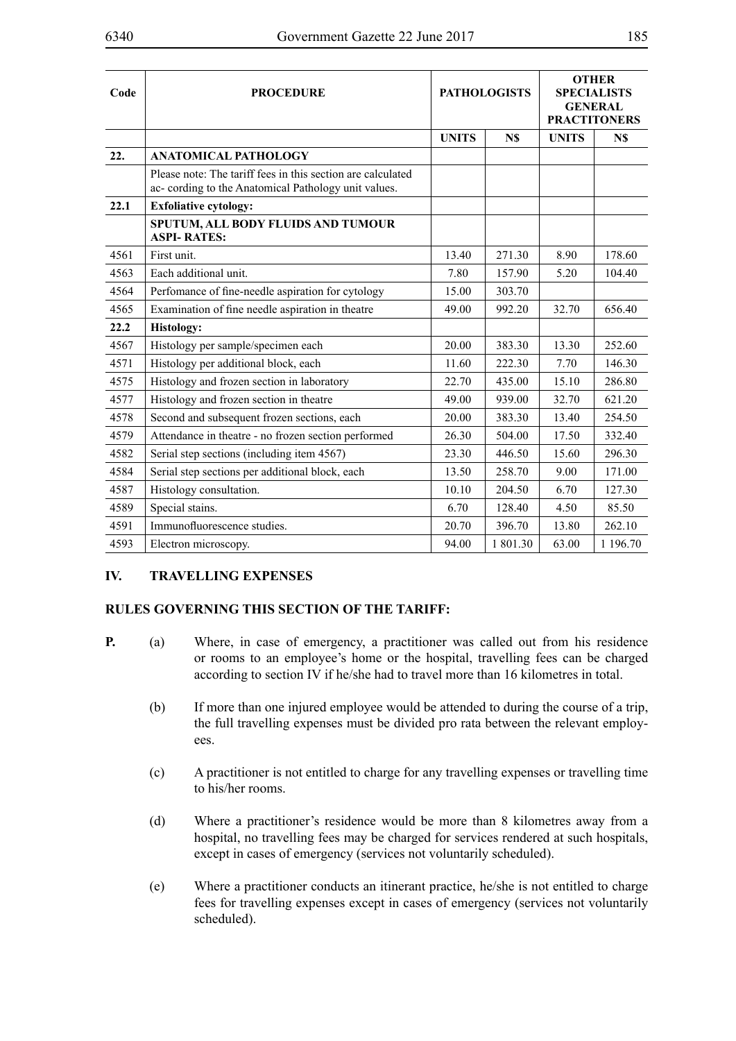| Code | PROCEDURE | PATHOLOGISTS | | OTHER SPECIALISTS GENERAL PRACTITONERS | |
|---|---|---|---|---|---|
| | | UNITS | N$ | UNITS | N$ |
| **22.** | **ANATOMICAL PATHOLOGY** | | | | |
| | Please note: The tariff fees in this section are calculated ac- cording to the Anatomical Pathology unit values. | | | | |
| **22.1** | **Exfoliative cytology:** | | | | |
| | **SPUTUM, ALL BODY FLUIDS AND TUMOUR ASPI- RATES:** | | | | |
| 4561 | First unit. | 13.40 | 271.30 | 8.90 | 178.60 |
| 4563 | Each additional unit. | 7.80 | 157.90 | 5.20 | 104.40 |
| 4564 | Perfomance of fine-needle aspiration for cytology | 15.00 | 303.70 | | |
| 4565 | Examination of fine needle aspiration in theatre | 49.00 | 992.20 | 32.70 | 656.40 |
| **22.2** | **Histology:** | | | | |
| 4567 | Histology per sample/specimen each | 20.00 | 383.30 | 13.30 | 252.60 |
| 4571 | Histology per additional block, each | 11.60 | 222.30 | 7.70 | 146.30 |
| 4575 | Histology and frozen section in laboratory | 22.70 | 435.00 | 15.10 | 286.80 |
| 4577 | Histology and frozen section in theatre | 49.00 | 939.00 | 32.70 | 621.20 |
| 4578 | Second and subsequent frozen sections, each | 20.00 | 383.30 | 13.40 | 254.50 |
| 4579 | Attendance in theatre - no frozen section performed | 26.30 | 504.00 | 17.50 | 332.40 |
| 4582 | Serial step sections (including item 4567) | 23.30 | 446.50 | 15.60 | 296.30 |
| 4584 | Serial step sections per additional block, each | 13.50 | 258.70 | 9.00 | 171.00 |
| 4587 | Histology consultation. | 10.10 | 204.50 | 6.70 | 127.30 |
| 4589 | Special stains. | 6.70 | 128.40 | 4.50 | 85.50 |
| 4591 | Immunofluorescence studies. | 20.70 | 396.70 | 13.80 | 262.10 |
| 4593 | Electron microscopy. | 94.00 | 1 801.30 | 63.00 | 1 196.70 |

## IV. TRAVELLING EXPENSES

### RULES GOVERNING THIS SECTION OF THE TARIFF:

**P.** (a) Where, in case of emergency, a practitioner was called out from his residence or rooms to an employee's home or the hospital, travelling fees can be charged according to section IV if he/she had to travel more than 16 kilometres in total.

(b) If more than one injured employee would be attended to during the course of a trip, the full travelling expenses must be divided pro rata between the relevant employees.

(c) A practitioner is not entitled to charge for any travelling expenses or travelling time to his/her rooms.

(d) Where a practitioner's residence would be more than 8 kilometres away from a hospital, no travelling fees may be charged for services rendered at such hospitals, except in cases of emergency (services not voluntarily scheduled).

(e) Where a practitioner conducts an itinerant practice, he/she is not entitled to charge fees for travelling expenses except in cases of emergency (services not voluntarily scheduled).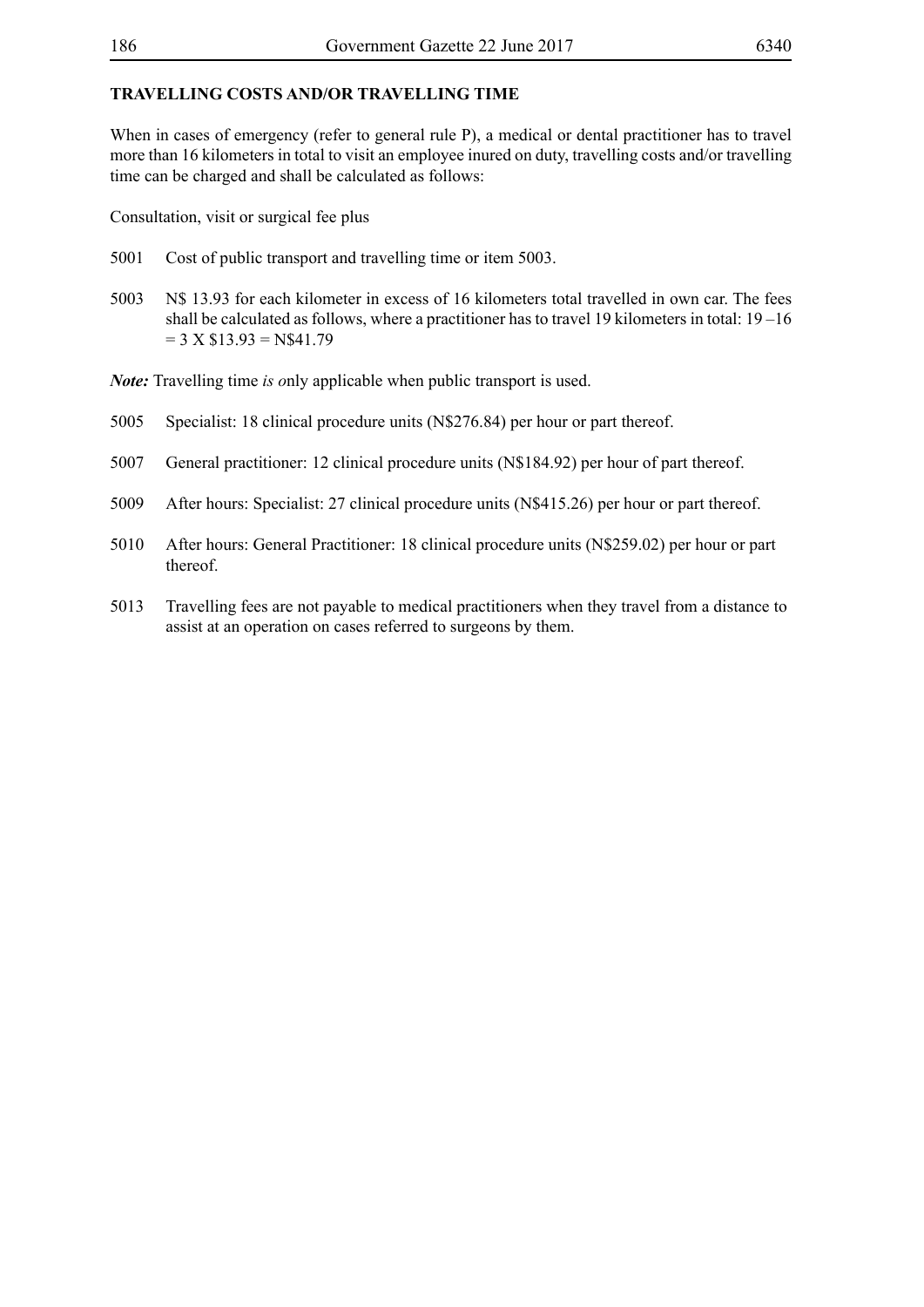**TRAVELLING COSTS AND/OR TRAVELLING TIME**

When in cases of emergency (refer to general rule P), a medical or dental practitioner has to travel more than 16 kilometers in total to visit an employee inured on duty, travelling costs and/or travelling time can be charged and shall be calculated as follows:

Consultation, visit or surgical fee plus

5001 Cost of public transport and travelling time or item 5003.

5003 N$ 13.93 for each kilometer in excess of 16 kilometers total travelled in own car. The fees shall be calculated as follows, where a practitioner has to travel 19 kilometers in total: 19 –16 = 3 X $13.93 = N$41.79

***Note:*** Travelling time *is o*nly applicable when public transport is used.

5005 Specialist: 18 clinical procedure units (N$276.84) per hour or part thereof.

5007 General practitioner: 12 clinical procedure units (N$184.92) per hour of part thereof.

5009 After hours: Specialist: 27 clinical procedure units (N$415.26) per hour or part thereof.

5010 After hours: General Practitioner: 18 clinical procedure units (N$259.02) per hour or part thereof.

5013 Travelling fees are not payable to medical practitioners when they travel from a distance to assist at an operation on cases referred to surgeons by them.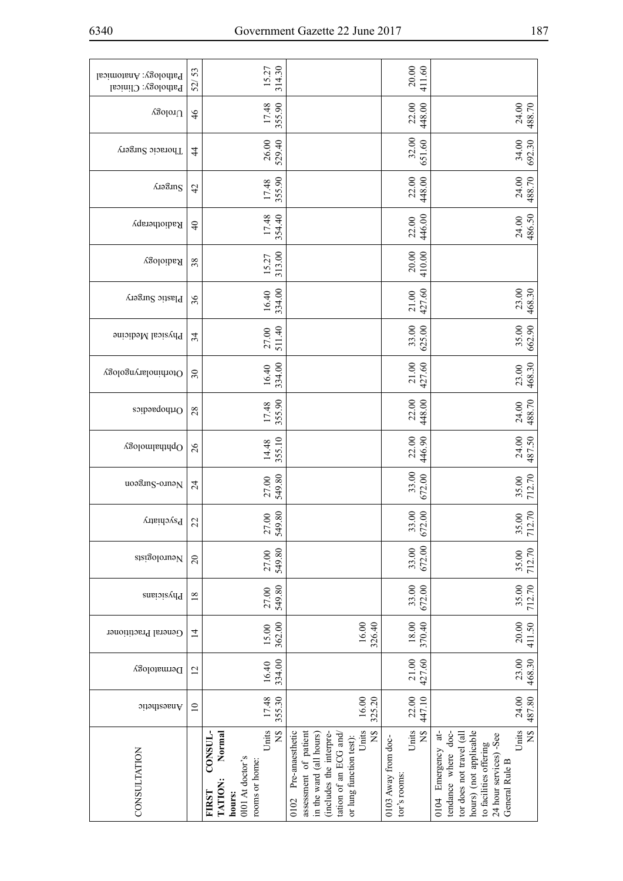| CONSULTATION | Anaesthetic | Dermatology | General Practitioner | Physicians | Neurologists | Psychiatry | Neuro-Surgeon | Ophthalmology | Orthopaedics | Otorhinolaryngology | Physical Medicine | Plastic Surgery | Radiology | Radiotherapy | Surgery | Thoracic Surgery | Urology | Pathology: Clinical / Pathology: Anatomical |
|---|---|---|---|---|---|---|---|---|---|---|---|---|---|---|---|---|---|---|
| | 10 | 12 | 14 | 18 | 20 | 22 | 24 | 26 | 28 | 30 | 34 | 36 | 38 | 40 | 42 | 44 | 46 | 52/ 53 |
| **FIRST CONSULTATION: Normal hours:** 0101 At doctor's rooms or home: Units | 17.48 | 16.40 | 15.00 | 27.00 | 27.00 | 27.00 | 27.00 | 14.48 | 17.48 | 16.40 | 27.00 | 16.40 | 15.27 | 17.48 | 17.48 | 26.00 | 17.48 | 15.27 |
| N$ | 355.30 | 334.00 | 362.00 | 549.80 | 549.80 | 549.80 | 549.80 | 355.10 | 355.90 | 334.00 | 511.40 | 334.00 | 313.00 | 354.40 | 355.90 | 529.40 | 355.90 | 314.30 |
| 0102 Pre-anaesthetic assessment of patient in the ward (all hours) (includes the interpretation of an ECG and/ or lung function test): Units | 16.00 | | 16.00 | | | | | | | | | | | | | | | |
| N$ | 325.20 | | 326.40 | | | | | | | | | | | | | | | |
| 0103 Away from doctor's rooms: Units | 22.00 | 21.00 | 18.00 | 33.00 | 33.00 | 33.00 | 33.00 | 22.00 | 22.00 | 21.00 | 33.00 | 21.00 | 20.00 | 22.00 | 22.00 | 32.00 | 22.00 | 20.00 |
| N$ | 447.10 | 427.60 | 370.40 | 672.00 | 672.00 | 672.00 | 672.00 | 446.90 | 448.00 | 427.60 | 625.00 | 427.60 | 410.00 | 446.00 | 448.00 | 651.60 | 448.00 | 411.60 |
| 0104 Emergency attendance where doctor does not travel (all hours) (not applicable to facilities offering 24 hour services) -See General Rule B Units | 24.00 | 23.00 | 20.00 | 35.00 | 35.00 | 35.00 | 35.00 | 24.00 | 24.00 | 23.00 | 35.00 | 23.00 | | 24.00 | 24.00 | 34.00 | 24.00 | |
| N$ | 487.80 | 468.30 | 411.50 | 712.70 | 712.70 | 712.70 | 712.70 | 487.50 | 488.70 | 468.30 | 662.90 | 468.30 | | 486.50 | 488.70 | 692.30 | 488.70 | |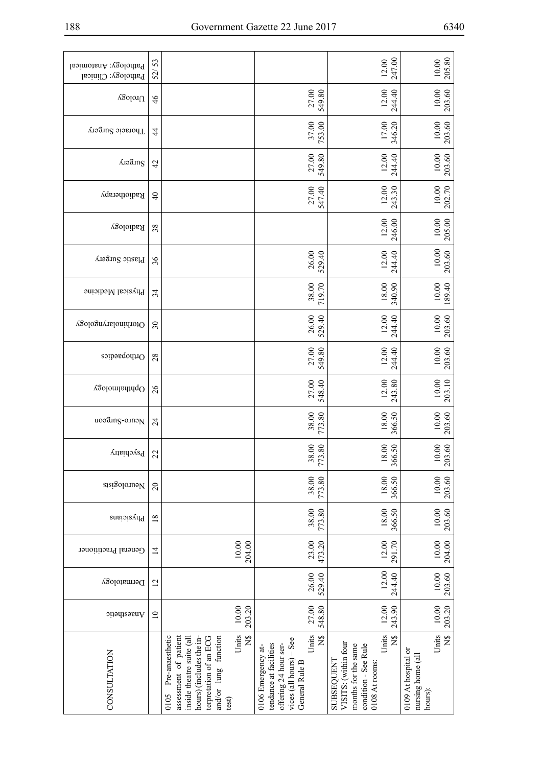| CONSULTATION | | Anaesthetic | Dermatology | General Practitioner | Physicians | Neurologists | Psychiatry | Neuro-Surgeon | Ophthalmology | Orthopaedics | Otorhinolaryngology | Physical Medicine | Plastic Surgery | Radiology | Radiotherapy | Surgery | Thoracic Surgery | Urology | Pathology: Clinical Pathology: Anatomical |
|---|---|---|---|---|---|---|---|---|---|---|---|---|---|---|---|---|---|---|---|
| | | 10 | 12 | 14 | 18 | 20 | 22 | 24 | 26 | 28 | 30 | 34 | 36 | 38 | 40 | 42 | 44 | 46 | 52/ 53 |
| 0105 Pre-anaesthetic assessment of patient inside theatre suite (all hours) (includes the interpretation of an ECG and/or lung function test) | Units | 10.00 | | 10.00 | | | | | | | | | | | | | | | |
| | N$ | 203.20 | | 204.00 | | | | | | | | | | | | | | | |
| 0106 Emergency attendance at facilities offering 24 hour services (all hours) – See General Rule B | Units | 27.00 | 26.00 | 23.00 | 38.00 | 38.00 | 38.00 | 38.00 | 27.00 | 27.00 | 26.00 | 38.00 | 26.00 | | 27.00 | 27.00 | 37.00 | 27.00 | |
| | N$ | 548.80 | 529.40 | 473.20 | 773.80 | 773.80 | 773.80 | 773.80 | 548.40 | 549.80 | 529.40 | 719.70 | 529.40 | | 547.40 | 549.80 | 753.00 | 549.80 | |
| SUBSEQUENT VISITS: (within four months for the same condition - See Rule | | | | | | | | | | | | | | | | | | | |
| 0108 At rooms: | Units | 12.00 | 12.00 | 12.00 | 18.00 | 18.00 | 18.00 | 18.00 | 12.00 | 12.00 | 12.00 | 18.00 | 12.00 | 12.00 | 12.00 | 12.00 | 17.00 | 12.00 | 12.00 |
| | N$ | 243.90 | 244.40 | 291.70 | 366.50 | 366.50 | 366.50 | 366.50 | 243.80 | 244.40 | 244.40 | 340.90 | 244.40 | 246.00 | 243.30 | 244.40 | 346.20 | 244.40 | 247.00 |
| 0109 At hospital or nursing home (all hours): | Units | 10.00 | 10.00 | 10.00 | 10.00 | 10.00 | 10.00 | 10.00 | 10.00 | 10.00 | 10.00 | 10.00 | 10.00 | 10.00 | 10.00 | 10.00 | 10.00 | 10.00 | 10.00 |
| | N$ | 203.20 | 203.60 | 204.00 | 203.60 | 203.60 | 203.60 | 203.60 | 203.10 | 203.60 | 203.60 | 189.40 | 203.60 | 205.00 | 202.70 | 203.60 | 203.60 | 203.60 | 205.80 |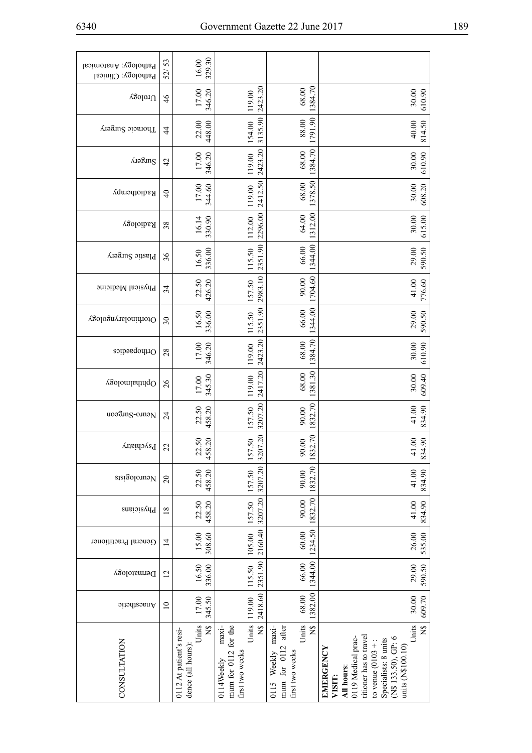| CONSULTATION | Anaesthetic | Dermatology | General Practitioner | Physicians | Neurologists | Psychiatry | Neuro-Surgeon | Ophthalmology | Orthopaedics | Otorhinolaryngology | Physical Medicine | Plastic Surgery | Radiology | Radiotherapy | Surgery | Thoracic Surgery | Urology | Pathology: Clinical Pathology: Anatomical |
|---|---|---|---|---|---|---|---|---|---|---|---|---|---|---|---|---|---|---|
| | 10 | 12 | 14 | 18 | 20 | 22 | 24 | 26 | 28 | 30 | 34 | 36 | 38 | 40 | 42 | 44 | 46 | 52/ 53 |
| 0112 At patient's residence (all hours): Units | 17.00 | 16.50 | 15.00 | 22.50 | 22.50 | 22.50 | 22.50 | 17.00 | 17.00 | 16.50 | 22.50 | 16.50 | 16.14 | 17.00 | 17.00 | 22.00 | 17.00 | 16.00 |
| N$ | 345.50 | 336.00 | 308.60 | 458.20 | 458.20 | 458.20 | 458.20 | 345.30 | 346.20 | 336.00 | 426.20 | 336.00 | 330.90 | 344.60 | 346.20 | 448.00 | 346.20 | 329.30 |
| 0114Weekly maximum for 0112 for the first two weeks Units | 119.00 | 115.50 | 105.00 | 157.50 | 157.50 | 157.50 | 157.50 | 119.00 | 119.00 | 115.50 | 157.50 | 115.50 | 112.00 | 119.00 | 119.00 | 154.00 | 119.00 | |
| N$ | 2418.60 | 2351.90 | 2160.40 | 3207.20 | 3207.20 | 3207.20 | 3207.20 | 2417.20 | 2423.20 | 2351.90 | 2983.10 | 2351.90 | 2296.00 | 2412.50 | 2423.20 | 3135.90 | 2423.20 | |
| 0115 Weekly maximum for 0112 after first two weeks Units | 68.00 | 66.00 | 60.00 | 90.00 | 90.00 | 90.00 | 90.00 | 68.00 | 68.00 | 66.00 | 90.00 | 66.00 | 64.00 | 68.00 | 68.00 | 88.00 | 68.00 | |
| N$ | 1382.00 | 1344.00 | 1234.50 | 1832.70 | 1832.70 | 1832.70 | 1832.70 | 1381.30 | 1384.70 | 1344.00 | 1704.60 | 1344.00 | 1312.00 | 1378.50 | 1384.70 | 1791.90 | 1384.70 | |
| **EMERGENCY VISIT:** **All hours**: 0119 Medical practitioner has to travel to venue (0103 + : Specialists: 8 units (N$ 133.50), GP: 6 units (N$100.10) Units | 30.00 | 29.00 | 26.00 | 41.00 | 41.00 | 41.00 | 41.00 | 30.00 | 30.00 | 29.00 | 41.00 | 29.00 | 30.00 | 30.00 | 30.00 | 40.00 | 30.00 | |
| N$ | 609.70 | 590.50 | 535.00 | 834.90 | 834.90 | 834.90 | 834.90 | 609.40 | 610.90 | 590.50 | 776.60 | 590.50 | 615.00 | 608.20 | 610.90 | 814.50 | 610.90 | |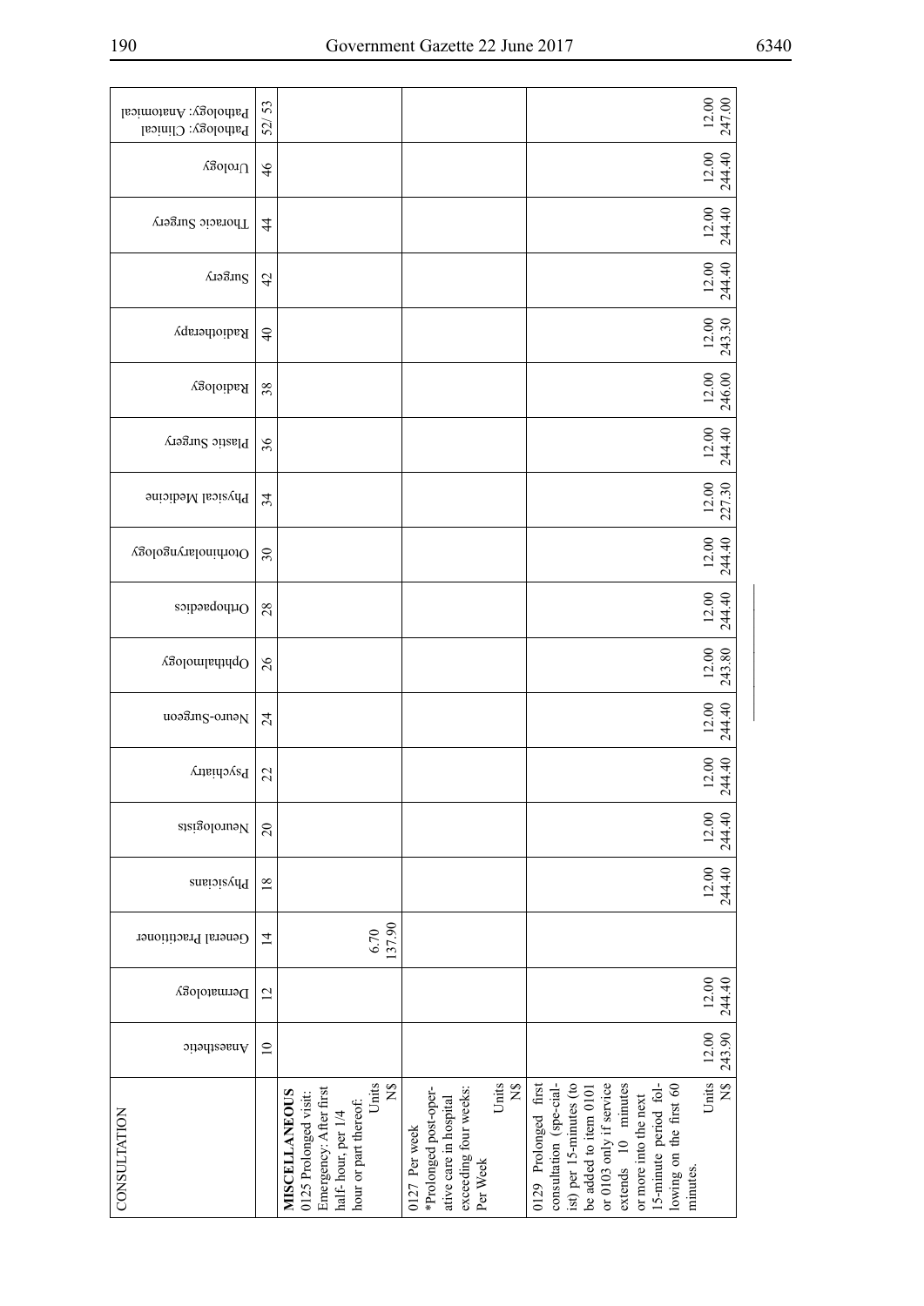| CONSULTATION | Anaesthetic | Dermatology | General Practitioner | Physicians | Neurologists | Psychiatry | Neuro-Surgeon | Ophthalmology | Orthopaedics | Otorhinolaryngology | Physical Medicine | Plastic Surgery | Radiology | Radiotherapy | Surgery | Thoracic Surgery | Urology | Pathology: Clinical Pathology: Anatomical |
|---|---|---|---|---|---|---|---|---|---|---|---|---|---|---|---|---|---|---|
| | 10 | 12 | 14 | 18 | 20 | 22 | 24 | 26 | 28 | 30 | 34 | 36 | 38 | 40 | 42 | 44 | 46 | 52/ 53 |
| **MISCELLANEOUS** 0125 Prolonged visit: Emergency: After first half- hour, per 1/4 hour or part thereof: Units N$ | | | 6.70 137.90 | | | | | | | | | | | | | | | |
| 0127 Per week *Prolonged post-operative care in hospital exceeding four weeks: Per Week Units N$ | | | | | | | | | | | | | | | | | | |
| 0129 Prolonged first consultation (specialist) per 15-minutes (to be added to item 0101 or 0103 only if service extends 10 minutes or more into the next 15-minute period following on the first 60 minutes. Units N$ | 12.00 243.90 | 12.00 244.40 | | 12.00 244.40 | 12.00 244.40 | 12.00 244.40 | 12.00 244.40 | 12.00 243.80 | 12.00 244.40 | 12.00 244.40 | 12.00 227.30 | 12.00 244.40 | 12.00 246.00 | 12.00 243.30 | 12.00 244.40 | 12.00 244.40 | 12.00 244.40 | 12.00 247.00 |